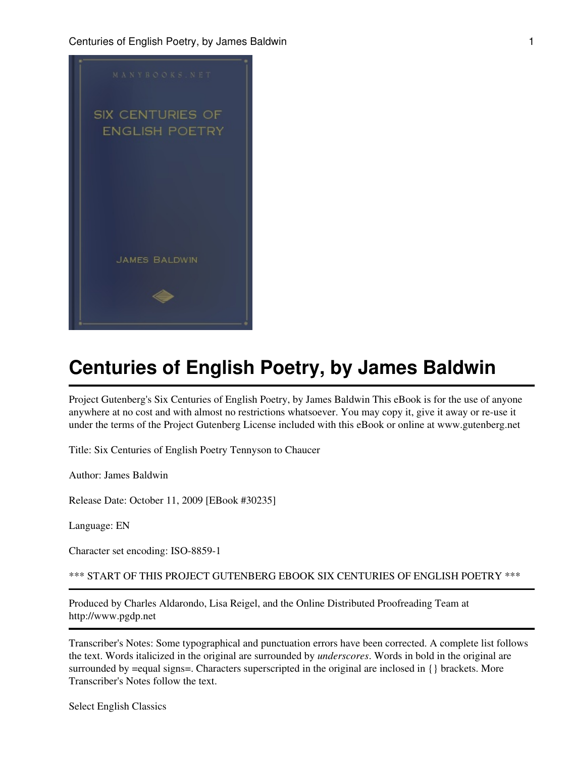# Centuries of English Poetry, by James Baldwin

Project Gutenberg's Six Centuries of English Poetry, by James Baldwin This eBook is for the use of anyone anywhere at no cost and with almost no restrictions whatsoever. You may copy it, give it away or re-use it under the terms of the Project Gutenberg License included with this eBook or online at www.gutenberg.net

Title: Six Centuries of English Poetry Tennyson to Chaucer

Author: James Baldwin

Release Date: October 11, 2009 [EBook #30235]

Language: EN

Character set encoding: ISO-8859-1

*** START OF THIS PROJECT GUTENBERG EBOOK SIX CENTURIES OF ENGLISH POETRY ***

---

Produced by Charles Aldarondo, Lisa Reigel, and the Online Distributed Proofreading Team at http://www.pgdp.net

---

Transcriber's Notes: Some typographical and punctuation errors have been corrected. A complete list follows the text. Words italicized in the original are surrounded by *underscores*. Words in bold in the original are surrounded by =equal signs=. Characters superscripted in the original are inclosed in {} brackets. More Transcriber's Notes follow the text.

Select English Classics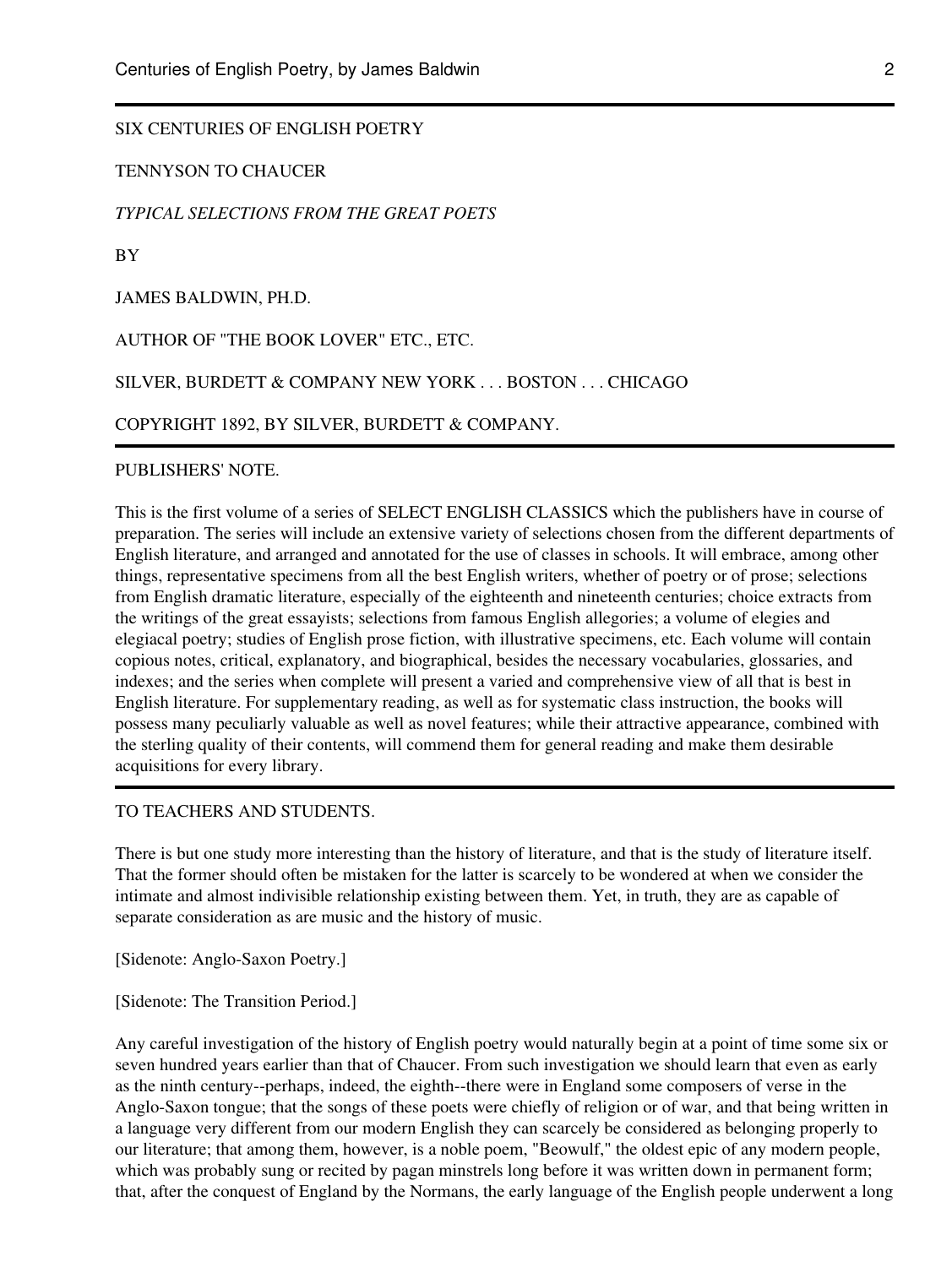SIX CENTURIES OF ENGLISH POETRY

TENNYSON TO CHAUCER

*TYPICAL SELECTIONS FROM THE GREAT POETS*

BY

JAMES BALDWIN, PH.D.

AUTHOR OF "THE BOOK LOVER" ETC., ETC.

SILVER, BURDETT & COMPANY NEW YORK . . . BOSTON . . . CHICAGO

COPYRIGHT 1892, BY SILVER, BURDETT & COMPANY.

---

PUBLISHERS' NOTE.

This is the first volume of a series of SELECT ENGLISH CLASSICS which the publishers have in course of preparation. The series will include an extensive variety of selections chosen from the different departments of English literature, and arranged and annotated for the use of classes in schools. It will embrace, among other things, representative specimens from all the best English writers, whether of poetry or of prose; selections from English dramatic literature, especially of the eighteenth and nineteenth centuries; choice extracts from the writings of the great essayists; selections from famous English allegories; a volume of elegies and elegiacal poetry; studies of English prose fiction, with illustrative specimens, etc. Each volume will contain copious notes, critical, explanatory, and biographical, besides the necessary vocabularies, glossaries, and indexes; and the series when complete will present a varied and comprehensive view of all that is best in English literature. For supplementary reading, as well as for systematic class instruction, the books will possess many peculiarly valuable as well as novel features; while their attractive appearance, combined with the sterling quality of their contents, will commend them for general reading and make them desirable acquisitions for every library.

---

TO TEACHERS AND STUDENTS.

There is but one study more interesting than the history of literature, and that is the study of literature itself. That the former should often be mistaken for the latter is scarcely to be wondered at when we consider the intimate and almost indivisible relationship existing between them. Yet, in truth, they are as capable of separate consideration as are music and the history of music.

[Sidenote: Anglo-Saxon Poetry.]

[Sidenote: The Transition Period.]

Any careful investigation of the history of English poetry would naturally begin at a point of time some six or seven hundred years earlier than that of Chaucer. From such investigation we should learn that even as early as the ninth century--perhaps, indeed, the eighth--there were in England some composers of verse in the Anglo-Saxon tongue; that the songs of these poets were chiefly of religion or of war, and that being written in a language very different from our modern English they can scarcely be considered as belonging properly to our literature; that among them, however, is a noble poem, "Beowulf," the oldest epic of any modern people, which was probably sung or recited by pagan minstrels long before it was written down in permanent form; that, after the conquest of England by the Normans, the early language of the English people underwent a long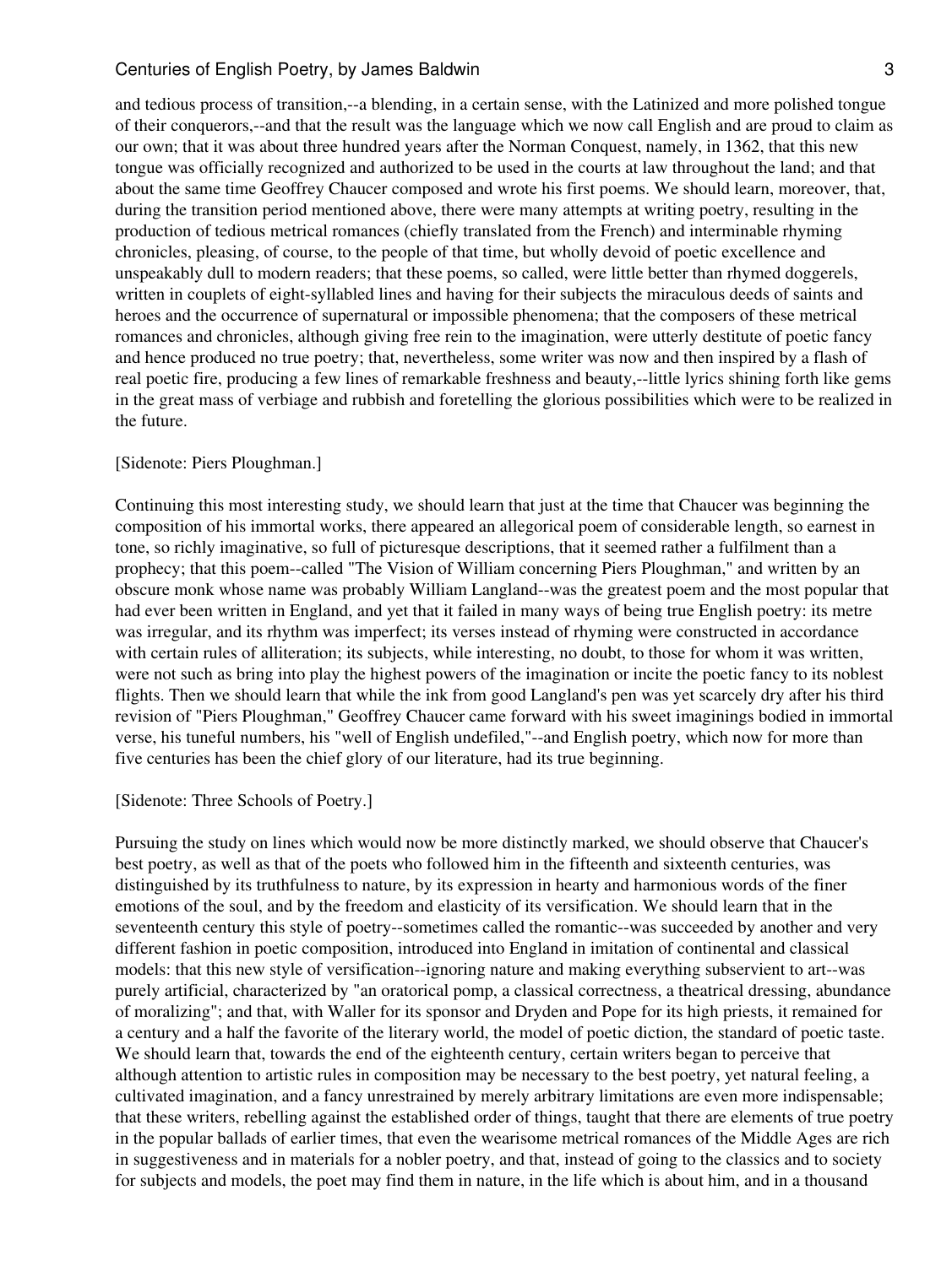and tedious process of transition,--a blending, in a certain sense, with the Latinized and more polished tongue of their conquerors,--and that the result was the language which we now call English and are proud to claim as our own; that it was about three hundred years after the Norman Conquest, namely, in 1362, that this new tongue was officially recognized and authorized to be used in the courts at law throughout the land; and that about the same time Geoffrey Chaucer composed and wrote his first poems. We should learn, moreover, that, during the transition period mentioned above, there were many attempts at writing poetry, resulting in the production of tedious metrical romances (chiefly translated from the French) and interminable rhyming chronicles, pleasing, of course, to the people of that time, but wholly devoid of poetic excellence and unspeakably dull to modern readers; that these poems, so called, were little better than rhymed doggerels, written in couplets of eight-syllabled lines and having for their subjects the miraculous deeds of saints and heroes and the occurrence of supernatural or impossible phenomena; that the composers of these metrical romances and chronicles, although giving free rein to the imagination, were utterly destitute of poetic fancy and hence produced no true poetry; that, nevertheless, some writer was now and then inspired by a flash of real poetic fire, producing a few lines of remarkable freshness and beauty,--little lyrics shining forth like gems in the great mass of verbiage and rubbish and foretelling the glorious possibilities which were to be realized in the future.

[Sidenote: Piers Ploughman.]

Continuing this most interesting study, we should learn that just at the time that Chaucer was beginning the composition of his immortal works, there appeared an allegorical poem of considerable length, so earnest in tone, so richly imaginative, so full of picturesque descriptions, that it seemed rather a fulfilment than a prophecy; that this poem--called "The Vision of William concerning Piers Ploughman," and written by an obscure monk whose name was probably William Langland--was the greatest poem and the most popular that had ever been written in England, and yet that it failed in many ways of being true English poetry: its metre was irregular, and its rhythm was imperfect; its verses instead of rhyming were constructed in accordance with certain rules of alliteration; its subjects, while interesting, no doubt, to those for whom it was written, were not such as bring into play the highest powers of the imagination or incite the poetic fancy to its noblest flights. Then we should learn that while the ink from good Langland's pen was yet scarcely dry after his third revision of "Piers Ploughman," Geoffrey Chaucer came forward with his sweet imaginings bodied in immortal verse, his tuneful numbers, his "well of English undefiled,"--and English poetry, which now for more than five centuries has been the chief glory of our literature, had its true beginning.

[Sidenote: Three Schools of Poetry.]

Pursuing the study on lines which would now be more distinctly marked, we should observe that Chaucer's best poetry, as well as that of the poets who followed him in the fifteenth and sixteenth centuries, was distinguished by its truthfulness to nature, by its expression in hearty and harmonious words of the finer emotions of the soul, and by the freedom and elasticity of its versification. We should learn that in the seventeenth century this style of poetry--sometimes called the romantic--was succeeded by another and very different fashion in poetic composition, introduced into England in imitation of continental and classical models: that this new style of versification--ignoring nature and making everything subservient to art--was purely artificial, characterized by "an oratorical pomp, a classical correctness, a theatrical dressing, abundance of moralizing"; and that, with Waller for its sponsor and Dryden and Pope for its high priests, it remained for a century and a half the favorite of the literary world, the model of poetic diction, the standard of poetic taste. We should learn that, towards the end of the eighteenth century, certain writers began to perceive that although attention to artistic rules in composition may be necessary to the best poetry, yet natural feeling, a cultivated imagination, and a fancy unrestrained by merely arbitrary limitations are even more indispensable; that these writers, rebelling against the established order of things, taught that there are elements of true poetry in the popular ballads of earlier times, that even the wearisome metrical romances of the Middle Ages are rich in suggestiveness and in materials for a nobler poetry, and that, instead of going to the classics and to society for subjects and models, the poet may find them in nature, in the life which is about him, and in a thousand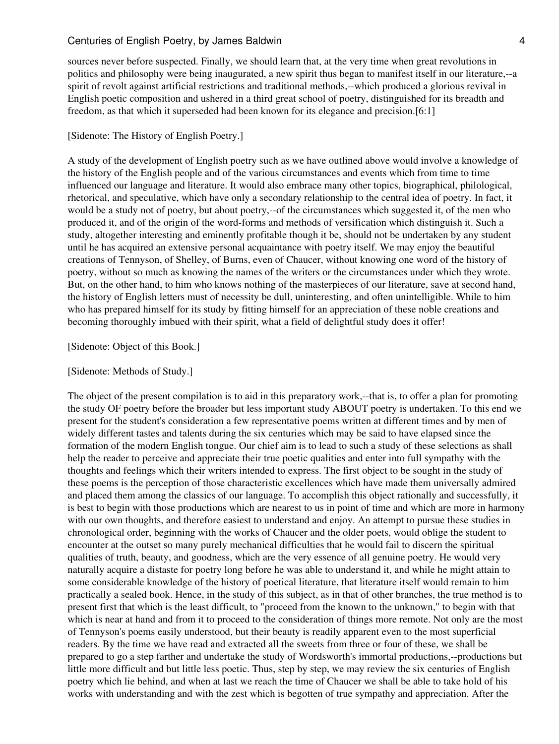sources never before suspected. Finally, we should learn that, at the very time when great revolutions in politics and philosophy were being inaugurated, a new spirit thus began to manifest itself in our literature,--a spirit of revolt against artificial restrictions and traditional methods,--which produced a glorious revival in English poetic composition and ushered in a third great school of poetry, distinguished for its breadth and freedom, as that which it superseded had been known for its elegance and precision.[6:1]

[Sidenote: The History of English Poetry.]

A study of the development of English poetry such as we have outlined above would involve a knowledge of the history of the English people and of the various circumstances and events which from time to time influenced our language and literature. It would also embrace many other topics, biographical, philological, rhetorical, and speculative, which have only a secondary relationship to the central idea of poetry. In fact, it would be a study not of poetry, but about poetry,--of the circumstances which suggested it, of the men who produced it, and of the origin of the word-forms and methods of versification which distinguish it. Such a study, altogether interesting and eminently profitable though it be, should not be undertaken by any student until he has acquired an extensive personal acquaintance with poetry itself. We may enjoy the beautiful creations of Tennyson, of Shelley, of Burns, even of Chaucer, without knowing one word of the history of poetry, without so much as knowing the names of the writers or the circumstances under which they wrote. But, on the other hand, to him who knows nothing of the masterpieces of our literature, save at second hand, the history of English letters must of necessity be dull, uninteresting, and often unintelligible. While to him who has prepared himself for its study by fitting himself for an appreciation of these noble creations and becoming thoroughly imbued with their spirit, what a field of delightful study does it offer!

[Sidenote: Object of this Book.]

[Sidenote: Methods of Study.]

The object of the present compilation is to aid in this preparatory work,--that is, to offer a plan for promoting the study OF poetry before the broader but less important study ABOUT poetry is undertaken. To this end we present for the student's consideration a few representative poems written at different times and by men of widely different tastes and talents during the six centuries which may be said to have elapsed since the formation of the modern English tongue. Our chief aim is to lead to such a study of these selections as shall help the reader to perceive and appreciate their true poetic qualities and enter into full sympathy with the thoughts and feelings which their writers intended to express. The first object to be sought in the study of these poems is the perception of those characteristic excellences which have made them universally admired and placed them among the classics of our language. To accomplish this object rationally and successfully, it is best to begin with those productions which are nearest to us in point of time and which are more in harmony with our own thoughts, and therefore easiest to understand and enjoy. An attempt to pursue these studies in chronological order, beginning with the works of Chaucer and the older poets, would oblige the student to encounter at the outset so many purely mechanical difficulties that he would fail to discern the spiritual qualities of truth, beauty, and goodness, which are the very essence of all genuine poetry. He would very naturally acquire a distaste for poetry long before he was able to understand it, and while he might attain to some considerable knowledge of the history of poetical literature, that literature itself would remain to him practically a sealed book. Hence, in the study of this subject, as in that of other branches, the true method is to present first that which is the least difficult, to "proceed from the known to the unknown," to begin with that which is near at hand and from it to proceed to the consideration of things more remote. Not only are the most of Tennyson's poems easily understood, but their beauty is readily apparent even to the most superficial readers. By the time we have read and extracted all the sweets from three or four of these, we shall be prepared to go a step farther and undertake the study of Wordsworth's immortal productions,--productions but little more difficult and but little less poetic. Thus, step by step, we may review the six centuries of English poetry which lie behind, and when at last we reach the time of Chaucer we shall be able to take hold of his works with understanding and with the zest which is begotten of true sympathy and appreciation. After the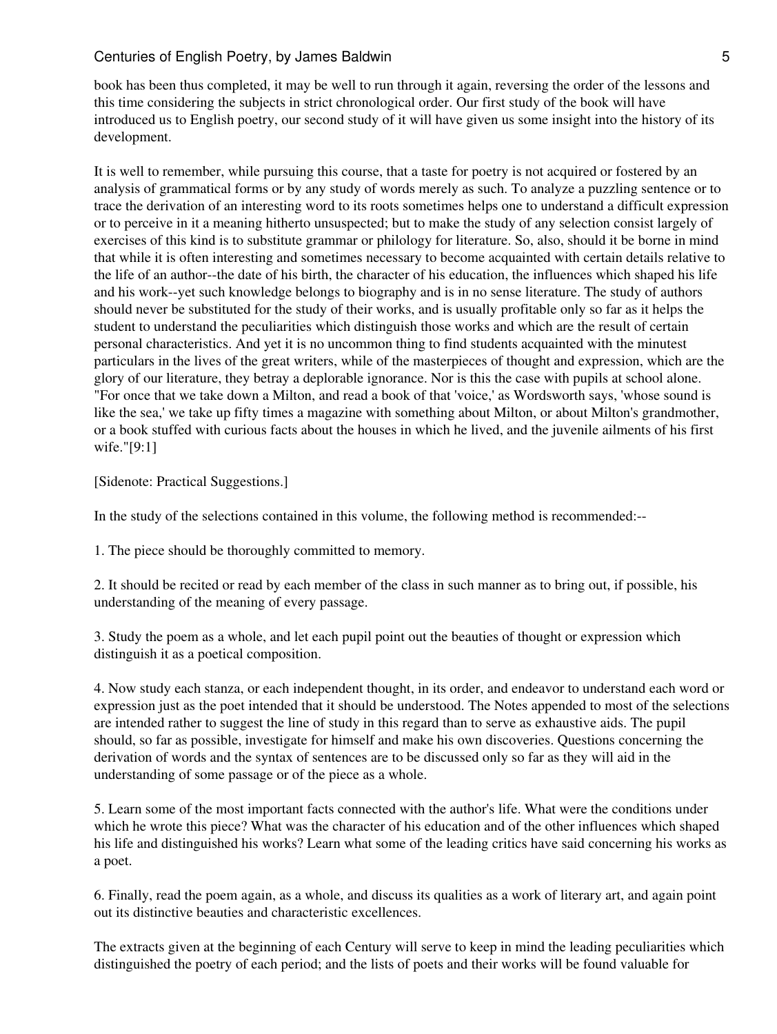book has been thus completed, it may be well to run through it again, reversing the order of the lessons and this time considering the subjects in strict chronological order. Our first study of the book will have introduced us to English poetry, our second study of it will have given us some insight into the history of its development.

It is well to remember, while pursuing this course, that a taste for poetry is not acquired or fostered by an analysis of grammatical forms or by any study of words merely as such. To analyze a puzzling sentence or to trace the derivation of an interesting word to its roots sometimes helps one to understand a difficult expression or to perceive in it a meaning hitherto unsuspected; but to make the study of any selection consist largely of exercises of this kind is to substitute grammar or philology for literature. So, also, should it be borne in mind that while it is often interesting and sometimes necessary to become acquainted with certain details relative to the life of an author--the date of his birth, the character of his education, the influences which shaped his life and his work--yet such knowledge belongs to biography and is in no sense literature. The study of authors should never be substituted for the study of their works, and is usually profitable only so far as it helps the student to understand the peculiarities which distinguish those works and which are the result of certain personal characteristics. And yet it is no uncommon thing to find students acquainted with the minutest particulars in the lives of the great writers, while of the masterpieces of thought and expression, which are the glory of our literature, they betray a deplorable ignorance. Nor is this the case with pupils at school alone. "For once that we take down a Milton, and read a book of that 'voice,' as Wordsworth says, 'whose sound is like the sea,' we take up fifty times a magazine with something about Milton, or about Milton's grandmother, or a book stuffed with curious facts about the houses in which he lived, and the juvenile ailments of his first wife."[9:1]

[Sidenote: Practical Suggestions.]

In the study of the selections contained in this volume, the following method is recommended:--

1. The piece should be thoroughly committed to memory.

2. It should be recited or read by each member of the class in such manner as to bring out, if possible, his understanding of the meaning of every passage.

3. Study the poem as a whole, and let each pupil point out the beauties of thought or expression which distinguish it as a poetical composition.

4. Now study each stanza, or each independent thought, in its order, and endeavor to understand each word or expression just as the poet intended that it should be understood. The Notes appended to most of the selections are intended rather to suggest the line of study in this regard than to serve as exhaustive aids. The pupil should, so far as possible, investigate for himself and make his own discoveries. Questions concerning the derivation of words and the syntax of sentences are to be discussed only so far as they will aid in the understanding of some passage or of the piece as a whole.

5. Learn some of the most important facts connected with the author's life. What were the conditions under which he wrote this piece? What was the character of his education and of the other influences which shaped his life and distinguished his works? Learn what some of the leading critics have said concerning his works as a poet.

6. Finally, read the poem again, as a whole, and discuss its qualities as a work of literary art, and again point out its distinctive beauties and characteristic excellences.

The extracts given at the beginning of each Century will serve to keep in mind the leading peculiarities which distinguished the poetry of each period; and the lists of poets and their works will be found valuable for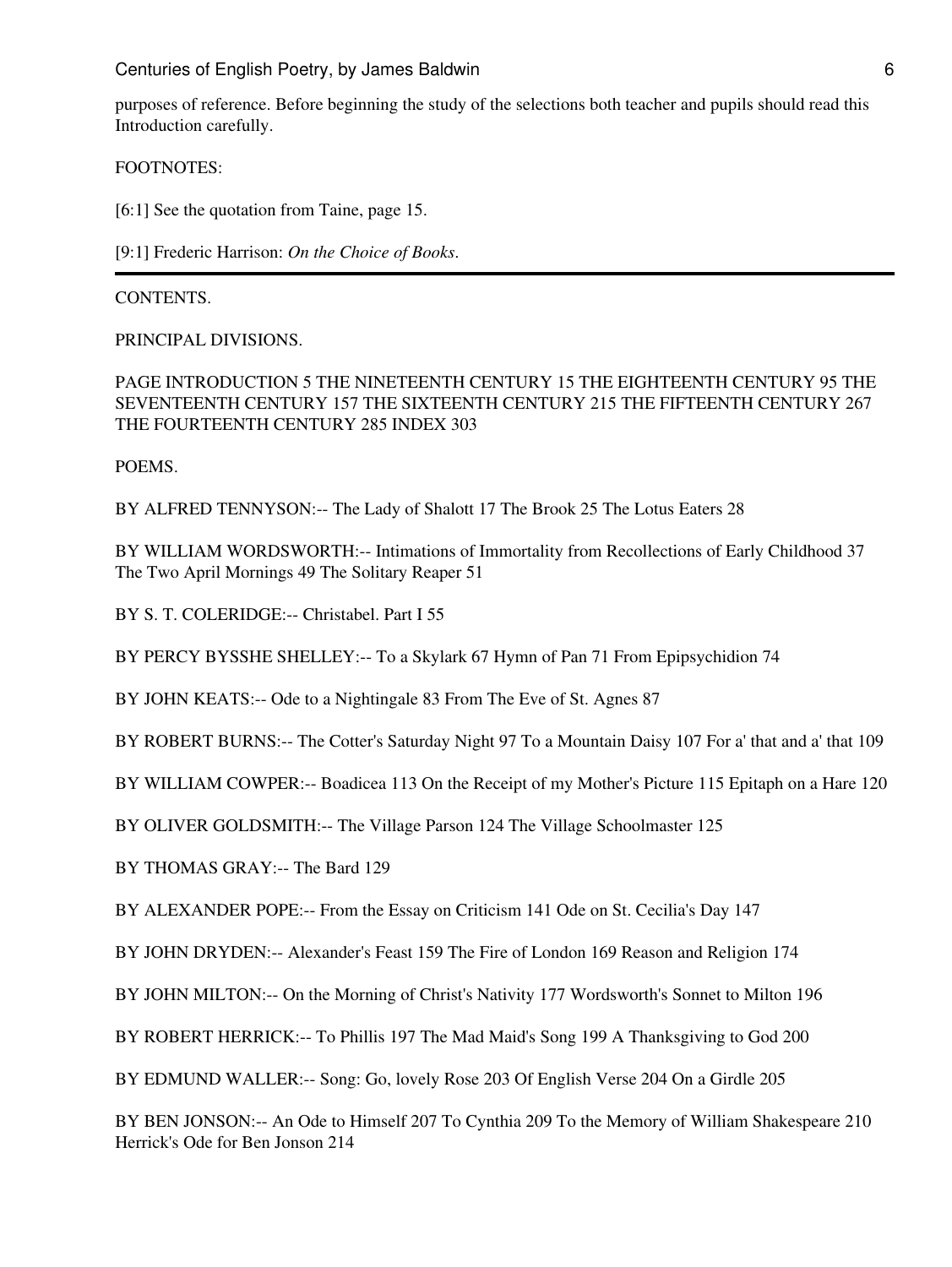purposes of reference. Before beginning the study of the selections both teacher and pupils should read this Introduction carefully.

FOOTNOTES:

[6:1] See the quotation from Taine, page 15.

[9:1] Frederic Harrison: *On the Choice of Books*.

---

CONTENTS.

PRINCIPAL DIVISIONS.

PAGE INTRODUCTION 5 THE NINETEENTH CENTURY 15 THE EIGHTEENTH CENTURY 95 THE SEVENTEENTH CENTURY 157 THE SIXTEENTH CENTURY 215 THE FIFTEENTH CENTURY 267 THE FOURTEENTH CENTURY 285 INDEX 303

POEMS.

BY ALFRED TENNYSON:-- The Lady of Shalott 17 The Brook 25 The Lotus Eaters 28

BY WILLIAM WORDSWORTH:-- Intimations of Immortality from Recollections of Early Childhood 37 The Two April Mornings 49 The Solitary Reaper 51

BY S. T. COLERIDGE:-- Christabel. Part I 55

BY PERCY BYSSHE SHELLEY:-- To a Skylark 67 Hymn of Pan 71 From Epipsychidion 74

BY JOHN KEATS:-- Ode to a Nightingale 83 From The Eve of St. Agnes 87

BY ROBERT BURNS:-- The Cotter's Saturday Night 97 To a Mountain Daisy 107 For a' that and a' that 109

BY WILLIAM COWPER:-- Boadicea 113 On the Receipt of my Mother's Picture 115 Epitaph on a Hare 120

BY OLIVER GOLDSMITH:-- The Village Parson 124 The Village Schoolmaster 125

BY THOMAS GRAY:-- The Bard 129

BY ALEXANDER POPE:-- From the Essay on Criticism 141 Ode on St. Cecilia's Day 147

BY JOHN DRYDEN:-- Alexander's Feast 159 The Fire of London 169 Reason and Religion 174

BY JOHN MILTON:-- On the Morning of Christ's Nativity 177 Wordsworth's Sonnet to Milton 196

BY ROBERT HERRICK:-- To Phillis 197 The Mad Maid's Song 199 A Thanksgiving to God 200

BY EDMUND WALLER:-- Song: Go, lovely Rose 203 Of English Verse 204 On a Girdle 205

BY BEN JONSON:-- An Ode to Himself 207 To Cynthia 209 To the Memory of William Shakespeare 210 Herrick's Ode for Ben Jonson 214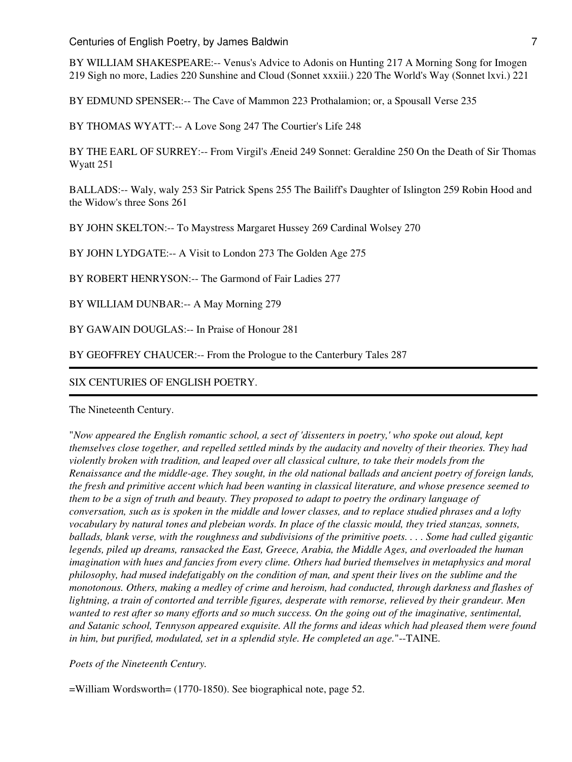BY WILLIAM SHAKESPEARE:-- Venus's Advice to Adonis on Hunting 217 A Morning Song for Imogen 219 Sigh no more, Ladies 220 Sunshine and Cloud (Sonnet xxxiii.) 220 The World's Way (Sonnet lxvi.) 221

BY EDMUND SPENSER:-- The Cave of Mammon 223 Prothalamion; or, a Spousall Verse 235

BY THOMAS WYATT:-- A Love Song 247 The Courtier's Life 248

BY THE EARL OF SURREY:-- From Virgil's Æneid 249 Sonnet: Geraldine 250 On the Death of Sir Thomas Wyatt 251

BALLADS:-- Waly, waly 253 Sir Patrick Spens 255 The Bailiff's Daughter of Islington 259 Robin Hood and the Widow's three Sons 261

BY JOHN SKELTON:-- To Maystress Margaret Hussey 269 Cardinal Wolsey 270

BY JOHN LYDGATE:-- A Visit to London 273 The Golden Age 275

BY ROBERT HENRYSON:-- The Garmond of Fair Ladies 277

BY WILLIAM DUNBAR:-- A May Morning 279

BY GAWAIN DOUGLAS:-- In Praise of Honour 281

BY GEOFFREY CHAUCER:-- From the Prologue to the Canterbury Tales 287

---

SIX CENTURIES OF ENGLISH POETRY.

---

The Nineteenth Century.

"*Now appeared the English romantic school, a sect of 'dissenters in poetry,' who spoke out aloud, kept themselves close together, and repelled settled minds by the audacity and novelty of their theories. They had violently broken with tradition, and leaped over all classical culture, to take their models from the Renaissance and the middle-age. They sought, in the old national ballads and ancient poetry of foreign lands, the fresh and primitive accent which had been wanting in classical literature, and whose presence seemed to them to be a sign of truth and beauty. They proposed to adapt to poetry the ordinary language of conversation, such as is spoken in the middle and lower classes, and to replace studied phrases and a lofty vocabulary by natural tones and plebeian words. In place of the classic mould, they tried stanzas, sonnets, ballads, blank verse, with the roughness and subdivisions of the primitive poets. . . . Some had culled gigantic legends, piled up dreams, ransacked the East, Greece, Arabia, the Middle Ages, and overloaded the human imagination with hues and fancies from every clime. Others had buried themselves in metaphysics and moral philosophy, had mused indefatigably on the condition of man, and spent their lives on the sublime and the monotonous. Others, making a medley of crime and heroism, had conducted, through darkness and flashes of lightning, a train of contorted and terrible figures, desperate with remorse, relieved by their grandeur. Men wanted to rest after so many efforts and so much success. On the going out of the imaginative, sentimental, and Satanic school, Tennyson appeared exquisite. All the forms and ideas which had pleased them were found in him, but purified, modulated, set in a splendid style. He completed an age.*"--TAINE.

*Poets of the Nineteenth Century.*

=William Wordsworth= (1770-1850). See biographical note, page 52.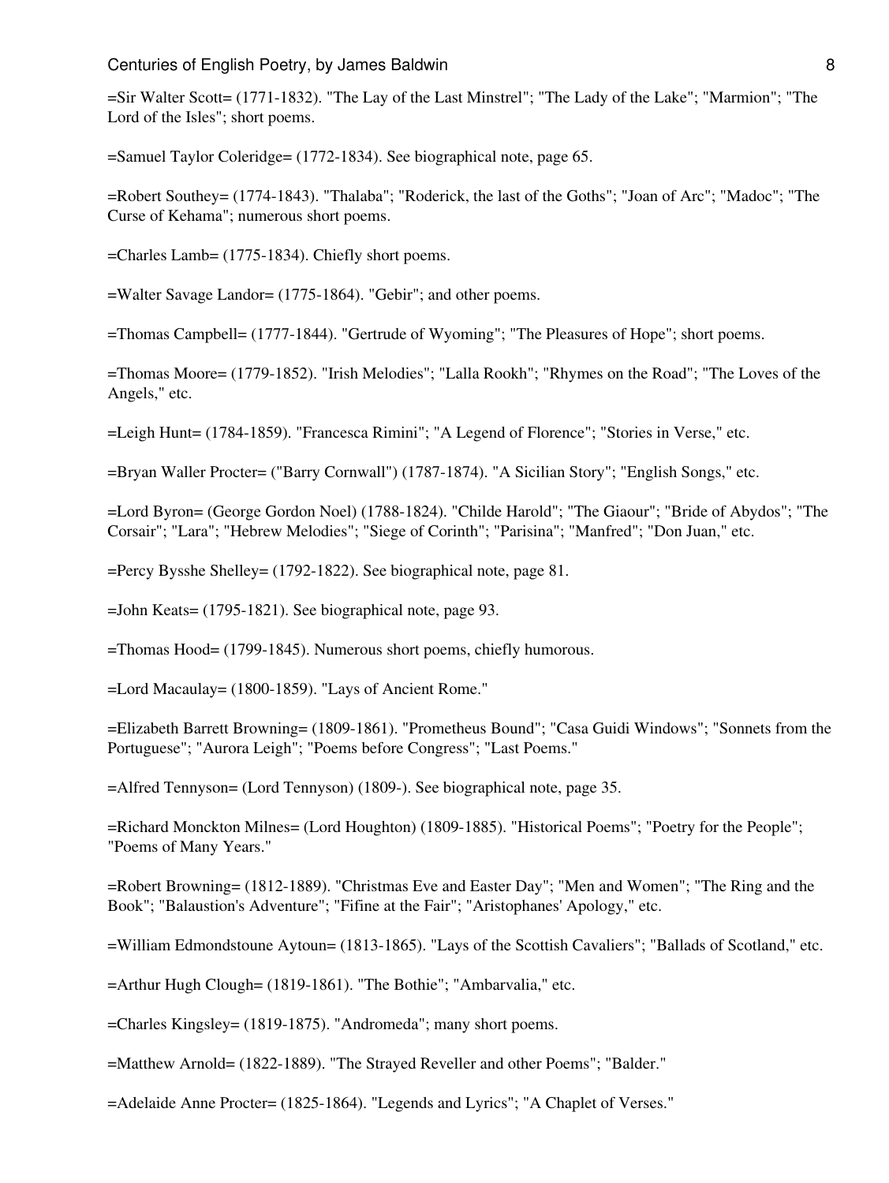=Sir Walter Scott= (1771-1832). "The Lay of the Last Minstrel"; "The Lady of the Lake"; "Marmion"; "The Lord of the Isles"; short poems.

=Samuel Taylor Coleridge= (1772-1834). See biographical note, page 65.

=Robert Southey= (1774-1843). "Thalaba"; "Roderick, the last of the Goths"; "Joan of Arc"; "Madoc"; "The Curse of Kehama"; numerous short poems.

=Charles Lamb= (1775-1834). Chiefly short poems.

=Walter Savage Landor= (1775-1864). "Gebir"; and other poems.

=Thomas Campbell= (1777-1844). "Gertrude of Wyoming"; "The Pleasures of Hope"; short poems.

=Thomas Moore= (1779-1852). "Irish Melodies"; "Lalla Rookh"; "Rhymes on the Road"; "The Loves of the Angels," etc.

=Leigh Hunt= (1784-1859). "Francesca Rimini"; "A Legend of Florence"; "Stories in Verse," etc.

=Bryan Waller Procter= ("Barry Cornwall") (1787-1874). "A Sicilian Story"; "English Songs," etc.

=Lord Byron= (George Gordon Noel) (1788-1824). "Childe Harold"; "The Giaour"; "Bride of Abydos"; "The Corsair"; "Lara"; "Hebrew Melodies"; "Siege of Corinth"; "Parisina"; "Manfred"; "Don Juan," etc.

=Percy Bysshe Shelley= (1792-1822). See biographical note, page 81.

=John Keats= (1795-1821). See biographical note, page 93.

=Thomas Hood= (1799-1845). Numerous short poems, chiefly humorous.

=Lord Macaulay= (1800-1859). "Lays of Ancient Rome."

=Elizabeth Barrett Browning= (1809-1861). "Prometheus Bound"; "Casa Guidi Windows"; "Sonnets from the Portuguese"; "Aurora Leigh"; "Poems before Congress"; "Last Poems."

=Alfred Tennyson= (Lord Tennyson) (1809-). See biographical note, page 35.

=Richard Monckton Milnes= (Lord Houghton) (1809-1885). "Historical Poems"; "Poetry for the People"; "Poems of Many Years."

=Robert Browning= (1812-1889). "Christmas Eve and Easter Day"; "Men and Women"; "The Ring and the Book"; "Balaustion's Adventure"; "Fifine at the Fair"; "Aristophanes' Apology," etc.

=William Edmondstoune Aytoun= (1813-1865). "Lays of the Scottish Cavaliers"; "Ballads of Scotland," etc.

=Arthur Hugh Clough= (1819-1861). "The Bothie"; "Ambarvalia," etc.

=Charles Kingsley= (1819-1875). "Andromeda"; many short poems.

=Matthew Arnold= (1822-1889). "The Strayed Reveller and other Poems"; "Balder."

=Adelaide Anne Procter= (1825-1864). "Legends and Lyrics"; "A Chaplet of Verses."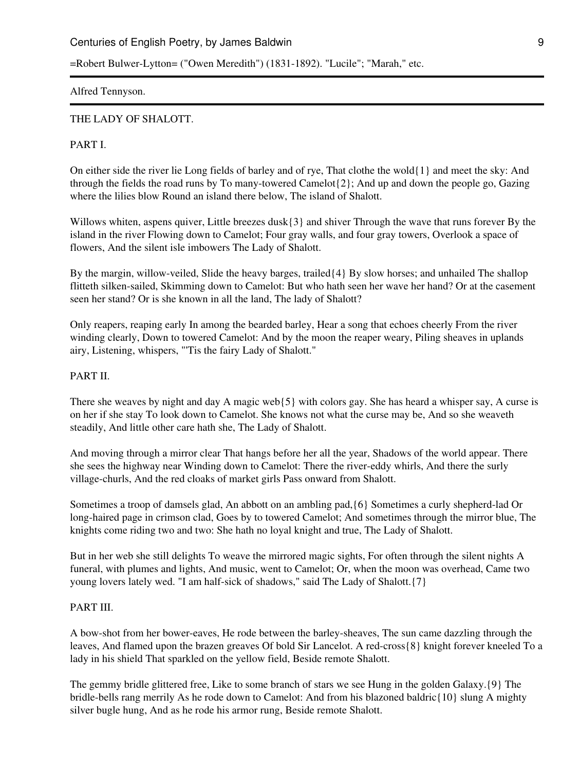=Robert Bulwer-Lytton= ("Owen Meredith") (1831-1892). "Lucile"; "Marah," etc.

---

Alfred Tennyson.

---

THE LADY OF SHALOTT.

PART I.

On either side the river lie Long fields of barley and of rye, That clothe the wold{1} and meet the sky: And through the fields the road runs by To many-towered Camelot{2}; And up and down the people go, Gazing where the lilies blow Round an island there below, The island of Shalott.

Willows whiten, aspens quiver, Little breezes dusk{3} and shiver Through the wave that runs forever By the island in the river Flowing down to Camelot; Four gray walls, and four gray towers, Overlook a space of flowers, And the silent isle imbowers The Lady of Shalott.

By the margin, willow-veiled, Slide the heavy barges, trailed{4} By slow horses; and unhailed The shallop flitteth silken-sailed, Skimming down to Camelot: But who hath seen her wave her hand? Or at the casement seen her stand? Or is she known in all the land, The lady of Shalott?

Only reapers, reaping early In among the bearded barley, Hear a song that echoes cheerly From the river winding clearly, Down to towered Camelot: And by the moon the reaper weary, Piling sheaves in uplands airy, Listening, whispers, "'Tis the fairy Lady of Shalott."

PART II.

There she weaves by night and day A magic web{5} with colors gay. She has heard a whisper say, A curse is on her if she stay To look down to Camelot. She knows not what the curse may be, And so she weaveth steadily, And little other care hath she, The Lady of Shalott.

And moving through a mirror clear That hangs before her all the year, Shadows of the world appear. There she sees the highway near Winding down to Camelot: There the river-eddy whirls, And there the surly village-churls, And the red cloaks of market girls Pass onward from Shalott.

Sometimes a troop of damsels glad, An abbott on an ambling pad,{6} Sometimes a curly shepherd-lad Or long-haired page in crimson clad, Goes by to towered Camelot; And sometimes through the mirror blue, The knights come riding two and two: She hath no loyal knight and true, The Lady of Shalott.

But in her web she still delights To weave the mirrored magic sights, For often through the silent nights A funeral, with plumes and lights, And music, went to Camelot; Or, when the moon was overhead, Came two young lovers lately wed. "I am half-sick of shadows," said The Lady of Shalott.{7}

PART III.

A bow-shot from her bower-eaves, He rode between the barley-sheaves, The sun came dazzling through the leaves, And flamed upon the brazen greaves Of bold Sir Lancelot. A red-cross{8} knight forever kneeled To a lady in his shield That sparkled on the yellow field, Beside remote Shalott.

The gemmy bridle glittered free, Like to some branch of stars we see Hung in the golden Galaxy.{9} The bridle-bells rang merrily As he rode down to Camelot: And from his blazoned baldric{10} slung A mighty silver bugle hung, And as he rode his armor rung, Beside remote Shalott.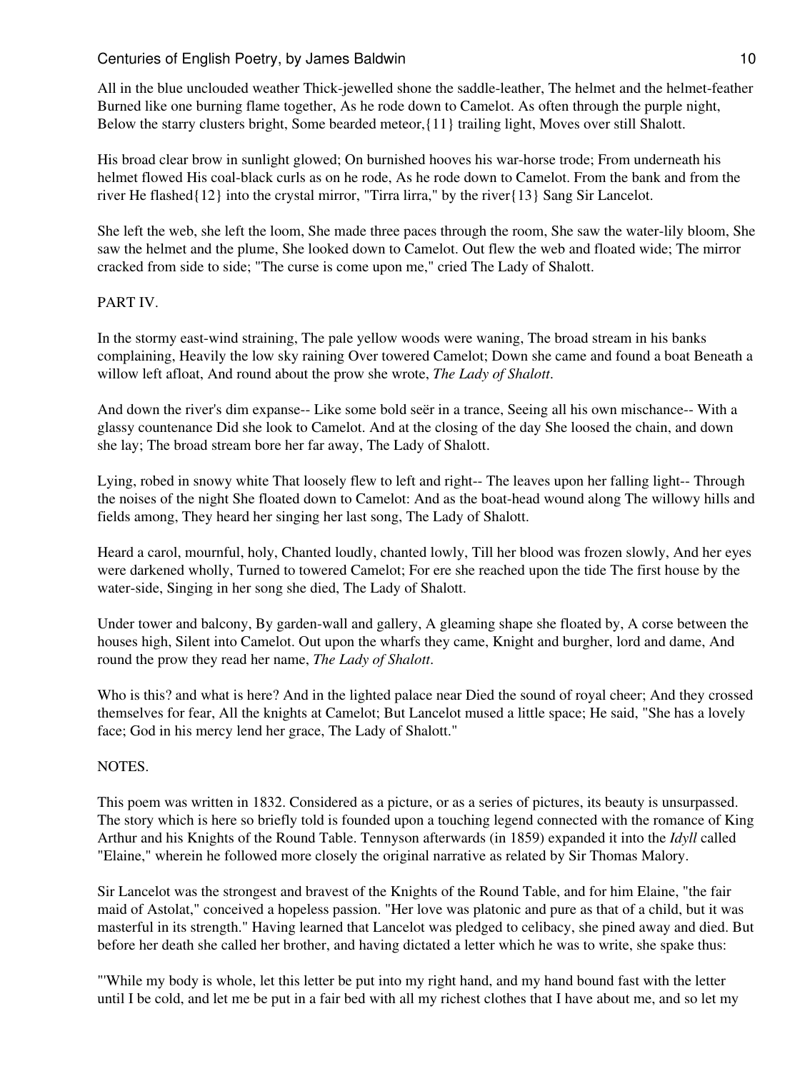All in the blue unclouded weather Thick-jewelled shone the saddle-leather, The helmet and the helmet-feather Burned like one burning flame together, As he rode down to Camelot. As often through the purple night, Below the starry clusters bright, Some bearded meteor,{11} trailing light, Moves over still Shalott.

His broad clear brow in sunlight glowed; On burnished hooves his war-horse trode; From underneath his helmet flowed His coal-black curls as on he rode, As he rode down to Camelot. From the bank and from the river He flashed{12} into the crystal mirror, "Tirra lirra," by the river{13} Sang Sir Lancelot.

She left the web, she left the loom, She made three paces through the room, She saw the water-lily bloom, She saw the helmet and the plume, She looked down to Camelot. Out flew the web and floated wide; The mirror cracked from side to side; "The curse is come upon me," cried The Lady of Shalott.

PART IV.

In the stormy east-wind straining, The pale yellow woods were waning, The broad stream in his banks complaining, Heavily the low sky raining Over towered Camelot; Down she came and found a boat Beneath a willow left afloat, And round about the prow she wrote, *The Lady of Shalott*.

And down the river's dim expanse-- Like some bold seër in a trance, Seeing all his own mischance-- With a glassy countenance Did she look to Camelot. And at the closing of the day She loosed the chain, and down she lay; The broad stream bore her far away, The Lady of Shalott.

Lying, robed in snowy white That loosely flew to left and right-- The leaves upon her falling light-- Through the noises of the night She floated down to Camelot: And as the boat-head wound along The willowy hills and fields among, They heard her singing her last song, The Lady of Shalott.

Heard a carol, mournful, holy, Chanted loudly, chanted lowly, Till her blood was frozen slowly, And her eyes were darkened wholly, Turned to towered Camelot; For ere she reached upon the tide The first house by the water-side, Singing in her song she died, The Lady of Shalott.

Under tower and balcony, By garden-wall and gallery, A gleaming shape she floated by, A corse between the houses high, Silent into Camelot. Out upon the wharfs they came, Knight and burgher, lord and dame, And round the prow they read her name, *The Lady of Shalott*.

Who is this? and what is here? And in the lighted palace near Died the sound of royal cheer; And they crossed themselves for fear, All the knights at Camelot; But Lancelot mused a little space; He said, "She has a lovely face; God in his mercy lend her grace, The Lady of Shalott."

NOTES.

This poem was written in 1832. Considered as a picture, or as a series of pictures, its beauty is unsurpassed. The story which is here so briefly told is founded upon a touching legend connected with the romance of King Arthur and his Knights of the Round Table. Tennyson afterwards (in 1859) expanded it into the *Idyll* called "Elaine," wherein he followed more closely the original narrative as related by Sir Thomas Malory.

Sir Lancelot was the strongest and bravest of the Knights of the Round Table, and for him Elaine, "the fair maid of Astolat," conceived a hopeless passion. "Her love was platonic and pure as that of a child, but it was masterful in its strength." Having learned that Lancelot was pledged to celibacy, she pined away and died. But before her death she called her brother, and having dictated a letter which he was to write, she spake thus:

"'While my body is whole, let this letter be put into my right hand, and my hand bound fast with the letter until I be cold, and let me be put in a fair bed with all my richest clothes that I have about me, and so let my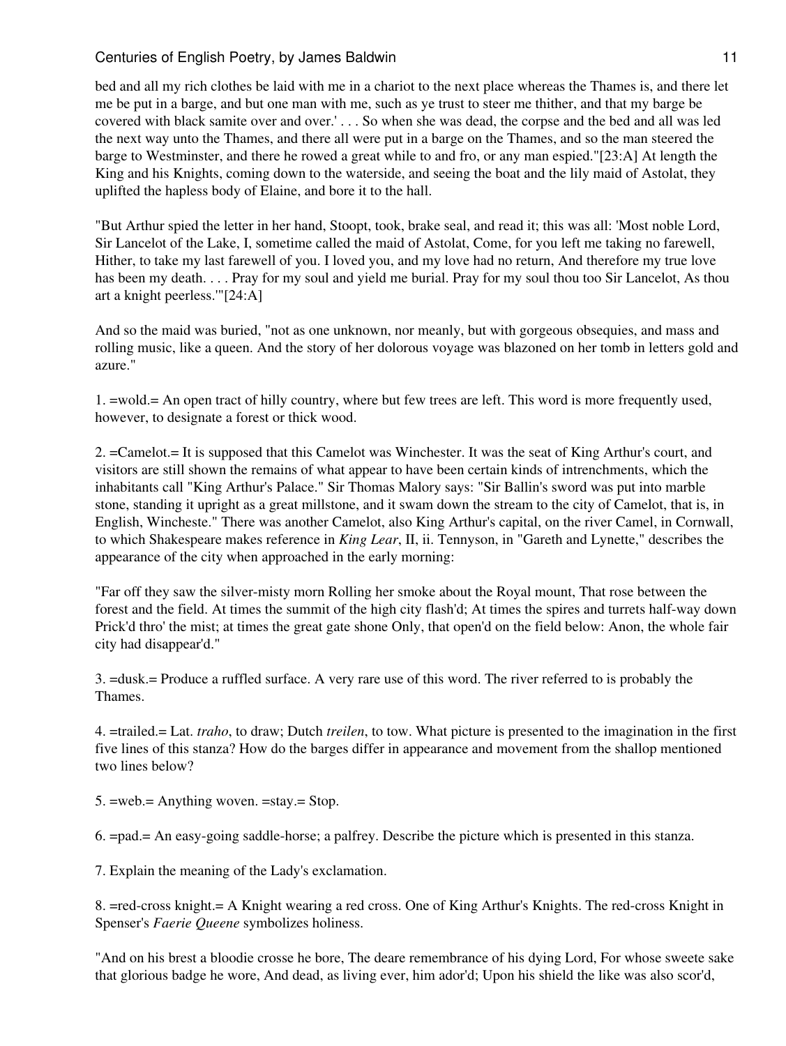bed and all my rich clothes be laid with me in a chariot to the next place whereas the Thames is, and there let me be put in a barge, and but one man with me, such as ye trust to steer me thither, and that my barge be covered with black samite over and over.' . . . So when she was dead, the corpse and the bed and all was led the next way unto the Thames, and there all were put in a barge on the Thames, and so the man steered the barge to Westminster, and there he rowed a great while to and fro, or any man espied."[23:A] At length the King and his Knights, coming down to the waterside, and seeing the boat and the lily maid of Astolat, they uplifted the hapless body of Elaine, and bore it to the hall.

"But Arthur spied the letter in her hand, Stoopt, took, brake seal, and read it; this was all: 'Most noble Lord, Sir Lancelot of the Lake, I, sometime called the maid of Astolat, Come, for you left me taking no farewell, Hither, to take my last farewell of you. I loved you, and my love had no return, And therefore my true love has been my death. . . . Pray for my soul and yield me burial. Pray for my soul thou too Sir Lancelot, As thou art a knight peerless.'"[24:A]

And so the maid was buried, "not as one unknown, nor meanly, but with gorgeous obsequies, and mass and rolling music, like a queen. And the story of her dolorous voyage was blazoned on her tomb in letters gold and azure."

1. =wold.= An open tract of hilly country, where but few trees are left. This word is more frequently used, however, to designate a forest or thick wood.

2. =Camelot.= It is supposed that this Camelot was Winchester. It was the seat of King Arthur's court, and visitors are still shown the remains of what appear to have been certain kinds of intrenchments, which the inhabitants call "King Arthur's Palace." Sir Thomas Malory says: "Sir Ballin's sword was put into marble stone, standing it upright as a great millstone, and it swam down the stream to the city of Camelot, that is, in English, Wincheste." There was another Camelot, also King Arthur's capital, on the river Camel, in Cornwall, to which Shakespeare makes reference in *King Lear*, II, ii. Tennyson, in "Gareth and Lynette," describes the appearance of the city when approached in the early morning:

"Far off they saw the silver-misty morn Rolling her smoke about the Royal mount, That rose between the forest and the field. At times the summit of the high city flash'd; At times the spires and turrets half-way down Prick'd thro' the mist; at times the great gate shone Only, that open'd on the field below: Anon, the whole fair city had disappear'd."

3. =dusk.= Produce a ruffled surface. A very rare use of this word. The river referred to is probably the Thames.

4. =trailed.= Lat. *traho*, to draw; Dutch *treilen*, to tow. What picture is presented to the imagination in the first five lines of this stanza? How do the barges differ in appearance and movement from the shallop mentioned two lines below?

5. =web.= Anything woven. =stay.= Stop.

6. =pad.= An easy-going saddle-horse; a palfrey. Describe the picture which is presented in this stanza.

7. Explain the meaning of the Lady's exclamation.

8. =red-cross knight.= A Knight wearing a red cross. One of King Arthur's Knights. The red-cross Knight in Spenser's *Faerie Queene* symbolizes holiness.

"And on his brest a bloodie crosse he bore, The deare remembrance of his dying Lord, For whose sweete sake that glorious badge he wore, And dead, as living ever, him ador'd; Upon his shield the like was also scor'd,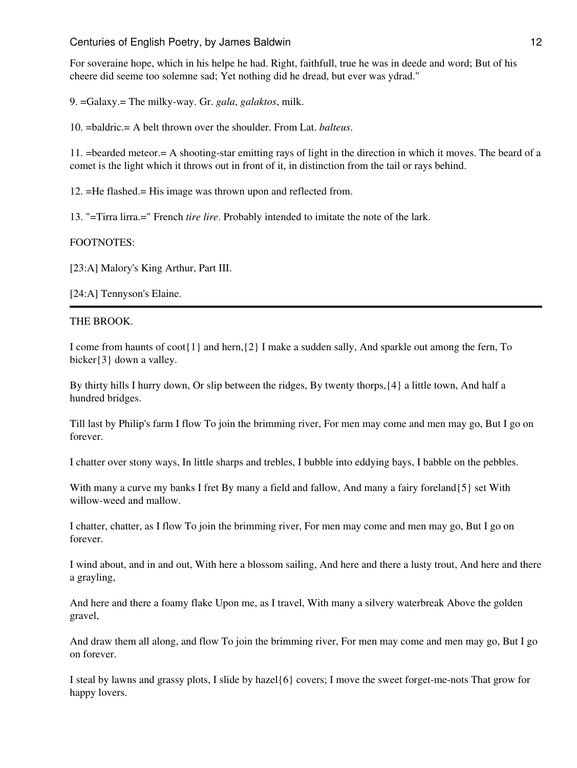For soveraine hope, which in his helpe he had. Right, faithfull, true he was in deede and word; But of his cheere did seeme too solemne sad; Yet nothing did he dread, but ever was ydrad."

9. =Galaxy.= The milky-way. Gr. *gala*, *galaktos*, milk.

10. =baldric.= A belt thrown over the shoulder. From Lat. *balteus*.

11. =bearded meteor.= A shooting-star emitting rays of light in the direction in which it moves. The beard of a comet is the light which it throws out in front of it, in distinction from the tail or rays behind.

12. =He flashed.= His image was thrown upon and reflected from.

13. "=Tirra lirra.=" French *tire lire*. Probably intended to imitate the note of the lark.

FOOTNOTES:

[23:A] Malory's King Arthur, Part III.

[24:A] Tennyson's Elaine.

---

THE BROOK.

I come from haunts of coot{1} and hern,{2} I make a sudden sally, And sparkle out among the fern, To bicker{3} down a valley.

By thirty hills I hurry down, Or slip between the ridges, By twenty thorps,{4} a little town, And half a hundred bridges.

Till last by Philip's farm I flow To join the brimming river, For men may come and men may go, But I go on forever.

I chatter over stony ways, In little sharps and trebles, I bubble into eddying bays, I babble on the pebbles.

With many a curve my banks I fret By many a field and fallow, And many a fairy foreland{5} set With willow-weed and mallow.

I chatter, chatter, as I flow To join the brimming river, For men may come and men may go, But I go on forever.

I wind about, and in and out, With here a blossom sailing, And here and there a lusty trout, And here and there a grayling,

And here and there a foamy flake Upon me, as I travel, With many a silvery waterbreak Above the golden gravel,

And draw them all along, and flow To join the brimming river, For men may come and men may go, But I go on forever.

I steal by lawns and grassy plots, I slide by hazel{6} covers; I move the sweet forget-me-nots That grow for happy lovers.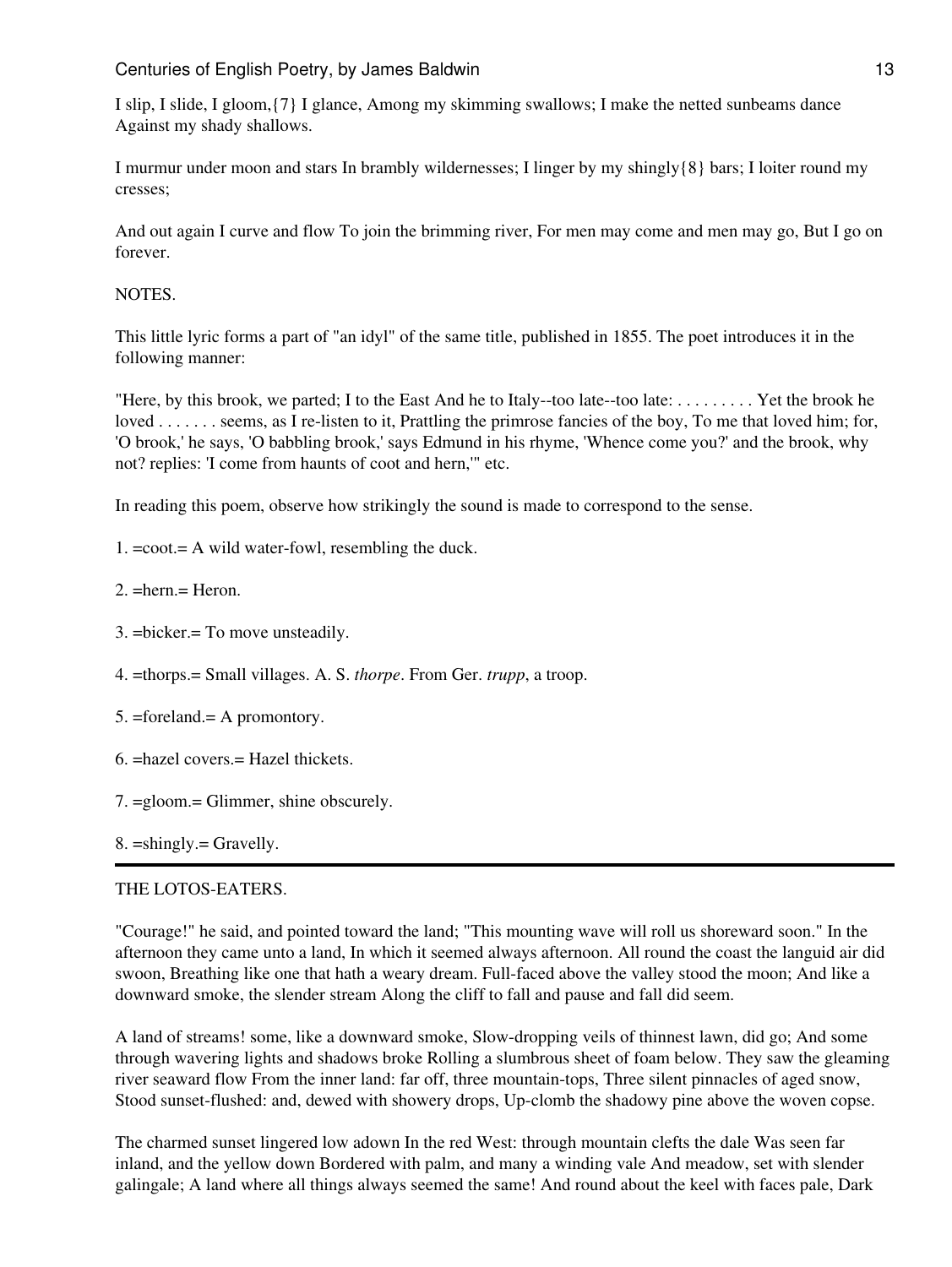I slip, I slide, I gloom,{7} I glance, Among my skimming swallows; I make the netted sunbeams dance Against my shady shallows.

I murmur under moon and stars In brambly wildernesses; I linger by my shingly{8} bars; I loiter round my cresses;

And out again I curve and flow To join the brimming river, For men may come and men may go, But I go on forever.

NOTES.

This little lyric forms a part of "an idyl" of the same title, published in 1855. The poet introduces it in the following manner:

"Here, by this brook, we parted; I to the East And he to Italy--too late--too late: . . . . . . . . . Yet the brook he loved . . . . . . . seems, as I re-listen to it, Prattling the primrose fancies of the boy, To me that loved him; for, 'O brook,' he says, 'O babbling brook,' says Edmund in his rhyme, 'Whence come you?' and the brook, why not? replies: 'I come from haunts of coot and hern,'" etc.

In reading this poem, observe how strikingly the sound is made to correspond to the sense.

1. =coot.= A wild water-fowl, resembling the duck.

2. =hern.= Heron.

3. =bicker.= To move unsteadily.

4. =thorps.= Small villages. A. S. *thorpe*. From Ger. *trupp*, a troop.

5. =foreland.= A promontory.

6. =hazel covers.= Hazel thickets.

7. =gloom.= Glimmer, shine obscurely.

8. =shingly.= Gravelly.

---

THE LOTOS-EATERS.

"Courage!" he said, and pointed toward the land; "This mounting wave will roll us shoreward soon." In the afternoon they came unto a land, In which it seemed always afternoon. All round the coast the languid air did swoon, Breathing like one that hath a weary dream. Full-faced above the valley stood the moon; And like a downward smoke, the slender stream Along the cliff to fall and pause and fall did seem.

A land of streams! some, like a downward smoke, Slow-dropping veils of thinnest lawn, did go; And some through wavering lights and shadows broke Rolling a slumbrous sheet of foam below. They saw the gleaming river seaward flow From the inner land: far off, three mountain-tops, Three silent pinnacles of aged snow, Stood sunset-flushed: and, dewed with showery drops, Up-clomb the shadowy pine above the woven copse.

The charmed sunset lingered low adown In the red West: through mountain clefts the dale Was seen far inland, and the yellow down Bordered with palm, and many a winding vale And meadow, set with slender galingale; A land where all things always seemed the same! And round about the keel with faces pale, Dark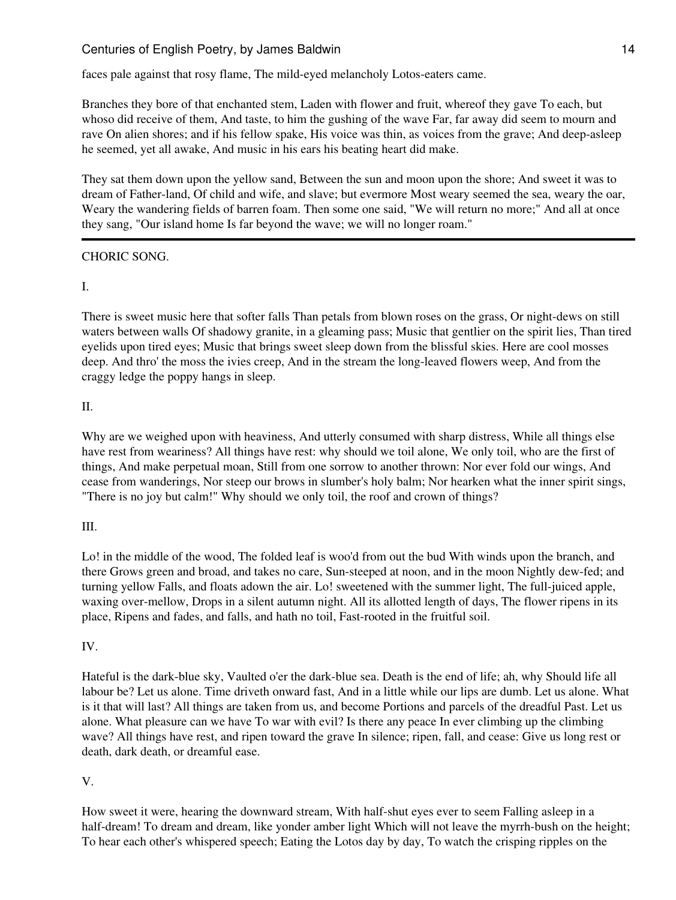faces pale against that rosy flame, The mild-eyed melancholy Lotos-eaters came.

Branches they bore of that enchanted stem, Laden with flower and fruit, whereof they gave To each, but whoso did receive of them, And taste, to him the gushing of the wave Far, far away did seem to mourn and rave On alien shores; and if his fellow spake, His voice was thin, as voices from the grave; And deep-asleep he seemed, yet all awake, And music in his ears his beating heart did make.

They sat them down upon the yellow sand, Between the sun and moon upon the shore; And sweet it was to dream of Father-land, Of child and wife, and slave; but evermore Most weary seemed the sea, weary the oar, Weary the wandering fields of barren foam. Then some one said, "We will return no more;" And all at once they sang, "Our island home Is far beyond the wave; we will no longer roam."

---

CHORIC SONG.

I.

There is sweet music here that softer falls Than petals from blown roses on the grass, Or night-dews on still waters between walls Of shadowy granite, in a gleaming pass; Music that gentlier on the spirit lies, Than tired eyelids upon tired eyes; Music that brings sweet sleep down from the blissful skies. Here are cool mosses deep. And thro' the moss the ivies creep, And in the stream the long-leaved flowers weep, And from the craggy ledge the poppy hangs in sleep.

II.

Why are we weighed upon with heaviness, And utterly consumed with sharp distress, While all things else have rest from weariness? All things have rest: why should we toil alone, We only toil, who are the first of things, And make perpetual moan, Still from one sorrow to another thrown: Nor ever fold our wings, And cease from wanderings, Nor steep our brows in slumber's holy balm; Nor hearken what the inner spirit sings, "There is no joy but calm!" Why should we only toil, the roof and crown of things?

III.

Lo! in the middle of the wood, The folded leaf is woo'd from out the bud With winds upon the branch, and there Grows green and broad, and takes no care, Sun-steeped at noon, and in the moon Nightly dew-fed; and turning yellow Falls, and floats adown the air. Lo! sweetened with the summer light, The full-juiced apple, waxing over-mellow, Drops in a silent autumn night. All its allotted length of days, The flower ripens in its place, Ripens and fades, and falls, and hath no toil, Fast-rooted in the fruitful soil.

IV.

Hateful is the dark-blue sky, Vaulted o'er the dark-blue sea. Death is the end of life; ah, why Should life all labour be? Let us alone. Time driveth onward fast, And in a little while our lips are dumb. Let us alone. What is it that will last? All things are taken from us, and become Portions and parcels of the dreadful Past. Let us alone. What pleasure can we have To war with evil? Is there any peace In ever climbing up the climbing wave? All things have rest, and ripen toward the grave In silence; ripen, fall, and cease: Give us long rest or death, dark death, or dreamful ease.

V.

How sweet it were, hearing the downward stream, With half-shut eyes ever to seem Falling asleep in a half-dream! To dream and dream, like yonder amber light Which will not leave the myrrh-bush on the height; To hear each other's whispered speech; Eating the Lotos day by day, To watch the crisping ripples on the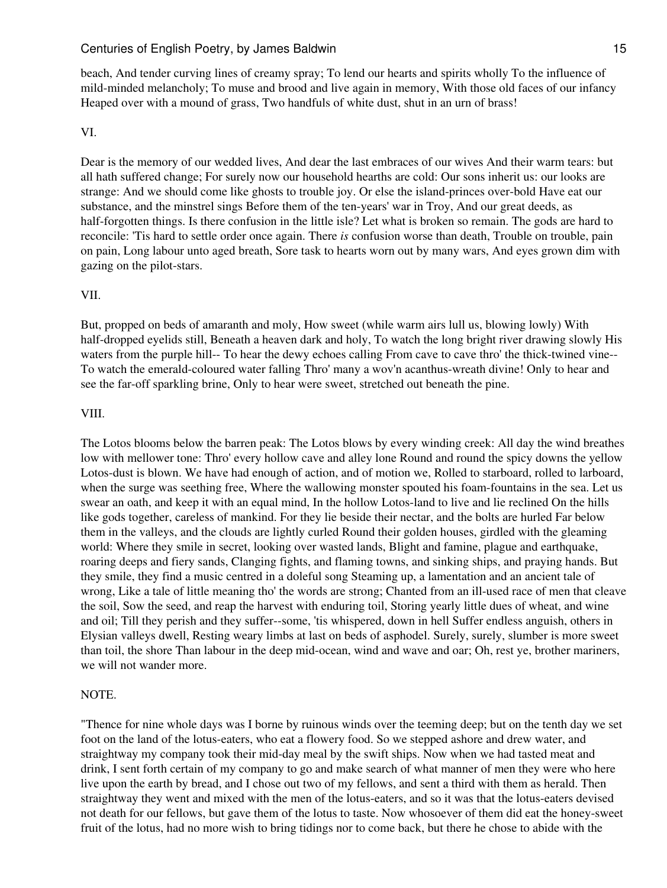beach, And tender curving lines of creamy spray; To lend our hearts and spirits wholly To the influence of mild-minded melancholy; To muse and brood and live again in memory, With those old faces of our infancy Heaped over with a mound of grass, Two handfuls of white dust, shut in an urn of brass!

VI.

Dear is the memory of our wedded lives, And dear the last embraces of our wives And their warm tears: but all hath suffered change; For surely now our household hearths are cold: Our sons inherit us: our looks are strange: And we should come like ghosts to trouble joy. Or else the island-princes over-bold Have eat our substance, and the minstrel sings Before them of the ten-years' war in Troy, And our great deeds, as half-forgotten things. Is there confusion in the little isle? Let what is broken so remain. The gods are hard to reconcile: 'Tis hard to settle order once again. There *is* confusion worse than death, Trouble on trouble, pain on pain, Long labour unto aged breath, Sore task to hearts worn out by many wars, And eyes grown dim with gazing on the pilot-stars.

VII.

But, propped on beds of amaranth and moly, How sweet (while warm airs lull us, blowing lowly) With half-dropped eyelids still, Beneath a heaven dark and holy, To watch the long bright river drawing slowly His waters from the purple hill-- To hear the dewy echoes calling From cave to cave thro' the thick-twined vine-- To watch the emerald-coloured water falling Thro' many a wov'n acanthus-wreath divine! Only to hear and see the far-off sparkling brine, Only to hear were sweet, stretched out beneath the pine.

VIII.

The Lotos blooms below the barren peak: The Lotos blows by every winding creek: All day the wind breathes low with mellower tone: Thro' every hollow cave and alley lone Round and round the spicy downs the yellow Lotos-dust is blown. We have had enough of action, and of motion we, Rolled to starboard, rolled to larboard, when the surge was seething free, Where the wallowing monster spouted his foam-fountains in the sea. Let us swear an oath, and keep it with an equal mind, In the hollow Lotos-land to live and lie reclined On the hills like gods together, careless of mankind. For they lie beside their nectar, and the bolts are hurled Far below them in the valleys, and the clouds are lightly curled Round their golden houses, girdled with the gleaming world: Where they smile in secret, looking over wasted lands, Blight and famine, plague and earthquake, roaring deeps and fiery sands, Clanging fights, and flaming towns, and sinking ships, and praying hands. But they smile, they find a music centred in a doleful song Steaming up, a lamentation and an ancient tale of wrong, Like a tale of little meaning tho' the words are strong; Chanted from an ill-used race of men that cleave the soil, Sow the seed, and reap the harvest with enduring toil, Storing yearly little dues of wheat, and wine and oil; Till they perish and they suffer--some, 'tis whispered, down in hell Suffer endless anguish, others in Elysian valleys dwell, Resting weary limbs at last on beds of asphodel. Surely, surely, slumber is more sweet than toil, the shore Than labour in the deep mid-ocean, wind and wave and oar; Oh, rest ye, brother mariners, we will not wander more.

NOTE.

"Thence for nine whole days was I borne by ruinous winds over the teeming deep; but on the tenth day we set foot on the land of the lotus-eaters, who eat a flowery food. So we stepped ashore and drew water, and straightway my company took their mid-day meal by the swift ships. Now when we had tasted meat and drink, I sent forth certain of my company to go and make search of what manner of men they were who here live upon the earth by bread, and I chose out two of my fellows, and sent a third with them as herald. Then straightway they went and mixed with the men of the lotus-eaters, and so it was that the lotus-eaters devised not death for our fellows, but gave them of the lotus to taste. Now whosoever of them did eat the honey-sweet fruit of the lotus, had no more wish to bring tidings nor to come back, but there he chose to abide with the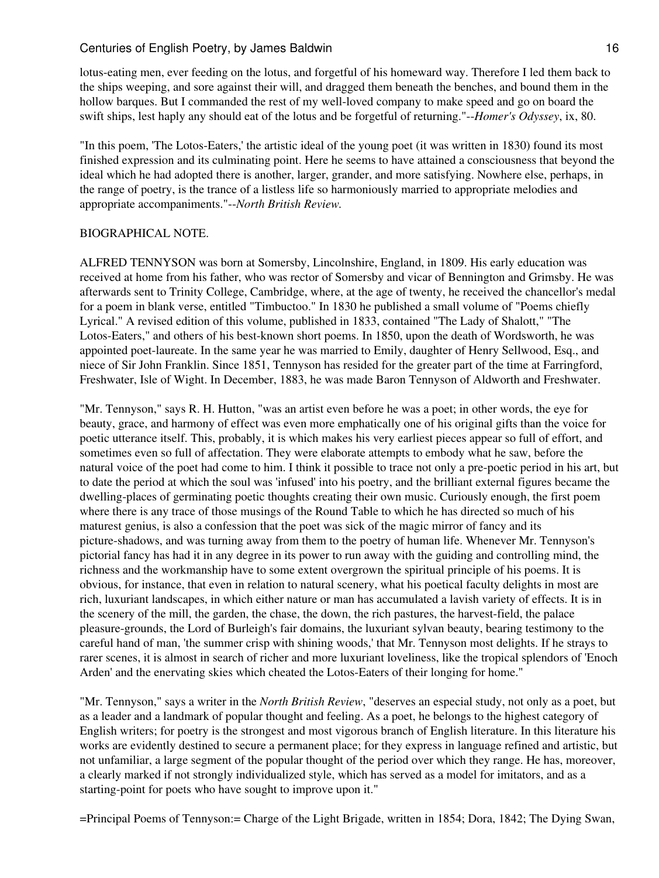lotus-eating men, ever feeding on the lotus, and forgetful of his homeward way. Therefore I led them back to the ships weeping, and sore against their will, and dragged them beneath the benches, and bound them in the hollow barques. But I commanded the rest of my well-loved company to make speed and go on board the swift ships, lest haply any should eat of the lotus and be forgetful of returning."--*Homer's Odyssey*, ix, 80.

"In this poem, 'The Lotos-Eaters,' the artistic ideal of the young poet (it was written in 1830) found its most finished expression and its culminating point. Here he seems to have attained a consciousness that beyond the ideal which he had adopted there is another, larger, grander, and more satisfying. Nowhere else, perhaps, in the range of poetry, is the trance of a listless life so harmoniously married to appropriate melodies and appropriate accompaniments."--*North British Review.*

BIOGRAPHICAL NOTE.

ALFRED TENNYSON was born at Somersby, Lincolnshire, England, in 1809. His early education was received at home from his father, who was rector of Somersby and vicar of Bennington and Grimsby. He was afterwards sent to Trinity College, Cambridge, where, at the age of twenty, he received the chancellor's medal for a poem in blank verse, entitled "Timbuctoo." In 1830 he published a small volume of "Poems chiefly Lyrical." A revised edition of this volume, published in 1833, contained "The Lady of Shalott," "The Lotos-Eaters," and others of his best-known short poems. In 1850, upon the death of Wordsworth, he was appointed poet-laureate. In the same year he was married to Emily, daughter of Henry Sellwood, Esq., and niece of Sir John Franklin. Since 1851, Tennyson has resided for the greater part of the time at Farringford, Freshwater, Isle of Wight. In December, 1883, he was made Baron Tennyson of Aldworth and Freshwater.

"Mr. Tennyson," says R. H. Hutton, "was an artist even before he was a poet; in other words, the eye for beauty, grace, and harmony of effect was even more emphatically one of his original gifts than the voice for poetic utterance itself. This, probably, it is which makes his very earliest pieces appear so full of effort, and sometimes even so full of affectation. They were elaborate attempts to embody what he saw, before the natural voice of the poet had come to him. I think it possible to trace not only a pre-poetic period in his art, but to date the period at which the soul was 'infused' into his poetry, and the brilliant external figures became the dwelling-places of germinating poetic thoughts creating their own music. Curiously enough, the first poem where there is any trace of those musings of the Round Table to which he has directed so much of his maturest genius, is also a confession that the poet was sick of the magic mirror of fancy and its picture-shadows, and was turning away from them to the poetry of human life. Whenever Mr. Tennyson's pictorial fancy has had it in any degree in its power to run away with the guiding and controlling mind, the richness and the workmanship have to some extent overgrown the spiritual principle of his poems. It is obvious, for instance, that even in relation to natural scenery, what his poetical faculty delights in most are rich, luxuriant landscapes, in which either nature or man has accumulated a lavish variety of effects. It is in the scenery of the mill, the garden, the chase, the down, the rich pastures, the harvest-field, the palace pleasure-grounds, the Lord of Burleigh's fair domains, the luxuriant sylvan beauty, bearing testimony to the careful hand of man, 'the summer crisp with shining woods,' that Mr. Tennyson most delights. If he strays to rarer scenes, it is almost in search of richer and more luxuriant loveliness, like the tropical splendors of 'Enoch Arden' and the enervating skies which cheated the Lotos-Eaters of their longing for home."

"Mr. Tennyson," says a writer in the *North British Review*, "deserves an especial study, not only as a poet, but as a leader and a landmark of popular thought and feeling. As a poet, he belongs to the highest category of English writers; for poetry is the strongest and most vigorous branch of English literature. In this literature his works are evidently destined to secure a permanent place; for they express in language refined and artistic, but not unfamiliar, a large segment of the popular thought of the period over which they range. He has, moreover, a clearly marked if not strongly individualized style, which has served as a model for imitators, and as a starting-point for poets who have sought to improve upon it."

=Principal Poems of Tennyson:= Charge of the Light Brigade, written in 1854; Dora, 1842; The Dying Swan,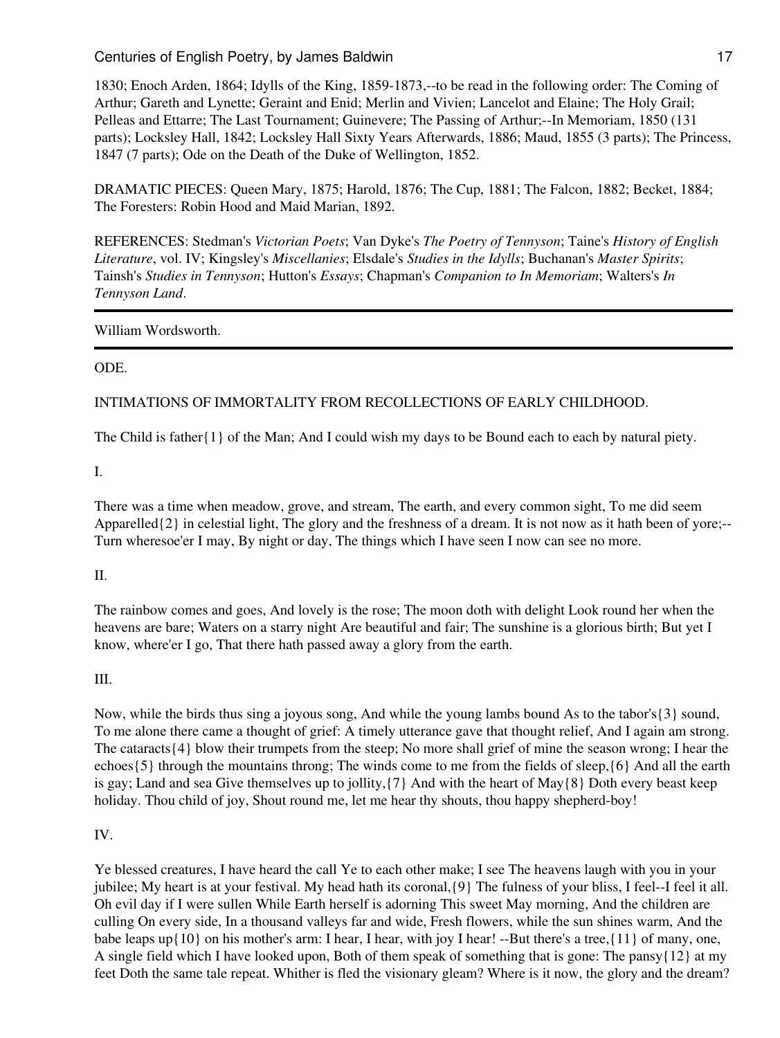1830; Enoch Arden, 1864; Idylls of the King, 1859-1873,--to be read in the following order: The Coming of Arthur; Gareth and Lynette; Geraint and Enid; Merlin and Vivien; Lancelot and Elaine; The Holy Grail; Pelleas and Ettarre; The Last Tournament; Guinevere; The Passing of Arthur;--In Memoriam, 1850 (131 parts); Locksley Hall, 1842; Locksley Hall Sixty Years Afterwards, 1886; Maud, 1855 (3 parts); The Princess, 1847 (7 parts); Ode on the Death of the Duke of Wellington, 1852.

DRAMATIC PIECES: Queen Mary, 1875; Harold, 1876; The Cup, 1881; The Falcon, 1882; Becket, 1884; The Foresters: Robin Hood and Maid Marian, 1892.

REFERENCES: Stedman's *Victorian Poets*; Van Dyke's *The Poetry of Tennyson*; Taine's *History of English Literature*, vol. IV; Kingsley's *Miscellanies*; Elsdale's *Studies in the Idylls*; Buchanan's *Master Spirits*; Tainsh's *Studies in Tennyson*; Hutton's *Essays*; Chapman's *Companion to In Memoriam*; Walters's *In Tennyson Land*.

---

William Wordsworth.

---

ODE.

INTIMATIONS OF IMMORTALITY FROM RECOLLECTIONS OF EARLY CHILDHOOD.

The Child is father{1} of the Man; And I could wish my days to be Bound each to each by natural piety.

I.

There was a time when meadow, grove, and stream, The earth, and every common sight, To me did seem Apparelled{2} in celestial light, The glory and the freshness of a dream. It is not now as it hath been of yore;-- Turn wheresoe'er I may, By night or day, The things which I have seen I now can see no more.

II.

The rainbow comes and goes, And lovely is the rose; The moon doth with delight Look round her when the heavens are bare; Waters on a starry night Are beautiful and fair; The sunshine is a glorious birth; But yet I know, where'er I go, That there hath passed away a glory from the earth.

III.

Now, while the birds thus sing a joyous song, And while the young lambs bound As to the tabor's{3} sound, To me alone there came a thought of grief: A timely utterance gave that thought relief, And I again am strong. The cataracts{4} blow their trumpets from the steep; No more shall grief of mine the season wrong; I hear the echoes{5} through the mountains throng; The winds come to me from the fields of sleep,{6} And all the earth is gay; Land and sea Give themselves up to jollity,{7} And with the heart of May{8} Doth every beast keep holiday. Thou child of joy, Shout round me, let me hear thy shouts, thou happy shepherd-boy!

IV.

Ye blessed creatures, I have heard the call Ye to each other make; I see The heavens laugh with you in your jubilee; My heart is at your festival. My head hath its coronal,{9} The fulness of your bliss, I feel--I feel it all. Oh evil day if I were sullen While Earth herself is adorning This sweet May morning, And the children are culling On every side, In a thousand valleys far and wide, Fresh flowers, while the sun shines warm, And the babe leaps up{10} on his mother's arm: I hear, I hear, with joy I hear! --But there's a tree,{11} of many, one, A single field which I have looked upon, Both of them speak of something that is gone: The pansy{12} at my feet Doth the same tale repeat. Whither is fled the visionary gleam? Where is it now, the glory and the dream?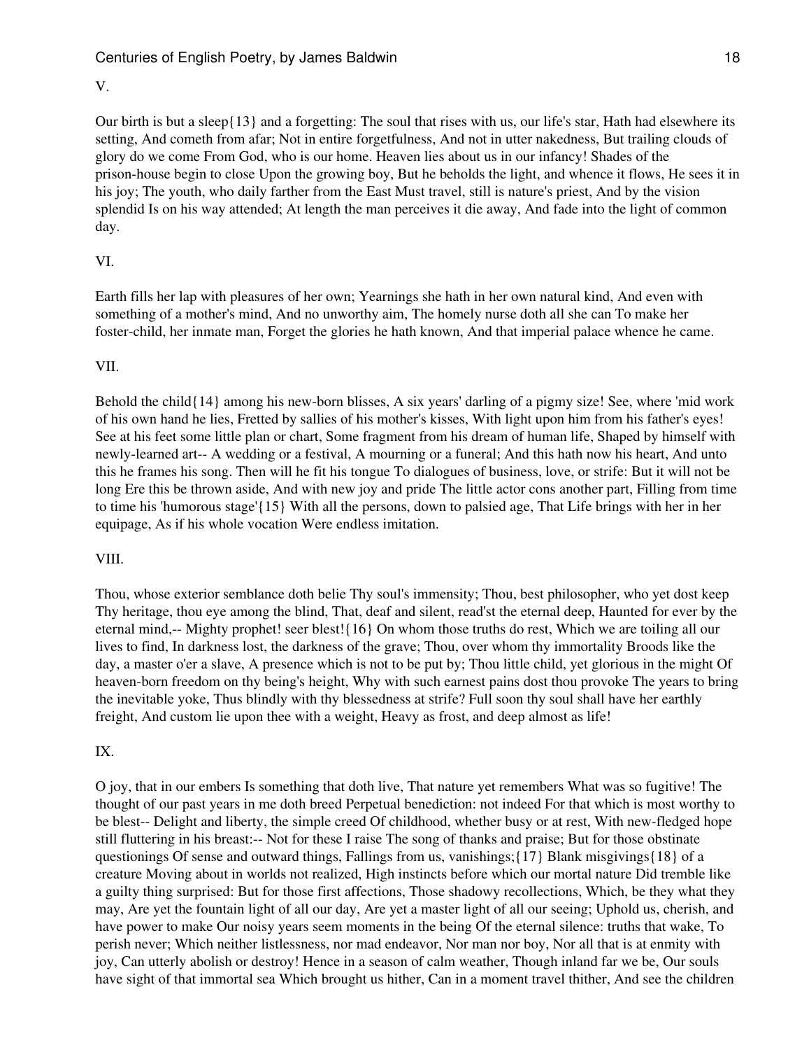V.

Our birth is but a sleep{13} and a forgetting: The soul that rises with us, our life's star, Hath had elsewhere its setting, And cometh from afar; Not in entire forgetfulness, And not in utter nakedness, But trailing clouds of glory do we come From God, who is our home. Heaven lies about us in our infancy! Shades of the prison-house begin to close Upon the growing boy, But he beholds the light, and whence it flows, He sees it in his joy; The youth, who daily farther from the East Must travel, still is nature's priest, And by the vision splendid Is on his way attended; At length the man perceives it die away, And fade into the light of common day.

VI.

Earth fills her lap with pleasures of her own; Yearnings she hath in her own natural kind, And even with something of a mother's mind, And no unworthy aim, The homely nurse doth all she can To make her foster-child, her inmate man, Forget the glories he hath known, And that imperial palace whence he came.

VII.

Behold the child{14} among his new-born blisses, A six years' darling of a pigmy size! See, where 'mid work of his own hand he lies, Fretted by sallies of his mother's kisses, With light upon him from his father's eyes! See at his feet some little plan or chart, Some fragment from his dream of human life, Shaped by himself with newly-learned art-- A wedding or a festival, A mourning or a funeral; And this hath now his heart, And unto this he frames his song. Then will he fit his tongue To dialogues of business, love, or strife: But it will not be long Ere this be thrown aside, And with new joy and pride The little actor cons another part, Filling from time to time his 'humorous stage'{15} With all the persons, down to palsied age, That Life brings with her in her equipage, As if his whole vocation Were endless imitation.

VIII.

Thou, whose exterior semblance doth belie Thy soul's immensity; Thou, best philosopher, who yet dost keep Thy heritage, thou eye among the blind, That, deaf and silent, read'st the eternal deep, Haunted for ever by the eternal mind,-- Mighty prophet! seer blest!{16} On whom those truths do rest, Which we are toiling all our lives to find, In darkness lost, the darkness of the grave; Thou, over whom thy immortality Broods like the day, a master o'er a slave, A presence which is not to be put by; Thou little child, yet glorious in the might Of heaven-born freedom on thy being's height, Why with such earnest pains dost thou provoke The years to bring the inevitable yoke, Thus blindly with thy blessedness at strife? Full soon thy soul shall have her earthly freight, And custom lie upon thee with a weight, Heavy as frost, and deep almost as life!

IX.

O joy, that in our embers Is something that doth live, That nature yet remembers What was so fugitive! The thought of our past years in me doth breed Perpetual benediction: not indeed For that which is most worthy to be blest-- Delight and liberty, the simple creed Of childhood, whether busy or at rest, With new-fledged hope still fluttering in his breast:-- Not for these I raise The song of thanks and praise; But for those obstinate questionings Of sense and outward things, Fallings from us, vanishings;{17} Blank misgivings{18} of a creature Moving about in worlds not realized, High instincts before which our mortal nature Did tremble like a guilty thing surprised: But for those first affections, Those shadowy recollections, Which, be they what they may, Are yet the fountain light of all our day, Are yet a master light of all our seeing; Uphold us, cherish, and have power to make Our noisy years seem moments in the being Of the eternal silence: truths that wake, To perish never; Which neither listlessness, nor mad endeavor, Nor man nor boy, Nor all that is at enmity with joy, Can utterly abolish or destroy! Hence in a season of calm weather, Though inland far we be, Our souls have sight of that immortal sea Which brought us hither, Can in a moment travel thither, And see the children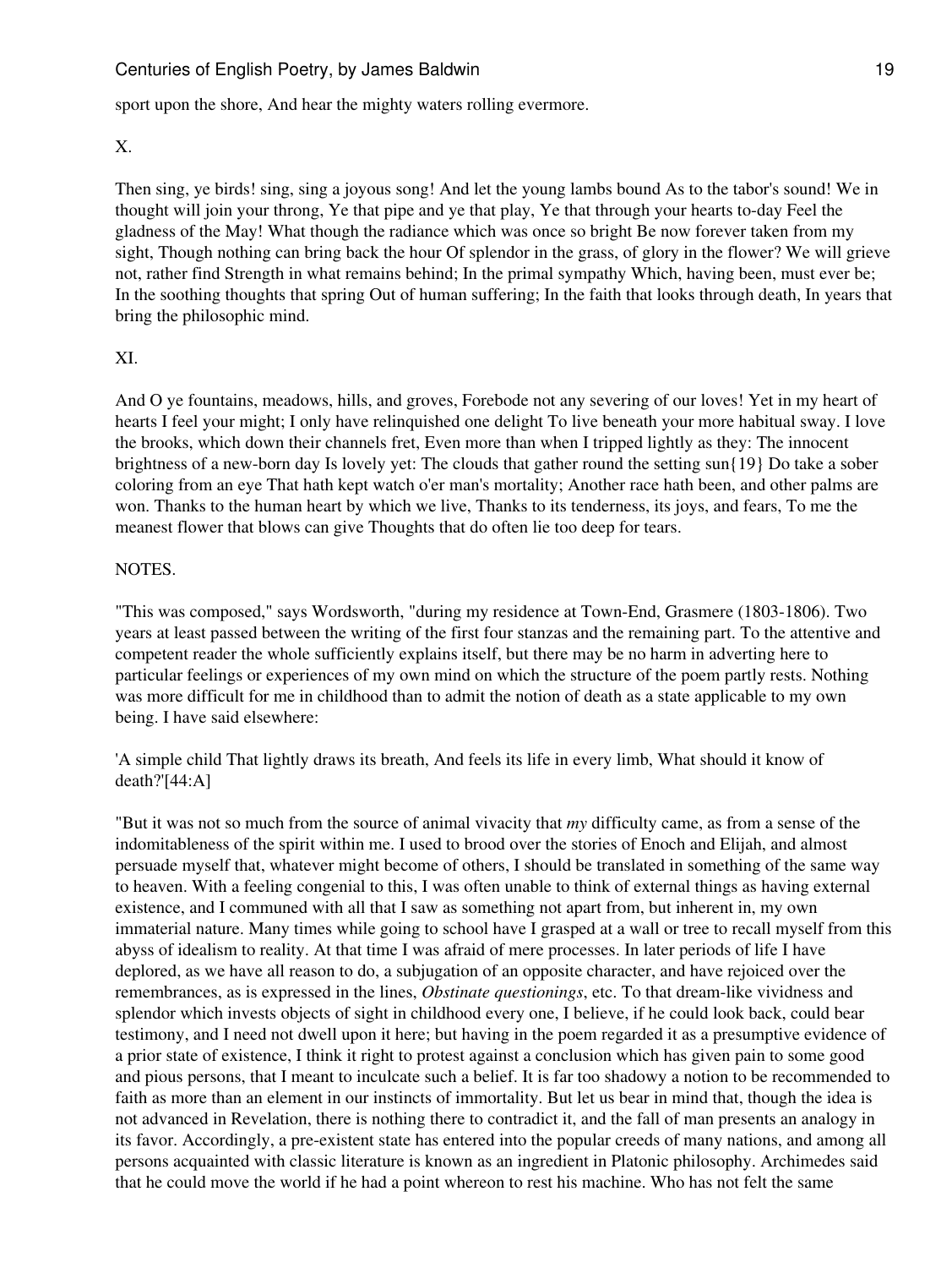sport upon the shore, And hear the mighty waters rolling evermore.

X.

Then sing, ye birds! sing, sing a joyous song! And let the young lambs bound As to the tabor's sound! We in thought will join your throng, Ye that pipe and ye that play, Ye that through your hearts to-day Feel the gladness of the May! What though the radiance which was once so bright Be now forever taken from my sight, Though nothing can bring back the hour Of splendor in the grass, of glory in the flower? We will grieve not, rather find Strength in what remains behind; In the primal sympathy Which, having been, must ever be; In the soothing thoughts that spring Out of human suffering; In the faith that looks through death, In years that bring the philosophic mind.

XI.

And O ye fountains, meadows, hills, and groves, Forebode not any severing of our loves! Yet in my heart of hearts I feel your might; I only have relinquished one delight To live beneath your more habitual sway. I love the brooks, which down their channels fret, Even more than when I tripped lightly as they: The innocent brightness of a new-born day Is lovely yet: The clouds that gather round the setting sun{19} Do take a sober coloring from an eye That hath kept watch o'er man's mortality; Another race hath been, and other palms are won. Thanks to the human heart by which we live, Thanks to its tenderness, its joys, and fears, To me the meanest flower that blows can give Thoughts that do often lie too deep for tears.

NOTES.

"This was composed," says Wordsworth, "during my residence at Town-End, Grasmere (1803-1806). Two years at least passed between the writing of the first four stanzas and the remaining part. To the attentive and competent reader the whole sufficiently explains itself, but there may be no harm in adverting here to particular feelings or experiences of my own mind on which the structure of the poem partly rests. Nothing was more difficult for me in childhood than to admit the notion of death as a state applicable to my own being. I have said elsewhere:

'A simple child That lightly draws its breath, And feels its life in every limb, What should it know of death?'[44:A]

"But it was not so much from the source of animal vivacity that *my* difficulty came, as from a sense of the indomitableness of the spirit within me. I used to brood over the stories of Enoch and Elijah, and almost persuade myself that, whatever might become of others, I should be translated in something of the same way to heaven. With a feeling congenial to this, I was often unable to think of external things as having external existence, and I communed with all that I saw as something not apart from, but inherent in, my own immaterial nature. Many times while going to school have I grasped at a wall or tree to recall myself from this abyss of idealism to reality. At that time I was afraid of mere processes. In later periods of life I have deplored, as we have all reason to do, a subjugation of an opposite character, and have rejoiced over the remembrances, as is expressed in the lines, *Obstinate questionings*, etc. To that dream-like vividness and splendor which invests objects of sight in childhood every one, I believe, if he could look back, could bear testimony, and I need not dwell upon it here; but having in the poem regarded it as a presumptive evidence of a prior state of existence, I think it right to protest against a conclusion which has given pain to some good and pious persons, that I meant to inculcate such a belief. It is far too shadowy a notion to be recommended to faith as more than an element in our instincts of immortality. But let us bear in mind that, though the idea is not advanced in Revelation, there is nothing there to contradict it, and the fall of man presents an analogy in its favor. Accordingly, a pre-existent state has entered into the popular creeds of many nations, and among all persons acquainted with classic literature is known as an ingredient in Platonic philosophy. Archimedes said that he could move the world if he had a point whereon to rest his machine. Who has not felt the same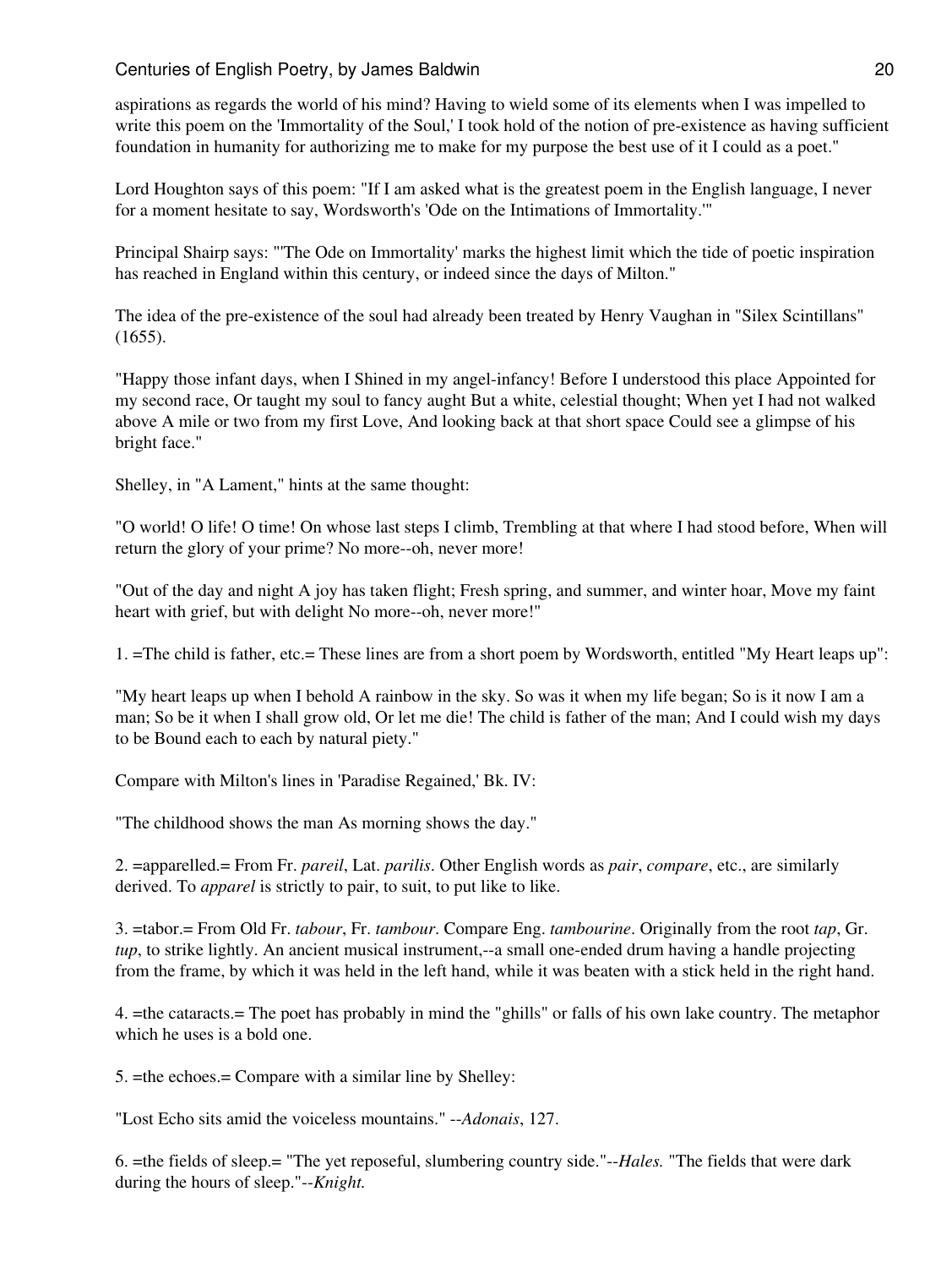aspirations as regards the world of his mind? Having to wield some of its elements when I was impelled to write this poem on the 'Immortality of the Soul,' I took hold of the notion of pre-existence as having sufficient foundation in humanity for authorizing me to make for my purpose the best use of it I could as a poet."

Lord Houghton says of this poem: "If I am asked what is the greatest poem in the English language, I never for a moment hesitate to say, Wordsworth's 'Ode on the Intimations of Immortality.'"

Principal Shairp says: "'The Ode on Immortality' marks the highest limit which the tide of poetic inspiration has reached in England within this century, or indeed since the days of Milton."

The idea of the pre-existence of the soul had already been treated by Henry Vaughan in "Silex Scintillans" (1655).

"Happy those infant days, when I Shined in my angel-infancy! Before I understood this place Appointed for my second race, Or taught my soul to fancy aught But a white, celestial thought; When yet I had not walked above A mile or two from my first Love, And looking back at that short space Could see a glimpse of his bright face."

Shelley, in "A Lament," hints at the same thought:

"O world! O life! O time! On whose last steps I climb, Trembling at that where I had stood before, When will return the glory of your prime? No more--oh, never more!

"Out of the day and night A joy has taken flight; Fresh spring, and summer, and winter hoar, Move my faint heart with grief, but with delight No more--oh, never more!"

1. =The child is father, etc.= These lines are from a short poem by Wordsworth, entitled "My Heart leaps up":

"My heart leaps up when I behold A rainbow in the sky. So was it when my life began; So is it now I am a man; So be it when I shall grow old, Or let me die! The child is father of the man; And I could wish my days to be Bound each to each by natural piety."

Compare with Milton's lines in 'Paradise Regained,' Bk. IV:

"The childhood shows the man As morning shows the day."

2. =apparelled.= From Fr. *pareil*, Lat. *parilis*. Other English words as *pair*, *compare*, etc., are similarly derived. To *apparel* is strictly to pair, to suit, to put like to like.

3. =tabor.= From Old Fr. *tabour*, Fr. *tambour*. Compare Eng. *tambourine*. Originally from the root *tap*, Gr. *tup*, to strike lightly. An ancient musical instrument,--a small one-ended drum having a handle projecting from the frame, by which it was held in the left hand, while it was beaten with a stick held in the right hand.

4. =the cataracts.= The poet has probably in mind the "ghills" or falls of his own lake country. The metaphor which he uses is a bold one.

5. =the echoes.= Compare with a similar line by Shelley:

"Lost Echo sits amid the voiceless mountains." --*Adonais*, 127.

6. =the fields of sleep.= "The yet reposeful, slumbering country side."--*Hales.* "The fields that were dark during the hours of sleep."--*Knight.*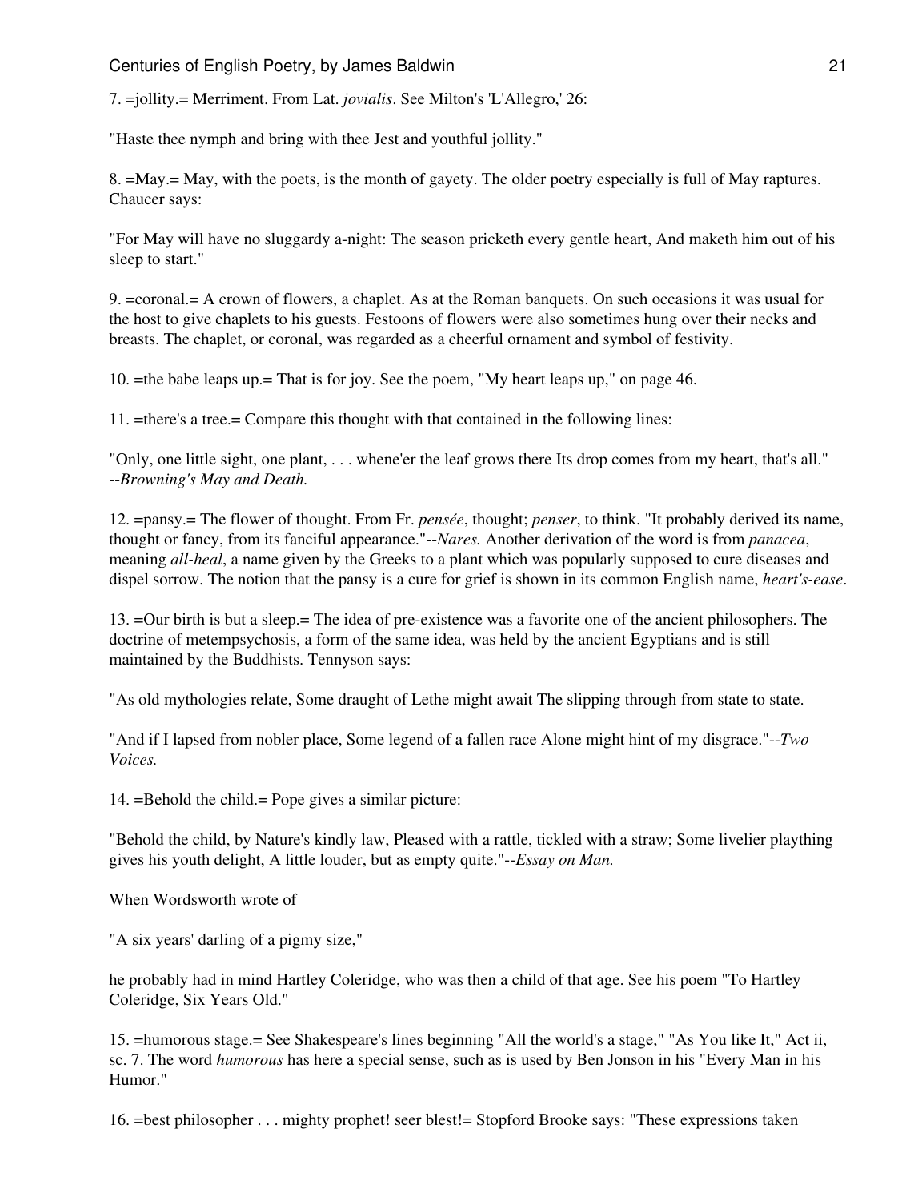7. =jollity.= Merriment. From Lat. *jovialis*. See Milton's 'L'Allegro,' 26:

"Haste thee nymph and bring with thee Jest and youthful jollity."

8. =May.= May, with the poets, is the month of gayety. The older poetry especially is full of May raptures. Chaucer says:

"For May will have no sluggardy a-night: The season pricketh every gentle heart, And maketh him out of his sleep to start."

9. =coronal.= A crown of flowers, a chaplet. As at the Roman banquets. On such occasions it was usual for the host to give chaplets to his guests. Festoons of flowers were also sometimes hung over their necks and breasts. The chaplet, or coronal, was regarded as a cheerful ornament and symbol of festivity.

10. =the babe leaps up.= That is for joy. See the poem, "My heart leaps up," on page 46.

11. =there's a tree.= Compare this thought with that contained in the following lines:

"Only, one little sight, one plant, . . . whene'er the leaf grows there Its drop comes from my heart, that's all." *--Browning's May and Death.*

12. =pansy.= The flower of thought. From Fr. *pensée*, thought; *penser*, to think. "It probably derived its name, thought or fancy, from its fanciful appearance."*--Nares.* Another derivation of the word is from *panacea*, meaning *all-heal*, a name given by the Greeks to a plant which was popularly supposed to cure diseases and dispel sorrow. The notion that the pansy is a cure for grief is shown in its common English name, *heart's-ease*.

13. =Our birth is but a sleep.= The idea of pre-existence was a favorite one of the ancient philosophers. The doctrine of metempsychosis, a form of the same idea, was held by the ancient Egyptians and is still maintained by the Buddhists. Tennyson says:

"As old mythologies relate, Some draught of Lethe might await The slipping through from state to state.

"And if I lapsed from nobler place, Some legend of a fallen race Alone might hint of my disgrace."*--Two Voices.*

14. =Behold the child.= Pope gives a similar picture:

"Behold the child, by Nature's kindly law, Pleased with a rattle, tickled with a straw; Some livelier plaything gives his youth delight, A little louder, but as empty quite."*--Essay on Man.*

When Wordsworth wrote of

"A six years' darling of a pigmy size,"

he probably had in mind Hartley Coleridge, who was then a child of that age. See his poem "To Hartley Coleridge, Six Years Old."

15. =humorous stage.= See Shakespeare's lines beginning "All the world's a stage," "As You like It," Act ii, sc. 7. The word *humorous* has here a special sense, such as is used by Ben Jonson in his "Every Man in his Humor."

16. =best philosopher . . . mighty prophet! seer blest!= Stopford Brooke says: "These expressions taken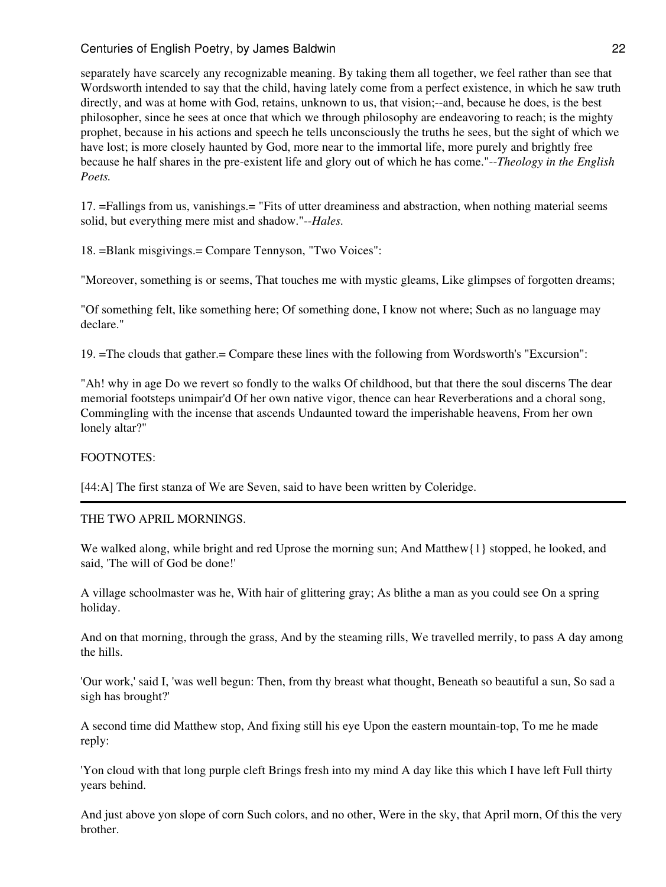separately have scarcely any recognizable meaning. By taking them all together, we feel rather than see that Wordsworth intended to say that the child, having lately come from a perfect existence, in which he saw truth directly, and was at home with God, retains, unknown to us, that vision;--and, because he does, is the best philosopher, since he sees at once that which we through philosophy are endeavoring to reach; is the mighty prophet, because in his actions and speech he tells unconsciously the truths he sees, but the sight of which we have lost; is more closely haunted by God, more near to the immortal life, more purely and brightly free because he half shares in the pre-existent life and glory out of which he has come."--*Theology in the English Poets.*

17. =Fallings from us, vanishings.= "Fits of utter dreaminess and abstraction, when nothing material seems solid, but everything mere mist and shadow."--*Hales.*

18. =Blank misgivings.= Compare Tennyson, "Two Voices":

"Moreover, something is or seems, That touches me with mystic gleams, Like glimpses of forgotten dreams;

"Of something felt, like something here; Of something done, I know not where; Such as no language may declare."

19. =The clouds that gather.= Compare these lines with the following from Wordsworth's "Excursion":

"Ah! why in age Do we revert so fondly to the walks Of childhood, but that there the soul discerns The dear memorial footsteps unimpair'd Of her own native vigor, thence can hear Reverberations and a choral song, Commingling with the incense that ascends Undaunted toward the imperishable heavens, From her own lonely altar?"

FOOTNOTES:

[44:A] The first stanza of We are Seven, said to have been written by Coleridge.

---

THE TWO APRIL MORNINGS.

We walked along, while bright and red Uprose the morning sun; And Matthew{1} stopped, he looked, and said, 'The will of God be done!'

A village schoolmaster was he, With hair of glittering gray; As blithe a man as you could see On a spring holiday.

And on that morning, through the grass, And by the steaming rills, We travelled merrily, to pass A day among the hills.

'Our work,' said I, 'was well begun: Then, from thy breast what thought, Beneath so beautiful a sun, So sad a sigh has brought?'

A second time did Matthew stop, And fixing still his eye Upon the eastern mountain-top, To me he made reply:

'Yon cloud with that long purple cleft Brings fresh into my mind A day like this which I have left Full thirty years behind.

And just above yon slope of corn Such colors, and no other, Were in the sky, that April morn, Of this the very brother.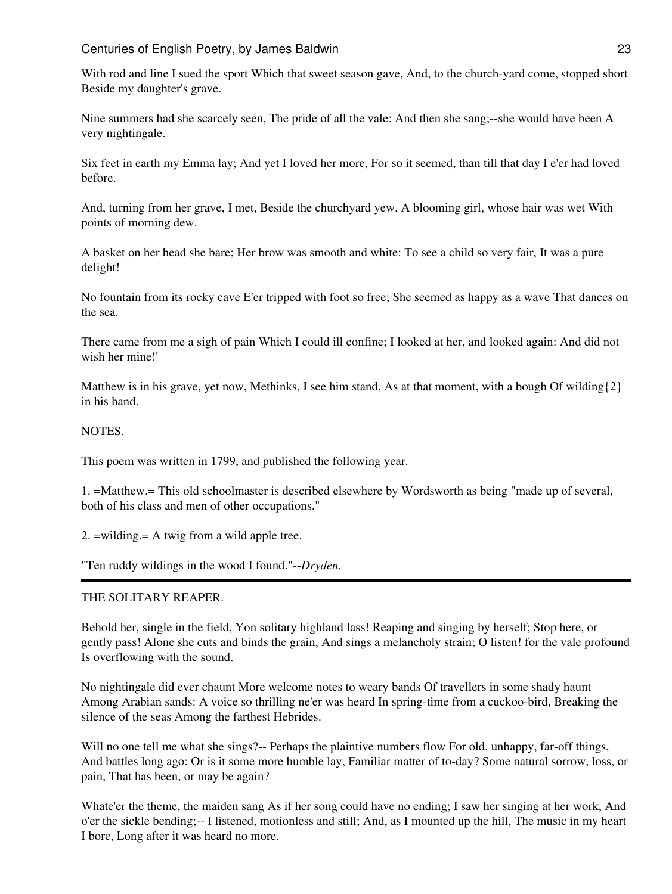With rod and line I sued the sport Which that sweet season gave, And, to the church-yard come, stopped short Beside my daughter's grave.

Nine summers had she scarcely seen, The pride of all the vale: And then she sang;--she would have been A very nightingale.

Six feet in earth my Emma lay; And yet I loved her more, For so it seemed, than till that day I e'er had loved before.

And, turning from her grave, I met, Beside the churchyard yew, A blooming girl, whose hair was wet With points of morning dew.

A basket on her head she bare; Her brow was smooth and white: To see a child so very fair, It was a pure delight!

No fountain from its rocky cave E'er tripped with foot so free; She seemed as happy as a wave That dances on the sea.

There came from me a sigh of pain Which I could ill confine; I looked at her, and looked again: And did not wish her mine!'

Matthew is in his grave, yet now, Methinks, I see him stand, As at that moment, with a bough Of wilding{2} in his hand.

NOTES.

This poem was written in 1799, and published the following year.

1. =Matthew.= This old schoolmaster is described elsewhere by Wordsworth as being "made up of several, both of his class and men of other occupations."

2. =wilding.= A twig from a wild apple tree.

"Ten ruddy wildings in the wood I found."--*Dryden.*

---

THE SOLITARY REAPER.

Behold her, single in the field, Yon solitary highland lass! Reaping and singing by herself; Stop here, or gently pass! Alone she cuts and binds the grain, And sings a melancholy strain; O listen! for the vale profound Is overflowing with the sound.

No nightingale did ever chaunt More welcome notes to weary bands Of travellers in some shady haunt Among Arabian sands: A voice so thrilling ne'er was heard In spring-time from a cuckoo-bird, Breaking the silence of the seas Among the farthest Hebrides.

Will no one tell me what she sings?-- Perhaps the plaintive numbers flow For old, unhappy, far-off things, And battles long ago: Or is it some more humble lay, Familiar matter of to-day? Some natural sorrow, loss, or pain, That has been, or may be again?

Whate'er the theme, the maiden sang As if her song could have no ending; I saw her singing at her work, And o'er the sickle bending;-- I listened, motionless and still; And, as I mounted up the hill, The music in my heart I bore, Long after it was heard no more.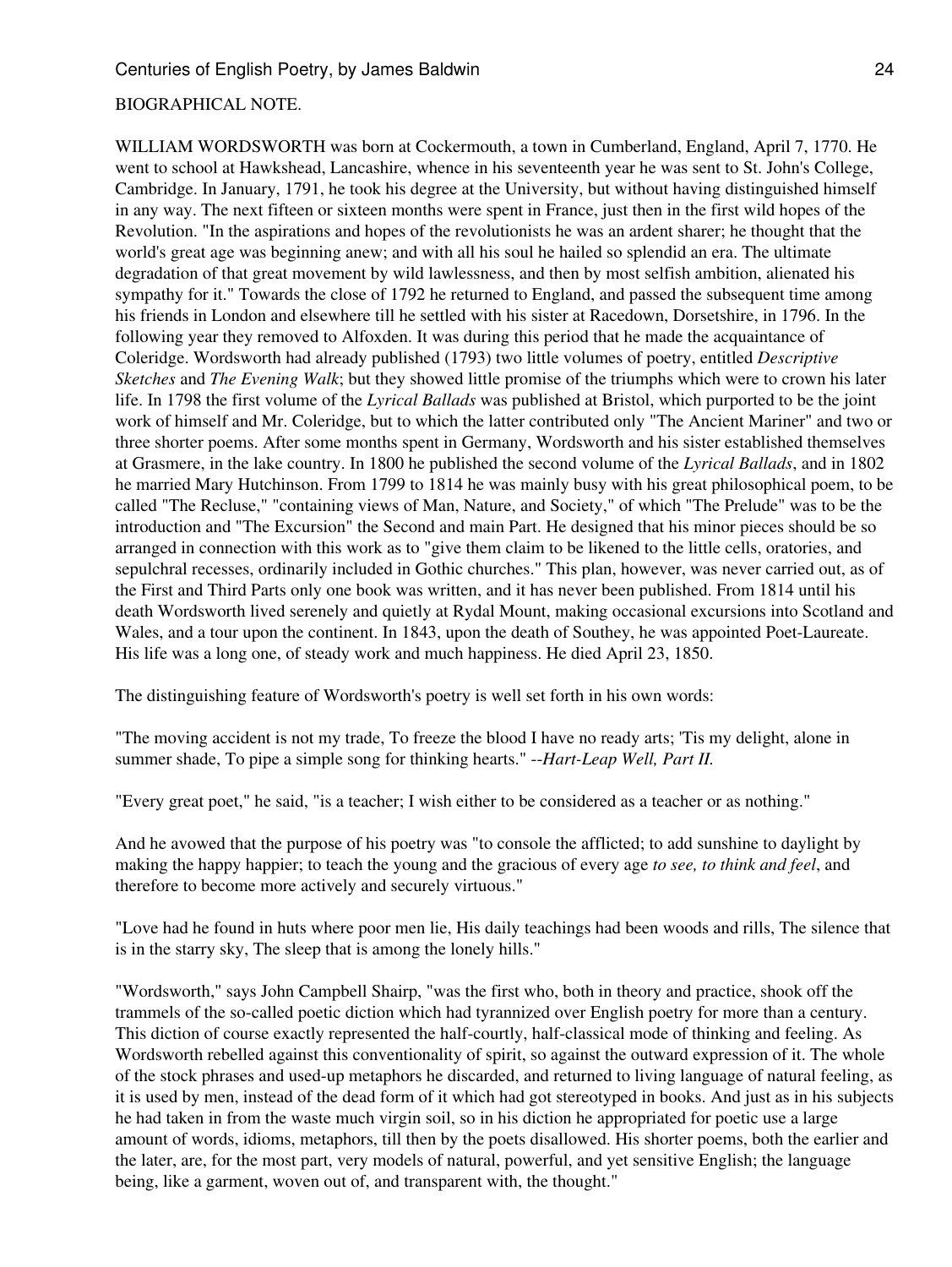BIOGRAPHICAL NOTE.

WILLIAM WORDSWORTH was born at Cockermouth, a town in Cumberland, England, April 7, 1770. He went to school at Hawkshead, Lancashire, whence in his seventeenth year he was sent to St. John's College, Cambridge. In January, 1791, he took his degree at the University, but without having distinguished himself in any way. The next fifteen or sixteen months were spent in France, just then in the first wild hopes of the Revolution. "In the aspirations and hopes of the revolutionists he was an ardent sharer; he thought that the world's great age was beginning anew; and with all his soul he hailed so splendid an era. The ultimate degradation of that great movement by wild lawlessness, and then by most selfish ambition, alienated his sympathy for it." Towards the close of 1792 he returned to England, and passed the subsequent time among his friends in London and elsewhere till he settled with his sister at Racedown, Dorsetshire, in 1796. In the following year they removed to Alfoxden. It was during this period that he made the acquaintance of Coleridge. Wordsworth had already published (1793) two little volumes of poetry, entitled *Descriptive Sketches* and *The Evening Walk*; but they showed little promise of the triumphs which were to crown his later life. In 1798 the first volume of the *Lyrical Ballads* was published at Bristol, which purported to be the joint work of himself and Mr. Coleridge, but to which the latter contributed only "The Ancient Mariner" and two or three shorter poems. After some months spent in Germany, Wordsworth and his sister established themselves at Grasmere, in the lake country. In 1800 he published the second volume of the *Lyrical Ballads*, and in 1802 he married Mary Hutchinson. From 1799 to 1814 he was mainly busy with his great philosophical poem, to be called "The Recluse," "containing views of Man, Nature, and Society," of which "The Prelude" was to be the introduction and "The Excursion" the Second and main Part. He designed that his minor pieces should be so arranged in connection with this work as to "give them claim to be likened to the little cells, oratories, and sepulchral recesses, ordinarily included in Gothic churches." This plan, however, was never carried out, as of the First and Third Parts only one book was written, and it has never been published. From 1814 until his death Wordsworth lived serenely and quietly at Rydal Mount, making occasional excursions into Scotland and Wales, and a tour upon the continent. In 1843, upon the death of Southey, he was appointed Poet-Laureate. His life was a long one, of steady work and much happiness. He died April 23, 1850.

The distinguishing feature of Wordsworth's poetry is well set forth in his own words:

"The moving accident is not my trade, To freeze the blood I have no ready arts; 'Tis my delight, alone in summer shade, To pipe a simple song for thinking hearts." *--Hart-Leap Well, Part II.*

"Every great poet," he said, "is a teacher; I wish either to be considered as a teacher or as nothing."

And he avowed that the purpose of his poetry was "to console the afflicted; to add sunshine to daylight by making the happy happier; to teach the young and the gracious of every age *to see, to think and feel*, and therefore to become more actively and securely virtuous."

"Love had he found in huts where poor men lie, His daily teachings had been woods and rills, The silence that is in the starry sky, The sleep that is among the lonely hills."

"Wordsworth," says John Campbell Shairp, "was the first who, both in theory and practice, shook off the trammels of the so-called poetic diction which had tyrannized over English poetry for more than a century. This diction of course exactly represented the half-courtly, half-classical mode of thinking and feeling. As Wordsworth rebelled against this conventionality of spirit, so against the outward expression of it. The whole of the stock phrases and used-up metaphors he discarded, and returned to living language of natural feeling, as it is used by men, instead of the dead form of it which had got stereotyped in books. And just as in his subjects he had taken in from the waste much virgin soil, so in his diction he appropriated for poetic use a large amount of words, idioms, metaphors, till then by the poets disallowed. His shorter poems, both the earlier and the later, are, for the most part, very models of natural, powerful, and yet sensitive English; the language being, like a garment, woven out of, and transparent with, the thought."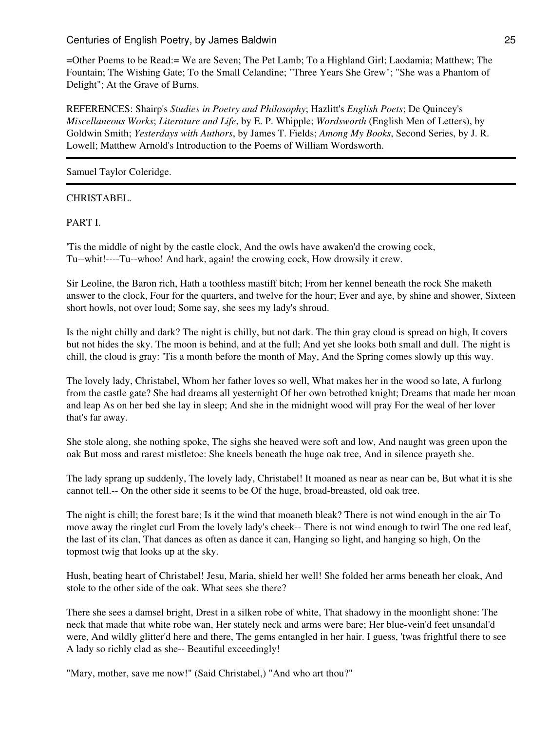=Other Poems to be Read:= We are Seven; The Pet Lamb; To a Highland Girl; Laodamia; Matthew; The Fountain; The Wishing Gate; To the Small Celandine; "Three Years She Grew"; "She was a Phantom of Delight"; At the Grave of Burns.

REFERENCES: Shairp's *Studies in Poetry and Philosophy*; Hazlitt's *English Poets*; De Quincey's *Miscellaneous Works*; *Literature and Life*, by E. P. Whipple; *Wordsworth* (English Men of Letters), by Goldwin Smith; *Yesterdays with Authors*, by James T. Fields; *Among My Books*, Second Series, by J. R. Lowell; Matthew Arnold's Introduction to the Poems of William Wordsworth.

---

Samuel Taylor Coleridge.

---

CHRISTABEL.

PART I.

'Tis the middle of night by the castle clock, And the owls have awaken'd the crowing cock, Tu--whit!----Tu--whoo! And hark, again! the crowing cock, How drowsily it crew.

Sir Leoline, the Baron rich, Hath a toothless mastiff bitch; From her kennel beneath the rock She maketh answer to the clock, Four for the quarters, and twelve for the hour; Ever and aye, by shine and shower, Sixteen short howls, not over loud; Some say, she sees my lady's shroud.

Is the night chilly and dark? The night is chilly, but not dark. The thin gray cloud is spread on high, It covers but not hides the sky. The moon is behind, and at the full; And yet she looks both small and dull. The night is chill, the cloud is gray: 'Tis a month before the month of May, And the Spring comes slowly up this way.

The lovely lady, Christabel, Whom her father loves so well, What makes her in the wood so late, A furlong from the castle gate? She had dreams all yesternight Of her own betrothed knight; Dreams that made her moan and leap As on her bed she lay in sleep; And she in the midnight wood will pray For the weal of her lover that's far away.

She stole along, she nothing spoke, The sighs she heaved were soft and low, And naught was green upon the oak But moss and rarest mistletoe: She kneels beneath the huge oak tree, And in silence prayeth she.

The lady sprang up suddenly, The lovely lady, Christabel! It moaned as near as near can be, But what it is she cannot tell.-- On the other side it seems to be Of the huge, broad-breasted, old oak tree.

The night is chill; the forest bare; Is it the wind that moaneth bleak? There is not wind enough in the air To move away the ringlet curl From the lovely lady's cheek-- There is not wind enough to twirl The one red leaf, the last of its clan, That dances as often as dance it can, Hanging so light, and hanging so high, On the topmost twig that looks up at the sky.

Hush, beating heart of Christabel! Jesu, Maria, shield her well! She folded her arms beneath her cloak, And stole to the other side of the oak. What sees she there?

There she sees a damsel bright, Drest in a silken robe of white, That shadowy in the moonlight shone: The neck that made that white robe wan, Her stately neck and arms were bare; Her blue-vein'd feet unsandal'd were, And wildly glitter'd here and there, The gems entangled in her hair. I guess, 'twas frightful there to see A lady so richly clad as she-- Beautiful exceedingly!

"Mary, mother, save me now!" (Said Christabel,) "And who art thou?"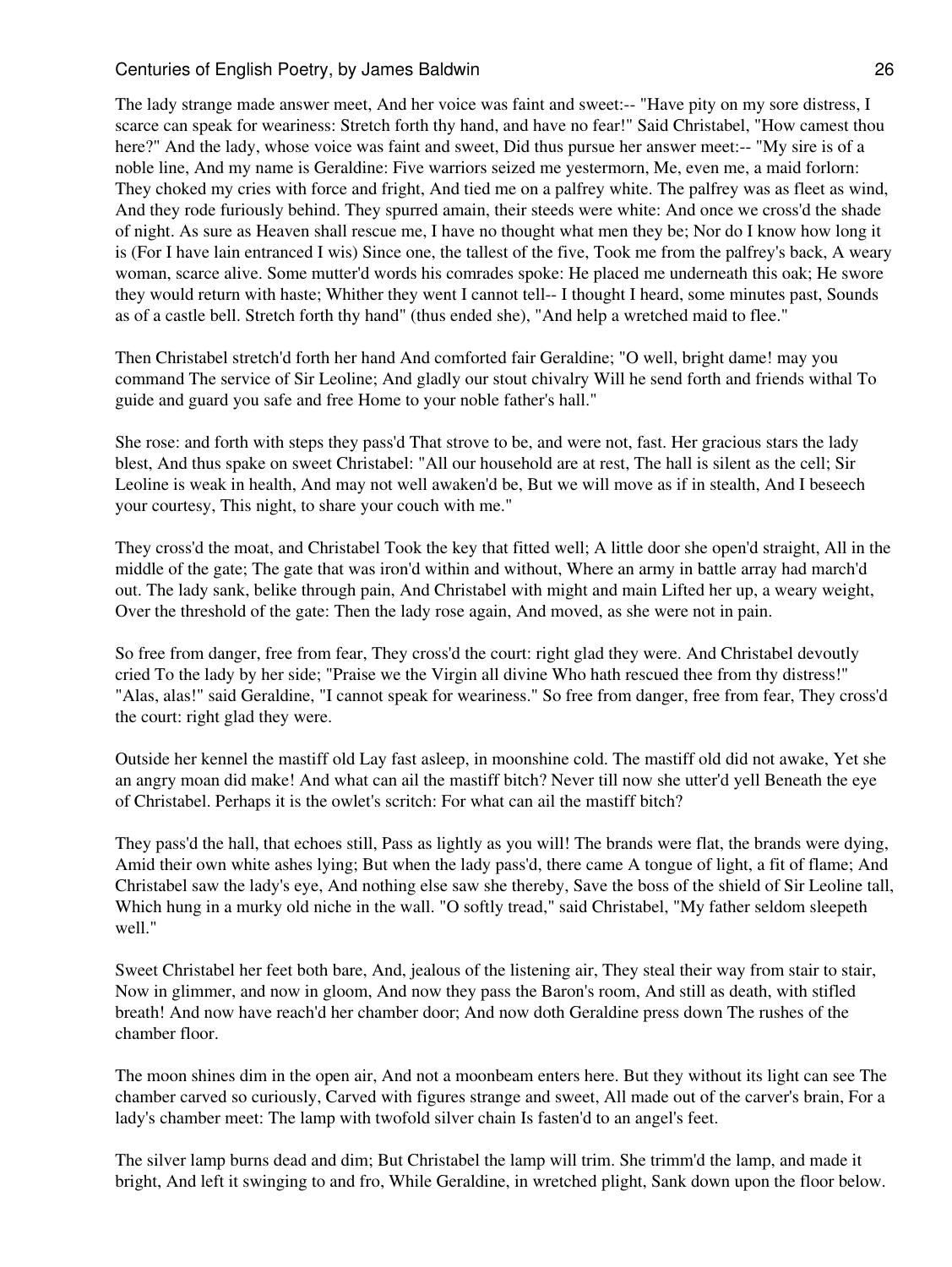The lady strange made answer meet, And her voice was faint and sweet:-- "Have pity on my sore distress, I scarce can speak for weariness: Stretch forth thy hand, and have no fear!" Said Christabel, "How camest thou here?" And the lady, whose voice was faint and sweet, Did thus pursue her answer meet:-- "My sire is of a noble line, And my name is Geraldine: Five warriors seized me yestermorn, Me, even me, a maid forlorn: They choked my cries with force and fright, And tied me on a palfrey white. The palfrey was as fleet as wind, And they rode furiously behind. They spurred amain, their steeds were white: And once we cross'd the shade of night. As sure as Heaven shall rescue me, I have no thought what men they be; Nor do I know how long it is (For I have lain entranced I wis) Since one, the tallest of the five, Took me from the palfrey's back, A weary woman, scarce alive. Some mutter'd words his comrades spoke: He placed me underneath this oak; He swore they would return with haste; Whither they went I cannot tell-- I thought I heard, some minutes past, Sounds as of a castle bell. Stretch forth thy hand" (thus ended she), "And help a wretched maid to flee."

Then Christabel stretch'd forth her hand And comforted fair Geraldine; "O well, bright dame! may you command The service of Sir Leoline; And gladly our stout chivalry Will he send forth and friends withal To guide and guard you safe and free Home to your noble father's hall."

She rose: and forth with steps they pass'd That strove to be, and were not, fast. Her gracious stars the lady blest, And thus spake on sweet Christabel: "All our household are at rest, The hall is silent as the cell; Sir Leoline is weak in health, And may not well awaken'd be, But we will move as if in stealth, And I beseech your courtesy, This night, to share your couch with me."

They cross'd the moat, and Christabel Took the key that fitted well; A little door she open'd straight, All in the middle of the gate; The gate that was iron'd within and without, Where an army in battle array had march'd out. The lady sank, belike through pain, And Christabel with might and main Lifted her up, a weary weight, Over the threshold of the gate: Then the lady rose again, And moved, as she were not in pain.

So free from danger, free from fear, They cross'd the court: right glad they were. And Christabel devoutly cried To the lady by her side; "Praise we the Virgin all divine Who hath rescued thee from thy distress!" "Alas, alas!" said Geraldine, "I cannot speak for weariness." So free from danger, free from fear, They cross'd the court: right glad they were.

Outside her kennel the mastiff old Lay fast asleep, in moonshine cold. The mastiff old did not awake, Yet she an angry moan did make! And what can ail the mastiff bitch? Never till now she utter'd yell Beneath the eye of Christabel. Perhaps it is the owlet's scritch: For what can ail the mastiff bitch?

They pass'd the hall, that echoes still, Pass as lightly as you will! The brands were flat, the brands were dying, Amid their own white ashes lying; But when the lady pass'd, there came A tongue of light, a fit of flame; And Christabel saw the lady's eye, And nothing else saw she thereby, Save the boss of the shield of Sir Leoline tall, Which hung in a murky old niche in the wall. "O softly tread," said Christabel, "My father seldom sleepeth well."

Sweet Christabel her feet both bare, And, jealous of the listening air, They steal their way from stair to stair, Now in glimmer, and now in gloom, And now they pass the Baron's room, And still as death, with stifled breath! And now have reach'd her chamber door; And now doth Geraldine press down The rushes of the chamber floor.

The moon shines dim in the open air, And not a moonbeam enters here. But they without its light can see The chamber carved so curiously, Carved with figures strange and sweet, All made out of the carver's brain, For a lady's chamber meet: The lamp with twofold silver chain Is fasten'd to an angel's feet.

The silver lamp burns dead and dim; But Christabel the lamp will trim. She trimm'd the lamp, and made it bright, And left it swinging to and fro, While Geraldine, in wretched plight, Sank down upon the floor below.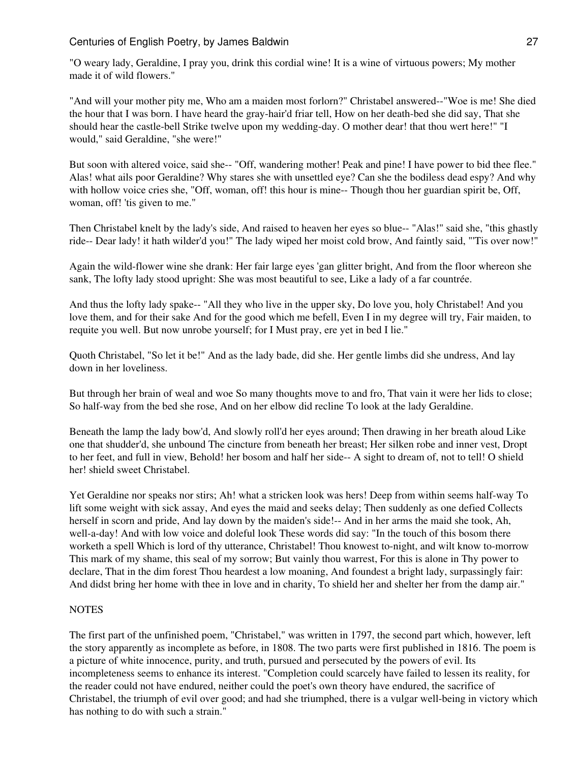"O weary lady, Geraldine, I pray you, drink this cordial wine! It is a wine of virtuous powers; My mother made it of wild flowers."

"And will your mother pity me, Who am a maiden most forlorn?" Christabel answered--"Woe is me! She died the hour that I was born. I have heard the gray-hair'd friar tell, How on her death-bed she did say, That she should hear the castle-bell Strike twelve upon my wedding-day. O mother dear! that thou wert here!" "I would," said Geraldine, "she were!"

But soon with altered voice, said she-- "Off, wandering mother! Peak and pine! I have power to bid thee flee." Alas! what ails poor Geraldine? Why stares she with unsettled eye? Can she the bodiless dead espy? And why with hollow voice cries she, "Off, woman, off! this hour is mine-- Though thou her guardian spirit be, Off, woman, off! 'tis given to me."

Then Christabel knelt by the lady's side, And raised to heaven her eyes so blue-- "Alas!" said she, "this ghastly ride-- Dear lady! it hath wilder'd you!" The lady wiped her moist cold brow, And faintly said, "'Tis over now!"

Again the wild-flower wine she drank: Her fair large eyes 'gan glitter bright, And from the floor whereon she sank, The lofty lady stood upright: She was most beautiful to see, Like a lady of a far countrée.

And thus the lofty lady spake-- "All they who live in the upper sky, Do love you, holy Christabel! And you love them, and for their sake And for the good which me befell, Even I in my degree will try, Fair maiden, to requite you well. But now unrobe yourself; for I Must pray, ere yet in bed I lie."

Quoth Christabel, "So let it be!" And as the lady bade, did she. Her gentle limbs did she undress, And lay down in her loveliness.

But through her brain of weal and woe So many thoughts move to and fro, That vain it were her lids to close; So half-way from the bed she rose, And on her elbow did recline To look at the lady Geraldine.

Beneath the lamp the lady bow'd, And slowly roll'd her eyes around; Then drawing in her breath aloud Like one that shudder'd, she unbound The cincture from beneath her breast; Her silken robe and inner vest, Dropt to her feet, and full in view, Behold! her bosom and half her side-- A sight to dream of, not to tell! O shield her! shield sweet Christabel.

Yet Geraldine nor speaks nor stirs; Ah! what a stricken look was hers! Deep from within seems half-way To lift some weight with sick assay, And eyes the maid and seeks delay; Then suddenly as one defied Collects herself in scorn and pride, And lay down by the maiden's side!-- And in her arms the maid she took, Ah, well-a-day! And with low voice and doleful look These words did say: "In the touch of this bosom there worketh a spell Which is lord of thy utterance, Christabel! Thou knowest to-night, and wilt know to-morrow This mark of my shame, this seal of my sorrow; But vainly thou warrest, For this is alone in Thy power to declare, That in the dim forest Thou heardest a low moaning, And foundest a bright lady, surpassingly fair: And didst bring her home with thee in love and in charity, To shield her and shelter her from the damp air."

NOTES

The first part of the unfinished poem, "Christabel," was written in 1797, the second part which, however, left the story apparently as incomplete as before, in 1808. The two parts were first published in 1816. The poem is a picture of white innocence, purity, and truth, pursued and persecuted by the powers of evil. Its incompleteness seems to enhance its interest. "Completion could scarcely have failed to lessen its reality, for the reader could not have endured, neither could the poet's own theory have endured, the sacrifice of Christabel, the triumph of evil over good; and had she triumphed, there is a vulgar well-being in victory which has nothing to do with such a strain."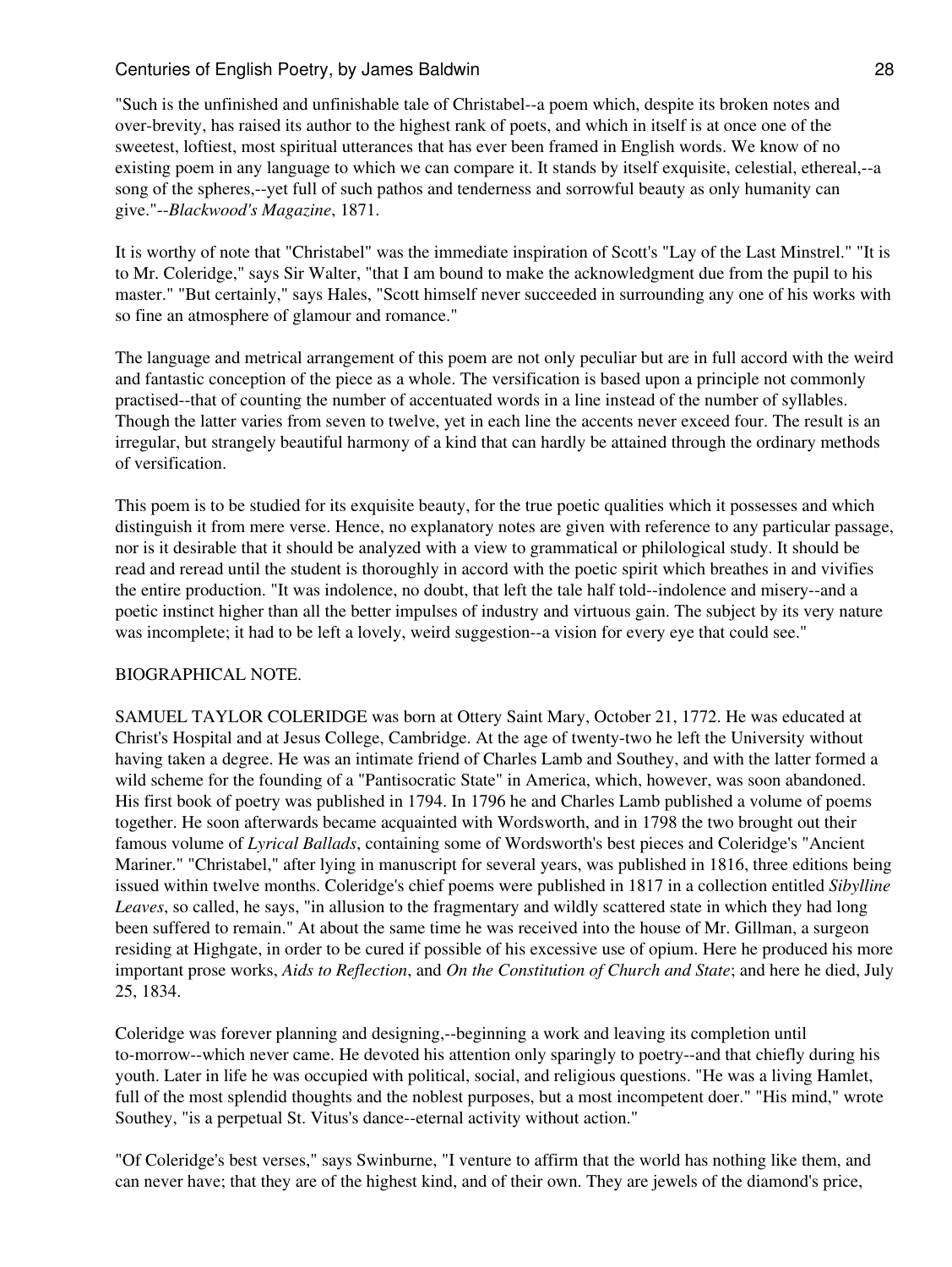"Such is the unfinished and unfinishable tale of Christabel--a poem which, despite its broken notes and over-brevity, has raised its author to the highest rank of poets, and which in itself is at once one of the sweetest, loftiest, most spiritual utterances that has ever been framed in English words. We know of no existing poem in any language to which we can compare it. It stands by itself exquisite, celestial, ethereal,--a song of the spheres,--yet full of such pathos and tenderness and sorrowful beauty as only humanity can give."--*Blackwood's Magazine*, 1871.

It is worthy of note that "Christabel" was the immediate inspiration of Scott's "Lay of the Last Minstrel." "It is to Mr. Coleridge," says Sir Walter, "that I am bound to make the acknowledgment due from the pupil to his master." "But certainly," says Hales, "Scott himself never succeeded in surrounding any one of his works with so fine an atmosphere of glamour and romance."

The language and metrical arrangement of this poem are not only peculiar but are in full accord with the weird and fantastic conception of the piece as a whole. The versification is based upon a principle not commonly practised--that of counting the number of accentuated words in a line instead of the number of syllables. Though the latter varies from seven to twelve, yet in each line the accents never exceed four. The result is an irregular, but strangely beautiful harmony of a kind that can hardly be attained through the ordinary methods of versification.

This poem is to be studied for its exquisite beauty, for the true poetic qualities which it possesses and which distinguish it from mere verse. Hence, no explanatory notes are given with reference to any particular passage, nor is it desirable that it should be analyzed with a view to grammatical or philological study. It should be read and reread until the student is thoroughly in accord with the poetic spirit which breathes in and vivifies the entire production. "It was indolence, no doubt, that left the tale half told--indolence and misery--and a poetic instinct higher than all the better impulses of industry and virtuous gain. The subject by its very nature was incomplete; it had to be left a lovely, weird suggestion--a vision for every eye that could see."

BIOGRAPHICAL NOTE.

SAMUEL TAYLOR COLERIDGE was born at Ottery Saint Mary, October 21, 1772. He was educated at Christ's Hospital and at Jesus College, Cambridge. At the age of twenty-two he left the University without having taken a degree. He was an intimate friend of Charles Lamb and Southey, and with the latter formed a wild scheme for the founding of a "Pantisocratic State" in America, which, however, was soon abandoned. His first book of poetry was published in 1794. In 1796 he and Charles Lamb published a volume of poems together. He soon afterwards became acquainted with Wordsworth, and in 1798 the two brought out their famous volume of *Lyrical Ballads*, containing some of Wordsworth's best pieces and Coleridge's "Ancient Mariner." "Christabel," after lying in manuscript for several years, was published in 1816, three editions being issued within twelve months. Coleridge's chief poems were published in 1817 in a collection entitled *Sibylline Leaves*, so called, he says, "in allusion to the fragmentary and wildly scattered state in which they had long been suffered to remain." At about the same time he was received into the house of Mr. Gillman, a surgeon residing at Highgate, in order to be cured if possible of his excessive use of opium. Here he produced his more important prose works, *Aids to Reflection*, and *On the Constitution of Church and State*; and here he died, July 25, 1834.

Coleridge was forever planning and designing,--beginning a work and leaving its completion until to-morrow--which never came. He devoted his attention only sparingly to poetry--and that chiefly during his youth. Later in life he was occupied with political, social, and religious questions. "He was a living Hamlet, full of the most splendid thoughts and the noblest purposes, but a most incompetent doer." "His mind," wrote Southey, "is a perpetual St. Vitus's dance--eternal activity without action."

"Of Coleridge's best verses," says Swinburne, "I venture to affirm that the world has nothing like them, and can never have; that they are of the highest kind, and of their own. They are jewels of the diamond's price,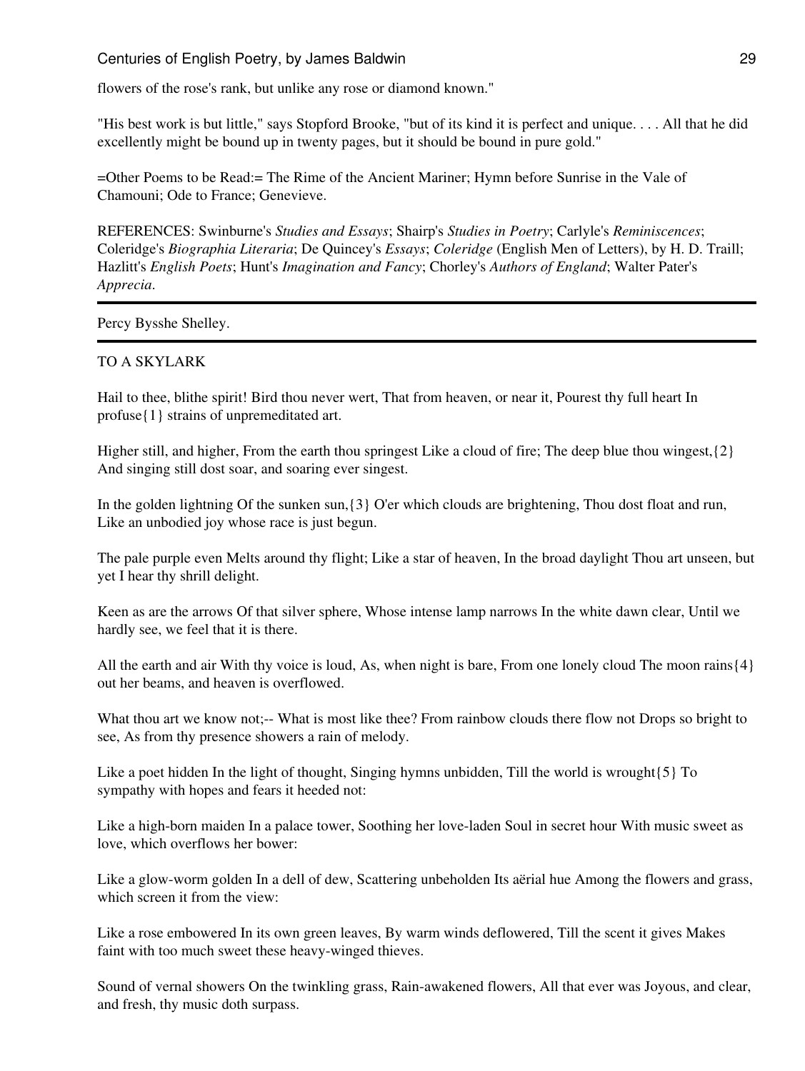flowers of the rose's rank, but unlike any rose or diamond known."

"His best work is but little," says Stopford Brooke, "but of its kind it is perfect and unique. . . . All that he did excellently might be bound up in twenty pages, but it should be bound in pure gold."

=Other Poems to be Read:= The Rime of the Ancient Mariner; Hymn before Sunrise in the Vale of Chamouni; Ode to France; Genevieve.

REFERENCES: Swinburne's *Studies and Essays*; Shairp's *Studies in Poetry*; Carlyle's *Reminiscences*; Coleridge's *Biographia Literaria*; De Quincey's *Essays*; *Coleridge* (English Men of Letters), by H. D. Traill; Hazlitt's *English Poets*; Hunt's *Imagination and Fancy*; Chorley's *Authors of England*; Walter Pater's *Apprecia*.

---

Percy Bysshe Shelley.

---

TO A SKYLARK

Hail to thee, blithe spirit! Bird thou never wert, That from heaven, or near it, Pourest thy full heart In profuse{1} strains of unpremeditated art.

Higher still, and higher, From the earth thou springest Like a cloud of fire; The deep blue thou wingest,{2} And singing still dost soar, and soaring ever singest.

In the golden lightning Of the sunken sun,{3} O'er which clouds are brightening, Thou dost float and run, Like an unbodied joy whose race is just begun.

The pale purple even Melts around thy flight; Like a star of heaven, In the broad daylight Thou art unseen, but yet I hear thy shrill delight.

Keen as are the arrows Of that silver sphere, Whose intense lamp narrows In the white dawn clear, Until we hardly see, we feel that it is there.

All the earth and air With thy voice is loud, As, when night is bare, From one lonely cloud The moon rains{4} out her beams, and heaven is overflowed.

What thou art we know not;-- What is most like thee? From rainbow clouds there flow not Drops so bright to see, As from thy presence showers a rain of melody.

Like a poet hidden In the light of thought, Singing hymns unbidden, Till the world is wrought{5} To sympathy with hopes and fears it heeded not:

Like a high-born maiden In a palace tower, Soothing her love-laden Soul in secret hour With music sweet as love, which overflows her bower:

Like a glow-worm golden In a dell of dew, Scattering unbeholden Its aërial hue Among the flowers and grass, which screen it from the view:

Like a rose embowered In its own green leaves, By warm winds deflowered, Till the scent it gives Makes faint with too much sweet these heavy-winged thieves.

Sound of vernal showers On the twinkling grass, Rain-awakened flowers, All that ever was Joyous, and clear, and fresh, thy music doth surpass.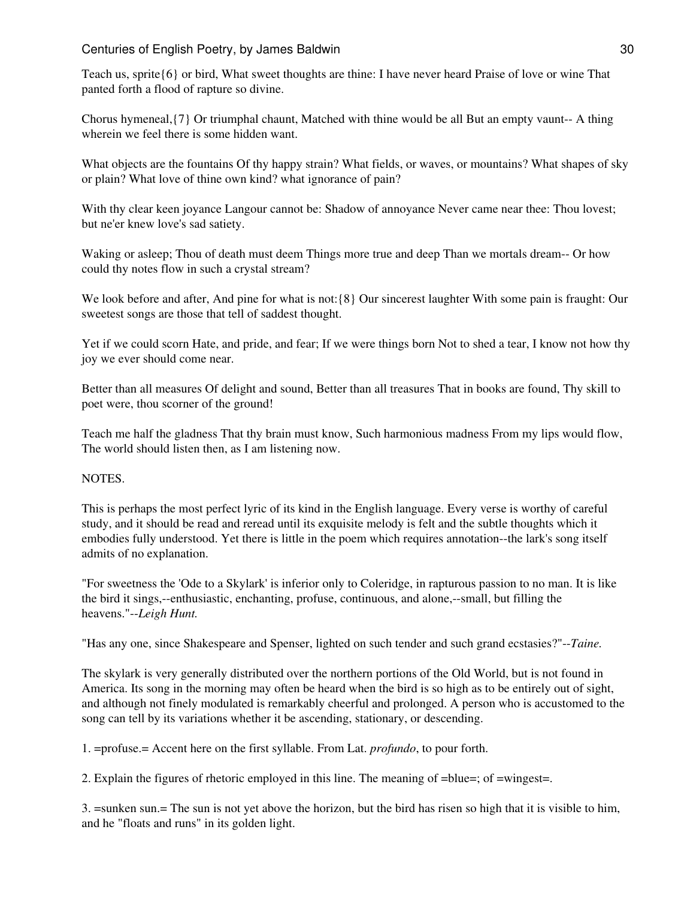Teach us, sprite{6} or bird, What sweet thoughts are thine: I have never heard Praise of love or wine That panted forth a flood of rapture so divine.

Chorus hymeneal,{7} Or triumphal chaunt, Matched with thine would be all But an empty vaunt-- A thing wherein we feel there is some hidden want.

What objects are the fountains Of thy happy strain? What fields, or waves, or mountains? What shapes of sky or plain? What love of thine own kind? what ignorance of pain?

With thy clear keen joyance Langour cannot be: Shadow of annoyance Never came near thee: Thou lovest; but ne'er knew love's sad satiety.

Waking or asleep; Thou of death must deem Things more true and deep Than we mortals dream-- Or how could thy notes flow in such a crystal stream?

We look before and after, And pine for what is not:{8} Our sincerest laughter With some pain is fraught: Our sweetest songs are those that tell of saddest thought.

Yet if we could scorn Hate, and pride, and fear; If we were things born Not to shed a tear, I know not how thy joy we ever should come near.

Better than all measures Of delight and sound, Better than all treasures That in books are found, Thy skill to poet were, thou scorner of the ground!

Teach me half the gladness That thy brain must know, Such harmonious madness From my lips would flow, The world should listen then, as I am listening now.

NOTES.

This is perhaps the most perfect lyric of its kind in the English language. Every verse is worthy of careful study, and it should be read and reread until its exquisite melody is felt and the subtle thoughts which it embodies fully understood. Yet there is little in the poem which requires annotation--the lark's song itself admits of no explanation.

"For sweetness the 'Ode to a Skylark' is inferior only to Coleridge, in rapturous passion to no man. It is like the bird it sings,--enthusiastic, enchanting, profuse, continuous, and alone,--small, but filling the heavens."--*Leigh Hunt.*

"Has any one, since Shakespeare and Spenser, lighted on such tender and such grand ecstasies?"--*Taine.*

The skylark is very generally distributed over the northern portions of the Old World, but is not found in America. Its song in the morning may often be heard when the bird is so high as to be entirely out of sight, and although not finely modulated is remarkably cheerful and prolonged. A person who is accustomed to the song can tell by its variations whether it be ascending, stationary, or descending.

1. =profuse.= Accent here on the first syllable. From Lat. *profundo*, to pour forth.

2. Explain the figures of rhetoric employed in this line. The meaning of =blue=; of =wingest=.

3. =sunken sun.= The sun is not yet above the horizon, but the bird has risen so high that it is visible to him, and he "floats and runs" in its golden light.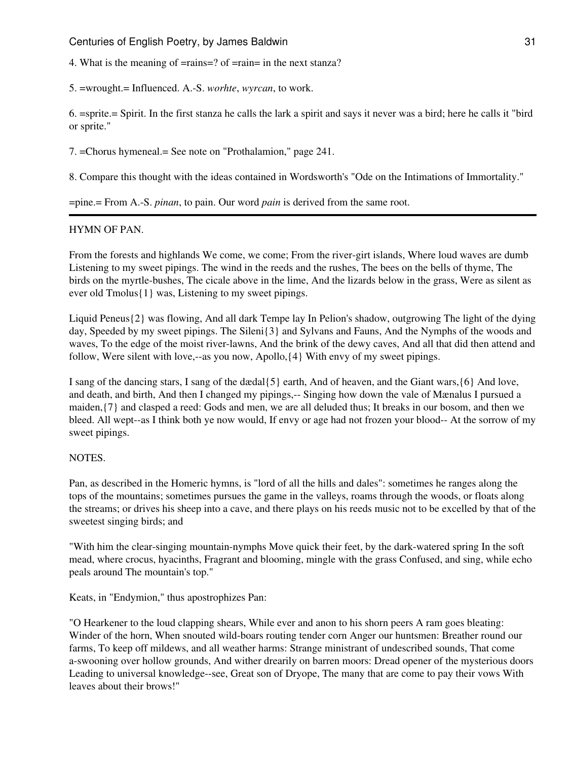4. What is the meaning of =rains=? of =rain= in the next stanza?

5. =wrought.= Influenced. A.-S. *worhte*, *wyrcan*, to work.

6. =sprite.= Spirit. In the first stanza he calls the lark a spirit and says it never was a bird; here he calls it "bird or sprite."

7. =Chorus hymeneal.= See note on "Prothalamion," page 241.

8. Compare this thought with the ideas contained in Wordsworth's "Ode on the Intimations of Immortality."

=pine.= From A.-S. *pinan*, to pain. Our word *pain* is derived from the same root.

---

HYMN OF PAN.

From the forests and highlands We come, we come; From the river-girt islands, Where loud waves are dumb Listening to my sweet pipings. The wind in the reeds and the rushes, The bees on the bells of thyme, The birds on the myrtle-bushes, The cicale above in the lime, And the lizards below in the grass, Were as silent as ever old Tmolus{1} was, Listening to my sweet pipings.

Liquid Peneus{2} was flowing, And all dark Tempe lay In Pelion's shadow, outgrowing The light of the dying day, Speeded by my sweet pipings. The Sileni{3} and Sylvans and Fauns, And the Nymphs of the woods and waves, To the edge of the moist river-lawns, And the brink of the dewy caves, And all that did then attend and follow, Were silent with love,--as you now, Apollo,{4} With envy of my sweet pipings.

I sang of the dancing stars, I sang of the dædal{5} earth, And of heaven, and the Giant wars,{6} And love, and death, and birth, And then I changed my pipings,-- Singing how down the vale of Mænalus I pursued a maiden,{7} and clasped a reed: Gods and men, we are all deluded thus; It breaks in our bosom, and then we bleed. All wept--as I think both ye now would, If envy or age had not frozen your blood-- At the sorrow of my sweet pipings.

NOTES.

Pan, as described in the Homeric hymns, is "lord of all the hills and dales": sometimes he ranges along the tops of the mountains; sometimes pursues the game in the valleys, roams through the woods, or floats along the streams; or drives his sheep into a cave, and there plays on his reeds music not to be excelled by that of the sweetest singing birds; and

"With him the clear-singing mountain-nymphs Move quick their feet, by the dark-watered spring In the soft mead, where crocus, hyacinths, Fragrant and blooming, mingle with the grass Confused, and sing, while echo peals around The mountain's top."

Keats, in "Endymion," thus apostrophizes Pan:

"O Hearkener to the loud clapping shears, While ever and anon to his shorn peers A ram goes bleating: Winder of the horn, When snouted wild-boars routing tender corn Anger our huntsmen: Breather round our farms, To keep off mildews, and all weather harms: Strange ministrant of undescribed sounds, That come a-swooning over hollow grounds, And wither drearily on barren moors: Dread opener of the mysterious doors Leading to universal knowledge--see, Great son of Dryope, The many that are come to pay their vows With leaves about their brows!"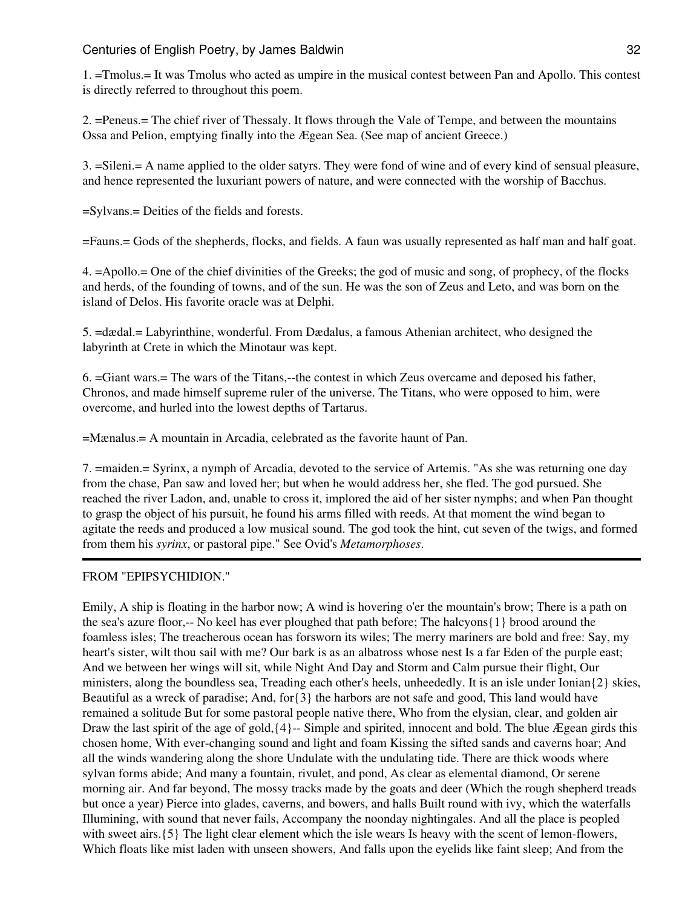1. =Tmolus.= It was Tmolus who acted as umpire in the musical contest between Pan and Apollo. This contest is directly referred to throughout this poem.

2. =Peneus.= The chief river of Thessaly. It flows through the Vale of Tempe, and between the mountains Ossa and Pelion, emptying finally into the Ægean Sea. (See map of ancient Greece.)

3. =Sileni.= A name applied to the older satyrs. They were fond of wine and of every kind of sensual pleasure, and hence represented the luxuriant powers of nature, and were connected with the worship of Bacchus.

=Sylvans.= Deities of the fields and forests.

=Fauns.= Gods of the shepherds, flocks, and fields. A faun was usually represented as half man and half goat.

4. =Apollo.= One of the chief divinities of the Greeks; the god of music and song, of prophecy, of the flocks and herds, of the founding of towns, and of the sun. He was the son of Zeus and Leto, and was born on the island of Delos. His favorite oracle was at Delphi.

5. =dædal.= Labyrinthine, wonderful. From Dædalus, a famous Athenian architect, who designed the labyrinth at Crete in which the Minotaur was kept.

6. =Giant wars.= The wars of the Titans,--the contest in which Zeus overcame and deposed his father, Chronos, and made himself supreme ruler of the universe. The Titans, who were opposed to him, were overcome, and hurled into the lowest depths of Tartarus.

=Mænalus.= A mountain in Arcadia, celebrated as the favorite haunt of Pan.

7. =maiden.= Syrinx, a nymph of Arcadia, devoted to the service of Artemis. "As she was returning one day from the chase, Pan saw and loved her; but when he would address her, she fled. The god pursued. She reached the river Ladon, and, unable to cross it, implored the aid of her sister nymphs; and when Pan thought to grasp the object of his pursuit, he found his arms filled with reeds. At that moment the wind began to agitate the reeds and produced a low musical sound. The god took the hint, cut seven of the twigs, and formed from them his *syrinx*, or pastoral pipe." See Ovid's *Metamorphoses*.

---

FROM "EPIPSYCHIDION."

Emily, A ship is floating in the harbor now; A wind is hovering o'er the mountain's brow; There is a path on the sea's azure floor,-- No keel has ever ploughed that path before; The halcyons{1} brood around the foamless isles; The treacherous ocean has forsworn its wiles; The merry mariners are bold and free: Say, my heart's sister, wilt thou sail with me? Our bark is as an albatross whose nest Is a far Eden of the purple east; And we between her wings will sit, while Night And Day and Storm and Calm pursue their flight, Our ministers, along the boundless sea, Treading each other's heels, unheededly. It is an isle under Ionian{2} skies, Beautiful as a wreck of paradise; And, for{3} the harbors are not safe and good, This land would have remained a solitude But for some pastoral people native there, Who from the elysian, clear, and golden air Draw the last spirit of the age of gold,{4}-- Simple and spirited, innocent and bold. The blue Ægean girds this chosen home, With ever-changing sound and light and foam Kissing the sifted sands and caverns hoar; And all the winds wandering along the shore Undulate with the undulating tide. There are thick woods where sylvan forms abide; And many a fountain, rivulet, and pond, As clear as elemental diamond, Or serene morning air. And far beyond, The mossy tracks made by the goats and deer (Which the rough shepherd treads but once a year) Pierce into glades, caverns, and bowers, and halls Built round with ivy, which the waterfalls Illumining, with sound that never fails, Accompany the noonday nightingales. And all the place is peopled with sweet airs.{5} The light clear element which the isle wears Is heavy with the scent of lemon-flowers, Which floats like mist laden with unseen showers, And falls upon the eyelids like faint sleep; And from the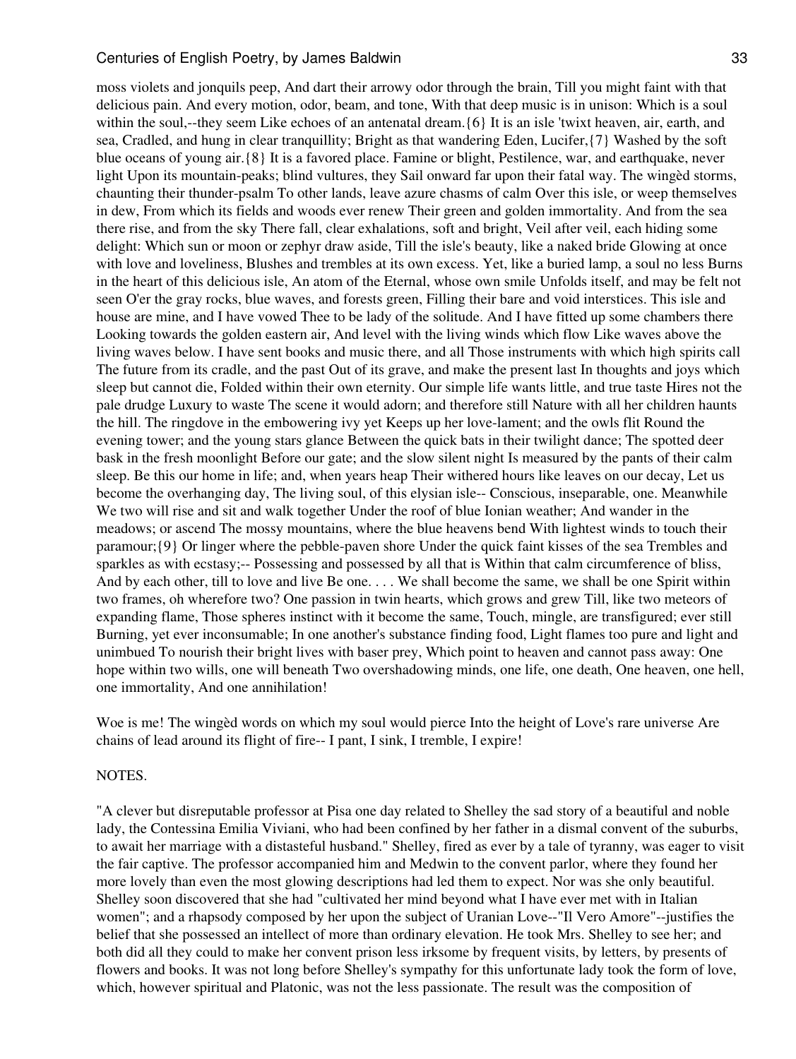moss violets and jonquils peep, And dart their arrowy odor through the brain, Till you might faint with that delicious pain. And every motion, odor, beam, and tone, With that deep music is in unison: Which is a soul within the soul,--they seem Like echoes of an antenatal dream.{6} It is an isle 'twixt heaven, air, earth, and sea, Cradled, and hung in clear tranquillity; Bright as that wandering Eden, Lucifer,{7} Washed by the soft blue oceans of young air.{8} It is a favored place. Famine or blight, Pestilence, war, and earthquake, never light Upon its mountain-peaks; blind vultures, they Sail onward far upon their fatal way. The wingèd storms, chaunting their thunder-psalm To other lands, leave azure chasms of calm Over this isle, or weep themselves in dew, From which its fields and woods ever renew Their green and golden immortality. And from the sea there rise, and from the sky There fall, clear exhalations, soft and bright, Veil after veil, each hiding some delight: Which sun or moon or zephyr draw aside, Till the isle's beauty, like a naked bride Glowing at once with love and loveliness, Blushes and trembles at its own excess. Yet, like a buried lamp, a soul no less Burns in the heart of this delicious isle, An atom of the Eternal, whose own smile Unfolds itself, and may be felt not seen O'er the gray rocks, blue waves, and forests green, Filling their bare and void interstices. This isle and house are mine, and I have vowed Thee to be lady of the solitude. And I have fitted up some chambers there Looking towards the golden eastern air, And level with the living winds which flow Like waves above the living waves below. I have sent books and music there, and all Those instruments with which high spirits call The future from its cradle, and the past Out of its grave, and make the present last In thoughts and joys which sleep but cannot die, Folded within their own eternity. Our simple life wants little, and true taste Hires not the pale drudge Luxury to waste The scene it would adorn; and therefore still Nature with all her children haunts the hill. The ringdove in the embowering ivy yet Keeps up her love-lament; and the owls flit Round the evening tower; and the young stars glance Between the quick bats in their twilight dance; The spotted deer bask in the fresh moonlight Before our gate; and the slow silent night Is measured by the pants of their calm sleep. Be this our home in life; and, when years heap Their withered hours like leaves on our decay, Let us become the overhanging day, The living soul, of this elysian isle-- Conscious, inseparable, one. Meanwhile We two will rise and sit and walk together Under the roof of blue Ionian weather; And wander in the meadows; or ascend The mossy mountains, where the blue heavens bend With lightest winds to touch their paramour;{9} Or linger where the pebble-paven shore Under the quick faint kisses of the sea Trembles and sparkles as with ecstasy;-- Possessing and possessed by all that is Within that calm circumference of bliss, And by each other, till to love and live Be one. . . . We shall become the same, we shall be one Spirit within two frames, oh wherefore two? One passion in twin hearts, which grows and grew Till, like two meteors of expanding flame, Those spheres instinct with it become the same, Touch, mingle, are transfigured; ever still Burning, yet ever inconsumable; In one another's substance finding food, Light flames too pure and light and unimbued To nourish their bright lives with baser prey, Which point to heaven and cannot pass away: One hope within two wills, one will beneath Two overshadowing minds, one life, one death, One heaven, one hell, one immortality, And one annihilation!

Woe is me! The wingèd words on which my soul would pierce Into the height of Love's rare universe Are chains of lead around its flight of fire-- I pant, I sink, I tremble, I expire!

NOTES.

"A clever but disreputable professor at Pisa one day related to Shelley the sad story of a beautiful and noble lady, the Contessina Emilia Viviani, who had been confined by her father in a dismal convent of the suburbs, to await her marriage with a distasteful husband." Shelley, fired as ever by a tale of tyranny, was eager to visit the fair captive. The professor accompanied him and Medwin to the convent parlor, where they found her more lovely than even the most glowing descriptions had led them to expect. Nor was she only beautiful. Shelley soon discovered that she had "cultivated her mind beyond what I have ever met with in Italian women"; and a rhapsody composed by her upon the subject of Uranian Love--"Il Vero Amore"--justifies the belief that she possessed an intellect of more than ordinary elevation. He took Mrs. Shelley to see her; and both did all they could to make her convent prison less irksome by frequent visits, by letters, by presents of flowers and books. It was not long before Shelley's sympathy for this unfortunate lady took the form of love, which, however spiritual and Platonic, was not the less passionate. The result was the composition of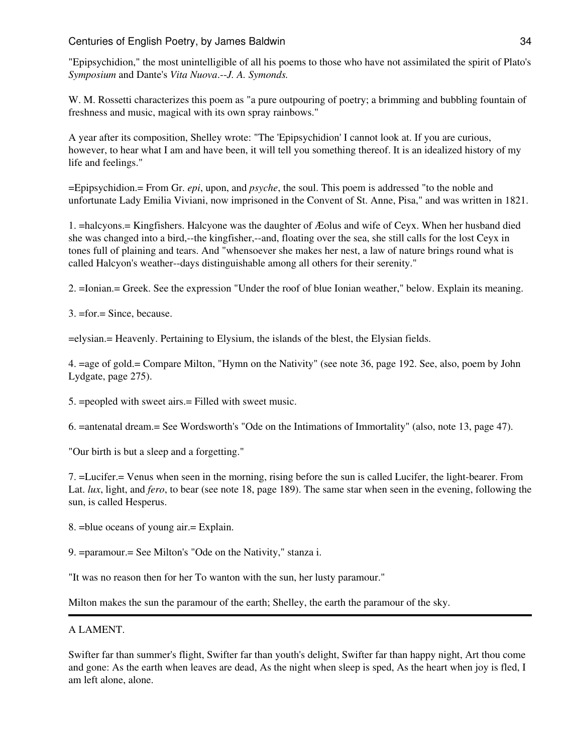"Epipsychidion," the most unintelligible of all his poems to those who have not assimilated the spirit of Plato's *Symposium* and Dante's *Vita Nuova*.--*J. A. Symonds.*

W. M. Rossetti characterizes this poem as "a pure outpouring of poetry; a brimming and bubbling fountain of freshness and music, magical with its own spray rainbows."

A year after its composition, Shelley wrote: "The 'Epipsychidion' I cannot look at. If you are curious, however, to hear what I am and have been, it will tell you something thereof. It is an idealized history of my life and feelings."

=Epipsychidion.= From Gr. *epi*, upon, and *psyche*, the soul. This poem is addressed "to the noble and unfortunate Lady Emilia Viviani, now imprisoned in the Convent of St. Anne, Pisa," and was written in 1821.

1. =halcyons.= Kingfishers. Halcyone was the daughter of Æolus and wife of Ceyx. When her husband died she was changed into a bird,--the kingfisher,--and, floating over the sea, she still calls for the lost Ceyx in tones full of plaining and tears. And "whensoever she makes her nest, a law of nature brings round what is called Halcyon's weather--days distinguishable among all others for their serenity."

2. =Ionian.= Greek. See the expression "Under the roof of blue Ionian weather," below. Explain its meaning.

3. =for.= Since, because.

=elysian.= Heavenly. Pertaining to Elysium, the islands of the blest, the Elysian fields.

4. =age of gold.= Compare Milton, "Hymn on the Nativity" (see note 36, page 192. See, also, poem by John Lydgate, page 275).

5. =peopled with sweet airs.= Filled with sweet music.

6. =antenatal dream.= See Wordsworth's "Ode on the Intimations of Immortality" (also, note 13, page 47).

"Our birth is but a sleep and a forgetting."

7. =Lucifer.= Venus when seen in the morning, rising before the sun is called Lucifer, the light-bearer. From Lat. *lux*, light, and *fero*, to bear (see note 18, page 189). The same star when seen in the evening, following the sun, is called Hesperus.

8. =blue oceans of young air.= Explain.

9. =paramour.= See Milton's "Ode on the Nativity," stanza i.

"It was no reason then for her To wanton with the sun, her lusty paramour."

Milton makes the sun the paramour of the earth; Shelley, the earth the paramour of the sky.

---

A LAMENT.

Swifter far than summer's flight, Swifter far than youth's delight, Swifter far than happy night, Art thou come and gone: As the earth when leaves are dead, As the night when sleep is sped, As the heart when joy is fled, I am left alone, alone.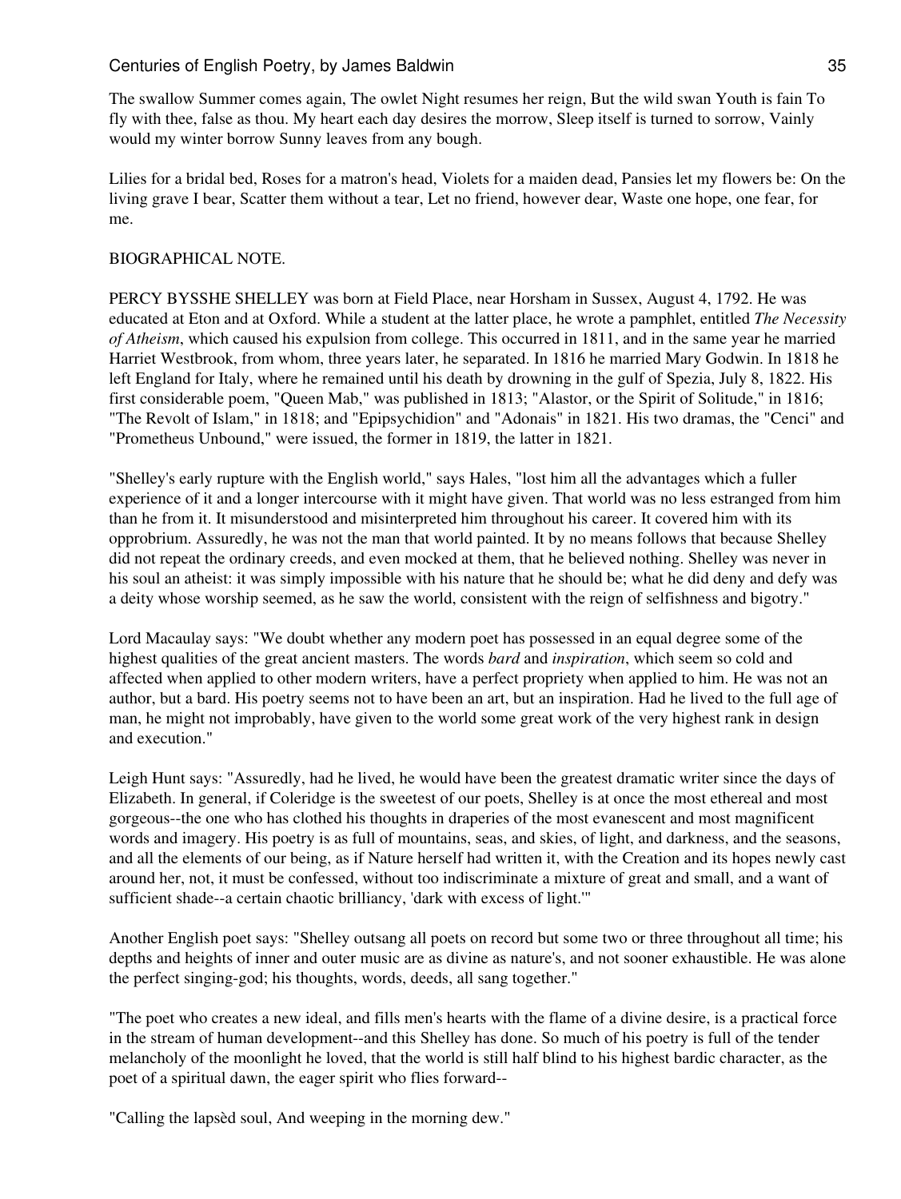The swallow Summer comes again, The owlet Night resumes her reign, But the wild swan Youth is fain To fly with thee, false as thou. My heart each day desires the morrow, Sleep itself is turned to sorrow, Vainly would my winter borrow Sunny leaves from any bough.

Lilies for a bridal bed, Roses for a matron's head, Violets for a maiden dead, Pansies let my flowers be: On the living grave I bear, Scatter them without a tear, Let no friend, however dear, Waste one hope, one fear, for me.

BIOGRAPHICAL NOTE.

PERCY BYSSHE SHELLEY was born at Field Place, near Horsham in Sussex, August 4, 1792. He was educated at Eton and at Oxford. While a student at the latter place, he wrote a pamphlet, entitled *The Necessity of Atheism*, which caused his expulsion from college. This occurred in 1811, and in the same year he married Harriet Westbrook, from whom, three years later, he separated. In 1816 he married Mary Godwin. In 1818 he left England for Italy, where he remained until his death by drowning in the gulf of Spezia, July 8, 1822. His first considerable poem, "Queen Mab," was published in 1813; "Alastor, or the Spirit of Solitude," in 1816; "The Revolt of Islam," in 1818; and "Epipsychidion" and "Adonais" in 1821. His two dramas, the "Cenci" and "Prometheus Unbound," were issued, the former in 1819, the latter in 1821.

"Shelley's early rupture with the English world," says Hales, "lost him all the advantages which a fuller experience of it and a longer intercourse with it might have given. That world was no less estranged from him than he from it. It misunderstood and misinterpreted him throughout his career. It covered him with its opprobrium. Assuredly, he was not the man that world painted. It by no means follows that because Shelley did not repeat the ordinary creeds, and even mocked at them, that he believed nothing. Shelley was never in his soul an atheist: it was simply impossible with his nature that he should be; what he did deny and defy was a deity whose worship seemed, as he saw the world, consistent with the reign of selfishness and bigotry."

Lord Macaulay says: "We doubt whether any modern poet has possessed in an equal degree some of the highest qualities of the great ancient masters. The words *bard* and *inspiration*, which seem so cold and affected when applied to other modern writers, have a perfect propriety when applied to him. He was not an author, but a bard. His poetry seems not to have been an art, but an inspiration. Had he lived to the full age of man, he might not improbably, have given to the world some great work of the very highest rank in design and execution."

Leigh Hunt says: "Assuredly, had he lived, he would have been the greatest dramatic writer since the days of Elizabeth. In general, if Coleridge is the sweetest of our poets, Shelley is at once the most ethereal and most gorgeous--the one who has clothed his thoughts in draperies of the most evanescent and most magnificent words and imagery. His poetry is as full of mountains, seas, and skies, of light, and darkness, and the seasons, and all the elements of our being, as if Nature herself had written it, with the Creation and its hopes newly cast around her, not, it must be confessed, without too indiscriminate a mixture of great and small, and a want of sufficient shade--a certain chaotic brilliancy, 'dark with excess of light.'"

Another English poet says: "Shelley outsang all poets on record but some two or three throughout all time; his depths and heights of inner and outer music are as divine as nature's, and not sooner exhaustible. He was alone the perfect singing-god; his thoughts, words, deeds, all sang together."

"The poet who creates a new ideal, and fills men's hearts with the flame of a divine desire, is a practical force in the stream of human development--and this Shelley has done. So much of his poetry is full of the tender melancholy of the moonlight he loved, that the world is still half blind to his highest bardic character, as the poet of a spiritual dawn, the eager spirit who flies forward--

"Calling the lapsèd soul, And weeping in the morning dew."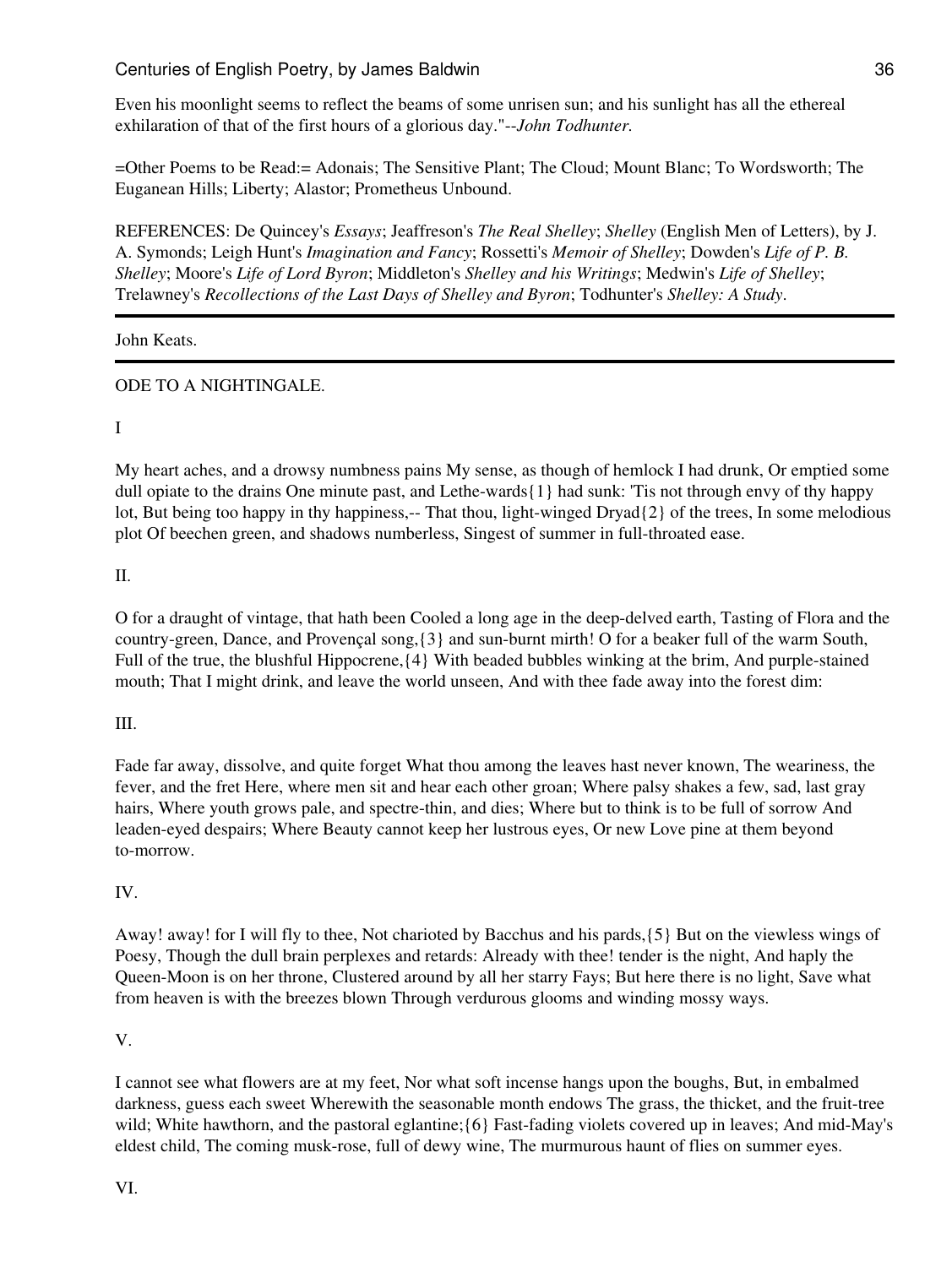Even his moonlight seems to reflect the beams of some unrisen sun; and his sunlight has all the ethereal exhilaration of that of the first hours of a glorious day."--*John Todhunter.*

=Other Poems to be Read:= Adonais; The Sensitive Plant; The Cloud; Mount Blanc; To Wordsworth; The Euganean Hills; Liberty; Alastor; Prometheus Unbound.

REFERENCES: De Quincey's *Essays*; Jeaffreson's *The Real Shelley*; *Shelley* (English Men of Letters), by J. A. Symonds; Leigh Hunt's *Imagination and Fancy*; Rossetti's *Memoir of Shelley*; Dowden's *Life of P. B. Shelley*; Moore's *Life of Lord Byron*; Middleton's *Shelley and his Writings*; Medwin's *Life of Shelley*; Trelawney's *Recollections of the Last Days of Shelley and Byron*; Todhunter's *Shelley: A Study*.

---

John Keats.

---

ODE TO A NIGHTINGALE.

I

My heart aches, and a drowsy numbness pains My sense, as though of hemlock I had drunk, Or emptied some dull opiate to the drains One minute past, and Lethe-wards{1} had sunk: 'Tis not through envy of thy happy lot, But being too happy in thy happiness,-- That thou, light-winged Dryad{2} of the trees, In some melodious plot Of beechen green, and shadows numberless, Singest of summer in full-throated ease.

II.

O for a draught of vintage, that hath been Cooled a long age in the deep-delved earth, Tasting of Flora and the country-green, Dance, and Provençal song,{3} and sun-burnt mirth! O for a beaker full of the warm South, Full of the true, the blushful Hippocrene,{4} With beaded bubbles winking at the brim, And purple-stained mouth; That I might drink, and leave the world unseen, And with thee fade away into the forest dim:

III.

Fade far away, dissolve, and quite forget What thou among the leaves hast never known, The weariness, the fever, and the fret Here, where men sit and hear each other groan; Where palsy shakes a few, sad, last gray hairs, Where youth grows pale, and spectre-thin, and dies; Where but to think is to be full of sorrow And leaden-eyed despairs; Where Beauty cannot keep her lustrous eyes, Or new Love pine at them beyond to-morrow.

IV.

Away! away! for I will fly to thee, Not charioted by Bacchus and his pards,{5} But on the viewless wings of Poesy, Though the dull brain perplexes and retards: Already with thee! tender is the night, And haply the Queen-Moon is on her throne, Clustered around by all her starry Fays; But here there is no light, Save what from heaven is with the breezes blown Through verdurous glooms and winding mossy ways.

V.

I cannot see what flowers are at my feet, Nor what soft incense hangs upon the boughs, But, in embalmed darkness, guess each sweet Wherewith the seasonable month endows The grass, the thicket, and the fruit-tree wild; White hawthorn, and the pastoral eglantine;{6} Fast-fading violets covered up in leaves; And mid-May's eldest child, The coming musk-rose, full of dewy wine, The murmurous haunt of flies on summer eyes.

VI.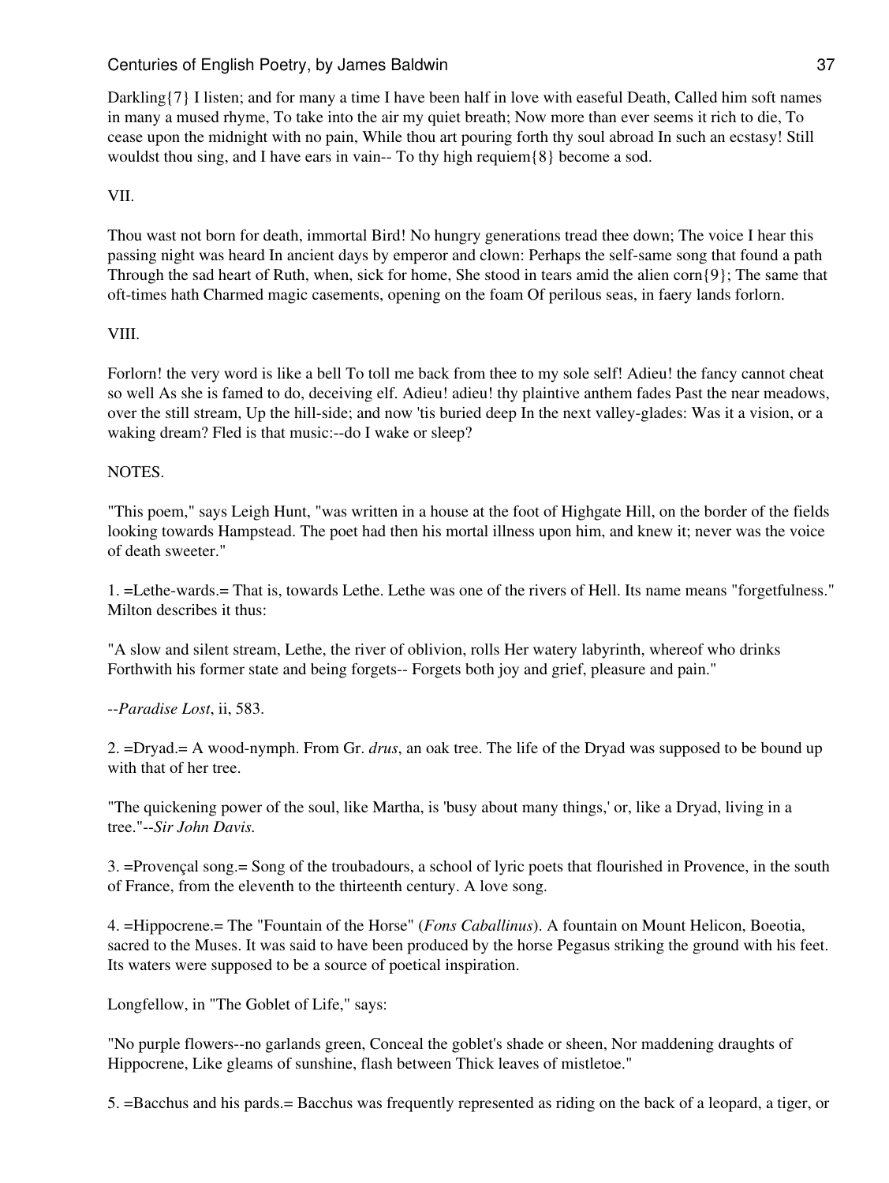Darkling{7} I listen; and for many a time I have been half in love with easeful Death, Called him soft names in many a mused rhyme, To take into the air my quiet breath; Now more than ever seems it rich to die, To cease upon the midnight with no pain, While thou art pouring forth thy soul abroad In such an ecstasy! Still wouldst thou sing, and I have ears in vain-- To thy high requiem{8} become a sod.

VII.

Thou wast not born for death, immortal Bird! No hungry generations tread thee down; The voice I hear this passing night was heard In ancient days by emperor and clown: Perhaps the self-same song that found a path Through the sad heart of Ruth, when, sick for home, She stood in tears amid the alien corn{9}; The same that oft-times hath Charmed magic casements, opening on the foam Of perilous seas, in faery lands forlorn.

VIII.

Forlorn! the very word is like a bell To toll me back from thee to my sole self! Adieu! the fancy cannot cheat so well As she is famed to do, deceiving elf. Adieu! adieu! thy plaintive anthem fades Past the near meadows, over the still stream, Up the hill-side; and now 'tis buried deep In the next valley-glades: Was it a vision, or a waking dream? Fled is that music:--do I wake or sleep?

NOTES.

"This poem," says Leigh Hunt, "was written in a house at the foot of Highgate Hill, on the border of the fields looking towards Hampstead. The poet had then his mortal illness upon him, and knew it; never was the voice of death sweeter."

1. =Lethe-wards.= That is, towards Lethe. Lethe was one of the rivers of Hell. Its name means "forgetfulness." Milton describes it thus:

"A slow and silent stream, Lethe, the river of oblivion, rolls Her watery labyrinth, whereof who drinks Forthwith his former state and being forgets-- Forgets both joy and grief, pleasure and pain."

--*Paradise Lost*, ii, 583.

2. =Dryad.= A wood-nymph. From Gr. *drus*, an oak tree. The life of the Dryad was supposed to be bound up with that of her tree.

"The quickening power of the soul, like Martha, is 'busy about many things,' or, like a Dryad, living in a tree."--*Sir John Davis.*

3. =Provençal song.= Song of the troubadours, a school of lyric poets that flourished in Provence, in the south of France, from the eleventh to the thirteenth century. A love song.

4. =Hippocrene.= The "Fountain of the Horse" (*Fons Caballinus*). A fountain on Mount Helicon, Boeotia, sacred to the Muses. It was said to have been produced by the horse Pegasus striking the ground with his feet. Its waters were supposed to be a source of poetical inspiration.

Longfellow, in "The Goblet of Life," says:

"No purple flowers--no garlands green, Conceal the goblet's shade or sheen, Nor maddening draughts of Hippocrene, Like gleams of sunshine, flash between Thick leaves of mistletoe."

5. =Bacchus and his pards.= Bacchus was frequently represented as riding on the back of a leopard, a tiger, or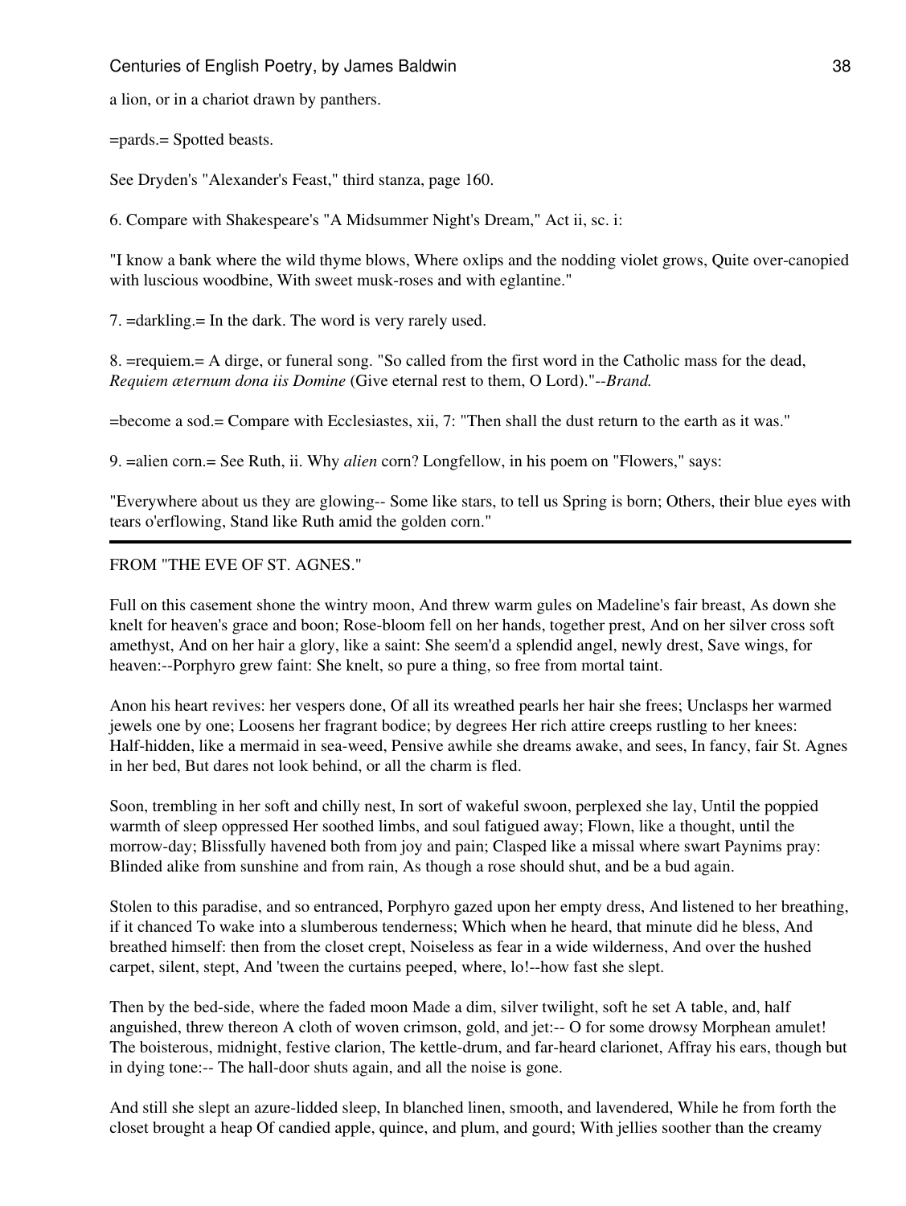a lion, or in a chariot drawn by panthers.

=pards.= Spotted beasts.

See Dryden's "Alexander's Feast," third stanza, page 160.

6. Compare with Shakespeare's "A Midsummer Night's Dream," Act ii, sc. i:

"I know a bank where the wild thyme blows, Where oxlips and the nodding violet grows, Quite over-canopied with luscious woodbine, With sweet musk-roses and with eglantine."

7. =darkling.= In the dark. The word is very rarely used.

8. =requiem.= A dirge, or funeral song. "So called from the first word in the Catholic mass for the dead, *Requiem æternum dona iis Domine* (Give eternal rest to them, O Lord)."--*Brand.*

=become a sod.= Compare with Ecclesiastes, xii, 7: "Then shall the dust return to the earth as it was."

9. =alien corn.= See Ruth, ii. Why *alien* corn? Longfellow, in his poem on "Flowers," says:

"Everywhere about us they are glowing-- Some like stars, to tell us Spring is born; Others, their blue eyes with tears o'erflowing, Stand like Ruth amid the golden corn."

---

FROM "THE EVE OF ST. AGNES."

Full on this casement shone the wintry moon, And threw warm gules on Madeline's fair breast, As down she knelt for heaven's grace and boon; Rose-bloom fell on her hands, together prest, And on her silver cross soft amethyst, And on her hair a glory, like a saint: She seem'd a splendid angel, newly drest, Save wings, for heaven:--Porphyro grew faint: She knelt, so pure a thing, so free from mortal taint.

Anon his heart revives: her vespers done, Of all its wreathed pearls her hair she frees; Unclasps her warmed jewels one by one; Loosens her fragrant bodice; by degrees Her rich attire creeps rustling to her knees: Half-hidden, like a mermaid in sea-weed, Pensive awhile she dreams awake, and sees, In fancy, fair St. Agnes in her bed, But dares not look behind, or all the charm is fled.

Soon, trembling in her soft and chilly nest, In sort of wakeful swoon, perplexed she lay, Until the poppied warmth of sleep oppressed Her soothed limbs, and soul fatigued away; Flown, like a thought, until the morrow-day; Blissfully havened both from joy and pain; Clasped like a missal where swart Paynims pray: Blinded alike from sunshine and from rain, As though a rose should shut, and be a bud again.

Stolen to this paradise, and so entranced, Porphyro gazed upon her empty dress, And listened to her breathing, if it chanced To wake into a slumberous tenderness; Which when he heard, that minute did he bless, And breathed himself: then from the closet crept, Noiseless as fear in a wide wilderness, And over the hushed carpet, silent, stept, And 'tween the curtains peeped, where, lo!--how fast she slept.

Then by the bed-side, where the faded moon Made a dim, silver twilight, soft he set A table, and, half anguished, threw thereon A cloth of woven crimson, gold, and jet:-- O for some drowsy Morphean amulet! The boisterous, midnight, festive clarion, The kettle-drum, and far-heard clarionet, Affray his ears, though but in dying tone:-- The hall-door shuts again, and all the noise is gone.

And still she slept an azure-lidded sleep, In blanched linen, smooth, and lavendered, While he from forth the closet brought a heap Of candied apple, quince, and plum, and gourd; With jellies soother than the creamy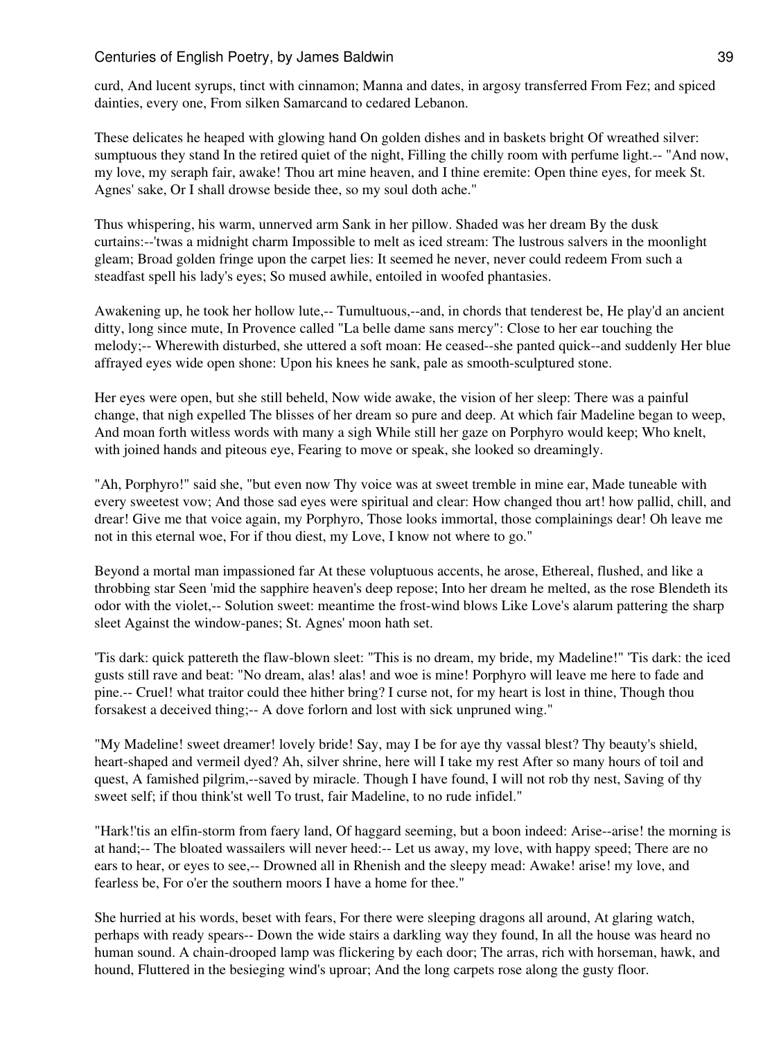curd, And lucent syrups, tinct with cinnamon; Manna and dates, in argosy transferred From Fez; and spiced dainties, every one, From silken Samarcand to cedared Lebanon.

These delicates he heaped with glowing hand On golden dishes and in baskets bright Of wreathed silver: sumptuous they stand In the retired quiet of the night, Filling the chilly room with perfume light.-- "And now, my love, my seraph fair, awake! Thou art mine heaven, and I thine eremite: Open thine eyes, for meek St. Agnes' sake, Or I shall drowse beside thee, so my soul doth ache."

Thus whispering, his warm, unnerved arm Sank in her pillow. Shaded was her dream By the dusk curtains:--'twas a midnight charm Impossible to melt as iced stream: The lustrous salvers in the moonlight gleam; Broad golden fringe upon the carpet lies: It seemed he never, never could redeem From such a steadfast spell his lady's eyes; So mused awhile, entoiled in woofed phantasies.

Awakening up, he took her hollow lute,-- Tumultuous,--and, in chords that tenderest be, He play'd an ancient ditty, long since mute, In Provence called "La belle dame sans mercy": Close to her ear touching the melody;-- Wherewith disturbed, she uttered a soft moan: He ceased--she panted quick--and suddenly Her blue affrayed eyes wide open shone: Upon his knees he sank, pale as smooth-sculptured stone.

Her eyes were open, but she still beheld, Now wide awake, the vision of her sleep: There was a painful change, that nigh expelled The blisses of her dream so pure and deep. At which fair Madeline began to weep, And moan forth witless words with many a sigh While still her gaze on Porphyro would keep; Who knelt, with joined hands and piteous eye, Fearing to move or speak, she looked so dreamingly.

"Ah, Porphyro!" said she, "but even now Thy voice was at sweet tremble in mine ear, Made tuneable with every sweetest vow; And those sad eyes were spiritual and clear: How changed thou art! how pallid, chill, and drear! Give me that voice again, my Porphyro, Those looks immortal, those complainings dear! Oh leave me not in this eternal woe, For if thou diest, my Love, I know not where to go."

Beyond a mortal man impassioned far At these voluptuous accents, he arose, Ethereal, flushed, and like a throbbing star Seen 'mid the sapphire heaven's deep repose; Into her dream he melted, as the rose Blendeth its odor with the violet,-- Solution sweet: meantime the frost-wind blows Like Love's alarum pattering the sharp sleet Against the window-panes; St. Agnes' moon hath set.

'Tis dark: quick pattereth the flaw-blown sleet: "This is no dream, my bride, my Madeline!" 'Tis dark: the iced gusts still rave and beat: "No dream, alas! alas! and woe is mine! Porphyro will leave me here to fade and pine.-- Cruel! what traitor could thee hither bring? I curse not, for my heart is lost in thine, Though thou forsakest a deceived thing;-- A dove forlorn and lost with sick unpruned wing."

"My Madeline! sweet dreamer! lovely bride! Say, may I be for aye thy vassal blest? Thy beauty's shield, heart-shaped and vermeil dyed? Ah, silver shrine, here will I take my rest After so many hours of toil and quest, A famished pilgrim,--saved by miracle. Though I have found, I will not rob thy nest, Saving of thy sweet self; if thou think'st well To trust, fair Madeline, to no rude infidel."

"Hark!'tis an elfin-storm from faery land, Of haggard seeming, but a boon indeed: Arise--arise! the morning is at hand;-- The bloated wassailers will never heed:-- Let us away, my love, with happy speed; There are no ears to hear, or eyes to see,-- Drowned all in Rhenish and the sleepy mead: Awake! arise! my love, and fearless be, For o'er the southern moors I have a home for thee."

She hurried at his words, beset with fears, For there were sleeping dragons all around, At glaring watch, perhaps with ready spears-- Down the wide stairs a darkling way they found, In all the house was heard no human sound. A chain-drooped lamp was flickering by each door; The arras, rich with horseman, hawk, and hound, Fluttered in the besieging wind's uproar; And the long carpets rose along the gusty floor.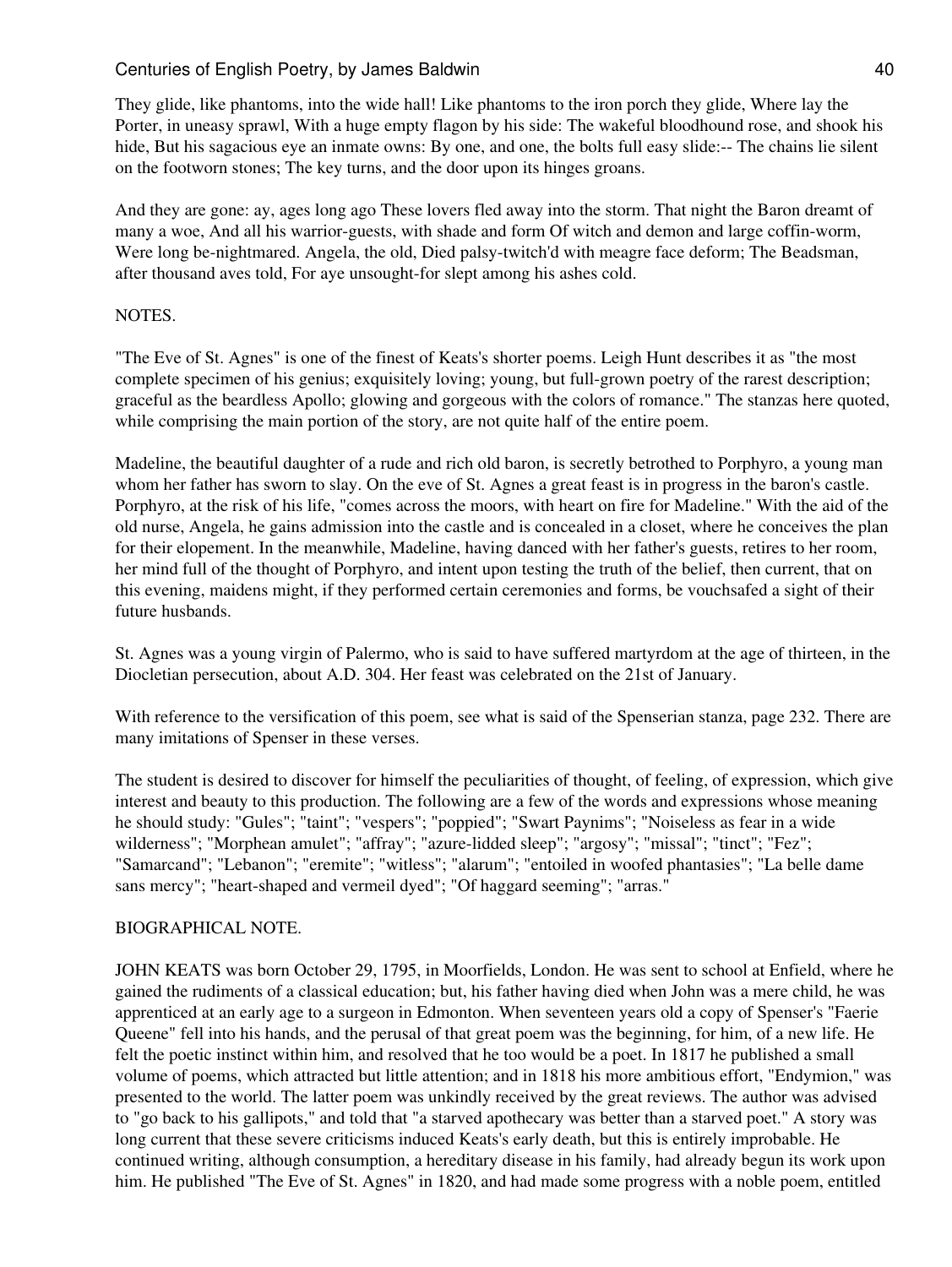They glide, like phantoms, into the wide hall! Like phantoms to the iron porch they glide, Where lay the Porter, in uneasy sprawl, With a huge empty flagon by his side: The wakeful bloodhound rose, and shook his hide, But his sagacious eye an inmate owns: By one, and one, the bolts full easy slide:-- The chains lie silent on the footworn stones; The key turns, and the door upon its hinges groans.

And they are gone: ay, ages long ago These lovers fled away into the storm. That night the Baron dreamt of many a woe, And all his warrior-guests, with shade and form Of witch and demon and large coffin-worm, Were long be-nightmared. Angela, the old, Died palsy-twitch'd with meagre face deform; The Beadsman, after thousand aves told, For aye unsought-for slept among his ashes cold.

NOTES.

"The Eve of St. Agnes" is one of the finest of Keats's shorter poems. Leigh Hunt describes it as "the most complete specimen of his genius; exquisitely loving; young, but full-grown poetry of the rarest description; graceful as the beardless Apollo; glowing and gorgeous with the colors of romance." The stanzas here quoted, while comprising the main portion of the story, are not quite half of the entire poem.

Madeline, the beautiful daughter of a rude and rich old baron, is secretly betrothed to Porphyro, a young man whom her father has sworn to slay. On the eve of St. Agnes a great feast is in progress in the baron's castle. Porphyro, at the risk of his life, "comes across the moors, with heart on fire for Madeline." With the aid of the old nurse, Angela, he gains admission into the castle and is concealed in a closet, where he conceives the plan for their elopement. In the meanwhile, Madeline, having danced with her father's guests, retires to her room, her mind full of the thought of Porphyro, and intent upon testing the truth of the belief, then current, that on this evening, maidens might, if they performed certain ceremonies and forms, be vouchsafed a sight of their future husbands.

St. Agnes was a young virgin of Palermo, who is said to have suffered martyrdom at the age of thirteen, in the Diocletian persecution, about A.D. 304. Her feast was celebrated on the 21st of January.

With reference to the versification of this poem, see what is said of the Spenserian stanza, page 232. There are many imitations of Spenser in these verses.

The student is desired to discover for himself the peculiarities of thought, of feeling, of expression, which give interest and beauty to this production. The following are a few of the words and expressions whose meaning he should study: "Gules"; "taint"; "vespers"; "poppied"; "Swart Paynims"; "Noiseless as fear in a wide wilderness"; "Morphean amulet"; "affray"; "azure-lidded sleep"; "argosy"; "missal"; "tinct"; "Fez"; "Samarcand"; "Lebanon"; "eremite"; "witless"; "alarum"; "entoiled in woofed phantasies"; "La belle dame sans mercy"; "heart-shaped and vermeil dyed"; "Of haggard seeming"; "arras."

BIOGRAPHICAL NOTE.

JOHN KEATS was born October 29, 1795, in Moorfields, London. He was sent to school at Enfield, where he gained the rudiments of a classical education; but, his father having died when John was a mere child, he was apprenticed at an early age to a surgeon in Edmonton. When seventeen years old a copy of Spenser's "Faerie Queene" fell into his hands, and the perusal of that great poem was the beginning, for him, of a new life. He felt the poetic instinct within him, and resolved that he too would be a poet. In 1817 he published a small volume of poems, which attracted but little attention; and in 1818 his more ambitious effort, "Endymion," was presented to the world. The latter poem was unkindly received by the great reviews. The author was advised to "go back to his gallipots," and told that "a starved apothecary was better than a starved poet." A story was long current that these severe criticisms induced Keats's early death, but this is entirely improbable. He continued writing, although consumption, a hereditary disease in his family, had already begun its work upon him. He published "The Eve of St. Agnes" in 1820, and had made some progress with a noble poem, entitled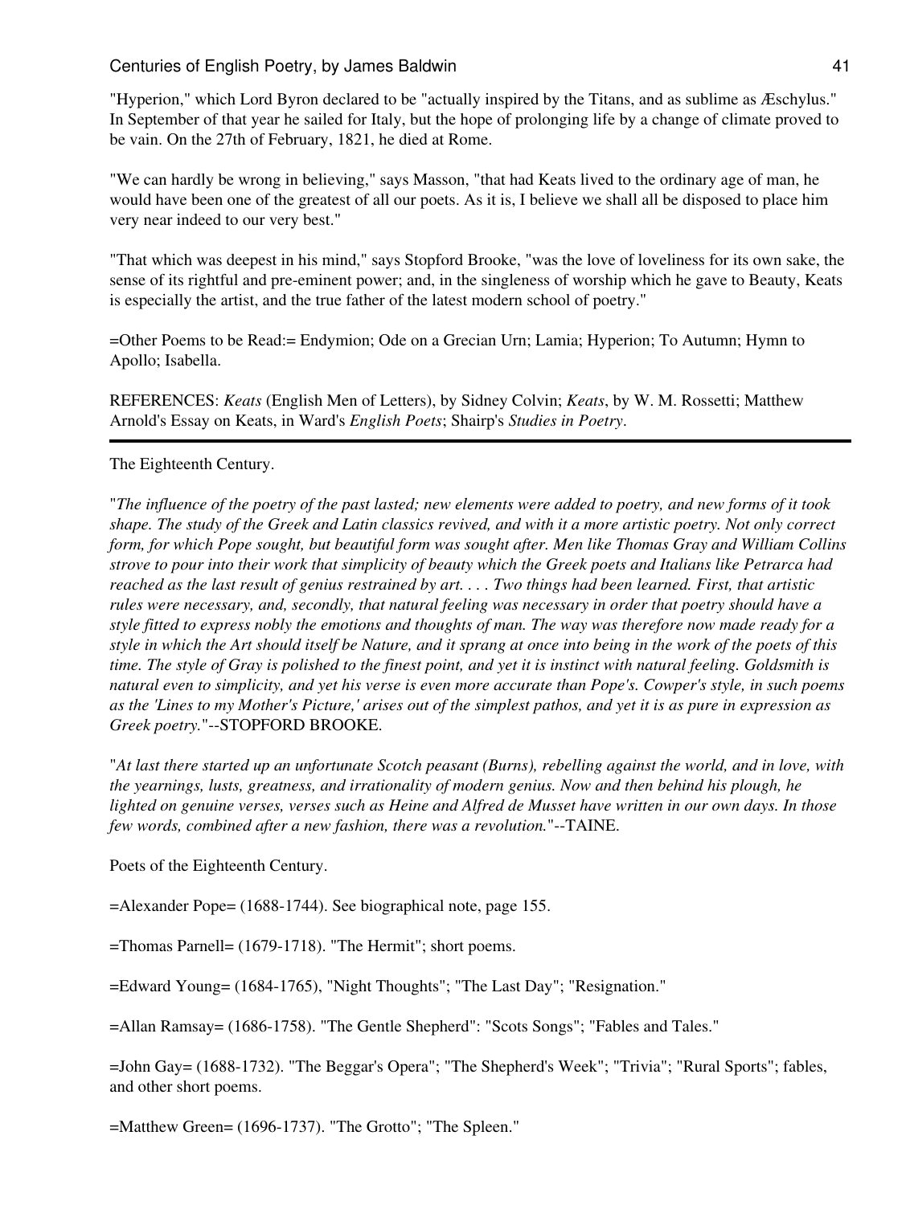"Hyperion," which Lord Byron declared to be "actually inspired by the Titans, and as sublime as Æschylus." In September of that year he sailed for Italy, but the hope of prolonging life by a change of climate proved to be vain. On the 27th of February, 1821, he died at Rome.

"We can hardly be wrong in believing," says Masson, "that had Keats lived to the ordinary age of man, he would have been one of the greatest of all our poets. As it is, I believe we shall all be disposed to place him very near indeed to our very best."

"That which was deepest in his mind," says Stopford Brooke, "was the love of loveliness for its own sake, the sense of its rightful and pre-eminent power; and, in the singleness of worship which he gave to Beauty, Keats is especially the artist, and the true father of the latest modern school of poetry."

=Other Poems to be Read:= Endymion; Ode on a Grecian Urn; Lamia; Hyperion; To Autumn; Hymn to Apollo; Isabella.

REFERENCES: *Keats* (English Men of Letters), by Sidney Colvin; *Keats*, by W. M. Rossetti; Matthew Arnold's Essay on Keats, in Ward's *English Poets*; Shairp's *Studies in Poetry*.

---

## The Eighteenth Century.

"*The influence of the poetry of the past lasted; new elements were added to poetry, and new forms of it took shape. The study of the Greek and Latin classics revived, and with it a more artistic poetry. Not only correct form, for which Pope sought, but beautiful form was sought after. Men like Thomas Gray and William Collins strove to pour into their work that simplicity of beauty which the Greek poets and Italians like Petrarca had reached as the last result of genius restrained by art. . . . Two things had been learned. First, that artistic rules were necessary, and, secondly, that natural feeling was necessary in order that poetry should have a style fitted to express nobly the emotions and thoughts of man. The way was therefore now made ready for a style in which the Art should itself be Nature, and it sprang at once into being in the work of the poets of this time. The style of Gray is polished to the finest point, and yet it is instinct with natural feeling. Goldsmith is natural even to simplicity, and yet his verse is even more accurate than Pope's. Cowper's style, in such poems as the 'Lines to my Mother's Picture,' arises out of the simplest pathos, and yet it is as pure in expression as Greek poetry.*"--STOPFORD BROOKE.

"*At last there started up an unfortunate Scotch peasant (Burns), rebelling against the world, and in love, with the yearnings, lusts, greatness, and irrationality of modern genius. Now and then behind his plough, he lighted on genuine verses, verses such as Heine and Alfred de Musset have written in our own days. In those few words, combined after a new fashion, there was a revolution.*"--TAINE.

### Poets of the Eighteenth Century.

=Alexander Pope= (1688-1744). See biographical note, page 155.

=Thomas Parnell= (1679-1718). "The Hermit"; short poems.

=Edward Young= (1684-1765), "Night Thoughts"; "The Last Day"; "Resignation."

=Allan Ramsay= (1686-1758). "The Gentle Shepherd": "Scots Songs"; "Fables and Tales."

=John Gay= (1688-1732). "The Beggar's Opera"; "The Shepherd's Week"; "Trivia"; "Rural Sports"; fables, and other short poems.

=Matthew Green= (1696-1737). "The Grotto"; "The Spleen."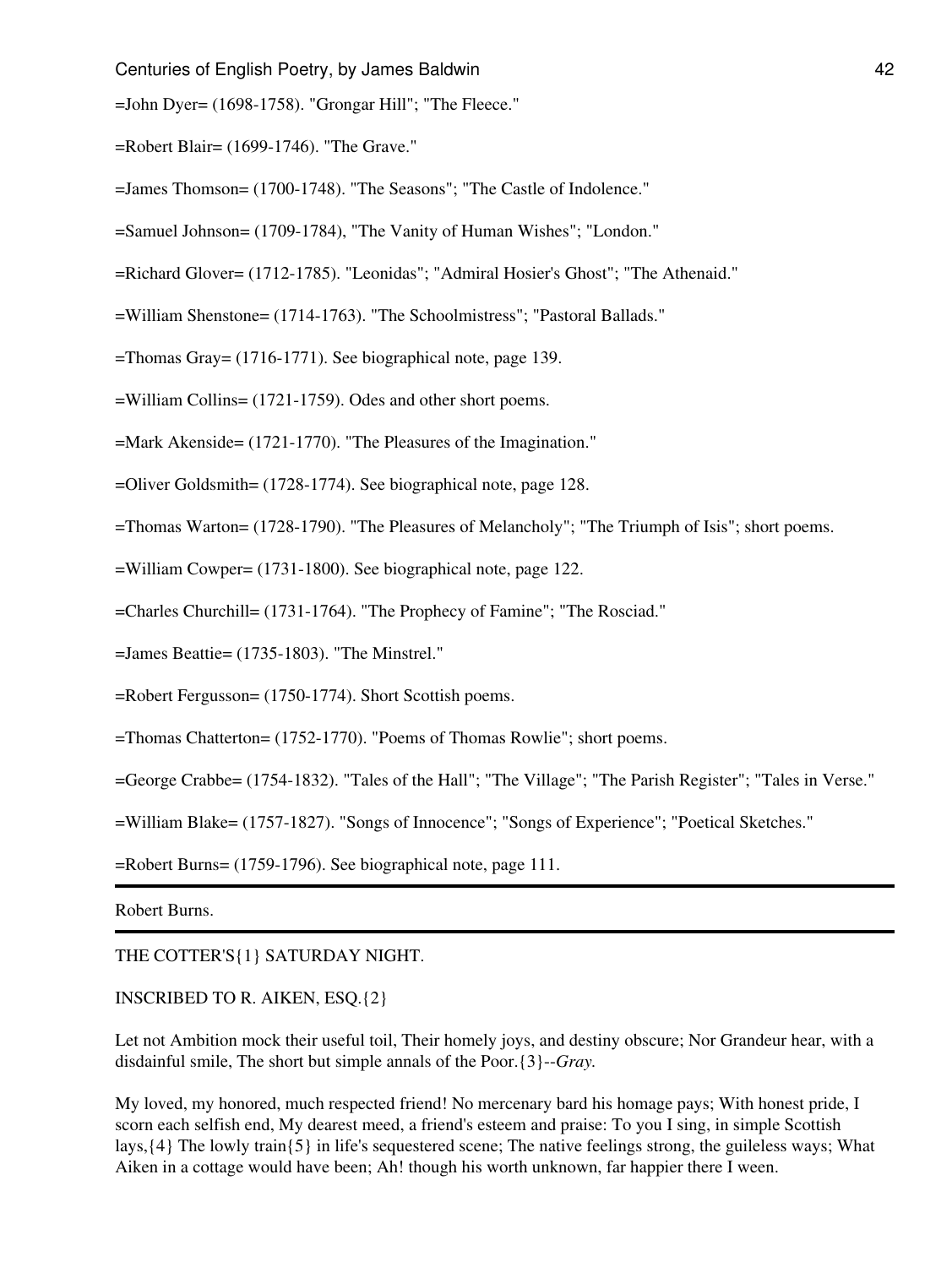=John Dyer= (1698-1758). "Grongar Hill"; "The Fleece."

=Robert Blair= (1699-1746). "The Grave."

=James Thomson= (1700-1748). "The Seasons"; "The Castle of Indolence."

=Samuel Johnson= (1709-1784), "The Vanity of Human Wishes"; "London."

=Richard Glover= (1712-1785). "Leonidas"; "Admiral Hosier's Ghost"; "The Athenaid."

=William Shenstone= (1714-1763). "The Schoolmistress"; "Pastoral Ballads."

=Thomas Gray= (1716-1771). See biographical note, page 139.

=William Collins= (1721-1759). Odes and other short poems.

=Mark Akenside= (1721-1770). "The Pleasures of the Imagination."

=Oliver Goldsmith= (1728-1774). See biographical note, page 128.

=Thomas Warton= (1728-1790). "The Pleasures of Melancholy"; "The Triumph of Isis"; short poems.

=William Cowper= (1731-1800). See biographical note, page 122.

=Charles Churchill= (1731-1764). "The Prophecy of Famine"; "The Rosciad."

=James Beattie= (1735-1803). "The Minstrel."

=Robert Fergusson= (1750-1774). Short Scottish poems.

=Thomas Chatterton= (1752-1770). "Poems of Thomas Rowlie"; short poems.

=George Crabbe= (1754-1832). "Tales of the Hall"; "The Village"; "The Parish Register"; "Tales in Verse."

=William Blake= (1757-1827). "Songs of Innocence"; "Songs of Experience"; "Poetical Sketches."

=Robert Burns= (1759-1796). See biographical note, page 111.

---

## Robert Burns.

---

### THE COTTER'S{1} SATURDAY NIGHT.

INSCRIBED TO R. AIKEN, ESQ.{2}

Let not Ambition mock their useful toil, Their homely joys, and destiny obscure; Nor Grandeur hear, with a disdainful smile, The short but simple annals of the Poor.{3}--*Gray.*

My loved, my honored, much respected friend! No mercenary bard his homage pays; With honest pride, I scorn each selfish end, My dearest meed, a friend's esteem and praise: To you I sing, in simple Scottish lays,{4} The lowly train{5} in life's sequestered scene; The native feelings strong, the guileless ways; What Aiken in a cottage would have been; Ah! though his worth unknown, far happier there I ween.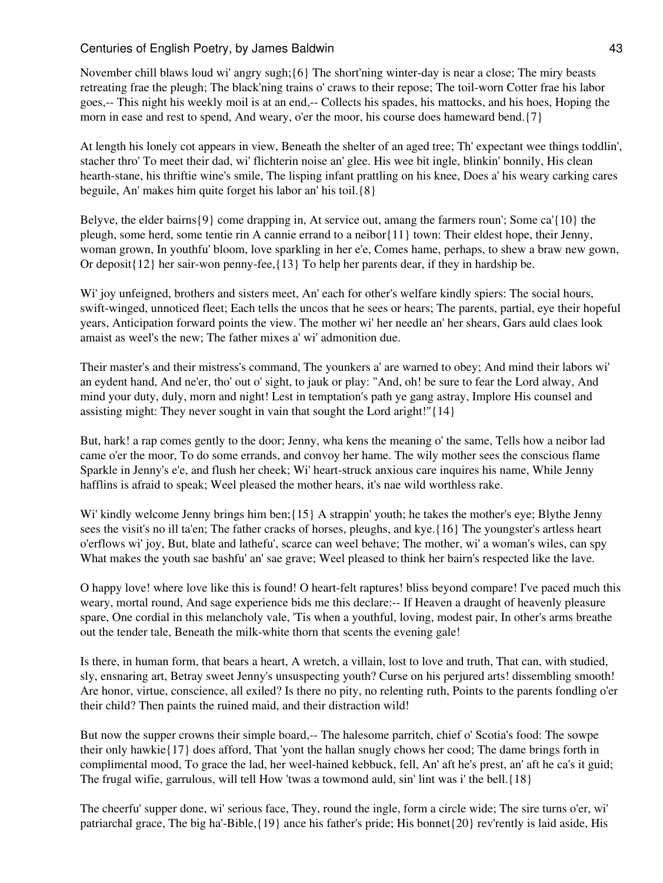November chill blaws loud wi' angry sugh;{6} The short'ning winter-day is near a close; The miry beasts retreating frae the pleugh; The black'ning trains o' craws to their repose; The toil-worn Cotter frae his labor goes,-- This night his weekly moil is at an end,-- Collects his spades, his mattocks, and his hoes, Hoping the morn in ease and rest to spend, And weary, o'er the moor, his course does hameward bend.{7}

At length his lonely cot appears in view, Beneath the shelter of an aged tree; Th' expectant wee things toddlin', stacher thro' To meet their dad, wi' flichterin noise an' glee. His wee bit ingle, blinkin' bonnily, His clean hearth-stane, his thriftie wine's smile, The lisping infant prattling on his knee, Does a' his weary carking cares beguile, An' makes him quite forget his labor an' his toil.{8}

Belyve, the elder bairns{9} come drapping in, At service out, amang the farmers roun'; Some ca'{10} the pleugh, some herd, some tentie rin A cannie errand to a neibor{11} town: Their eldest hope, their Jenny, woman grown, In youthfu' bloom, love sparkling in her e'e, Comes hame, perhaps, to shew a braw new gown, Or deposit{12} her sair-won penny-fee,{13} To help her parents dear, if they in hardship be.

Wi' joy unfeigned, brothers and sisters meet, An' each for other's welfare kindly spiers: The social hours, swift-winged, unnoticed fleet; Each tells the uncos that he sees or hears; The parents, partial, eye their hopeful years, Anticipation forward points the view. The mother wi' her needle an' her shears, Gars auld claes look amaist as weel's the new; The father mixes a' wi' admonition due.

Their master's and their mistress's command, The younkers a' are warned to obey; And mind their labors wi' an eydent hand, And ne'er, tho' out o' sight, to jauk or play: "And, oh! be sure to fear the Lord alway, And mind your duty, duly, morn and night! Lest in temptation's path ye gang astray, Implore His counsel and assisting might: They never sought in vain that sought the Lord aright!"{14}

But, hark! a rap comes gently to the door; Jenny, wha kens the meaning o' the same, Tells how a neibor lad came o'er the moor, To do some errands, and convoy her hame. The wily mother sees the conscious flame Sparkle in Jenny's e'e, and flush her cheek; Wi' heart-struck anxious care inquires his name, While Jenny hafflins is afraid to speak; Weel pleased the mother hears, it's nae wild worthless rake.

Wi' kindly welcome Jenny brings him ben;{15} A strappin' youth; he takes the mother's eye; Blythe Jenny sees the visit's no ill ta'en; The father cracks of horses, pleughs, and kye.{16} The youngster's artless heart o'erflows wi' joy, But, blate and lathefu', scarce can weel behave; The mother, wi' a woman's wiles, can spy What makes the youth sae bashfu' an' sae grave; Weel pleased to think her bairn's respected like the lave.

O happy love! where love like this is found! O heart-felt raptures! bliss beyond compare! I've paced much this weary, mortal round, And sage experience bids me this declare:-- If Heaven a draught of heavenly pleasure spare, One cordial in this melancholy vale, 'Tis when a youthful, loving, modest pair, In other's arms breathe out the tender tale, Beneath the milk-white thorn that scents the evening gale!

Is there, in human form, that bears a heart, A wretch, a villain, lost to love and truth, That can, with studied, sly, ensnaring art, Betray sweet Jenny's unsuspecting youth? Curse on his perjured arts! dissembling smooth! Are honor, virtue, conscience, all exiled? Is there no pity, no relenting ruth, Points to the parents fondling o'er their child? Then paints the ruined maid, and their distraction wild!

But now the supper crowns their simple board,-- The halesome parritch, chief o' Scotia's food: The sowpe their only hawkie{17} does afford, That 'yont the hallan snugly chows her cood; The dame brings forth in complimental mood, To grace the lad, her weel-hained kebbuck, fell, An' aft he's prest, an' aft he ca's it guid; The frugal wifie, garrulous, will tell How 'twas a towmond auld, sin' lint was i' the bell.{18}

The cheerfu' supper done, wi' serious face, They, round the ingle, form a circle wide; The sire turns o'er, wi' patriarchal grace, The big ha'-Bible,{19} ance his father's pride; His bonnet{20} rev'rently is laid aside, His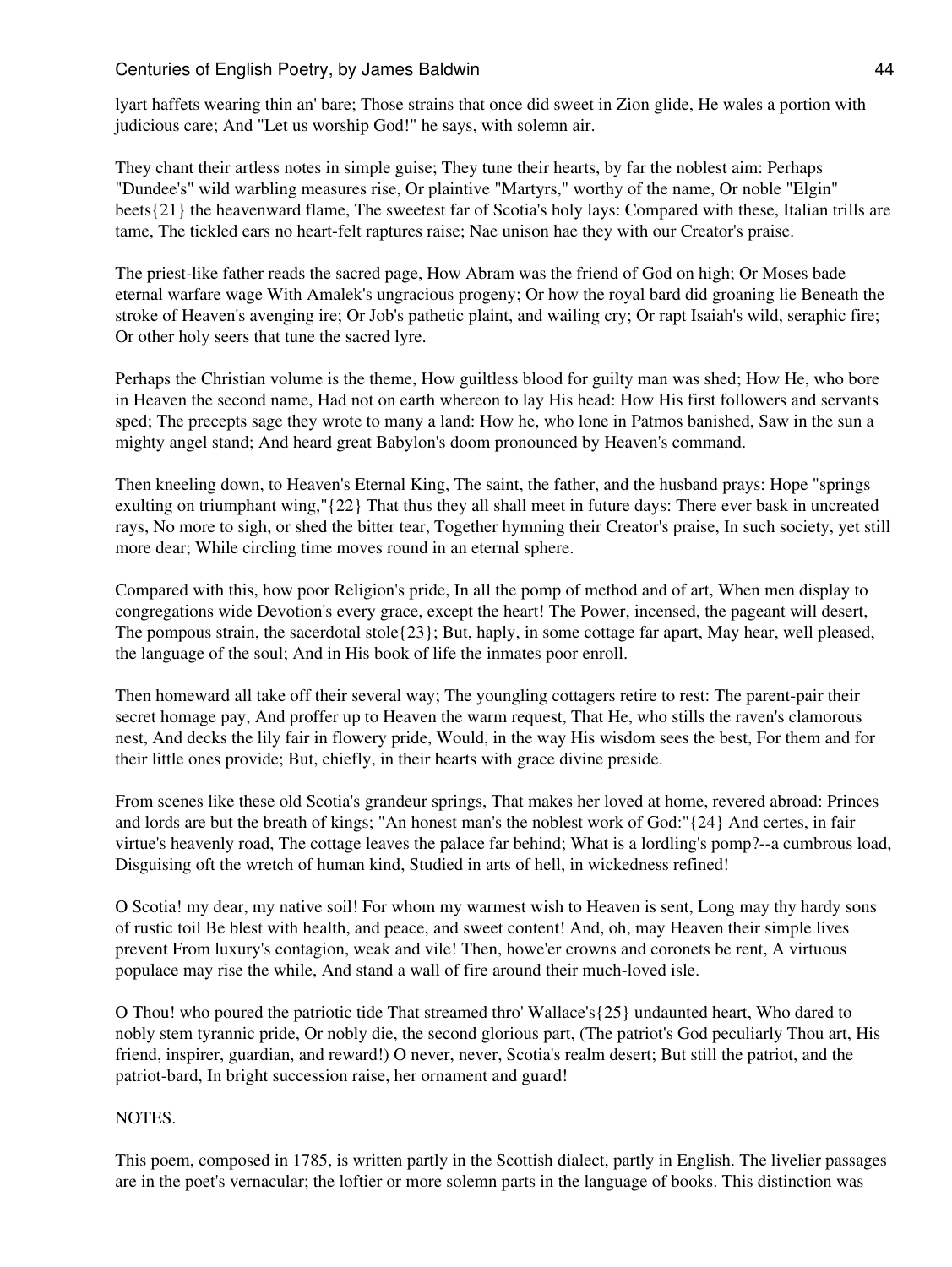lyart haffets wearing thin an' bare; Those strains that once did sweet in Zion glide, He wales a portion with judicious care; And "Let us worship God!" he says, with solemn air.

They chant their artless notes in simple guise; They tune their hearts, by far the noblest aim: Perhaps "Dundee's" wild warbling measures rise, Or plaintive "Martyrs," worthy of the name, Or noble "Elgin" beets{21} the heavenward flame, The sweetest far of Scotia's holy lays: Compared with these, Italian trills are tame, The tickled ears no heart-felt raptures raise; Nae unison hae they with our Creator's praise.

The priest-like father reads the sacred page, How Abram was the friend of God on high; Or Moses bade eternal warfare wage With Amalek's ungracious progeny; Or how the royal bard did groaning lie Beneath the stroke of Heaven's avenging ire; Or Job's pathetic plaint, and wailing cry; Or rapt Isaiah's wild, seraphic fire; Or other holy seers that tune the sacred lyre.

Perhaps the Christian volume is the theme, How guiltless blood for guilty man was shed; How He, who bore in Heaven the second name, Had not on earth whereon to lay His head: How His first followers and servants sped; The precepts sage they wrote to many a land: How he, who lone in Patmos banished, Saw in the sun a mighty angel stand; And heard great Babylon's doom pronounced by Heaven's command.

Then kneeling down, to Heaven's Eternal King, The saint, the father, and the husband prays: Hope "springs exulting on triumphant wing,"{22} That thus they all shall meet in future days: There ever bask in uncreated rays, No more to sigh, or shed the bitter tear, Together hymning their Creator's praise, In such society, yet still more dear; While circling time moves round in an eternal sphere.

Compared with this, how poor Religion's pride, In all the pomp of method and of art, When men display to congregations wide Devotion's every grace, except the heart! The Power, incensed, the pageant will desert, The pompous strain, the sacerdotal stole{23}; But, haply, in some cottage far apart, May hear, well pleased, the language of the soul; And in His book of life the inmates poor enroll.

Then homeward all take off their several way; The youngling cottagers retire to rest: The parent-pair their secret homage pay, And proffer up to Heaven the warm request, That He, who stills the raven's clamorous nest, And decks the lily fair in flowery pride, Would, in the way His wisdom sees the best, For them and for their little ones provide; But, chiefly, in their hearts with grace divine preside.

From scenes like these old Scotia's grandeur springs, That makes her loved at home, revered abroad: Princes and lords are but the breath of kings; "An honest man's the noblest work of God:"{24} And certes, in fair virtue's heavenly road, The cottage leaves the palace far behind; What is a lordling's pomp?--a cumbrous load, Disguising oft the wretch of human kind, Studied in arts of hell, in wickedness refined!

O Scotia! my dear, my native soil! For whom my warmest wish to Heaven is sent, Long may thy hardy sons of rustic toil Be blest with health, and peace, and sweet content! And, oh, may Heaven their simple lives prevent From luxury's contagion, weak and vile! Then, howe'er crowns and coronets be rent, A virtuous populace may rise the while, And stand a wall of fire around their much-loved isle.

O Thou! who poured the patriotic tide That streamed thro' Wallace's{25} undaunted heart, Who dared to nobly stem tyrannic pride, Or nobly die, the second glorious part, (The patriot's God peculiarly Thou art, His friend, inspirer, guardian, and reward!) O never, never, Scotia's realm desert; But still the patriot, and the patriot-bard, In bright succession raise, her ornament and guard!

NOTES.

This poem, composed in 1785, is written partly in the Scottish dialect, partly in English. The livelier passages are in the poet's vernacular; the loftier or more solemn parts in the language of books. This distinction was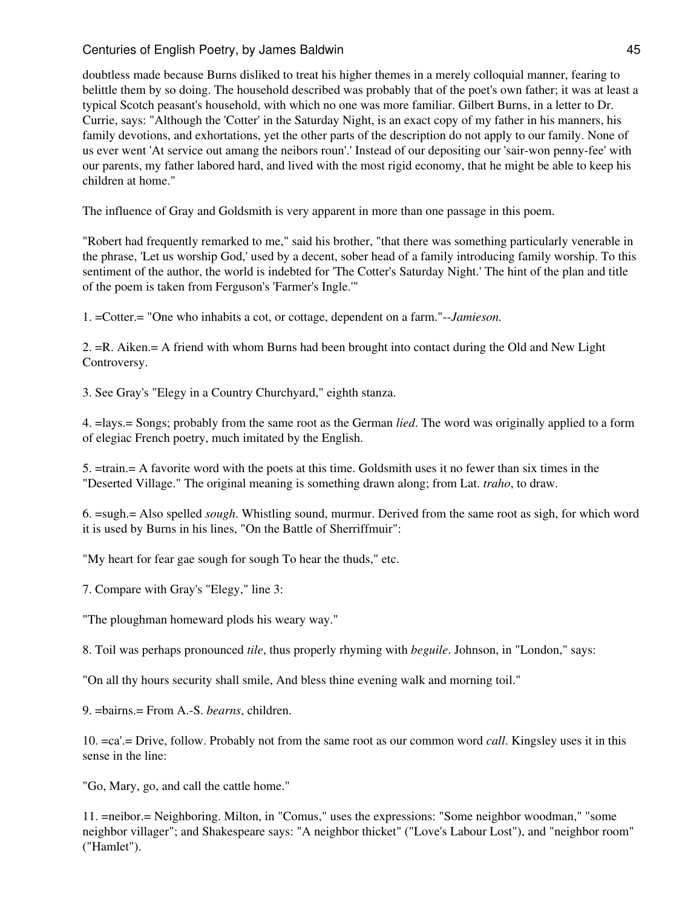doubtless made because Burns disliked to treat his higher themes in a merely colloquial manner, fearing to belittle them by so doing. The household described was probably that of the poet's own father; it was at least a typical Scotch peasant's household, with which no one was more familiar. Gilbert Burns, in a letter to Dr. Currie, says: "Although the 'Cotter' in the Saturday Night, is an exact copy of my father in his manners, his family devotions, and exhortations, yet the other parts of the description do not apply to our family. None of us ever went 'At service out amang the neibors roun'.' Instead of our depositing our 'sair-won penny-fee' with our parents, my father labored hard, and lived with the most rigid economy, that he might be able to keep his children at home."

The influence of Gray and Goldsmith is very apparent in more than one passage in this poem.

"Robert had frequently remarked to me," said his brother, "that there was something particularly venerable in the phrase, 'Let us worship God,' used by a decent, sober head of a family introducing family worship. To this sentiment of the author, the world is indebted for 'The Cotter's Saturday Night.' The hint of the plan and title of the poem is taken from Ferguson's 'Farmer's Ingle.'"

1. =Cotter.= "One who inhabits a cot, or cottage, dependent on a farm."--*Jamieson.*

2. =R. Aiken.= A friend with whom Burns had been brought into contact during the Old and New Light Controversy.

3. See Gray's "Elegy in a Country Churchyard," eighth stanza.

4. =lays.= Songs; probably from the same root as the German *lied*. The word was originally applied to a form of elegiac French poetry, much imitated by the English.

5. =train.= A favorite word with the poets at this time. Goldsmith uses it no fewer than six times in the "Deserted Village." The original meaning is something drawn along; from Lat. *traho*, to draw.

6. =sugh.= Also spelled *sough*. Whistling sound, murmur. Derived from the same root as sigh, for which word it is used by Burns in his lines, "On the Battle of Sherriffmuir":

"My heart for fear gae sough for sough To hear the thuds," etc.

7. Compare with Gray's "Elegy," line 3:

"The ploughman homeward plods his weary way."

8. Toil was perhaps pronounced *tile*, thus properly rhyming with *beguile*. Johnson, in "London," says:

"On all thy hours security shall smile, And bless thine evening walk and morning toil."

9. =bairns.= From A.-S. *bearns*, children.

10. =ca'.= Drive, follow. Probably not from the same root as our common word *call*. Kingsley uses it in this sense in the line:

"Go, Mary, go, and call the cattle home."

11. =neibor.= Neighboring. Milton, in "Comus," uses the expressions: "Some neighbor woodman," "some neighbor villager"; and Shakespeare says: "A neighbor thicket" ("Love's Labour Lost"), and "neighbor room" ("Hamlet").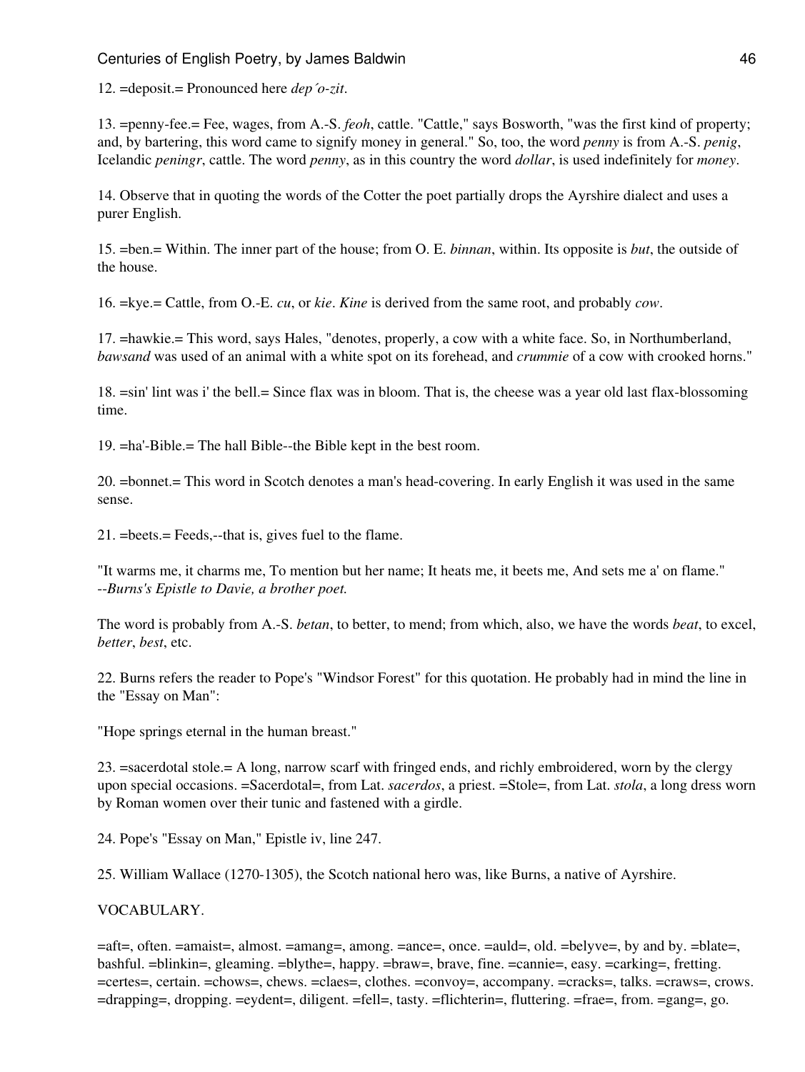12. =deposit.= Pronounced here *dep´o-zit*.

13. =penny-fee.= Fee, wages, from A.-S. *feoh*, cattle. "Cattle," says Bosworth, "was the first kind of property; and, by bartering, this word came to signify money in general." So, too, the word *penny* is from A.-S. *penig*, Icelandic *peningr*, cattle. The word *penny*, as in this country the word *dollar*, is used indefinitely for *money*.

14. Observe that in quoting the words of the Cotter the poet partially drops the Ayrshire dialect and uses a purer English.

15. =ben.= Within. The inner part of the house; from O. E. *binnan*, within. Its opposite is *but*, the outside of the house.

16. =kye.= Cattle, from O.-E. *cu*, or *kie*. *Kine* is derived from the same root, and probably *cow*.

17. =hawkie.= This word, says Hales, "denotes, properly, a cow with a white face. So, in Northumberland, *bawsand* was used of an animal with a white spot on its forehead, and *crummie* of a cow with crooked horns."

18. =sin' lint was i' the bell.= Since flax was in bloom. That is, the cheese was a year old last flax-blossoming time.

19. =ha'-Bible.= The hall Bible--the Bible kept in the best room.

20. =bonnet.= This word in Scotch denotes a man's head-covering. In early English it was used in the same sense.

21. =beets.= Feeds,--that is, gives fuel to the flame.

"It warms me, it charms me, To mention but her name; It heats me, it beets me, And sets me a' on flame." *--Burns's Epistle to Davie, a brother poet.*

The word is probably from A.-S. *betan*, to better, to mend; from which, also, we have the words *beat*, to excel, *better*, *best*, etc.

22. Burns refers the reader to Pope's "Windsor Forest" for this quotation. He probably had in mind the line in the "Essay on Man":

"Hope springs eternal in the human breast."

23. =sacerdotal stole.= A long, narrow scarf with fringed ends, and richly embroidered, worn by the clergy upon special occasions. =Sacerdotal=, from Lat. *sacerdos*, a priest. =Stole=, from Lat. *stola*, a long dress worn by Roman women over their tunic and fastened with a girdle.

24. Pope's "Essay on Man," Epistle iv, line 247.

25. William Wallace (1270-1305), the Scotch national hero was, like Burns, a native of Ayrshire.

VOCABULARY.

=aft=, often. =amaist=, almost. =amang=, among. =ance=, once. =auld=, old. =belyve=, by and by. =blate=, bashful. =blinkin=, gleaming. =blythe=, happy. =braw=, brave, fine. =cannie=, easy. =carking=, fretting. =certes=, certain. =chows=, chews. =claes=, clothes. =convoy=, accompany. =cracks=, talks. =craws=, crows. =drapping=, dropping. =eydent=, diligent. =fell=, tasty. =flichterin=, fluttering. =frae=, from. =gang=, go.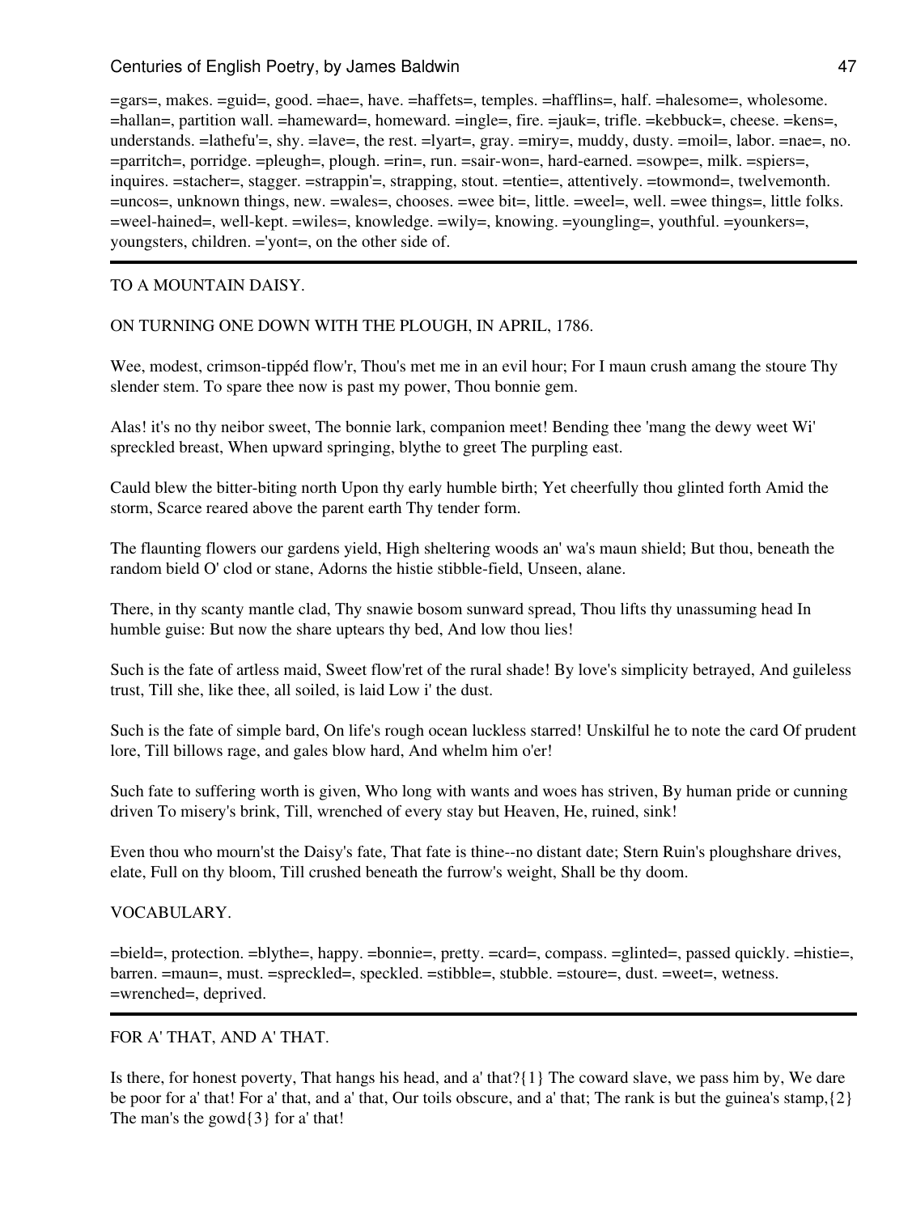=gars=, makes. =guid=, good. =hae=, have. =haffets=, temples. =hafflins=, half. =halesome=, wholesome. =hallan=, partition wall. =hameward=, homeward. =ingle=, fire. =jauk=, trifle. =kebbuck=, cheese. =kens=, understands. =lathefu'=, shy. =lave=, the rest. =lyart=, gray. =miry=, muddy, dusty. =moil=, labor. =nae=, no. =parritch=, porridge. =pleugh=, plough. =rin=, run. =sair-won=, hard-earned. =sowpe=, milk. =spiers=, inquires. =stacher=, stagger. =strappin'=, strapping, stout. =tentie=, attentively. =towmond=, twelvemonth. =uncos=, unknown things, new. =wales=, chooses. =wee bit=, little. =weel=, well. =wee things=, little folks. =weel-hained=, well-kept. =wiles=, knowledge. =wily=, knowing. =youngling=, youthful. =younkers=, youngsters, children. ='yont=, on the other side of.

---

TO A MOUNTAIN DAISY.

ON TURNING ONE DOWN WITH THE PLOUGH, IN APRIL, 1786.

Wee, modest, crimson-tippéd flow'r, Thou's met me in an evil hour; For I maun crush amang the stoure Thy slender stem. To spare thee now is past my power, Thou bonnie gem.

Alas! it's no thy neibor sweet, The bonnie lark, companion meet! Bending thee 'mang the dewy weet Wi' spreckled breast, When upward springing, blythe to greet The purpling east.

Cauld blew the bitter-biting north Upon thy early humble birth; Yet cheerfully thou glinted forth Amid the storm, Scarce reared above the parent earth Thy tender form.

The flaunting flowers our gardens yield, High sheltering woods an' wa's maun shield; But thou, beneath the random bield O' clod or stane, Adorns the histie stibble-field, Unseen, alane.

There, in thy scanty mantle clad, Thy snawie bosom sunward spread, Thou lifts thy unassuming head In humble guise: But now the share uptears thy bed, And low thou lies!

Such is the fate of artless maid, Sweet flow'ret of the rural shade! By love's simplicity betrayed, And guileless trust, Till she, like thee, all soiled, is laid Low i' the dust.

Such is the fate of simple bard, On life's rough ocean luckless starred! Unskilful he to note the card Of prudent lore, Till billows rage, and gales blow hard, And whelm him o'er!

Such fate to suffering worth is given, Who long with wants and woes has striven, By human pride or cunning driven To misery's brink, Till, wrenched of every stay but Heaven, He, ruined, sink!

Even thou who mourn'st the Daisy's fate, That fate is thine--no distant date; Stern Ruin's ploughshare drives, elate, Full on thy bloom, Till crushed beneath the furrow's weight, Shall be thy doom.

VOCABULARY.

=bield=, protection. =blythe=, happy. =bonnie=, pretty. =card=, compass. =glinted=, passed quickly. =histie=, barren. =maun=, must. =spreckled=, speckled. =stibble=, stubble. =stoure=, dust. =weet=, wetness. =wrenched=, deprived.

---

FOR A' THAT, AND A' THAT.

Is there, for honest poverty, That hangs his head, and a' that?{1} The coward slave, we pass him by, We dare be poor for a' that! For a' that, and a' that, Our toils obscure, and a' that; The rank is but the guinea's stamp,{2} The man's the gowd{3} for a' that!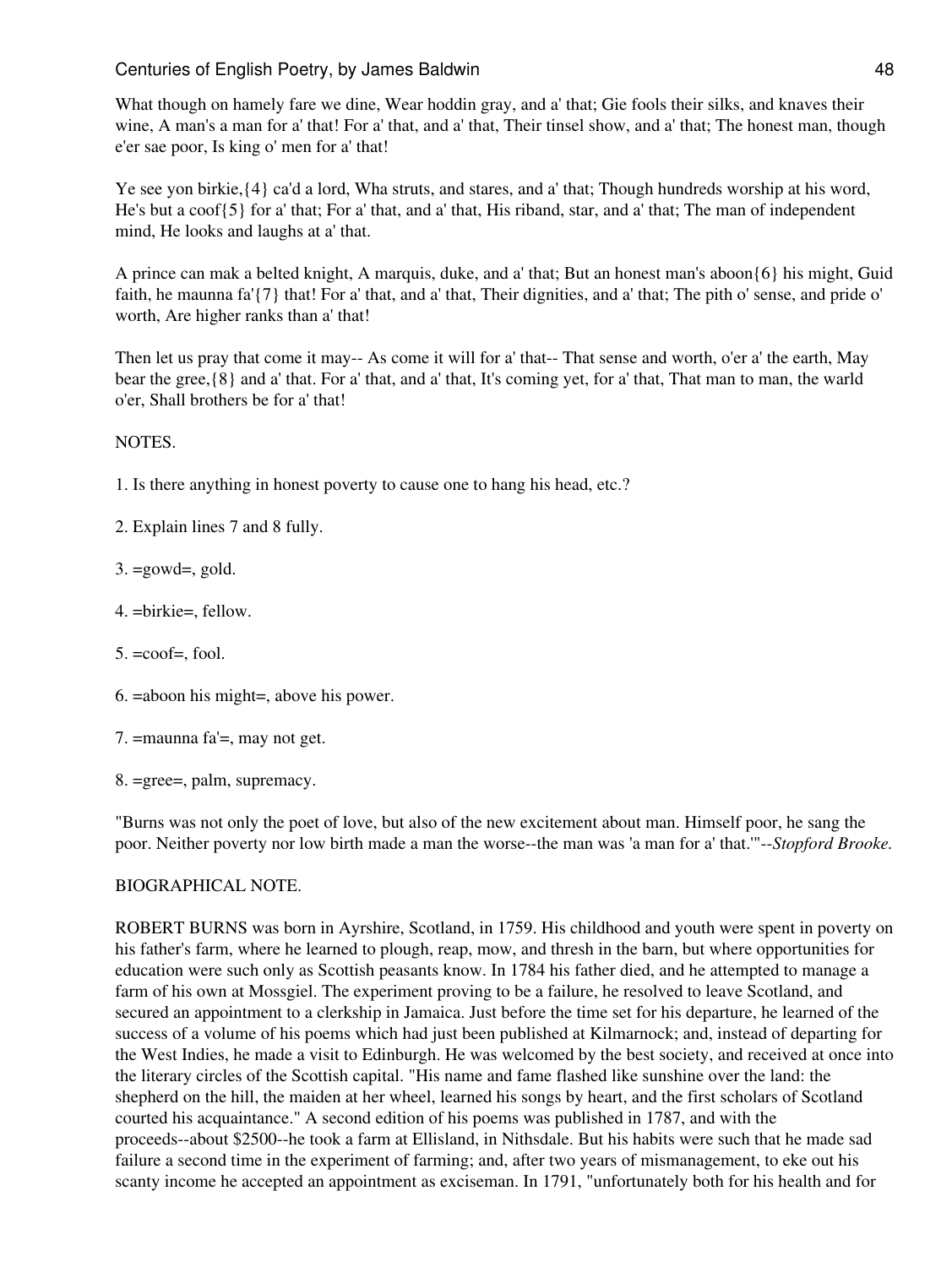What though on hamely fare we dine, Wear hoddin gray, and a' that; Gie fools their silks, and knaves their wine, A man's a man for a' that! For a' that, and a' that, Their tinsel show, and a' that; The honest man, though e'er sae poor, Is king o' men for a' that!

Ye see yon birkie,{4} ca'd a lord, Wha struts, and stares, and a' that; Though hundreds worship at his word, He's but a coof{5} for a' that; For a' that, and a' that, His riband, star, and a' that; The man of independent mind, He looks and laughs at a' that.

A prince can mak a belted knight, A marquis, duke, and a' that; But an honest man's aboon{6} his might, Guid faith, he maunna fa'{7} that! For a' that, and a' that, Their dignities, and a' that; The pith o' sense, and pride o' worth, Are higher ranks than a' that!

Then let us pray that come it may-- As come it will for a' that-- That sense and worth, o'er a' the earth, May bear the gree,{8} and a' that. For a' that, and a' that, It's coming yet, for a' that, That man to man, the warld o'er, Shall brothers be for a' that!

NOTES.

1. Is there anything in honest poverty to cause one to hang his head, etc.?

2. Explain lines 7 and 8 fully.

3. =gowd=, gold.

4. =birkie=, fellow.

5. =coof=, fool.

6. =aboon his might=, above his power.

7. =maunna fa'=, may not get.

8. =gree=, palm, supremacy.

"Burns was not only the poet of love, but also of the new excitement about man. Himself poor, he sang the poor. Neither poverty nor low birth made a man the worse--the man was 'a man for a' that.'"--*Stopford Brooke.*

BIOGRAPHICAL NOTE.

ROBERT BURNS was born in Ayrshire, Scotland, in 1759. His childhood and youth were spent in poverty on his father's farm, where he learned to plough, reap, mow, and thresh in the barn, but where opportunities for education were such only as Scottish peasants know. In 1784 his father died, and he attempted to manage a farm of his own at Mossgiel. The experiment proving to be a failure, he resolved to leave Scotland, and secured an appointment to a clerkship in Jamaica. Just before the time set for his departure, he learned of the success of a volume of his poems which had just been published at Kilmarnock; and, instead of departing for the West Indies, he made a visit to Edinburgh. He was welcomed by the best society, and received at once into the literary circles of the Scottish capital. "His name and fame flashed like sunshine over the land: the shepherd on the hill, the maiden at her wheel, learned his songs by heart, and the first scholars of Scotland courted his acquaintance." A second edition of his poems was published in 1787, and with the proceeds--about $2500--he took a farm at Ellisland, in Nithsdale. But his habits were such that he made sad failure a second time in the experiment of farming; and, after two years of mismanagement, to eke out his scanty income he accepted an appointment as exciseman. In 1791, "unfortunately both for his health and for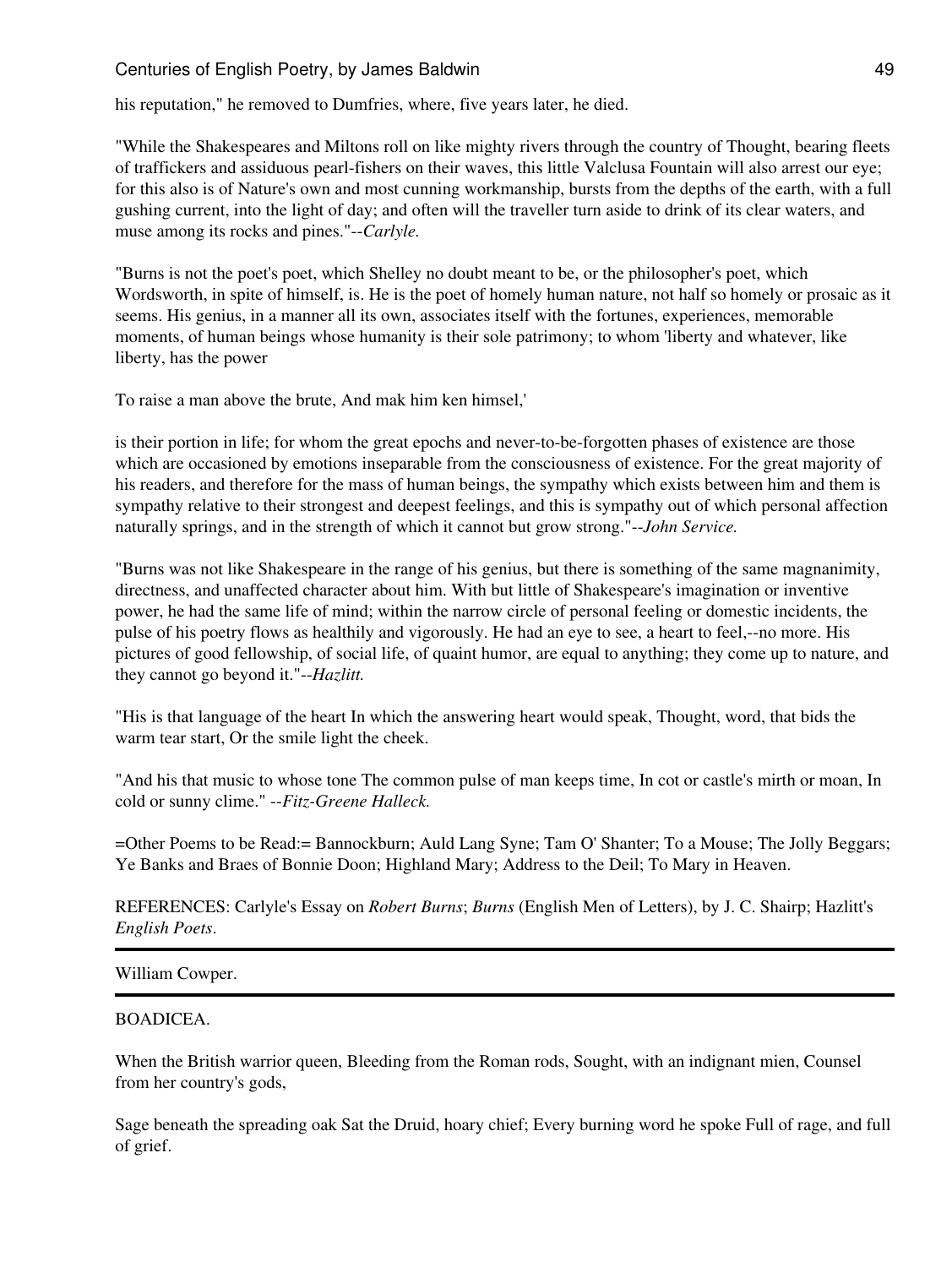his reputation," he removed to Dumfries, where, five years later, he died.

"While the Shakespeares and Miltons roll on like mighty rivers through the country of Thought, bearing fleets of traffickers and assiduous pearl-fishers on their waves, this little Valclusa Fountain will also arrest our eye; for this also is of Nature's own and most cunning workmanship, bursts from the depths of the earth, with a full gushing current, into the light of day; and often will the traveller turn aside to drink of its clear waters, and muse among its rocks and pines."--*Carlyle.*

"Burns is not the poet's poet, which Shelley no doubt meant to be, or the philosopher's poet, which Wordsworth, in spite of himself, is. He is the poet of homely human nature, not half so homely or prosaic as it seems. His genius, in a manner all its own, associates itself with the fortunes, experiences, memorable moments, of human beings whose humanity is their sole patrimony; to whom 'liberty and whatever, like liberty, has the power

To raise a man above the brute, And mak him ken himsel,'

is their portion in life; for whom the great epochs and never-to-be-forgotten phases of existence are those which are occasioned by emotions inseparable from the consciousness of existence. For the great majority of his readers, and therefore for the mass of human beings, the sympathy which exists between him and them is sympathy relative to their strongest and deepest feelings, and this is sympathy out of which personal affection naturally springs, and in the strength of which it cannot but grow strong."--*John Service.*

"Burns was not like Shakespeare in the range of his genius, but there is something of the same magnanimity, directness, and unaffected character about him. With but little of Shakespeare's imagination or inventive power, he had the same life of mind; within the narrow circle of personal feeling or domestic incidents, the pulse of his poetry flows as healthily and vigorously. He had an eye to see, a heart to feel,--no more. His pictures of good fellowship, of social life, of quaint humor, are equal to anything; they come up to nature, and they cannot go beyond it."--*Hazlitt.*

"His is that language of the heart In which the answering heart would speak, Thought, word, that bids the warm tear start, Or the smile light the cheek.

"And his that music to whose tone The common pulse of man keeps time, In cot or castle's mirth or moan, In cold or sunny clime." *--Fitz-Greene Halleck.*

=Other Poems to be Read:= Bannockburn; Auld Lang Syne; Tam O' Shanter; To a Mouse; The Jolly Beggars; Ye Banks and Braes of Bonnie Doon; Highland Mary; Address to the Deil; To Mary in Heaven.

REFERENCES: Carlyle's Essay on *Robert Burns*; *Burns* (English Men of Letters), by J. C. Shairp; Hazlitt's *English Poets*.

---

## William Cowper.

---

### BOADICEA.

When the British warrior queen, Bleeding from the Roman rods, Sought, with an indignant mien, Counsel from her country's gods,

Sage beneath the spreading oak Sat the Druid, hoary chief; Every burning word he spoke Full of rage, and full of grief.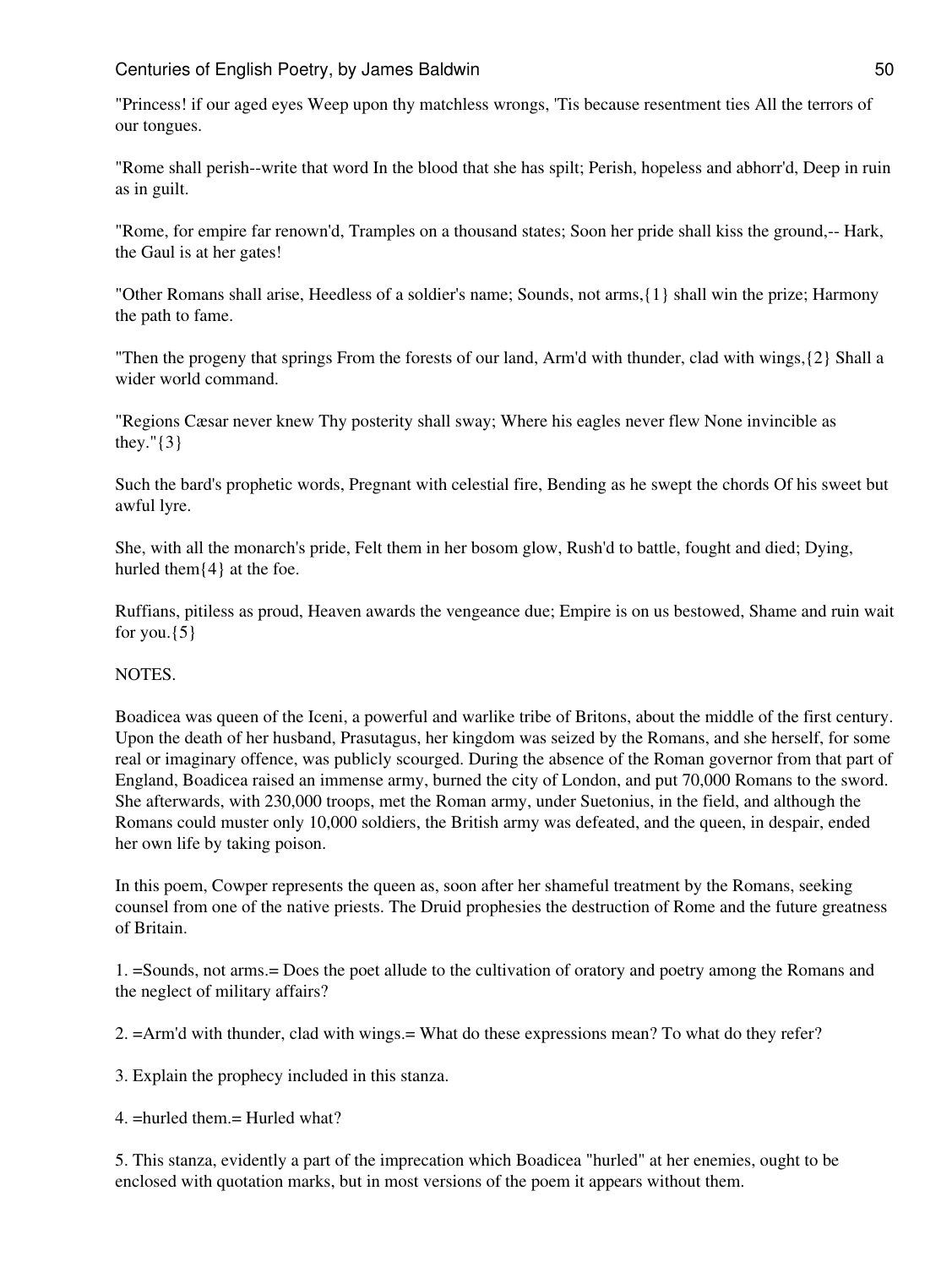"Princess! if our aged eyes Weep upon thy matchless wrongs, 'Tis because resentment ties All the terrors of our tongues.

"Rome shall perish--write that word In the blood that she has spilt; Perish, hopeless and abhorr'd, Deep in ruin as in guilt.

"Rome, for empire far renown'd, Tramples on a thousand states; Soon her pride shall kiss the ground,-- Hark, the Gaul is at her gates!

"Other Romans shall arise, Heedless of a soldier's name; Sounds, not arms,{1} shall win the prize; Harmony the path to fame.

"Then the progeny that springs From the forests of our land, Arm'd with thunder, clad with wings,{2} Shall a wider world command.

"Regions Cæsar never knew Thy posterity shall sway; Where his eagles never flew None invincible as they."{3}

Such the bard's prophetic words, Pregnant with celestial fire, Bending as he swept the chords Of his sweet but awful lyre.

She, with all the monarch's pride, Felt them in her bosom glow, Rush'd to battle, fought and died; Dying, hurled them{4} at the foe.

Ruffians, pitiless as proud, Heaven awards the vengeance due; Empire is on us bestowed, Shame and ruin wait for you.{5}

NOTES.

Boadicea was queen of the Iceni, a powerful and warlike tribe of Britons, about the middle of the first century. Upon the death of her husband, Prasutagus, her kingdom was seized by the Romans, and she herself, for some real or imaginary offence, was publicly scourged. During the absence of the Roman governor from that part of England, Boadicea raised an immense army, burned the city of London, and put 70,000 Romans to the sword. She afterwards, with 230,000 troops, met the Roman army, under Suetonius, in the field, and although the Romans could muster only 10,000 soldiers, the British army was defeated, and the queen, in despair, ended her own life by taking poison.

In this poem, Cowper represents the queen as, soon after her shameful treatment by the Romans, seeking counsel from one of the native priests. The Druid prophesies the destruction of Rome and the future greatness of Britain.

1. =Sounds, not arms.= Does the poet allude to the cultivation of oratory and poetry among the Romans and the neglect of military affairs?

2. =Arm'd with thunder, clad with wings.= What do these expressions mean? To what do they refer?

3. Explain the prophecy included in this stanza.

4. =hurled them.= Hurled what?

5. This stanza, evidently a part of the imprecation which Boadicea "hurled" at her enemies, ought to be enclosed with quotation marks, but in most versions of the poem it appears without them.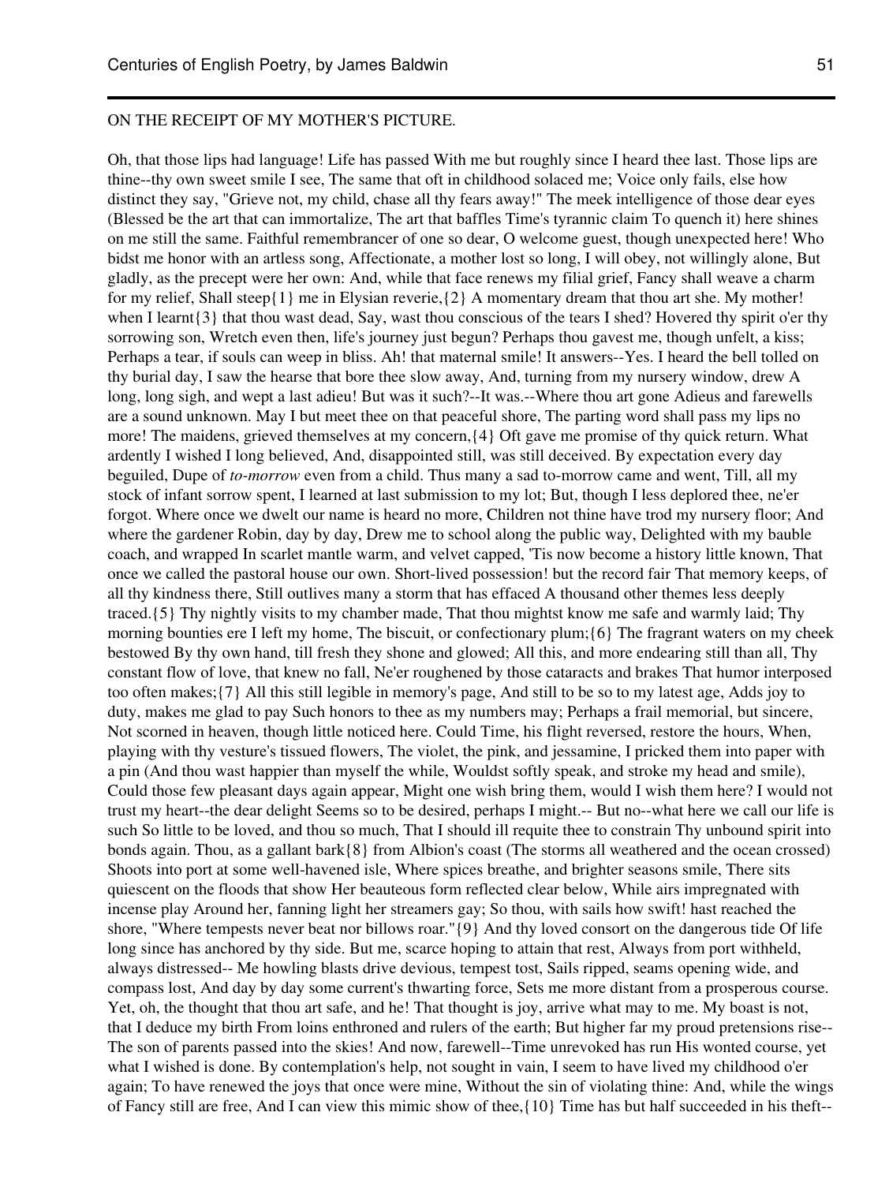ON THE RECEIPT OF MY MOTHER'S PICTURE.

Oh, that those lips had language! Life has passed With me but roughly since I heard thee last. Those lips are thine--thy own sweet smile I see, The same that oft in childhood solaced me; Voice only fails, else how distinct they say, "Grieve not, my child, chase all thy fears away!" The meek intelligence of those dear eyes (Blessed be the art that can immortalize, The art that baffles Time's tyrannic claim To quench it) here shines on me still the same. Faithful remembrancer of one so dear, O welcome guest, though unexpected here! Who bidst me honor with an artless song, Affectionate, a mother lost so long, I will obey, not willingly alone, But gladly, as the precept were her own: And, while that face renews my filial grief, Fancy shall weave a charm for my relief, Shall steep{1} me in Elysian reverie,{2} A momentary dream that thou art she. My mother! when I learnt{3} that thou wast dead, Say, wast thou conscious of the tears I shed? Hovered thy spirit o'er thy sorrowing son, Wretch even then, life's journey just begun? Perhaps thou gavest me, though unfelt, a kiss; Perhaps a tear, if souls can weep in bliss. Ah! that maternal smile! It answers--Yes. I heard the bell tolled on thy burial day, I saw the hearse that bore thee slow away, And, turning from my nursery window, drew A long, long sigh, and wept a last adieu! But was it such?--It was.--Where thou art gone Adieus and farewells are a sound unknown. May I but meet thee on that peaceful shore, The parting word shall pass my lips no more! The maidens, grieved themselves at my concern,{4} Oft gave me promise of thy quick return. What ardently I wished I long believed, And, disappointed still, was still deceived. By expectation every day beguiled, Dupe of *to-morrow* even from a child. Thus many a sad to-morrow came and went, Till, all my stock of infant sorrow spent, I learned at last submission to my lot; But, though I less deplored thee, ne'er forgot. Where once we dwelt our name is heard no more, Children not thine have trod my nursery floor; And where the gardener Robin, day by day, Drew me to school along the public way, Delighted with my bauble coach, and wrapped In scarlet mantle warm, and velvet capped, 'Tis now become a history little known, That once we called the pastoral house our own. Short-lived possession! but the record fair That memory keeps, of all thy kindness there, Still outlives many a storm that has effaced A thousand other themes less deeply traced.{5} Thy nightly visits to my chamber made, That thou mightst know me safe and warmly laid; Thy morning bounties ere I left my home, The biscuit, or confectionary plum;{6} The fragrant waters on my cheek bestowed By thy own hand, till fresh they shone and glowed; All this, and more endearing still than all, Thy constant flow of love, that knew no fall, Ne'er roughened by those cataracts and brakes That humor interposed too often makes;{7} All this still legible in memory's page, And still to be so to my latest age, Adds joy to duty, makes me glad to pay Such honors to thee as my numbers may; Perhaps a frail memorial, but sincere, Not scorned in heaven, though little noticed here. Could Time, his flight reversed, restore the hours, When, playing with thy vesture's tissued flowers, The violet, the pink, and jessamine, I pricked them into paper with a pin (And thou wast happier than myself the while, Wouldst softly speak, and stroke my head and smile), Could those few pleasant days again appear, Might one wish bring them, would I wish them here? I would not trust my heart--the dear delight Seems so to be desired, perhaps I might.-- But no--what here we call our life is such So little to be loved, and thou so much, That I should ill requite thee to constrain Thy unbound spirit into bonds again. Thou, as a gallant bark{8} from Albion's coast (The storms all weathered and the ocean crossed) Shoots into port at some well-havened isle, Where spices breathe, and brighter seasons smile, There sits quiescent on the floods that show Her beauteous form reflected clear below, While airs impregnated with incense play Around her, fanning light her streamers gay; So thou, with sails how swift! hast reached the shore, "Where tempests never beat nor billows roar."{9} And thy loved consort on the dangerous tide Of life long since has anchored by thy side. But me, scarce hoping to attain that rest, Always from port withheld, always distressed-- Me howling blasts drive devious, tempest tost, Sails ripped, seams opening wide, and compass lost, And day by day some current's thwarting force, Sets me more distant from a prosperous course. Yet, oh, the thought that thou art safe, and he! That thought is joy, arrive what may to me. My boast is not, that I deduce my birth From loins enthroned and rulers of the earth; But higher far my proud pretensions rise-- The son of parents passed into the skies! And now, farewell--Time unrevoked has run His wonted course, yet what I wished is done. By contemplation's help, not sought in vain, I seem to have lived my childhood o'er again; To have renewed the joys that once were mine, Without the sin of violating thine: And, while the wings of Fancy still are free, And I can view this mimic show of thee,{10} Time has but half succeeded in his theft--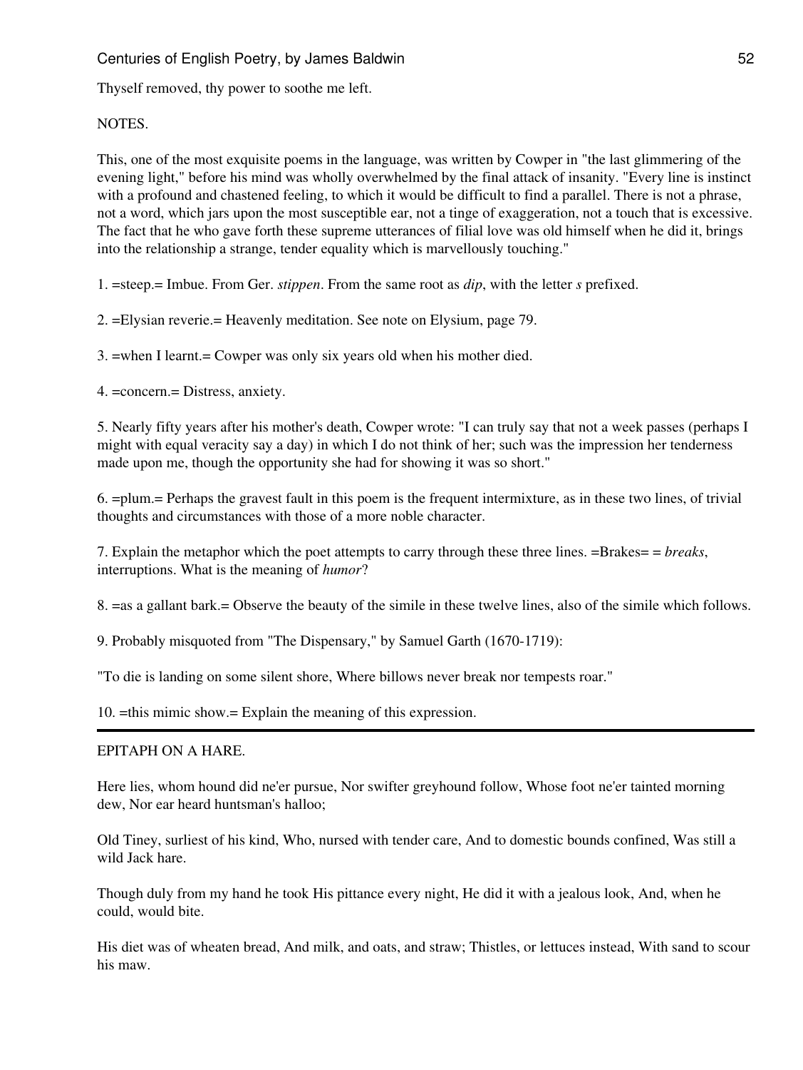Thyself removed, thy power to soothe me left.

NOTES.

This, one of the most exquisite poems in the language, was written by Cowper in "the last glimmering of the evening light," before his mind was wholly overwhelmed by the final attack of insanity. "Every line is instinct with a profound and chastened feeling, to which it would be difficult to find a parallel. There is not a phrase, not a word, which jars upon the most susceptible ear, not a tinge of exaggeration, not a touch that is excessive. The fact that he who gave forth these supreme utterances of filial love was old himself when he did it, brings into the relationship a strange, tender equality which is marvellously touching."

1. =steep.= Imbue. From Ger. *stippen*. From the same root as *dip*, with the letter *s* prefixed.

2. =Elysian reverie.= Heavenly meditation. See note on Elysium, page 79.

3. =when I learnt.= Cowper was only six years old when his mother died.

4. =concern.= Distress, anxiety.

5. Nearly fifty years after his mother's death, Cowper wrote: "I can truly say that not a week passes (perhaps I might with equal veracity say a day) in which I do not think of her; such was the impression her tenderness made upon me, though the opportunity she had for showing it was so short."

6. =plum.= Perhaps the gravest fault in this poem is the frequent intermixture, as in these two lines, of trivial thoughts and circumstances with those of a more noble character.

7. Explain the metaphor which the poet attempts to carry through these three lines. =Brakes= = *breaks*, interruptions. What is the meaning of *humor*?

8. =as a gallant bark.= Observe the beauty of the simile in these twelve lines, also of the simile which follows.

9. Probably misquoted from "The Dispensary," by Samuel Garth (1670-1719):

"To die is landing on some silent shore, Where billows never break nor tempests roar."

10. =this mimic show.= Explain the meaning of this expression.

---

EPITAPH ON A HARE.

Here lies, whom hound did ne'er pursue, Nor swifter greyhound follow, Whose foot ne'er tainted morning dew, Nor ear heard huntsman's halloo;

Old Tiney, surliest of his kind, Who, nursed with tender care, And to domestic bounds confined, Was still a wild Jack hare.

Though duly from my hand he took His pittance every night, He did it with a jealous look, And, when he could, would bite.

His diet was of wheaten bread, And milk, and oats, and straw; Thistles, or lettuces instead, With sand to scour his maw.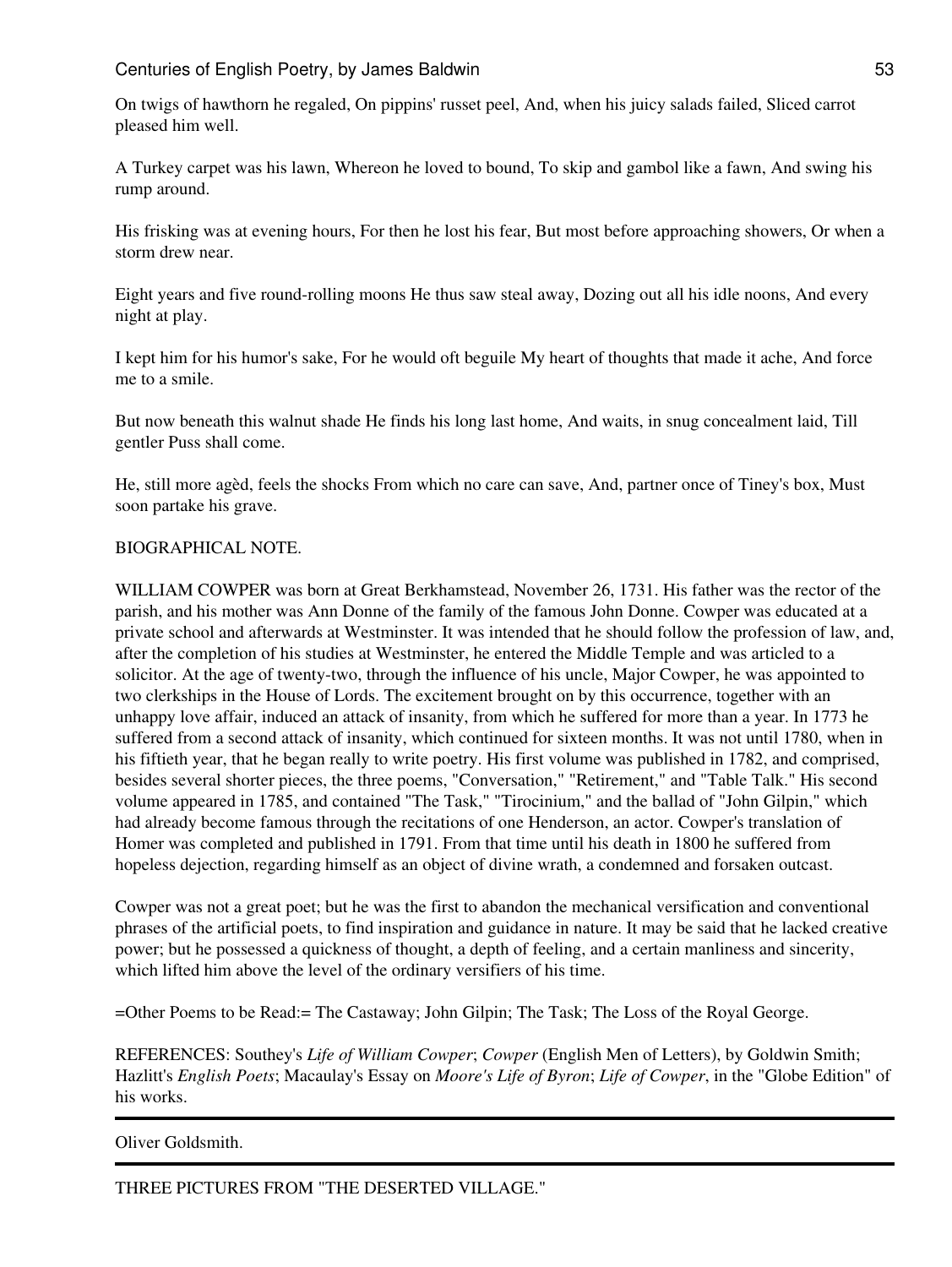On twigs of hawthorn he regaled, On pippins' russet peel, And, when his juicy salads failed, Sliced carrot pleased him well.

A Turkey carpet was his lawn, Whereon he loved to bound, To skip and gambol like a fawn, And swing his rump around.

His frisking was at evening hours, For then he lost his fear, But most before approaching showers, Or when a storm drew near.

Eight years and five round-rolling moons He thus saw steal away, Dozing out all his idle noons, And every night at play.

I kept him for his humor's sake, For he would oft beguile My heart of thoughts that made it ache, And force me to a smile.

But now beneath this walnut shade He finds his long last home, And waits, in snug concealment laid, Till gentler Puss shall come.

He, still more agèd, feels the shocks From which no care can save, And, partner once of Tiney's box, Must soon partake his grave.

BIOGRAPHICAL NOTE.

WILLIAM COWPER was born at Great Berkhamstead, November 26, 1731. His father was the rector of the parish, and his mother was Ann Donne of the family of the famous John Donne. Cowper was educated at a private school and afterwards at Westminster. It was intended that he should follow the profession of law, and, after the completion of his studies at Westminster, he entered the Middle Temple and was articled to a solicitor. At the age of twenty-two, through the influence of his uncle, Major Cowper, he was appointed to two clerkships in the House of Lords. The excitement brought on by this occurrence, together with an unhappy love affair, induced an attack of insanity, from which he suffered for more than a year. In 1773 he suffered from a second attack of insanity, which continued for sixteen months. It was not until 1780, when in his fiftieth year, that he began really to write poetry. His first volume was published in 1782, and comprised, besides several shorter pieces, the three poems, "Conversation," "Retirement," and "Table Talk." His second volume appeared in 1785, and contained "The Task," "Tirocinium," and the ballad of "John Gilpin," which had already become famous through the recitations of one Henderson, an actor. Cowper's translation of Homer was completed and published in 1791. From that time until his death in 1800 he suffered from hopeless dejection, regarding himself as an object of divine wrath, a condemned and forsaken outcast.

Cowper was not a great poet; but he was the first to abandon the mechanical versification and conventional phrases of the artificial poets, to find inspiration and guidance in nature. It may be said that he lacked creative power; but he possessed a quickness of thought, a depth of feeling, and a certain manliness and sincerity, which lifted him above the level of the ordinary versifiers of his time.

=Other Poems to be Read:= The Castaway; John Gilpin; The Task; The Loss of the Royal George.

REFERENCES: Southey's *Life of William Cowper*; *Cowper* (English Men of Letters), by Goldwin Smith; Hazlitt's *English Poets*; Macaulay's Essay on *Moore's Life of Byron*; *Life of Cowper*, in the "Globe Edition" of his works.

---

Oliver Goldsmith.

---

THREE PICTURES FROM "THE DESERTED VILLAGE."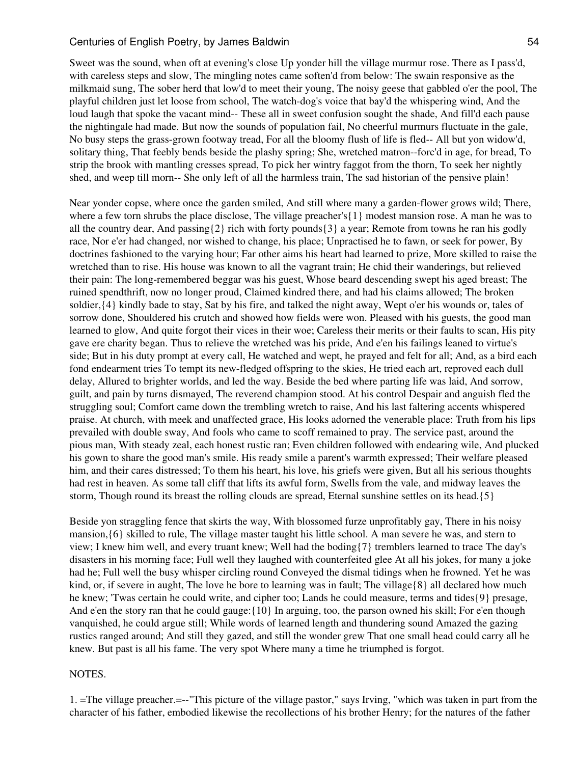Sweet was the sound, when oft at evening's close Up yonder hill the village murmur rose. There as I pass'd, with careless steps and slow, The mingling notes came soften'd from below: The swain responsive as the milkmaid sung, The sober herd that low'd to meet their young, The noisy geese that gabbled o'er the pool, The playful children just let loose from school, The watch-dog's voice that bay'd the whispering wind, And the loud laugh that spoke the vacant mind-- These all in sweet confusion sought the shade, And fill'd each pause the nightingale had made. But now the sounds of population fail, No cheerful murmurs fluctuate in the gale, No busy steps the grass-grown footway tread, For all the bloomy flush of life is fled-- All but yon widow'd, solitary thing, That feebly bends beside the plashy spring; She, wretched matron--forc'd in age, for bread, To strip the brook with mantling cresses spread, To pick her wintry faggot from the thorn, To seek her nightly shed, and weep till morn-- She only left of all the harmless train, The sad historian of the pensive plain!

Near yonder copse, where once the garden smiled, And still where many a garden-flower grows wild; There, where a few torn shrubs the place disclose, The village preacher's{1} modest mansion rose. A man he was to all the country dear, And passing{2} rich with forty pounds{3} a year; Remote from towns he ran his godly race, Nor e'er had changed, nor wished to change, his place; Unpractised he to fawn, or seek for power, By doctrines fashioned to the varying hour; Far other aims his heart had learned to prize, More skilled to raise the wretched than to rise. His house was known to all the vagrant train; He chid their wanderings, but relieved their pain: The long-remembered beggar was his guest, Whose beard descending swept his aged breast; The ruined spendthrift, now no longer proud, Claimed kindred there, and had his claims allowed; The broken soldier,{4} kindly bade to stay, Sat by his fire, and talked the night away, Wept o'er his wounds or, tales of sorrow done, Shouldered his crutch and showed how fields were won. Pleased with his guests, the good man learned to glow, And quite forgot their vices in their woe; Careless their merits or their faults to scan, His pity gave ere charity began. Thus to relieve the wretched was his pride, And e'en his failings leaned to virtue's side; But in his duty prompt at every call, He watched and wept, he prayed and felt for all; And, as a bird each fond endearment tries To tempt its new-fledged offspring to the skies, He tried each art, reproved each dull delay, Allured to brighter worlds, and led the way. Beside the bed where parting life was laid, And sorrow, guilt, and pain by turns dismayed, The reverend champion stood. At his control Despair and anguish fled the struggling soul; Comfort came down the trembling wretch to raise, And his last faltering accents whispered praise. At church, with meek and unaffected grace, His looks adorned the venerable place: Truth from his lips prevailed with double sway, And fools who came to scoff remained to pray. The service past, around the pious man, With steady zeal, each honest rustic ran; Even children followed with endearing wile, And plucked his gown to share the good man's smile. His ready smile a parent's warmth expressed; Their welfare pleased him, and their cares distressed; To them his heart, his love, his griefs were given, But all his serious thoughts had rest in heaven. As some tall cliff that lifts its awful form, Swells from the vale, and midway leaves the storm, Though round its breast the rolling clouds are spread, Eternal sunshine settles on its head.{5}

Beside yon straggling fence that skirts the way, With blossomed furze unprofitably gay, There in his noisy mansion,{6} skilled to rule, The village master taught his little school. A man severe he was, and stern to view; I knew him well, and every truant knew; Well had the boding{7} tremblers learned to trace The day's disasters in his morning face; Full well they laughed with counterfeited glee At all his jokes, for many a joke had he; Full well the busy whisper circling round Conveyed the dismal tidings when he frowned. Yet he was kind, or, if severe in aught, The love he bore to learning was in fault; The village{8} all declared how much he knew; 'Twas certain he could write, and cipher too; Lands he could measure, terms and tides{9} presage, And e'en the story ran that he could gauge:{10} In arguing, too, the parson owned his skill; For e'en though vanquished, he could argue still; While words of learned length and thundering sound Amazed the gazing rustics ranged around; And still they gazed, and still the wonder grew That one small head could carry all he knew. But past is all his fame. The very spot Where many a time he triumphed is forgot.

NOTES.

1. =The village preacher.=--"This picture of the village pastor," says Irving, "which was taken in part from the character of his father, embodied likewise the recollections of his brother Henry; for the natures of the father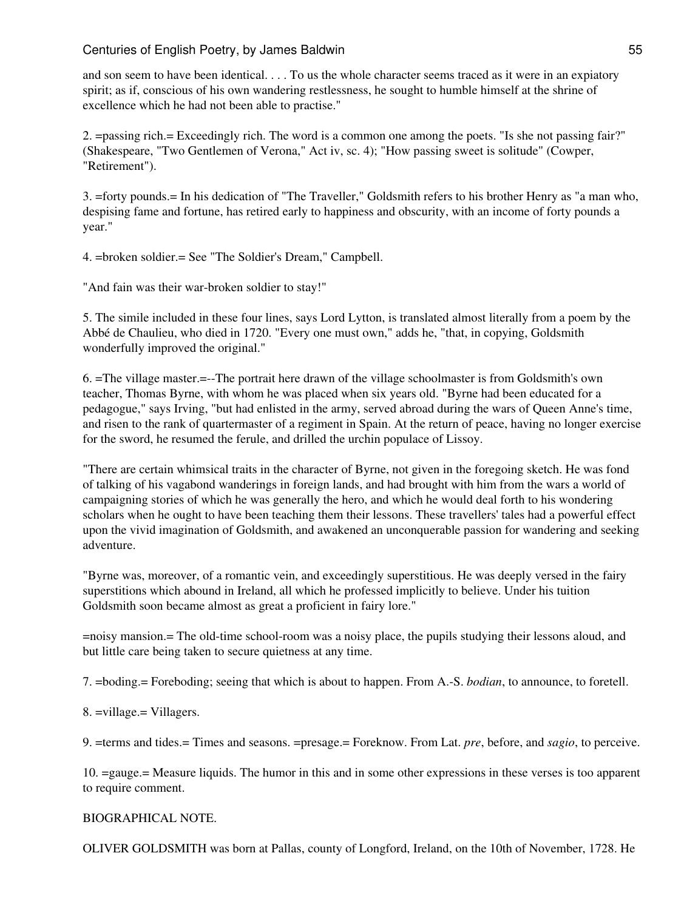and son seem to have been identical. . . . To us the whole character seems traced as it were in an expiatory spirit; as if, conscious of his own wandering restlessness, he sought to humble himself at the shrine of excellence which he had not been able to practise."

2. =passing rich.= Exceedingly rich. The word is a common one among the poets. "Is she not passing fair?" (Shakespeare, "Two Gentlemen of Verona," Act iv, sc. 4); "How passing sweet is solitude" (Cowper, "Retirement").

3. =forty pounds.= In his dedication of "The Traveller," Goldsmith refers to his brother Henry as "a man who, despising fame and fortune, has retired early to happiness and obscurity, with an income of forty pounds a year."

4. =broken soldier.= See "The Soldier's Dream," Campbell.

"And fain was their war-broken soldier to stay!"

5. The simile included in these four lines, says Lord Lytton, is translated almost literally from a poem by the Abbé de Chaulieu, who died in 1720. "Every one must own," adds he, "that, in copying, Goldsmith wonderfully improved the original."

6. =The village master.=--The portrait here drawn of the village schoolmaster is from Goldsmith's own teacher, Thomas Byrne, with whom he was placed when six years old. "Byrne had been educated for a pedagogue," says Irving, "but had enlisted in the army, served abroad during the wars of Queen Anne's time, and risen to the rank of quartermaster of a regiment in Spain. At the return of peace, having no longer exercise for the sword, he resumed the ferule, and drilled the urchin populace of Lissoy.

"There are certain whimsical traits in the character of Byrne, not given in the foregoing sketch. He was fond of talking of his vagabond wanderings in foreign lands, and had brought with him from the wars a world of campaigning stories of which he was generally the hero, and which he would deal forth to his wondering scholars when he ought to have been teaching them their lessons. These travellers' tales had a powerful effect upon the vivid imagination of Goldsmith, and awakened an unconquerable passion for wandering and seeking adventure.

"Byrne was, moreover, of a romantic vein, and exceedingly superstitious. He was deeply versed in the fairy superstitions which abound in Ireland, all which he professed implicitly to believe. Under his tuition Goldsmith soon became almost as great a proficient in fairy lore."

=noisy mansion.= The old-time school-room was a noisy place, the pupils studying their lessons aloud, and but little care being taken to secure quietness at any time.

7. =boding.= Foreboding; seeing that which is about to happen. From A.-S. *bodian*, to announce, to foretell.

8. =village.= Villagers.

9. =terms and tides.= Times and seasons. =presage.= Foreknow. From Lat. *pre*, before, and *sagio*, to perceive.

10. =gauge.= Measure liquids. The humor in this and in some other expressions in these verses is too apparent to require comment.

BIOGRAPHICAL NOTE.

OLIVER GOLDSMITH was born at Pallas, county of Longford, Ireland, on the 10th of November, 1728. He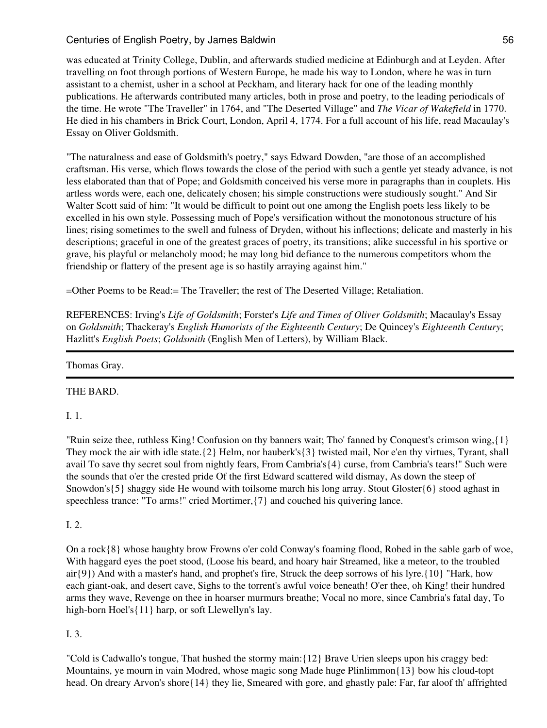was educated at Trinity College, Dublin, and afterwards studied medicine at Edinburgh and at Leyden. After travelling on foot through portions of Western Europe, he made his way to London, where he was in turn assistant to a chemist, usher in a school at Peckham, and literary hack for one of the leading monthly publications. He afterwards contributed many articles, both in prose and poetry, to the leading periodicals of the time. He wrote "The Traveller" in 1764, and "The Deserted Village" and *The Vicar of Wakefield* in 1770. He died in his chambers in Brick Court, London, April 4, 1774. For a full account of his life, read Macaulay's Essay on Oliver Goldsmith.

"The naturalness and ease of Goldsmith's poetry," says Edward Dowden, "are those of an accomplished craftsman. His verse, which flows towards the close of the period with such a gentle yet steady advance, is not less elaborated than that of Pope; and Goldsmith conceived his verse more in paragraphs than in couplets. His artless words were, each one, delicately chosen; his simple constructions were studiously sought." And Sir Walter Scott said of him: "It would be difficult to point out one among the English poets less likely to be excelled in his own style. Possessing much of Pope's versification without the monotonous structure of his lines; rising sometimes to the swell and fulness of Dryden, without his inflections; delicate and masterly in his descriptions; graceful in one of the greatest graces of poetry, its transitions; alike successful in his sportive or grave, his playful or melancholy mood; he may long bid defiance to the numerous competitors whom the friendship or flattery of the present age is so hastily arraying against him."

=Other Poems to be Read:= The Traveller; the rest of The Deserted Village; Retaliation.

REFERENCES: Irving's *Life of Goldsmith*; Forster's *Life and Times of Oliver Goldsmith*; Macaulay's Essay on *Goldsmith*; Thackeray's *English Humorists of the Eighteenth Century*; De Quincey's *Eighteenth Century*; Hazlitt's *English Poets*; *Goldsmith* (English Men of Letters), by William Black.

---

## Thomas Gray.

---

### THE BARD.

I. 1.

"Ruin seize thee, ruthless King! Confusion on thy banners wait; Tho' fanned by Conquest's crimson wing,{1} They mock the air with idle state.{2} Helm, nor hauberk's{3} twisted mail, Nor e'en thy virtues, Tyrant, shall avail To save thy secret soul from nightly fears, From Cambria's{4} curse, from Cambria's tears!" Such were the sounds that o'er the crested pride Of the first Edward scattered wild dismay, As down the steep of Snowdon's{5} shaggy side He wound with toilsome march his long array. Stout Gloster{6} stood aghast in speechless trance: "To arms!" cried Mortimer,{7} and couched his quivering lance.

I. 2.

On a rock{8} whose haughty brow Frowns o'er cold Conway's foaming flood, Robed in the sable garb of woe, With haggard eyes the poet stood, (Loose his beard, and hoary hair Streamed, like a meteor, to the troubled air{9}) And with a master's hand, and prophet's fire, Struck the deep sorrows of his lyre.{10} "Hark, how each giant-oak, and desert cave, Sighs to the torrent's awful voice beneath! O'er thee, oh King! their hundred arms they wave, Revenge on thee in hoarser murmurs breathe; Vocal no more, since Cambria's fatal day, To high-born Hoel's{11} harp, or soft Llewellyn's lay.

I. 3.

"Cold is Cadwallo's tongue, That hushed the stormy main:{12} Brave Urien sleeps upon his craggy bed: Mountains, ye mourn in vain Modred, whose magic song Made huge Plinlimmon{13} bow his cloud-topt head. On dreary Arvon's shore{14} they lie, Smeared with gore, and ghastly pale: Far, far aloof th' affrighted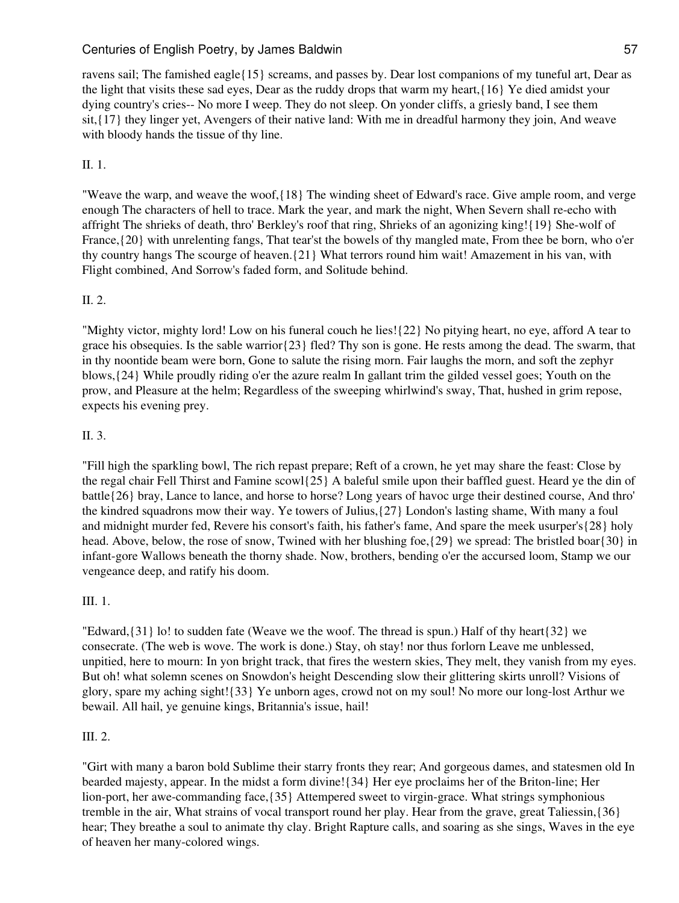ravens sail; The famished eagle{15} screams, and passes by. Dear lost companions of my tuneful art, Dear as the light that visits these sad eyes, Dear as the ruddy drops that warm my heart,{16} Ye died amidst your dying country's cries-- No more I weep. They do not sleep. On yonder cliffs, a griesly band, I see them sit,{17} they linger yet, Avengers of their native land: With me in dreadful harmony they join, And weave with bloody hands the tissue of thy line.

II. 1.

"Weave the warp, and weave the woof,{18} The winding sheet of Edward's race. Give ample room, and verge enough The characters of hell to trace. Mark the year, and mark the night, When Severn shall re-echo with affright The shrieks of death, thro' Berkley's roof that ring, Shrieks of an agonizing king!{19} She-wolf of France,{20} with unrelenting fangs, That tear'st the bowels of thy mangled mate, From thee be born, who o'er thy country hangs The scourge of heaven.{21} What terrors round him wait! Amazement in his van, with Flight combined, And Sorrow's faded form, and Solitude behind.

II. 2.

"Mighty victor, mighty lord! Low on his funeral couch he lies!{22} No pitying heart, no eye, afford A tear to grace his obsequies. Is the sable warrior{23} fled? Thy son is gone. He rests among the dead. The swarm, that in thy noontide beam were born, Gone to salute the rising morn. Fair laughs the morn, and soft the zephyr blows,{24} While proudly riding o'er the azure realm In gallant trim the gilded vessel goes; Youth on the prow, and Pleasure at the helm; Regardless of the sweeping whirlwind's sway, That, hushed in grim repose, expects his evening prey.

II. 3.

"Fill high the sparkling bowl, The rich repast prepare; Reft of a crown, he yet may share the feast: Close by the regal chair Fell Thirst and Famine scowl{25} A baleful smile upon their baffled guest. Heard ye the din of battle{26} bray, Lance to lance, and horse to horse? Long years of havoc urge their destined course, And thro' the kindred squadrons mow their way. Ye towers of Julius,{27} London's lasting shame, With many a foul and midnight murder fed, Revere his consort's faith, his father's fame, And spare the meek usurper's{28} holy head. Above, below, the rose of snow, Twined with her blushing foe,{29} we spread: The bristled boar{30} in infant-gore Wallows beneath the thorny shade. Now, brothers, bending o'er the accursed loom, Stamp we our vengeance deep, and ratify his doom.

III. 1.

"Edward,{31} lo! to sudden fate (Weave we the woof. The thread is spun.) Half of thy heart{32} we consecrate. (The web is wove. The work is done.) Stay, oh stay! nor thus forlorn Leave me unblessed, unpitied, here to mourn: In yon bright track, that fires the western skies, They melt, they vanish from my eyes. But oh! what solemn scenes on Snowdon's height Descending slow their glittering skirts unroll? Visions of glory, spare my aching sight!{33} Ye unborn ages, crowd not on my soul! No more our long-lost Arthur we bewail. All hail, ye genuine kings, Britannia's issue, hail!

III. 2.

"Girt with many a baron bold Sublime their starry fronts they rear; And gorgeous dames, and statesmen old In bearded majesty, appear. In the midst a form divine!{34} Her eye proclaims her of the Briton-line; Her lion-port, her awe-commanding face,{35} Attempered sweet to virgin-grace. What strings symphonious tremble in the air, What strains of vocal transport round her play. Hear from the grave, great Taliessin,{36} hear; They breathe a soul to animate thy clay. Bright Rapture calls, and soaring as she sings, Waves in the eye of heaven her many-colored wings.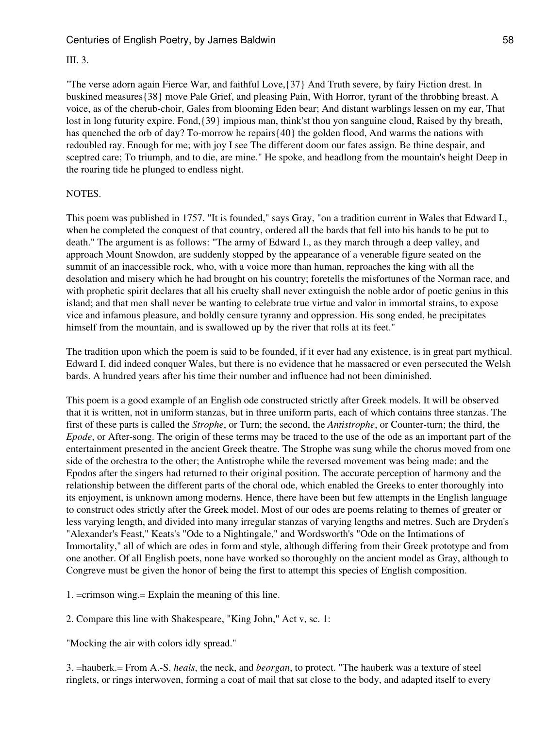III. 3.

"The verse adorn again Fierce War, and faithful Love,{37} And Truth severe, by fairy Fiction drest. In buskined measures{38} move Pale Grief, and pleasing Pain, With Horror, tyrant of the throbbing breast. A voice, as of the cherub-choir, Gales from blooming Eden bear; And distant warblings lessen on my ear, That lost in long futurity expire. Fond,{39} impious man, think'st thou yon sanguine cloud, Raised by thy breath, has quenched the orb of day? To-morrow he repairs{40} the golden flood, And warms the nations with redoubled ray. Enough for me; with joy I see The different doom our fates assign. Be thine despair, and sceptred care; To triumph, and to die, are mine." He spoke, and headlong from the mountain's height Deep in the roaring tide he plunged to endless night.

NOTES.

This poem was published in 1757. "It is founded," says Gray, "on a tradition current in Wales that Edward I., when he completed the conquest of that country, ordered all the bards that fell into his hands to be put to death." The argument is as follows: "The army of Edward I., as they march through a deep valley, and approach Mount Snowdon, are suddenly stopped by the appearance of a venerable figure seated on the summit of an inaccessible rock, who, with a voice more than human, reproaches the king with all the desolation and misery which he had brought on his country; foretells the misfortunes of the Norman race, and with prophetic spirit declares that all his cruelty shall never extinguish the noble ardor of poetic genius in this island; and that men shall never be wanting to celebrate true virtue and valor in immortal strains, to expose vice and infamous pleasure, and boldly censure tyranny and oppression. His song ended, he precipitates himself from the mountain, and is swallowed up by the river that rolls at its feet."

The tradition upon which the poem is said to be founded, if it ever had any existence, is in great part mythical. Edward I. did indeed conquer Wales, but there is no evidence that he massacred or even persecuted the Welsh bards. A hundred years after his time their number and influence had not been diminished.

This poem is a good example of an English ode constructed strictly after Greek models. It will be observed that it is written, not in uniform stanzas, but in three uniform parts, each of which contains three stanzas. The first of these parts is called the *Strophe*, or Turn; the second, the *Antistrophe*, or Counter-turn; the third, the *Epode*, or After-song. The origin of these terms may be traced to the use of the ode as an important part of the entertainment presented in the ancient Greek theatre. The Strophe was sung while the chorus moved from one side of the orchestra to the other; the Antistrophe while the reversed movement was being made; and the Epodos after the singers had returned to their original position. The accurate perception of harmony and the relationship between the different parts of the choral ode, which enabled the Greeks to enter thoroughly into its enjoyment, is unknown among moderns. Hence, there have been but few attempts in the English language to construct odes strictly after the Greek model. Most of our odes are poems relating to themes of greater or less varying length, and divided into many irregular stanzas of varying lengths and metres. Such are Dryden's "Alexander's Feast," Keats's "Ode to a Nightingale," and Wordsworth's "Ode on the Intimations of Immortality," all of which are odes in form and style, although differing from their Greek prototype and from one another. Of all English poets, none have worked so thoroughly on the ancient model as Gray, although to Congreve must be given the honor of being the first to attempt this species of English composition.

1. =crimson wing.= Explain the meaning of this line.

2. Compare this line with Shakespeare, "King John," Act v, sc. 1:

"Mocking the air with colors idly spread."

3. =hauberk.= From A.-S. *heals*, the neck, and *beorgan*, to protect. "The hauberk was a texture of steel ringlets, or rings interwoven, forming a coat of mail that sat close to the body, and adapted itself to every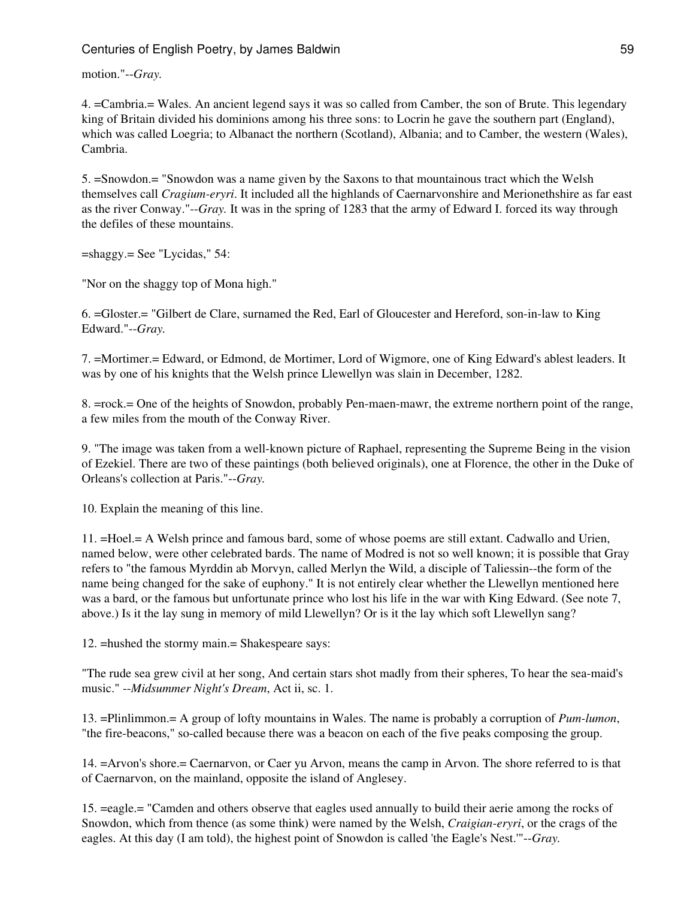motion."--*Gray.*

4. =Cambria.= Wales. An ancient legend says it was so called from Camber, the son of Brute. This legendary king of Britain divided his dominions among his three sons: to Locrin he gave the southern part (England), which was called Loegria; to Albanact the northern (Scotland), Albania; and to Camber, the western (Wales), Cambria.

5. =Snowdon.= "Snowdon was a name given by the Saxons to that mountainous tract which the Welsh themselves call *Cragium-eryri*. It included all the highlands of Caernarvonshire and Merionethshire as far east as the river Conway."--*Gray.* It was in the spring of 1283 that the army of Edward I. forced its way through the defiles of these mountains.

=shaggy.= See "Lycidas," 54:

"Nor on the shaggy top of Mona high."

6. =Gloster.= "Gilbert de Clare, surnamed the Red, Earl of Gloucester and Hereford, son-in-law to King Edward."--*Gray.*

7. =Mortimer.= Edward, or Edmond, de Mortimer, Lord of Wigmore, one of King Edward's ablest leaders. It was by one of his knights that the Welsh prince Llewellyn was slain in December, 1282.

8. =rock.= One of the heights of Snowdon, probably Pen-maen-mawr, the extreme northern point of the range, a few miles from the mouth of the Conway River.

9. "The image was taken from a well-known picture of Raphael, representing the Supreme Being in the vision of Ezekiel. There are two of these paintings (both believed originals), one at Florence, the other in the Duke of Orleans's collection at Paris."--*Gray.*

10. Explain the meaning of this line.

11. =Hoel.= A Welsh prince and famous bard, some of whose poems are still extant. Cadwallo and Urien, named below, were other celebrated bards. The name of Modred is not so well known; it is possible that Gray refers to "the famous Myrddin ab Morvyn, called Merlyn the Wild, a disciple of Taliessin--the form of the name being changed for the sake of euphony." It is not entirely clear whether the Llewellyn mentioned here was a bard, or the famous but unfortunate prince who lost his life in the war with King Edward. (See note 7, above.) Is it the lay sung in memory of mild Llewellyn? Or is it the lay which soft Llewellyn sang?

12. =hushed the stormy main.= Shakespeare says:

"The rude sea grew civil at her song, And certain stars shot madly from their spheres, To hear the sea-maid's music." --*Midsummer Night's Dream*, Act ii, sc. 1.

13. =Plinlimmon.= A group of lofty mountains in Wales. The name is probably a corruption of *Pum-lumon*, "the fire-beacons," so-called because there was a beacon on each of the five peaks composing the group.

14. =Arvon's shore.= Caernarvon, or Caer yu Arvon, means the camp in Arvon. The shore referred to is that of Caernarvon, on the mainland, opposite the island of Anglesey.

15. =eagle.= "Camden and others observe that eagles used annually to build their aerie among the rocks of Snowdon, which from thence (as some think) were named by the Welsh, *Craigian-eryri*, or the crags of the eagles. At this day (I am told), the highest point of Snowdon is called 'the Eagle's Nest.'"--*Gray.*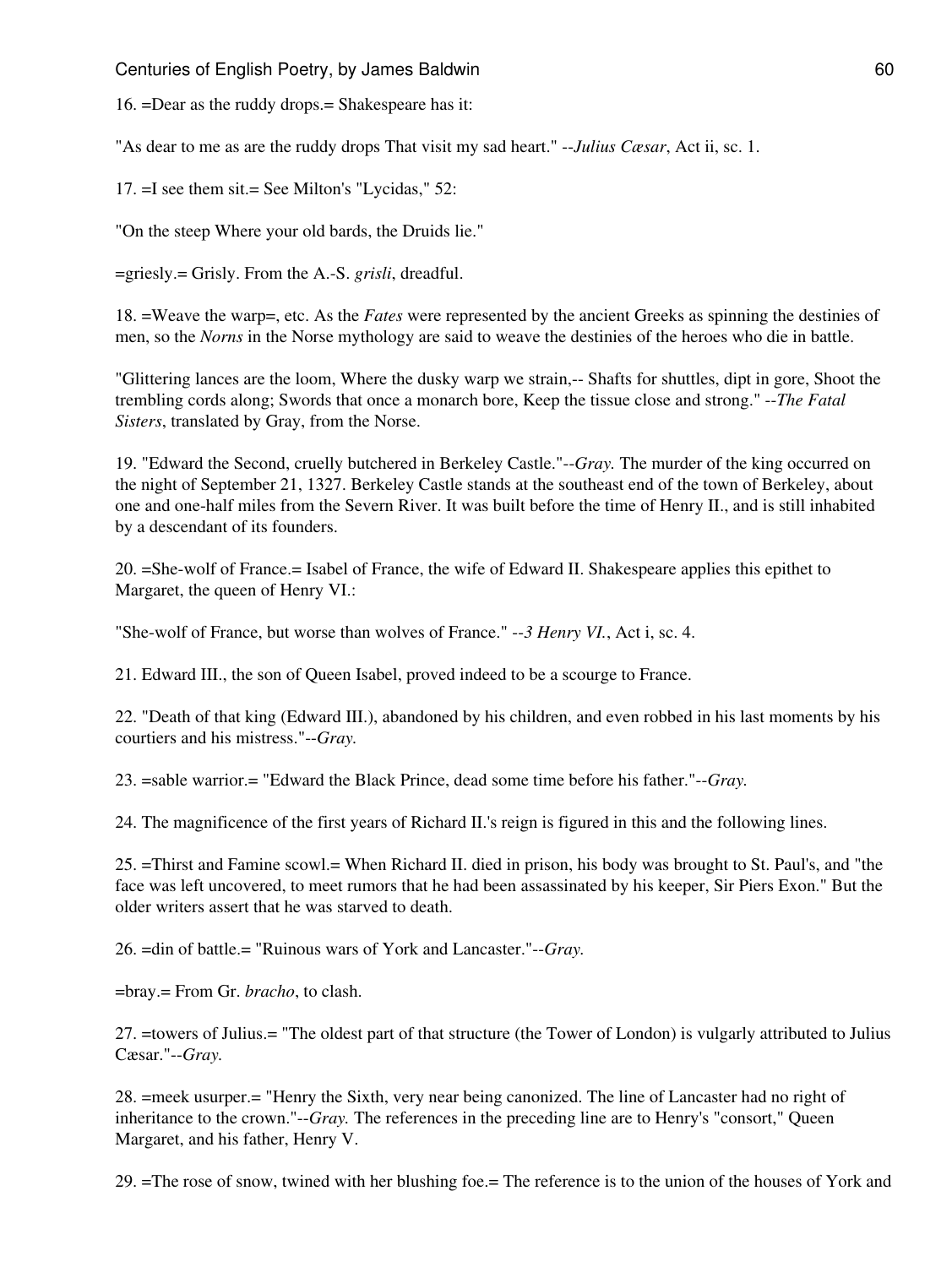16. =Dear as the ruddy drops.= Shakespeare has it:

"As dear to me as are the ruddy drops That visit my sad heart." --*Julius Cæsar*, Act ii, sc. 1.

17. =I see them sit.= See Milton's "Lycidas," 52:

"On the steep Where your old bards, the Druids lie."

=griesly.= Grisly. From the A.-S. *grisli*, dreadful.

18. =Weave the warp=, etc. As the *Fates* were represented by the ancient Greeks as spinning the destinies of men, so the *Norns* in the Norse mythology are said to weave the destinies of the heroes who die in battle.

"Glittering lances are the loom, Where the dusky warp we strain,-- Shafts for shuttles, dipt in gore, Shoot the trembling cords along; Swords that once a monarch bore, Keep the tissue close and strong." --*The Fatal Sisters*, translated by Gray, from the Norse.

19. "Edward the Second, cruelly butchered in Berkeley Castle."--*Gray.* The murder of the king occurred on the night of September 21, 1327. Berkeley Castle stands at the southeast end of the town of Berkeley, about one and one-half miles from the Severn River. It was built before the time of Henry II., and is still inhabited by a descendant of its founders.

20. =She-wolf of France.= Isabel of France, the wife of Edward II. Shakespeare applies this epithet to Margaret, the queen of Henry VI.:

"She-wolf of France, but worse than wolves of France." --*3 Henry VI.*, Act i, sc. 4.

21. Edward III., the son of Queen Isabel, proved indeed to be a scourge to France.

22. "Death of that king (Edward III.), abandoned by his children, and even robbed in his last moments by his courtiers and his mistress."--*Gray.*

23. =sable warrior.= "Edward the Black Prince, dead some time before his father."--*Gray.*

24. The magnificence of the first years of Richard II.'s reign is figured in this and the following lines.

25. =Thirst and Famine scowl.= When Richard II. died in prison, his body was brought to St. Paul's, and "the face was left uncovered, to meet rumors that he had been assassinated by his keeper, Sir Piers Exon." But the older writers assert that he was starved to death.

26. =din of battle.= "Ruinous wars of York and Lancaster."--*Gray.*

=bray.= From Gr. *bracho*, to clash.

27. =towers of Julius.= "The oldest part of that structure (the Tower of London) is vulgarly attributed to Julius Cæsar."--*Gray.*

28. =meek usurper.= "Henry the Sixth, very near being canonized. The line of Lancaster had no right of inheritance to the crown."--*Gray.* The references in the preceding line are to Henry's "consort," Queen Margaret, and his father, Henry V.

29. =The rose of snow, twined with her blushing foe.= The reference is to the union of the houses of York and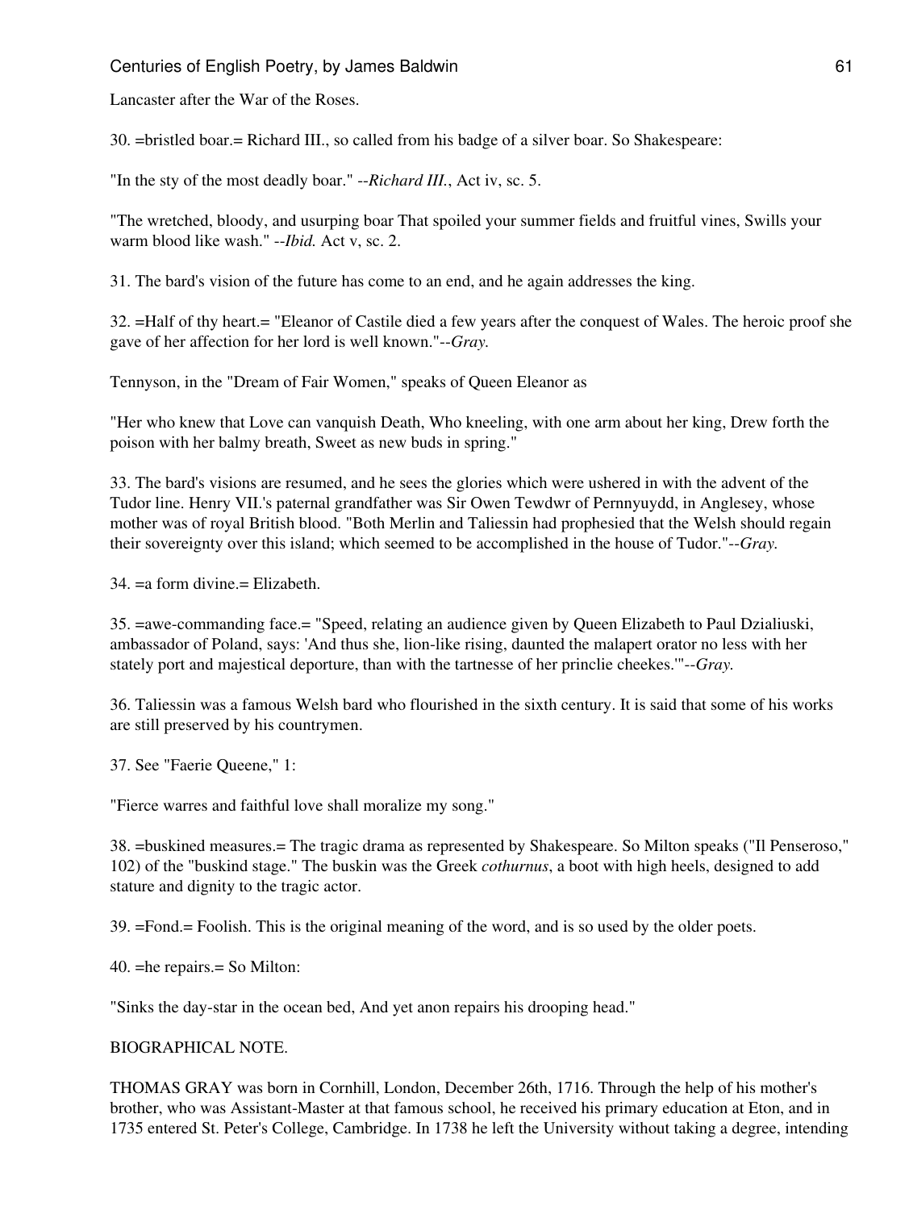Lancaster after the War of the Roses.

30. =bristled boar.= Richard III., so called from his badge of a silver boar. So Shakespeare:

"In the sty of the most deadly boar." --*Richard III.*, Act iv, sc. 5.

"The wretched, bloody, and usurping boar That spoiled your summer fields and fruitful vines, Swills your warm blood like wash." --*Ibid.* Act v, sc. 2.

31. The bard's vision of the future has come to an end, and he again addresses the king.

32. =Half of thy heart.= "Eleanor of Castile died a few years after the conquest of Wales. The heroic proof she gave of her affection for her lord is well known."--*Gray.*

Tennyson, in the "Dream of Fair Women," speaks of Queen Eleanor as

"Her who knew that Love can vanquish Death, Who kneeling, with one arm about her king, Drew forth the poison with her balmy breath, Sweet as new buds in spring."

33. The bard's visions are resumed, and he sees the glories which were ushered in with the advent of the Tudor line. Henry VII.'s paternal grandfather was Sir Owen Tewdwr of Pernnyuydd, in Anglesey, whose mother was of royal British blood. "Both Merlin and Taliessin had prophesied that the Welsh should regain their sovereignty over this island; which seemed to be accomplished in the house of Tudor."--*Gray.*

34. =a form divine.= Elizabeth.

35. =awe-commanding face.= "Speed, relating an audience given by Queen Elizabeth to Paul Dzialiuski, ambassador of Poland, says: 'And thus she, lion-like rising, daunted the malapert orator no less with her stately port and majestical deporture, than with the tartnesse of her princlie cheekes.'"--*Gray.*

36. Taliessin was a famous Welsh bard who flourished in the sixth century. It is said that some of his works are still preserved by his countrymen.

37. See "Faerie Queene," 1:

"Fierce warres and faithful love shall moralize my song."

38. =buskined measures.= The tragic drama as represented by Shakespeare. So Milton speaks ("Il Penseroso," 102) of the "buskind stage." The buskin was the Greek *cothurnus*, a boot with high heels, designed to add stature and dignity to the tragic actor.

39. =Fond.= Foolish. This is the original meaning of the word, and is so used by the older poets.

40. =he repairs.= So Milton:

"Sinks the day-star in the ocean bed, And yet anon repairs his drooping head."

BIOGRAPHICAL NOTE.

THOMAS GRAY was born in Cornhill, London, December 26th, 1716. Through the help of his mother's brother, who was Assistant-Master at that famous school, he received his primary education at Eton, and in 1735 entered St. Peter's College, Cambridge. In 1738 he left the University without taking a degree, intending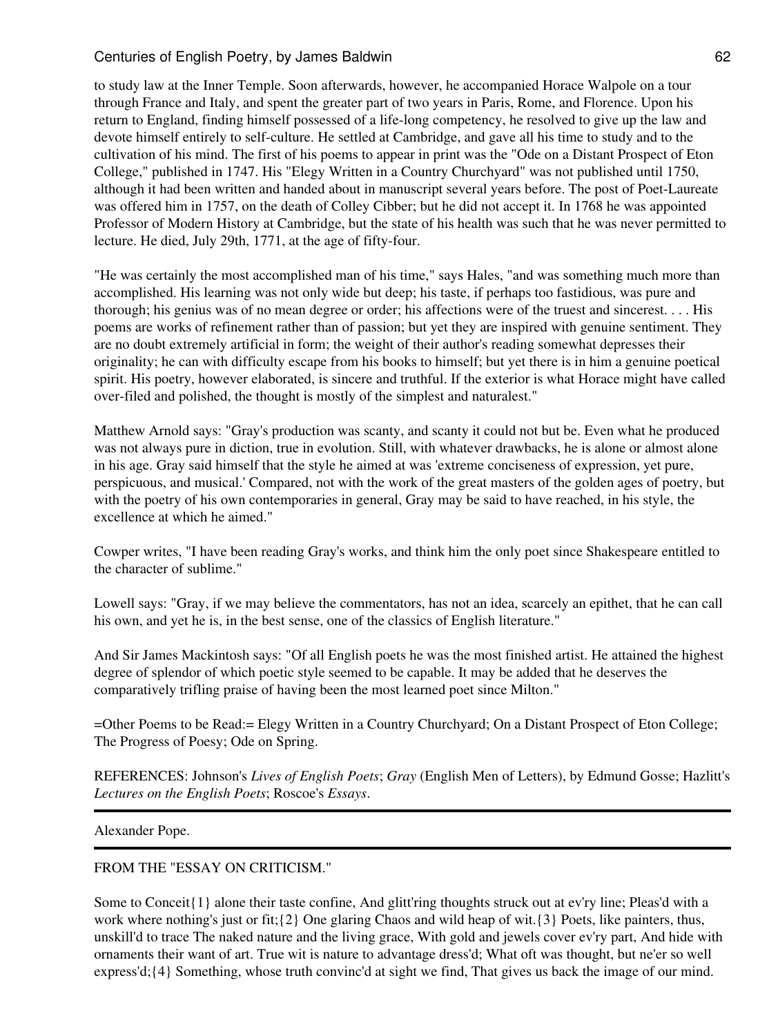to study law at the Inner Temple. Soon afterwards, however, he accompanied Horace Walpole on a tour through France and Italy, and spent the greater part of two years in Paris, Rome, and Florence. Upon his return to England, finding himself possessed of a life-long competency, he resolved to give up the law and devote himself entirely to self-culture. He settled at Cambridge, and gave all his time to study and to the cultivation of his mind. The first of his poems to appear in print was the "Ode on a Distant Prospect of Eton College," published in 1747. His "Elegy Written in a Country Churchyard" was not published until 1750, although it had been written and handed about in manuscript several years before. The post of Poet-Laureate was offered him in 1757, on the death of Colley Cibber; but he did not accept it. In 1768 he was appointed Professor of Modern History at Cambridge, but the state of his health was such that he was never permitted to lecture. He died, July 29th, 1771, at the age of fifty-four.

"He was certainly the most accomplished man of his time," says Hales, "and was something much more than accomplished. His learning was not only wide but deep; his taste, if perhaps too fastidious, was pure and thorough; his genius was of no mean degree or order; his affections were of the truest and sincerest. . . . His poems are works of refinement rather than of passion; but yet they are inspired with genuine sentiment. They are no doubt extremely artificial in form; the weight of their author's reading somewhat depresses their originality; he can with difficulty escape from his books to himself; but yet there is in him a genuine poetical spirit. His poetry, however elaborated, is sincere and truthful. If the exterior is what Horace might have called over-filed and polished, the thought is mostly of the simplest and naturalest."

Matthew Arnold says: "Gray's production was scanty, and scanty it could not but be. Even what he produced was not always pure in diction, true in evolution. Still, with whatever drawbacks, he is alone or almost alone in his age. Gray said himself that the style he aimed at was 'extreme conciseness of expression, yet pure, perspicuous, and musical.' Compared, not with the work of the great masters of the golden ages of poetry, but with the poetry of his own contemporaries in general, Gray may be said to have reached, in his style, the excellence at which he aimed."

Cowper writes, "I have been reading Gray's works, and think him the only poet since Shakespeare entitled to the character of sublime."

Lowell says: "Gray, if we may believe the commentators, has not an idea, scarcely an epithet, that he can call his own, and yet he is, in the best sense, one of the classics of English literature."

And Sir James Mackintosh says: "Of all English poets he was the most finished artist. He attained the highest degree of splendor of which poetic style seemed to be capable. It may be added that he deserves the comparatively trifling praise of having been the most learned poet since Milton."

=Other Poems to be Read:= Elegy Written in a Country Churchyard; On a Distant Prospect of Eton College; The Progress of Poesy; Ode on Spring.

REFERENCES: Johnson's *Lives of English Poets*; *Gray* (English Men of Letters), by Edmund Gosse; Hazlitt's *Lectures on the English Poets*; Roscoe's *Essays*.

---

Alexander Pope.

---

FROM THE "ESSAY ON CRITICISM."

Some to Conceit{1} alone their taste confine, And glitt'ring thoughts struck out at ev'ry line; Pleas'd with a work where nothing's just or fit;{2} One glaring Chaos and wild heap of wit.{3} Poets, like painters, thus, unskill'd to trace The naked nature and the living grace, With gold and jewels cover ev'ry part, And hide with ornaments their want of art. True wit is nature to advantage dress'd; What oft was thought, but ne'er so well express'd;{4} Something, whose truth convinc'd at sight we find, That gives us back the image of our mind.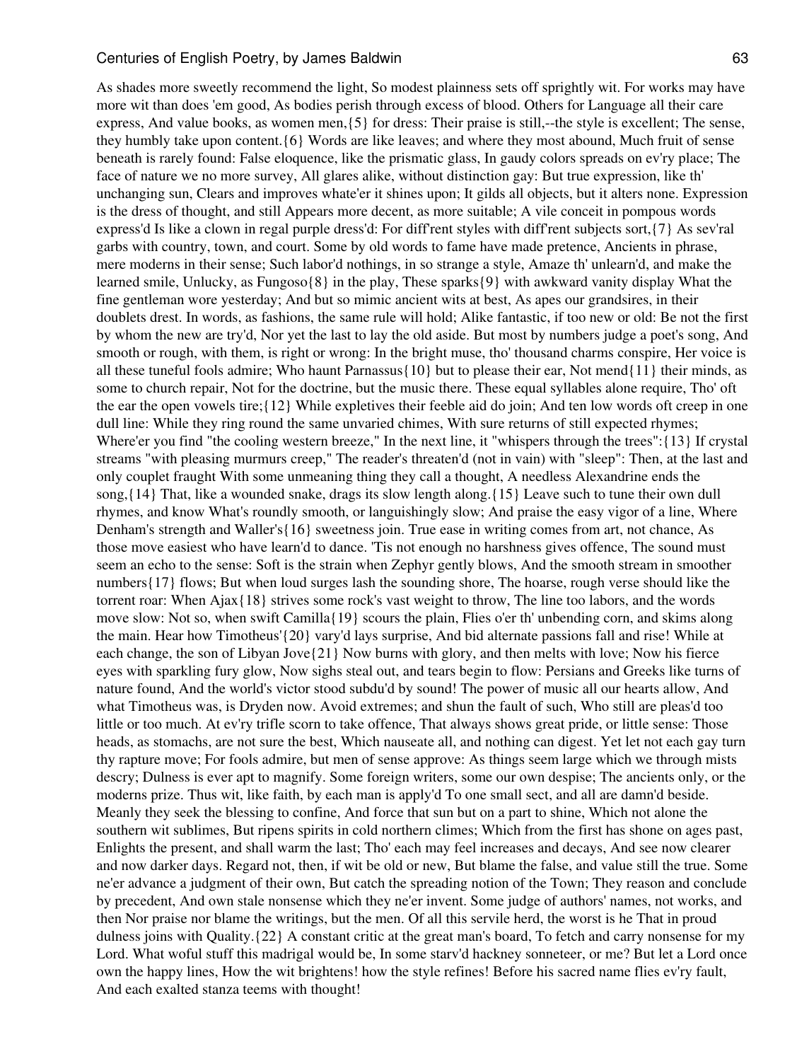As shades more sweetly recommend the light, So modest plainness sets off sprightly wit. For works may have more wit than does 'em good, As bodies perish through excess of blood. Others for Language all their care express, And value books, as women men,{5} for dress: Their praise is still,--the style is excellent; The sense, they humbly take upon content.{6} Words are like leaves; and where they most abound, Much fruit of sense beneath is rarely found: False eloquence, like the prismatic glass, In gaudy colors spreads on ev'ry place; The face of nature we no more survey, All glares alike, without distinction gay: But true expression, like th' unchanging sun, Clears and improves whate'er it shines upon; It gilds all objects, but it alters none. Expression is the dress of thought, and still Appears more decent, as more suitable; A vile conceit in pompous words express'd Is like a clown in regal purple dress'd: For diff'rent styles with diff'rent subjects sort,{7} As sev'ral garbs with country, town, and court. Some by old words to fame have made pretence, Ancients in phrase, mere moderns in their sense; Such labor'd nothings, in so strange a style, Amaze th' unlearn'd, and make the learned smile, Unlucky, as Fungoso{8} in the play, These sparks{9} with awkward vanity display What the fine gentleman wore yesterday; And but so mimic ancient wits at best, As apes our grandsires, in their doublets drest. In words, as fashions, the same rule will hold; Alike fantastic, if too new or old: Be not the first by whom the new are try'd, Nor yet the last to lay the old aside. But most by numbers judge a poet's song, And smooth or rough, with them, is right or wrong: In the bright muse, tho' thousand charms conspire, Her voice is all these tuneful fools admire; Who haunt Parnassus{10} but to please their ear, Not mend{11} their minds, as some to church repair, Not for the doctrine, but the music there. These equal syllables alone require, Tho' oft the ear the open vowels tire;{12} While expletives their feeble aid do join; And ten low words oft creep in one dull line: While they ring round the same unvaried chimes, With sure returns of still expected rhymes; Where'er you find "the cooling western breeze," In the next line, it "whispers through the trees":{13} If crystal streams "with pleasing murmurs creep," The reader's threaten'd (not in vain) with "sleep": Then, at the last and only couplet fraught With some unmeaning thing they call a thought, A needless Alexandrine ends the song,{14} That, like a wounded snake, drags its slow length along.{15} Leave such to tune their own dull rhymes, and know What's roundly smooth, or languishingly slow; And praise the easy vigor of a line, Where Denham's strength and Waller's{16} sweetness join. True ease in writing comes from art, not chance, As those move easiest who have learn'd to dance. 'Tis not enough no harshness gives offence, The sound must seem an echo to the sense: Soft is the strain when Zephyr gently blows, And the smooth stream in smoother numbers{17} flows; But when loud surges lash the sounding shore, The hoarse, rough verse should like the torrent roar: When Ajax{18} strives some rock's vast weight to throw, The line too labors, and the words move slow: Not so, when swift Camilla{19} scours the plain, Flies o'er th' unbending corn, and skims along the main. Hear how Timotheus'{20} vary'd lays surprise, And bid alternate passions fall and rise! While at each change, the son of Libyan Jove{21} Now burns with glory, and then melts with love; Now his fierce eyes with sparkling fury glow, Now sighs steal out, and tears begin to flow: Persians and Greeks like turns of nature found, And the world's victor stood subdu'd by sound! The power of music all our hearts allow, And what Timotheus was, is Dryden now. Avoid extremes; and shun the fault of such, Who still are pleas'd too little or too much. At ev'ry trifle scorn to take offence, That always shows great pride, or little sense: Those heads, as stomachs, are not sure the best, Which nauseate all, and nothing can digest. Yet let not each gay turn thy rapture move; For fools admire, but men of sense approve: As things seem large which we through mists descry; Dulness is ever apt to magnify. Some foreign writers, some our own despise; The ancients only, or the moderns prize. Thus wit, like faith, by each man is apply'd To one small sect, and all are damn'd beside. Meanly they seek the blessing to confine, And force that sun but on a part to shine, Which not alone the southern wit sublimes, But ripens spirits in cold northern climes; Which from the first has shone on ages past, Enlights the present, and shall warm the last; Tho' each may feel increases and decays, And see now clearer and now darker days. Regard not, then, if wit be old or new, But blame the false, and value still the true. Some ne'er advance a judgment of their own, But catch the spreading notion of the Town; They reason and conclude by precedent, And own stale nonsense which they ne'er invent. Some judge of authors' names, not works, and then Nor praise nor blame the writings, but the men. Of all this servile herd, the worst is he That in proud dulness joins with Quality.{22} A constant critic at the great man's board, To fetch and carry nonsense for my Lord. What woful stuff this madrigal would be, In some starv'd hackney sonneteer, or me? But let a Lord once own the happy lines, How the wit brightens! how the style refines! Before his sacred name flies ev'ry fault, And each exalted stanza teems with thought!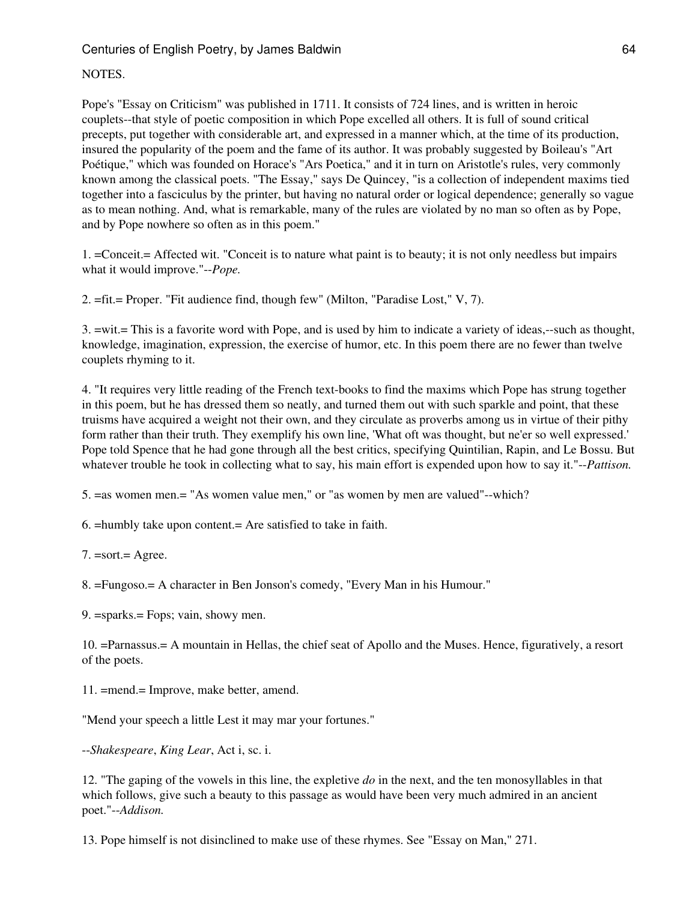NOTES.

Pope's "Essay on Criticism" was published in 1711. It consists of 724 lines, and is written in heroic couplets--that style of poetic composition in which Pope excelled all others. It is full of sound critical precepts, put together with considerable art, and expressed in a manner which, at the time of its production, insured the popularity of the poem and the fame of its author. It was probably suggested by Boileau's "Art Poétique," which was founded on Horace's "Ars Poetica," and it in turn on Aristotle's rules, very commonly known among the classical poets. "The Essay," says De Quincey, "is a collection of independent maxims tied together into a fasciculus by the printer, but having no natural order or logical dependence; generally so vague as to mean nothing. And, what is remarkable, many of the rules are violated by no man so often as by Pope, and by Pope nowhere so often as in this poem."

1. =Conceit.= Affected wit. "Conceit is to nature what paint is to beauty; it is not only needless but impairs what it would improve."--*Pope.*

2. =fit.= Proper. "Fit audience find, though few" (Milton, "Paradise Lost," V, 7).

3. =wit.= This is a favorite word with Pope, and is used by him to indicate a variety of ideas,--such as thought, knowledge, imagination, expression, the exercise of humor, etc. In this poem there are no fewer than twelve couplets rhyming to it.

4. "It requires very little reading of the French text-books to find the maxims which Pope has strung together in this poem, but he has dressed them so neatly, and turned them out with such sparkle and point, that these truisms have acquired a weight not their own, and they circulate as proverbs among us in virtue of their pithy form rather than their truth. They exemplify his own line, 'What oft was thought, but ne'er so well expressed.' Pope told Spence that he had gone through all the best critics, specifying Quintilian, Rapin, and Le Bossu. But whatever trouble he took in collecting what to say, his main effort is expended upon how to say it."--*Pattison.*

5. =as women men.= "As women value men," or "as women by men are valued"--which?

6. =humbly take upon content.= Are satisfied to take in faith.

7. =sort.= Agree.

8. =Fungoso.= A character in Ben Jonson's comedy, "Every Man in his Humour."

9. =sparks.= Fops; vain, showy men.

10. =Parnassus.= A mountain in Hellas, the chief seat of Apollo and the Muses. Hence, figuratively, a resort of the poets.

11. =mend.= Improve, make better, amend.

"Mend your speech a little Lest it may mar your fortunes."

--*Shakespeare*, *King Lear*, Act i, sc. i.

12. "The gaping of the vowels in this line, the expletive *do* in the next, and the ten monosyllables in that which follows, give such a beauty to this passage as would have been very much admired in an ancient poet."--*Addison.*

13. Pope himself is not disinclined to make use of these rhymes. See "Essay on Man," 271.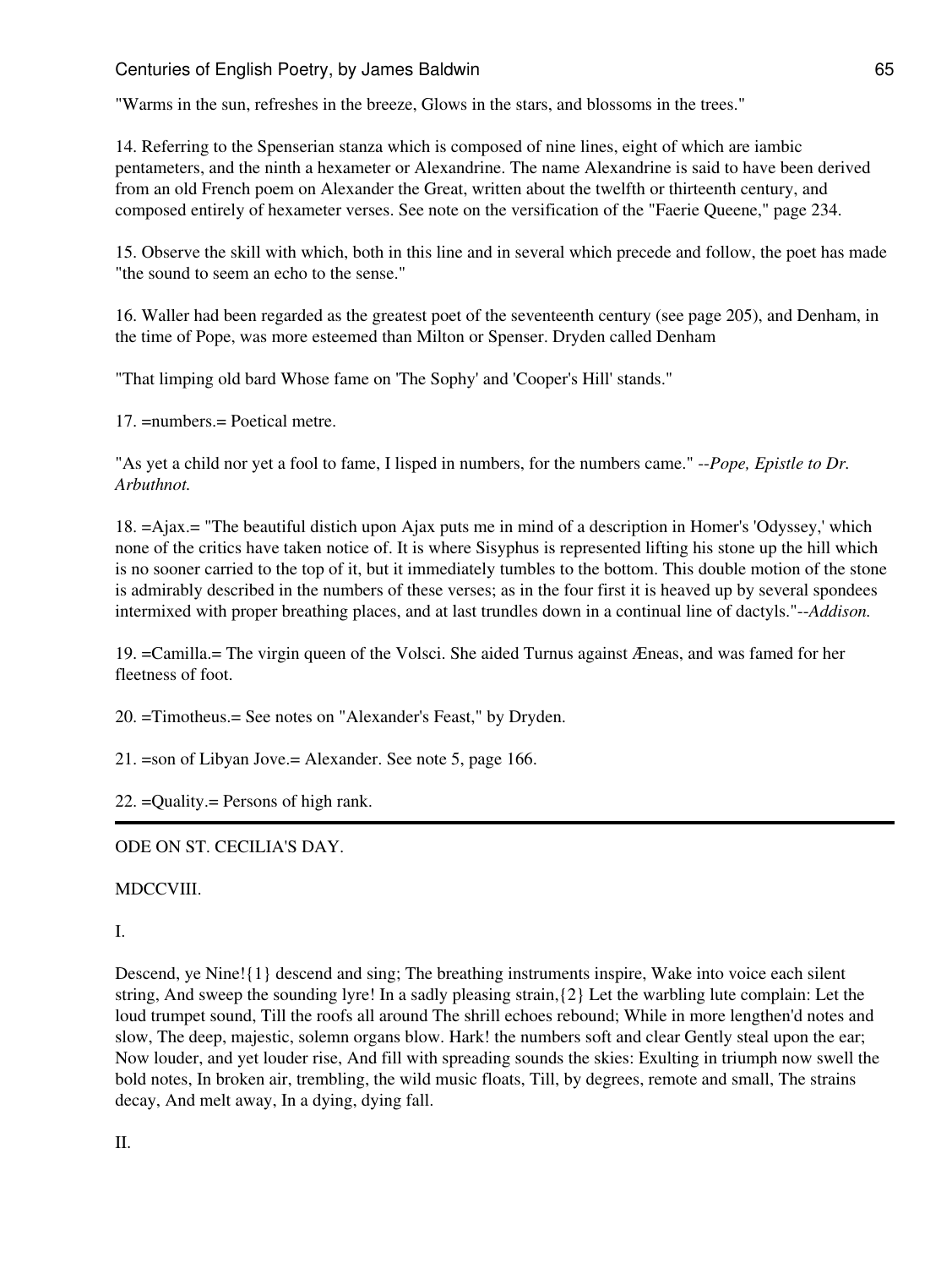"Warms in the sun, refreshes in the breeze, Glows in the stars, and blossoms in the trees."

14. Referring to the Spenserian stanza which is composed of nine lines, eight of which are iambic pentameters, and the ninth a hexameter or Alexandrine. The name Alexandrine is said to have been derived from an old French poem on Alexander the Great, written about the twelfth or thirteenth century, and composed entirely of hexameter verses. See note on the versification of the "Faerie Queene," page 234.

15. Observe the skill with which, both in this line and in several which precede and follow, the poet has made "the sound to seem an echo to the sense."

16. Waller had been regarded as the greatest poet of the seventeenth century (see page 205), and Denham, in the time of Pope, was more esteemed than Milton or Spenser. Dryden called Denham

"That limping old bard Whose fame on 'The Sophy' and 'Cooper's Hill' stands."

17. =numbers.= Poetical metre.

"As yet a child nor yet a fool to fame, I lisped in numbers, for the numbers came." *--Pope, Epistle to Dr. Arbuthnot.*

18. =Ajax.= "The beautiful distich upon Ajax puts me in mind of a description in Homer's 'Odyssey,' which none of the critics have taken notice of. It is where Sisyphus is represented lifting his stone up the hill which is no sooner carried to the top of it, but it immediately tumbles to the bottom. This double motion of the stone is admirably described in the numbers of these verses; as in the four first it is heaved up by several spondees intermixed with proper breathing places, and at last trundles down in a continual line of dactyls."--*Addison.*

19. =Camilla.= The virgin queen of the Volsci. She aided Turnus against Æneas, and was famed for her fleetness of foot.

20. =Timotheus.= See notes on "Alexander's Feast," by Dryden.

21. =son of Libyan Jove.= Alexander. See note 5, page 166.

22. =Quality.= Persons of high rank.

---

ODE ON ST. CECILIA'S DAY.

MDCCVIII.

I.

Descend, ye Nine!{1} descend and sing; The breathing instruments inspire, Wake into voice each silent string, And sweep the sounding lyre! In a sadly pleasing strain,{2} Let the warbling lute complain: Let the loud trumpet sound, Till the roofs all around The shrill echoes rebound; While in more lengthen'd notes and slow, The deep, majestic, solemn organs blow. Hark! the numbers soft and clear Gently steal upon the ear; Now louder, and yet louder rise, And fill with spreading sounds the skies: Exulting in triumph now swell the bold notes, In broken air, trembling, the wild music floats, Till, by degrees, remote and small, The strains decay, And melt away, In a dying, dying fall.

II.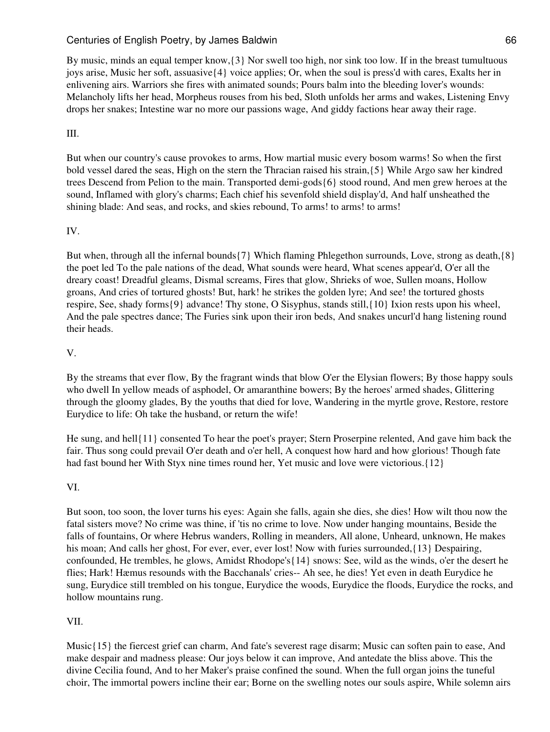By music, minds an equal temper know,{3} Nor swell too high, nor sink too low. If in the breast tumultuous joys arise, Music her soft, assuasive{4} voice applies; Or, when the soul is press'd with cares, Exalts her in enlivening airs. Warriors she fires with animated sounds; Pours balm into the bleeding lover's wounds: Melancholy lifts her head, Morpheus rouses from his bed, Sloth unfolds her arms and wakes, Listening Envy drops her snakes; Intestine war no more our passions wage, And giddy factions hear away their rage.

III.

But when our country's cause provokes to arms, How martial music every bosom warms! So when the first bold vessel dared the seas, High on the stern the Thracian raised his strain,{5} While Argo saw her kindred trees Descend from Pelion to the main. Transported demi-gods{6} stood round, And men grew heroes at the sound, Inflamed with glory's charms; Each chief his sevenfold shield display'd, And half unsheathed the shining blade: And seas, and rocks, and skies rebound, To arms! to arms! to arms!

IV.

But when, through all the infernal bounds{7} Which flaming Phlegethon surrounds, Love, strong as death,{8} the poet led To the pale nations of the dead, What sounds were heard, What scenes appear'd, O'er all the dreary coast! Dreadful gleams, Dismal screams, Fires that glow, Shrieks of woe, Sullen moans, Hollow groans, And cries of tortured ghosts! But, hark! he strikes the golden lyre; And see! the tortured ghosts respire, See, shady forms{9} advance! Thy stone, O Sisyphus, stands still,{10} Ixion rests upon his wheel, And the pale spectres dance; The Furies sink upon their iron beds, And snakes uncurl'd hang listening round their heads.

V.

By the streams that ever flow, By the fragrant winds that blow O'er the Elysian flowers; By those happy souls who dwell In yellow meads of asphodel, Or amaranthine bowers; By the heroes' armed shades, Glittering through the gloomy glades, By the youths that died for love, Wandering in the myrtle grove, Restore, restore Eurydice to life: Oh take the husband, or return the wife!

He sung, and hell{11} consented To hear the poet's prayer; Stern Proserpine relented, And gave him back the fair. Thus song could prevail O'er death and o'er hell, A conquest how hard and how glorious! Though fate had fast bound her With Styx nine times round her, Yet music and love were victorious.{12}

VI.

But soon, too soon, the lover turns his eyes: Again she falls, again she dies, she dies! How wilt thou now the fatal sisters move? No crime was thine, if 'tis no crime to love. Now under hanging mountains, Beside the falls of fountains, Or where Hebrus wanders, Rolling in meanders, All alone, Unheard, unknown, He makes his moan; And calls her ghost, For ever, ever, ever lost! Now with furies surrounded,{13} Despairing, confounded, He trembles, he glows, Amidst Rhodope's{14} snows: See, wild as the winds, o'er the desert he flies; Hark! Hæmus resounds with the Bacchanals' cries-- Ah see, he dies! Yet even in death Eurydice he sung, Eurydice still trembled on his tongue, Eurydice the woods, Eurydice the floods, Eurydice the rocks, and hollow mountains rung.

VII.

Music{15} the fiercest grief can charm, And fate's severest rage disarm; Music can soften pain to ease, And make despair and madness please: Our joys below it can improve, And antedate the bliss above. This the divine Cecilia found, And to her Maker's praise confined the sound. When the full organ joins the tuneful choir, The immortal powers incline their ear; Borne on the swelling notes our souls aspire, While solemn airs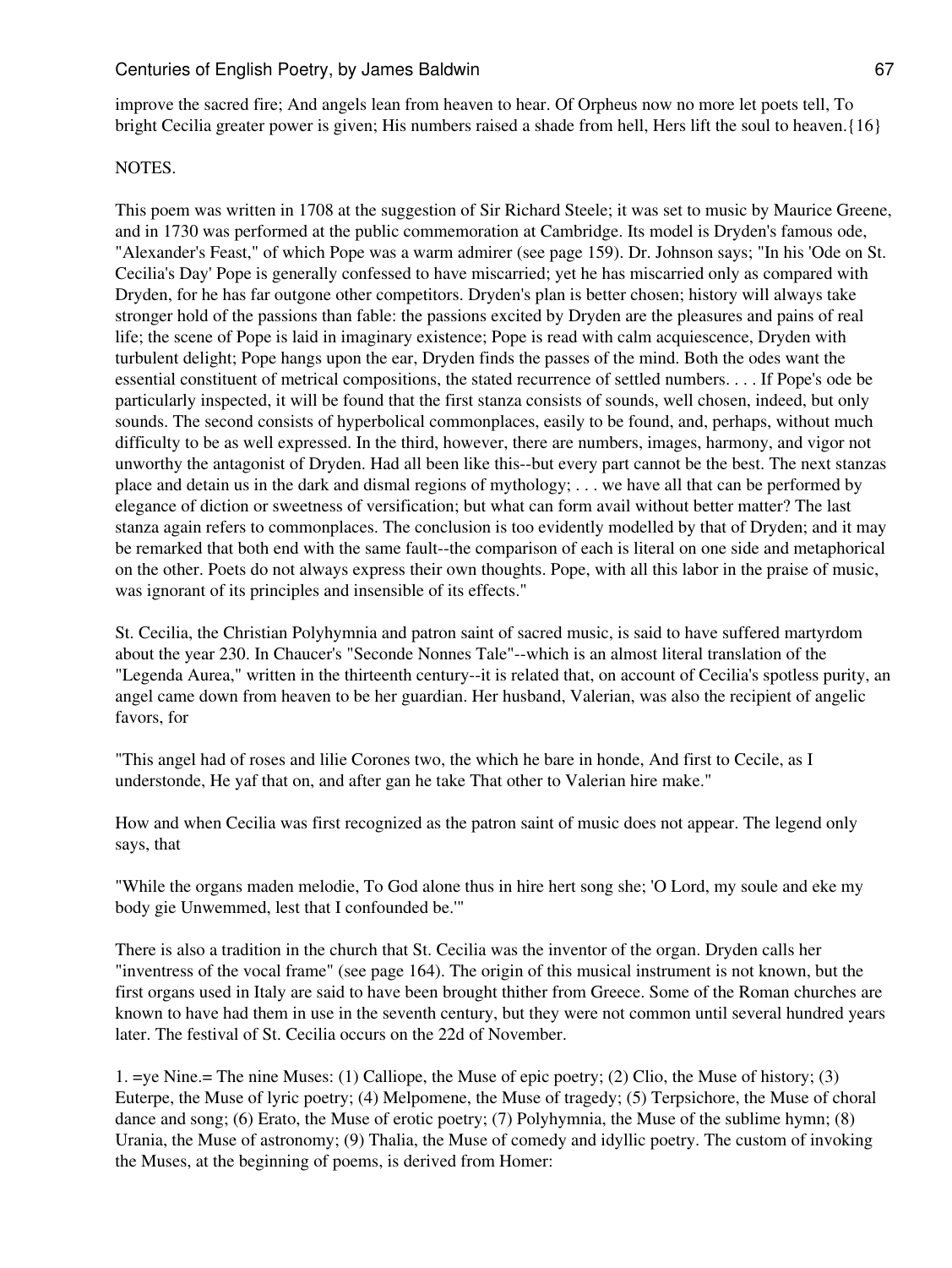improve the sacred fire; And angels lean from heaven to hear. Of Orpheus now no more let poets tell, To bright Cecilia greater power is given; His numbers raised a shade from hell, Hers lift the soul to heaven.{16}

NOTES.

This poem was written in 1708 at the suggestion of Sir Richard Steele; it was set to music by Maurice Greene, and in 1730 was performed at the public commemoration at Cambridge. Its model is Dryden's famous ode, "Alexander's Feast," of which Pope was a warm admirer (see page 159). Dr. Johnson says; "In his 'Ode on St. Cecilia's Day' Pope is generally confessed to have miscarried; yet he has miscarried only as compared with Dryden, for he has far outgone other competitors. Dryden's plan is better chosen; history will always take stronger hold of the passions than fable: the passions excited by Dryden are the pleasures and pains of real life; the scene of Pope is laid in imaginary existence; Pope is read with calm acquiescence, Dryden with turbulent delight; Pope hangs upon the ear, Dryden finds the passes of the mind. Both the odes want the essential constituent of metrical compositions, the stated recurrence of settled numbers. . . . If Pope's ode be particularly inspected, it will be found that the first stanza consists of sounds, well chosen, indeed, but only sounds. The second consists of hyperbolical commonplaces, easily to be found, and, perhaps, without much difficulty to be as well expressed. In the third, however, there are numbers, images, harmony, and vigor not unworthy the antagonist of Dryden. Had all been like this--but every part cannot be the best. The next stanzas place and detain us in the dark and dismal regions of mythology; . . . we have all that can be performed by elegance of diction or sweetness of versification; but what can form avail without better matter? The last stanza again refers to commonplaces. The conclusion is too evidently modelled by that of Dryden; and it may be remarked that both end with the same fault--the comparison of each is literal on one side and metaphorical on the other. Poets do not always express their own thoughts. Pope, with all this labor in the praise of music, was ignorant of its principles and insensible of its effects."

St. Cecilia, the Christian Polyhymnia and patron saint of sacred music, is said to have suffered martyrdom about the year 230. In Chaucer's "Seconde Nonnes Tale"--which is an almost literal translation of the "Legenda Aurea," written in the thirteenth century--it is related that, on account of Cecilia's spotless purity, an angel came down from heaven to be her guardian. Her husband, Valerian, was also the recipient of angelic favors, for

"This angel had of roses and lilie Corones two, the which he bare in honde, And first to Cecile, as I understonde, He yaf that on, and after gan he take That other to Valerian hire make."

How and when Cecilia was first recognized as the patron saint of music does not appear. The legend only says, that

"While the organs maden melodie, To God alone thus in hire hert song she; 'O Lord, my soule and eke my body gie Unwemmed, lest that I confounded be.'"

There is also a tradition in the church that St. Cecilia was the inventor of the organ. Dryden calls her "inventress of the vocal frame" (see page 164). The origin of this musical instrument is not known, but the first organs used in Italy are said to have been brought thither from Greece. Some of the Roman churches are known to have had them in use in the seventh century, but they were not common until several hundred years later. The festival of St. Cecilia occurs on the 22d of November.

1. =ye Nine.= The nine Muses: (1) Calliope, the Muse of epic poetry; (2) Clio, the Muse of history; (3) Euterpe, the Muse of lyric poetry; (4) Melpomene, the Muse of tragedy; (5) Terpsichore, the Muse of choral dance and song; (6) Erato, the Muse of erotic poetry; (7) Polyhymnia, the Muse of the sublime hymn; (8) Urania, the Muse of astronomy; (9) Thalia, the Muse of comedy and idyllic poetry. The custom of invoking the Muses, at the beginning of poems, is derived from Homer: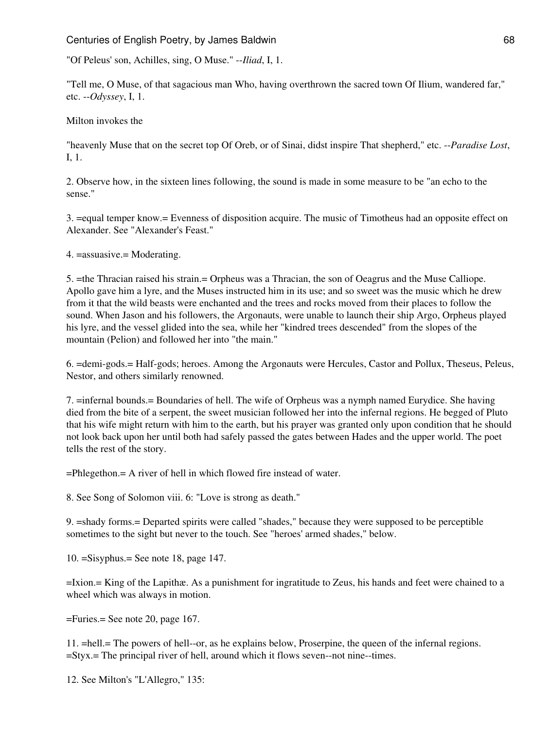"Of Peleus' son, Achilles, sing, O Muse." --*Iliad*, I, 1.

"Tell me, O Muse, of that sagacious man Who, having overthrown the sacred town Of Ilium, wandered far," etc. --*Odyssey*, I, 1.

Milton invokes the

"heavenly Muse that on the secret top Of Oreb, or of Sinai, didst inspire That shepherd," etc. --*Paradise Lost*, I, 1.

2. Observe how, in the sixteen lines following, the sound is made in some measure to be "an echo to the sense."

3. =equal temper know.= Evenness of disposition acquire. The music of Timotheus had an opposite effect on Alexander. See "Alexander's Feast."

4. =assuasive.= Moderating.

5. =the Thracian raised his strain.= Orpheus was a Thracian, the son of Oeagrus and the Muse Calliope. Apollo gave him a lyre, and the Muses instructed him in its use; and so sweet was the music which he drew from it that the wild beasts were enchanted and the trees and rocks moved from their places to follow the sound. When Jason and his followers, the Argonauts, were unable to launch their ship Argo, Orpheus played his lyre, and the vessel glided into the sea, while her "kindred trees descended" from the slopes of the mountain (Pelion) and followed her into "the main."

6. =demi-gods.= Half-gods; heroes. Among the Argonauts were Hercules, Castor and Pollux, Theseus, Peleus, Nestor, and others similarly renowned.

7. =infernal bounds.= Boundaries of hell. The wife of Orpheus was a nymph named Eurydice. She having died from the bite of a serpent, the sweet musician followed her into the infernal regions. He begged of Pluto that his wife might return with him to the earth, but his prayer was granted only upon condition that he should not look back upon her until both had safely passed the gates between Hades and the upper world. The poet tells the rest of the story.

=Phlegethon.= A river of hell in which flowed fire instead of water.

8. See Song of Solomon viii. 6: "Love is strong as death."

9. =shady forms.= Departed spirits were called "shades," because they were supposed to be perceptible sometimes to the sight but never to the touch. See "heroes' armed shades," below.

10. =Sisyphus.= See note 18, page 147.

=Ixion.= King of the Lapithæ. As a punishment for ingratitude to Zeus, his hands and feet were chained to a wheel which was always in motion.

=Furies.= See note 20, page 167.

11. =hell.= The powers of hell--or, as he explains below, Proserpine, the queen of the infernal regions. =Styx.= The principal river of hell, around which it flows seven--not nine--times.

12. See Milton's "L'Allegro," 135: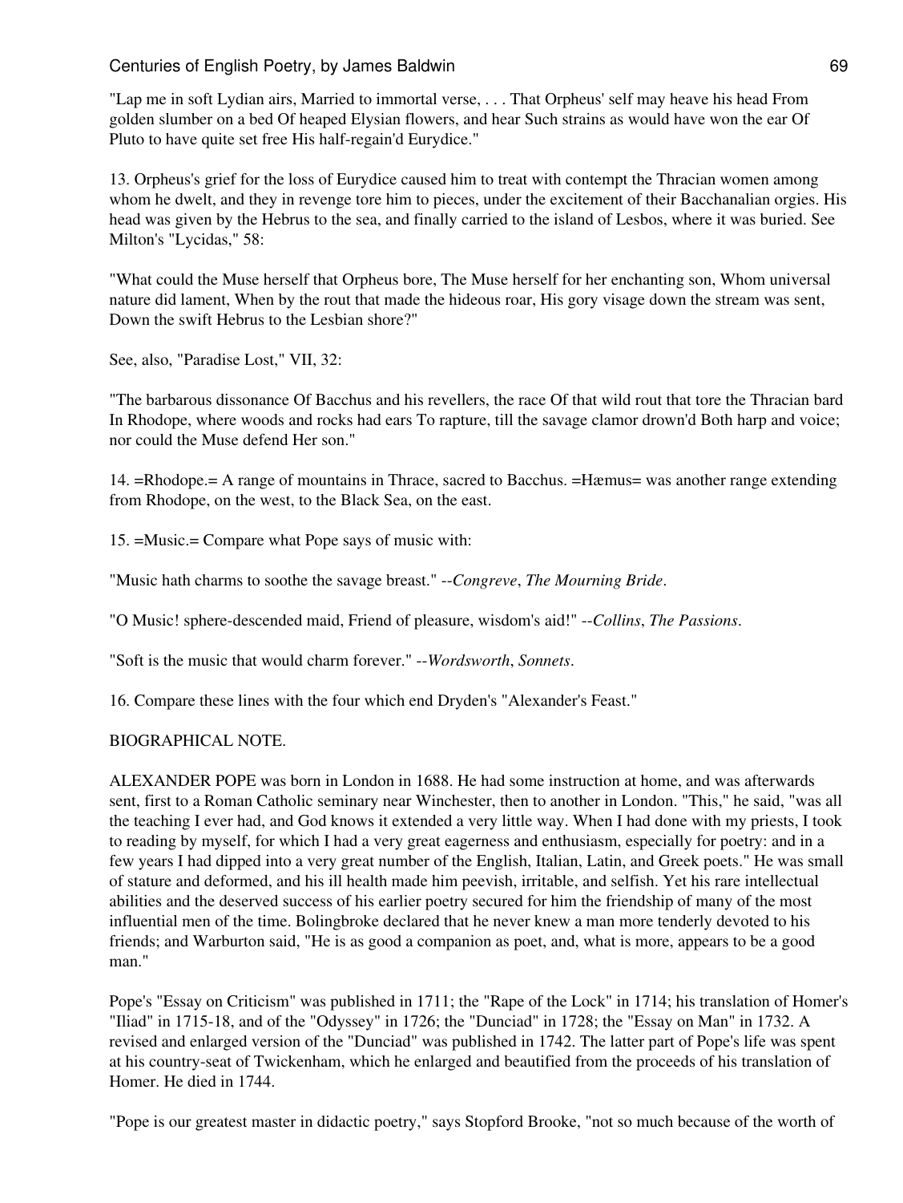"Lap me in soft Lydian airs, Married to immortal verse, . . . That Orpheus' self may heave his head From golden slumber on a bed Of heaped Elysian flowers, and hear Such strains as would have won the ear Of Pluto to have quite set free His half-regain'd Eurydice."

13. Orpheus's grief for the loss of Eurydice caused him to treat with contempt the Thracian women among whom he dwelt, and they in revenge tore him to pieces, under the excitement of their Bacchanalian orgies. His head was given by the Hebrus to the sea, and finally carried to the island of Lesbos, where it was buried. See Milton's "Lycidas," 58:

"What could the Muse herself that Orpheus bore, The Muse herself for her enchanting son, Whom universal nature did lament, When by the rout that made the hideous roar, His gory visage down the stream was sent, Down the swift Hebrus to the Lesbian shore?"

See, also, "Paradise Lost," VII, 32:

"The barbarous dissonance Of Bacchus and his revellers, the race Of that wild rout that tore the Thracian bard In Rhodope, where woods and rocks had ears To rapture, till the savage clamor drown'd Both harp and voice; nor could the Muse defend Her son."

14. =Rhodope.= A range of mountains in Thrace, sacred to Bacchus. =Hæmus= was another range extending from Rhodope, on the west, to the Black Sea, on the east.

15. =Music.= Compare what Pope says of music with:

"Music hath charms to soothe the savage breast." --*Congreve*, *The Mourning Bride*.

"O Music! sphere-descended maid, Friend of pleasure, wisdom's aid!" --*Collins*, *The Passions*.

"Soft is the music that would charm forever." --*Wordsworth*, *Sonnets*.

16. Compare these lines with the four which end Dryden's "Alexander's Feast."

BIOGRAPHICAL NOTE.

ALEXANDER POPE was born in London in 1688. He had some instruction at home, and was afterwards sent, first to a Roman Catholic seminary near Winchester, then to another in London. "This," he said, "was all the teaching I ever had, and God knows it extended a very little way. When I had done with my priests, I took to reading by myself, for which I had a very great eagerness and enthusiasm, especially for poetry: and in a few years I had dipped into a very great number of the English, Italian, Latin, and Greek poets." He was small of stature and deformed, and his ill health made him peevish, irritable, and selfish. Yet his rare intellectual abilities and the deserved success of his earlier poetry secured for him the friendship of many of the most influential men of the time. Bolingbroke declared that he never knew a man more tenderly devoted to his friends; and Warburton said, "He is as good a companion as poet, and, what is more, appears to be a good man."

Pope's "Essay on Criticism" was published in 1711; the "Rape of the Lock" in 1714; his translation of Homer's "Iliad" in 1715-18, and of the "Odyssey" in 1726; the "Dunciad" in 1728; the "Essay on Man" in 1732. A revised and enlarged version of the "Dunciad" was published in 1742. The latter part of Pope's life was spent at his country-seat of Twickenham, which he enlarged and beautified from the proceeds of his translation of Homer. He died in 1744.

"Pope is our greatest master in didactic poetry," says Stopford Brooke, "not so much because of the worth of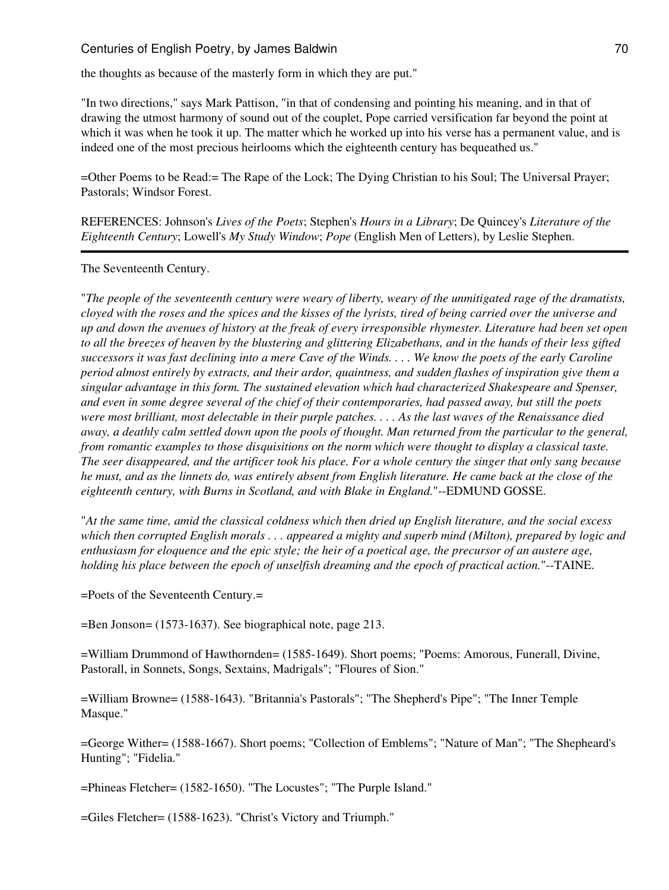the thoughts as because of the masterly form in which they are put."

"In two directions," says Mark Pattison, "in that of condensing and pointing his meaning, and in that of drawing the utmost harmony of sound out of the couplet, Pope carried versification far beyond the point at which it was when he took it up. The matter which he worked up into his verse has a permanent value, and is indeed one of the most precious heirlooms which the eighteenth century has bequeathed us."

=Other Poems to be Read:= The Rape of the Lock; The Dying Christian to his Soul; The Universal Prayer; Pastorals; Windsor Forest.

REFERENCES: Johnson's *Lives of the Poets*; Stephen's *Hours in a Library*; De Quincey's *Literature of the Eighteenth Century*; Lowell's *My Study Window*; *Pope* (English Men of Letters), by Leslie Stephen.

---

The Seventeenth Century.

"*The people of the seventeenth century were weary of liberty, weary of the unmitigated rage of the dramatists, cloyed with the roses and the spices and the kisses of the lyrists, tired of being carried over the universe and up and down the avenues of history at the freak of every irresponsible rhymester. Literature had been set open to all the breezes of heaven by the blustering and glittering Elizabethans, and in the hands of their less gifted successors it was fast declining into a mere Cave of the Winds. . . . We know the poets of the early Caroline period almost entirely by extracts, and their ardor, quaintness, and sudden flashes of inspiration give them a singular advantage in this form. The sustained elevation which had characterized Shakespeare and Spenser, and even in some degree several of the chief of their contemporaries, had passed away, but still the poets were most brilliant, most delectable in their purple patches. . . . As the last waves of the Renaissance died away, a deathly calm settled down upon the pools of thought. Man returned from the particular to the general, from romantic examples to those disquisitions on the norm which were thought to display a classical taste. The seer disappeared, and the artificer took his place. For a whole century the singer that only sang because he must, and as the linnets do, was entirely absent from English literature. He came back at the close of the eighteenth century, with Burns in Scotland, and with Blake in England.*"--EDMUND GOSSE.

"*At the same time, amid the classical coldness which then dried up English literature, and the social excess which then corrupted English morals . . . appeared a mighty and superb mind (Milton), prepared by logic and enthusiasm for eloquence and the epic style; the heir of a poetical age, the precursor of an austere age, holding his place between the epoch of unselfish dreaming and the epoch of practical action.*"--TAINE.

=Poets of the Seventeenth Century.=

=Ben Jonson= (1573-1637). See biographical note, page 213.

=William Drummond of Hawthornden= (1585-1649). Short poems; "Poems: Amorous, Funerall, Divine, Pastorall, in Sonnets, Songs, Sextains, Madrigals"; "Floures of Sion."

=William Browne= (1588-1643). "Britannia's Pastorals"; "The Shepherd's Pipe"; "The Inner Temple Masque."

=George Wither= (1588-1667). Short poems; "Collection of Emblems"; "Nature of Man"; "The Shepheard's Hunting"; "Fidelia."

=Phineas Fletcher= (1582-1650). "The Locustes"; "The Purple Island."

=Giles Fletcher= (1588-1623). "Christ's Victory and Triumph."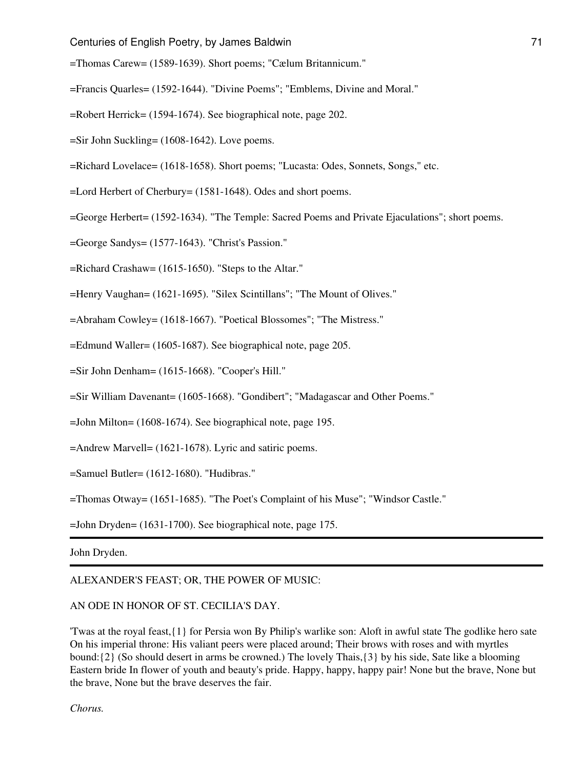=Thomas Carew= (1589-1639). Short poems; "Cælum Britannicum."

=Francis Quarles= (1592-1644). "Divine Poems"; "Emblems, Divine and Moral."

=Robert Herrick= (1594-1674). See biographical note, page 202.

=Sir John Suckling= (1608-1642). Love poems.

=Richard Lovelace= (1618-1658). Short poems; "Lucasta: Odes, Sonnets, Songs," etc.

=Lord Herbert of Cherbury= (1581-1648). Odes and short poems.

=George Herbert= (1592-1634). "The Temple: Sacred Poems and Private Ejaculations"; short poems.

=George Sandys= (1577-1643). "Christ's Passion."

=Richard Crashaw= (1615-1650). "Steps to the Altar."

=Henry Vaughan= (1621-1695). "Silex Scintillans"; "The Mount of Olives."

=Abraham Cowley= (1618-1667). "Poetical Blossomes"; "The Mistress."

=Edmund Waller= (1605-1687). See biographical note, page 205.

=Sir John Denham= (1615-1668). "Cooper's Hill."

=Sir William Davenant= (1605-1668). "Gondibert"; "Madagascar and Other Poems."

=John Milton= (1608-1674). See biographical note, page 195.

=Andrew Marvell= (1621-1678). Lyric and satiric poems.

=Samuel Butler= (1612-1680). "Hudibras."

=Thomas Otway= (1651-1685). "The Poet's Complaint of his Muse"; "Windsor Castle."

=John Dryden= (1631-1700). See biographical note, page 175.

---

John Dryden.

---

ALEXANDER'S FEAST; OR, THE POWER OF MUSIC:

AN ODE IN HONOR OF ST. CECILIA'S DAY.

'Twas at the royal feast,{1} for Persia won By Philip's warlike son: Aloft in awful state The godlike hero sate On his imperial throne: His valiant peers were placed around; Their brows with roses and with myrtles bound:{2} (So should desert in arms be crowned.) The lovely Thais,{3} by his side, Sate like a blooming Eastern bride In flower of youth and beauty's pride. Happy, happy, happy pair! None but the brave, None but the brave, None but the brave deserves the fair.

*Chorus.*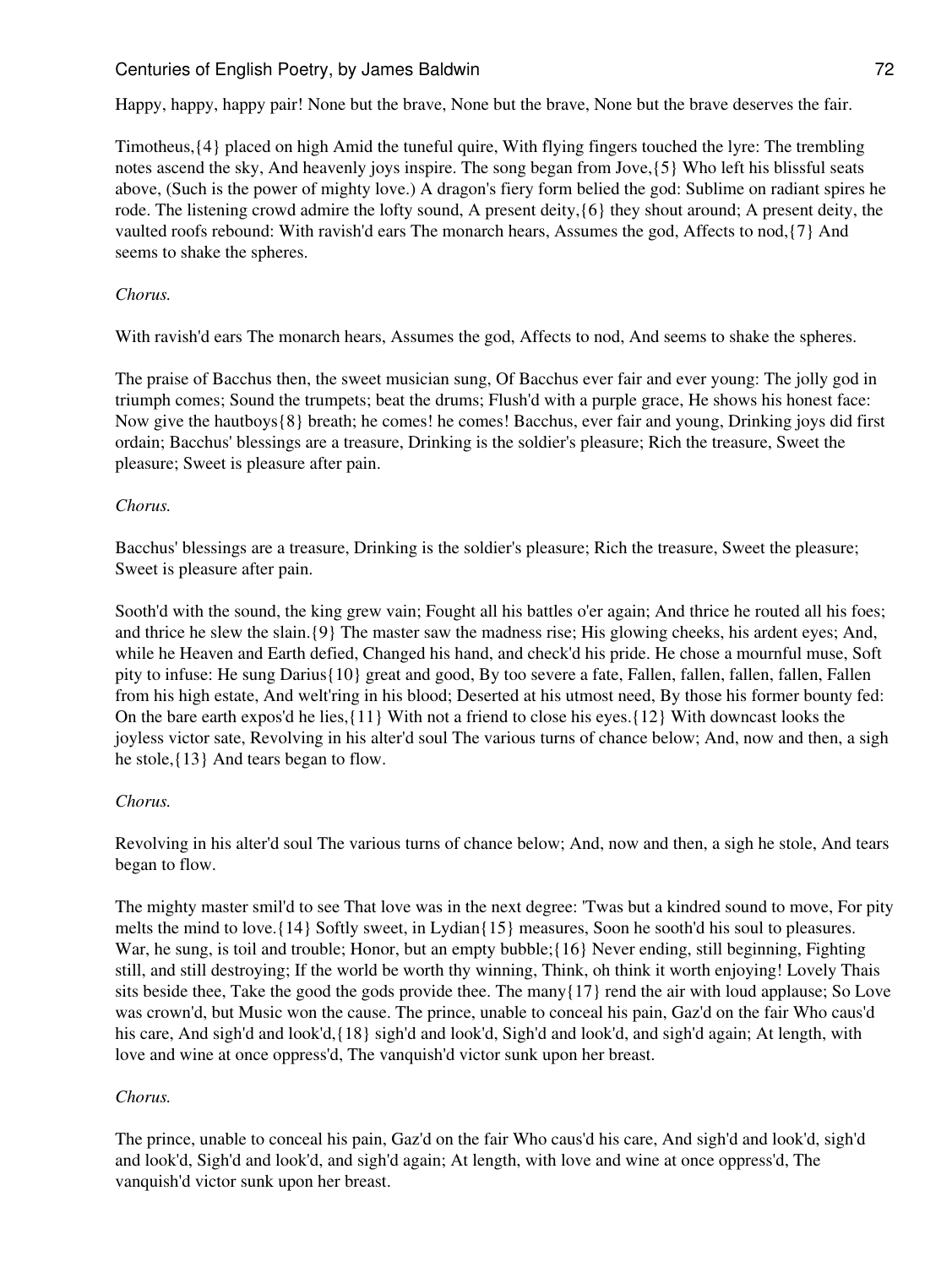Happy, happy, happy pair! None but the brave, None but the brave, None but the brave deserves the fair.

Timotheus,{4} placed on high Amid the tuneful quire, With flying fingers touched the lyre: The trembling notes ascend the sky, And heavenly joys inspire. The song began from Jove,{5} Who left his blissful seats above, (Such is the power of mighty love.) A dragon's fiery form belied the god: Sublime on radiant spires he rode. The listening crowd admire the lofty sound, A present deity,{6} they shout around; A present deity, the vaulted roofs rebound: With ravish'd ears The monarch hears, Assumes the god, Affects to nod,{7} And seems to shake the spheres.

*Chorus.*

With ravish'd ears The monarch hears, Assumes the god, Affects to nod, And seems to shake the spheres.

The praise of Bacchus then, the sweet musician sung, Of Bacchus ever fair and ever young: The jolly god in triumph comes; Sound the trumpets; beat the drums; Flush'd with a purple grace, He shows his honest face: Now give the hautboys{8} breath; he comes! he comes! Bacchus, ever fair and young, Drinking joys did first ordain; Bacchus' blessings are a treasure, Drinking is the soldier's pleasure; Rich the treasure, Sweet the pleasure; Sweet is pleasure after pain.

*Chorus.*

Bacchus' blessings are a treasure, Drinking is the soldier's pleasure; Rich the treasure, Sweet the pleasure; Sweet is pleasure after pain.

Sooth'd with the sound, the king grew vain; Fought all his battles o'er again; And thrice he routed all his foes; and thrice he slew the slain.{9} The master saw the madness rise; His glowing cheeks, his ardent eyes; And, while he Heaven and Earth defied, Changed his hand, and check'd his pride. He chose a mournful muse, Soft pity to infuse: He sung Darius{10} great and good, By too severe a fate, Fallen, fallen, fallen, fallen, Fallen from his high estate, And welt'ring in his blood; Deserted at his utmost need, By those his former bounty fed: On the bare earth expos'd he lies,{11} With not a friend to close his eyes.{12} With downcast looks the joyless victor sate, Revolving in his alter'd soul The various turns of chance below; And, now and then, a sigh he stole,{13} And tears began to flow.

*Chorus.*

Revolving in his alter'd soul The various turns of chance below; And, now and then, a sigh he stole, And tears began to flow.

The mighty master smil'd to see That love was in the next degree: 'Twas but a kindred sound to move, For pity melts the mind to love.{14} Softly sweet, in Lydian{15} measures, Soon he sooth'd his soul to pleasures. War, he sung, is toil and trouble; Honor, but an empty bubble;{16} Never ending, still beginning, Fighting still, and still destroying; If the world be worth thy winning, Think, oh think it worth enjoying! Lovely Thais sits beside thee, Take the good the gods provide thee. The many{17} rend the air with loud applause; So Love was crown'd, but Music won the cause. The prince, unable to conceal his pain, Gaz'd on the fair Who caus'd his care, And sigh'd and look'd,{18} sigh'd and look'd, Sigh'd and look'd, and sigh'd again; At length, with love and wine at once oppress'd, The vanquish'd victor sunk upon her breast.

*Chorus.*

The prince, unable to conceal his pain, Gaz'd on the fair Who caus'd his care, And sigh'd and look'd, sigh'd and look'd, Sigh'd and look'd, and sigh'd again; At length, with love and wine at once oppress'd, The vanquish'd victor sunk upon her breast.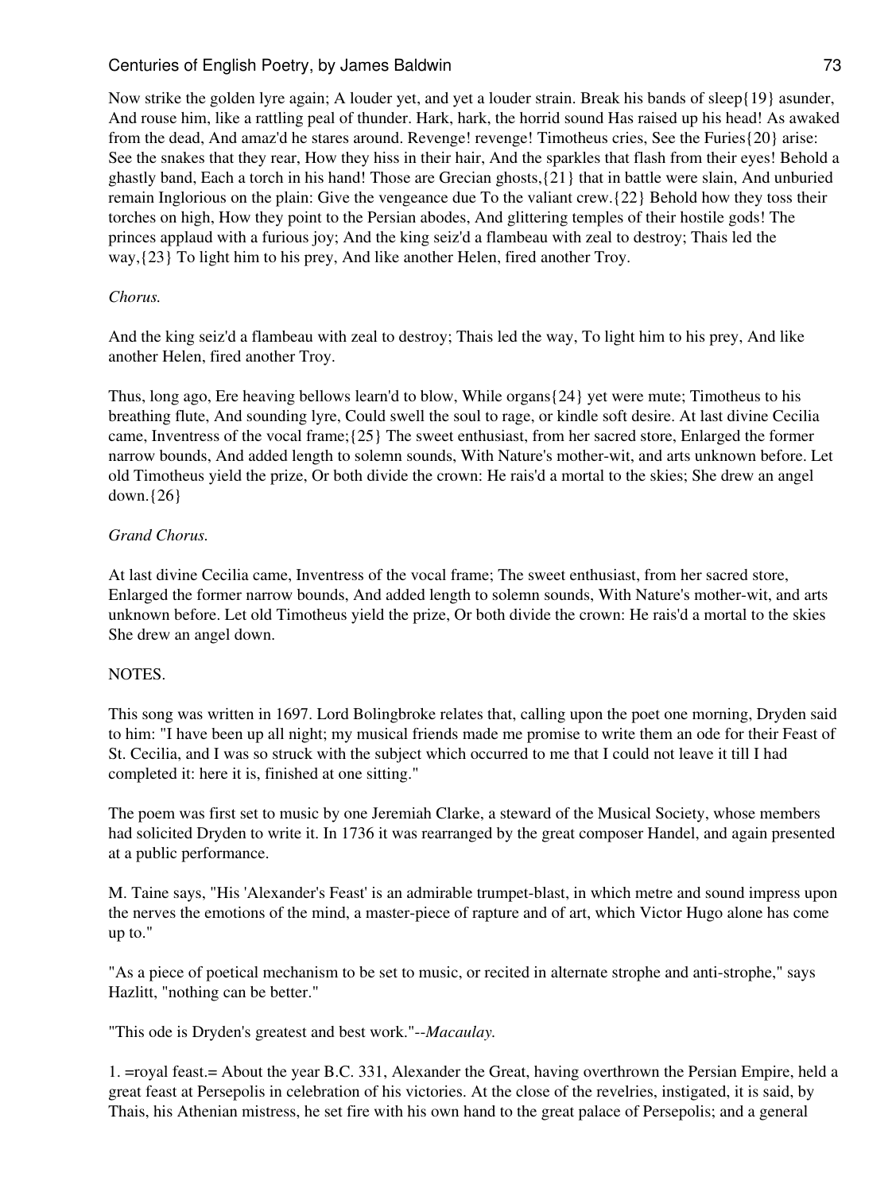Now strike the golden lyre again; A louder yet, and yet a louder strain. Break his bands of sleep{19} asunder, And rouse him, like a rattling peal of thunder. Hark, hark, the horrid sound Has raised up his head! As awaked from the dead, And amaz'd he stares around. Revenge! revenge! Timotheus cries, See the Furies{20} arise: See the snakes that they rear, How they hiss in their hair, And the sparkles that flash from their eyes! Behold a ghastly band, Each a torch in his hand! Those are Grecian ghosts,{21} that in battle were slain, And unburied remain Inglorious on the plain: Give the vengeance due To the valiant crew.{22} Behold how they toss their torches on high, How they point to the Persian abodes, And glittering temples of their hostile gods! The princes applaud with a furious joy; And the king seiz'd a flambeau with zeal to destroy; Thais led the way,{23} To light him to his prey, And like another Helen, fired another Troy.

*Chorus.*

And the king seiz'd a flambeau with zeal to destroy; Thais led the way, To light him to his prey, And like another Helen, fired another Troy.

Thus, long ago, Ere heaving bellows learn'd to blow, While organs{24} yet were mute; Timotheus to his breathing flute, And sounding lyre, Could swell the soul to rage, or kindle soft desire. At last divine Cecilia came, Inventress of the vocal frame;{25} The sweet enthusiast, from her sacred store, Enlarged the former narrow bounds, And added length to solemn sounds, With Nature's mother-wit, and arts unknown before. Let old Timotheus yield the prize, Or both divide the crown: He rais'd a mortal to the skies; She drew an angel down.{26}

*Grand Chorus.*

At last divine Cecilia came, Inventress of the vocal frame; The sweet enthusiast, from her sacred store, Enlarged the former narrow bounds, And added length to solemn sounds, With Nature's mother-wit, and arts unknown before. Let old Timotheus yield the prize, Or both divide the crown: He rais'd a mortal to the skies She drew an angel down.

NOTES.

This song was written in 1697. Lord Bolingbroke relates that, calling upon the poet one morning, Dryden said to him: "I have been up all night; my musical friends made me promise to write them an ode for their Feast of St. Cecilia, and I was so struck with the subject which occurred to me that I could not leave it till I had completed it: here it is, finished at one sitting."

The poem was first set to music by one Jeremiah Clarke, a steward of the Musical Society, whose members had solicited Dryden to write it. In 1736 it was rearranged by the great composer Handel, and again presented at a public performance.

M. Taine says, "His 'Alexander's Feast' is an admirable trumpet-blast, in which metre and sound impress upon the nerves the emotions of the mind, a master-piece of rapture and of art, which Victor Hugo alone has come up to."

"As a piece of poetical mechanism to be set to music, or recited in alternate strophe and anti-strophe," says Hazlitt, "nothing can be better."

"This ode is Dryden's greatest and best work."--*Macaulay.*

1. =royal feast.= About the year B.C. 331, Alexander the Great, having overthrown the Persian Empire, held a great feast at Persepolis in celebration of his victories. At the close of the revelries, instigated, it is said, by Thais, his Athenian mistress, he set fire with his own hand to the great palace of Persepolis; and a general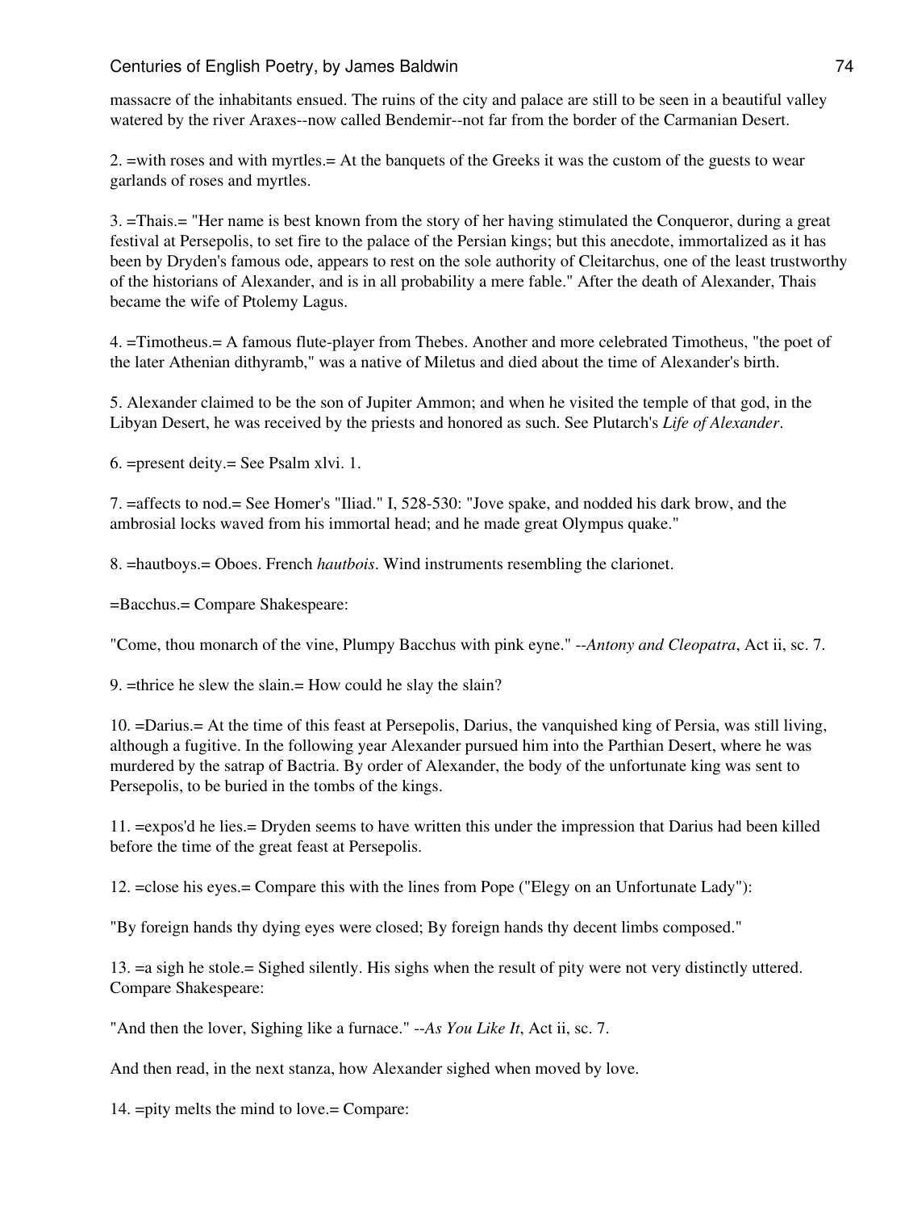massacre of the inhabitants ensued. The ruins of the city and palace are still to be seen in a beautiful valley watered by the river Araxes--now called Bendemir--not far from the border of the Carmanian Desert.

2. =with roses and with myrtles.= At the banquets of the Greeks it was the custom of the guests to wear garlands of roses and myrtles.

3. =Thais.= "Her name is best known from the story of her having stimulated the Conqueror, during a great festival at Persepolis, to set fire to the palace of the Persian kings; but this anecdote, immortalized as it has been by Dryden's famous ode, appears to rest on the sole authority of Cleitarchus, one of the least trustworthy of the historians of Alexander, and is in all probability a mere fable." After the death of Alexander, Thais became the wife of Ptolemy Lagus.

4. =Timotheus.= A famous flute-player from Thebes. Another and more celebrated Timotheus, "the poet of the later Athenian dithyramb," was a native of Miletus and died about the time of Alexander's birth.

5. Alexander claimed to be the son of Jupiter Ammon; and when he visited the temple of that god, in the Libyan Desert, he was received by the priests and honored as such. See Plutarch's *Life of Alexander*.

6. =present deity.= See Psalm xlvi. 1.

7. =affects to nod.= See Homer's "Iliad." I, 528-530: "Jove spake, and nodded his dark brow, and the ambrosial locks waved from his immortal head; and he made great Olympus quake."

8. =hautboys.= Oboes. French *hautbois*. Wind instruments resembling the clarionet.

=Bacchus.= Compare Shakespeare:

"Come, thou monarch of the vine, Plumpy Bacchus with pink eyne." --*Antony and Cleopatra*, Act ii, sc. 7.

9. =thrice he slew the slain.= How could he slay the slain?

10. =Darius.= At the time of this feast at Persepolis, Darius, the vanquished king of Persia, was still living, although a fugitive. In the following year Alexander pursued him into the Parthian Desert, where he was murdered by the satrap of Bactria. By order of Alexander, the body of the unfortunate king was sent to Persepolis, to be buried in the tombs of the kings.

11. =expos'd he lies.= Dryden seems to have written this under the impression that Darius had been killed before the time of the great feast at Persepolis.

12. =close his eyes.= Compare this with the lines from Pope ("Elegy on an Unfortunate Lady"):

"By foreign hands thy dying eyes were closed; By foreign hands thy decent limbs composed."

13. =a sigh he stole.= Sighed silently. His sighs when the result of pity were not very distinctly uttered. Compare Shakespeare:

"And then the lover, Sighing like a furnace." --*As You Like It*, Act ii, sc. 7.

And then read, in the next stanza, how Alexander sighed when moved by love.

14. =pity melts the mind to love.= Compare: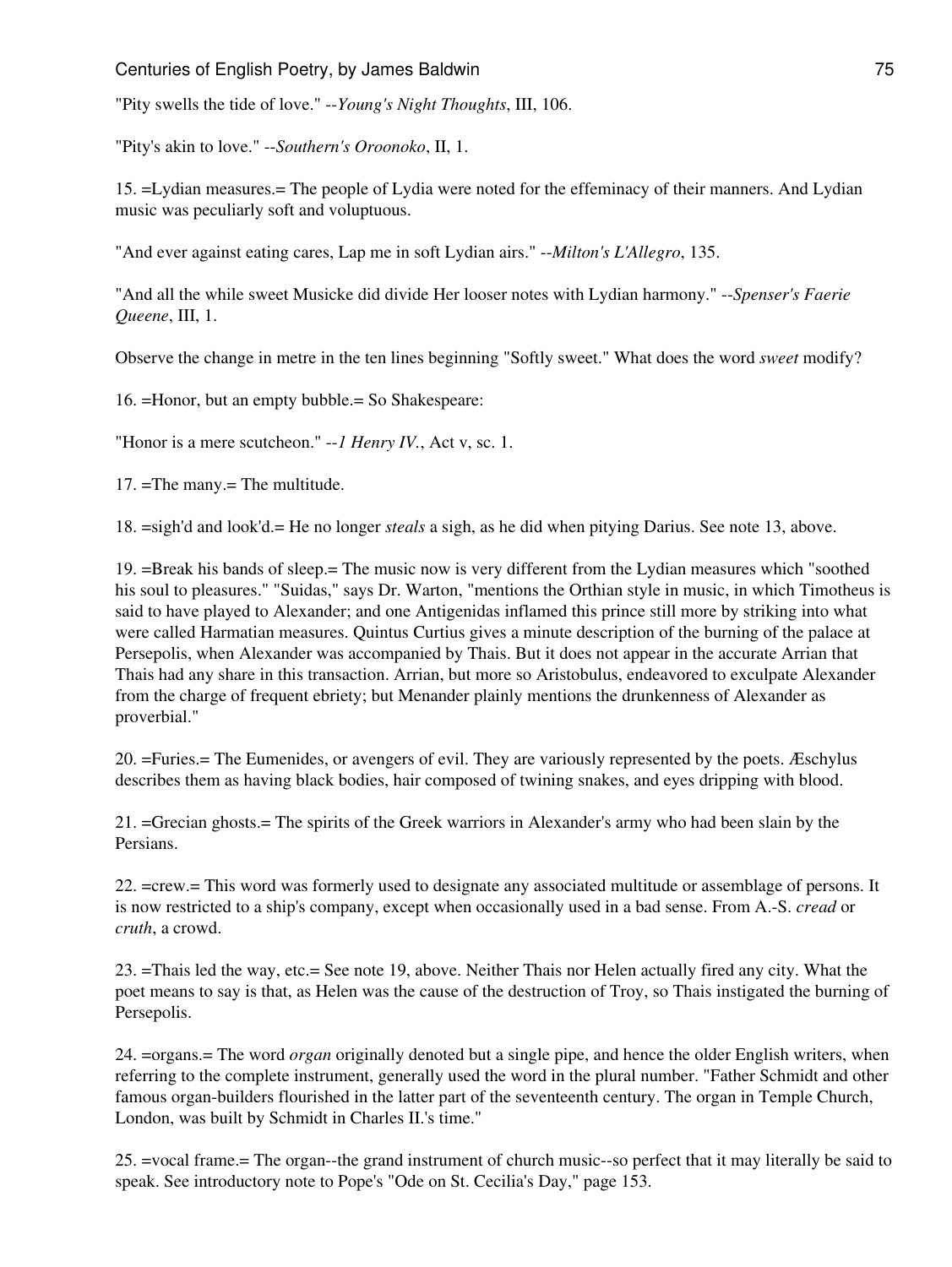"Pity swells the tide of love." --*Young's Night Thoughts*, III, 106.

"Pity's akin to love." --*Southern's Oroonoko*, II, 1.

15. =Lydian measures.= The people of Lydia were noted for the effeminacy of their manners. And Lydian music was peculiarly soft and voluptuous.

"And ever against eating cares, Lap me in soft Lydian airs." --*Milton's L'Allegro*, 135.

"And all the while sweet Musicke did divide Her looser notes with Lydian harmony." --*Spenser's Faerie Queene*, III, 1.

Observe the change in metre in the ten lines beginning "Softly sweet." What does the word *sweet* modify?

16. =Honor, but an empty bubble.= So Shakespeare:

"Honor is a mere scutcheon." --*1 Henry IV.*, Act v, sc. 1.

17. =The many.= The multitude.

18. =sigh'd and look'd.= He no longer *steals* a sigh, as he did when pitying Darius. See note 13, above.

19. =Break his bands of sleep.= The music now is very different from the Lydian measures which "soothed his soul to pleasures." "Suidas," says Dr. Warton, "mentions the Orthian style in music, in which Timotheus is said to have played to Alexander; and one Antigenidas inflamed this prince still more by striking into what were called Harmatian measures. Quintus Curtius gives a minute description of the burning of the palace at Persepolis, when Alexander was accompanied by Thais. But it does not appear in the accurate Arrian that Thais had any share in this transaction. Arrian, but more so Aristobulus, endeavored to exculpate Alexander from the charge of frequent ebriety; but Menander plainly mentions the drunkenness of Alexander as proverbial."

20. =Furies.= The Eumenides, or avengers of evil. They are variously represented by the poets. Æschylus describes them as having black bodies, hair composed of twining snakes, and eyes dripping with blood.

21. =Grecian ghosts.= The spirits of the Greek warriors in Alexander's army who had been slain by the Persians.

22. =crew.= This word was formerly used to designate any associated multitude or assemblage of persons. It is now restricted to a ship's company, except when occasionally used in a bad sense. From A.-S. *cread* or *cruth*, a crowd.

23. =Thais led the way, etc.= See note 19, above. Neither Thais nor Helen actually fired any city. What the poet means to say is that, as Helen was the cause of the destruction of Troy, so Thais instigated the burning of Persepolis.

24. =organs.= The word *organ* originally denoted but a single pipe, and hence the older English writers, when referring to the complete instrument, generally used the word in the plural number. "Father Schmidt and other famous organ-builders flourished in the latter part of the seventeenth century. The organ in Temple Church, London, was built by Schmidt in Charles II.'s time."

25. =vocal frame.= The organ--the grand instrument of church music--so perfect that it may literally be said to speak. See introductory note to Pope's "Ode on St. Cecilia's Day," page 153.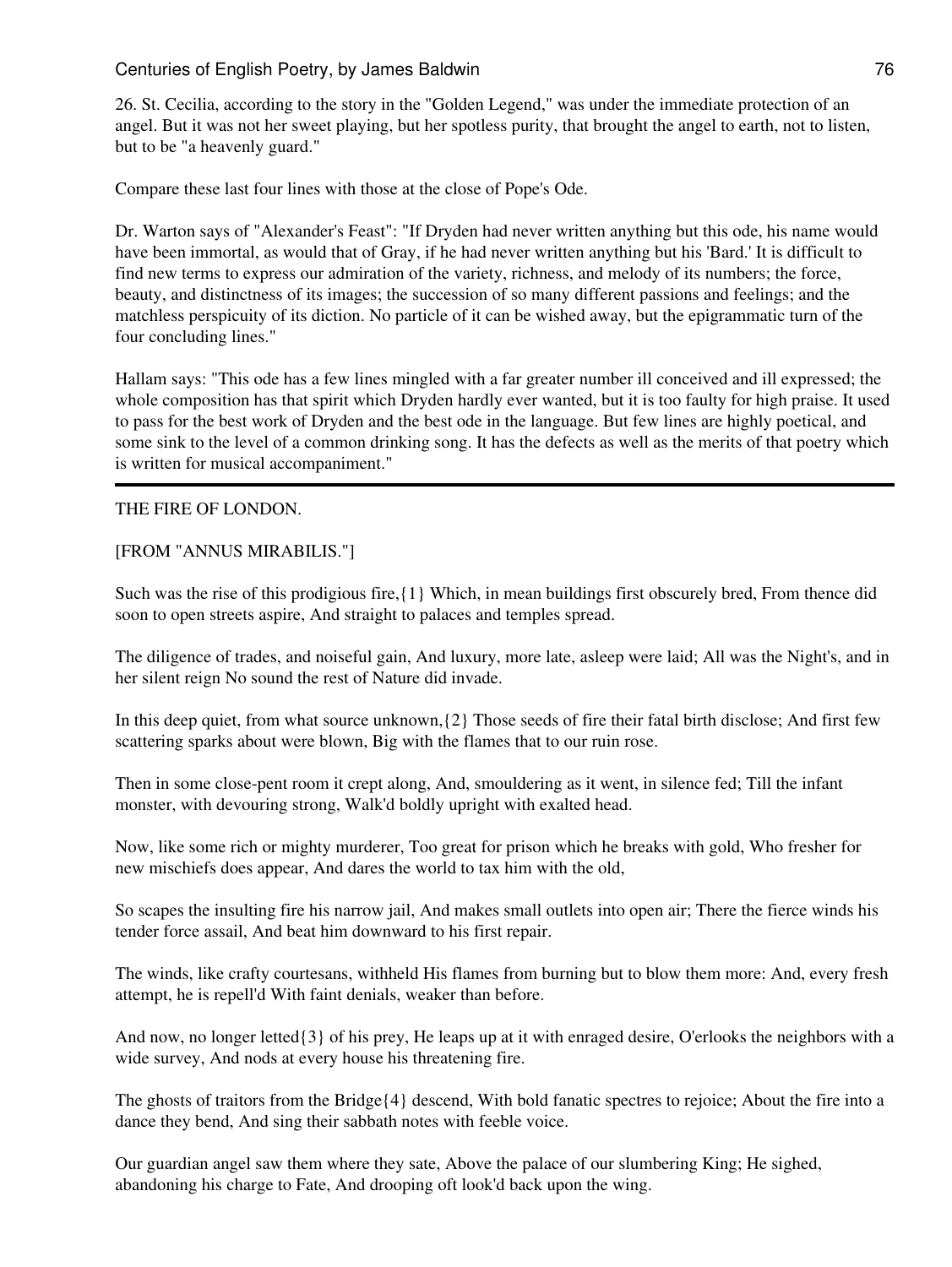26. St. Cecilia, according to the story in the "Golden Legend," was under the immediate protection of an angel. But it was not her sweet playing, but her spotless purity, that brought the angel to earth, not to listen, but to be "a heavenly guard."

Compare these last four lines with those at the close of Pope's Ode.

Dr. Warton says of "Alexander's Feast": "If Dryden had never written anything but this ode, his name would have been immortal, as would that of Gray, if he had never written anything but his 'Bard.' It is difficult to find new terms to express our admiration of the variety, richness, and melody of its numbers; the force, beauty, and distinctness of its images; the succession of so many different passions and feelings; and the matchless perspicuity of its diction. No particle of it can be wished away, but the epigrammatic turn of the four concluding lines."

Hallam says: "This ode has a few lines mingled with a far greater number ill conceived and ill expressed; the whole composition has that spirit which Dryden hardly ever wanted, but it is too faulty for high praise. It used to pass for the best work of Dryden and the best ode in the language. But few lines are highly poetical, and some sink to the level of a common drinking song. It has the defects as well as the merits of that poetry which is written for musical accompaniment."

---

## THE FIRE OF LONDON.

[FROM "ANNUS MIRABILIS."]

Such was the rise of this prodigious fire,{1} Which, in mean buildings first obscurely bred, From thence did soon to open streets aspire, And straight to palaces and temples spread.

The diligence of trades, and noiseful gain, And luxury, more late, asleep were laid; All was the Night's, and in her silent reign No sound the rest of Nature did invade.

In this deep quiet, from what source unknown,{2} Those seeds of fire their fatal birth disclose; And first few scattering sparks about were blown, Big with the flames that to our ruin rose.

Then in some close-pent room it crept along, And, smouldering as it went, in silence fed; Till the infant monster, with devouring strong, Walk'd boldly upright with exalted head.

Now, like some rich or mighty murderer, Too great for prison which he breaks with gold, Who fresher for new mischiefs does appear, And dares the world to tax him with the old,

So scapes the insulting fire his narrow jail, And makes small outlets into open air; There the fierce winds his tender force assail, And beat him downward to his first repair.

The winds, like crafty courtesans, withheld His flames from burning but to blow them more: And, every fresh attempt, he is repell'd With faint denials, weaker than before.

And now, no longer letted{3} of his prey, He leaps up at it with enraged desire, O'erlooks the neighbors with a wide survey, And nods at every house his threatening fire.

The ghosts of traitors from the Bridge{4} descend, With bold fanatic spectres to rejoice; About the fire into a dance they bend, And sing their sabbath notes with feeble voice.

Our guardian angel saw them where they sate, Above the palace of our slumbering King; He sighed, abandoning his charge to Fate, And drooping oft look'd back upon the wing.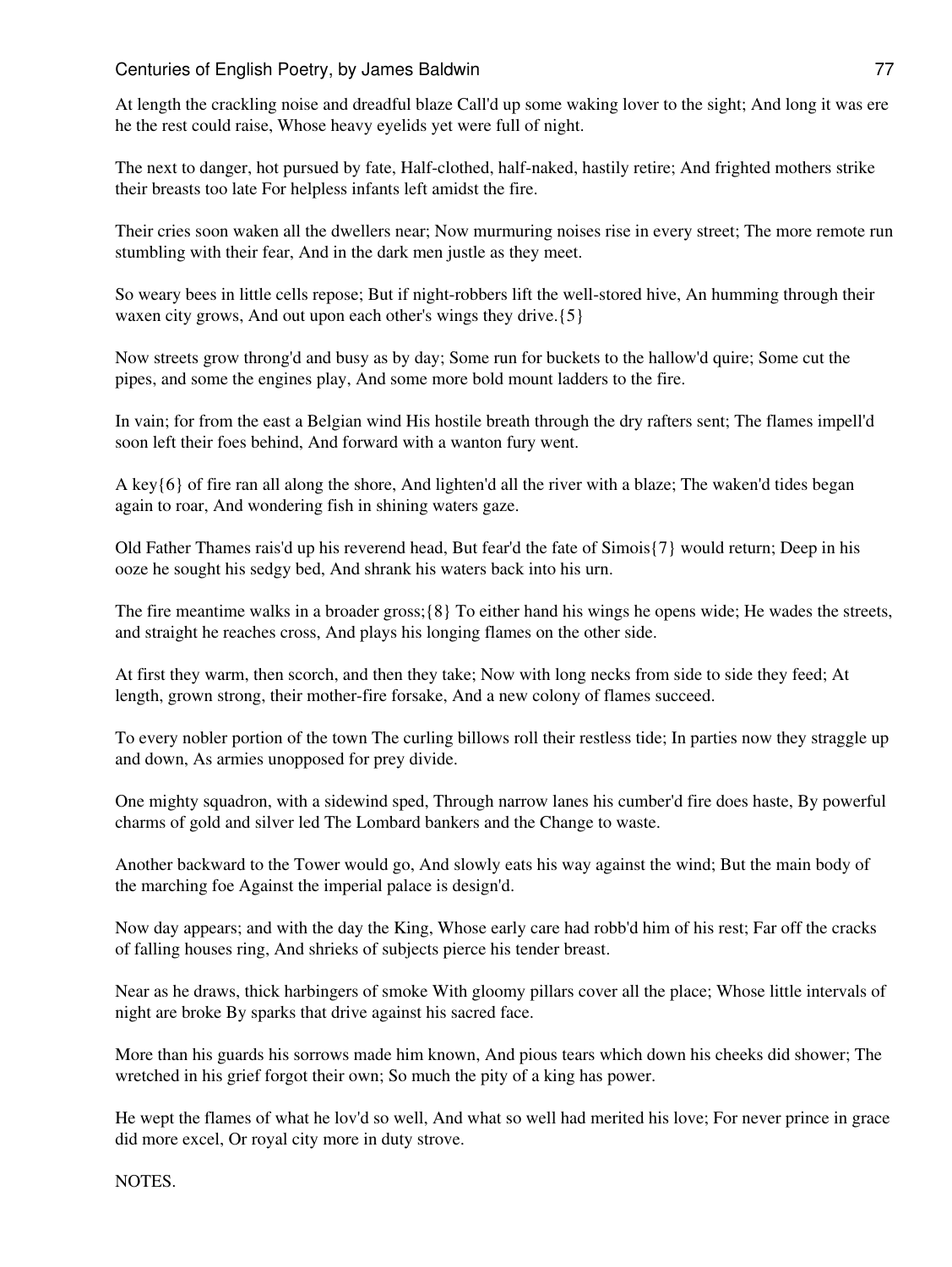At length the crackling noise and dreadful blaze Call'd up some waking lover to the sight; And long it was ere he the rest could raise, Whose heavy eyelids yet were full of night.

The next to danger, hot pursued by fate, Half-clothed, half-naked, hastily retire; And frighted mothers strike their breasts too late For helpless infants left amidst the fire.

Their cries soon waken all the dwellers near; Now murmuring noises rise in every street; The more remote run stumbling with their fear, And in the dark men justle as they meet.

So weary bees in little cells repose; But if night-robbers lift the well-stored hive, An humming through their waxen city grows, And out upon each other's wings they drive.{5}

Now streets grow throng'd and busy as by day; Some run for buckets to the hallow'd quire; Some cut the pipes, and some the engines play, And some more bold mount ladders to the fire.

In vain; for from the east a Belgian wind His hostile breath through the dry rafters sent; The flames impell'd soon left their foes behind, And forward with a wanton fury went.

A key{6} of fire ran all along the shore, And lighten'd all the river with a blaze; The waken'd tides began again to roar, And wondering fish in shining waters gaze.

Old Father Thames rais'd up his reverend head, But fear'd the fate of Simois{7} would return; Deep in his ooze he sought his sedgy bed, And shrank his waters back into his urn.

The fire meantime walks in a broader gross;{8} To either hand his wings he opens wide; He wades the streets, and straight he reaches cross, And plays his longing flames on the other side.

At first they warm, then scorch, and then they take; Now with long necks from side to side they feed; At length, grown strong, their mother-fire forsake, And a new colony of flames succeed.

To every nobler portion of the town The curling billows roll their restless tide; In parties now they straggle up and down, As armies unopposed for prey divide.

One mighty squadron, with a sidewind sped, Through narrow lanes his cumber'd fire does haste, By powerful charms of gold and silver led The Lombard bankers and the Change to waste.

Another backward to the Tower would go, And slowly eats his way against the wind; But the main body of the marching foe Against the imperial palace is design'd.

Now day appears; and with the day the King, Whose early care had robb'd him of his rest; Far off the cracks of falling houses ring, And shrieks of subjects pierce his tender breast.

Near as he draws, thick harbingers of smoke With gloomy pillars cover all the place; Whose little intervals of night are broke By sparks that drive against his sacred face.

More than his guards his sorrows made him known, And pious tears which down his cheeks did shower; The wretched in his grief forgot their own; So much the pity of a king has power.

He wept the flames of what he lov'd so well, And what so well had merited his love; For never prince in grace did more excel, Or royal city more in duty strove.

NOTES.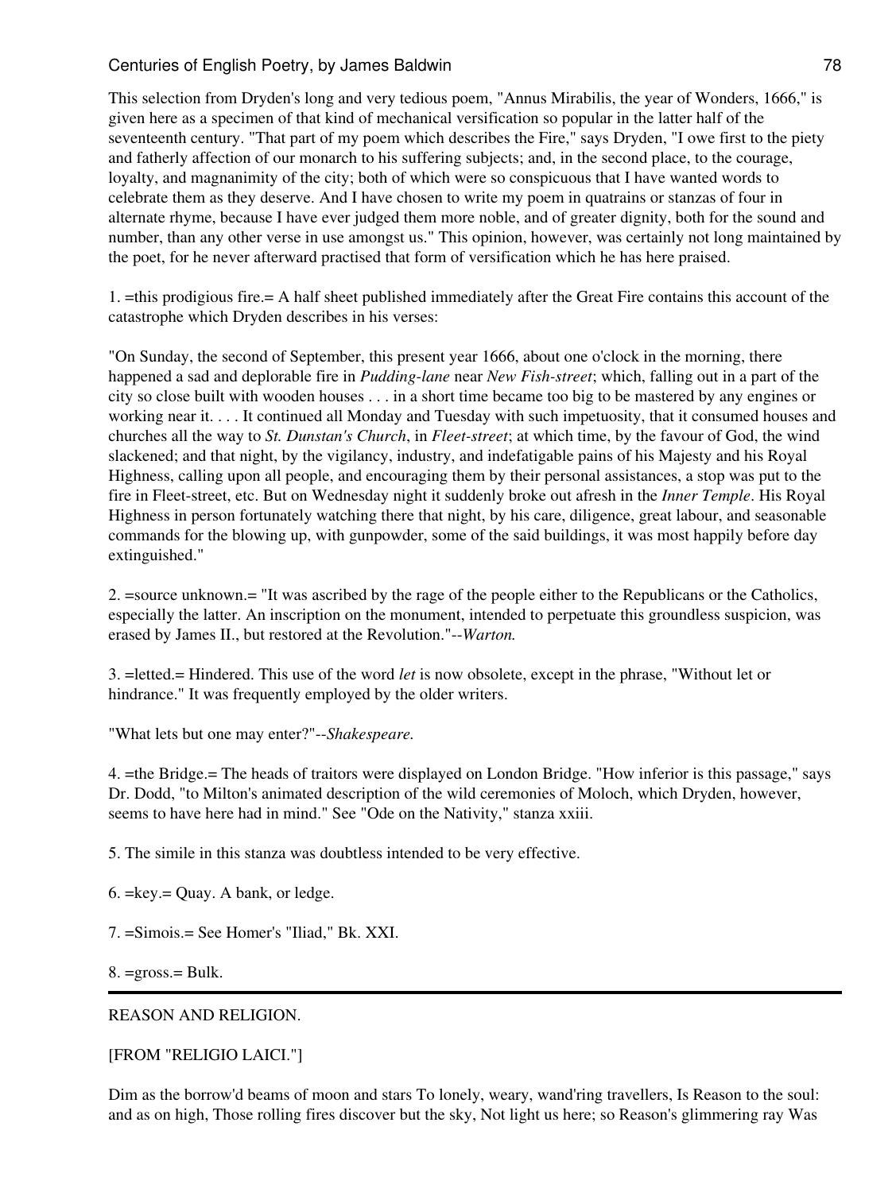This selection from Dryden's long and very tedious poem, "Annus Mirabilis, the year of Wonders, 1666," is given here as a specimen of that kind of mechanical versification so popular in the latter half of the seventeenth century. "That part of my poem which describes the Fire," says Dryden, "I owe first to the piety and fatherly affection of our monarch to his suffering subjects; and, in the second place, to the courage, loyalty, and magnanimity of the city; both of which were so conspicuous that I have wanted words to celebrate them as they deserve. And I have chosen to write my poem in quatrains or stanzas of four in alternate rhyme, because I have ever judged them more noble, and of greater dignity, both for the sound and number, than any other verse in use amongst us." This opinion, however, was certainly not long maintained by the poet, for he never afterward practised that form of versification which he has here praised.

1. =this prodigious fire.= A half sheet published immediately after the Great Fire contains this account of the catastrophe which Dryden describes in his verses:

"On Sunday, the second of September, this present year 1666, about one o'clock in the morning, there happened a sad and deplorable fire in *Pudding-lane* near *New Fish-street*; which, falling out in a part of the city so close built with wooden houses . . . in a short time became too big to be mastered by any engines or working near it. . . . It continued all Monday and Tuesday with such impetuosity, that it consumed houses and churches all the way to *St. Dunstan's Church*, in *Fleet-street*; at which time, by the favour of God, the wind slackened; and that night, by the vigilancy, industry, and indefatigable pains of his Majesty and his Royal Highness, calling upon all people, and encouraging them by their personal assistances, a stop was put to the fire in Fleet-street, etc. But on Wednesday night it suddenly broke out afresh in the *Inner Temple*. His Royal Highness in person fortunately watching there that night, by his care, diligence, great labour, and seasonable commands for the blowing up, with gunpowder, some of the said buildings, it was most happily before day extinguished."

2. =source unknown.= "It was ascribed by the rage of the people either to the Republicans or the Catholics, especially the latter. An inscription on the monument, intended to perpetuate this groundless suspicion, was erased by James II., but restored at the Revolution."--*Warton.*

3. =letted.= Hindered. This use of the word *let* is now obsolete, except in the phrase, "Without let or hindrance." It was frequently employed by the older writers.

"What lets but one may enter?"--*Shakespeare.*

4. =the Bridge.= The heads of traitors were displayed on London Bridge. "How inferior is this passage," says Dr. Dodd, "to Milton's animated description of the wild ceremonies of Moloch, which Dryden, however, seems to have here had in mind." See "Ode on the Nativity," stanza xxiii.

5. The simile in this stanza was doubtless intended to be very effective.

6. =key.= Quay. A bank, or ledge.

7. =Simois.= See Homer's "Iliad," Bk. XXI.

8. =gross.= Bulk.

---

REASON AND RELIGION.

[FROM "RELIGIO LAICI."]

Dim as the borrow'd beams of moon and stars To lonely, weary, wand'ring travellers, Is Reason to the soul: and as on high, Those rolling fires discover but the sky, Not light us here; so Reason's glimmering ray Was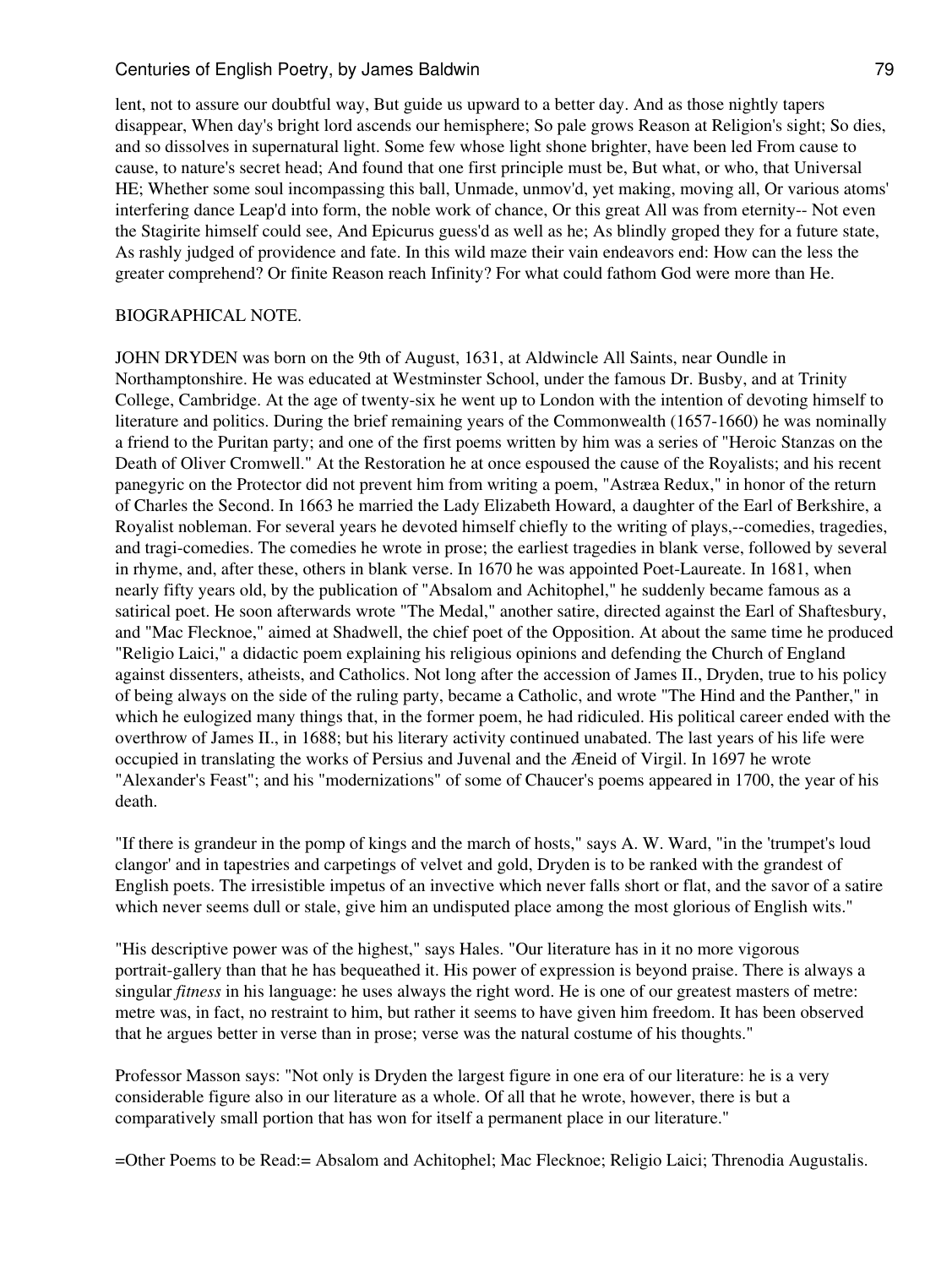lent, not to assure our doubtful way, But guide us upward to a better day. And as those nightly tapers disappear, When day's bright lord ascends our hemisphere; So pale grows Reason at Religion's sight; So dies, and so dissolves in supernatural light. Some few whose light shone brighter, have been led From cause to cause, to nature's secret head; And found that one first principle must be, But what, or who, that Universal HE; Whether some soul incompassing this ball, Unmade, unmov'd, yet making, moving all, Or various atoms' interfering dance Leap'd into form, the noble work of chance, Or this great All was from eternity-- Not even the Stagirite himself could see, And Epicurus guess'd as well as he; As blindly groped they for a future state, As rashly judged of providence and fate. In this wild maze their vain endeavors end: How can the less the greater comprehend? Or finite Reason reach Infinity? For what could fathom God were more than He.

BIOGRAPHICAL NOTE.

JOHN DRYDEN was born on the 9th of August, 1631, at Aldwincle All Saints, near Oundle in Northamptonshire. He was educated at Westminster School, under the famous Dr. Busby, and at Trinity College, Cambridge. At the age of twenty-six he went up to London with the intention of devoting himself to literature and politics. During the brief remaining years of the Commonwealth (1657-1660) he was nominally a friend to the Puritan party; and one of the first poems written by him was a series of "Heroic Stanzas on the Death of Oliver Cromwell." At the Restoration he at once espoused the cause of the Royalists; and his recent panegyric on the Protector did not prevent him from writing a poem, "Astræa Redux," in honor of the return of Charles the Second. In 1663 he married the Lady Elizabeth Howard, a daughter of the Earl of Berkshire, a Royalist nobleman. For several years he devoted himself chiefly to the writing of plays,--comedies, tragedies, and tragi-comedies. The comedies he wrote in prose; the earliest tragedies in blank verse, followed by several in rhyme, and, after these, others in blank verse. In 1670 he was appointed Poet-Laureate. In 1681, when nearly fifty years old, by the publication of "Absalom and Achitophel," he suddenly became famous as a satirical poet. He soon afterwards wrote "The Medal," another satire, directed against the Earl of Shaftesbury, and "Mac Flecknoe," aimed at Shadwell, the chief poet of the Opposition. At about the same time he produced "Religio Laici," a didactic poem explaining his religious opinions and defending the Church of England against dissenters, atheists, and Catholics. Not long after the accession of James II., Dryden, true to his policy of being always on the side of the ruling party, became a Catholic, and wrote "The Hind and the Panther," in which he eulogized many things that, in the former poem, he had ridiculed. His political career ended with the overthrow of James II., in 1688; but his literary activity continued unabated. The last years of his life were occupied in translating the works of Persius and Juvenal and the Æneid of Virgil. In 1697 he wrote "Alexander's Feast"; and his "modernizations" of some of Chaucer's poems appeared in 1700, the year of his death.

"If there is grandeur in the pomp of kings and the march of hosts," says A. W. Ward, "in the 'trumpet's loud clangor' and in tapestries and carpetings of velvet and gold, Dryden is to be ranked with the grandest of English poets. The irresistible impetus of an invective which never falls short or flat, and the savor of a satire which never seems dull or stale, give him an undisputed place among the most glorious of English wits."

"His descriptive power was of the highest," says Hales. "Our literature has in it no more vigorous portrait-gallery than that he has bequeathed it. His power of expression is beyond praise. There is always a singular *fitness* in his language: he uses always the right word. He is one of our greatest masters of metre: metre was, in fact, no restraint to him, but rather it seems to have given him freedom. It has been observed that he argues better in verse than in prose; verse was the natural costume of his thoughts."

Professor Masson says: "Not only is Dryden the largest figure in one era of our literature: he is a very considerable figure also in our literature as a whole. Of all that he wrote, however, there is but a comparatively small portion that has won for itself a permanent place in our literature."

**Other Poems to be Read:** Absalom and Achitophel; Mac Flecknoe; Religio Laici; Threnodia Augustalis.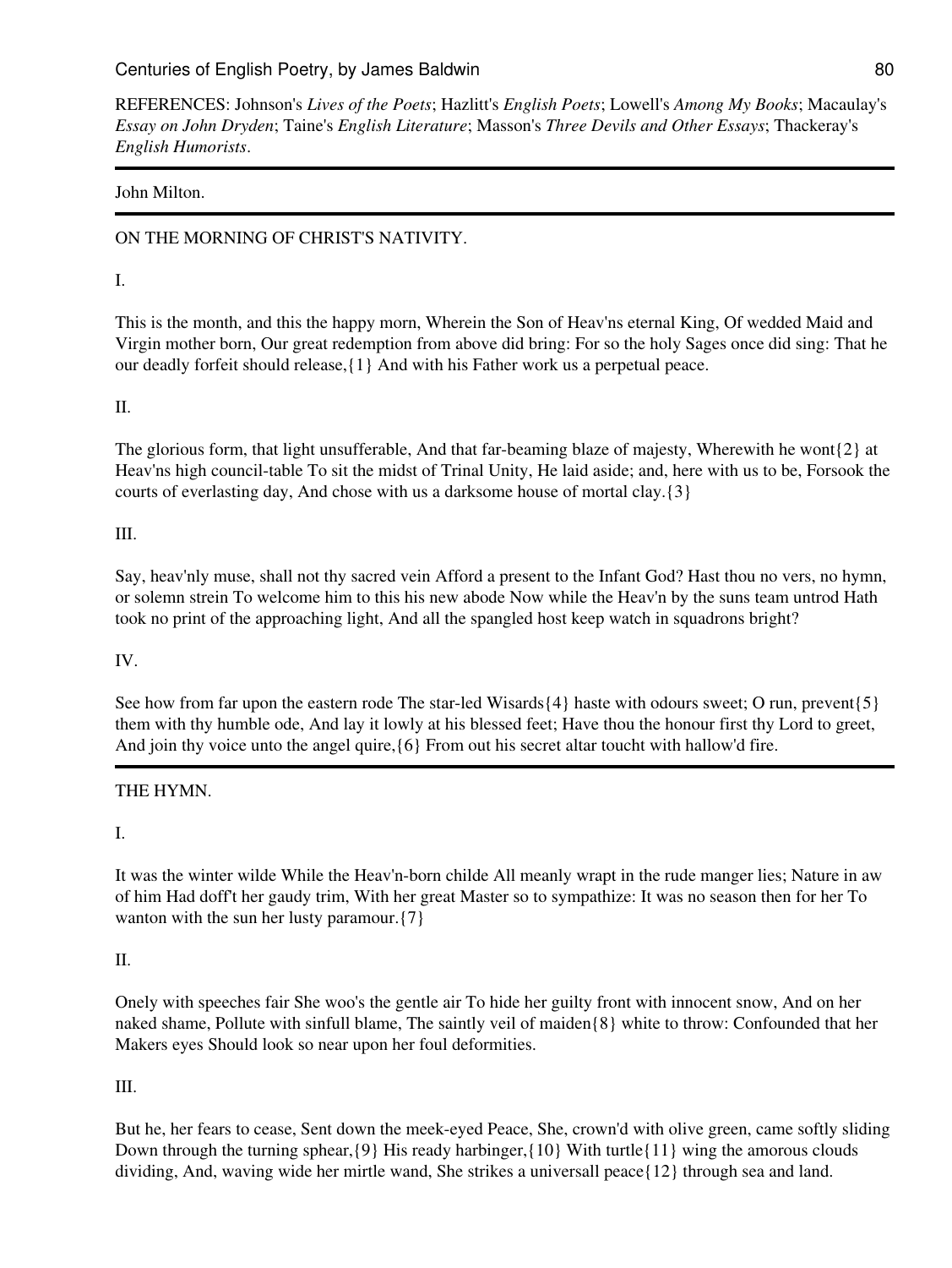REFERENCES: Johnson's *Lives of the Poets*; Hazlitt's *English Poets*; Lowell's *Among My Books*; Macaulay's *Essay on John Dryden*; Taine's *English Literature*; Masson's *Three Devils and Other Essays*; Thackeray's *English Humorists*.

---

John Milton.

---

ON THE MORNING OF CHRIST'S NATIVITY.

I.

This is the month, and this the happy morn, Wherein the Son of Heav'ns eternal King, Of wedded Maid and Virgin mother born, Our great redemption from above did bring: For so the holy Sages once did sing: That he our deadly forfeit should release,{1} And with his Father work us a perpetual peace.

II.

The glorious form, that light unsufferable, And that far-beaming blaze of majesty, Wherewith he wont{2} at Heav'ns high council-table To sit the midst of Trinal Unity, He laid aside; and, here with us to be, Forsook the courts of everlasting day, And chose with us a darksome house of mortal clay.{3}

III.

Say, heav'nly muse, shall not thy sacred vein Afford a present to the Infant God? Hast thou no vers, no hymn, or solemn strein To welcome him to this his new abode Now while the Heav'n by the suns team untrod Hath took no print of the approaching light, And all the spangled host keep watch in squadrons bright?

IV.

See how from far upon the eastern rode The star-led Wisards{4} haste with odours sweet; O run, prevent{5} them with thy humble ode, And lay it lowly at his blessed feet; Have thou the honour first thy Lord to greet, And join thy voice unto the angel quire,{6} From out his secret altar toucht with hallow'd fire.

---

THE HYMN.

I.

It was the winter wilde While the Heav'n-born childe All meanly wrapt in the rude manger lies; Nature in aw of him Had doff't her gaudy trim, With her great Master so to sympathize: It was no season then for her To wanton with the sun her lusty paramour.{7}

II.

Onely with speeches fair She woo's the gentle air To hide her guilty front with innocent snow, And on her naked shame, Pollute with sinfull blame, The saintly veil of maiden{8} white to throw: Confounded that her Makers eyes Should look so near upon her foul deformities.

III.

But he, her fears to cease, Sent down the meek-eyed Peace, She, crown'd with olive green, came softly sliding Down through the turning sphear,{9} His ready harbinger,{10} With turtle{11} wing the amorous clouds dividing, And, waving wide her mirtle wand, She strikes a universall peace{12} through sea and land.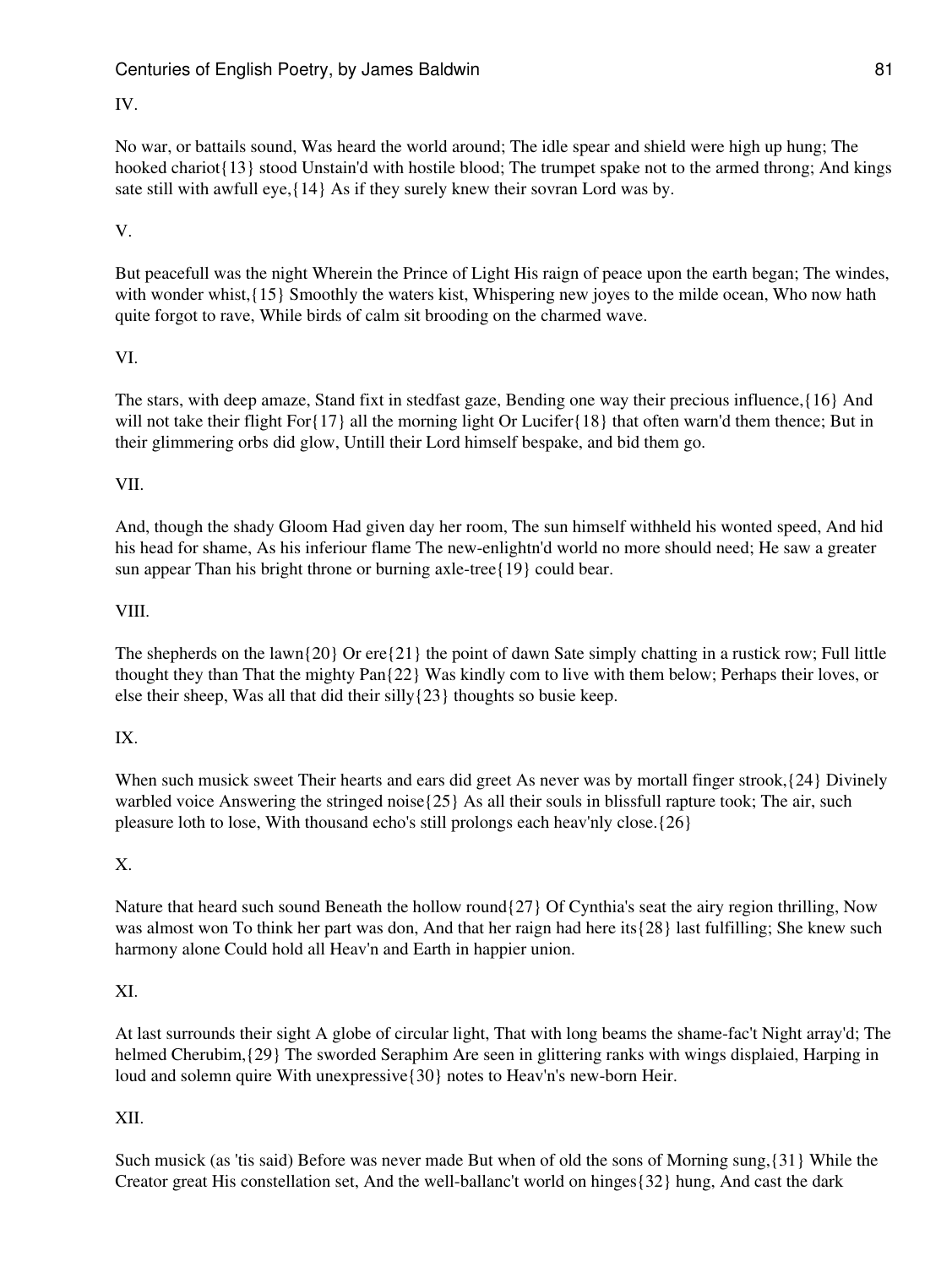IV.

No war, or battails sound, Was heard the world around; The idle spear and shield were high up hung; The hooked chariot{13} stood Unstain'd with hostile blood; The trumpet spake not to the armed throng; And kings sate still with awfull eye,{14} As if they surely knew their sovran Lord was by.

V.

But peacefull was the night Wherein the Prince of Light His raign of peace upon the earth began; The windes, with wonder whist,{15} Smoothly the waters kist, Whispering new joyes to the milde ocean, Who now hath quite forgot to rave, While birds of calm sit brooding on the charmed wave.

VI.

The stars, with deep amaze, Stand fixt in stedfast gaze, Bending one way their precious influence,{16} And will not take their flight For{17} all the morning light Or Lucifer{18} that often warn'd them thence; But in their glimmering orbs did glow, Untill their Lord himself bespake, and bid them go.

VII.

And, though the shady Gloom Had given day her room, The sun himself withheld his wonted speed, And hid his head for shame, As his inferiour flame The new-enlightn'd world no more should need; He saw a greater sun appear Than his bright throne or burning axle-tree{19} could bear.

VIII.

The shepherds on the lawn{20} Or ere{21} the point of dawn Sate simply chatting in a rustick row; Full little thought they than That the mighty Pan{22} Was kindly com to live with them below; Perhaps their loves, or else their sheep, Was all that did their silly{23} thoughts so busie keep.

IX.

When such musick sweet Their hearts and ears did greet As never was by mortall finger strook,{24} Divinely warbled voice Answering the stringed noise{25} As all their souls in blissfull rapture took; The air, such pleasure loth to lose, With thousand echo's still prolongs each heav'nly close.{26}

X.

Nature that heard such sound Beneath the hollow round{27} Of Cynthia's seat the airy region thrilling, Now was almost won To think her part was don, And that her raign had here its{28} last fulfilling; She knew such harmony alone Could hold all Heav'n and Earth in happier union.

XI.

At last surrounds their sight A globe of circular light, That with long beams the shame-fac't Night array'd; The helmed Cherubim,{29} The sworded Seraphim Are seen in glittering ranks with wings displaied, Harping in loud and solemn quire With unexpressive{30} notes to Heav'n's new-born Heir.

XII.

Such musick (as 'tis said) Before was never made But when of old the sons of Morning sung,{31} While the Creator great His constellation set, And the well-ballanc't world on hinges{32} hung, And cast the dark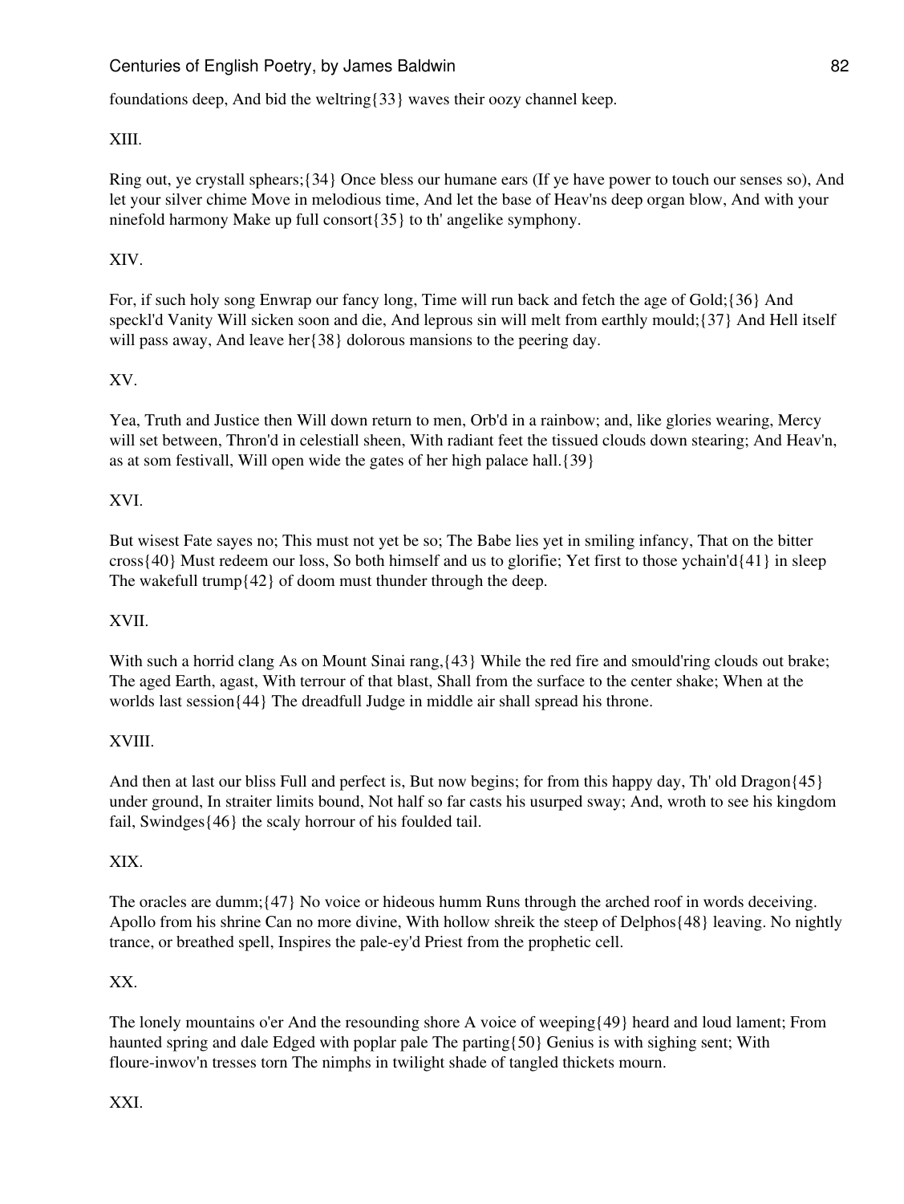foundations deep, And bid the weltring{33} waves their oozy channel keep.

XIII.

Ring out, ye crystall sphears;{34} Once bless our humane ears (If ye have power to touch our senses so), And let your silver chime Move in melodious time, And let the base of Heav'ns deep organ blow, And with your ninefold harmony Make up full consort{35} to th' angelike symphony.

XIV.

For, if such holy song Enwrap our fancy long, Time will run back and fetch the age of Gold;{36} And speckl'd Vanity Will sicken soon and die, And leprous sin will melt from earthly mould;{37} And Hell itself will pass away, And leave her{38} dolorous mansions to the peering day.

XV.

Yea, Truth and Justice then Will down return to men, Orb'd in a rainbow; and, like glories wearing, Mercy will set between, Thron'd in celestiall sheen, With radiant feet the tissued clouds down stearing; And Heav'n, as at som festivall, Will open wide the gates of her high palace hall.{39}

XVI.

But wisest Fate sayes no; This must not yet be so; The Babe lies yet in smiling infancy, That on the bitter cross{40} Must redeem our loss, So both himself and us to glorifie; Yet first to those ychain'd{41} in sleep The wakefull trump{42} of doom must thunder through the deep.

XVII.

With such a horrid clang As on Mount Sinai rang,{43} While the red fire and smould'ring clouds out brake; The aged Earth, agast, With terrour of that blast, Shall from the surface to the center shake; When at the worlds last session{44} The dreadfull Judge in middle air shall spread his throne.

XVIII.

And then at last our bliss Full and perfect is, But now begins; for from this happy day, Th' old Dragon{45} under ground, In straiter limits bound, Not half so far casts his usurped sway; And, wroth to see his kingdom fail, Swindges{46} the scaly horrour of his foulded tail.

XIX.

The oracles are dumm;{47} No voice or hideous humm Runs through the arched roof in words deceiving. Apollo from his shrine Can no more divine, With hollow shreik the steep of Delphos{48} leaving. No nightly trance, or breathed spell, Inspires the pale-ey'd Priest from the prophetic cell.

XX.

The lonely mountains o'er And the resounding shore A voice of weeping{49} heard and loud lament; From haunted spring and dale Edged with poplar pale The parting{50} Genius is with sighing sent; With floure-inwov'n tresses torn The nimphs in twilight shade of tangled thickets mourn.

XXI.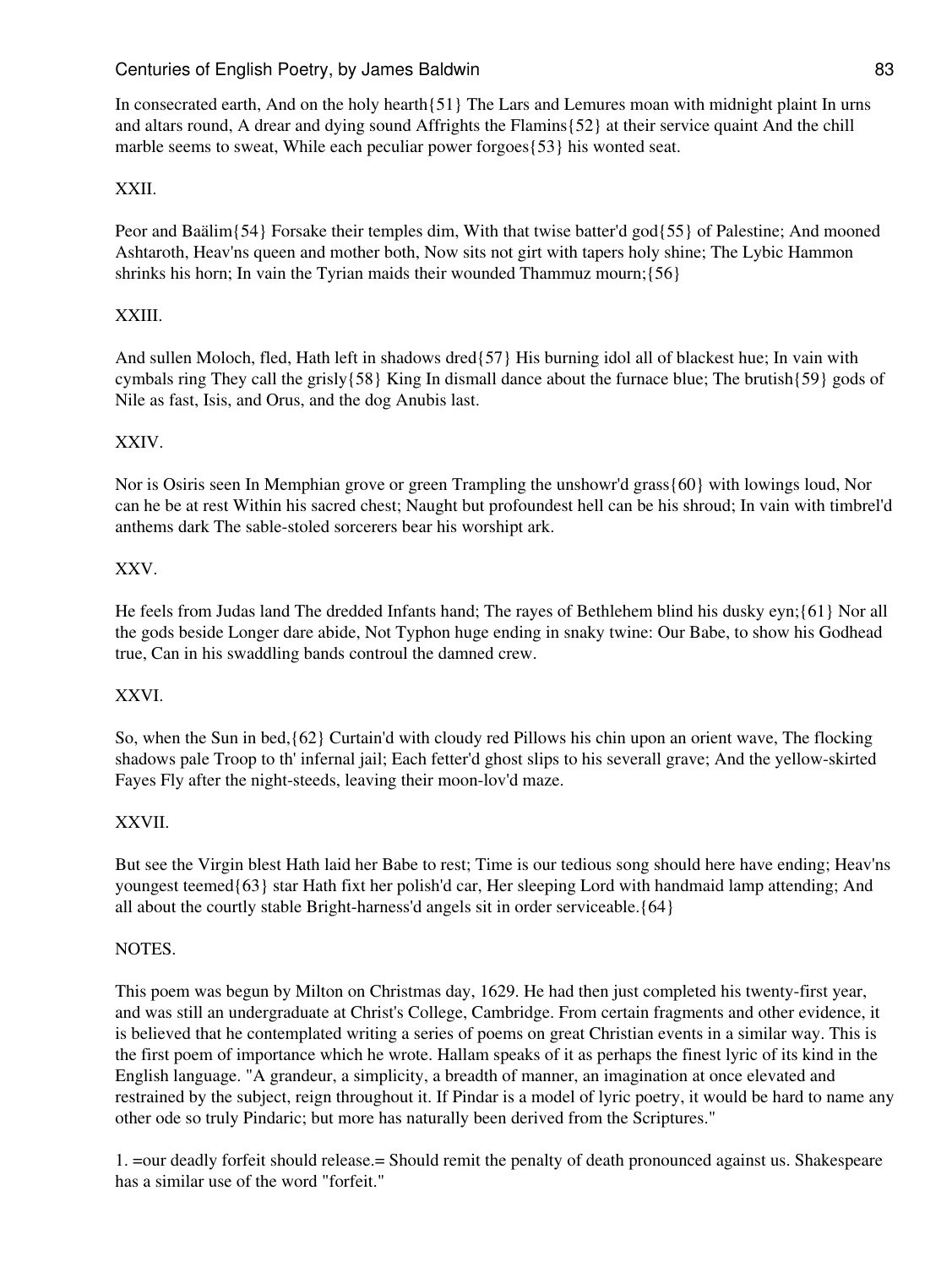In consecrated earth, And on the holy hearth{51} The Lars and Lemures moan with midnight plaint In urns and altars round, A drear and dying sound Affrights the Flamins{52} at their service quaint And the chill marble seems to sweat, While each peculiar power forgoes{53} his wonted seat.

XXII.

Peor and Baälim{54} Forsake their temples dim, With that twise batter'd god{55} of Palestine; And mooned Ashtaroth, Heav'ns queen and mother both, Now sits not girt with tapers holy shine; The Lybic Hammon shrinks his horn; In vain the Tyrian maids their wounded Thammuz mourn;{56}

XXIII.

And sullen Moloch, fled, Hath left in shadows dred{57} His burning idol all of blackest hue; In vain with cymbals ring They call the grisly{58} King In dismall dance about the furnace blue; The brutish{59} gods of Nile as fast, Isis, and Orus, and the dog Anubis last.

XXIV.

Nor is Osiris seen In Memphian grove or green Trampling the unshowr'd grass{60} with lowings loud, Nor can he be at rest Within his sacred chest; Naught but profoundest hell can be his shroud; In vain with timbrel'd anthems dark The sable-stoled sorcerers bear his worshipt ark.

XXV.

He feels from Judas land The dredded Infants hand; The rayes of Bethlehem blind his dusky eyn;{61} Nor all the gods beside Longer dare abide, Not Typhon huge ending in snaky twine: Our Babe, to show his Godhead true, Can in his swaddling bands controul the damned crew.

XXVI.

So, when the Sun in bed,{62} Curtain'd with cloudy red Pillows his chin upon an orient wave, The flocking shadows pale Troop to th' infernal jail; Each fetter'd ghost slips to his severall grave; And the yellow-skirted Fayes Fly after the night-steeds, leaving their moon-lov'd maze.

XXVII.

But see the Virgin blest Hath laid her Babe to rest; Time is our tedious song should here have ending; Heav'ns youngest teemed{63} star Hath fixt her polish'd car, Her sleeping Lord with handmaid lamp attending; And all about the courtly stable Bright-harness'd angels sit in order serviceable.{64}

NOTES.

This poem was begun by Milton on Christmas day, 1629. He had then just completed his twenty-first year, and was still an undergraduate at Christ's College, Cambridge. From certain fragments and other evidence, it is believed that he contemplated writing a series of poems on great Christian events in a similar way. This is the first poem of importance which he wrote. Hallam speaks of it as perhaps the finest lyric of its kind in the English language. "A grandeur, a simplicity, a breadth of manner, an imagination at once elevated and restrained by the subject, reign throughout it. If Pindar is a model of lyric poetry, it would be hard to name any other ode so truly Pindaric; but more has naturally been derived from the Scriptures."

1. =our deadly forfeit should release.= Should remit the penalty of death pronounced against us. Shakespeare has a similar use of the word "forfeit."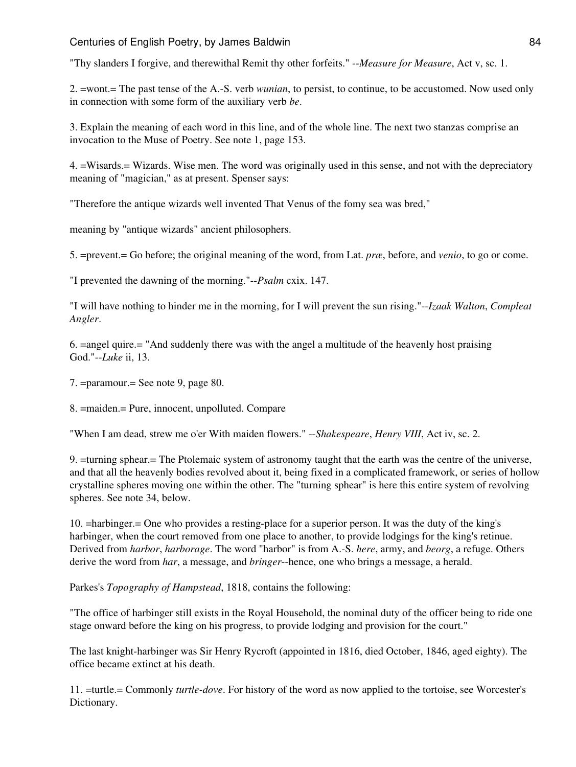"Thy slanders I forgive, and therewithal Remit thy other forfeits." --*Measure for Measure*, Act v, sc. 1.

2. =wont.= The past tense of the A.-S. verb *wunian*, to persist, to continue, to be accustomed. Now used only in connection with some form of the auxiliary verb *be*.

3. Explain the meaning of each word in this line, and of the whole line. The next two stanzas comprise an invocation to the Muse of Poetry. See note 1, page 153.

4. =Wisards.= Wizards. Wise men. The word was originally used in this sense, and not with the depreciatory meaning of "magician," as at present. Spenser says:

"Therefore the antique wizards well invented That Venus of the fomy sea was bred,"

meaning by "antique wizards" ancient philosophers.

5. =prevent.= Go before; the original meaning of the word, from Lat. *præ*, before, and *venio*, to go or come.

"I prevented the dawning of the morning."--*Psalm* cxix. 147.

"I will have nothing to hinder me in the morning, for I will prevent the sun rising."--*Izaak Walton*, *Compleat Angler*.

6. =angel quire.= "And suddenly there was with the angel a multitude of the heavenly host praising God."--*Luke* ii, 13.

7. =paramour.= See note 9, page 80.

8. =maiden.= Pure, innocent, unpolluted. Compare

"When I am dead, strew me o'er With maiden flowers." --*Shakespeare*, *Henry VIII*, Act iv, sc. 2.

9. =turning sphear.= The Ptolemaic system of astronomy taught that the earth was the centre of the universe, and that all the heavenly bodies revolved about it, being fixed in a complicated framework, or series of hollow crystalline spheres moving one within the other. The "turning sphear" is here this entire system of revolving spheres. See note 34, below.

10. =harbinger.= One who provides a resting-place for a superior person. It was the duty of the king's harbinger, when the court removed from one place to another, to provide lodgings for the king's retinue. Derived from *harbor*, *harborage*. The word "harbor" is from A.-S. *here*, army, and *beorg*, a refuge. Others derive the word from *har*, a message, and *bringer*--hence, one who brings a message, a herald.

Parkes's *Topography of Hampstead*, 1818, contains the following:

"The office of harbinger still exists in the Royal Household, the nominal duty of the officer being to ride one stage onward before the king on his progress, to provide lodging and provision for the court."

The last knight-harbinger was Sir Henry Rycroft (appointed in 1816, died October, 1846, aged eighty). The office became extinct at his death.

11. =turtle.= Commonly *turtle-dove*. For history of the word as now applied to the tortoise, see Worcester's Dictionary.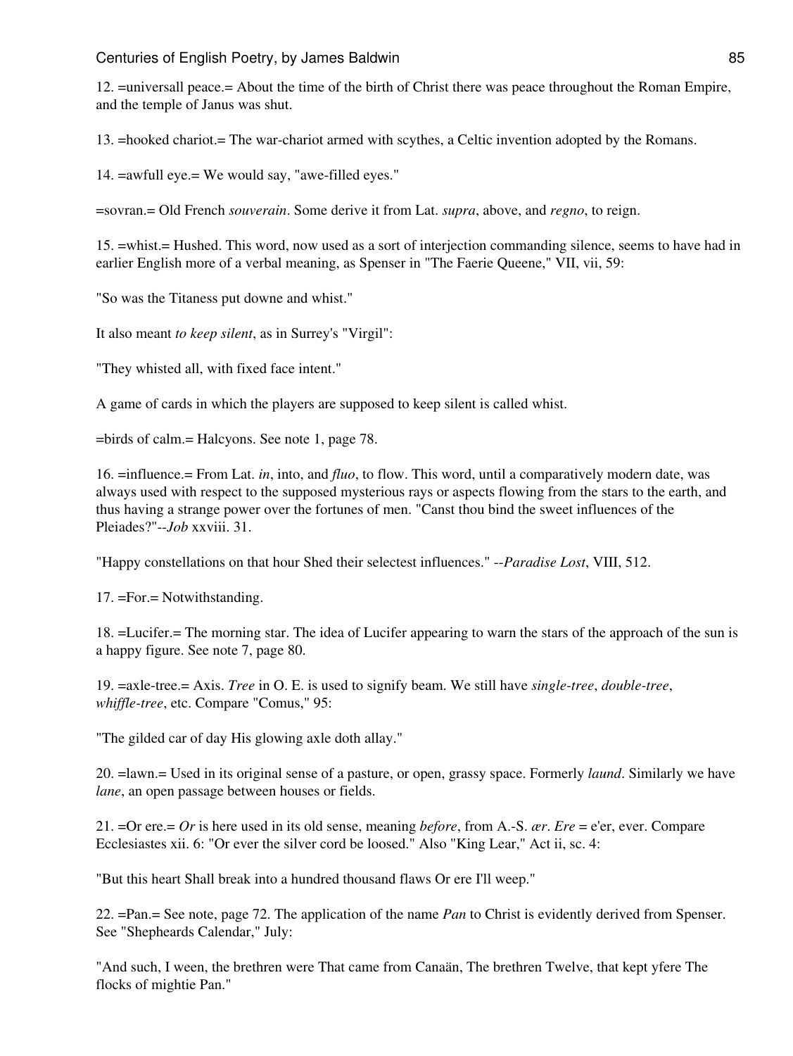12. =universall peace.= About the time of the birth of Christ there was peace throughout the Roman Empire, and the temple of Janus was shut.

13. =hooked chariot.= The war-chariot armed with scythes, a Celtic invention adopted by the Romans.

14. =awfull eye.= We would say, "awe-filled eyes."

=sovran.= Old French *souverain*. Some derive it from Lat. *supra*, above, and *regno*, to reign.

15. =whist.= Hushed. This word, now used as a sort of interjection commanding silence, seems to have had in earlier English more of a verbal meaning, as Spenser in "The Faerie Queene," VII, vii, 59:

"So was the Titaness put downe and whist."

It also meant *to keep silent*, as in Surrey's "Virgil":

"They whisted all, with fixed face intent."

A game of cards in which the players are supposed to keep silent is called whist.

=birds of calm.= Halcyons. See note 1, page 78.

16. =influence.= From Lat. *in*, into, and *fluo*, to flow. This word, until a comparatively modern date, was always used with respect to the supposed mysterious rays or aspects flowing from the stars to the earth, and thus having a strange power over the fortunes of men. "Canst thou bind the sweet influences of the Pleiades?"--*Job* xxviii. 31.

"Happy constellations on that hour Shed their selectest influences." --*Paradise Lost*, VIII, 512.

17. =For.= Notwithstanding.

18. =Lucifer.= The morning star. The idea of Lucifer appearing to warn the stars of the approach of the sun is a happy figure. See note 7, page 80.

19. =axle-tree.= Axis. *Tree* in O. E. is used to signify beam. We still have *single-tree*, *double-tree*, *whiffle-tree*, etc. Compare "Comus," 95:

"The gilded car of day His glowing axle doth allay."

20. =lawn.= Used in its original sense of a pasture, or open, grassy space. Formerly *laund*. Similarly we have *lane*, an open passage between houses or fields.

21. =Or ere.= *Or* is here used in its old sense, meaning *before*, from A.-S. *ær*. *Ere* = e'er, ever. Compare Ecclesiastes xii. 6: "Or ever the silver cord be loosed." Also "King Lear," Act ii, sc. 4:

"But this heart Shall break into a hundred thousand flaws Or ere I'll weep."

22. =Pan.= See note, page 72. The application of the name *Pan* to Christ is evidently derived from Spenser. See "Shepheards Calendar," July:

"And such, I ween, the brethren were That came from Canaän, The brethren Twelve, that kept yfere The flocks of mightie Pan."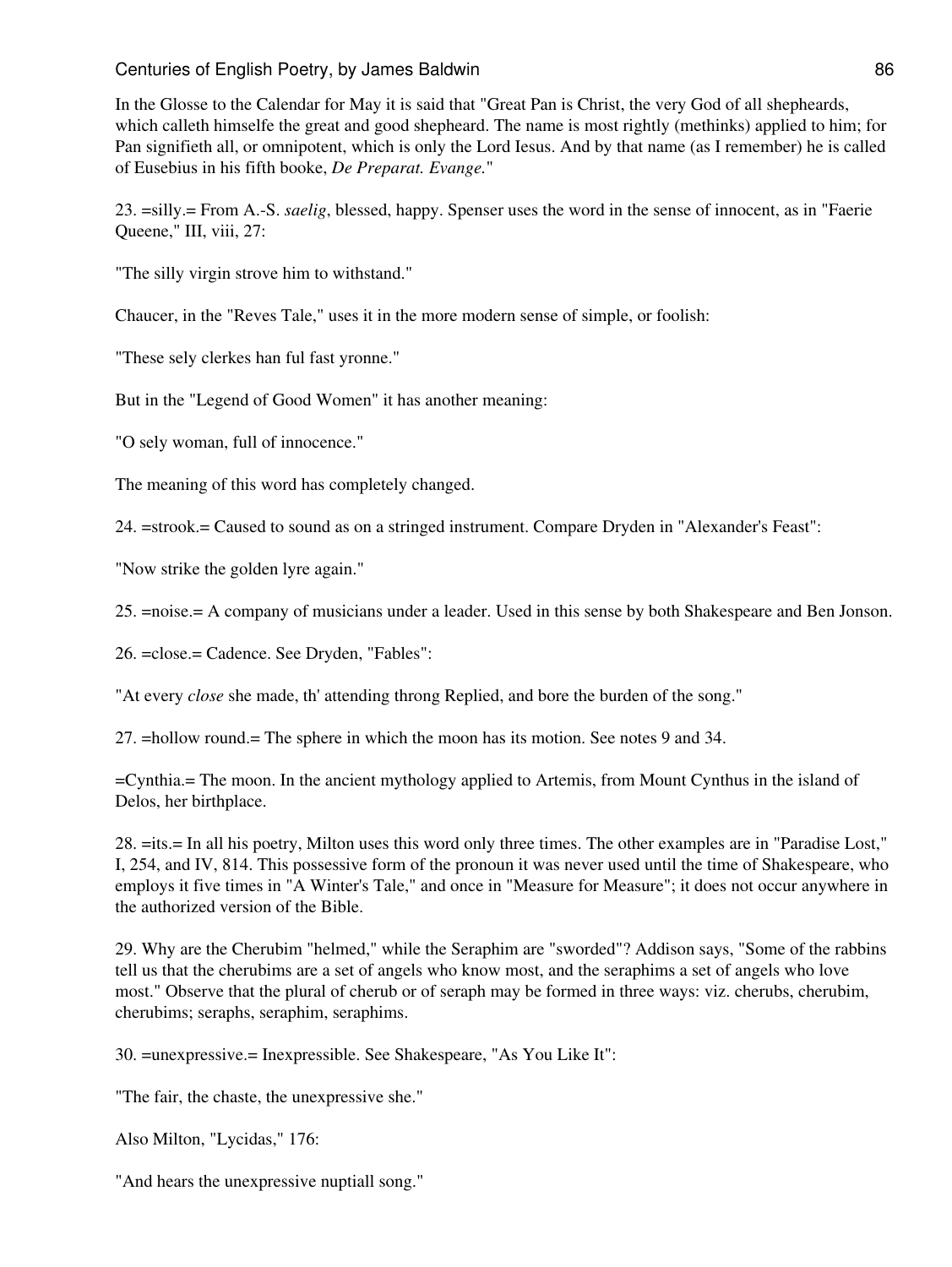In the Glosse to the Calendar for May it is said that "Great Pan is Christ, the very God of all shepheards, which calleth himselfe the great and good shepheard. The name is most rightly (methinks) applied to him; for Pan signifieth all, or omnipotent, which is only the Lord Iesus. And by that name (as I remember) he is called of Eusebius in his fifth booke, *De Preparat. Evange.*"

23. =silly.= From A.-S. *saelig*, blessed, happy. Spenser uses the word in the sense of innocent, as in "Faerie Queene," III, viii, 27:

"The silly virgin strove him to withstand."

Chaucer, in the "Reves Tale," uses it in the more modern sense of simple, or foolish:

"These sely clerkes han ful fast yronne."

But in the "Legend of Good Women" it has another meaning:

"O sely woman, full of innocence."

The meaning of this word has completely changed.

24. =strook.= Caused to sound as on a stringed instrument. Compare Dryden in "Alexander's Feast":

"Now strike the golden lyre again."

25. =noise.= A company of musicians under a leader. Used in this sense by both Shakespeare and Ben Jonson.

26. =close.= Cadence. See Dryden, "Fables":

"At every *close* she made, th' attending throng Replied, and bore the burden of the song."

27. =hollow round.= The sphere in which the moon has its motion. See notes 9 and 34.

=Cynthia.= The moon. In the ancient mythology applied to Artemis, from Mount Cynthus in the island of Delos, her birthplace.

28. =its.= In all his poetry, Milton uses this word only three times. The other examples are in "Paradise Lost," I, 254, and IV, 814. This possessive form of the pronoun it was never used until the time of Shakespeare, who employs it five times in "A Winter's Tale," and once in "Measure for Measure"; it does not occur anywhere in the authorized version of the Bible.

29. Why are the Cherubim "helmed," while the Seraphim are "sworded"? Addison says, "Some of the rabbins tell us that the cherubims are a set of angels who know most, and the seraphims a set of angels who love most." Observe that the plural of cherub or of seraph may be formed in three ways: viz. cherubs, cherubim, cherubims; seraphs, seraphim, seraphims.

30. =unexpressive.= Inexpressible. See Shakespeare, "As You Like It":

"The fair, the chaste, the unexpressive she."

Also Milton, "Lycidas," 176:

"And hears the unexpressive nuptiall song."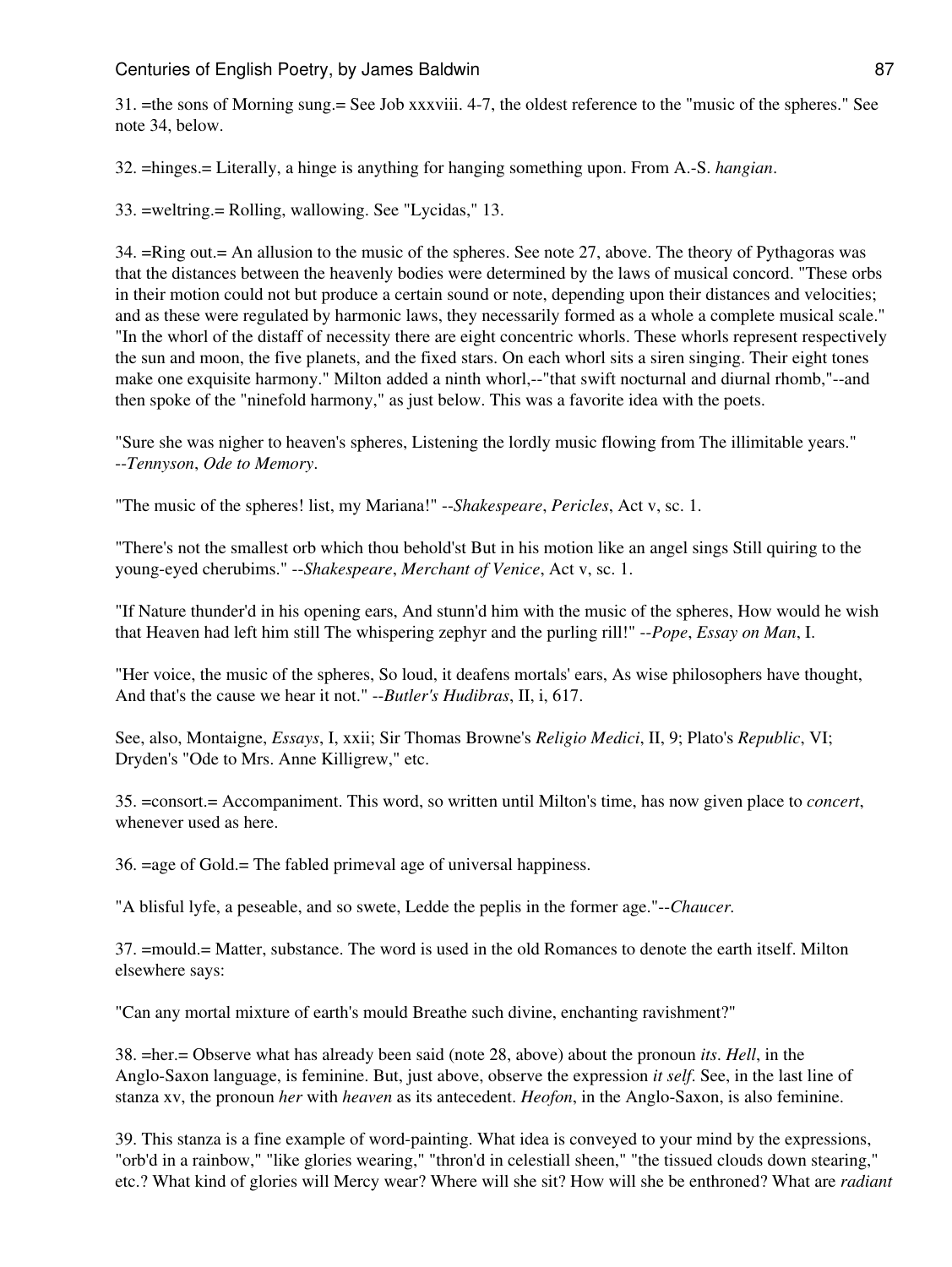31. =the sons of Morning sung.= See Job xxxviii. 4-7, the oldest reference to the "music of the spheres." See note 34, below.

32. =hinges.= Literally, a hinge is anything for hanging something upon. From A.-S. *hangian*.

33. =weltring.= Rolling, wallowing. See "Lycidas," 13.

34. =Ring out.= An allusion to the music of the spheres. See note 27, above. The theory of Pythagoras was that the distances between the heavenly bodies were determined by the laws of musical concord. "These orbs in their motion could not but produce a certain sound or note, depending upon their distances and velocities; and as these were regulated by harmonic laws, they necessarily formed as a whole a complete musical scale." "In the whorl of the distaff of necessity there are eight concentric whorls. These whorls represent respectively the sun and moon, the five planets, and the fixed stars. On each whorl sits a siren singing. Their eight tones make one exquisite harmony." Milton added a ninth whorl,--"that swift nocturnal and diurnal rhomb,"--and then spoke of the "ninefold harmony," as just below. This was a favorite idea with the poets.

"Sure she was nigher to heaven's spheres, Listening the lordly music flowing from The illimitable years." --*Tennyson*, *Ode to Memory*.

"The music of the spheres! list, my Mariana!" --*Shakespeare*, *Pericles*, Act v, sc. 1.

"There's not the smallest orb which thou behold'st But in his motion like an angel sings Still quiring to the young-eyed cherubims." --*Shakespeare*, *Merchant of Venice*, Act v, sc. 1.

"If Nature thunder'd in his opening ears, And stunn'd him with the music of the spheres, How would he wish that Heaven had left him still The whispering zephyr and the purling rill!" --*Pope*, *Essay on Man*, I.

"Her voice, the music of the spheres, So loud, it deafens mortals' ears, As wise philosophers have thought, And that's the cause we hear it not." --*Butler's Hudibras*, II, i, 617.

See, also, Montaigne, *Essays*, I, xxii; Sir Thomas Browne's *Religio Medici*, II, 9; Plato's *Republic*, VI; Dryden's "Ode to Mrs. Anne Killigrew," etc.

35. =consort.= Accompaniment. This word, so written until Milton's time, has now given place to *concert*, whenever used as here.

36. =age of Gold.= The fabled primeval age of universal happiness.

"A blisful lyfe, a peseable, and so swete, Ledde the peplis in the former age."--*Chaucer.*

37. =mould.= Matter, substance. The word is used in the old Romances to denote the earth itself. Milton elsewhere says:

"Can any mortal mixture of earth's mould Breathe such divine, enchanting ravishment?"

38. =her.= Observe what has already been said (note 28, above) about the pronoun *its*. *Hell*, in the Anglo-Saxon language, is feminine. But, just above, observe the expression *it self*. See, in the last line of stanza xv, the pronoun *her* with *heaven* as its antecedent. *Heofon*, in the Anglo-Saxon, is also feminine.

39. This stanza is a fine example of word-painting. What idea is conveyed to your mind by the expressions, "orb'd in a rainbow," "like glories wearing," "thron'd in celestiall sheen," "the tissued clouds down stearing," etc.? What kind of glories will Mercy wear? Where will she sit? How will she be enthroned? What are *radiant*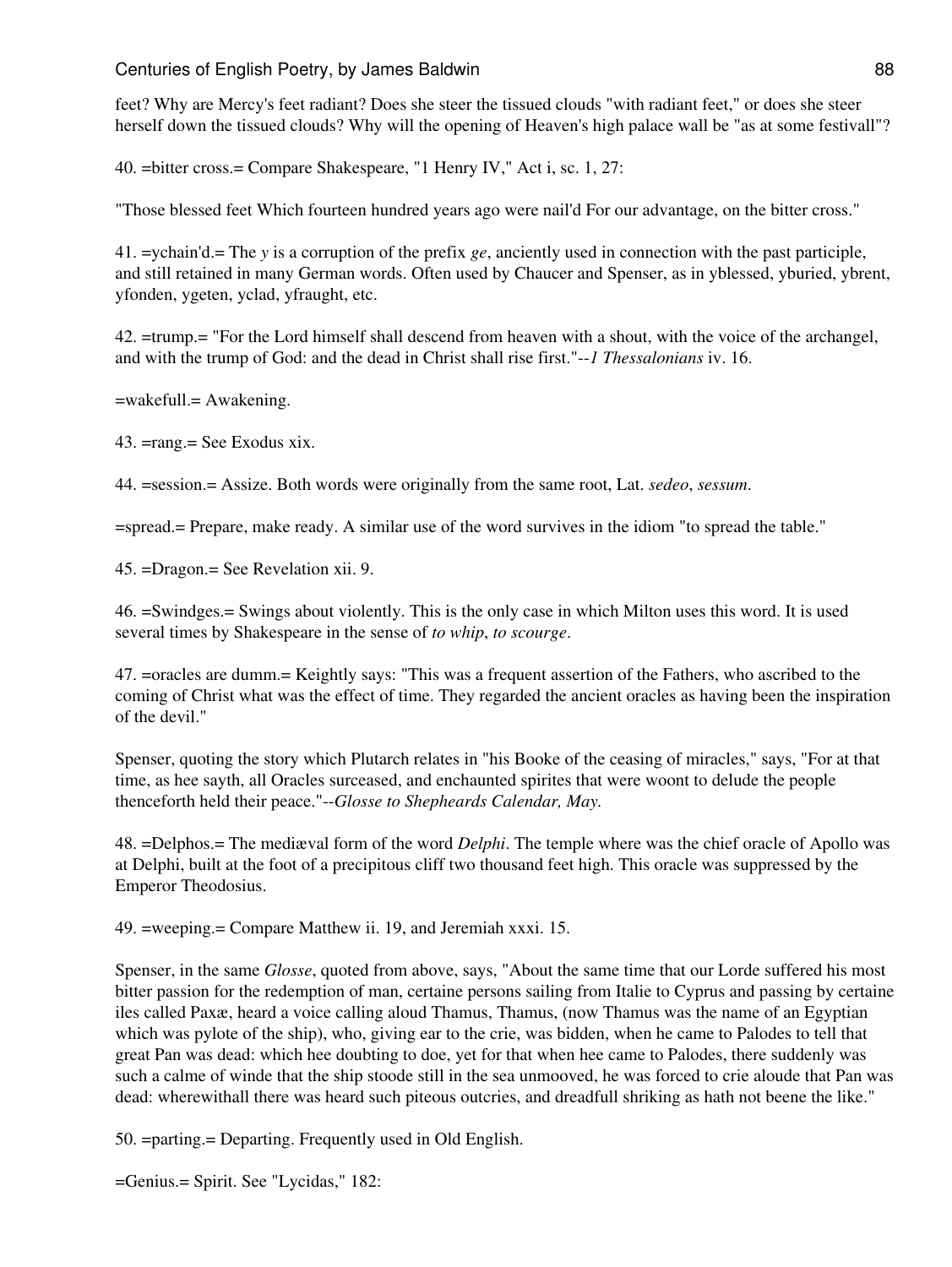feet? Why are Mercy's feet radiant? Does she steer the tissued clouds "with radiant feet," or does she steer herself down the tissued clouds? Why will the opening of Heaven's high palace wall be "as at some festivall"?

40. =bitter cross.= Compare Shakespeare, "1 Henry IV," Act i, sc. 1, 27:

"Those blessed feet Which fourteen hundred years ago were nail'd For our advantage, on the bitter cross."

41. =ychain'd.= The *y* is a corruption of the prefix *ge*, anciently used in connection with the past participle, and still retained in many German words. Often used by Chaucer and Spenser, as in yblessed, yburied, ybrent, yfonden, ygeten, yclad, yfraught, etc.

42. =trump.= "For the Lord himself shall descend from heaven with a shout, with the voice of the archangel, and with the trump of God: and the dead in Christ shall rise first."--*1 Thessalonians* iv. 16.

=wakefull.= Awakening.

43. =rang.= See Exodus xix.

44. =session.= Assize. Both words were originally from the same root, Lat. *sedeo*, *sessum*.

=spread.= Prepare, make ready. A similar use of the word survives in the idiom "to spread the table."

45. =Dragon.= See Revelation xii. 9.

46. =Swindges.= Swings about violently. This is the only case in which Milton uses this word. It is used several times by Shakespeare in the sense of *to whip*, *to scourge*.

47. =oracles are dumm.= Keightly says: "This was a frequent assertion of the Fathers, who ascribed to the coming of Christ what was the effect of time. They regarded the ancient oracles as having been the inspiration of the devil."

Spenser, quoting the story which Plutarch relates in "his Booke of the ceasing of miracles," says, "For at that time, as hee sayth, all Oracles surceased, and enchaunted spirites that were woont to delude the people thenceforth held their peace."--*Glosse to Shepheards Calendar, May.*

48. =Delphos.= The mediæval form of the word *Delphi*. The temple where was the chief oracle of Apollo was at Delphi, built at the foot of a precipitous cliff two thousand feet high. This oracle was suppressed by the Emperor Theodosius.

49. =weeping.= Compare Matthew ii. 19, and Jeremiah xxxi. 15.

Spenser, in the same *Glosse*, quoted from above, says, "About the same time that our Lorde suffered his most bitter passion for the redemption of man, certaine persons sailing from Italie to Cyprus and passing by certaine iles called Paxæ, heard a voice calling aloud Thamus, Thamus, (now Thamus was the name of an Egyptian which was pylote of the ship), who, giving ear to the crie, was bidden, when he came to Palodes to tell that great Pan was dead: which hee doubting to doe, yet for that when hee came to Palodes, there suddenly was such a calme of winde that the ship stoode still in the sea unmooved, he was forced to crie aloude that Pan was dead: wherewithall there was heard such piteous outcries, and dreadfull shriking as hath not beene the like."

50. =parting.= Departing. Frequently used in Old English.

=Genius.= Spirit. See "Lycidas," 182: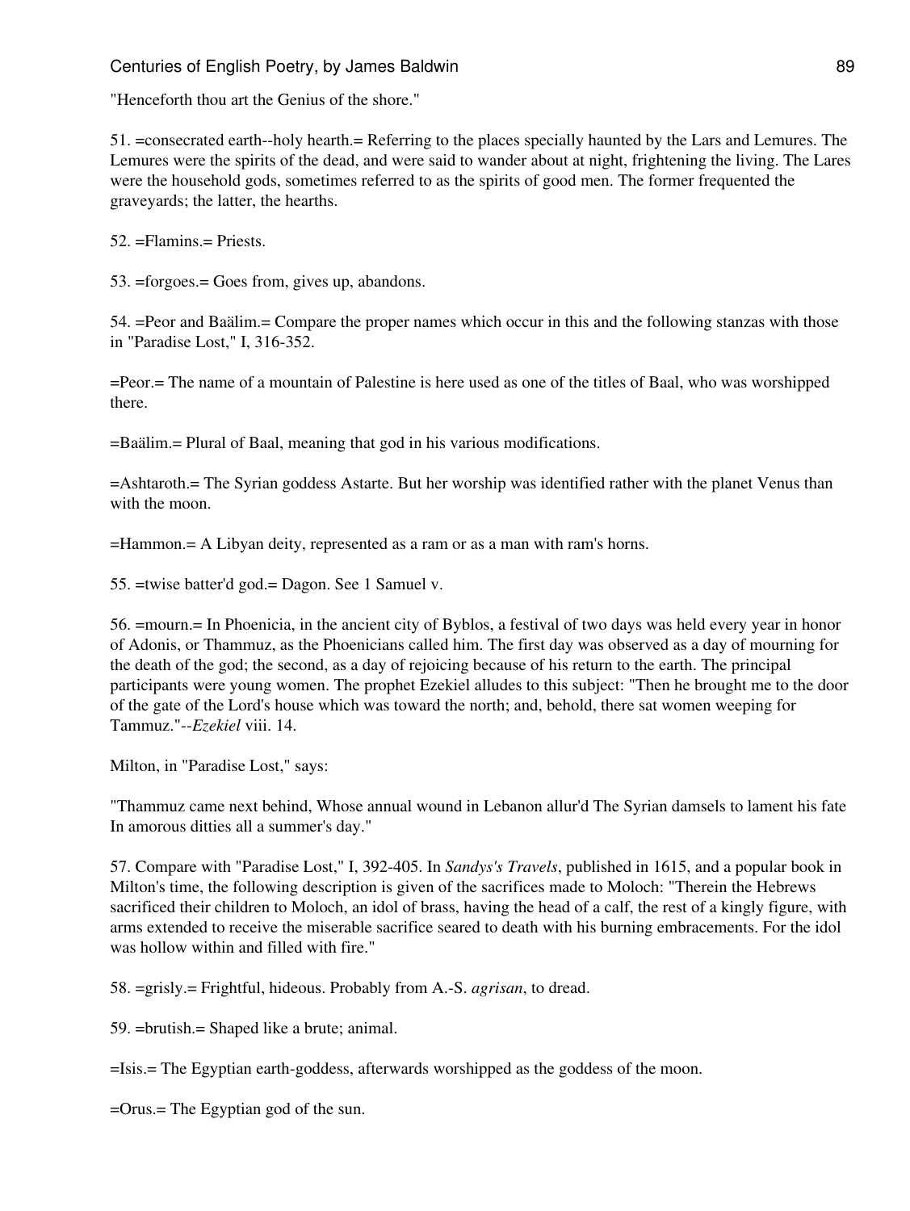"Henceforth thou art the Genius of the shore."

51. =consecrated earth--holy hearth.= Referring to the places specially haunted by the Lars and Lemures. The Lemures were the spirits of the dead, and were said to wander about at night, frightening the living. The Lares were the household gods, sometimes referred to as the spirits of good men. The former frequented the graveyards; the latter, the hearths.

52. =Flamins.= Priests.

53. =forgoes.= Goes from, gives up, abandons.

54. =Peor and Baälim.= Compare the proper names which occur in this and the following stanzas with those in "Paradise Lost," I, 316-352.

=Peor.= The name of a mountain of Palestine is here used as one of the titles of Baal, who was worshipped there.

=Baälim.= Plural of Baal, meaning that god in his various modifications.

=Ashtaroth.= The Syrian goddess Astarte. But her worship was identified rather with the planet Venus than with the moon.

=Hammon.= A Libyan deity, represented as a ram or as a man with ram's horns.

55. =twise batter'd god.= Dagon. See 1 Samuel v.

56. =mourn.= In Phoenicia, in the ancient city of Byblos, a festival of two days was held every year in honor of Adonis, or Thammuz, as the Phoenicians called him. The first day was observed as a day of mourning for the death of the god; the second, as a day of rejoicing because of his return to the earth. The principal participants were young women. The prophet Ezekiel alludes to this subject: "Then he brought me to the door of the gate of the Lord's house which was toward the north; and, behold, there sat women weeping for Tammuz."--*Ezekiel* viii. 14.

Milton, in "Paradise Lost," says:

"Thammuz came next behind, Whose annual wound in Lebanon allur'd The Syrian damsels to lament his fate In amorous ditties all a summer's day."

57. Compare with "Paradise Lost," I, 392-405. In *Sandys's Travels*, published in 1615, and a popular book in Milton's time, the following description is given of the sacrifices made to Moloch: "Therein the Hebrews sacrificed their children to Moloch, an idol of brass, having the head of a calf, the rest of a kingly figure, with arms extended to receive the miserable sacrifice seared to death with his burning embracements. For the idol was hollow within and filled with fire."

58. =grisly.= Frightful, hideous. Probably from A.-S. *agrisan*, to dread.

59. =brutish.= Shaped like a brute; animal.

=Isis.= The Egyptian earth-goddess, afterwards worshipped as the goddess of the moon.

=Orus.= The Egyptian god of the sun.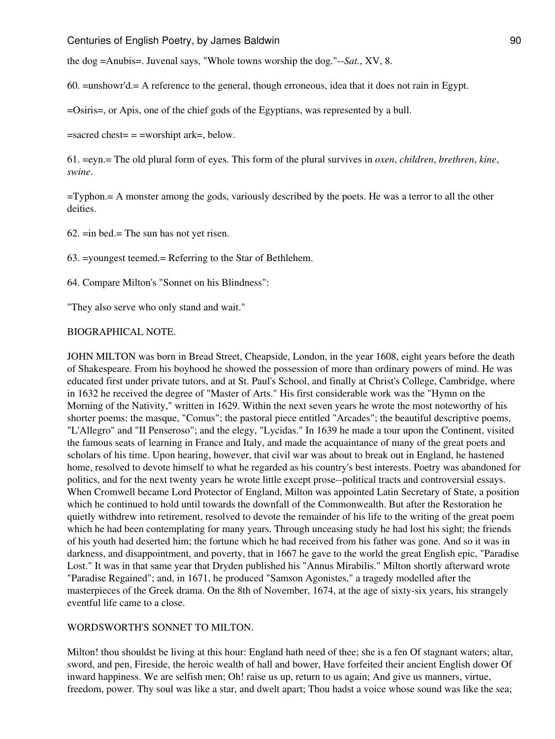the dog =Anubis=. Juvenal says, "Whole towns worship the dog."--*Sat.*, XV, 8.

60. =unshowr'd.= A reference to the general, though erroneous, idea that it does not rain in Egypt.

=Osiris=, or Apis, one of the chief gods of the Egyptians, was represented by a bull.

=sacred chest= = =worshipt ark=, below.

61. =eyn.= The old plural form of eyes. This form of the plural survives in *oxen*, *children*, *brethren*, *kine*, *swine*.

=Typhon.= A monster among the gods, variously described by the poets. He was a terror to all the other deities.

62. =in bed.= The sun has not yet risen.

63. =youngest teemed.= Referring to the Star of Bethlehem.

64. Compare Milton's "Sonnet on his Blindness":

"They also serve who only stand and wait."

BIOGRAPHICAL NOTE.

JOHN MILTON was born in Bread Street, Cheapside, London, in the year 1608, eight years before the death of Shakespeare. From his boyhood he showed the possession of more than ordinary powers of mind. He was educated first under private tutors, and at St. Paul's School, and finally at Christ's College, Cambridge, where in 1632 he received the degree of "Master of Arts." His first considerable work was the "Hymn on the Morning of the Nativity," written in 1629. Within the next seven years he wrote the most noteworthy of his shorter poems: the masque, "Comus"; the pastoral piece entitled "Arcades"; the beautiful descriptive poems, "L'Allegro" and "Il Penseroso"; and the elegy, "Lycidas." In 1639 he made a tour upon the Continent, visited the famous seats of learning in France and Italy, and made the acquaintance of many of the great poets and scholars of his time. Upon hearing, however, that civil war was about to break out in England, he hastened home, resolved to devote himself to what he regarded as his country's best interests. Poetry was abandoned for politics, and for the next twenty years he wrote little except prose--political tracts and controversial essays. When Cromwell became Lord Protector of England, Milton was appointed Latin Secretary of State, a position which he continued to hold until towards the downfall of the Commonwealth. But after the Restoration he quietly withdrew into retirement, resolved to devote the remainder of his life to the writing of the great poem which he had been contemplating for many years. Through unceasing study he had lost his sight; the friends of his youth had deserted him; the fortune which he had received from his father was gone. And so it was in darkness, and disappointment, and poverty, that in 1667 he gave to the world the great English epic, "Paradise Lost." It was in that same year that Dryden published his "Annus Mirabilis." Milton shortly afterward wrote "Paradise Regained"; and, in 1671, he produced "Samson Agonistes," a tragedy modelled after the masterpieces of the Greek drama. On the 8th of November, 1674, at the age of sixty-six years, his strangely eventful life came to a close.

WORDSWORTH'S SONNET TO MILTON.

Milton! thou shouldst be living at this hour: England hath need of thee; she is a fen Of stagnant waters; altar, sword, and pen, Fireside, the heroic wealth of hall and bower, Have forfeited their ancient English dower Of inward happiness. We are selfish men; Oh! raise us up, return to us again; And give us manners, virtue, freedom, power. Thy soul was like a star, and dwelt apart; Thou hadst a voice whose sound was like the sea;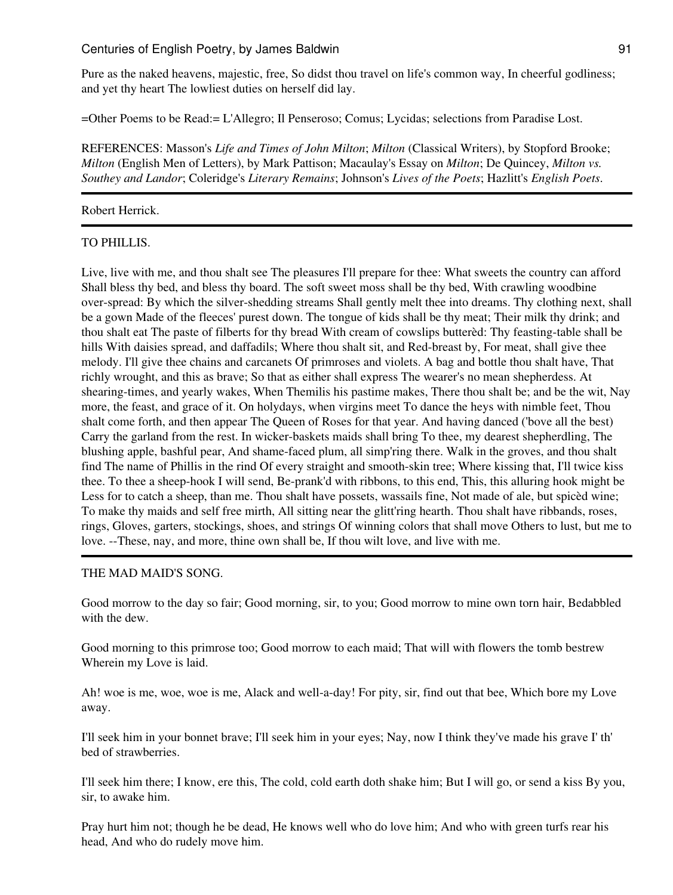Pure as the naked heavens, majestic, free, So didst thou travel on life's common way, In cheerful godliness; and yet thy heart The lowliest duties on herself did lay.

=Other Poems to be Read:= L'Allegro; Il Penseroso; Comus; Lycidas; selections from Paradise Lost.

REFERENCES: Masson's *Life and Times of John Milton*; *Milton* (Classical Writers), by Stopford Brooke; *Milton* (English Men of Letters), by Mark Pattison; Macaulay's Essay on *Milton*; De Quincey, *Milton vs. Southey and Landor*; Coleridge's *Literary Remains*; Johnson's *Lives of the Poets*; Hazlitt's *English Poets*.

---

## Robert Herrick.

---

### TO PHILLIS.

Live, live with me, and thou shalt see The pleasures I'll prepare for thee: What sweets the country can afford Shall bless thy bed, and bless thy board. The soft sweet moss shall be thy bed, With crawling woodbine over-spread: By which the silver-shedding streams Shall gently melt thee into dreams. Thy clothing next, shall be a gown Made of the fleeces' purest down. The tongue of kids shall be thy meat; Their milk thy drink; and thou shalt eat The paste of filberts for thy bread With cream of cowslips butterèd: Thy feasting-table shall be hills With daisies spread, and daffadils; Where thou shalt sit, and Red-breast by, For meat, shall give thee melody. I'll give thee chains and carcanets Of primroses and violets. A bag and bottle thou shalt have, That richly wrought, and this as brave; So that as either shall express The wearer's no mean shepherdess. At shearing-times, and yearly wakes, When Themilis his pastime makes, There thou shalt be; and be the wit, Nay more, the feast, and grace of it. On holydays, when virgins meet To dance the heys with nimble feet, Thou shalt come forth, and then appear The Queen of Roses for that year. And having danced ('bove all the best) Carry the garland from the rest. In wicker-baskets maids shall bring To thee, my dearest shepherdling, The blushing apple, bashful pear, And shame-faced plum, all simp'ring there. Walk in the groves, and thou shalt find The name of Phillis in the rind Of every straight and smooth-skin tree; Where kissing that, I'll twice kiss thee. To thee a sheep-hook I will send, Be-prank'd with ribbons, to this end, This, this alluring hook might be Less for to catch a sheep, than me. Thou shalt have possets, wassails fine, Not made of ale, but spicèd wine; To make thy maids and self free mirth, All sitting near the glitt'ring hearth. Thou shalt have ribbands, roses, rings, Gloves, garters, stockings, shoes, and strings Of winning colors that shall move Others to lust, but me to love. --These, nay, and more, thine own shall be, If thou wilt love, and live with me.

---

### THE MAD MAID'S SONG.

Good morrow to the day so fair; Good morning, sir, to you; Good morrow to mine own torn hair, Bedabbled with the dew.

Good morning to this primrose too; Good morrow to each maid; That will with flowers the tomb bestrew Wherein my Love is laid.

Ah! woe is me, woe, woe is me, Alack and well-a-day! For pity, sir, find out that bee, Which bore my Love away.

I'll seek him in your bonnet brave; I'll seek him in your eyes; Nay, now I think they've made his grave I' th' bed of strawberries.

I'll seek him there; I know, ere this, The cold, cold earth doth shake him; But I will go, or send a kiss By you, sir, to awake him.

Pray hurt him not; though he be dead, He knows well who do love him; And who with green turfs rear his head, And who do rudely move him.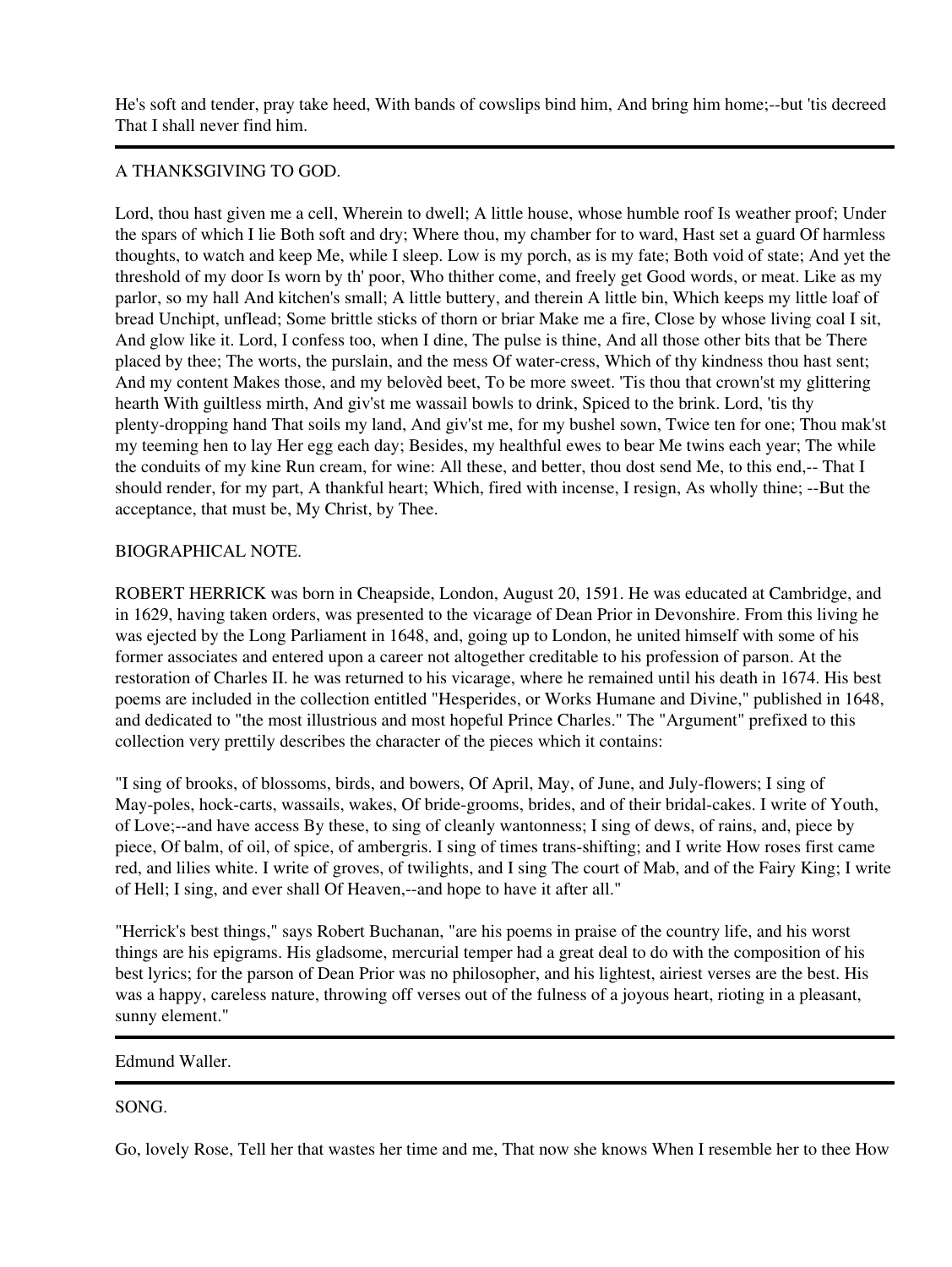He's soft and tender, pray take heed, With bands of cowslips bind him, And bring him home;--but 'tis decreed That I shall never find him.

---

A THANKSGIVING TO GOD.

Lord, thou hast given me a cell, Wherein to dwell; A little house, whose humble roof Is weather proof; Under the spars of which I lie Both soft and dry; Where thou, my chamber for to ward, Hast set a guard Of harmless thoughts, to watch and keep Me, while I sleep. Low is my porch, as is my fate; Both void of state; And yet the threshold of my door Is worn by th' poor, Who thither come, and freely get Good words, or meat. Like as my parlor, so my hall And kitchen's small; A little buttery, and therein A little bin, Which keeps my little loaf of bread Unchipt, unflead; Some brittle sticks of thorn or briar Make me a fire, Close by whose living coal I sit, And glow like it. Lord, I confess too, when I dine, The pulse is thine, And all those other bits that be There placed by thee; The worts, the purslain, and the mess Of water-cress, Which of thy kindness thou hast sent; And my content Makes those, and my belovèd beet, To be more sweet. 'Tis thou that crown'st my glittering hearth With guiltless mirth, And giv'st me wassail bowls to drink, Spiced to the brink. Lord, 'tis thy plenty-dropping hand That soils my land, And giv'st me, for my bushel sown, Twice ten for one; Thou mak'st my teeming hen to lay Her egg each day; Besides, my healthful ewes to bear Me twins each year; The while the conduits of my kine Run cream, for wine: All these, and better, thou dost send Me, to this end,-- That I should render, for my part, A thankful heart; Which, fired with incense, I resign, As wholly thine; --But the acceptance, that must be, My Christ, by Thee.

BIOGRAPHICAL NOTE.

ROBERT HERRICK was born in Cheapside, London, August 20, 1591. He was educated at Cambridge, and in 1629, having taken orders, was presented to the vicarage of Dean Prior in Devonshire. From this living he was ejected by the Long Parliament in 1648, and, going up to London, he united himself with some of his former associates and entered upon a career not altogether creditable to his profession of parson. At the restoration of Charles II. he was returned to his vicarage, where he remained until his death in 1674. His best poems are included in the collection entitled "Hesperides, or Works Humane and Divine," published in 1648, and dedicated to "the most illustrious and most hopeful Prince Charles." The "Argument" prefixed to this collection very prettily describes the character of the pieces which it contains:

"I sing of brooks, of blossoms, birds, and bowers, Of April, May, of June, and July-flowers; I sing of May-poles, hock-carts, wassails, wakes, Of bride-grooms, brides, and of their bridal-cakes. I write of Youth, of Love;--and have access By these, to sing of cleanly wantonness; I sing of dews, of rains, and, piece by piece, Of balm, of oil, of spice, of ambergris. I sing of times trans-shifting; and I write How roses first came red, and lilies white. I write of groves, of twilights, and I sing The court of Mab, and of the Fairy King; I write of Hell; I sing, and ever shall Of Heaven,--and hope to have it after all."

"Herrick's best things," says Robert Buchanan, "are his poems in praise of the country life, and his worst things are his epigrams. His gladsome, mercurial temper had a great deal to do with the composition of his best lyrics; for the parson of Dean Prior was no philosopher, and his lightest, airiest verses are the best. His was a happy, careless nature, throwing off verses out of the fulness of a joyous heart, rioting in a pleasant, sunny element."

---

Edmund Waller.

---

SONG.

Go, lovely Rose, Tell her that wastes her time and me, That now she knows When I resemble her to thee How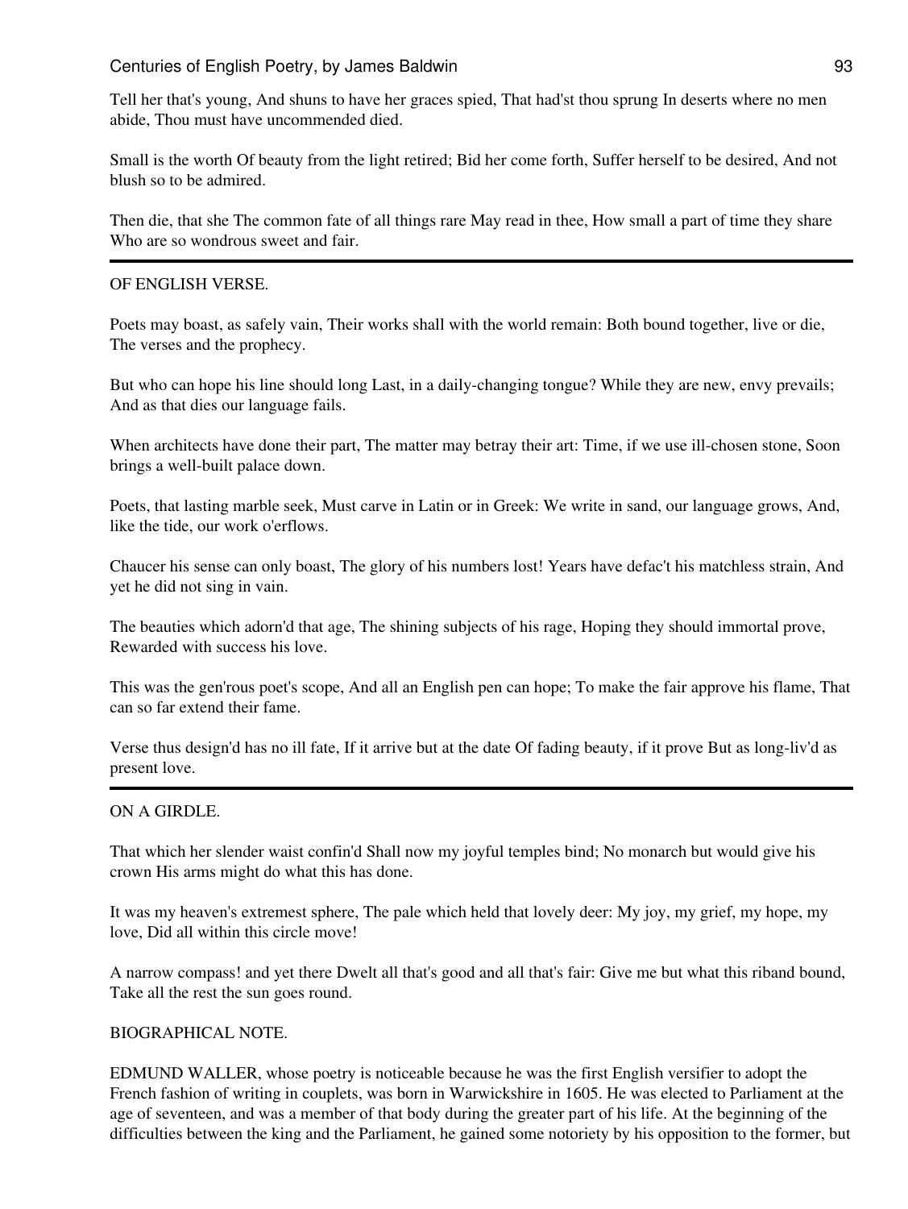Tell her that's young, And shuns to have her graces spied, That had'st thou sprung In deserts where no men abide, Thou must have uncommended died.

Small is the worth Of beauty from the light retired; Bid her come forth, Suffer herself to be desired, And not blush so to be admired.

Then die, that she The common fate of all things rare May read in thee, How small a part of time they share Who are so wondrous sweet and fair.

---

OF ENGLISH VERSE.

Poets may boast, as safely vain, Their works shall with the world remain: Both bound together, live or die, The verses and the prophecy.

But who can hope his line should long Last, in a daily-changing tongue? While they are new, envy prevails; And as that dies our language fails.

When architects have done their part, The matter may betray their art: Time, if we use ill-chosen stone, Soon brings a well-built palace down.

Poets, that lasting marble seek, Must carve in Latin or in Greek: We write in sand, our language grows, And, like the tide, our work o'erflows.

Chaucer his sense can only boast, The glory of his numbers lost! Years have defac't his matchless strain, And yet he did not sing in vain.

The beauties which adorn'd that age, The shining subjects of his rage, Hoping they should immortal prove, Rewarded with success his love.

This was the gen'rous poet's scope, And all an English pen can hope; To make the fair approve his flame, That can so far extend their fame.

Verse thus design'd has no ill fate, If it arrive but at the date Of fading beauty, if it prove But as long-liv'd as present love.

---

ON A GIRDLE.

That which her slender waist confin'd Shall now my joyful temples bind; No monarch but would give his crown His arms might do what this has done.

It was my heaven's extremest sphere, The pale which held that lovely deer: My joy, my grief, my hope, my love, Did all within this circle move!

A narrow compass! and yet there Dwelt all that's good and all that's fair: Give me but what this riband bound, Take all the rest the sun goes round.

BIOGRAPHICAL NOTE.

EDMUND WALLER, whose poetry is noticeable because he was the first English versifier to adopt the French fashion of writing in couplets, was born in Warwickshire in 1605. He was elected to Parliament at the age of seventeen, and was a member of that body during the greater part of his life. At the beginning of the difficulties between the king and the Parliament, he gained some notoriety by his opposition to the former, but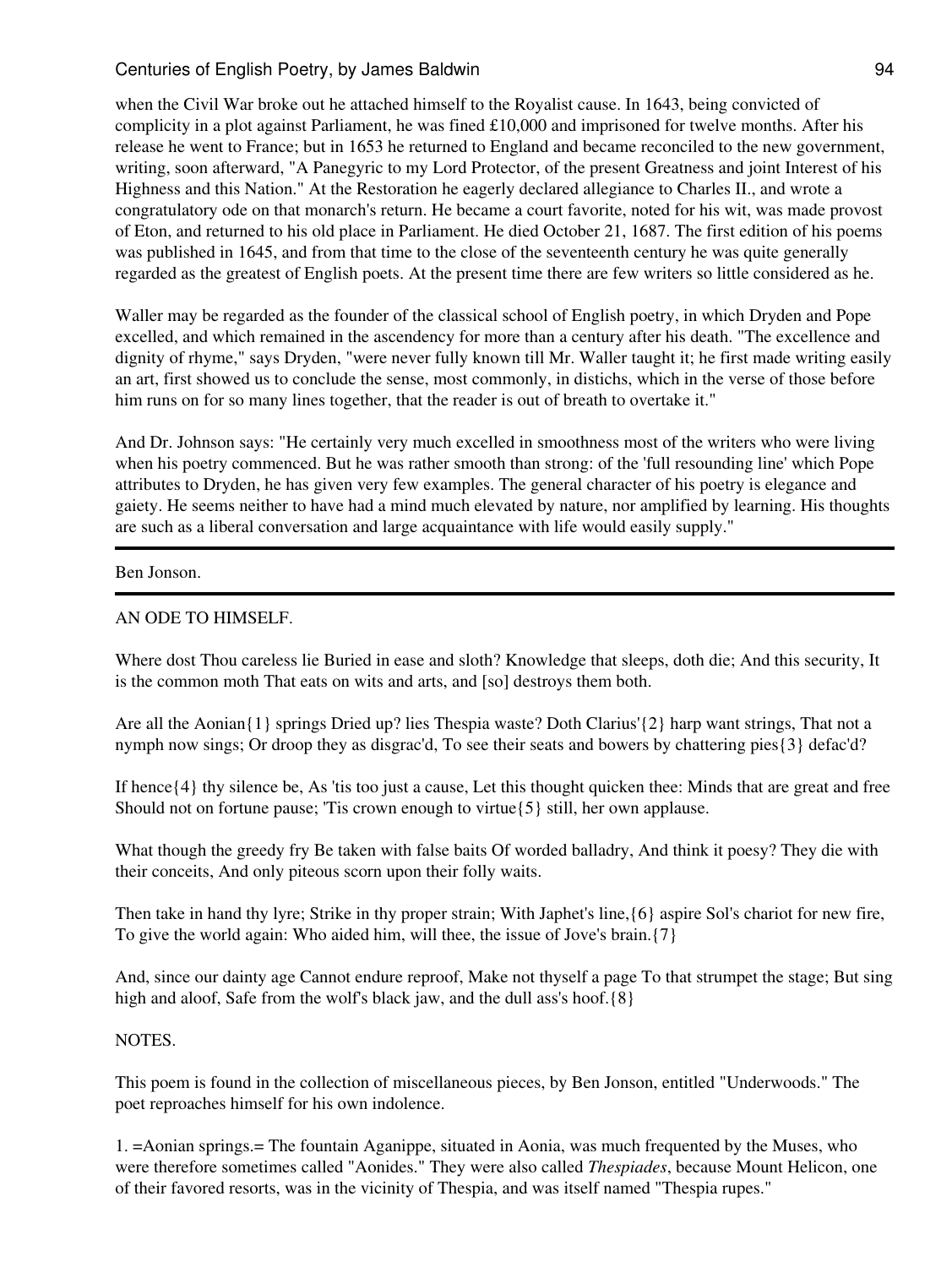when the Civil War broke out he attached himself to the Royalist cause. In 1643, being convicted of complicity in a plot against Parliament, he was fined £10,000 and imprisoned for twelve months. After his release he went to France; but in 1653 he returned to England and became reconciled to the new government, writing, soon afterward, "A Panegyric to my Lord Protector, of the present Greatness and joint Interest of his Highness and this Nation." At the Restoration he eagerly declared allegiance to Charles II., and wrote a congratulatory ode on that monarch's return. He became a court favorite, noted for his wit, was made provost of Eton, and returned to his old place in Parliament. He died October 21, 1687. The first edition of his poems was published in 1645, and from that time to the close of the seventeenth century he was quite generally regarded as the greatest of English poets. At the present time there are few writers so little considered as he.

Waller may be regarded as the founder of the classical school of English poetry, in which Dryden and Pope excelled, and which remained in the ascendency for more than a century after his death. "The excellence and dignity of rhyme," says Dryden, "were never fully known till Mr. Waller taught it; he first made writing easily an art, first showed us to conclude the sense, most commonly, in distichs, which in the verse of those before him runs on for so many lines together, that the reader is out of breath to overtake it."

And Dr. Johnson says: "He certainly very much excelled in smoothness most of the writers who were living when his poetry commenced. But he was rather smooth than strong: of the 'full resounding line' which Pope attributes to Dryden, he has given very few examples. The general character of his poetry is elegance and gaiety. He seems neither to have had a mind much elevated by nature, nor amplified by learning. His thoughts are such as a liberal conversation and large acquaintance with life would easily supply."

---

Ben Jonson.

---

AN ODE TO HIMSELF.

Where dost Thou careless lie Buried in ease and sloth? Knowledge that sleeps, doth die; And this security, It is the common moth That eats on wits and arts, and [so] destroys them both.

Are all the Aonian{1} springs Dried up? lies Thespia waste? Doth Clarius'{2} harp want strings, That not a nymph now sings; Or droop they as disgrac'd, To see their seats and bowers by chattering pies{3} defac'd?

If hence{4} thy silence be, As 'tis too just a cause, Let this thought quicken thee: Minds that are great and free Should not on fortune pause; 'Tis crown enough to virtue{5} still, her own applause.

What though the greedy fry Be taken with false baits Of worded balladry, And think it poesy? They die with their conceits, And only piteous scorn upon their folly waits.

Then take in hand thy lyre; Strike in thy proper strain; With Japhet's line,{6} aspire Sol's chariot for new fire, To give the world again: Who aided him, will thee, the issue of Jove's brain.{7}

And, since our dainty age Cannot endure reproof, Make not thyself a page To that strumpet the stage; But sing high and aloof, Safe from the wolf's black jaw, and the dull ass's hoof.{8}

NOTES.

This poem is found in the collection of miscellaneous pieces, by Ben Jonson, entitled "Underwoods." The poet reproaches himself for his own indolence.

1. =Aonian springs.= The fountain Aganippe, situated in Aonia, was much frequented by the Muses, who were therefore sometimes called "Aonides." They were also called *Thespiades*, because Mount Helicon, one of their favored resorts, was in the vicinity of Thespia, and was itself named "Thespia rupes."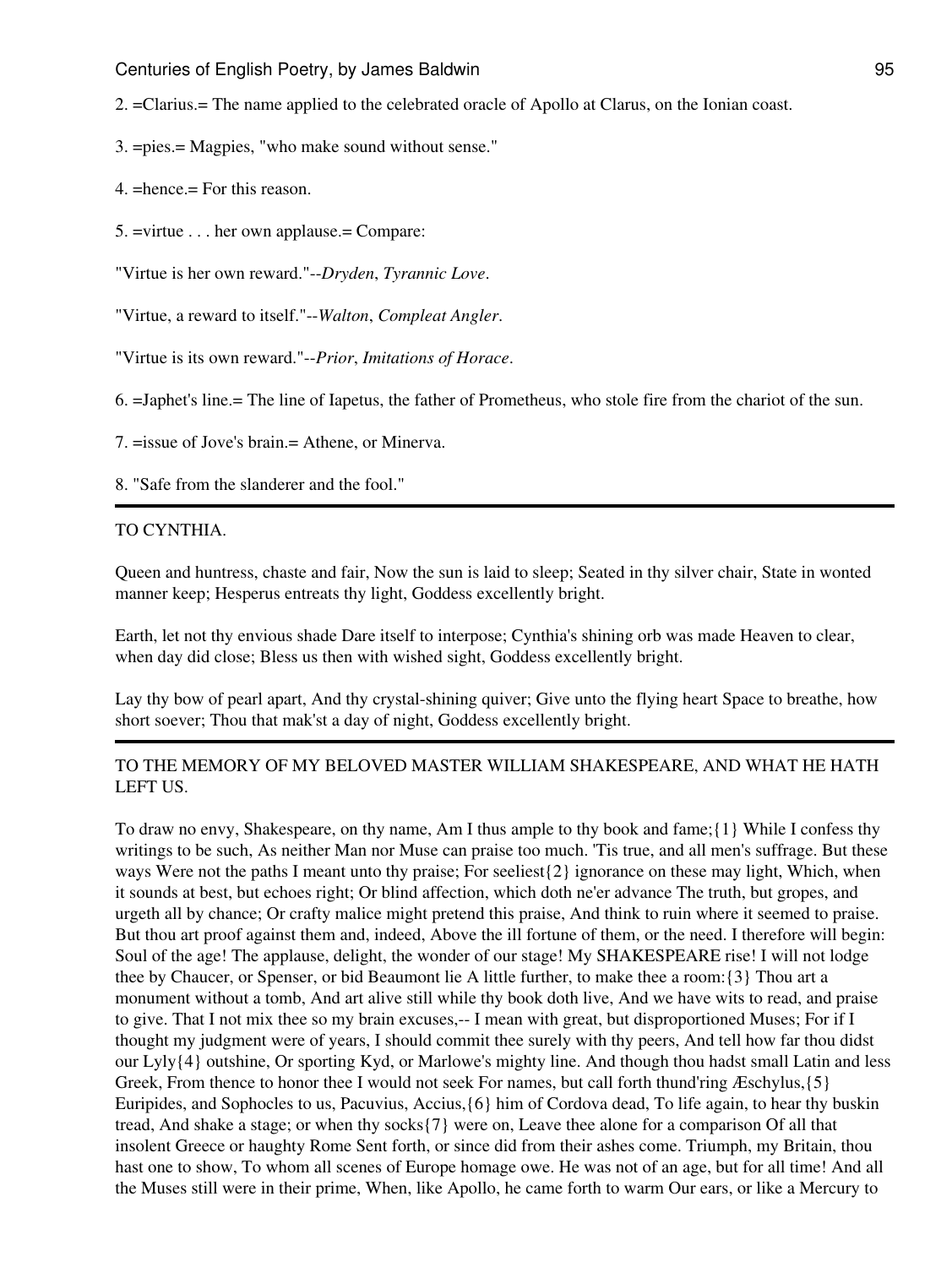2. =Clarius.= The name applied to the celebrated oracle of Apollo at Clarus, on the Ionian coast.

3. =pies.= Magpies, "who make sound without sense."

4. =hence.= For this reason.

5. =virtue . . . her own applause.= Compare:

"Virtue is her own reward."--*Dryden*, *Tyrannic Love*.

"Virtue, a reward to itself."--*Walton*, *Compleat Angler*.

"Virtue is its own reward."--*Prior*, *Imitations of Horace*.

6. =Japhet's line.= The line of Iapetus, the father of Prometheus, who stole fire from the chariot of the sun.

7. =issue of Jove's brain.= Athene, or Minerva.

8. "Safe from the slanderer and the fool."

---

TO CYNTHIA.

Queen and huntress, chaste and fair, Now the sun is laid to sleep; Seated in thy silver chair, State in wonted manner keep; Hesperus entreats thy light, Goddess excellently bright.

Earth, let not thy envious shade Dare itself to interpose; Cynthia's shining orb was made Heaven to clear, when day did close; Bless us then with wished sight, Goddess excellently bright.

Lay thy bow of pearl apart, And thy crystal-shining quiver; Give unto the flying heart Space to breathe, how short soever; Thou that mak'st a day of night, Goddess excellently bright.

---

TO THE MEMORY OF MY BELOVED MASTER WILLIAM SHAKESPEARE, AND WHAT HE HATH LEFT US.

To draw no envy, Shakespeare, on thy name, Am I thus ample to thy book and fame;{1} While I confess thy writings to be such, As neither Man nor Muse can praise too much. 'Tis true, and all men's suffrage. But these ways Were not the paths I meant unto thy praise; For seeliest{2} ignorance on these may light, Which, when it sounds at best, but echoes right; Or blind affection, which doth ne'er advance The truth, but gropes, and urgeth all by chance; Or crafty malice might pretend this praise, And think to ruin where it seemed to praise. But thou art proof against them and, indeed, Above the ill fortune of them, or the need. I therefore will begin: Soul of the age! The applause, delight, the wonder of our stage! My SHAKESPEARE rise! I will not lodge thee by Chaucer, or Spenser, or bid Beaumont lie A little further, to make thee a room:{3} Thou art a monument without a tomb, And art alive still while thy book doth live, And we have wits to read, and praise to give. That I not mix thee so my brain excuses,-- I mean with great, but disproportioned Muses; For if I thought my judgment were of years, I should commit thee surely with thy peers, And tell how far thou didst our Lyly{4} outshine, Or sporting Kyd, or Marlowe's mighty line. And though thou hadst small Latin and less Greek, From thence to honor thee I would not seek For names, but call forth thund'ring Æschylus,{5} Euripides, and Sophocles to us, Pacuvius, Accius,{6} him of Cordova dead, To life again, to hear thy buskin tread, And shake a stage; or when thy socks{7} were on, Leave thee alone for a comparison Of all that insolent Greece or haughty Rome Sent forth, or since did from their ashes come. Triumph, my Britain, thou hast one to show, To whom all scenes of Europe homage owe. He was not of an age, but for all time! And all the Muses still were in their prime, When, like Apollo, he came forth to warm Our ears, or like a Mercury to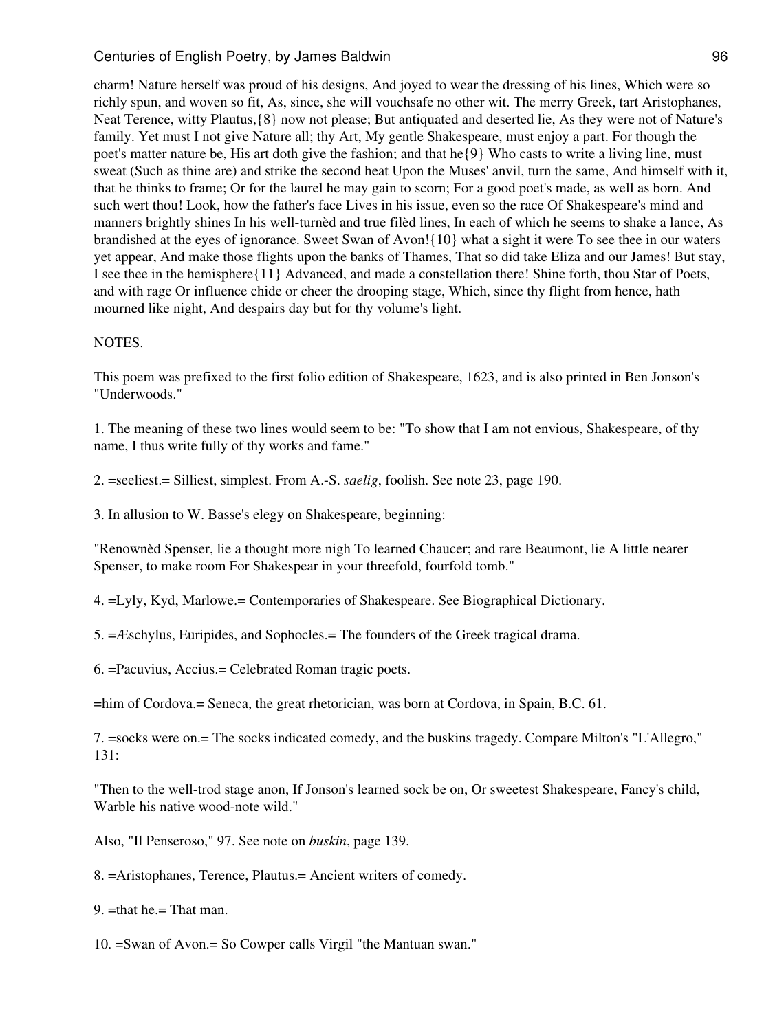charm! Nature herself was proud of his designs, And joyed to wear the dressing of his lines, Which were so richly spun, and woven so fit, As, since, she will vouchsafe no other wit. The merry Greek, tart Aristophanes, Neat Terence, witty Plautus,{8} now not please; But antiquated and deserted lie, As they were not of Nature's family. Yet must I not give Nature all; thy Art, My gentle Shakespeare, must enjoy a part. For though the poet's matter nature be, His art doth give the fashion; and that he{9} Who casts to write a living line, must sweat (Such as thine are) and strike the second heat Upon the Muses' anvil, turn the same, And himself with it, that he thinks to frame; Or for the laurel he may gain to scorn; For a good poet's made, as well as born. And such wert thou! Look, how the father's face Lives in his issue, even so the race Of Shakespeare's mind and manners brightly shines In his well-turnèd and true filèd lines, In each of which he seems to shake a lance, As brandished at the eyes of ignorance. Sweet Swan of Avon!{10} what a sight it were To see thee in our waters yet appear, And make those flights upon the banks of Thames, That so did take Eliza and our James! But stay, I see thee in the hemisphere{11} Advanced, and made a constellation there! Shine forth, thou Star of Poets, and with rage Or influence chide or cheer the drooping stage, Which, since thy flight from hence, hath mourned like night, And despairs day but for thy volume's light.

NOTES.

This poem was prefixed to the first folio edition of Shakespeare, 1623, and is also printed in Ben Jonson's "Underwoods."

1. The meaning of these two lines would seem to be: "To show that I am not envious, Shakespeare, of thy name, I thus write fully of thy works and fame."

2. =seeliest.= Silliest, simplest. From A.-S. *saelig*, foolish. See note 23, page 190.

3. In allusion to W. Basse's elegy on Shakespeare, beginning:

"Renownèd Spenser, lie a thought more nigh To learned Chaucer; and rare Beaumont, lie A little nearer Spenser, to make room For Shakespear in your threefold, fourfold tomb."

4. =Lyly, Kyd, Marlowe.= Contemporaries of Shakespeare. See Biographical Dictionary.

5. =Æschylus, Euripides, and Sophocles.= The founders of the Greek tragical drama.

6. =Pacuvius, Accius.= Celebrated Roman tragic poets.

=him of Cordova.= Seneca, the great rhetorician, was born at Cordova, in Spain, B.C. 61.

7. =socks were on.= The socks indicated comedy, and the buskins tragedy. Compare Milton's "L'Allegro," 131:

"Then to the well-trod stage anon, If Jonson's learned sock be on, Or sweetest Shakespeare, Fancy's child, Warble his native wood-note wild."

Also, "Il Penseroso," 97. See note on *buskin*, page 139.

8. =Aristophanes, Terence, Plautus.= Ancient writers of comedy.

9. =that he.= That man.

10. =Swan of Avon.= So Cowper calls Virgil "the Mantuan swan."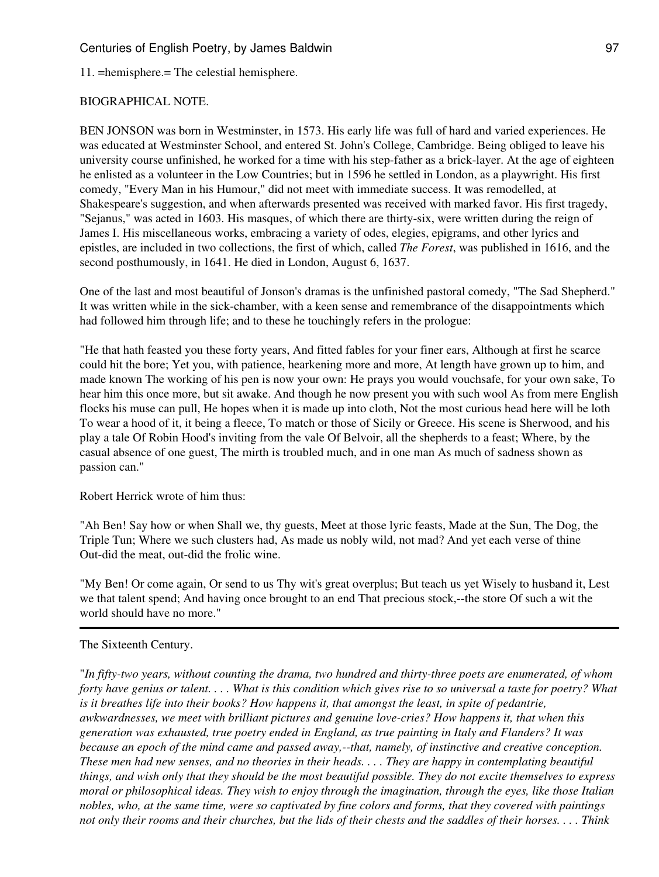11. =hemisphere.= The celestial hemisphere.

BIOGRAPHICAL NOTE.

BEN JONSON was born in Westminster, in 1573. His early life was full of hard and varied experiences. He was educated at Westminster School, and entered St. John's College, Cambridge. Being obliged to leave his university course unfinished, he worked for a time with his step-father as a brick-layer. At the age of eighteen he enlisted as a volunteer in the Low Countries; but in 1596 he settled in London, as a playwright. His first comedy, "Every Man in his Humour," did not meet with immediate success. It was remodelled, at Shakespeare's suggestion, and when afterwards presented was received with marked favor. His first tragedy, "Sejanus," was acted in 1603. His masques, of which there are thirty-six, were written during the reign of James I. His miscellaneous works, embracing a variety of odes, elegies, epigrams, and other lyrics and epistles, are included in two collections, the first of which, called *The Forest*, was published in 1616, and the second posthumously, in 1641. He died in London, August 6, 1637.

One of the last and most beautiful of Jonson's dramas is the unfinished pastoral comedy, "The Sad Shepherd." It was written while in the sick-chamber, with a keen sense and remembrance of the disappointments which had followed him through life; and to these he touchingly refers in the prologue:

"He that hath feasted you these forty years, And fitted fables for your finer ears, Although at first he scarce could hit the bore; Yet you, with patience, hearkening more and more, At length have grown up to him, and made known The working of his pen is now your own: He prays you would vouchsafe, for your own sake, To hear him this once more, but sit awake. And though he now present you with such wool As from mere English flocks his muse can pull, He hopes when it is made up into cloth, Not the most curious head here will be loth To wear a hood of it, it being a fleece, To match or those of Sicily or Greece. His scene is Sherwood, and his play a tale Of Robin Hood's inviting from the vale Of Belvoir, all the shepherds to a feast; Where, by the casual absence of one guest, The mirth is troubled much, and in one man As much of sadness shown as passion can."

Robert Herrick wrote of him thus:

"Ah Ben! Say how or when Shall we, thy guests, Meet at those lyric feasts, Made at the Sun, The Dog, the Triple Tun; Where we such clusters had, As made us nobly wild, not mad? And yet each verse of thine Out-did the meat, out-did the frolic wine.

"My Ben! Or come again, Or send to us Thy wit's great overplus; But teach us yet Wisely to husband it, Lest we that talent spend; And having once brought to an end That precious stock,--the store Of such a wit the world should have no more."

---

The Sixteenth Century.

"*In fifty-two years, without counting the drama, two hundred and thirty-three poets are enumerated, of whom forty have genius or talent. . . . What is this condition which gives rise to so universal a taste for poetry? What is it breathes life into their books? How happens it, that amongst the least, in spite of pedantrie, awkwardnesses, we meet with brilliant pictures and genuine love-cries? How happens it, that when this generation was exhausted, true poetry ended in England, as true painting in Italy and Flanders? It was because an epoch of the mind came and passed away,--that, namely, of instinctive and creative conception. These men had new senses, and no theories in their heads. . . . They are happy in contemplating beautiful things, and wish only that they should be the most beautiful possible. They do not excite themselves to express moral or philosophical ideas. They wish to enjoy through the imagination, through the eyes, like those Italian nobles, who, at the same time, were so captivated by fine colors and forms, that they covered with paintings not only their rooms and their churches, but the lids of their chests and the saddles of their horses. . . . Think*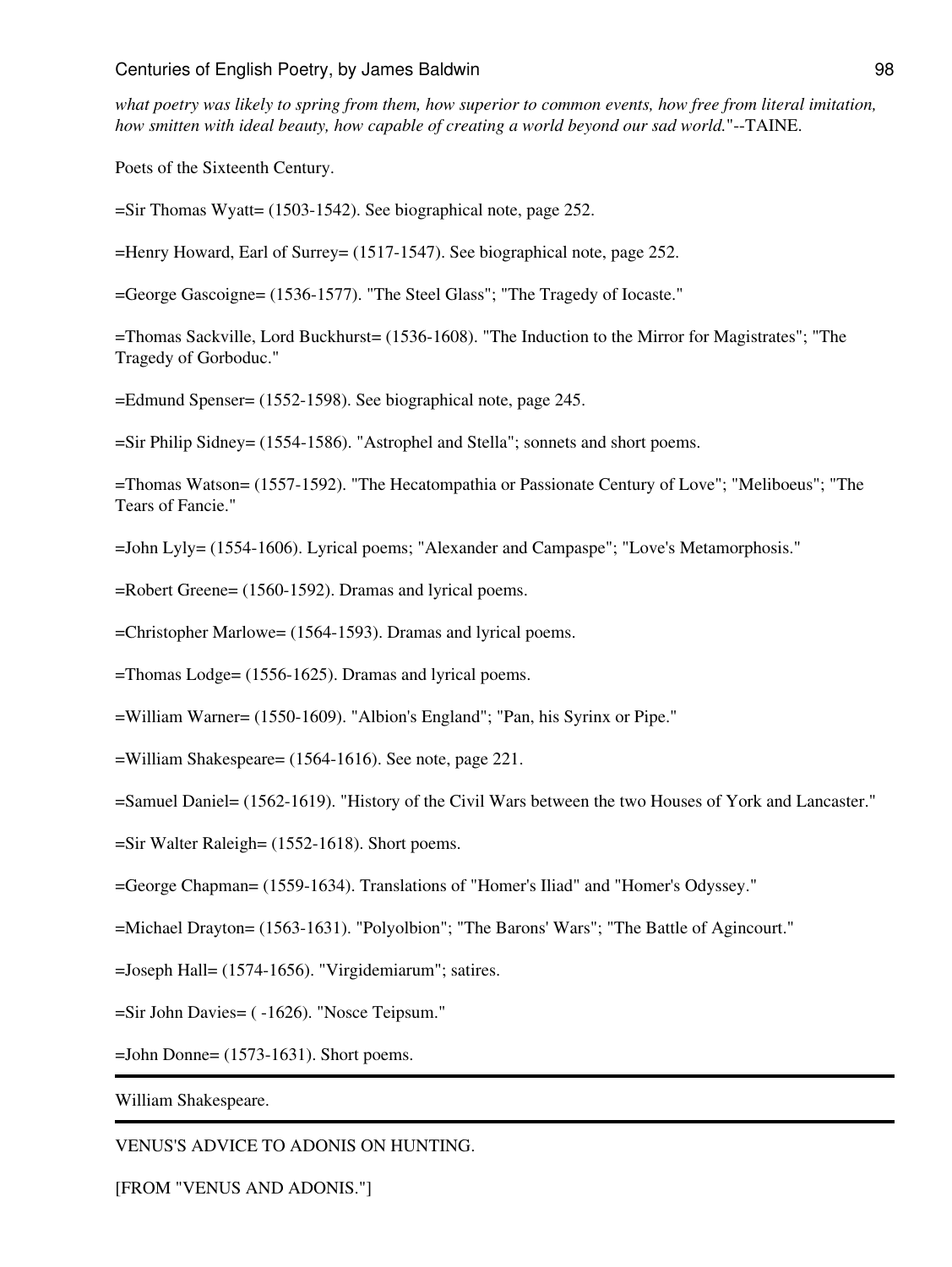*what poetry was likely to spring from them, how superior to common events, how free from literal imitation, how smitten with ideal beauty, how capable of creating a world beyond our sad world.*"--TAINE.

Poets of the Sixteenth Century.

=Sir Thomas Wyatt= (1503-1542). See biographical note, page 252.

=Henry Howard, Earl of Surrey= (1517-1547). See biographical note, page 252.

=George Gascoigne= (1536-1577). "The Steel Glass"; "The Tragedy of Iocaste."

=Thomas Sackville, Lord Buckhurst= (1536-1608). "The Induction to the Mirror for Magistrates"; "The Tragedy of Gorboduc."

=Edmund Spenser= (1552-1598). See biographical note, page 245.

=Sir Philip Sidney= (1554-1586). "Astrophel and Stella"; sonnets and short poems.

=Thomas Watson= (1557-1592). "The Hecatompathia or Passionate Century of Love"; "Meliboeus"; "The Tears of Fancie."

=John Lyly= (1554-1606). Lyrical poems; "Alexander and Campaspe"; "Love's Metamorphosis."

=Robert Greene= (1560-1592). Dramas and lyrical poems.

=Christopher Marlowe= (1564-1593). Dramas and lyrical poems.

=Thomas Lodge= (1556-1625). Dramas and lyrical poems.

=William Warner= (1550-1609). "Albion's England"; "Pan, his Syrinx or Pipe."

=William Shakespeare= (1564-1616). See note, page 221.

=Samuel Daniel= (1562-1619). "History of the Civil Wars between the two Houses of York and Lancaster."

=Sir Walter Raleigh= (1552-1618). Short poems.

=George Chapman= (1559-1634). Translations of "Homer's Iliad" and "Homer's Odyssey."

=Michael Drayton= (1563-1631). "Polyolbion"; "The Barons' Wars"; "The Battle of Agincourt."

=Joseph Hall= (1574-1656). "Virgidemiarum"; satires.

=Sir John Davies= ( -1626). "Nosce Teipsum."

=John Donne= (1573-1631). Short poems.

---

William Shakespeare.

---

VENUS'S ADVICE TO ADONIS ON HUNTING.

[FROM "VENUS AND ADONIS."]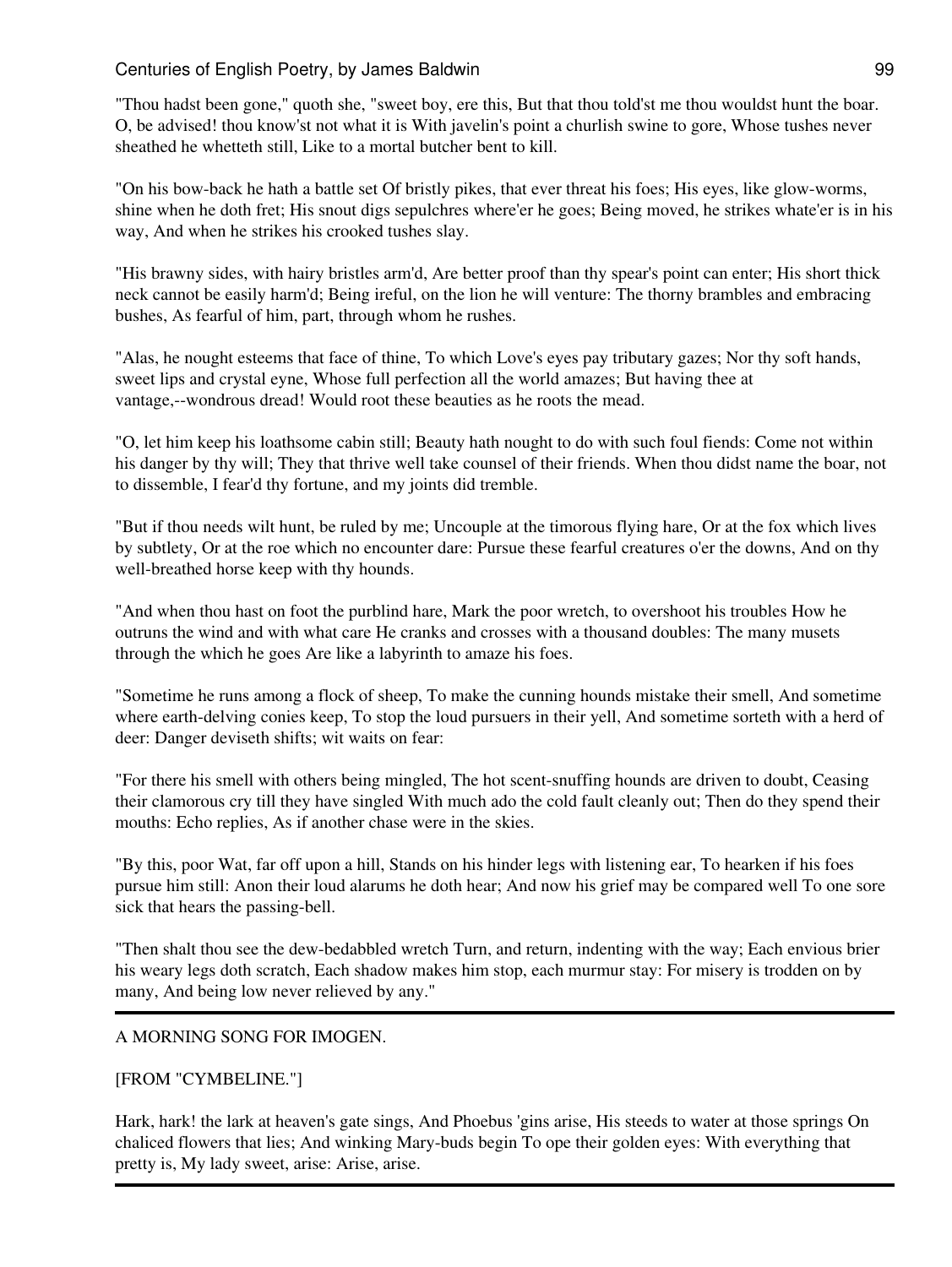"Thou hadst been gone," quoth she, "sweet boy, ere this, But that thou told'st me thou wouldst hunt the boar. O, be advised! thou know'st not what it is With javelin's point a churlish swine to gore, Whose tushes never sheathed he whetteth still, Like to a mortal butcher bent to kill.

"On his bow-back he hath a battle set Of bristly pikes, that ever threat his foes; His eyes, like glow-worms, shine when he doth fret; His snout digs sepulchres where'er he goes; Being moved, he strikes whate'er is in his way, And when he strikes his crooked tushes slay.

"His brawny sides, with hairy bristles arm'd, Are better proof than thy spear's point can enter; His short thick neck cannot be easily harm'd; Being ireful, on the lion he will venture: The thorny brambles and embracing bushes, As fearful of him, part, through whom he rushes.

"Alas, he nought esteems that face of thine, To which Love's eyes pay tributary gazes; Nor thy soft hands, sweet lips and crystal eyne, Whose full perfection all the world amazes; But having thee at vantage,--wondrous dread! Would root these beauties as he roots the mead.

"O, let him keep his loathsome cabin still; Beauty hath nought to do with such foul fiends: Come not within his danger by thy will; They that thrive well take counsel of their friends. When thou didst name the boar, not to dissemble, I fear'd thy fortune, and my joints did tremble.

"But if thou needs wilt hunt, be ruled by me; Uncouple at the timorous flying hare, Or at the fox which lives by subtlety, Or at the roe which no encounter dare: Pursue these fearful creatures o'er the downs, And on thy well-breathed horse keep with thy hounds.

"And when thou hast on foot the purblind hare, Mark the poor wretch, to overshoot his troubles How he outruns the wind and with what care He cranks and crosses with a thousand doubles: The many musets through the which he goes Are like a labyrinth to amaze his foes.

"Sometime he runs among a flock of sheep, To make the cunning hounds mistake their smell, And sometime where earth-delving conies keep, To stop the loud pursuers in their yell, And sometime sorteth with a herd of deer: Danger deviseth shifts; wit waits on fear:

"For there his smell with others being mingled, The hot scent-snuffing hounds are driven to doubt, Ceasing their clamorous cry till they have singled With much ado the cold fault cleanly out; Then do they spend their mouths: Echo replies, As if another chase were in the skies.

"By this, poor Wat, far off upon a hill, Stands on his hinder legs with listening ear, To hearken if his foes pursue him still: Anon their loud alarums he doth hear; And now his grief may be compared well To one sore sick that hears the passing-bell.

"Then shalt thou see the dew-bedabbled wretch Turn, and return, indenting with the way; Each envious brier his weary legs doth scratch, Each shadow makes him stop, each murmur stay: For misery is trodden on by many, And being low never relieved by any."

---

A MORNING SONG FOR IMOGEN.

[FROM "CYMBELINE."]

Hark, hark! the lark at heaven's gate sings, And Phoebus 'gins arise, His steeds to water at those springs On chaliced flowers that lies; And winking Mary-buds begin To ope their golden eyes: With everything that pretty is, My lady sweet, arise: Arise, arise.

---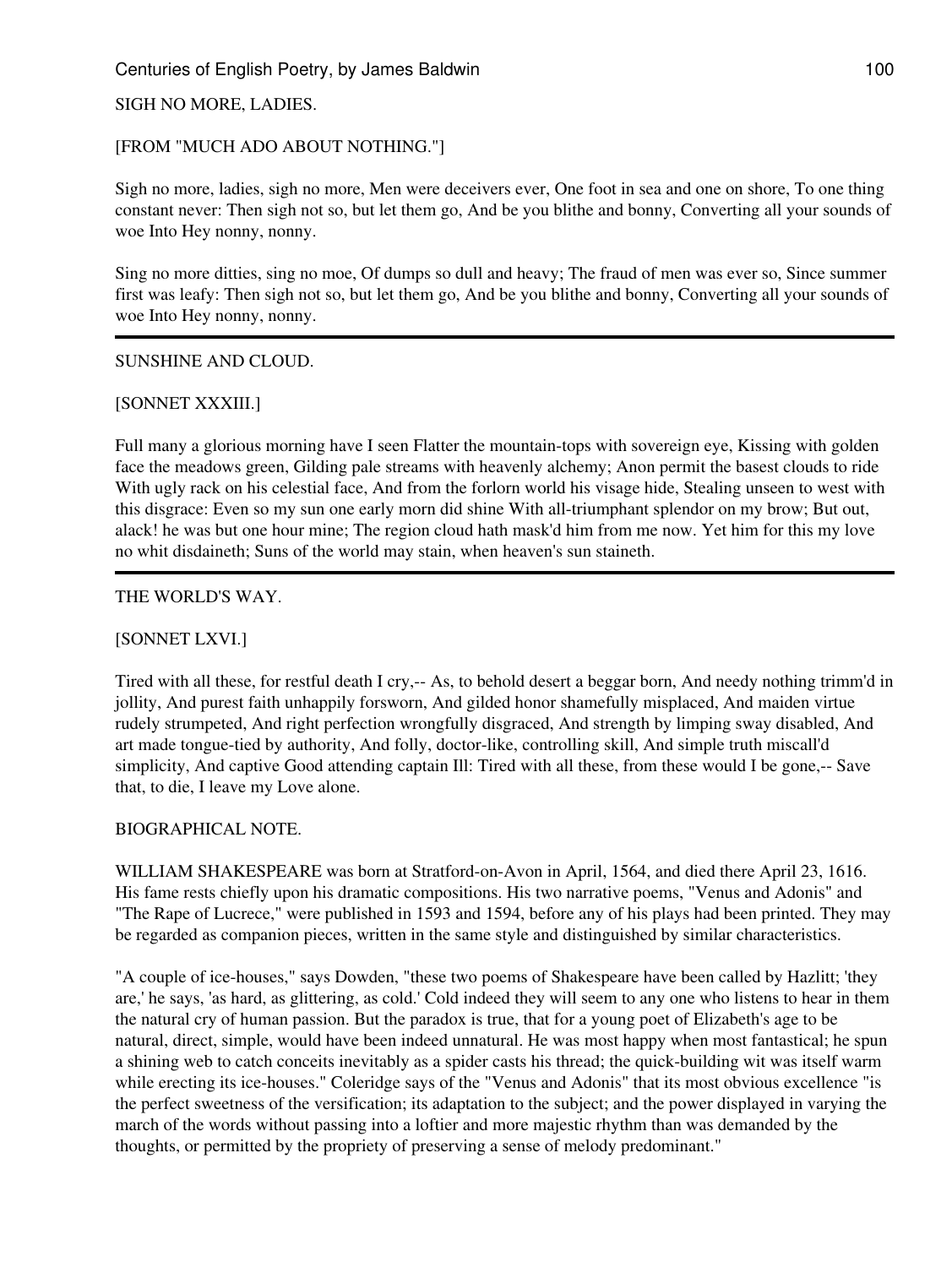## SIGH NO MORE, LADIES.

[FROM "MUCH ADO ABOUT NOTHING."]

Sigh no more, ladies, sigh no more, Men were deceivers ever, One foot in sea and one on shore, To one thing constant never: Then sigh not so, but let them go, And be you blithe and bonny, Converting all your sounds of woe Into Hey nonny, nonny.

Sing no more ditties, sing no moe, Of dumps so dull and heavy; The fraud of men was ever so, Since summer first was leafy: Then sigh not so, but let them go, And be you blithe and bonny, Converting all your sounds of woe Into Hey nonny, nonny.

---

## SUNSHINE AND CLOUD.

[SONNET XXXIII.]

Full many a glorious morning have I seen Flatter the mountain-tops with sovereign eye, Kissing with golden face the meadows green, Gilding pale streams with heavenly alchemy; Anon permit the basest clouds to ride With ugly rack on his celestial face, And from the forlorn world his visage hide, Stealing unseen to west with this disgrace: Even so my sun one early morn did shine With all-triumphant splendor on my brow; But out, alack! he was but one hour mine; The region cloud hath mask'd him from me now. Yet him for this my love no whit disdaineth; Suns of the world may stain, when heaven's sun staineth.

---

## THE WORLD'S WAY.

[SONNET LXVI.]

Tired with all these, for restful death I cry,-- As, to behold desert a beggar born, And needy nothing trimm'd in jollity, And purest faith unhappily forsworn, And gilded honor shamefully misplaced, And maiden virtue rudely strumpeted, And right perfection wrongfully disgraced, And strength by limping sway disabled, And art made tongue-tied by authority, And folly, doctor-like, controlling skill, And simple truth miscall'd simplicity, And captive Good attending captain Ill: Tired with all these, from these would I be gone,-- Save that, to die, I leave my Love alone.

## BIOGRAPHICAL NOTE.

WILLIAM SHAKESPEARE was born at Stratford-on-Avon in April, 1564, and died there April 23, 1616. His fame rests chiefly upon his dramatic compositions. His two narrative poems, "Venus and Adonis" and "The Rape of Lucrece," were published in 1593 and 1594, before any of his plays had been printed. They may be regarded as companion pieces, written in the same style and distinguished by similar characteristics.

"A couple of ice-houses," says Dowden, "these two poems of Shakespeare have been called by Hazlitt; 'they are,' he says, 'as hard, as glittering, as cold.' Cold indeed they will seem to any one who listens to hear in them the natural cry of human passion. But the paradox is true, that for a young poet of Elizabeth's age to be natural, direct, simple, would have been indeed unnatural. He was most happy when most fantastical; he spun a shining web to catch conceits inevitably as a spider casts his thread; the quick-building wit was itself warm while erecting its ice-houses." Coleridge says of the "Venus and Adonis" that its most obvious excellence "is the perfect sweetness of the versification; its adaptation to the subject; and the power displayed in varying the march of the words without passing into a loftier and more majestic rhythm than was demanded by the thoughts, or permitted by the propriety of preserving a sense of melody predominant."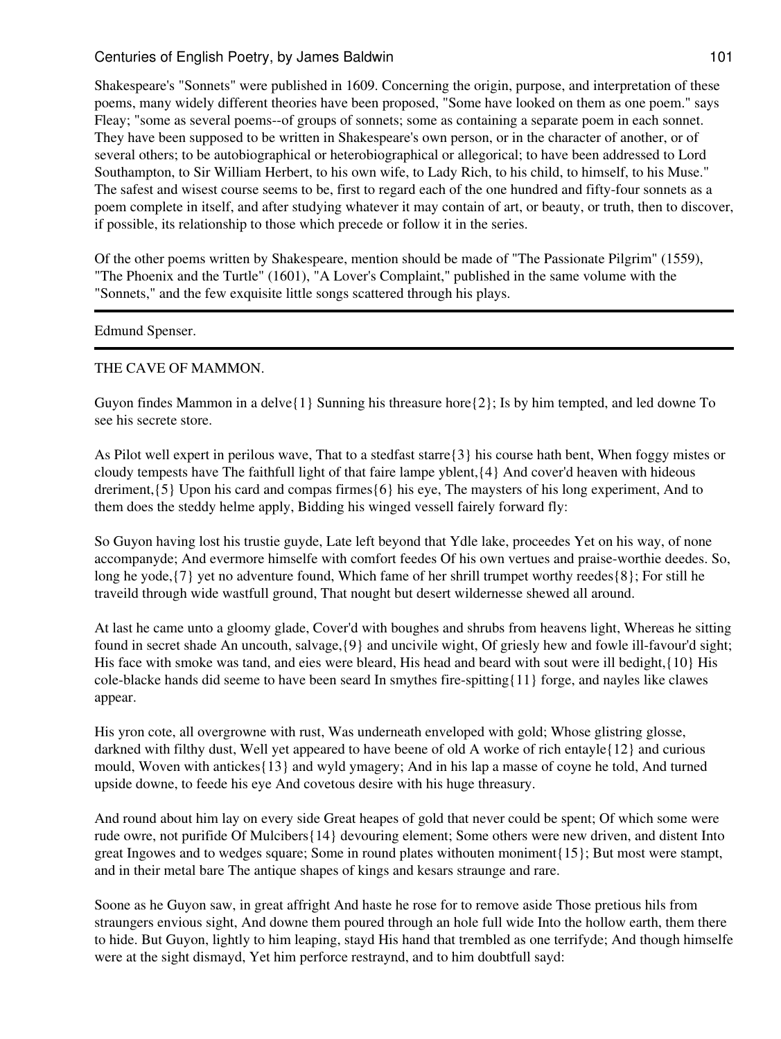Shakespeare's "Sonnets" were published in 1609. Concerning the origin, purpose, and interpretation of these poems, many widely different theories have been proposed, "Some have looked on them as one poem." says Fleay; "some as several poems--of groups of sonnets; some as containing a separate poem in each sonnet. They have been supposed to be written in Shakespeare's own person, or in the character of another, or of several others; to be autobiographical or heterobiographical or allegorical; to have been addressed to Lord Southampton, to Sir William Herbert, to his own wife, to Lady Rich, to his child, to himself, to his Muse." The safest and wisest course seems to be, first to regard each of the one hundred and fifty-four sonnets as a poem complete in itself, and after studying whatever it may contain of art, or beauty, or truth, then to discover, if possible, its relationship to those which precede or follow it in the series.

Of the other poems written by Shakespeare, mention should be made of "The Passionate Pilgrim" (1559), "The Phoenix and the Turtle" (1601), "A Lover's Complaint," published in the same volume with the "Sonnets," and the few exquisite little songs scattered through his plays.

---

Edmund Spenser.

---

THE CAVE OF MAMMON.

Guyon findes Mammon in a delve{1} Sunning his threasure hore{2}; Is by him tempted, and led downe To see his secrete store.

As Pilot well expert in perilous wave, That to a stedfast starre{3} his course hath bent, When foggy mistes or cloudy tempests have The faithfull light of that faire lampe yblent,{4} And cover'd heaven with hideous dreriment,{5} Upon his card and compas firmes{6} his eye, The maysters of his long experiment, And to them does the steddy helme apply, Bidding his winged vessell fairely forward fly:

So Guyon having lost his trustie guyde, Late left beyond that Ydle lake, proceedes Yet on his way, of none accompanyde; And evermore himselfe with comfort feedes Of his own vertues and praise-worthie deedes. So, long he yode,{7} yet no adventure found, Which fame of her shrill trumpet worthy reedes{8}; For still he traveild through wide wastfull ground, That nought but desert wildernesse shewed all around.

At last he came unto a gloomy glade, Cover'd with boughes and shrubs from heavens light, Whereas he sitting found in secret shade An uncouth, salvage,{9} and uncivile wight, Of griesly hew and fowle ill-favour'd sight; His face with smoke was tand, and eies were bleard, His head and beard with sout were ill bedight,{10} His cole-blacke hands did seeme to have been seard In smythes fire-spitting{11} forge, and nayles like clawes appear.

His yron cote, all overgrowne with rust, Was underneath enveloped with gold; Whose glistring glosse, darkned with filthy dust, Well yet appeared to have beene of old A worke of rich entayle{12} and curious mould, Woven with antickes{13} and wyld ymagery; And in his lap a masse of coyne he told, And turned upside downe, to feede his eye And covetous desire with his huge threasury.

And round about him lay on every side Great heapes of gold that never could be spent; Of which some were rude owre, not purifide Of Mulcibers{14} devouring element; Some others were new driven, and distent Into great Ingowes and to wedges square; Some in round plates withouten moniment{15}; But most were stampt, and in their metal bare The antique shapes of kings and kesars straunge and rare.

Soone as he Guyon saw, in great affright And haste he rose for to remove aside Those pretious hils from straungers envious sight, And downe them poured through an hole full wide Into the hollow earth, them there to hide. But Guyon, lightly to him leaping, stayd His hand that trembled as one terrifyde; And though himselfe were at the sight dismayd, Yet him perforce restraynd, and to him doubtfull sayd: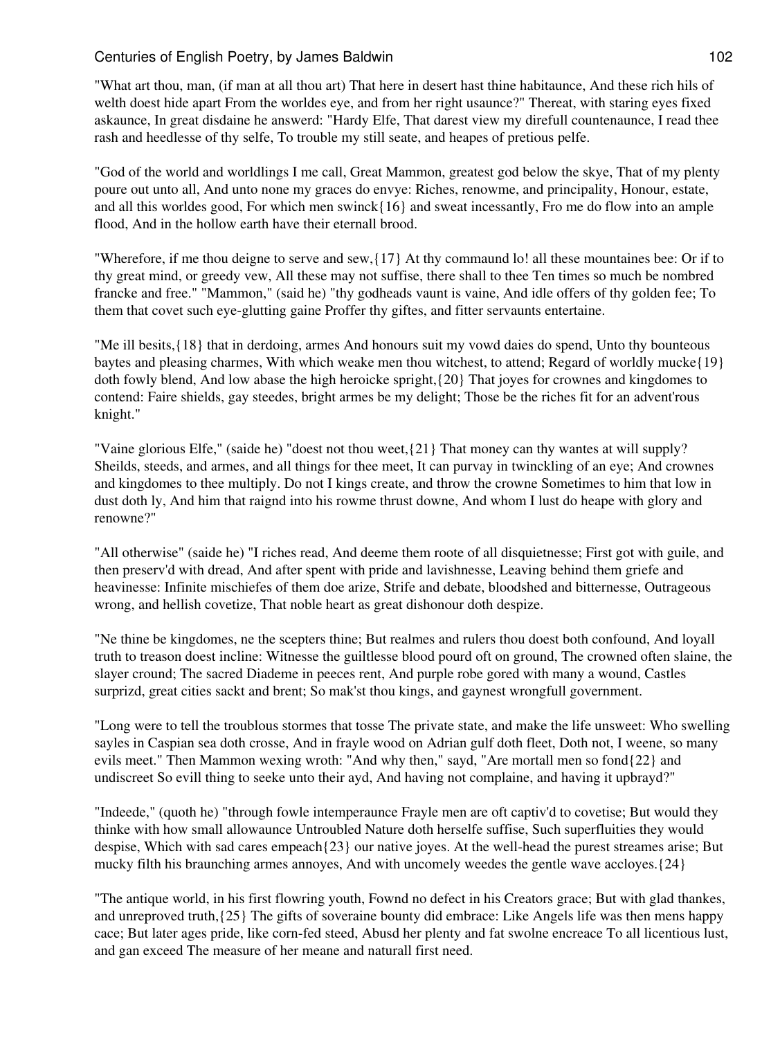"What art thou, man, (if man at all thou art) That here in desert hast thine habitaunce, And these rich hils of welth doest hide apart From the worldes eye, and from her right usaunce?" Thereat, with staring eyes fixed askaunce, In great disdaine he answerd: "Hardy Elfe, That darest view my direfull countenaunce, I read thee rash and heedlesse of thy selfe, To trouble my still seate, and heapes of pretious pelfe.

"God of the world and worldlings I me call, Great Mammon, greatest god below the skye, That of my plenty poure out unto all, And unto none my graces do envye: Riches, renowme, and principality, Honour, estate, and all this worldes good, For which men swinck{16} and sweat incessantly, Fro me do flow into an ample flood, And in the hollow earth have their eternall brood.

"Wherefore, if me thou deigne to serve and sew,{17} At thy commaund lo! all these mountaines bee: Or if to thy great mind, or greedy vew, All these may not suffise, there shall to thee Ten times so much be nombred francke and free." "Mammon," (said he) "thy godheads vaunt is vaine, And idle offers of thy golden fee; To them that covet such eye-glutting gaine Proffer thy giftes, and fitter servaunts entertaine.

"Me ill besits,{18} that in derdoing, armes And honours suit my vowd daies do spend, Unto thy bounteous baytes and pleasing charmes, With which weake men thou witchest, to attend; Regard of worldly mucke{19} doth fowly blend, And low abase the high heroicke spright,{20} That joyes for crownes and kingdomes to contend: Faire shields, gay steedes, bright armes be my delight; Those be the riches fit for an advent'rous knight."

"Vaine glorious Elfe," (saide he) "doest not thou weet,{21} That money can thy wantes at will supply? Sheilds, steeds, and armes, and all things for thee meet, It can purvay in twinckling of an eye; And crownes and kingdomes to thee multiply. Do not I kings create, and throw the crowne Sometimes to him that low in dust doth ly, And him that raignd into his rowme thrust downe, And whom I lust do heape with glory and renowne?"

"All otherwise" (saide he) "I riches read, And deeme them roote of all disquietnesse; First got with guile, and then preserv'd with dread, And after spent with pride and lavishnesse, Leaving behind them griefe and heavinesse: Infinite mischiefes of them doe arize, Strife and debate, bloodshed and bitternesse, Outrageous wrong, and hellish covetize, That noble heart as great dishonour doth despize.

"Ne thine be kingdomes, ne the scepters thine; But realmes and rulers thou doest both confound, And loyall truth to treason doest incline: Witnesse the guiltlesse blood pourd oft on ground, The crowned often slaine, the slayer cround; The sacred Diademe in peeces rent, And purple robe gored with many a wound, Castles surprizd, great cities sackt and brent; So mak'st thou kings, and gaynest wrongfull government.

"Long were to tell the troublous stormes that tosse The private state, and make the life unsweet: Who swelling sayles in Caspian sea doth crosse, And in frayle wood on Adrian gulf doth fleet, Doth not, I weene, so many evils meet." Then Mammon wexing wroth: "And why then," sayd, "Are mortall men so fond{22} and undiscreet So evill thing to seeke unto their ayd, And having not complaine, and having it upbrayd?"

"Indeede," (quoth he) "through fowle intemperaunce Frayle men are oft captiv'd to covetise; But would they thinke with how small allowaunce Untroubled Nature doth herselfe suffise, Such superfluities they would despise, Which with sad cares empeach{23} our native joyes. At the well-head the purest streames arise; But mucky filth his braunching armes annoyes, And with uncomely weedes the gentle wave accloyes.{24}

"The antique world, in his first flowring youth, Fownd no defect in his Creators grace; But with glad thankes, and unreproved truth,{25} The gifts of soveraine bounty did embrace: Like Angels life was then mens happy cace; But later ages pride, like corn-fed steed, Abusd her plenty and fat swolne encreace To all licentious lust, and gan exceed The measure of her meane and naturall first need.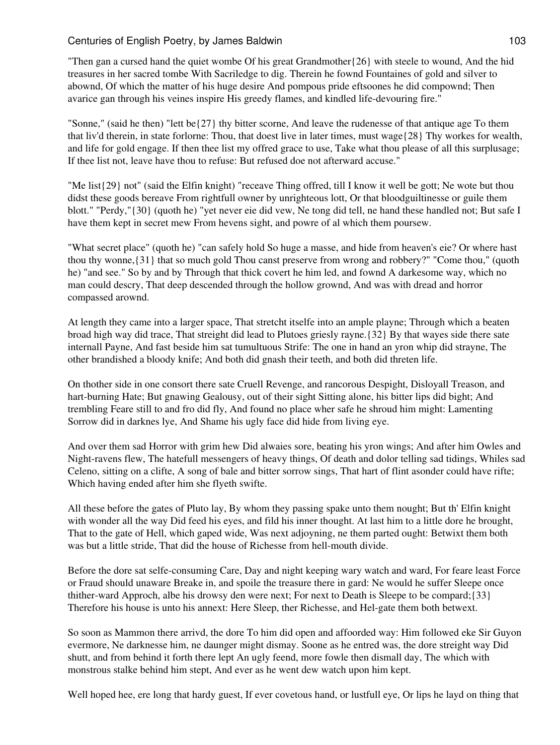"Then gan a cursed hand the quiet wombe Of his great Grandmother{26} with steele to wound, And the hid treasures in her sacred tombe With Sacriledge to dig. Therein he fownd Fountaines of gold and silver to abownd, Of which the matter of his huge desire And pompous pride eftsoones he did compownd; Then avarice gan through his veines inspire His greedy flames, and kindled life-devouring fire."

"Sonne," (said he then) "lett be{27} thy bitter scorne, And leave the rudenesse of that antique age To them that liv'd therein, in state forlorne: Thou, that doest live in later times, must wage{28} Thy workes for wealth, and life for gold engage. If then thee list my offred grace to use, Take what thou please of all this surplusage; If thee list not, leave have thou to refuse: But refused doe not afterward accuse."

"Me list{29} not" (said the Elfin knight) "receave Thing offred, till I know it well be gott; Ne wote but thou didst these goods bereave From rightfull owner by unrighteous lott, Or that bloodguiltinesse or guile them blott." "Perdy,"{30} (quoth he) "yet never eie did vew, Ne tong did tell, ne hand these handled not; But safe I have them kept in secret mew From hevens sight, and powre of al which them poursew.

"What secret place" (quoth he) "can safely hold So huge a masse, and hide from heaven's eie? Or where hast thou thy wonne,{31} that so much gold Thou canst preserve from wrong and robbery?" "Come thou," (quoth he) "and see." So by and by Through that thick covert he him led, and fownd A darkesome way, which no man could descry, That deep descended through the hollow grownd, And was with dread and horror compassed arownd.

At length they came into a larger space, That stretcht itselfe into an ample playne; Through which a beaten broad high way did trace, That streight did lead to Plutoes griesly rayne.{32} By that wayes side there sate internall Payne, And fast beside him sat tumultuous Strife: The one in hand an yron whip did strayne, The other brandished a bloody knife; And both did gnash their teeth, and both did threten life.

On thother side in one consort there sate Cruell Revenge, and rancorous Despight, Disloyall Treason, and hart-burning Hate; But gnawing Gealousy, out of their sight Sitting alone, his bitter lips did bight; And trembling Feare still to and fro did fly, And found no place wher safe he shroud him might: Lamenting Sorrow did in darknes lye, And Shame his ugly face did hide from living eye.

And over them sad Horror with grim hew Did alwaies sore, beating his yron wings; And after him Owles and Night-ravens flew, The hatefull messengers of heavy things, Of death and dolor telling sad tidings, Whiles sad Celeno, sitting on a clifte, A song of bale and bitter sorrow sings, That hart of flint asonder could have rifte; Which having ended after him she flyeth swifte.

All these before the gates of Pluto lay, By whom they passing spake unto them nought; But th' Elfin knight with wonder all the way Did feed his eyes, and fild his inner thought. At last him to a little dore he brought, That to the gate of Hell, which gaped wide, Was next adjoyning, ne them parted ought: Betwixt them both was but a little stride, That did the house of Richesse from hell-mouth divide.

Before the dore sat selfe-consuming Care, Day and night keeping wary watch and ward, For feare least Force or Fraud should unaware Breake in, and spoile the treasure there in gard: Ne would he suffer Sleepe once thither-ward Approch, albe his drowsy den were next; For next to Death is Sleepe to be compard;{33} Therefore his house is unto his annext: Here Sleep, ther Richesse, and Hel-gate them both betwext.

So soon as Mammon there arrivd, the dore To him did open and affoorded way: Him followed eke Sir Guyon evermore, Ne darknesse him, ne daunger might dismay. Soone as he entred was, the dore streight way Did shutt, and from behind it forth there lept An ugly feend, more fowle then dismall day, The which with monstrous stalke behind him stept, And ever as he went dew watch upon him kept.

Well hoped hee, ere long that hardy guest, If ever covetous hand, or lustfull eye, Or lips he layd on thing that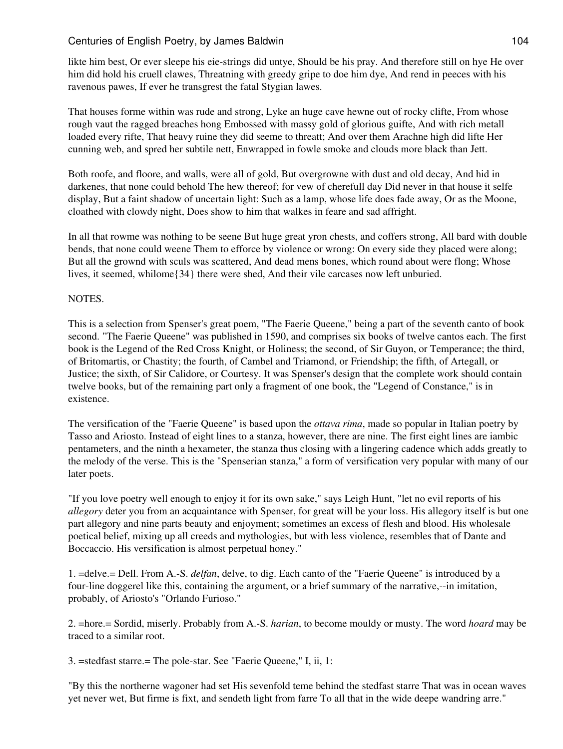likte him best, Or ever sleepe his eie-strings did untye, Should be his pray. And therefore still on hye He over him did hold his cruell clawes, Threatning with greedy gripe to doe him dye, And rend in peeces with his ravenous pawes, If ever he transgrest the fatal Stygian lawes.

That houses forme within was rude and strong, Lyke an huge cave hewne out of rocky clifte, From whose rough vaut the ragged breaches hong Embossed with massy gold of glorious guifte, And with rich metall loaded every rifte, That heavy ruine they did seeme to threatt; And over them Arachne high did lifte Her cunning web, and spred her subtile nett, Enwrapped in fowle smoke and clouds more black than Jett.

Both roofe, and floore, and walls, were all of gold, But overgrowne with dust and old decay, And hid in darkenes, that none could behold The hew thereof; for vew of cherefull day Did never in that house it selfe display, But a faint shadow of uncertain light: Such as a lamp, whose life does fade away, Or as the Moone, cloathed with clowdy night, Does show to him that walkes in feare and sad affright.

In all that rowme was nothing to be seene But huge great yron chests, and coffers strong, All bard with double bends, that none could weene Them to efforce by violence or wrong: On every side they placed were along; But all the grownd with sculs was scattered, And dead mens bones, which round about were flong; Whose lives, it seemed, whilome{34} there were shed, And their vile carcases now left unburied.

NOTES.

This is a selection from Spenser's great poem, "The Faerie Queene," being a part of the seventh canto of book second. "The Faerie Queene" was published in 1590, and comprises six books of twelve cantos each. The first book is the Legend of the Red Cross Knight, or Holiness; the second, of Sir Guyon, or Temperance; the third, of Britomartis, or Chastity; the fourth, of Cambel and Triamond, or Friendship; the fifth, of Artegall, or Justice; the sixth, of Sir Calidore, or Courtesy. It was Spenser's design that the complete work should contain twelve books, but of the remaining part only a fragment of one book, the "Legend of Constance," is in existence.

The versification of the "Faerie Queene" is based upon the *ottava rima*, made so popular in Italian poetry by Tasso and Ariosto. Instead of eight lines to a stanza, however, there are nine. The first eight lines are iambic pentameters, and the ninth a hexameter, the stanza thus closing with a lingering cadence which adds greatly to the melody of the verse. This is the "Spenserian stanza," a form of versification very popular with many of our later poets.

"If you love poetry well enough to enjoy it for its own sake," says Leigh Hunt, "let no evil reports of his *allegory* deter you from an acquaintance with Spenser, for great will be your loss. His allegory itself is but one part allegory and nine parts beauty and enjoyment; sometimes an excess of flesh and blood. His wholesale poetical belief, mixing up all creeds and mythologies, but with less violence, resembles that of Dante and Boccaccio. His versification is almost perpetual honey."

1. =delve.= Dell. From A.-S. *delfan*, delve, to dig. Each canto of the "Faerie Queene" is introduced by a four-line doggerel like this, containing the argument, or a brief summary of the narrative,--in imitation, probably, of Ariosto's "Orlando Furioso."

2. =hore.= Sordid, miserly. Probably from A.-S. *harian*, to become mouldy or musty. The word *hoard* may be traced to a similar root.

3. =stedfast starre.= The pole-star. See "Faerie Queene," I, ii, 1:

"By this the northerne wagoner had set His sevenfold teme behind the stedfast starre That was in ocean waves yet never wet, But firme is fixt, and sendeth light from farre To all that in the wide deepe wandring arre."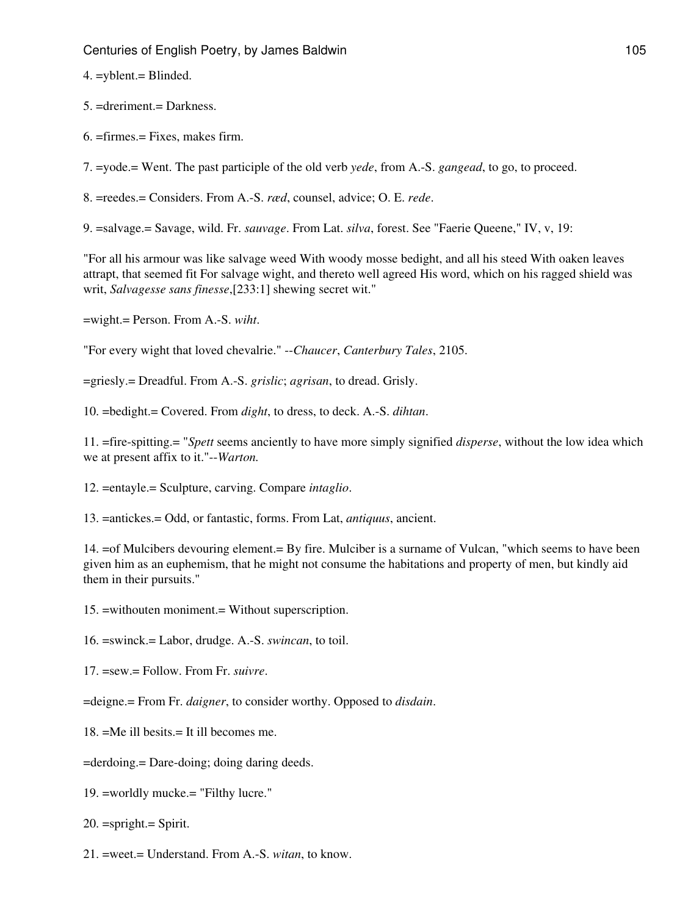4. =yblent.= Blinded.

5. =dreriment.= Darkness.

6. =firmes.= Fixes, makes firm.

7. =yode.= Went. The past participle of the old verb *yede*, from A.-S. *gangead*, to go, to proceed.

8. =reedes.= Considers. From A.-S. *ræd*, counsel, advice; O. E. *rede*.

9. =salvage.= Savage, wild. Fr. *sauvage*. From Lat. *silva*, forest. See "Faerie Queene," IV, v, 19:

"For all his armour was like salvage weed With woody mosse bedight, and all his steed With oaken leaves attrapt, that seemed fit For salvage wight, and thereto well agreed His word, which on his ragged shield was writ, *Salvagesse sans finesse*,[233:1] shewing secret wit."

=wight.= Person. From A.-S. *wiht*.

"For every wight that loved chevalrie." --*Chaucer*, *Canterbury Tales*, 2105.

=griesly.= Dreadful. From A.-S. *grislic*; *agrisan*, to dread. Grisly.

10. =bedight.= Covered. From *dight*, to dress, to deck. A.-S. *dihtan*.

11. =fire-spitting.= "*Spett* seems anciently to have more simply signified *disperse*, without the low idea which we at present affix to it."--*Warton.*

12. =entayle.= Sculpture, carving. Compare *intaglio*.

13. =antickes.= Odd, or fantastic, forms. From Lat, *antiquus*, ancient.

14. =of Mulcibers devouring element.= By fire. Mulciber is a surname of Vulcan, "which seems to have been given him as an euphemism, that he might not consume the habitations and property of men, but kindly aid them in their pursuits."

15. =withouten moniment.= Without superscription.

16. =swinck.= Labor, drudge. A.-S. *swincan*, to toil.

17. =sew.= Follow. From Fr. *suivre*.

=deigne.= From Fr. *daigner*, to consider worthy. Opposed to *disdain*.

18. =Me ill besits.= It ill becomes me.

=derdoing.= Dare-doing; doing daring deeds.

19. =worldly mucke.= "Filthy lucre."

20. =spright.= Spirit.

21. =weet.= Understand. From A.-S. *witan*, to know.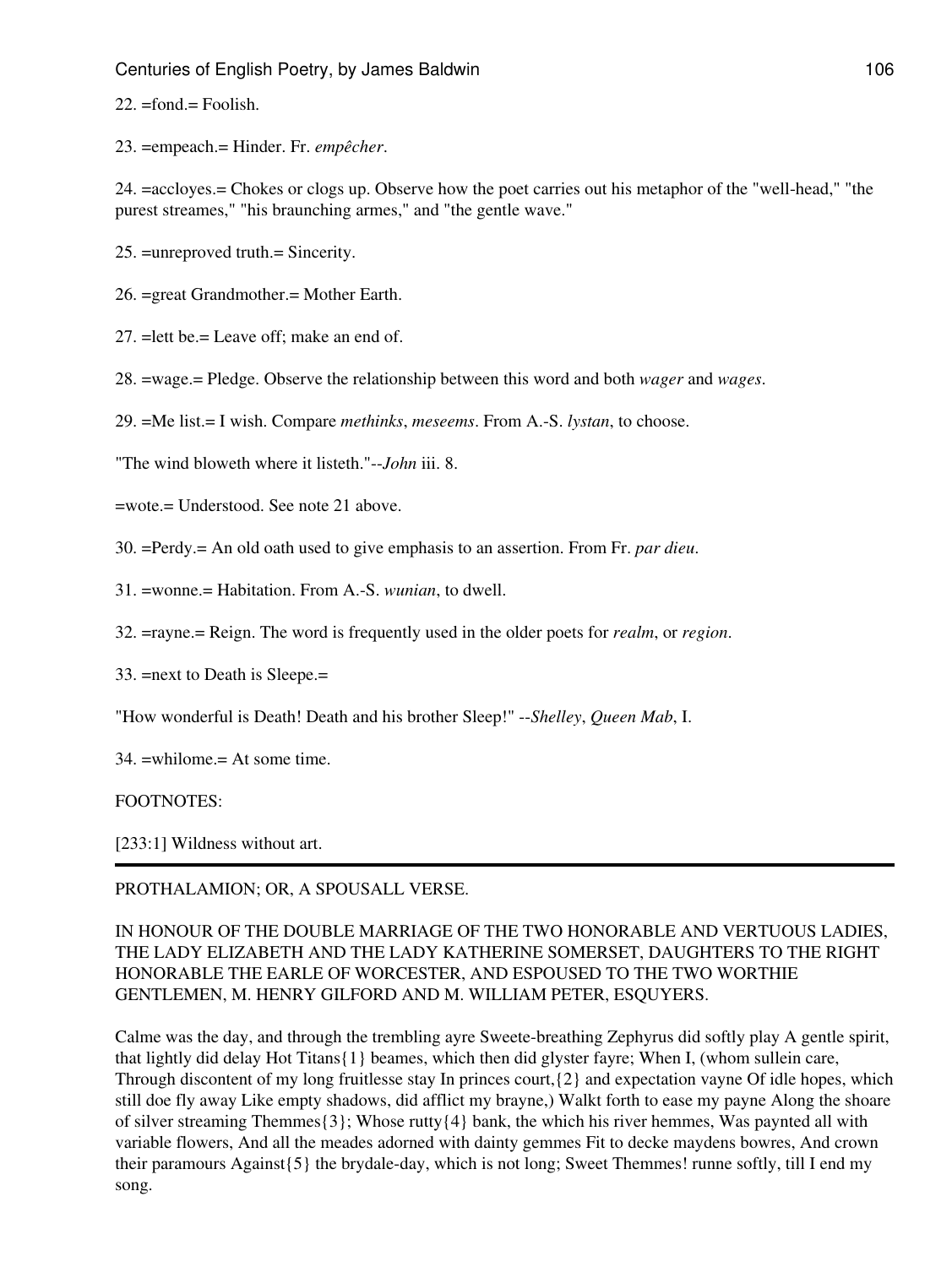22. =fond.= Foolish.

23. =empeach.= Hinder. Fr. *empêcher*.

24. =accloyes.= Chokes or clogs up. Observe how the poet carries out his metaphor of the "well-head," "the purest streames," "his braunching armes," and "the gentle wave."

25. =unreproved truth.= Sincerity.

26. =great Grandmother.= Mother Earth.

27. =lett be.= Leave off; make an end of.

28. =wage.= Pledge. Observe the relationship between this word and both *wager* and *wages*.

29. =Me list.= I wish. Compare *methinks*, *meseems*. From A.-S. *lystan*, to choose.

"The wind bloweth where it listeth."--*John* iii. 8.

=wote.= Understood. See note 21 above.

30. =Perdy.= An old oath used to give emphasis to an assertion. From Fr. *par dieu*.

31. =wonne.= Habitation. From A.-S. *wunian*, to dwell.

32. =rayne.= Reign. The word is frequently used in the older poets for *realm*, or *region*.

33. =next to Death is Sleepe.=

"How wonderful is Death! Death and his brother Sleep!" --*Shelley*, *Queen Mab*, I.

34. =whilome.= At some time.

FOOTNOTES:

[233:1] Wildness without art.

---

PROTHALAMION; OR, A SPOUSALL VERSE.

IN HONOUR OF THE DOUBLE MARRIAGE OF THE TWO HONORABLE AND VERTUOUS LADIES, THE LADY ELIZABETH AND THE LADY KATHERINE SOMERSET, DAUGHTERS TO THE RIGHT HONORABLE THE EARLE OF WORCESTER, AND ESPOUSED TO THE TWO WORTHIE GENTLEMEN, M. HENRY GILFORD AND M. WILLIAM PETER, ESQUYERS.

Calme was the day, and through the trembling ayre Sweete-breathing Zephyrus did softly play A gentle spirit, that lightly did delay Hot Titans{1} beames, which then did glyster fayre; When I, (whom sullein care, Through discontent of my long fruitlesse stay In princes court,{2} and expectation vayne Of idle hopes, which still doe fly away Like empty shadows, did afflict my brayne,) Walkt forth to ease my payne Along the shoare of silver streaming Themmes{3}; Whose rutty{4} bank, the which his river hemmes, Was paynted all with variable flowers, And all the meades adorned with dainty gemmes Fit to decke maydens bowres, And crown their paramours Against{5} the brydale-day, which is not long; Sweet Themmes! runne softly, till I end my song.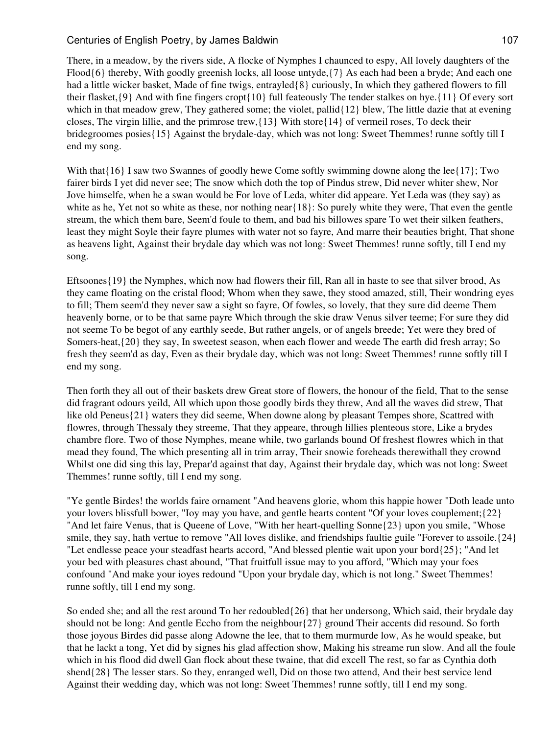There, in a meadow, by the rivers side, A flocke of Nymphes I chaunced to espy, All lovely daughters of the Flood{6} thereby, With goodly greenish locks, all loose untyde,{7} As each had been a bryde; And each one had a little wicker basket, Made of fine twigs, entrayled{8} curiously, In which they gathered flowers to fill their flasket,{9} And with fine fingers cropt{10} full feateously The tender stalkes on hye.{11} Of every sort which in that meadow grew, They gathered some; the violet, pallid{12} blew, The little dazie that at evening closes, The virgin lillie, and the primrose trew,{13} With store{14} of vermeil roses, To deck their bridegroomes posies{15} Against the brydale-day, which was not long: Sweet Themmes! runne softly till I end my song.

With that{16} I saw two Swannes of goodly hewe Come softly swimming downe along the lee{17}; Two fairer birds I yet did never see; The snow which doth the top of Pindus strew, Did never whiter shew, Nor Jove himselfe, when he a swan would be For love of Leda, whiter did appeare. Yet Leda was (they say) as white as he, Yet not so white as these, nor nothing near{18}: So purely white they were, That even the gentle stream, the which them bare, Seem'd foule to them, and bad his billowes spare To wet their silken feathers, least they might Soyle their fayre plumes with water not so fayre, And marre their beauties bright, That shone as heavens light, Against their brydale day which was not long: Sweet Themmes! runne softly, till I end my song.

Eftsoones{19} the Nymphes, which now had flowers their fill, Ran all in haste to see that silver brood, As they came floating on the cristal flood; Whom when they sawe, they stood amazed, still, Their wondring eyes to fill; Them seem'd they never saw a sight so fayre, Of fowles, so lovely, that they sure did deeme Them heavenly borne, or to be that same payre Which through the skie draw Venus silver teeme; For sure they did not seeme To be begot of any earthly seede, But rather angels, or of angels breede; Yet were they bred of Somers-heat,{20} they say, In sweetest season, when each flower and weede The earth did fresh array; So fresh they seem'd as day, Even as their brydale day, which was not long: Sweet Themmes! runne softly till I end my song.

Then forth they all out of their baskets drew Great store of flowers, the honour of the field, That to the sense did fragrant odours yeild, All which upon those goodly birds they threw, And all the waves did strew, That like old Peneus{21} waters they did seeme, When downe along by pleasant Tempes shore, Scattred with flowres, through Thessaly they streeme, That they appeare, through lillies plenteous store, Like a brydes chambre flore. Two of those Nymphes, meane while, two garlands bound Of freshest flowres which in that mead they found, The which presenting all in trim array, Their snowie foreheads therewithall they crownd Whilst one did sing this lay, Prepar'd against that day, Against their brydale day, which was not long: Sweet Themmes! runne softly, till I end my song.

"Ye gentle Birdes! the worlds faire ornament "And heavens glorie, whom this happie hower "Doth leade unto your lovers blissfull bower, "Ioy may you have, and gentle hearts content "Of your loves couplement;{22} "And let faire Venus, that is Queene of Love, "With her heart-quelling Sonne{23} upon you smile, "Whose smile, they say, hath vertue to remove "All loves dislike, and friendships faultie guile "Forever to assoile.{24} "Let endlesse peace your steadfast hearts accord, "And blessed plentie wait upon your bord{25}; "And let your bed with pleasures chast abound, "That fruitfull issue may to you afford, "Which may your foes confound "And make your ioyes redound "Upon your brydale day, which is not long." Sweet Themmes! runne softly, till I end my song.

So ended she; and all the rest around To her redoubled{26} that her undersong, Which said, their brydale day should not be long: And gentle Eccho from the neighbour{27} ground Their accents did resound. So forth those joyous Birdes did passe along Adowne the lee, that to them murmurde low, As he would speake, but that he lackt a tong, Yet did by signes his glad affection show, Making his streame run slow. And all the foule which in his flood did dwell Gan flock about these twaine, that did excell The rest, so far as Cynthia doth shend{28} The lesser stars. So they, enranged well, Did on those two attend, And their best service lend Against their wedding day, which was not long: Sweet Themmes! runne softly, till I end my song.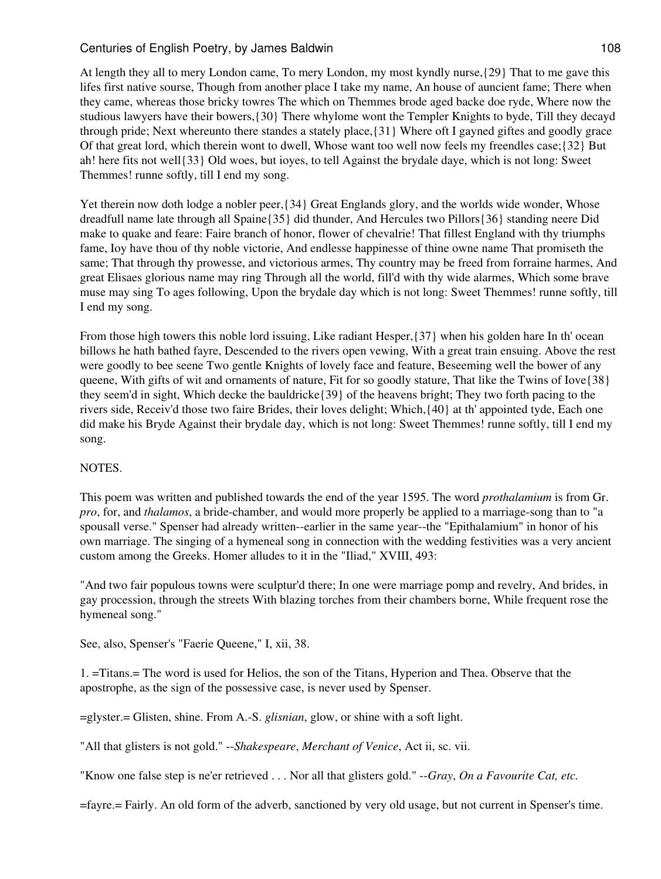At length they all to mery London came, To mery London, my most kyndly nurse,{29} That to me gave this lifes first native sourse, Though from another place I take my name, An house of auncient fame; There when they came, whereas those bricky towres The which on Themmes brode aged backe doe ryde, Where now the studious lawyers have their bowers,{30} There whylome wont the Templer Knights to byde, Till they decayd through pride; Next whereunto there standes a stately place,{31} Where oft I gayned giftes and goodly grace Of that great lord, which therein wont to dwell, Whose want too well now feels my freendles case;{32} But ah! here fits not well{33} Old woes, but ioyes, to tell Against the brydale daye, which is not long: Sweet Themmes! runne softly, till I end my song.

Yet therein now doth lodge a nobler peer,{34} Great Englands glory, and the worlds wide wonder, Whose dreadfull name late through all Spaine{35} did thunder, And Hercules two Pillors{36} standing neere Did make to quake and feare: Faire branch of honor, flower of chevalrie! That fillest England with thy triumphs fame, Ioy have thou of thy noble victorie, And endlesse happinesse of thine owne name That promiseth the same; That through thy prowesse, and victorious armes, Thy country may be freed from forraine harmes, And great Elisaes glorious name may ring Through all the world, fill'd with thy wide alarmes, Which some brave muse may sing To ages following, Upon the brydale day which is not long: Sweet Themmes! runne softly, till I end my song.

From those high towers this noble lord issuing, Like radiant Hesper,{37} when his golden hare In th' ocean billows he hath bathed fayre, Descended to the rivers open vewing, With a great train ensuing. Above the rest were goodly to bee seene Two gentle Knights of lovely face and feature, Beseeming well the bower of any queene, With gifts of wit and ornaments of nature, Fit for so goodly stature, That like the Twins of Iove{38} they seem'd in sight, Which decke the bauldricke{39} of the heavens bright; They two forth pacing to the rivers side, Receiv'd those two faire Brides, their loves delight; Which,{40} at th' appointed tyde, Each one did make his Bryde Against their brydale day, which is not long: Sweet Themmes! runne softly, till I end my song.

NOTES.

This poem was written and published towards the end of the year 1595. The word *prothalamium* is from Gr. *pro*, for, and *thalamos*, a bride-chamber, and would more properly be applied to a marriage-song than to "a spousall verse." Spenser had already written--earlier in the same year--the "Epithalamium" in honor of his own marriage. The singing of a hymeneal song in connection with the wedding festivities was a very ancient custom among the Greeks. Homer alludes to it in the "Iliad," XVIII, 493:

"And two fair populous towns were sculptur'd there; In one were marriage pomp and revelry, And brides, in gay procession, through the streets With blazing torches from their chambers borne, While frequent rose the hymeneal song."

See, also, Spenser's "Faerie Queene," I, xii, 38.

1. =Titans.= The word is used for Helios, the son of the Titans, Hyperion and Thea. Observe that the apostrophe, as the sign of the possessive case, is never used by Spenser.

=glyster.= Glisten, shine. From A.-S. *glisnian*, glow, or shine with a soft light.

"All that glisters is not gold." --*Shakespeare*, *Merchant of Venice*, Act ii, sc. vii.

"Know one false step is ne'er retrieved . . . Nor all that glisters gold." --*Gray*, *On a Favourite Cat, etc.*

=fayre.= Fairly. An old form of the adverb, sanctioned by very old usage, but not current in Spenser's time.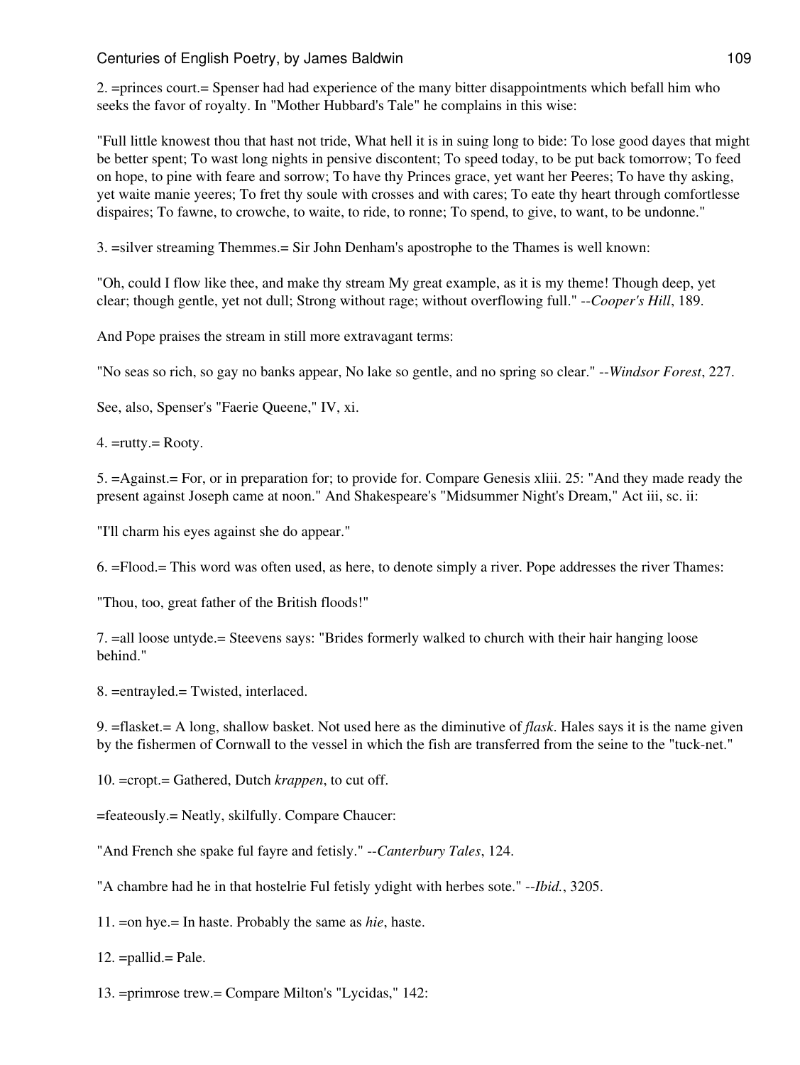2. =princes court.= Spenser had had experience of the many bitter disappointments which befall him who seeks the favor of royalty. In "Mother Hubbard's Tale" he complains in this wise:

"Full little knowest thou that hast not tride, What hell it is in suing long to bide: To lose good dayes that might be better spent; To wast long nights in pensive discontent; To speed today, to be put back tomorrow; To feed on hope, to pine with feare and sorrow; To have thy Princes grace, yet want her Peeres; To have thy asking, yet waite manie yeeres; To fret thy soule with crosses and with cares; To eate thy heart through comfortlesse dispaires; To fawne, to crowche, to waite, to ride, to ronne; To spend, to give, to want, to be undonne."

3. =silver streaming Themmes.= Sir John Denham's apostrophe to the Thames is well known:

"Oh, could I flow like thee, and make thy stream My great example, as it is my theme! Though deep, yet clear; though gentle, yet not dull; Strong without rage; without overflowing full." --*Cooper's Hill*, 189.

And Pope praises the stream in still more extravagant terms:

"No seas so rich, so gay no banks appear, No lake so gentle, and no spring so clear." --*Windsor Forest*, 227.

See, also, Spenser's "Faerie Queene," IV, xi.

4. =rutty.= Rooty.

5. =Against.= For, or in preparation for; to provide for. Compare Genesis xliii. 25: "And they made ready the present against Joseph came at noon." And Shakespeare's "Midsummer Night's Dream," Act iii, sc. ii:

"I'll charm his eyes against she do appear."

6. =Flood.= This word was often used, as here, to denote simply a river. Pope addresses the river Thames:

"Thou, too, great father of the British floods!"

7. =all loose untyde.= Steevens says: "Brides formerly walked to church with their hair hanging loose behind."

8. =entrayled.= Twisted, interlaced.

9. =flasket.= A long, shallow basket. Not used here as the diminutive of *flask*. Hales says it is the name given by the fishermen of Cornwall to the vessel in which the fish are transferred from the seine to the "tuck-net."

10. =cropt.= Gathered, Dutch *krappen*, to cut off.

=feateously.= Neatly, skilfully. Compare Chaucer:

"And French she spake ful fayre and fetisly." --*Canterbury Tales*, 124.

"A chambre had he in that hostelrie Ful fetisly ydight with herbes sote." --*Ibid.*, 3205.

11. =on hye.= In haste. Probably the same as *hie*, haste.

12. =pallid.= Pale.

13. =primrose trew.= Compare Milton's "Lycidas," 142: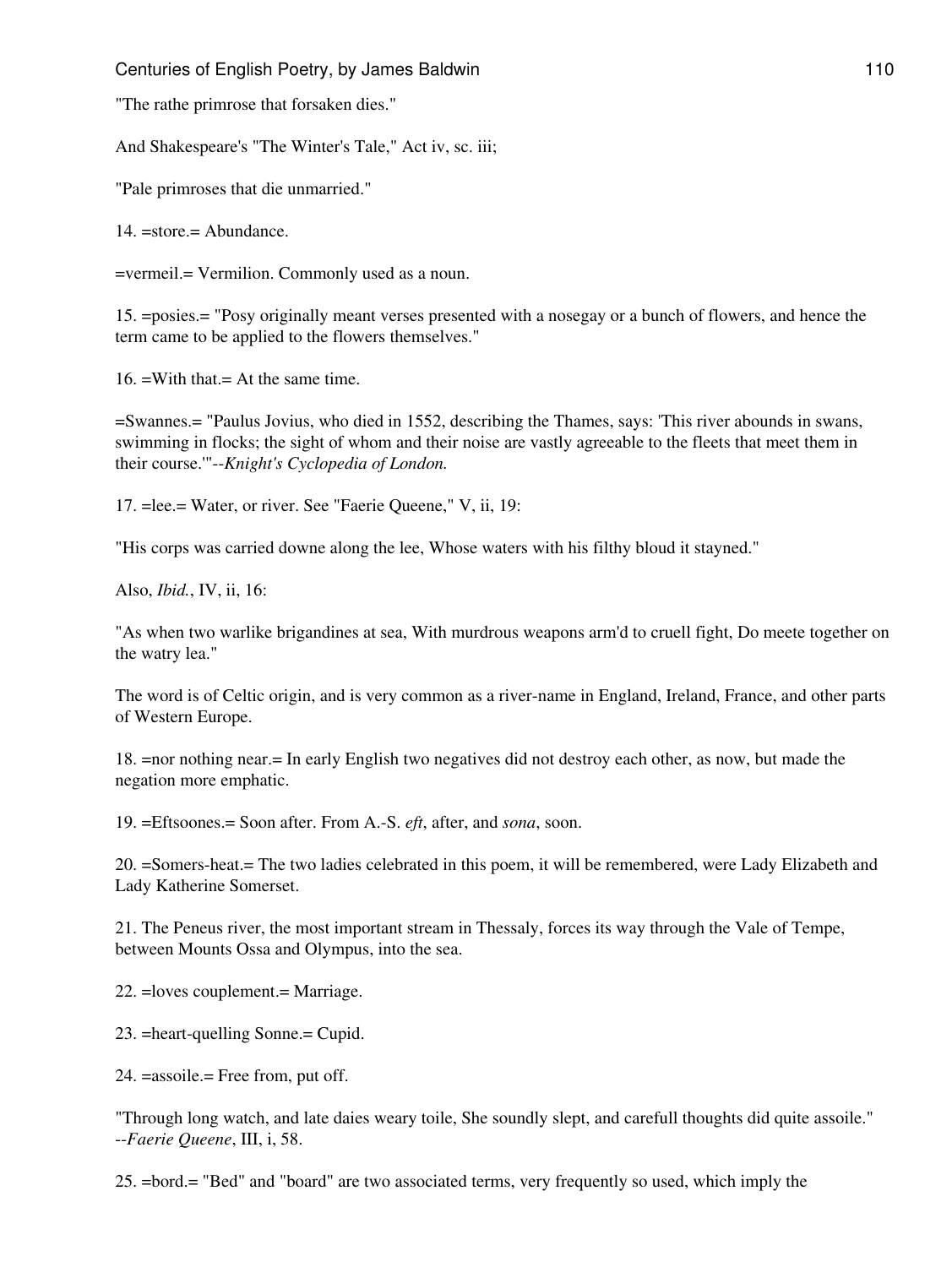"The rathe primrose that forsaken dies."

And Shakespeare's "The Winter's Tale," Act iv, sc. iii;

"Pale primroses that die unmarried."

14. =store.= Abundance.

=vermeil.= Vermilion. Commonly used as a noun.

15. =posies.= "Posy originally meant verses presented with a nosegay or a bunch of flowers, and hence the term came to be applied to the flowers themselves."

16. =With that.= At the same time.

=Swannes.= "Paulus Jovius, who died in 1552, describing the Thames, says: 'This river abounds in swans, swimming in flocks; the sight of whom and their noise are vastly agreeable to the fleets that meet them in their course.'"--*Knight's Cyclopedia of London.*

17. =lee.= Water, or river. See "Faerie Queene," V, ii, 19:

"His corps was carried downe along the lee, Whose waters with his filthy bloud it stayned."

Also, *Ibid.*, IV, ii, 16:

"As when two warlike brigandines at sea, With murdrous weapons arm'd to cruell fight, Do meete together on the watry lea."

The word is of Celtic origin, and is very common as a river-name in England, Ireland, France, and other parts of Western Europe.

18. =nor nothing near.= In early English two negatives did not destroy each other, as now, but made the negation more emphatic.

19. =Eftsoones.= Soon after. From A.-S. *eft*, after, and *sona*, soon.

20. =Somers-heat.= The two ladies celebrated in this poem, it will be remembered, were Lady Elizabeth and Lady Katherine Somerset.

21. The Peneus river, the most important stream in Thessaly, forces its way through the Vale of Tempe, between Mounts Ossa and Olympus, into the sea.

22. =loves couplement.= Marriage.

23. =heart-quelling Sonne.= Cupid.

24. =assoile.= Free from, put off.

"Through long watch, and late daies weary toile, She soundly slept, and carefull thoughts did quite assoile."
--*Faerie Queene*, III, i, 58.

25. =bord.= "Bed" and "board" are two associated terms, very frequently so used, which imply the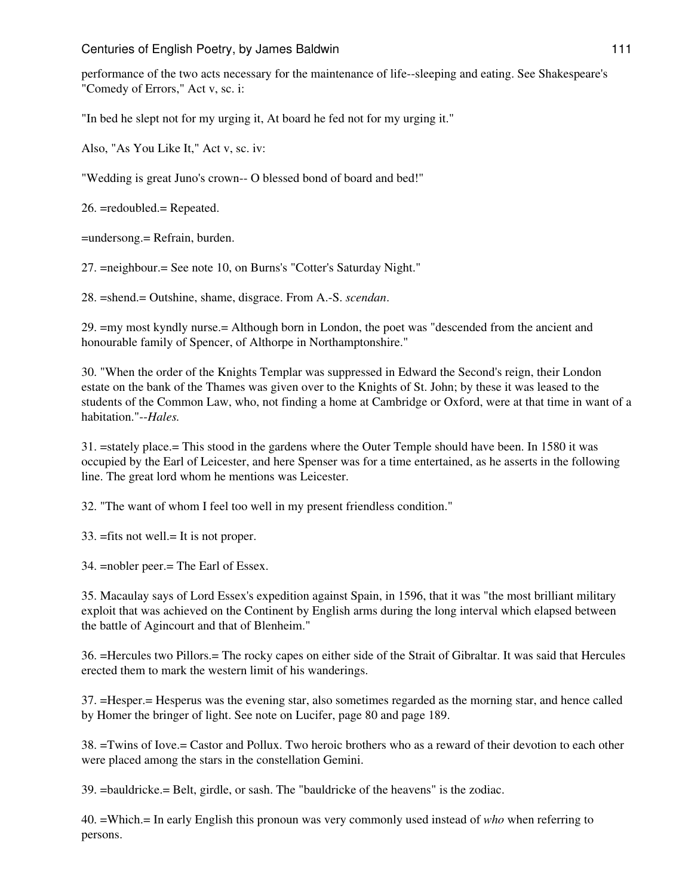performance of the two acts necessary for the maintenance of life--sleeping and eating. See Shakespeare's "Comedy of Errors," Act v, sc. i:

"In bed he slept not for my urging it, At board he fed not for my urging it."

Also, "As You Like It," Act v, sc. iv:

"Wedding is great Juno's crown-- O blessed bond of board and bed!"

26. =redoubled.= Repeated.

=undersong.= Refrain, burden.

27. =neighbour.= See note 10, on Burns's "Cotter's Saturday Night."

28. =shend.= Outshine, shame, disgrace. From A.-S. *scendan*.

29. =my most kyndly nurse.= Although born in London, the poet was "descended from the ancient and honourable family of Spencer, of Althorpe in Northamptonshire."

30. "When the order of the Knights Templar was suppressed in Edward the Second's reign, their London estate on the bank of the Thames was given over to the Knights of St. John; by these it was leased to the students of the Common Law, who, not finding a home at Cambridge or Oxford, were at that time in want of a habitation."--*Hales.*

31. =stately place.= This stood in the gardens where the Outer Temple should have been. In 1580 it was occupied by the Earl of Leicester, and here Spenser was for a time entertained, as he asserts in the following line. The great lord whom he mentions was Leicester.

32. "The want of whom I feel too well in my present friendless condition."

33. =fits not well.= It is not proper.

34. =nobler peer.= The Earl of Essex.

35. Macaulay says of Lord Essex's expedition against Spain, in 1596, that it was "the most brilliant military exploit that was achieved on the Continent by English arms during the long interval which elapsed between the battle of Agincourt and that of Blenheim."

36. =Hercules two Pillors.= The rocky capes on either side of the Strait of Gibraltar. It was said that Hercules erected them to mark the western limit of his wanderings.

37. =Hesper.= Hesperus was the evening star, also sometimes regarded as the morning star, and hence called by Homer the bringer of light. See note on Lucifer, page 80 and page 189.

38. =Twins of Iove.= Castor and Pollux. Two heroic brothers who as a reward of their devotion to each other were placed among the stars in the constellation Gemini.

39. =bauldricke.= Belt, girdle, or sash. The "bauldricke of the heavens" is the zodiac.

40. =Which.= In early English this pronoun was very commonly used instead of *who* when referring to persons.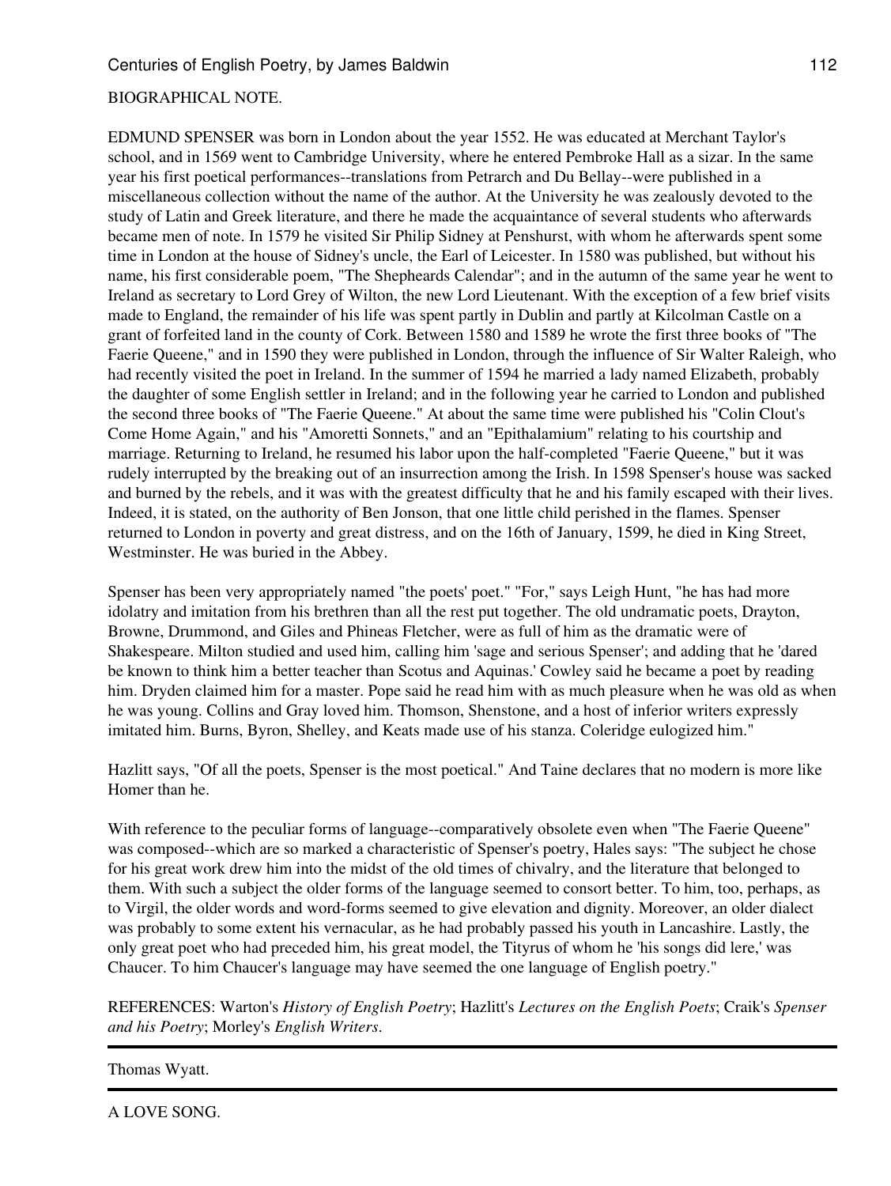BIOGRAPHICAL NOTE.

EDMUND SPENSER was born in London about the year 1552. He was educated at Merchant Taylor's school, and in 1569 went to Cambridge University, where he entered Pembroke Hall as a sizar. In the same year his first poetical performances--translations from Petrarch and Du Bellay--were published in a miscellaneous collection without the name of the author. At the University he was zealously devoted to the study of Latin and Greek literature, and there he made the acquaintance of several students who afterwards became men of note. In 1579 he visited Sir Philip Sidney at Penshurst, with whom he afterwards spent some time in London at the house of Sidney's uncle, the Earl of Leicester. In 1580 was published, but without his name, his first considerable poem, "The Shepheards Calendar"; and in the autumn of the same year he went to Ireland as secretary to Lord Grey of Wilton, the new Lord Lieutenant. With the exception of a few brief visits made to England, the remainder of his life was spent partly in Dublin and partly at Kilcolman Castle on a grant of forfeited land in the county of Cork. Between 1580 and 1589 he wrote the first three books of "The Faerie Queene," and in 1590 they were published in London, through the influence of Sir Walter Raleigh, who had recently visited the poet in Ireland. In the summer of 1594 he married a lady named Elizabeth, probably the daughter of some English settler in Ireland; and in the following year he carried to London and published the second three books of "The Faerie Queene." At about the same time were published his "Colin Clout's Come Home Again," and his "Amoretti Sonnets," and an "Epithalamium" relating to his courtship and marriage. Returning to Ireland, he resumed his labor upon the half-completed "Faerie Queene," but it was rudely interrupted by the breaking out of an insurrection among the Irish. In 1598 Spenser's house was sacked and burned by the rebels, and it was with the greatest difficulty that he and his family escaped with their lives. Indeed, it is stated, on the authority of Ben Jonson, that one little child perished in the flames. Spenser returned to London in poverty and great distress, and on the 16th of January, 1599, he died in King Street, Westminster. He was buried in the Abbey.

Spenser has been very appropriately named "the poets' poet." "For," says Leigh Hunt, "he has had more idolatry and imitation from his brethren than all the rest put together. The old undramatic poets, Drayton, Browne, Drummond, and Giles and Phineas Fletcher, were as full of him as the dramatic were of Shakespeare. Milton studied and used him, calling him 'sage and serious Spenser'; and adding that he 'dared be known to think him a better teacher than Scotus and Aquinas.' Cowley said he became a poet by reading him. Dryden claimed him for a master. Pope said he read him with as much pleasure when he was old as when he was young. Collins and Gray loved him. Thomson, Shenstone, and a host of inferior writers expressly imitated him. Burns, Byron, Shelley, and Keats made use of his stanza. Coleridge eulogized him."

Hazlitt says, "Of all the poets, Spenser is the most poetical." And Taine declares that no modern is more like Homer than he.

With reference to the peculiar forms of language--comparatively obsolete even when "The Faerie Queene" was composed--which are so marked a characteristic of Spenser's poetry, Hales says: "The subject he chose for his great work drew him into the midst of the old times of chivalry, and the literature that belonged to them. With such a subject the older forms of the language seemed to consort better. To him, too, perhaps, as to Virgil, the older words and word-forms seemed to give elevation and dignity. Moreover, an older dialect was probably to some extent his vernacular, as he had probably passed his youth in Lancashire. Lastly, the only great poet who had preceded him, his great model, the Tityrus of whom he 'his songs did lere,' was Chaucer. To him Chaucer's language may have seemed the one language of English poetry."

REFERENCES: Warton's *History of English Poetry*; Hazlitt's *Lectures on the English Poets*; Craik's *Spenser and his Poetry*; Morley's *English Writers*.

---

## Thomas Wyatt.

---

### A LOVE SONG.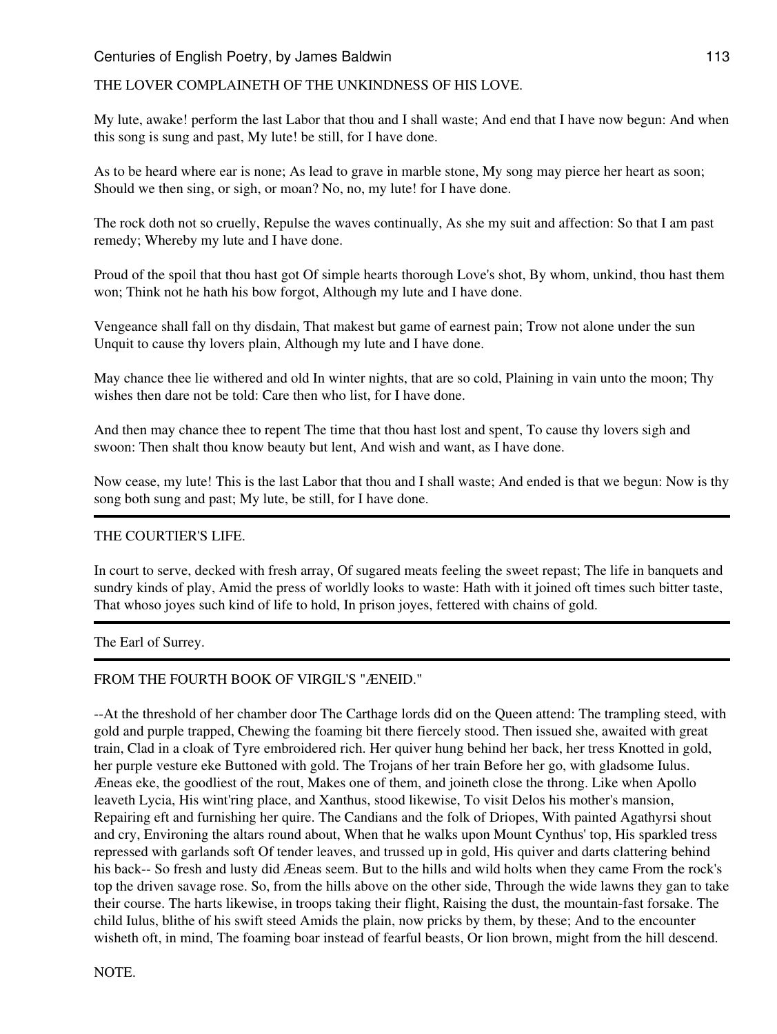THE LOVER COMPLAINETH OF THE UNKINDNESS OF HIS LOVE.

My lute, awake! perform the last Labor that thou and I shall waste; And end that I have now begun: And when this song is sung and past, My lute! be still, for I have done.

As to be heard where ear is none; As lead to grave in marble stone, My song may pierce her heart as soon; Should we then sing, or sigh, or moan? No, no, my lute! for I have done.

The rock doth not so cruelly, Repulse the waves continually, As she my suit and affection: So that I am past remedy; Whereby my lute and I have done.

Proud of the spoil that thou hast got Of simple hearts thorough Love's shot, By whom, unkind, thou hast them won; Think not he hath his bow forgot, Although my lute and I have done.

Vengeance shall fall on thy disdain, That makest but game of earnest pain; Trow not alone under the sun Unquit to cause thy lovers plain, Although my lute and I have done.

May chance thee lie withered and old In winter nights, that are so cold, Plaining in vain unto the moon; Thy wishes then dare not be told: Care then who list, for I have done.

And then may chance thee to repent The time that thou hast lost and spent, To cause thy lovers sigh and swoon: Then shalt thou know beauty but lent, And wish and want, as I have done.

Now cease, my lute! This is the last Labor that thou and I shall waste; And ended is that we begun: Now is thy song both sung and past; My lute, be still, for I have done.

---

THE COURTIER'S LIFE.

In court to serve, decked with fresh array, Of sugared meats feeling the sweet repast; The life in banquets and sundry kinds of play, Amid the press of worldly looks to waste: Hath with it joined oft times such bitter taste, That whoso joyes such kind of life to hold, In prison joyes, fettered with chains of gold.

---

The Earl of Surrey.

---

FROM THE FOURTH BOOK OF VIRGIL'S "ÆNEID."

--At the threshold of her chamber door The Carthage lords did on the Queen attend: The trampling steed, with gold and purple trapped, Chewing the foaming bit there fiercely stood. Then issued she, awaited with great train, Clad in a cloak of Tyre embroidered rich. Her quiver hung behind her back, her tress Knotted in gold, her purple vesture eke Buttoned with gold. The Trojans of her train Before her go, with gladsome Iulus. Æneas eke, the goodliest of the rout, Makes one of them, and joineth close the throng. Like when Apollo leaveth Lycia, His wint'ring place, and Xanthus, stood likewise, To visit Delos his mother's mansion, Repairing eft and furnishing her quire. The Candians and the folk of Driopes, With painted Agathyrsi shout and cry, Environing the altars round about, When that he walks upon Mount Cynthus' top, His sparkled tress repressed with garlands soft Of tender leaves, and trussed up in gold, His quiver and darts clattering behind his back-- So fresh and lusty did Æneas seem. But to the hills and wild holts when they came From the rock's top the driven savage rose. So, from the hills above on the other side, Through the wide lawns they gan to take their course. The harts likewise, in troops taking their flight, Raising the dust, the mountain-fast forsake. The child Iulus, blithe of his swift steed Amids the plain, now pricks by them, by these; And to the encounter wisheth oft, in mind, The foaming boar instead of fearful beasts, Or lion brown, might from the hill descend.

NOTE.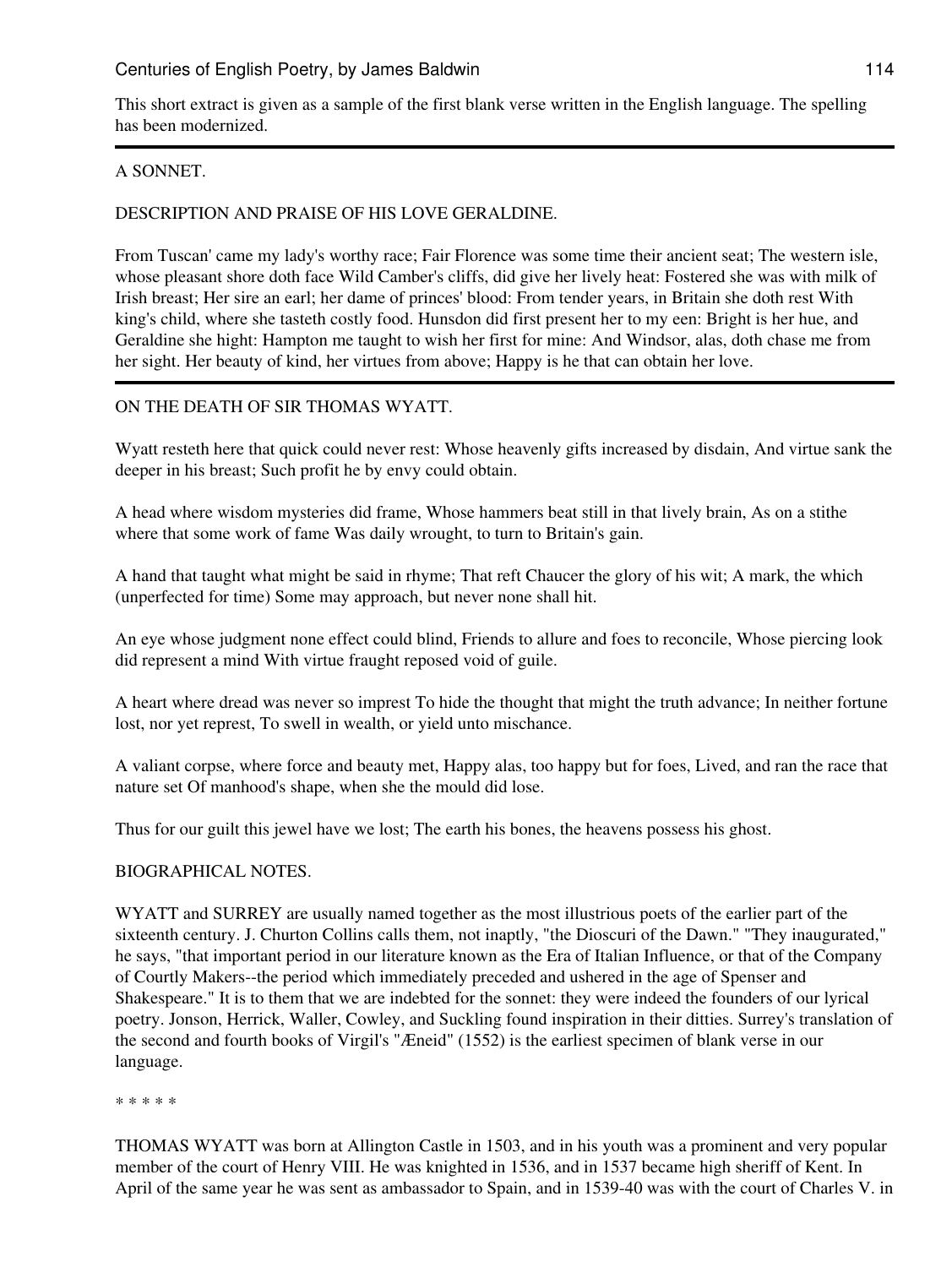This short extract is given as a sample of the first blank verse written in the English language. The spelling has been modernized.

---

## A SONNET.

### DESCRIPTION AND PRAISE OF HIS LOVE GERALDINE.

From Tuscan' came my lady's worthy race; Fair Florence was some time their ancient seat; The western isle, whose pleasant shore doth face Wild Camber's cliffs, did give her lively heat: Fostered she was with milk of Irish breast; Her sire an earl; her dame of princes' blood: From tender years, in Britain she doth rest With king's child, where she tasteth costly food. Hunsdon did first present her to my een: Bright is her hue, and Geraldine she hight: Hampton me taught to wish her first for mine: And Windsor, alas, doth chase me from her sight. Her beauty of kind, her virtues from above; Happy is he that can obtain her love.

---

## ON THE DEATH OF SIR THOMAS WYATT.

Wyatt resteth here that quick could never rest: Whose heavenly gifts increased by disdain, And virtue sank the deeper in his breast; Such profit he by envy could obtain.

A head where wisdom mysteries did frame, Whose hammers beat still in that lively brain, As on a stithe where that some work of fame Was daily wrought, to turn to Britain's gain.

A hand that taught what might be said in rhyme; That reft Chaucer the glory of his wit; A mark, the which (unperfected for time) Some may approach, but never none shall hit.

An eye whose judgment none effect could blind, Friends to allure and foes to reconcile, Whose piercing look did represent a mind With virtue fraught reposed void of guile.

A heart where dread was never so imprest To hide the thought that might the truth advance; In neither fortune lost, nor yet represt, To swell in wealth, or yield unto mischance.

A valiant corpse, where force and beauty met, Happy alas, too happy but for foes, Lived, and ran the race that nature set Of manhood's shape, when she the mould did lose.

Thus for our guilt this jewel have we lost; The earth his bones, the heavens possess his ghost.

## BIOGRAPHICAL NOTES.

WYATT and SURREY are usually named together as the most illustrious poets of the earlier part of the sixteenth century. J. Churton Collins calls them, not inaptly, "the Dioscuri of the Dawn." "They inaugurated," he says, "that important period in our literature known as the Era of Italian Influence, or that of the Company of Courtly Makers--the period which immediately preceded and ushered in the age of Spenser and Shakespeare." It is to them that we are indebted for the sonnet: they were indeed the founders of our lyrical poetry. Jonson, Herrick, Waller, Cowley, and Suckling found inspiration in their ditties. Surrey's translation of the second and fourth books of Virgil's "Æneid" (1552) is the earliest specimen of blank verse in our language.

* * * * *

THOMAS WYATT was born at Allington Castle in 1503, and in his youth was a prominent and very popular member of the court of Henry VIII. He was knighted in 1536, and in 1537 became high sheriff of Kent. In April of the same year he was sent as ambassador to Spain, and in 1539-40 was with the court of Charles V. in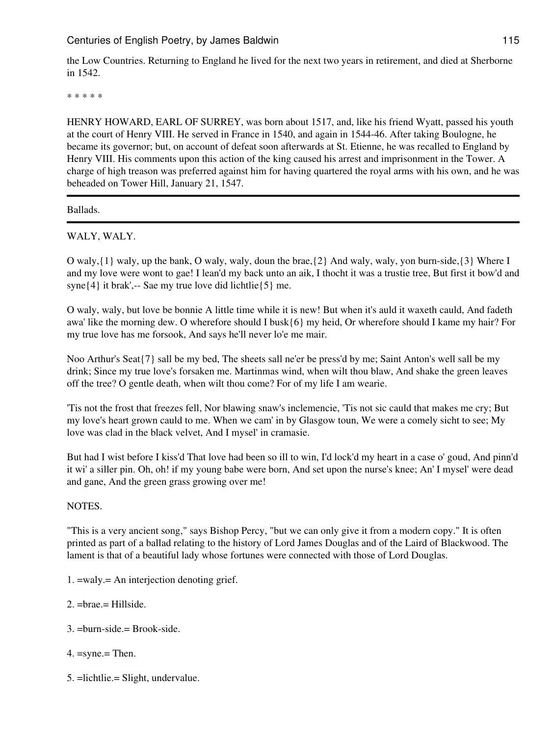the Low Countries. Returning to England he lived for the next two years in retirement, and died at Sherborne in 1542.

* * * * *

HENRY HOWARD, EARL OF SURREY, was born about 1517, and, like his friend Wyatt, passed his youth at the court of Henry VIII. He served in France in 1540, and again in 1544-46. After taking Boulogne, he became its governor; but, on account of defeat soon afterwards at St. Etienne, he was recalled to England by Henry VIII. His comments upon this action of the king caused his arrest and imprisonment in the Tower. A charge of high treason was preferred against him for having quartered the royal arms with his own, and he was beheaded on Tower Hill, January 21, 1547.

---

Ballads.

---

WALY, WALY.

O waly,{1} waly, up the bank, O waly, waly, doun the brae,{2} And waly, waly, yon burn-side,{3} Where I and my love were wont to gae! I lean'd my back unto an aik, I thocht it was a trustie tree, But first it bow'd and syne{4} it brak',-- Sae my true love did lichtlie{5} me.

O waly, waly, but love be bonnie A little time while it is new! But when it's auld it waxeth cauld, And fadeth awa' like the morning dew. O wherefore should I busk{6} my heid, Or wherefore should I kame my hair? For my true love has me forsook, And says he'll never lo'e me mair.

Noo Arthur's Seat{7} sall be my bed, The sheets sall ne'er be press'd by me; Saint Anton's well sall be my drink; Since my true love's forsaken me. Martinmas wind, when wilt thou blaw, And shake the green leaves off the tree? O gentle death, when wilt thou come? For of my life I am wearie.

'Tis not the frost that freezes fell, Nor blawing snaw's inclemencie, 'Tis not sic cauld that makes me cry; But my love's heart grown cauld to me. When we cam' in by Glasgow toun, We were a comely sicht to see; My love was clad in the black velvet, And I mysel' in cramasie.

But had I wist before I kiss'd That love had been so ill to win, I'd lock'd my heart in a case o' goud, And pinn'd it wi' a siller pin. Oh, oh! if my young babe were born, And set upon the nurse's knee; An' I mysel' were dead and gane, And the green grass growing over me!

NOTES.

"This is a very ancient song," says Bishop Percy, "but we can only give it from a modern copy." It is often printed as part of a ballad relating to the history of Lord James Douglas and of the Laird of Blackwood. The lament is that of a beautiful lady whose fortunes were connected with those of Lord Douglas.

1. =waly.= An interjection denoting grief.

2. =brae.= Hillside.

3. =burn-side.= Brook-side.

4. =syne.= Then.

5. =lichtlie.= Slight, undervalue.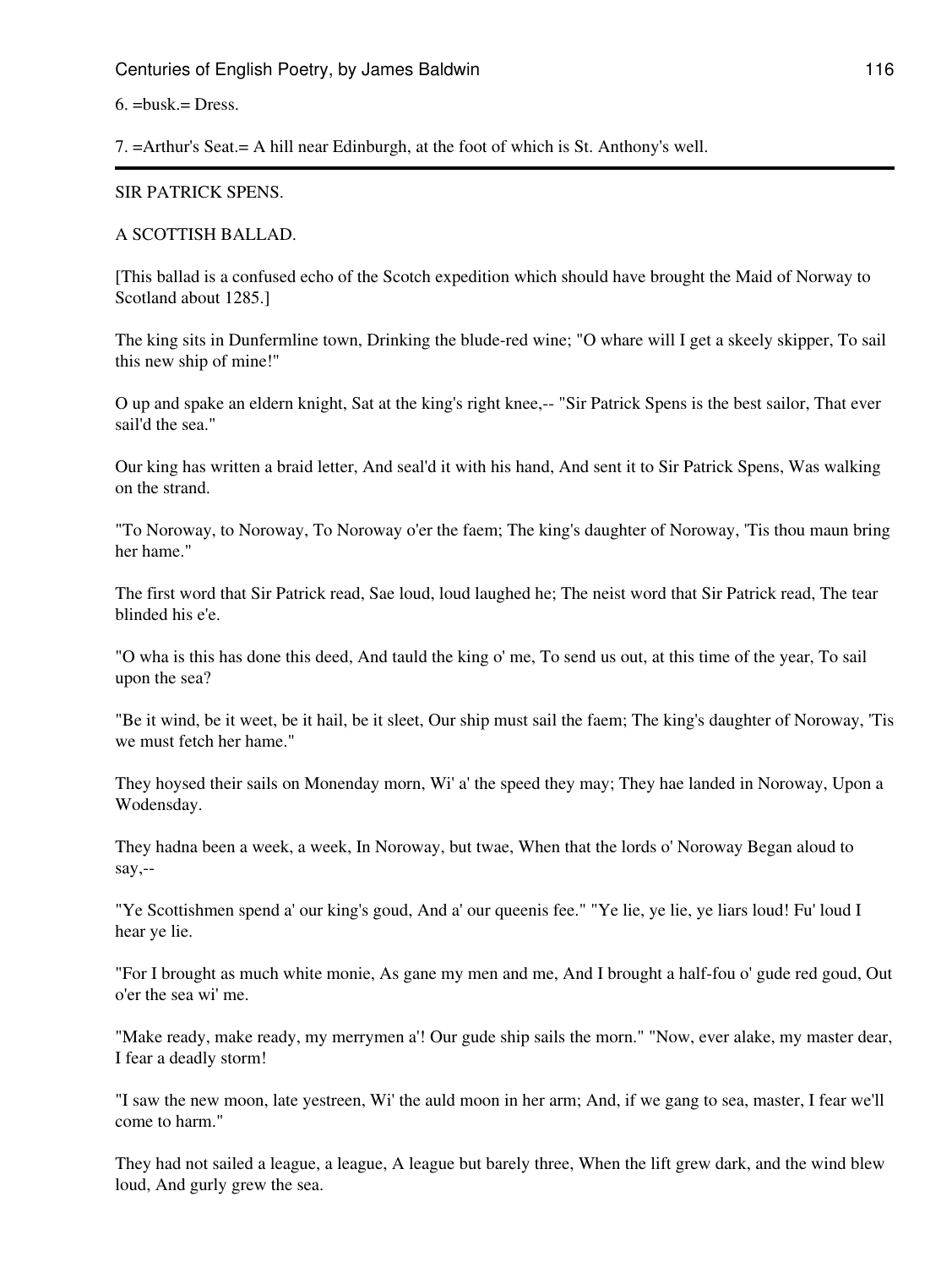6. =busk.= Dress.

7. =Arthur's Seat.= A hill near Edinburgh, at the foot of which is St. Anthony's well.

---

SIR PATRICK SPENS.

A SCOTTISH BALLAD.

[This ballad is a confused echo of the Scotch expedition which should have brought the Maid of Norway to Scotland about 1285.]

The king sits in Dunfermline town, Drinking the blude-red wine; "O whare will I get a skeely skipper, To sail this new ship of mine!"

O up and spake an eldern knight, Sat at the king's right knee,-- "Sir Patrick Spens is the best sailor, That ever sail'd the sea."

Our king has written a braid letter, And seal'd it with his hand, And sent it to Sir Patrick Spens, Was walking on the strand.

"To Noroway, to Noroway, To Noroway o'er the faem; The king's daughter of Noroway, 'Tis thou maun bring her hame."

The first word that Sir Patrick read, Sae loud, loud laughed he; The neist word that Sir Patrick read, The tear blinded his e'e.

"O wha is this has done this deed, And tauld the king o' me, To send us out, at this time of the year, To sail upon the sea?

"Be it wind, be it weet, be it hail, be it sleet, Our ship must sail the faem; The king's daughter of Noroway, 'Tis we must fetch her hame."

They hoysed their sails on Monenday morn, Wi' a' the speed they may; They hae landed in Noroway, Upon a Wodensday.

They hadna been a week, a week, In Noroway, but twae, When that the lords o' Noroway Began aloud to say,--

"Ye Scottishmen spend a' our king's goud, And a' our queenis fee." "Ye lie, ye lie, ye liars loud! Fu' loud I hear ye lie.

"For I brought as much white monie, As gane my men and me, And I brought a half-fou o' gude red goud, Out o'er the sea wi' me.

"Make ready, make ready, my merrymen a'! Our gude ship sails the morn." "Now, ever alake, my master dear, I fear a deadly storm!

"I saw the new moon, late yestreen, Wi' the auld moon in her arm; And, if we gang to sea, master, I fear we'll come to harm."

They had not sailed a league, a league, A league but barely three, When the lift grew dark, and the wind blew loud, And gurly grew the sea.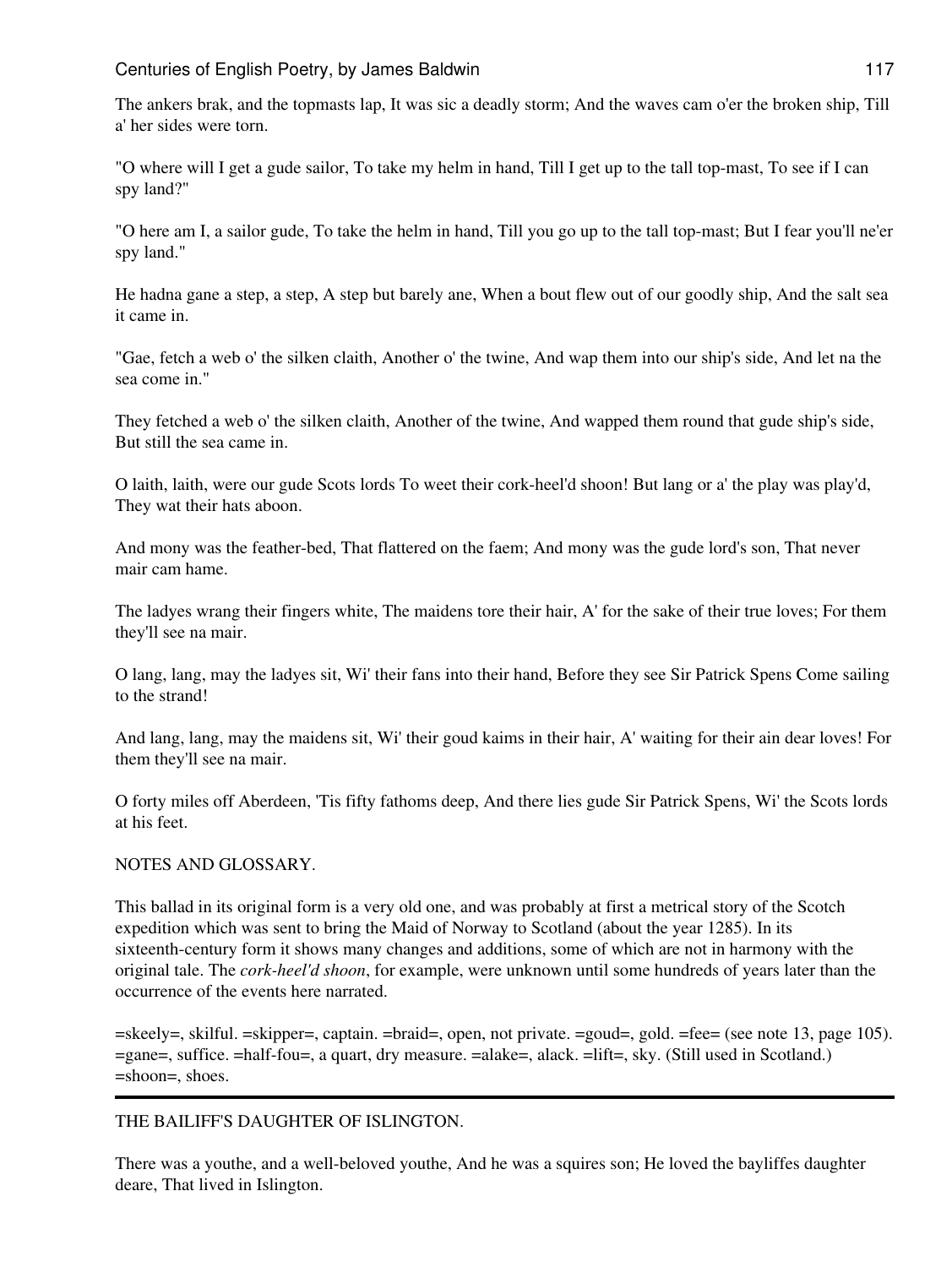The ankers brak, and the topmasts lap, It was sic a deadly storm; And the waves cam o'er the broken ship, Till a' her sides were torn.

"O where will I get a gude sailor, To take my helm in hand, Till I get up to the tall top-mast, To see if I can spy land?"

"O here am I, a sailor gude, To take the helm in hand, Till you go up to the tall top-mast; But I fear you'll ne'er spy land."

He hadna gane a step, a step, A step but barely ane, When a bout flew out of our goodly ship, And the salt sea it came in.

"Gae, fetch a web o' the silken claith, Another o' the twine, And wap them into our ship's side, And let na the sea come in."

They fetched a web o' the silken claith, Another of the twine, And wapped them round that gude ship's side, But still the sea came in.

O laith, laith, were our gude Scots lords To weet their cork-heel'd shoon! But lang or a' the play was play'd, They wat their hats aboon.

And mony was the feather-bed, That flattered on the faem; And mony was the gude lord's son, That never mair cam hame.

The ladyes wrang their fingers white, The maidens tore their hair, A' for the sake of their true loves; For them they'll see na mair.

O lang, lang, may the ladyes sit, Wi' their fans into their hand, Before they see Sir Patrick Spens Come sailing to the strand!

And lang, lang, may the maidens sit, Wi' their goud kaims in their hair, A' waiting for their ain dear loves! For them they'll see na mair.

O forty miles off Aberdeen, 'Tis fifty fathoms deep, And there lies gude Sir Patrick Spens, Wi' the Scots lords at his feet.

NOTES AND GLOSSARY.

This ballad in its original form is a very old one, and was probably at first a metrical story of the Scotch expedition which was sent to bring the Maid of Norway to Scotland (about the year 1285). In its sixteenth-century form it shows many changes and additions, some of which are not in harmony with the original tale. The *cork-heel'd shoon*, for example, were unknown until some hundreds of years later than the occurrence of the events here narrated.

=skeely=, skilful. =skipper=, captain. =braid=, open, not private. =goud=, gold. =fee= (see note 13, page 105). =gane=, suffice. =half-fou=, a quart, dry measure. =alake=, alack. =lift=, sky. (Still used in Scotland.) =shoon=, shoes.

---

THE BAILIFF'S DAUGHTER OF ISLINGTON.

There was a youthe, and a well-beloved youthe, And he was a squires son; He loved the bayliffes daughter deare, That lived in Islington.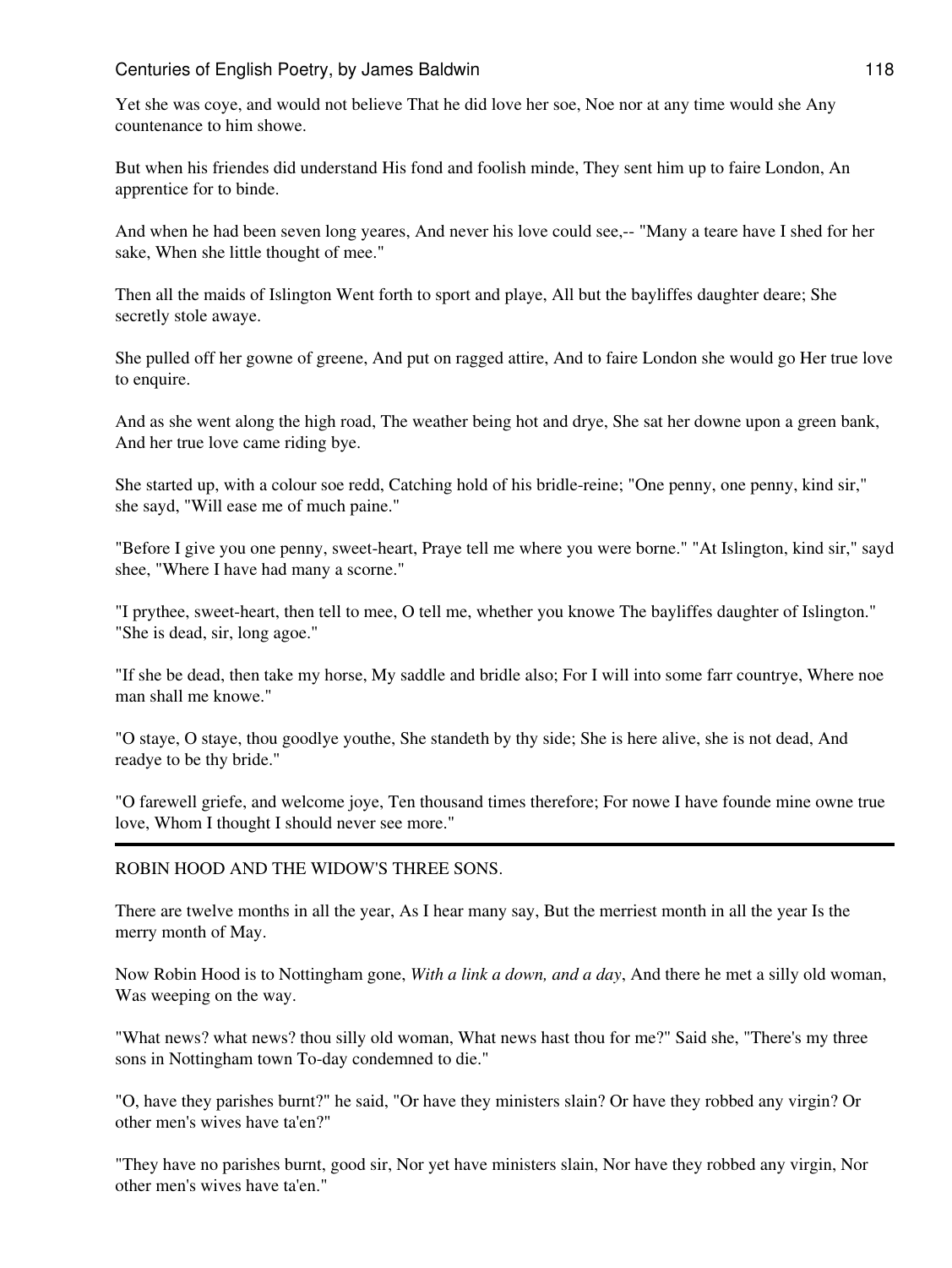Yet she was coye, and would not believe That he did love her soe, Noe nor at any time would she Any countenance to him showe.

But when his friendes did understand His fond and foolish minde, They sent him up to faire London, An apprentice for to binde.

And when he had been seven long yeares, And never his love could see,-- "Many a teare have I shed for her sake, When she little thought of mee."

Then all the maids of Islington Went forth to sport and playe, All but the bayliffes daughter deare; She secretly stole awaye.

She pulled off her gowne of greene, And put on ragged attire, And to faire London she would go Her true love to enquire.

And as she went along the high road, The weather being hot and drye, She sat her downe upon a green bank, And her true love came riding bye.

She started up, with a colour soe redd, Catching hold of his bridle-reine; "One penny, one penny, kind sir," she sayd, "Will ease me of much paine."

"Before I give you one penny, sweet-heart, Praye tell me where you were borne." "At Islington, kind sir," sayd shee, "Where I have had many a scorne."

"I prythee, sweet-heart, then tell to mee, O tell me, whether you knowe The bayliffes daughter of Islington." "She is dead, sir, long agoe."

"If she be dead, then take my horse, My saddle and bridle also; For I will into some farr countrye, Where noe man shall me knowe."

"O staye, O staye, thou goodlye youthe, She standeth by thy side; She is here alive, she is not dead, And readye to be thy bride."

"O farewell griefe, and welcome joye, Ten thousand times therefore; For nowe I have founde mine owne true love, Whom I thought I should never see more."

---

ROBIN HOOD AND THE WIDOW'S THREE SONS.

There are twelve months in all the year, As I hear many say, But the merriest month in all the year Is the merry month of May.

Now Robin Hood is to Nottingham gone, *With a link a down, and a day*, And there he met a silly old woman, Was weeping on the way.

"What news? what news? thou silly old woman, What news hast thou for me?" Said she, "There's my three sons in Nottingham town To-day condemned to die."

"O, have they parishes burnt?" he said, "Or have they ministers slain? Or have they robbed any virgin? Or other men's wives have ta'en?"

"They have no parishes burnt, good sir, Nor yet have ministers slain, Nor have they robbed any virgin, Nor other men's wives have ta'en."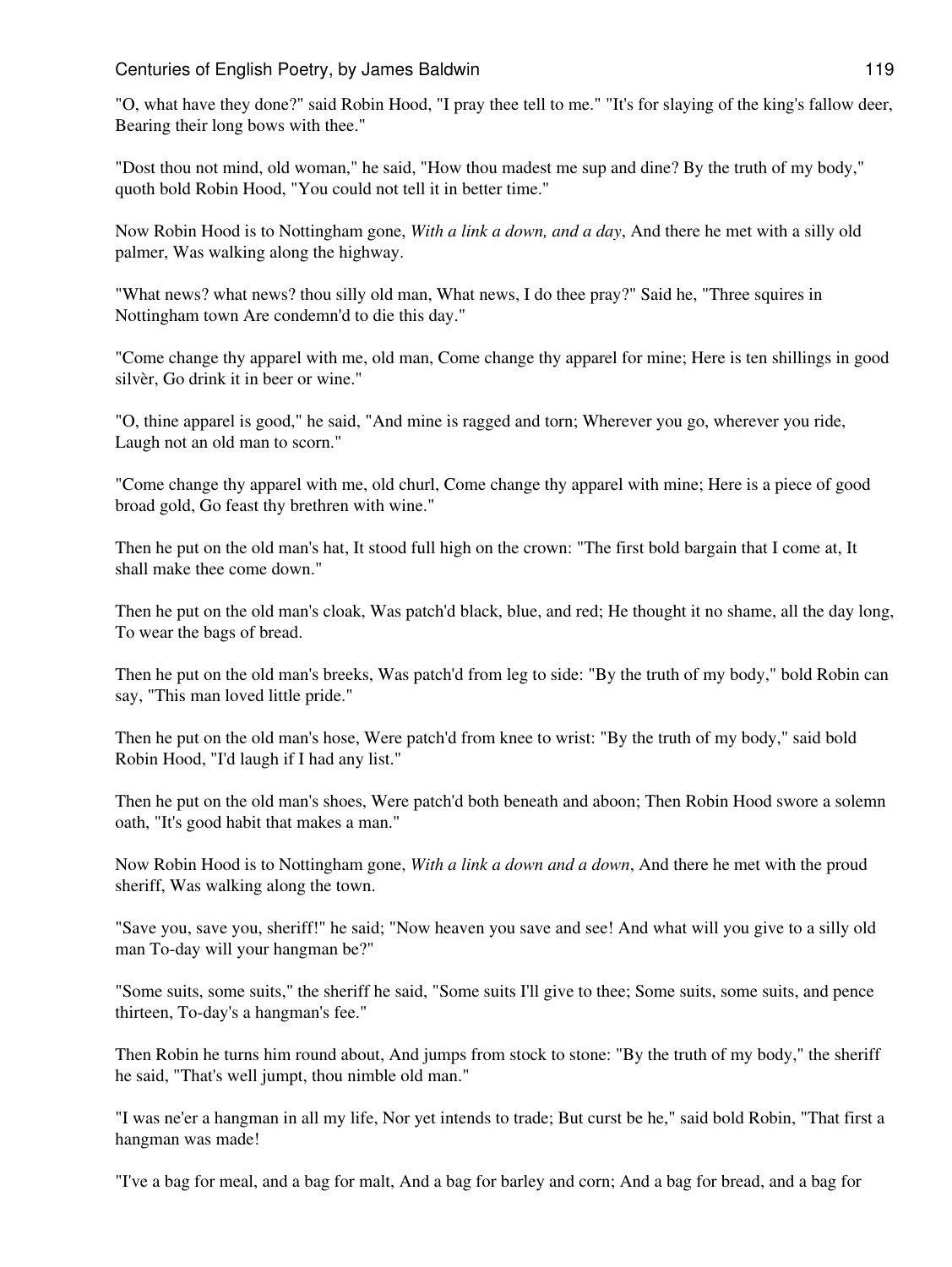"O, what have they done?" said Robin Hood, "I pray thee tell to me." "It's for slaying of the king's fallow deer, Bearing their long bows with thee."

"Dost thou not mind, old woman," he said, "How thou madest me sup and dine? By the truth of my body," quoth bold Robin Hood, "You could not tell it in better time."

Now Robin Hood is to Nottingham gone, *With a link a down, and a day*, And there he met with a silly old palmer, Was walking along the highway.

"What news? what news? thou silly old man, What news, I do thee pray?" Said he, "Three squires in Nottingham town Are condemn'd to die this day."

"Come change thy apparel with me, old man, Come change thy apparel for mine; Here is ten shillings in good silvèr, Go drink it in beer or wine."

"O, thine apparel is good," he said, "And mine is ragged and torn; Wherever you go, wherever you ride, Laugh not an old man to scorn."

"Come change thy apparel with me, old churl, Come change thy apparel with mine; Here is a piece of good broad gold, Go feast thy brethren with wine."

Then he put on the old man's hat, It stood full high on the crown: "The first bold bargain that I come at, It shall make thee come down."

Then he put on the old man's cloak, Was patch'd black, blue, and red; He thought it no shame, all the day long, To wear the bags of bread.

Then he put on the old man's breeks, Was patch'd from leg to side: "By the truth of my body," bold Robin can say, "This man loved little pride."

Then he put on the old man's hose, Were patch'd from knee to wrist: "By the truth of my body," said bold Robin Hood, "I'd laugh if I had any list."

Then he put on the old man's shoes, Were patch'd both beneath and aboon; Then Robin Hood swore a solemn oath, "It's good habit that makes a man."

Now Robin Hood is to Nottingham gone, *With a link a down and a down*, And there he met with the proud sheriff, Was walking along the town.

"Save you, save you, sheriff!" he said; "Now heaven you save and see! And what will you give to a silly old man To-day will your hangman be?"

"Some suits, some suits," the sheriff he said, "Some suits I'll give to thee; Some suits, some suits, and pence thirteen, To-day's a hangman's fee."

Then Robin he turns him round about, And jumps from stock to stone: "By the truth of my body," the sheriff he said, "That's well jumpt, thou nimble old man."

"I was ne'er a hangman in all my life, Nor yet intends to trade; But curst be he," said bold Robin, "That first a hangman was made!

"I've a bag for meal, and a bag for malt, And a bag for barley and corn; And a bag for bread, and a bag for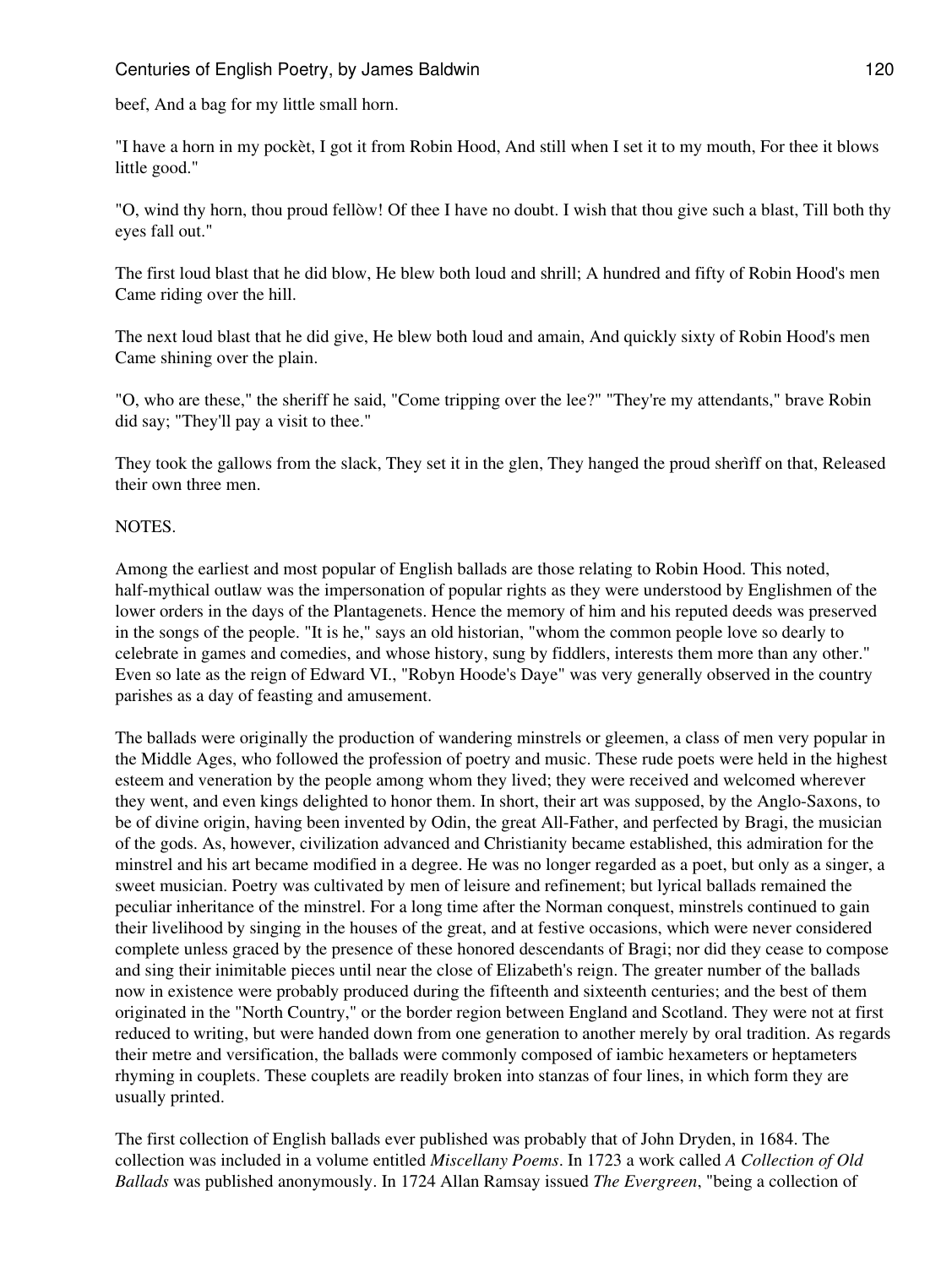beef, And a bag for my little small horn.

"I have a horn in my pockèt, I got it from Robin Hood, And still when I set it to my mouth, For thee it blows little good."

"O, wind thy horn, thou proud fellòw! Of thee I have no doubt. I wish that thou give such a blast, Till both thy eyes fall out."

The first loud blast that he did blow, He blew both loud and shrill; A hundred and fifty of Robin Hood's men Came riding over the hill.

The next loud blast that he did give, He blew both loud and amain, And quickly sixty of Robin Hood's men Came shining over the plain.

"O, who are these," the sheriff he said, "Come tripping over the lee?" "They're my attendants," brave Robin did say; "They'll pay a visit to thee."

They took the gallows from the slack, They set it in the glen, They hanged the proud sherìff on that, Released their own three men.

NOTES.

Among the earliest and most popular of English ballads are those relating to Robin Hood. This noted, half-mythical outlaw was the impersonation of popular rights as they were understood by Englishmen of the lower orders in the days of the Plantagenets. Hence the memory of him and his reputed deeds was preserved in the songs of the people. "It is he," says an old historian, "whom the common people love so dearly to celebrate in games and comedies, and whose history, sung by fiddlers, interests them more than any other." Even so late as the reign of Edward VI., "Robyn Hoode's Daye" was very generally observed in the country parishes as a day of feasting and amusement.

The ballads were originally the production of wandering minstrels or gleemen, a class of men very popular in the Middle Ages, who followed the profession of poetry and music. These rude poets were held in the highest esteem and veneration by the people among whom they lived; they were received and welcomed wherever they went, and even kings delighted to honor them. In short, their art was supposed, by the Anglo-Saxons, to be of divine origin, having been invented by Odin, the great All-Father, and perfected by Bragi, the musician of the gods. As, however, civilization advanced and Christianity became established, this admiration for the minstrel and his art became modified in a degree. He was no longer regarded as a poet, but only as a singer, a sweet musician. Poetry was cultivated by men of leisure and refinement; but lyrical ballads remained the peculiar inheritance of the minstrel. For a long time after the Norman conquest, minstrels continued to gain their livelihood by singing in the houses of the great, and at festive occasions, which were never considered complete unless graced by the presence of these honored descendants of Bragi; nor did they cease to compose and sing their inimitable pieces until near the close of Elizabeth's reign. The greater number of the ballads now in existence were probably produced during the fifteenth and sixteenth centuries; and the best of them originated in the "North Country," or the border region between England and Scotland. They were not at first reduced to writing, but were handed down from one generation to another merely by oral tradition. As regards their metre and versification, the ballads were commonly composed of iambic hexameters or heptameters rhyming in couplets. These couplets are readily broken into stanzas of four lines, in which form they are usually printed.

The first collection of English ballads ever published was probably that of John Dryden, in 1684. The collection was included in a volume entitled *Miscellany Poems*. In 1723 a work called *A Collection of Old Ballads* was published anonymously. In 1724 Allan Ramsay issued *The Evergreen*, "being a collection of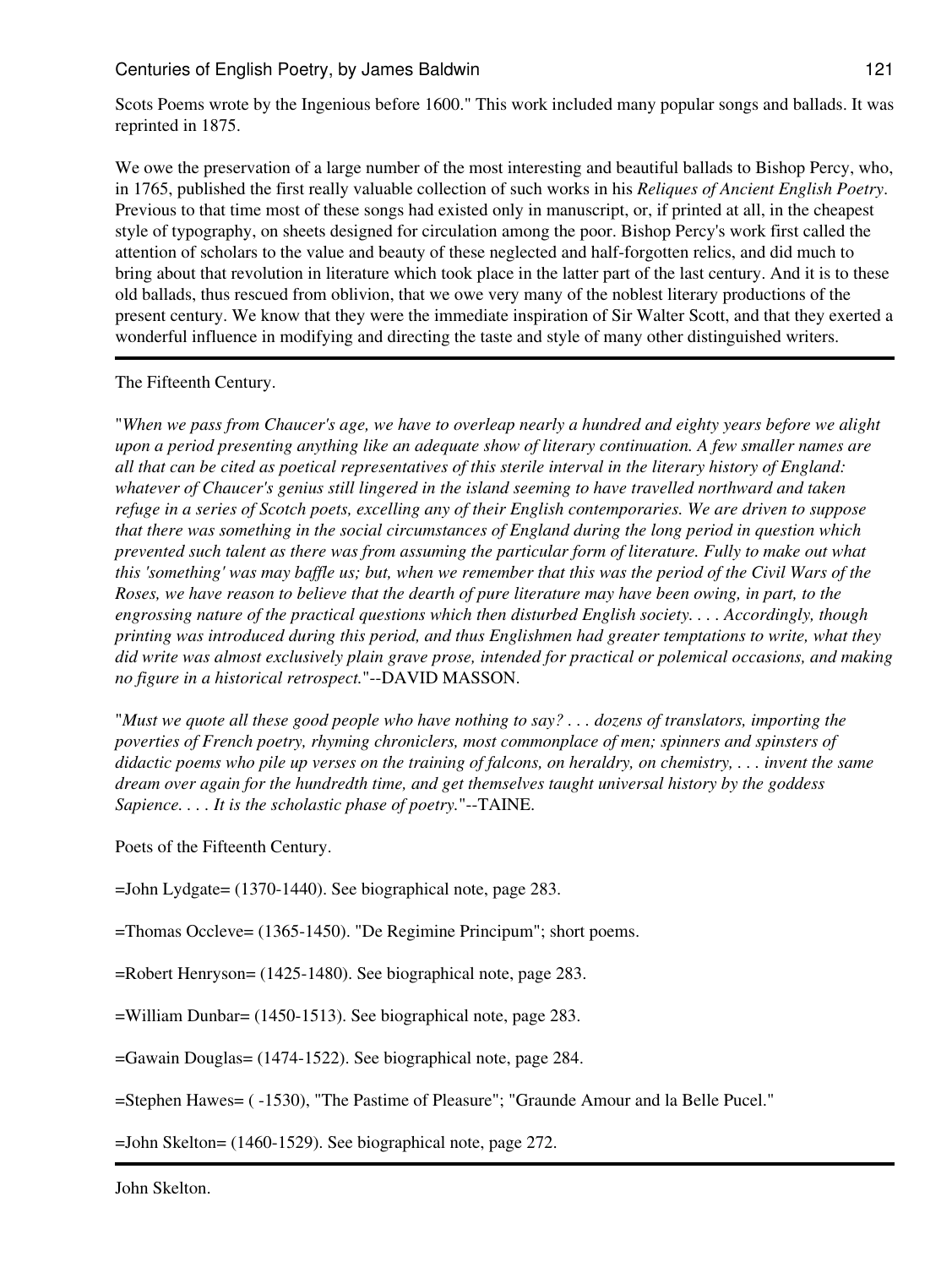Scots Poems wrote by the Ingenious before 1600." This work included many popular songs and ballads. It was reprinted in 1875.

We owe the preservation of a large number of the most interesting and beautiful ballads to Bishop Percy, who, in 1765, published the first really valuable collection of such works in his *Reliques of Ancient English Poetry*. Previous to that time most of these songs had existed only in manuscript, or, if printed at all, in the cheapest style of typography, on sheets designed for circulation among the poor. Bishop Percy's work first called the attention of scholars to the value and beauty of these neglected and half-forgotten relics, and did much to bring about that revolution in literature which took place in the latter part of the last century. And it is to these old ballads, thus rescued from oblivion, that we owe very many of the noblest literary productions of the present century. We know that they were the immediate inspiration of Sir Walter Scott, and that they exerted a wonderful influence in modifying and directing the taste and style of many other distinguished writers.

---

## The Fifteenth Century.

"*When we pass from Chaucer's age, we have to overleap nearly a hundred and eighty years before we alight upon a period presenting anything like an adequate show of literary continuation. A few smaller names are all that can be cited as poetical representatives of this sterile interval in the literary history of England: whatever of Chaucer's genius still lingered in the island seeming to have travelled northward and taken refuge in a series of Scotch poets, excelling any of their English contemporaries. We are driven to suppose that there was something in the social circumstances of England during the long period in question which prevented such talent as there was from assuming the particular form of literature. Fully to make out what this 'something' was may baffle us; but, when we remember that this was the period of the Civil Wars of the Roses, we have reason to believe that the dearth of pure literature may have been owing, in part, to the engrossing nature of the practical questions which then disturbed English society. . . . Accordingly, though printing was introduced during this period, and thus Englishmen had greater temptations to write, what they did write was almost exclusively plain grave prose, intended for practical or polemical occasions, and making no figure in a historical retrospect.*"--DAVID MASSON.

"*Must we quote all these good people who have nothing to say? . . . dozens of translators, importing the poverties of French poetry, rhyming chroniclers, most commonplace of men; spinners and spinsters of didactic poems who pile up verses on the training of falcons, on heraldry, on chemistry, . . . invent the same dream over again for the hundredth time, and get themselves taught universal history by the goddess Sapience. . . . It is the scholastic phase of poetry.*"--TAINE.

### Poets of the Fifteenth Century.

=John Lydgate= (1370-1440). See biographical note, page 283.

=Thomas Occleve= (1365-1450). "De Regimine Principum"; short poems.

=Robert Henryson= (1425-1480). See biographical note, page 283.

=William Dunbar= (1450-1513). See biographical note, page 283.

=Gawain Douglas= (1474-1522). See biographical note, page 284.

=Stephen Hawes= ( -1530), "The Pastime of Pleasure"; "Graunde Amour and la Belle Pucel."

=John Skelton= (1460-1529). See biographical note, page 272.

---

## John Skelton.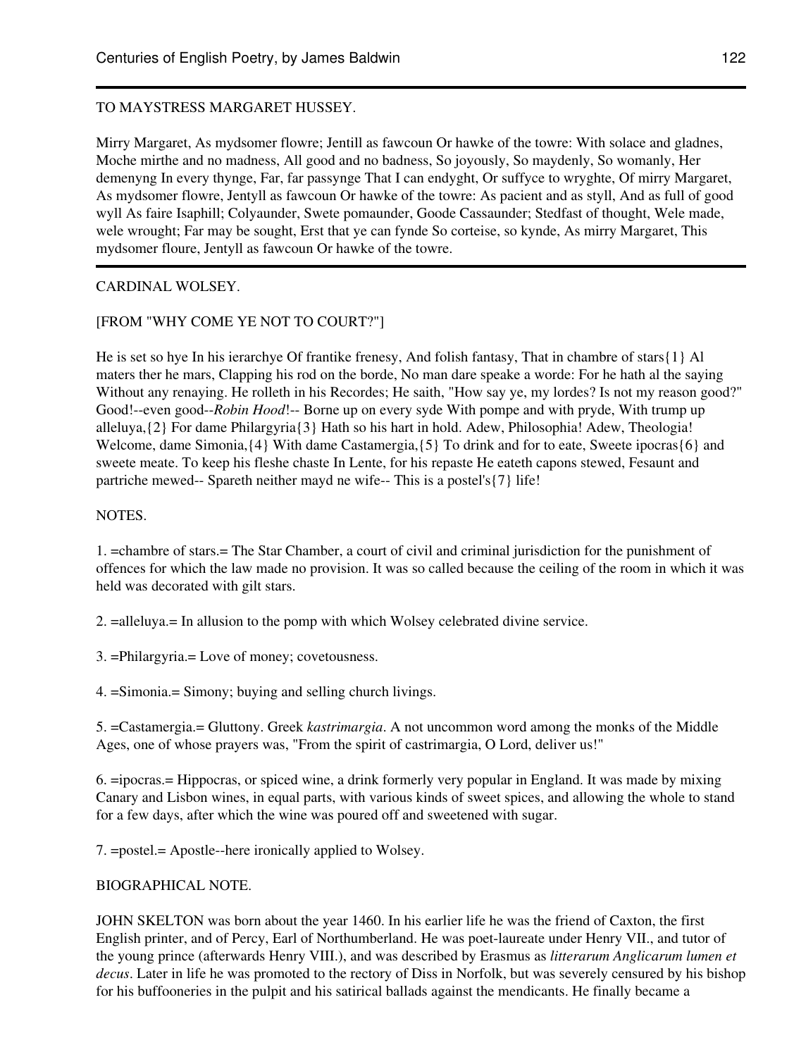---

TO MAYSTRESS MARGARET HUSSEY.

Mirry Margaret, As mydsomer flowre; Jentill as fawcoun Or hawke of the towre: With solace and gladnes, Moche mirthe and no madness, All good and no badness, So joyously, So maydenly, So womanly, Her demenyng In every thynge, Far, far passynge That I can endyght, Or suffyce to wryghte, Of mirry Margaret, As mydsomer flowre, Jentyll as fawcoun Or hawke of the towre: As pacient and as styll, And as full of good wyll As faire Isaphill; Colyaunder, Swete pomaunder, Goode Cassaunder; Stedfast of thought, Wele made, wele wrought; Far may be sought, Erst that ye can fynde So corteise, so kynde, As mirry Margaret, This mydsomer floure, Jentyll as fawcoun Or hawke of the towre.

---

CARDINAL WOLSEY.

[FROM "WHY COME YE NOT TO COURT?"]

He is set so hye In his ierarchye Of frantike frenesy, And folish fantasy, That in chambre of stars{1} Al maters ther he mars, Clapping his rod on the borde, No man dare speake a worde: For he hath al the saying Without any renaying. He rolleth in his Recordes; He saith, "How say ye, my lordes? Is not my reason good?" Good!--even good--*Robin Hood*!-- Borne up on every syde With pompe and with pryde, With trump up alleluya,{2} For dame Philargyria{3} Hath so his hart in hold. Adew, Philosophia! Adew, Theologia! Welcome, dame Simonia,{4} With dame Castamergia,{5} To drink and for to eate, Sweete ipocras{6} and sweete meate. To keep his fleshe chaste In Lente, for his repaste He eateth capons stewed, Fesaunt and partriche mewed-- Spareth neither mayd ne wife-- This is a postel's{7} life!

NOTES.

1. =chambre of stars.= The Star Chamber, a court of civil and criminal jurisdiction for the punishment of offences for which the law made no provision. It was so called because the ceiling of the room in which it was held was decorated with gilt stars.

2. =alleluya.= In allusion to the pomp with which Wolsey celebrated divine service.

3. =Philargyria.= Love of money; covetousness.

4. =Simonia.= Simony; buying and selling church livings.

5. =Castamergia.= Gluttony. Greek *kastrimargia*. A not uncommon word among the monks of the Middle Ages, one of whose prayers was, "From the spirit of castrimargia, O Lord, deliver us!"

6. =ipocras.= Hippocras, or spiced wine, a drink formerly very popular in England. It was made by mixing Canary and Lisbon wines, in equal parts, with various kinds of sweet spices, and allowing the whole to stand for a few days, after which the wine was poured off and sweetened with sugar.

7. =postel.= Apostle--here ironically applied to Wolsey.

BIOGRAPHICAL NOTE.

JOHN SKELTON was born about the year 1460. In his earlier life he was the friend of Caxton, the first English printer, and of Percy, Earl of Northumberland. He was poet-laureate under Henry VII., and tutor of the young prince (afterwards Henry VIII.), and was described by Erasmus as *litterarum Anglicarum lumen et decus*. Later in life he was promoted to the rectory of Diss in Norfolk, but was severely censured by his bishop for his buffooneries in the pulpit and his satirical ballads against the mendicants. He finally became a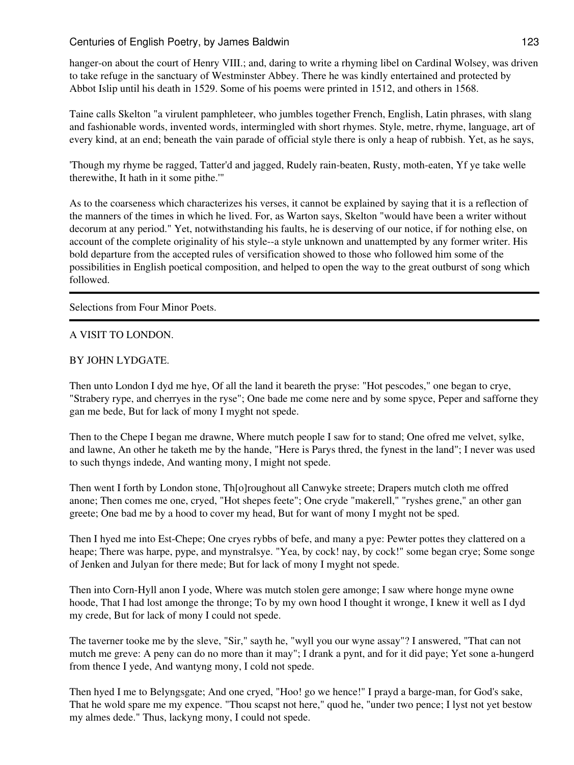hanger-on about the court of Henry VIII.; and, daring to write a rhyming libel on Cardinal Wolsey, was driven to take refuge in the sanctuary of Westminster Abbey. There he was kindly entertained and protected by Abbot Islip until his death in 1529. Some of his poems were printed in 1512, and others in 1568.

Taine calls Skelton "a virulent pamphleteer, who jumbles together French, English, Latin phrases, with slang and fashionable words, invented words, intermingled with short rhymes. Style, metre, rhyme, language, art of every kind, at an end; beneath the vain parade of official style there is only a heap of rubbish. Yet, as he says,

'Though my rhyme be ragged, Tatter'd and jagged, Rudely rain-beaten, Rusty, moth-eaten, Yf ye take welle therewithe, It hath in it some pithe.'"

As to the coarseness which characterizes his verses, it cannot be explained by saying that it is a reflection of the manners of the times in which he lived. For, as Warton says, Skelton "would have been a writer without decorum at any period." Yet, notwithstanding his faults, he is deserving of our notice, if for nothing else, on account of the complete originality of his style--a style unknown and unattempted by any former writer. His bold departure from the accepted rules of versification showed to those who followed him some of the possibilities in English poetical composition, and helped to open the way to the great outburst of song which followed.

---

## Selections from Four Minor Poets.

---

### A VISIT TO LONDON.

BY JOHN LYDGATE.

Then unto London I dyd me hye, Of all the land it beareth the pryse: "Hot pescodes," one began to crye, "Strabery rype, and cherryes in the ryse"; One bade me come nere and by some spyce, Peper and safforne they gan me bede, But for lack of mony I myght not spede.

Then to the Chepe I began me drawne, Where mutch people I saw for to stand; One ofred me velvet, sylke, and lawne, An other he taketh me by the hande, "Here is Parys thred, the fynest in the land"; I never was used to such thyngs indede, And wanting mony, I might not spede.

Then went I forth by London stone, Th[o]roughout all Canwyke streete; Drapers mutch cloth me offred anone; Then comes me one, cryed, "Hot shepes feete"; One cryde "makerell," "ryshes grene," an other gan greete; One bad me by a hood to cover my head, But for want of mony I myght not be sped.

Then I hyed me into Est-Chepe; One cryes rybbs of befe, and many a pye: Pewter pottes they clattered on a heape; There was harpe, pype, and mynstralsye. "Yea, by cock! nay, by cock!" some began crye; Some songe of Jenken and Julyan for there mede; But for lack of mony I myght not spede.

Then into Corn-Hyll anon I yode, Where was mutch stolen gere amonge; I saw where honge myne owne hoode, That I had lost amonge the thronge; To by my own hood I thought it wronge, I knew it well as I dyd my crede, But for lack of mony I could not spede.

The taverner tooke me by the sleve, "Sir," sayth he, "wyll you our wyne assay"? I answered, "That can not mutch me greve: A peny can do no more than it may"; I drank a pynt, and for it did paye; Yet sone a-hungerd from thence I yede, And wantyng mony, I cold not spede.

Then hyed I me to Belyngsgate; And one cryed, "Hoo! go we hence!" I prayd a barge-man, for God's sake, That he wold spare me my expence. "Thou scapst not here," quod he, "under two pence; I lyst not yet bestow my almes dede." Thus, lackyng mony, I could not spede.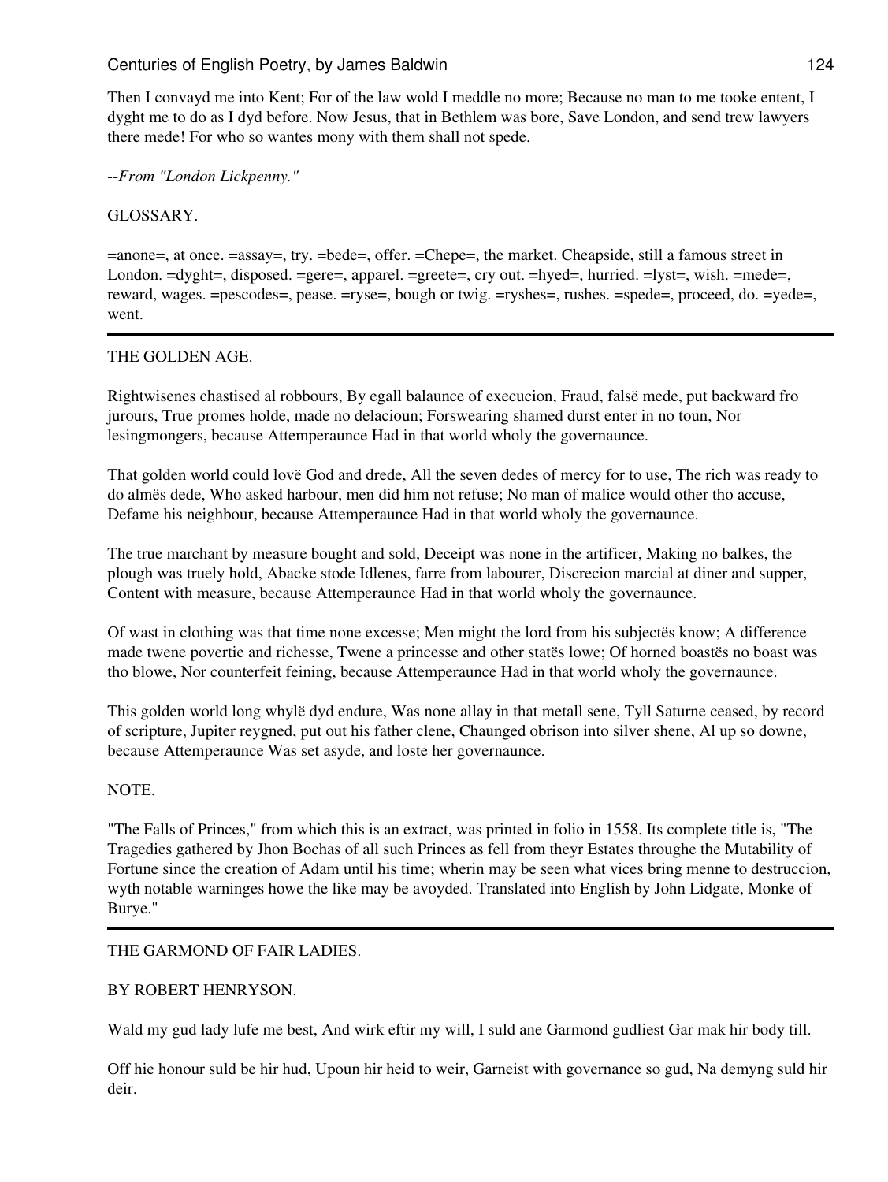Then I convayd me into Kent; For of the law wold I meddle no more; Because no man to me tooke entent, I dyght me to do as I dyd before. Now Jesus, that in Bethlem was bore, Save London, and send trew lawyers there mede! For who so wantes mony with them shall not spede.

*--From "London Lickpenny."*

GLOSSARY.

=anone=, at once. =assay=, try. =bede=, offer. =Chepe=, the market. Cheapside, still a famous street in London. =dyght=, disposed. =gere=, apparel. =greete=, cry out. =hyed=, hurried. =lyst=, wish. =mede=, reward, wages. =pescodes=, pease. =ryse=, bough or twig. =ryshes=, rushes. =spede=, proceed, do. =yede=, went.

---

THE GOLDEN AGE.

Rightwisenes chastised al robbours, By egall balaunce of execucion, Fraud, falsë mede, put backward fro jurours, True promes holde, made no delacioun; Forswearing shamed durst enter in no toun, Nor lesingmongers, because Attemperaunce Had in that world wholy the governaunce.

That golden world could lovë God and drede, All the seven dedes of mercy for to use, The rich was ready to do almës dede, Who asked harbour, men did him not refuse; No man of malice would other tho accuse, Defame his neighbour, because Attemperaunce Had in that world wholy the governaunce.

The true marchant by measure bought and sold, Deceipt was none in the artificer, Making no balkes, the plough was truely hold, Abacke stode Idlenes, farre from labourer, Discrecion marcial at diner and supper, Content with measure, because Attemperaunce Had in that world wholy the governaunce.

Of wast in clothing was that time none excesse; Men might the lord from his subjectës know; A difference made twene povertie and richesse, Twene a princesse and other statës lowe; Of horned boastës no boast was tho blowe, Nor counterfeit feining, because Attemperaunce Had in that world wholy the governaunce.

This golden world long whylë dyd endure, Was none allay in that metall sene, Tyll Saturne ceased, by record of scripture, Jupiter reygned, put out his father clene, Chaunged obrison into silver shene, Al up so downe, because Attemperaunce Was set asyde, and loste her governaunce.

NOTE.

"The Falls of Princes," from which this is an extract, was printed in folio in 1558. Its complete title is, "The Tragedies gathered by Jhon Bochas of all such Princes as fell from theyr Estates throughe the Mutability of Fortune since the creation of Adam until his time; wherin may be seen what vices bring menne to destruccion, wyth notable warninges howe the like may be avoyded. Translated into English by John Lidgate, Monke of Burye."

---

THE GARMOND OF FAIR LADIES.

BY ROBERT HENRYSON.

Wald my gud lady lufe me best, And wirk eftir my will, I suld ane Garmond gudliest Gar mak hir body till.

Off hie honour suld be hir hud, Upoun hir heid to weir, Garneist with governance so gud, Na demyng suld hir deir.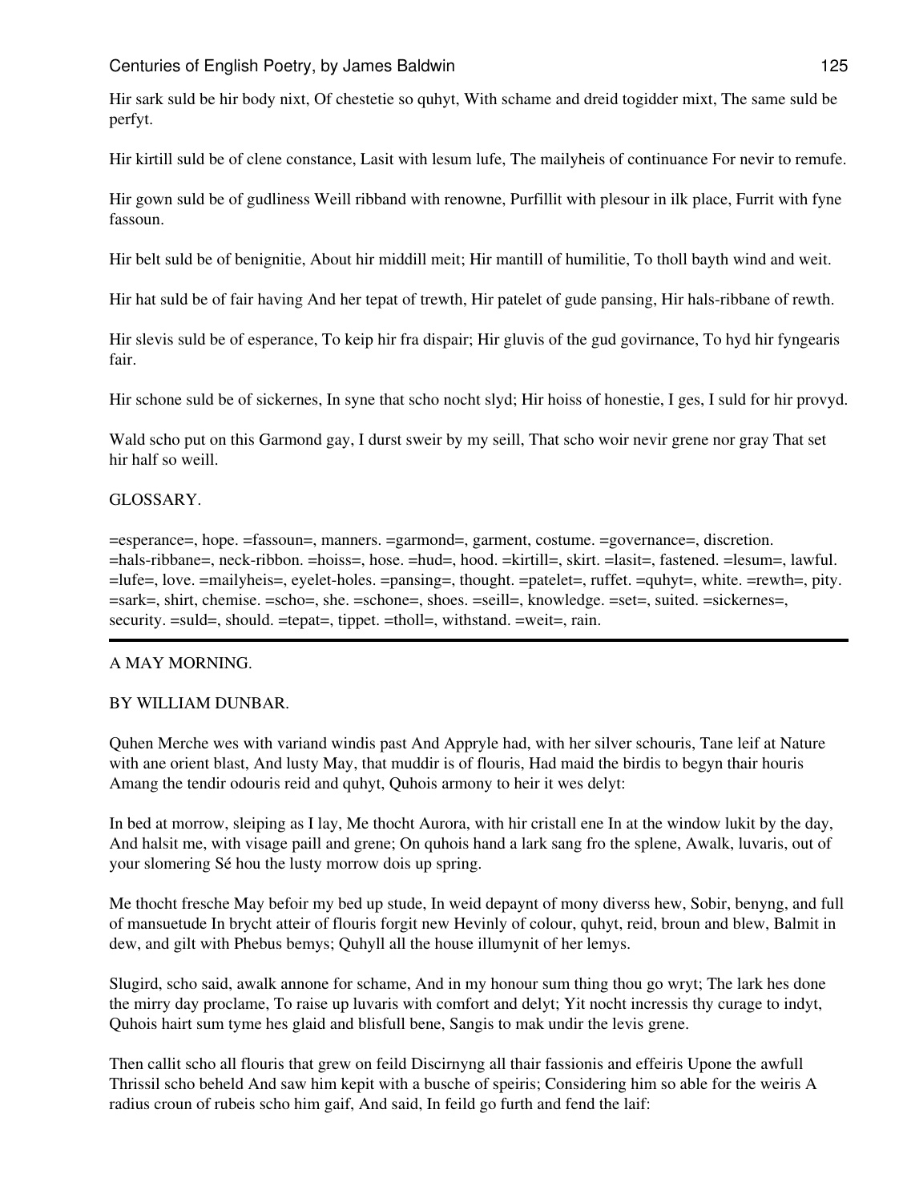Hir sark suld be hir body nixt, Of chestetie so quhyt, With schame and dreid togidder mixt, The same suld be perfyt.

Hir kirtill suld be of clene constance, Lasit with lesum lufe, The mailyheis of continuance For nevir to remufe.

Hir gown suld be of gudliness Weill ribband with renowne, Purfillit with plesour in ilk place, Furrit with fyne fassoun.

Hir belt suld be of benignitie, About hir middill meit; Hir mantill of humilitie, To tholl bayth wind and weit.

Hir hat suld be of fair having And her tepat of trewth, Hir patelet of gude pansing, Hir hals-ribbane of rewth.

Hir slevis suld be of esperance, To keip hir fra dispair; Hir gluvis of the gud govirnance, To hyd hir fyngearis fair.

Hir schone suld be of sickernes, In syne that scho nocht slyd; Hir hoiss of honestie, I ges, I suld for hir provyd.

Wald scho put on this Garmond gay, I durst sweir by my seill, That scho woir nevir grene nor gray That set hir half so weill.

GLOSSARY.

=esperance=, hope. =fassoun=, manners. =garmond=, garment, costume. =governance=, discretion. =hals-ribbane=, neck-ribbon. =hoiss=, hose. =hud=, hood. =kirtill=, skirt. =lasit=, fastened. =lesum=, lawful. =lufe=, love. =mailyheis=, eyelet-holes. =pansing=, thought. =patelet=, ruffet. =quhyt=, white. =rewth=, pity. =sark=, shirt, chemise. =scho=, she. =schone=, shoes. =seill=, knowledge. =set=, suited. =sickernes=, security. =suld=, should. =tepat=, tippet. =tholl=, withstand. =weit=, rain.

---

## A MAY MORNING.

### BY WILLIAM DUNBAR.

Quhen Merche wes with variand windis past And Appryle had, with her silver schouris, Tane leif at Nature with ane orient blast, And lusty May, that muddir is of flouris, Had maid the birdis to begyn thair houris Amang the tendir odouris reid and quhyt, Quhois armony to heir it wes delyt:

In bed at morrow, sleiping as I lay, Me thocht Aurora, with hir cristall ene In at the window lukit by the day, And halsit me, with visage paill and grene; On quhois hand a lark sang fro the splene, Awalk, luvaris, out of your slomering Sé hou the lusty morrow dois up spring.

Me thocht fresche May befoir my bed up stude, In weid depaynt of mony diverss hew, Sobir, benyng, and full of mansuetude In brycht atteir of flouris forgit new Hevinly of colour, quhyt, reid, broun and blew, Balmit in dew, and gilt with Phebus bemys; Quhyll all the house illumynit of her lemys.

Slugird, scho said, awalk annone for schame, And in my honour sum thing thou go wryt; The lark hes done the mirry day proclame, To raise up luvaris with comfort and delyt; Yit nocht incressis thy curage to indyt, Quhois hairt sum tyme hes glaid and blisfull bene, Sangis to mak undir the levis grene.

Then callit scho all flouris that grew on feild Discirnyng all thair fassionis and effeiris Upone the awfull Thrissil scho beheld And saw him kepit with a busche of speiris; Considering him so able for the weiris A radius croun of rubeis scho him gaif, And said, In feild go furth and fend the laif: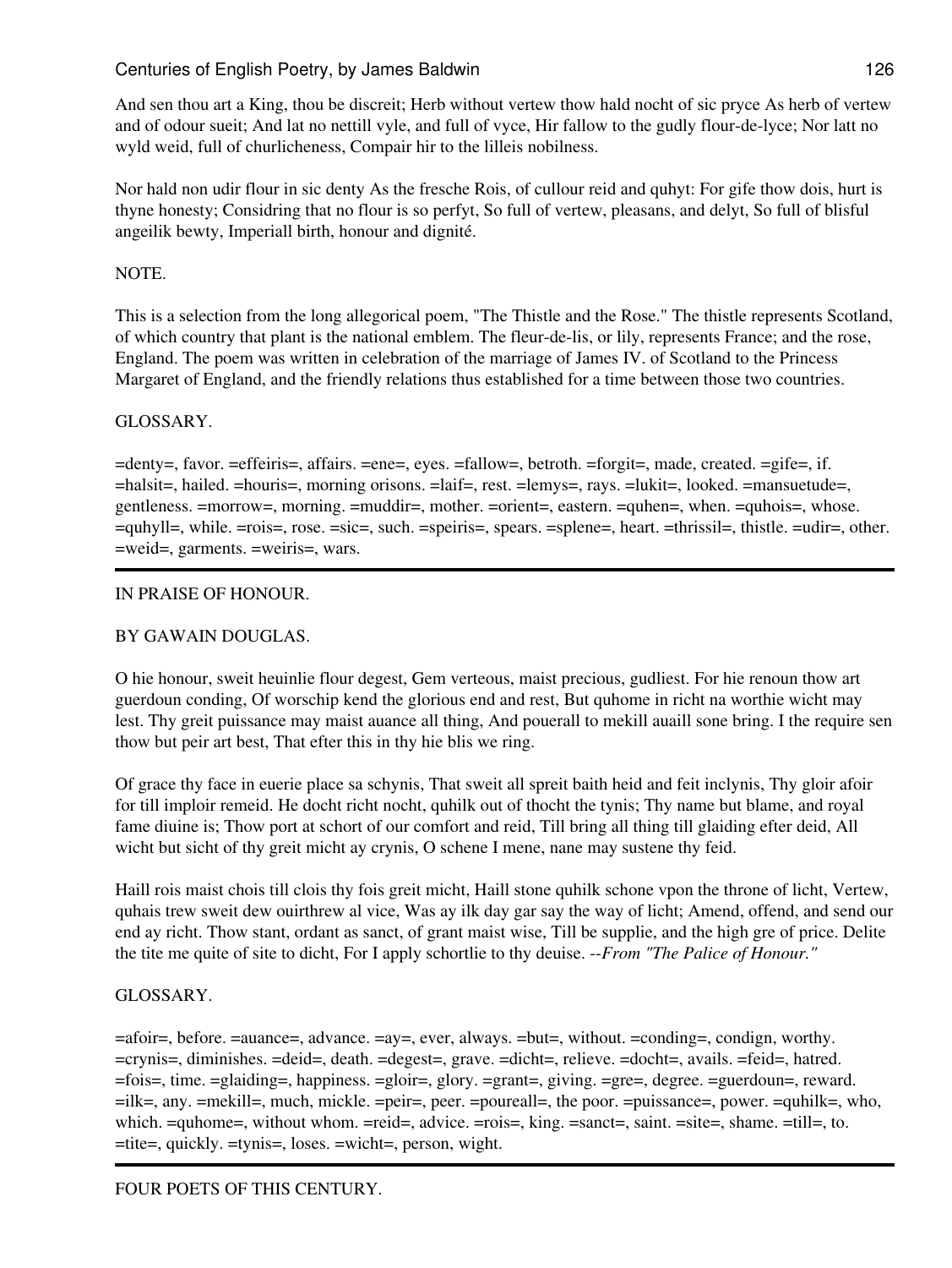And sen thou art a King, thou be discreit; Herb without vertew thow hald nocht of sic pryce As herb of vertew and of odour sueit; And lat no nettill vyle, and full of vyce, Hir fallow to the gudly flour-de-lyce; Nor latt no wyld weid, full of churlicheness, Compair hir to the lilleis nobilness.

Nor hald non udir flour in sic denty As the fresche Rois, of cullour reid and quhyt: For gife thow dois, hurt is thyne honesty; Considring that no flour is so perfyt, So full of vertew, pleasans, and delyt, So full of blisful angeilik bewty, Imperiall birth, honour and dignité.

NOTE.

This is a selection from the long allegorical poem, "The Thistle and the Rose." The thistle represents Scotland, of which country that plant is the national emblem. The fleur-de-lis, or lily, represents France; and the rose, England. The poem was written in celebration of the marriage of James IV. of Scotland to the Princess Margaret of England, and the friendly relations thus established for a time between those two countries.

GLOSSARY.

=denty=, favor. =effeiris=, affairs. =ene=, eyes. =fallow=, betroth. =forgit=, made, created. =gife=, if. =halsit=, hailed. =houris=, morning orisons. =laif=, rest. =lemys=, rays. =lukit=, looked. =mansuetude=, gentleness. =morrow=, morning. =muddir=, mother. =orient=, eastern. =quhen=, when. =quhois=, whose. =quhyll=, while. =rois=, rose. =sic=, such. =speiris=, spears. =splene=, heart. =thrissil=, thistle. =udir=, other. =weid=, garments. =weiris=, wars.

---

IN PRAISE OF HONOUR.

BY GAWAIN DOUGLAS.

O hie honour, sweit heuinlie flour degest, Gem verteous, maist precious, gudliest. For hie renoun thow art guerdoun conding, Of worschip kend the glorious end and rest, But quhome in richt na worthie wicht may lest. Thy greit puissance may maist auance all thing, And pouerall to mekill auaill sone bring. I the require sen thow but peir art best, That efter this in thy hie blis we ring.

Of grace thy face in euerie place sa schynis, That sweit all spreit baith heid and feit inclynis, Thy gloir afoir for till imploir remeid. He docht richt nocht, quhilk out of thocht the tynis; Thy name but blame, and royal fame diuine is; Thow port at schort of our comfort and reid, Till bring all thing till glaiding efter deid, All wicht but sicht of thy greit micht ay crynis, O schene I mene, nane may sustene thy feid.

Haill rois maist chois till clois thy fois greit micht, Haill stone quhilk schone vpon the throne of licht, Vertew, quhais trew sweit dew ouirthrew al vice, Was ay ilk day gar say the way of licht; Amend, offend, and send our end ay richt. Thow stant, ordant as sanct, of grant maist wise, Till be supplie, and the high gre of price. Delite the tite me quite of site to dicht, For I apply schortlie to thy deuise. *--From "The Palice of Honour."*

GLOSSARY.

=afoir=, before. =auance=, advance. =ay=, ever, always. =but=, without. =conding=, condign, worthy. =crynis=, diminishes. =deid=, death. =degest=, grave. =dicht=, relieve. =docht=, avails. =feid=, hatred. =fois=, time. =glaiding=, happiness. =gloir=, glory. =grant=, giving. =gre=, degree. =guerdoun=, reward. =ilk=, any. =mekill=, much, mickle. =peir=, peer. =poureall=, the poor. =puissance=, power. =quhilk=, who, which. =quhome=, without whom. =reid=, advice. =rois=, king. =sanct=, saint. =site=, shame. =till=, to. =tite=, quickly. =tynis=, loses. =wicht=, person, wight.

---

FOUR POETS OF THIS CENTURY.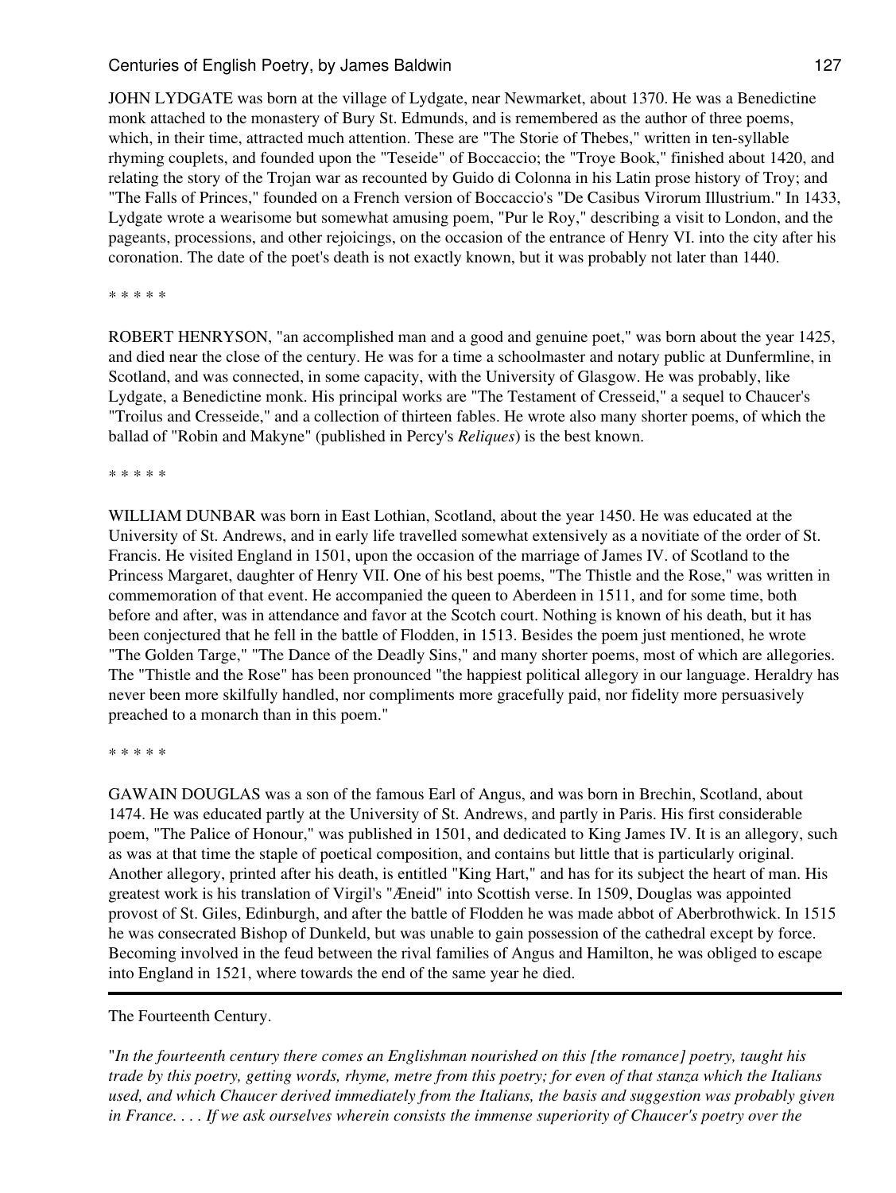JOHN LYDGATE was born at the village of Lydgate, near Newmarket, about 1370. He was a Benedictine monk attached to the monastery of Bury St. Edmunds, and is remembered as the author of three poems, which, in their time, attracted much attention. These are "The Storie of Thebes," written in ten-syllable rhyming couplets, and founded upon the "Teseide" of Boccaccio; the "Troye Book," finished about 1420, and relating the story of the Trojan war as recounted by Guido di Colonna in his Latin prose history of Troy; and "The Falls of Princes," founded on a French version of Boccaccio's "De Casibus Virorum Illustrium." In 1433, Lydgate wrote a wearisome but somewhat amusing poem, "Pur le Roy," describing a visit to London, and the pageants, processions, and other rejoicings, on the occasion of the entrance of Henry VI. into the city after his coronation. The date of the poet's death is not exactly known, but it was probably not later than 1440.

* * * * *

ROBERT HENRYSON, "an accomplished man and a good and genuine poet," was born about the year 1425, and died near the close of the century. He was for a time a schoolmaster and notary public at Dunfermline, in Scotland, and was connected, in some capacity, with the University of Glasgow. He was probably, like Lydgate, a Benedictine monk. His principal works are "The Testament of Cresseid," a sequel to Chaucer's "Troilus and Cresseide," and a collection of thirteen fables. He wrote also many shorter poems, of which the ballad of "Robin and Makyne" (published in Percy's *Reliques*) is the best known.

* * * * *

WILLIAM DUNBAR was born in East Lothian, Scotland, about the year 1450. He was educated at the University of St. Andrews, and in early life travelled somewhat extensively as a novitiate of the order of St. Francis. He visited England in 1501, upon the occasion of the marriage of James IV. of Scotland to the Princess Margaret, daughter of Henry VII. One of his best poems, "The Thistle and the Rose," was written in commemoration of that event. He accompanied the queen to Aberdeen in 1511, and for some time, both before and after, was in attendance and favor at the Scotch court. Nothing is known of his death, but it has been conjectured that he fell in the battle of Flodden, in 1513. Besides the poem just mentioned, he wrote "The Golden Targe," "The Dance of the Deadly Sins," and many shorter poems, most of which are allegories. The "Thistle and the Rose" has been pronounced "the happiest political allegory in our language. Heraldry has never been more skilfully handled, nor compliments more gracefully paid, nor fidelity more persuasively preached to a monarch than in this poem."

* * * * *

GAWAIN DOUGLAS was a son of the famous Earl of Angus, and was born in Brechin, Scotland, about 1474. He was educated partly at the University of St. Andrews, and partly in Paris. His first considerable poem, "The Palice of Honour," was published in 1501, and dedicated to King James IV. It is an allegory, such as was at that time the staple of poetical composition, and contains but little that is particularly original. Another allegory, printed after his death, is entitled "King Hart," and has for its subject the heart of man. His greatest work is his translation of Virgil's "Æneid" into Scottish verse. In 1509, Douglas was appointed provost of St. Giles, Edinburgh, and after the battle of Flodden he was made abbot of Aberbrothwick. In 1515 he was consecrated Bishop of Dunkeld, but was unable to gain possession of the cathedral except by force. Becoming involved in the feud between the rival families of Angus and Hamilton, he was obliged to escape into England in 1521, where towards the end of the same year he died.

---

The Fourteenth Century.

"*In the fourteenth century there comes an Englishman nourished on this [the romance] poetry, taught his trade by this poetry, getting words, rhyme, metre from this poetry; for even of that stanza which the Italians used, and which Chaucer derived immediately from the Italians, the basis and suggestion was probably given in France. . . . If we ask ourselves wherein consists the immense superiority of Chaucer's poetry over the*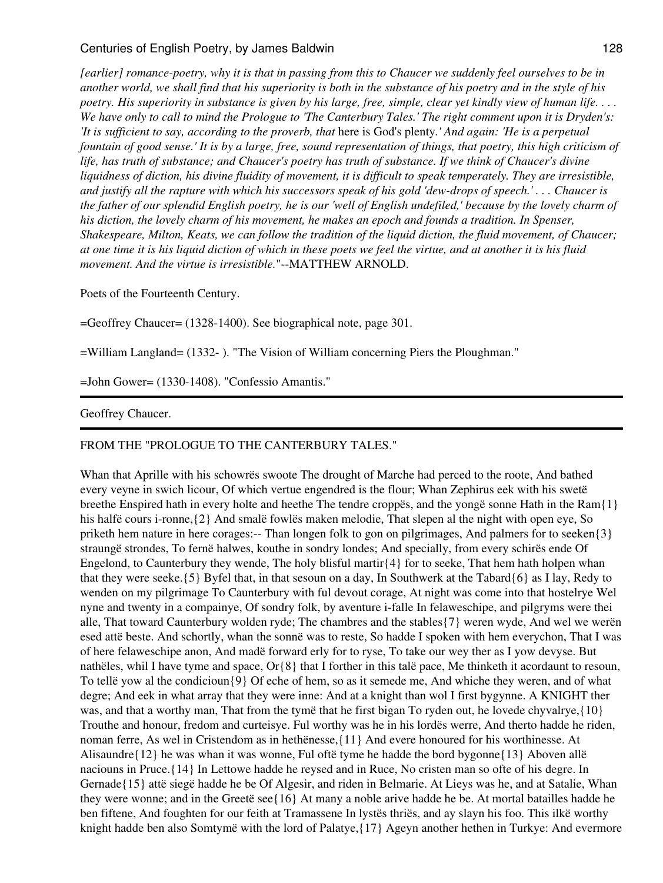*[earlier] romance-poetry, why it is that in passing from this to Chaucer we suddenly feel ourselves to be in another world, we shall find that his superiority is both in the substance of his poetry and in the style of his poetry. His superiority in substance is given by his large, free, simple, clear yet kindly view of human life. . . . We have only to call to mind the Prologue to 'The Canterbury Tales.' The right comment upon it is Dryden's: 'It is sufficient to say, according to the proverb, that* here is God's plenty.*' And again: 'He is a perpetual fountain of good sense.' It is by a large, free, sound representation of things, that poetry, this high criticism of life, has truth of substance; and Chaucer's poetry has truth of substance. If we think of Chaucer's divine liquidness of diction, his divine fluidity of movement, it is difficult to speak temperately. They are irresistible, and justify all the rapture with which his successors speak of his gold 'dew-drops of speech.' . . . Chaucer is the father of our splendid English poetry, he is our 'well of English undefiled,' because by the lovely charm of his diction, the lovely charm of his movement, he makes an epoch and founds a tradition. In Spenser, Shakespeare, Milton, Keats, we can follow the tradition of the liquid diction, the fluid movement, of Chaucer; at one time it is his liquid diction of which in these poets we feel the virtue, and at another it is his fluid movement. And the virtue is irresistible.*"--MATTHEW ARNOLD.

Poets of the Fourteenth Century.

=Geoffrey Chaucer= (1328-1400). See biographical note, page 301.

=William Langland= (1332- ). "The Vision of William concerning Piers the Ploughman."

=John Gower= (1330-1408). "Confessio Amantis."

---

Geoffrey Chaucer.

---

FROM THE "PROLOGUE TO THE CANTERBURY TALES."

Whan that Aprille with his schowrës swoote The drought of Marche had perced to the roote, And bathed every veyne in swich licour, Of which vertue engendred is the flour; Whan Zephirus eek with his swetë breethe Enspired hath in every holte and heethe The tendre croppës, and the yongë sonne Hath in the Ram{1} his halfë cours i-ronne,{2} And smalë fowlës maken melodie, That slepen al the night with open eye, So priketh hem nature in here corages:-- Than longen folk to gon on pilgrimages, And palmers for to seeken{3} straungë strondes, To fernë halwes, kouthe in sondry londes; And specially, from every schirës ende Of Engelond, to Caunterbury they wende, The holy blisful martir{4} for to seeke, That hem hath holpen whan that they were seeke.{5} Byfel that, in that sesoun on a day, In Southwerk at the Tabard{6} as I lay, Redy to wenden on my pilgrimage To Caunterbury with ful devout corage, At night was come into that hostelrye Wel nyne and twenty in a compainye, Of sondry folk, by aventure i-falle In felaweschipe, and pilgryms were thei alle, That toward Caunterbury wolden ryde; The chambres and the stables{7} weren wyde, And wel we werën esed attë beste. And schortly, whan the sonnë was to reste, So hadde I spoken with hem everychon, That I was of here felaweschipe anon, And madë forward erly for to ryse, To take our wey ther as I yow devyse. But nathëles, whil I have tyme and space, Or{8} that I forther in this talë pace, Me thinketh it acordaunt to resoun, To tellë yow al the condicioun{9} Of eche of hem, so as it semede me, And whiche they weren, and of what degre; And eek in what array that they were inne: And at a knight than wol I first bygynne. A KNIGHT ther was, and that a worthy man, That from the tymë that he first bigan To ryden out, he lovede chyvalrye,{10} Trouthe and honour, fredom and curteisye. Ful worthy was he in his lordës werre, And therto hadde he riden, noman ferre, As wel in Cristendom as in hethënesse,{11} And evere honoured for his worthinesse. At Alisaundre{12} he was whan it was wonne, Ful oftë tyme he hadde the bord bygonne{13} Aboven allë naciouns in Pruce.{14} In Lettowe hadde he reysed and in Ruce, No cristen man so ofte of his degre. In Gernade{15} attë siegë hadde he be Of Algesir, and riden in Belmarie. At Lieys was he, and at Satalie, Whan they were wonne; and in the Greetë see{16} At many a noble arive hadde he be. At mortal batailles hadde he ben fiftene, And foughten for our feith at Tramassene In lystës thriës, and ay slayn his foo. This ilkë worthy knight hadde ben also Somtymë with the lord of Palatye,{17} Ageyn another hethen in Turkye: And evermore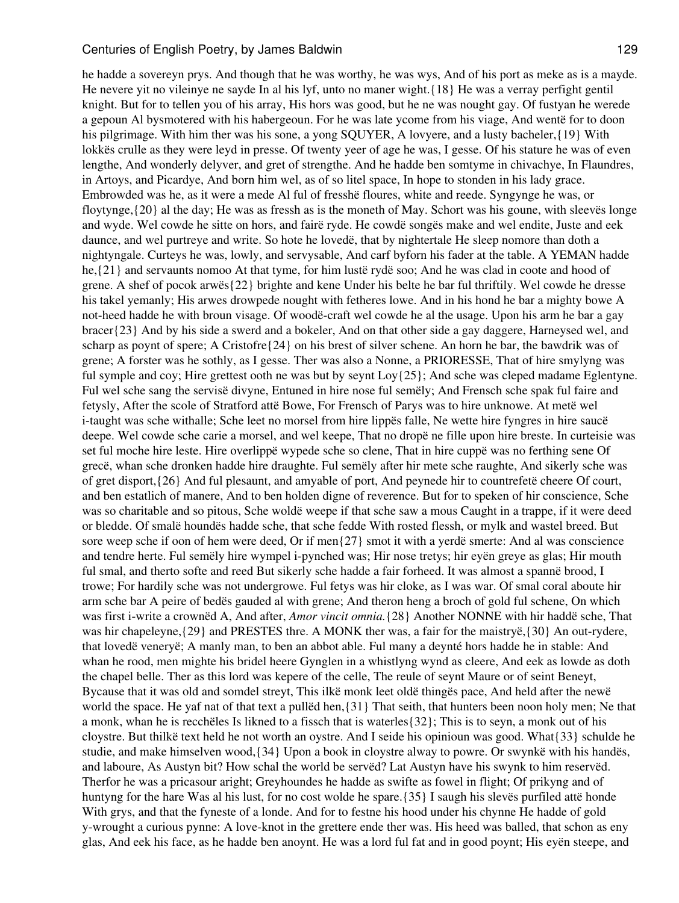he hadde a sovereyn prys. And though that he was worthy, he was wys, And of his port as meke as is a mayde. He nevere yit no vileinye ne sayde In al his lyf, unto no maner wight.{18} He was a verray perfight gentil knight. But for to tellen you of his array, His hors was good, but he ne was nought gay. Of fustyan he werede a gepoun Al bysmotered with his habergeoun. For he was late ycome from his viage, And wentë for to doon his pilgrimage. With him ther was his sone, a yong SQUYER, A lovyere, and a lusty bacheler,{19} With lokkës crulle as they were leyd in presse. Of twenty yeer of age he was, I gesse. Of his stature he was of even lengthe, And wonderly delyver, and gret of strengthe. And he hadde ben somtyme in chivachye, In Flaundres, in Artoys, and Picardye, And born him wel, as of so litel space, In hope to stonden in his lady grace. Embrowded was he, as it were a mede Al ful of fresshë floures, white and reede. Syngynge he was, or floytynge,{20} al the day; He was as fressh as is the moneth of May. Schort was his goune, with sleevës longe and wyde. Wel cowde he sitte on hors, and fairë ryde. He cowdë songës make and wel endite, Juste and eek daunce, and wel purtreye and write. So hote he lovedë, that by nightertale He sleep nomore than doth a nightyngale. Curteys he was, lowly, and servysable, And carf byforn his fader at the table. A YEMAN hadde he,{21} and servaunts nomoo At that tyme, for him lustë rydë soo; And he was clad in coote and hood of grene. A shef of pocok arwës{22} brighte and kene Under his belte he bar ful thriftily. Wel cowde he dresse his takel yemanly; His arwes drowpede nought with fetheres lowe. And in his hond he bar a mighty bowe A not-heed hadde he with broun visage. Of woodë-craft wel cowde he al the usage. Upon his arm he bar a gay bracer{23} And by his side a swerd and a bokeler, And on that other side a gay daggere, Harneysed wel, and scharp as poynt of spere; A Cristofre{24} on his brest of silver schene. An horn he bar, the bawdrik was of grene; A forster was he sothly, as I gesse. Ther was also a Nonne, a PRIORESSE, That of hire smylyng was ful symple and coy; Hire grettest ooth ne was but by seynt Loy{25}; And sche was cleped madame Eglentyne. Ful wel sche sang the servisë divyne, Entuned in hire nose ful semëly; And Frensch sche spak ful faire and fetysly, After the scole of Stratford attë Bowe, For Frensch of Parys was to hire unknowe. At metë wel i-taught was sche withalle; Sche leet no morsel from hire lippës falle, Ne wette hire fyngres in hire saucë deepe. Wel cowde sche carie a morsel, and wel keepe, That no dropë ne fille upon hire breste. In curteisie was set ful moche hire leste. Hire overlippë wypede sche so clene, That in hire cuppë was no ferthing sene Of grecë, whan sche dronken hadde hire draughte. Ful semëly after hir mete sche raughte, And sikerly sche was of gret disport,{26} And ful plesaunt, and amyable of port, And peynede hir to countrefetë cheere Of court, and ben estatlich of manere, And to ben holden digne of reverence. But for to speken of hir conscience, Sche was so charitable and so pitous, Sche woldë weepe if that sche saw a mous Caught in a trappe, if it were deed or bledde. Of smalë houndës hadde sche, that sche fedde With rosted flessh, or mylk and wastel breed. But sore weep sche if oon of hem were deed, Or if men{27} smot it with a yerdë smerte: And al was conscience and tendre herte. Ful semëly hire wympel i-pynched was; Hir nose tretys; hir eyën greye as glas; Hir mouth ful smal, and therto softe and reed But sikerly sche hadde a fair forheed. It was almost a spannë brood, I trowe; For hardily sche was not undergrowe. Ful fetys was hir cloke, as I was war. Of smal coral aboute hir arm sche bar A peire of bedës gauded al with grene; And theron heng a broch of gold ful schene, On which was first i-write a crownëd A, And after, *Amor vincit omnia.*{28} Another NONNE with hir haddë sche, That was hir chapeleyne,{29} and PRESTES thre. A MONK ther was, a fair for the maistryë,{30} An out-rydere, that lovedë veneryë; A manly man, to ben an abbot able. Ful many a deynté hors hadde he in stable: And whan he rood, men mighte his bridel heere Gynglen in a whistlyng wynd as cleere, And eek as lowde as doth the chapel belle. Ther as this lord was kepere of the celle, The reule of seynt Maure or of seint Beneyt, Bycause that it was old and somdel streyt, This ilkë monk leet oldë thingës pace, And held after the newë world the space. He yaf nat of that text a pullëd hen,{31} That seith, that hunters been noon holy men; Ne that a monk, whan he is recchëles Is likned to a fissch that is waterles{32}; This is to seyn, a monk out of his cloystre. But thilkë text held he not worth an oystre. And I seide his opinioun was good. What{33} schulde he studie, and make himselven wood,{34} Upon a book in cloystre alway to powre. Or swynkë with his handës, and laboure, As Austyn bit? How schal the world be servëd? Lat Austyn have his swynk to him reservëd. Therfor he was a pricasour aright; Greyhoundes he hadde as swifte as fowel in flight; Of prikyng and of huntyng for the hare Was al his lust, for no cost wolde he spare.{35} I saugh his slevës purfiled attë honde With grys, and that the fyneste of a londe. And for to festne his hood under his chynne He hadde of gold y-wrought a curious pynne: A love-knot in the grettere ende ther was. His heed was balled, that schon as eny glas, And eek his face, as he hadde ben anoynt. He was a lord ful fat and in good poynt; His eyën steepe, and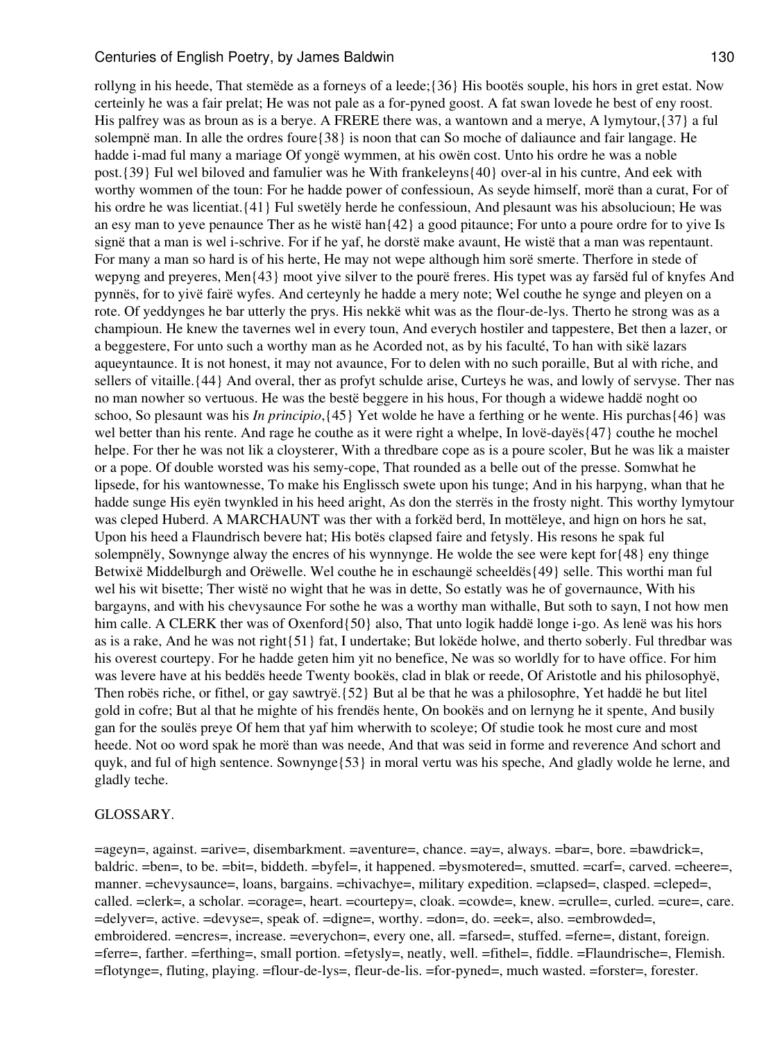rollyng in his heede, That stemëde as a forneys of a leede;{36} His bootës souple, his hors in gret estat. Now certeinly he was a fair prelat; He was not pale as a for-pyned goost. A fat swan lovede he best of eny roost. His palfrey was as broun as is a berye. A FRERE there was, a wantown and a merye, A lymytour,{37} a ful solempnë man. In alle the ordres foure{38} is noon that can So moche of daliaunce and fair langage. He hadde i-mad ful many a mariage Of yongë wymmen, at his owën cost. Unto his ordre he was a noble post.{39} Ful wel biloved and famulier was he With frankeleyns{40} over-al in his cuntre, And eek with worthy wommen of the toun: For he hadde power of confessioun, As seyde himself, morë than a curat, For of his ordre he was licentiat.{41} Ful swetëly herde he confessioun, And plesaunt was his absolucioun; He was an esy man to yeve penaunce Ther as he wistë han{42} a good pitaunce; For unto a poure ordre for to yive Is signë that a man is wel i-schrive. For if he yaf, he dorstë make avaunt, He wistë that a man was repentaunt. For many a man so hard is of his herte, He may not wepe although him sorë smerte. Therfore in stede of wepyng and preyeres, Men{43} moot yive silver to the pourë freres. His typet was ay farsëd ful of knyfes And pynnës, for to yivë fairë wyfes. And certeynly he hadde a mery note; Wel couthe he synge and pleyen on a rote. Of yeddynges he bar utterly the prys. His nekkë whit was as the flour-de-lys. Therto he strong was as a champioun. He knew the tavernes wel in every toun, And everych hostiler and tappestere, Bet then a lazer, or a beggestere, For unto such a worthy man as he Acorded not, as by his faculté, To han with sikë lazars aqueyntaunce. It is not honest, it may not avaunce, For to delen with no such poraille, But al with riche, and sellers of vitaille.{44} And overal, ther as profyt schulde arise, Curteys he was, and lowly of servyse. Ther nas no man nowher so vertuous. He was the bestë beggere in his hous, For though a widewe haddë noght oo schoo, So plesaunt was his *In principio*,{45} Yet wolde he have a ferthing or he wente. His purchas{46} was wel better than his rente. And rage he couthe as it were right a whelpe, In lovë-dayës{47} couthe he mochel helpe. For ther he was not lik a cloysterer, With a thredbare cope as is a poure scoler, But he was lik a maister or a pope. Of double worsted was his semy-cope, That rounded as a belle out of the presse. Somwhat he lipsede, for his wantownesse, To make his Englissch swete upon his tunge; And in his harpyng, whan that he hadde sunge His eyën twynkled in his heed aright, As don the sterrës in the frosty night. This worthy lymytour was cleped Huberd. A MARCHAUNT was ther with a forkëd berd, In mottëleye, and hign on hors he sat, Upon his heed a Flaundrisch bevere hat; His botës clapsed faire and fetysly. His resons he spak ful solempnëly, Sownynge alway the encres of his wynnynge. He wolde the see were kept for{48} eny thinge Betwixë Middelburgh and Orëwelle. Wel couthe he in eschaungë scheeldës{49} selle. This worthi man ful wel his wit bisette; Ther wistë no wight that he was in dette, So estatly was he of governaunce, With his bargayns, and with his chevysaunce For sothe he was a worthy man withalle, But soth to sayn, I not how men him calle. A CLERK ther was of Oxenford{50} also, That unto logik haddë longe i-go. As lenë was his hors as is a rake, And he was not right{51} fat, I undertake; But lokëde holwe, and therto soberly. Ful thredbar was his overest courtepy. For he hadde geten him yit no benefice, Ne was so worldly for to have office. For him was levere have at his beddës heede Twenty bookës, clad in blak or reede, Of Aristotle and his philosophyë, Then robës riche, or fithel, or gay sawtryë.{52} But al be that he was a philosophre, Yet haddë he but litel gold in cofre; But al that he mighte of his frendës hente, On bookës and on lernyng he it spente, And busily gan for the soulës preye Of hem that yaf him wherwith to scoleye; Of studie took he most cure and most heede. Not oo word spak he morë than was neede, And that was seid in forme and reverence And schort and quyk, and ful of high sentence. Sownynge{53} in moral vertu was his speche, And gladly wolde he lerne, and gladly teche.

GLOSSARY.

=ageyn=, against. =arive=, disembarkment. =aventure=, chance. =ay=, always. =bar=, bore. =bawdrick=, baldric. =ben=, to be. =bit=, biddeth. =byfel=, it happened. =bysmotered=, smutted. =carf=, carved. =cheere=, manner. =chevysaunce=, loans, bargains. =chivachye=, military expedition. =clapsed=, clasped. =cleped=, called. =clerk=, a scholar. =corage=, heart. =courtepy=, cloak. =cowde=, knew. =crulle=, curled. =cure=, care. =delyver=, active. =devyse=, speak of. =digne=, worthy. =don=, do. =eek=, also. =embrowded=, embroidered. =encres=, increase. =everychon=, every one, all. =farsed=, stuffed. =ferne=, distant, foreign. =ferre=, farther. =ferthing=, small portion. =fetysly=, neatly, well. =fithel=, fiddle. =Flaundrische=, Flemish. =flotynge=, fluting, playing. =flour-de-lys=, fleur-de-lis. =for-pyned=, much wasted. =forster=, forester.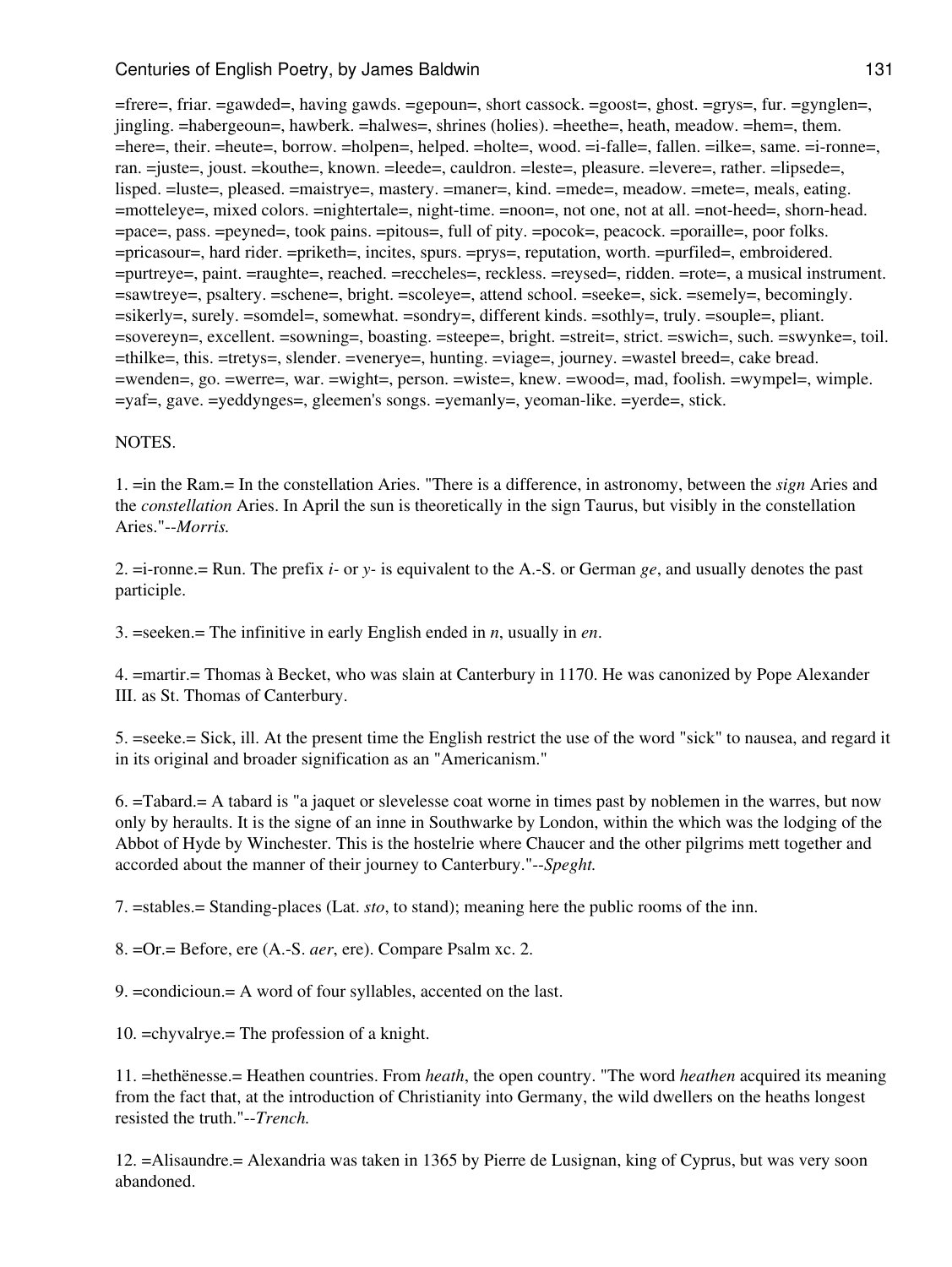=frere=, friar. =gawded=, having gawds. =gepoun=, short cassock. =goost=, ghost. =grys=, fur. =gynglen=, jingling. =habergeoun=, hawberk. =halwes=, shrines (holies). =heethe=, heath, meadow. =hem=, them. =here=, their. =heute=, borrow. =holpen=, helped. =holte=, wood. =i-falle=, fallen. =ilke=, same. =i-ronne=, ran. =juste=, joust. =kouthe=, known. =leede=, cauldron. =leste=, pleasure. =levere=, rather. =lipsede=, lisped. =luste=, pleased. =maistrye=, mastery. =maner=, kind. =mede=, meadow. =mete=, meals, eating. =motteleye=, mixed colors. =nightertale=, night-time. =noon=, not one, not at all. =not-heed=, shorn-head. =pace=, pass. =peyned=, took pains. =pitous=, full of pity. =pocok=, peacock. =poraille=, poor folks. =pricasour=, hard rider. =priketh=, incites, spurs. =prys=, reputation, worth. =purfiled=, embroidered. =purtreye=, paint. =raughte=, reached. =reccheles=, reckless. =reysed=, ridden. =rote=, a musical instrument. =sawtreye=, psaltery. =schene=, bright. =scoleye=, attend school. =seeke=, sick. =semely=, becomingly. =sikerly=, surely. =somdel=, somewhat. =sondry=, different kinds. =sothly=, truly. =souple=, pliant. =sovereyn=, excellent. =sowning=, boasting. =steepe=, bright. =streit=, strict. =swich=, such. =swynke=, toil. =thilke=, this. =tretys=, slender. =venerye=, hunting. =viage=, journey. =wastel breed=, cake bread. =wenden=, go. =werre=, war. =wight=, person. =wiste=, knew. =wood=, mad, foolish. =wympel=, wimple. =yaf=, gave. =yeddynges=, gleemen's songs. =yemanly=, yeoman-like. =yerde=, stick.

NOTES.

1. =in the Ram.= In the constellation Aries. "There is a difference, in astronomy, between the *sign* Aries and the *constellation* Aries. In April the sun is theoretically in the sign Taurus, but visibly in the constellation Aries."--*Morris.*

2. =i-ronne.= Run. The prefix *i-* or *y-* is equivalent to the A.-S. or German *ge*, and usually denotes the past participle.

3. =seeken.= The infinitive in early English ended in *n*, usually in *en*.

4. =martir.= Thomas à Becket, who was slain at Canterbury in 1170. He was canonized by Pope Alexander III. as St. Thomas of Canterbury.

5. =seeke.= Sick, ill. At the present time the English restrict the use of the word "sick" to nausea, and regard it in its original and broader signification as an "Americanism."

6. =Tabard.= A tabard is "a jaquet or slevelesse coat worne in times past by noblemen in the warres, but now only by heraults. It is the signe of an inne in Southwarke by London, within the which was the lodging of the Abbot of Hyde by Winchester. This is the hostelrie where Chaucer and the other pilgrims mett together and accorded about the manner of their journey to Canterbury."--*Speght.*

7. =stables.= Standing-places (Lat. *sto*, to stand); meaning here the public rooms of the inn.

8. =Or.= Before, ere (A.-S. *aer*, ere). Compare Psalm xc. 2.

9. =condicioun.= A word of four syllables, accented on the last.

10. =chyvalrye.= The profession of a knight.

11. =hethënesse.= Heathen countries. From *heath*, the open country. "The word *heathen* acquired its meaning from the fact that, at the introduction of Christianity into Germany, the wild dwellers on the heaths longest resisted the truth."--*Trench.*

12. =Alisaundre.= Alexandria was taken in 1365 by Pierre de Lusignan, king of Cyprus, but was very soon abandoned.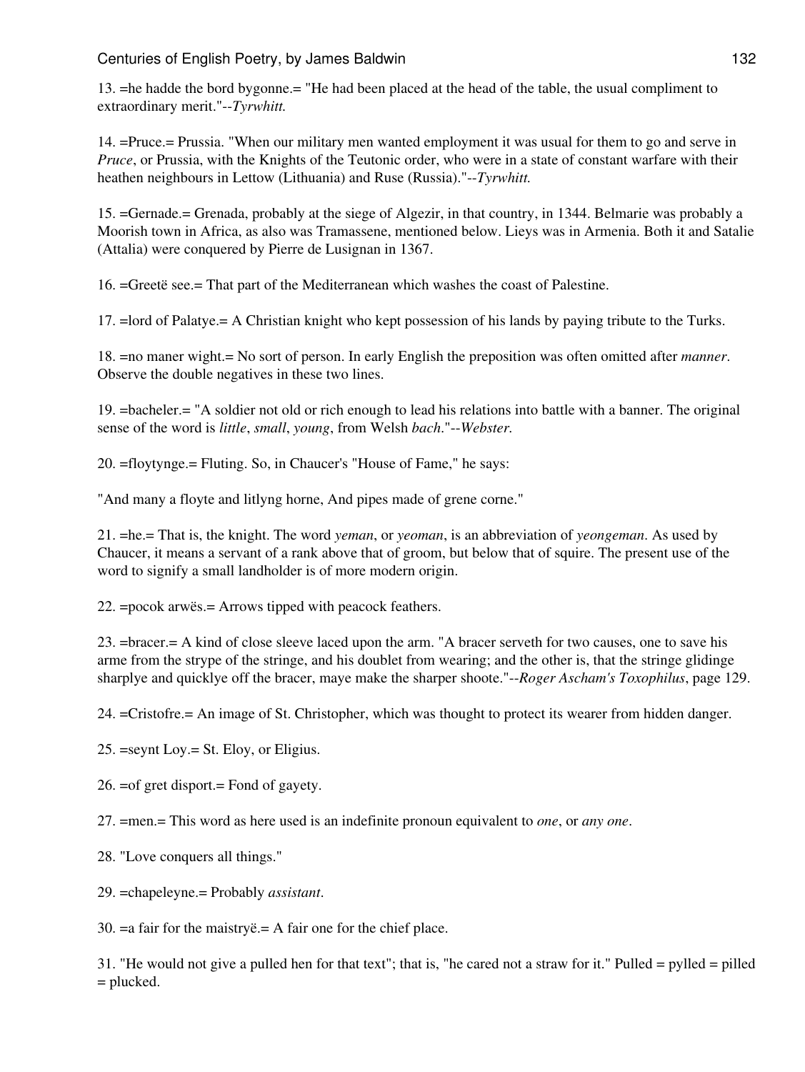13. =he hadde the bord bygonne.= "He had been placed at the head of the table, the usual compliment to extraordinary merit."--*Tyrwhitt.*

14. =Pruce.= Prussia. "When our military men wanted employment it was usual for them to go and serve in *Pruce*, or Prussia, with the Knights of the Teutonic order, who were in a state of constant warfare with their heathen neighbours in Lettow (Lithuania) and Ruse (Russia)."--*Tyrwhitt.*

15. =Gernade.= Grenada, probably at the siege of Algezir, in that country, in 1344. Belmarie was probably a Moorish town in Africa, as also was Tramassene, mentioned below. Lieys was in Armenia. Both it and Satalie (Attalia) were conquered by Pierre de Lusignan in 1367.

16. =Greetë see.= That part of the Mediterranean which washes the coast of Palestine.

17. =lord of Palatye.= A Christian knight who kept possession of his lands by paying tribute to the Turks.

18. =no maner wight.= No sort of person. In early English the preposition was often omitted after *manner*. Observe the double negatives in these two lines.

19. =bacheler.= "A soldier not old or rich enough to lead his relations into battle with a banner. The original sense of the word is *little*, *small*, *young*, from Welsh *bach*."--*Webster.*

20. =floytynge.= Fluting. So, in Chaucer's "House of Fame," he says:

"And many a floyte and litlyng horne, And pipes made of grene corne."

21. =he.= That is, the knight. The word *yeman*, or *yeoman*, is an abbreviation of *yeongeman*. As used by Chaucer, it means a servant of a rank above that of groom, but below that of squire. The present use of the word to signify a small landholder is of more modern origin.

22. =pocok arwës.= Arrows tipped with peacock feathers.

23. =bracer.= A kind of close sleeve laced upon the arm. "A bracer serveth for two causes, one to save his arme from the strype of the stringe, and his doublet from wearing; and the other is, that the stringe glidinge sharplye and quicklye off the bracer, maye make the sharper shoote."--*Roger Ascham's Toxophilus*, page 129.

24. =Cristofre.= An image of St. Christopher, which was thought to protect its wearer from hidden danger.

25. =seynt Loy.= St. Eloy, or Eligius.

26. =of gret disport.= Fond of gayety.

27. =men.= This word as here used is an indefinite pronoun equivalent to *one*, or *any one*.

28. "Love conquers all things."

29. =chapeleyne.= Probably *assistant*.

30. =a fair for the maistryë.= A fair one for the chief place.

31. "He would not give a pulled hen for that text"; that is, "he cared not a straw for it." Pulled = pylled = pilled = plucked.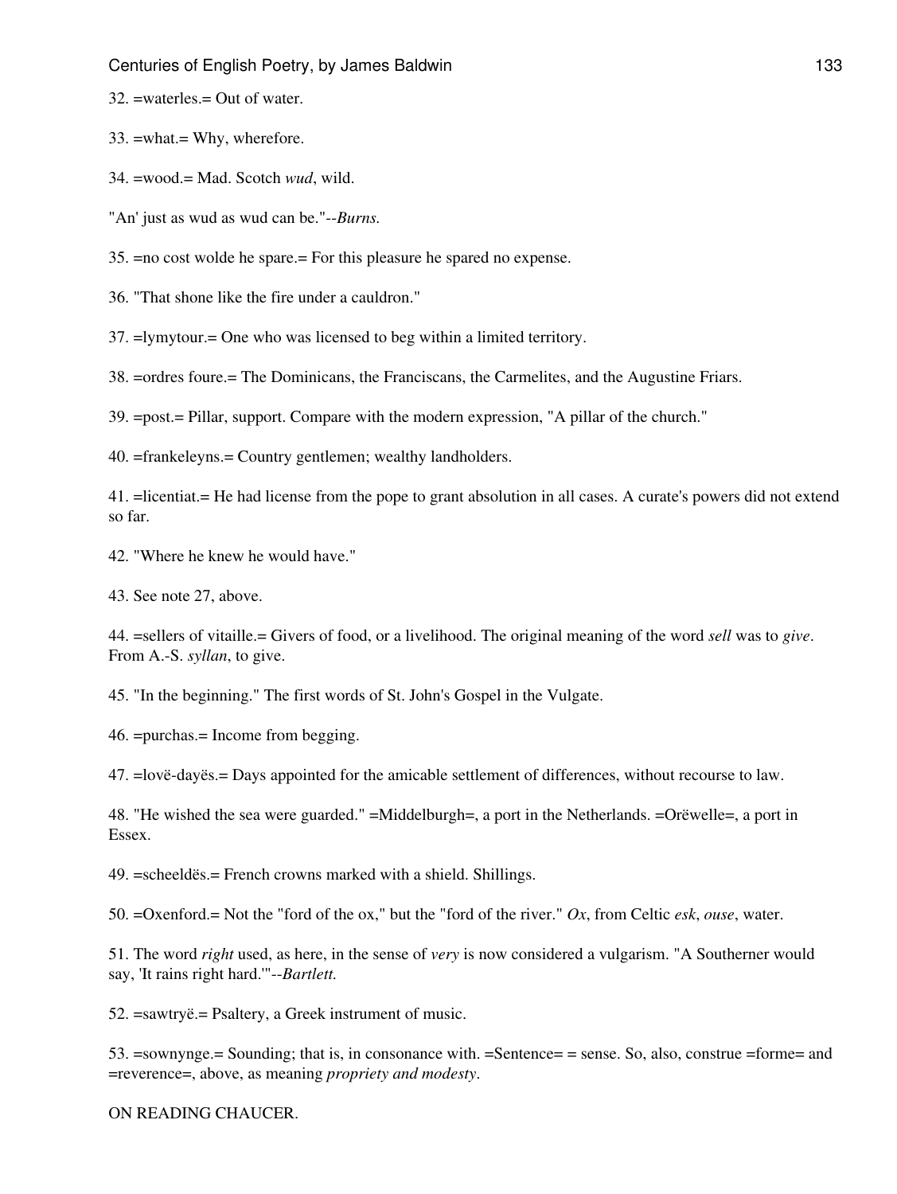32. =waterles.= Out of water.

33. =what.= Why, wherefore.

34. =wood.= Mad. Scotch *wud*, wild.

"An' just as wud as wud can be."--*Burns.*

35. =no cost wolde he spare.= For this pleasure he spared no expense.

36. "That shone like the fire under a cauldron."

37. =lymytour.= One who was licensed to beg within a limited territory.

38. =ordres foure.= The Dominicans, the Franciscans, the Carmelites, and the Augustine Friars.

39. =post.= Pillar, support. Compare with the modern expression, "A pillar of the church."

40. =frankeleyns.= Country gentlemen; wealthy landholders.

41. =licentiat.= He had license from the pope to grant absolution in all cases. A curate's powers did not extend so far.

42. "Where he knew he would have."

43. See note 27, above.

44. =sellers of vitaille.= Givers of food, or a livelihood. The original meaning of the word *sell* was to *give*. From A.-S. *syllan*, to give.

45. "In the beginning." The first words of St. John's Gospel in the Vulgate.

46. =purchas.= Income from begging.

47. =lovë-dayës.= Days appointed for the amicable settlement of differences, without recourse to law.

48. "He wished the sea were guarded." =Middelburgh=, a port in the Netherlands. =Orëwelle=, a port in Essex.

49. =scheeldës.= French crowns marked with a shield. Shillings.

50. =Oxenford.= Not the "ford of the ox," but the "ford of the river." *Ox*, from Celtic *esk*, *ouse*, water.

51. The word *right* used, as here, in the sense of *very* is now considered a vulgarism. "A Southerner would say, 'It rains right hard.'"--*Bartlett.*

52. =sawtryë.= Psaltery, a Greek instrument of music.

53. =sownynge.= Sounding; that is, in consonance with. =Sentence= = sense. So, also, construe =forme= and =reverence=, above, as meaning *propriety and modesty*.

ON READING CHAUCER.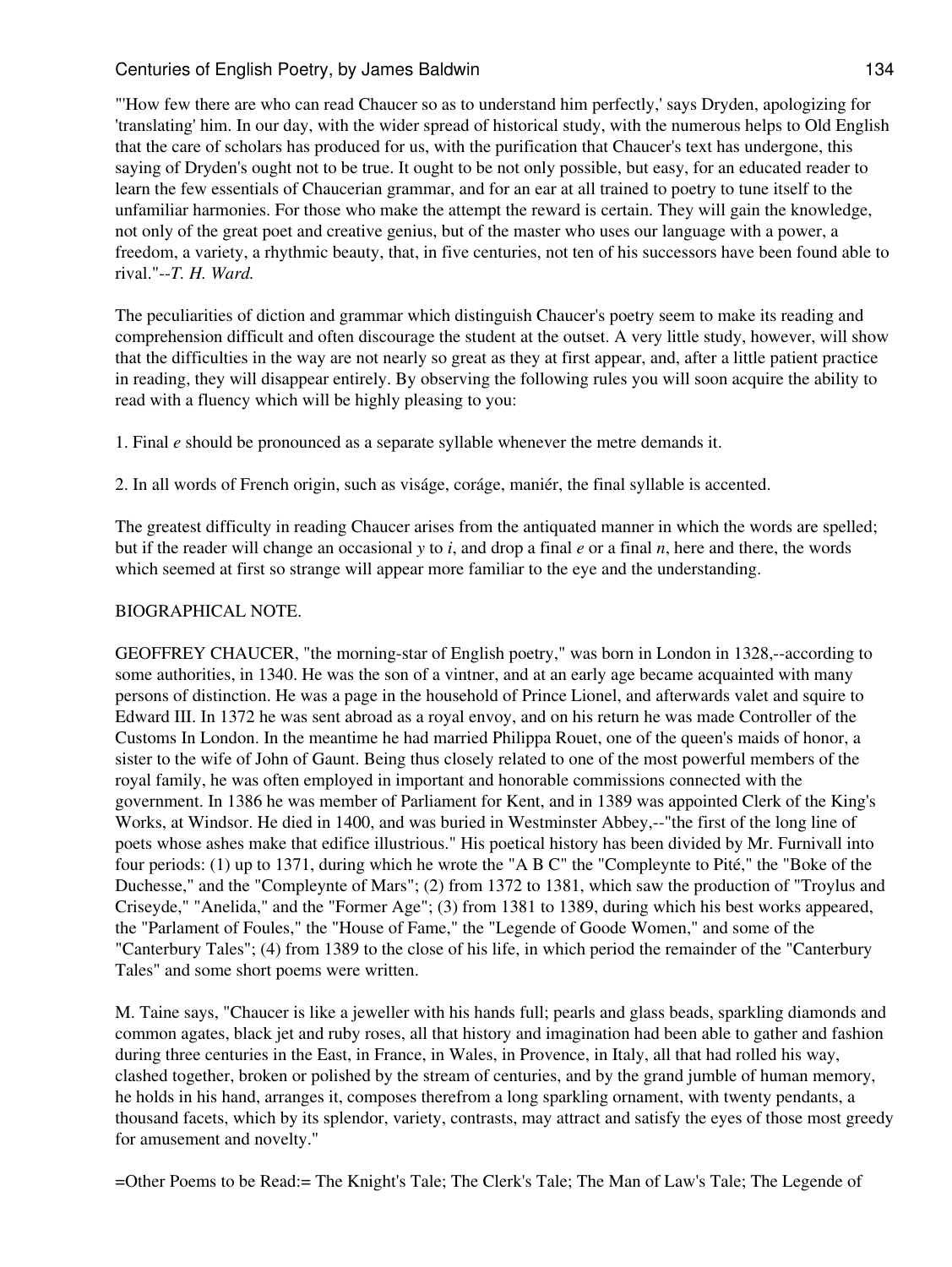"'How few there are who can read Chaucer so as to understand him perfectly,' says Dryden, apologizing for 'translating' him. In our day, with the wider spread of historical study, with the numerous helps to Old English that the care of scholars has produced for us, with the purification that Chaucer's text has undergone, this saying of Dryden's ought not to be true. It ought to be not only possible, but easy, for an educated reader to learn the few essentials of Chaucerian grammar, and for an ear at all trained to poetry to tune itself to the unfamiliar harmonies. For those who make the attempt the reward is certain. They will gain the knowledge, not only of the great poet and creative genius, but of the master who uses our language with a power, a freedom, a variety, a rhythmic beauty, that, in five centuries, not ten of his successors have been found able to rival."--*T. H. Ward.*

The peculiarities of diction and grammar which distinguish Chaucer's poetry seem to make its reading and comprehension difficult and often discourage the student at the outset. A very little study, however, will show that the difficulties in the way are not nearly so great as they at first appear, and, after a little patient practice in reading, they will disappear entirely. By observing the following rules you will soon acquire the ability to read with a fluency which will be highly pleasing to you:

1. Final *e* should be pronounced as a separate syllable whenever the metre demands it.

2. In all words of French origin, such as viságe, coráge, maniér, the final syllable is accented.

The greatest difficulty in reading Chaucer arises from the antiquated manner in which the words are spelled; but if the reader will change an occasional *y* to *i*, and drop a final *e* or a final *n*, here and there, the words which seemed at first so strange will appear more familiar to the eye and the understanding.

BIOGRAPHICAL NOTE.

GEOFFREY CHAUCER, "the morning-star of English poetry," was born in London in 1328,--according to some authorities, in 1340. He was the son of a vintner, and at an early age became acquainted with many persons of distinction. He was a page in the household of Prince Lionel, and afterwards valet and squire to Edward III. In 1372 he was sent abroad as a royal envoy, and on his return he was made Controller of the Customs In London. In the meantime he had married Philippa Rouet, one of the queen's maids of honor, a sister to the wife of John of Gaunt. Being thus closely related to one of the most powerful members of the royal family, he was often employed in important and honorable commissions connected with the government. In 1386 he was member of Parliament for Kent, and in 1389 was appointed Clerk of the King's Works, at Windsor. He died in 1400, and was buried in Westminster Abbey,--"the first of the long line of poets whose ashes make that edifice illustrious." His poetical history has been divided by Mr. Furnivall into four periods: (1) up to 1371, during which he wrote the "A B C" the "Compleynte to Pité," the "Boke of the Duchesse," and the "Compleynte of Mars"; (2) from 1372 to 1381, which saw the production of "Troylus and Criseyde," "Anelida," and the "Former Age"; (3) from 1381 to 1389, during which his best works appeared, the "Parlament of Foules," the "House of Fame," the "Legende of Goode Women," and some of the "Canterbury Tales"; (4) from 1389 to the close of his life, in which period the remainder of the "Canterbury Tales" and some short poems were written.

M. Taine says, "Chaucer is like a jeweller with his hands full; pearls and glass beads, sparkling diamonds and common agates, black jet and ruby roses, all that history and imagination had been able to gather and fashion during three centuries in the East, in France, in Wales, in Provence, in Italy, all that had rolled his way, clashed together, broken or polished by the stream of centuries, and by the grand jumble of human memory, he holds in his hand, arranges it, composes therefrom a long sparkling ornament, with twenty pendants, a thousand facets, which by its splendor, variety, contrasts, may attract and satisfy the eyes of those most greedy for amusement and novelty."

=Other Poems to be Read:= The Knight's Tale; The Clerk's Tale; The Man of Law's Tale; The Legende of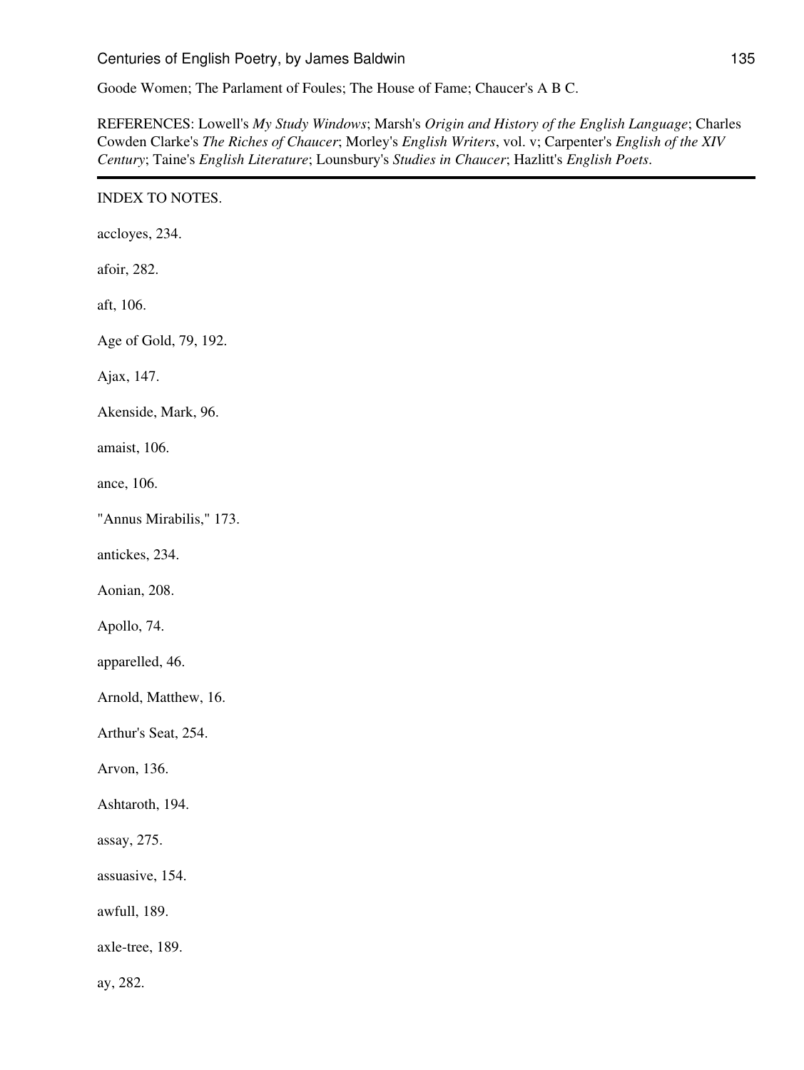Goode Women; The Parlament of Foules; The House of Fame; Chaucer's A B C.

REFERENCES: Lowell's *My Study Windows*; Marsh's *Origin and History of the English Language*; Charles Cowden Clarke's *The Riches of Chaucer*; Morley's *English Writers*, vol. v; Carpenter's *English of the XIV Century*; Taine's *English Literature*; Lounsbury's *Studies in Chaucer*; Hazlitt's *English Poets*.

---

INDEX TO NOTES.

accloyes, 234.

afoir, 282.

aft, 106.

Age of Gold, 79, 192.

Ajax, 147.

Akenside, Mark, 96.

amaist, 106.

ance, 106.

"Annus Mirabilis," 173.

antickes, 234.

Aonian, 208.

Apollo, 74.

apparelled, 46.

Arnold, Matthew, 16.

Arthur's Seat, 254.

Arvon, 136.

Ashtaroth, 194.

assay, 275.

assuasive, 154.

awfull, 189.

axle-tree, 189.

ay, 282.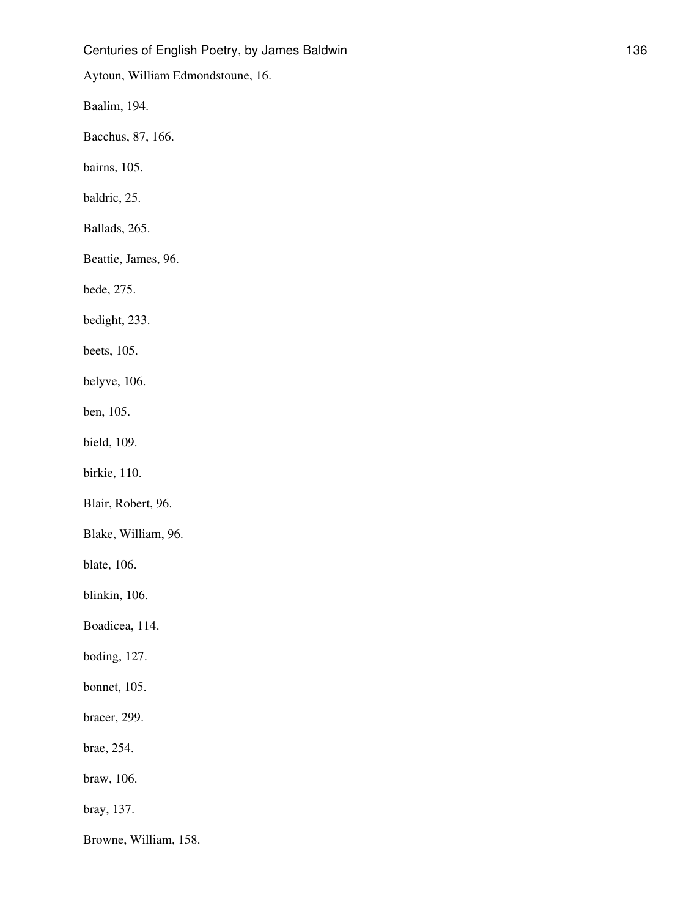Aytoun, William Edmondstoune, 16.

Baalim, 194.

Bacchus, 87, 166.

bairns, 105.

baldric, 25.

Ballads, 265.

Beattie, James, 96.

bede, 275.

bedight, 233.

beets, 105.

belyve, 106.

ben, 105.

bield, 109.

birkie, 110.

Blair, Robert, 96.

Blake, William, 96.

blate, 106.

blinkin, 106.

Boadicea, 114.

boding, 127.

bonnet, 105.

bracer, 299.

brae, 254.

braw, 106.

bray, 137.

Browne, William, 158.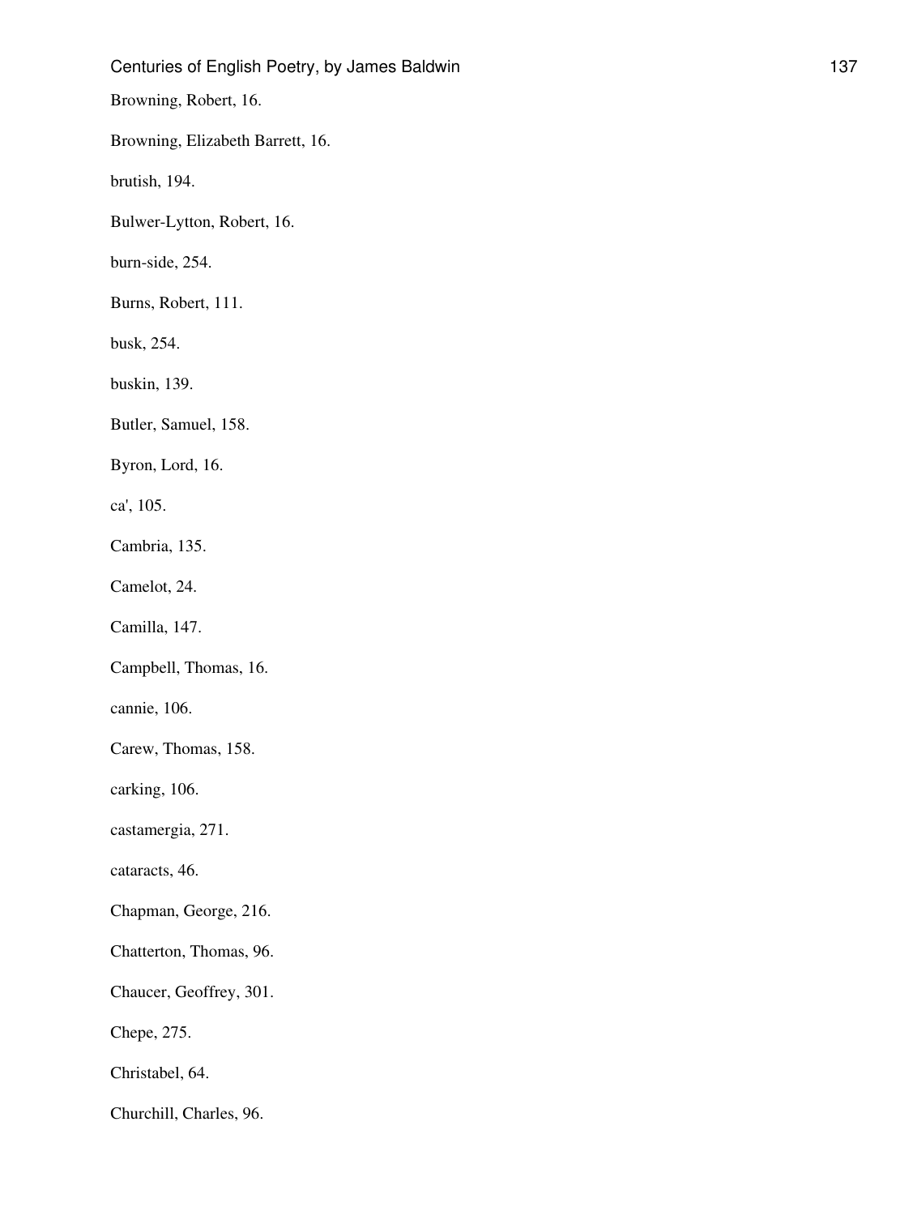Browning, Robert, 16.

Browning, Elizabeth Barrett, 16.

brutish, 194.

Bulwer-Lytton, Robert, 16.

burn-side, 254.

Burns, Robert, 111.

busk, 254.

buskin, 139.

Butler, Samuel, 158.

Byron, Lord, 16.

ca', 105.

Cambria, 135.

Camelot, 24.

Camilla, 147.

Campbell, Thomas, 16.

cannie, 106.

Carew, Thomas, 158.

carking, 106.

castamergia, 271.

cataracts, 46.

Chapman, George, 216.

Chatterton, Thomas, 96.

Chaucer, Geoffrey, 301.

Chepe, 275.

Christabel, 64.

Churchill, Charles, 96.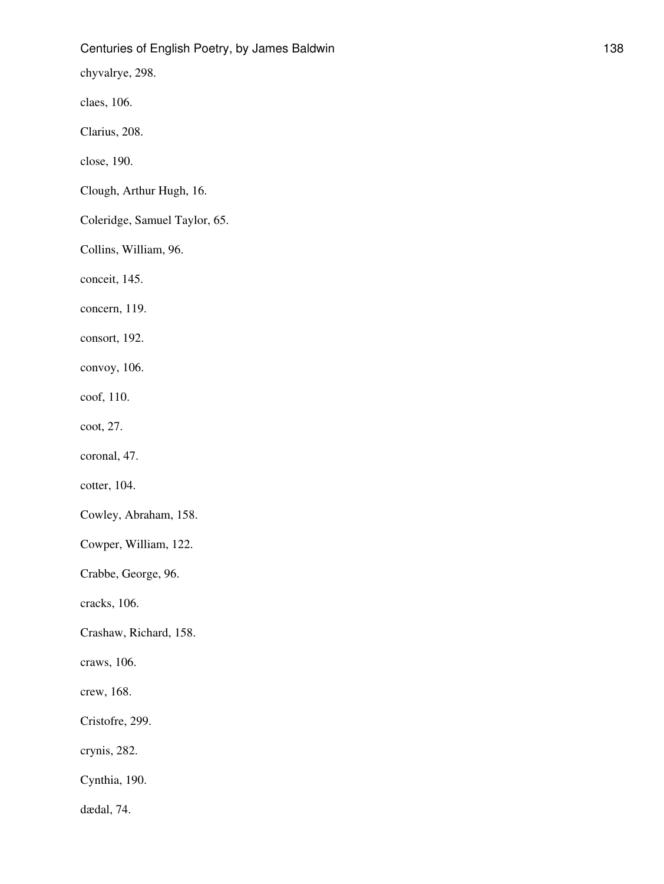chyvalrye, 298.

claes, 106.

Clarius, 208.

close, 190.

Clough, Arthur Hugh, 16.

Coleridge, Samuel Taylor, 65.

Collins, William, 96.

conceit, 145.

concern, 119.

consort, 192.

convoy, 106.

coof, 110.

coot, 27.

coronal, 47.

cotter, 104.

Cowley, Abraham, 158.

Cowper, William, 122.

Crabbe, George, 96.

cracks, 106.

Crashaw, Richard, 158.

craws, 106.

crew, 168.

Cristofre, 299.

crynis, 282.

Cynthia, 190.

dædal, 74.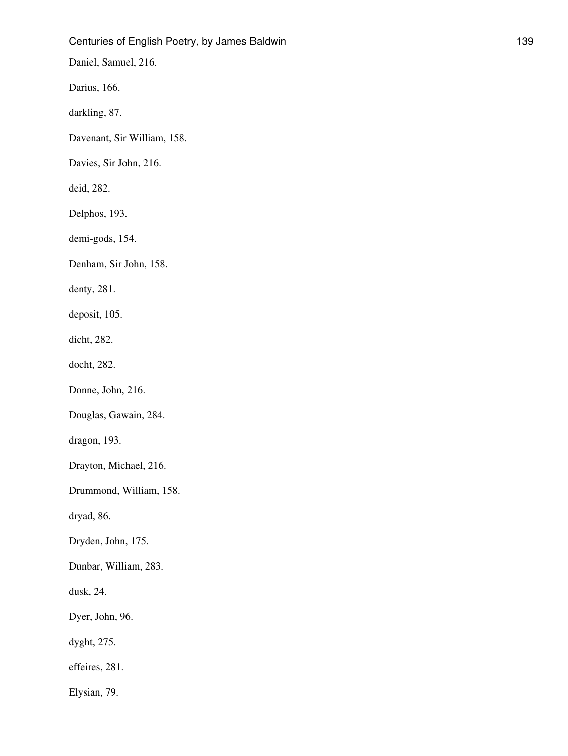Daniel, Samuel, 216.

Darius, 166.

darkling, 87.

Davenant, Sir William, 158.

Davies, Sir John, 216.

deid, 282.

Delphos, 193.

demi-gods, 154.

Denham, Sir John, 158.

denty, 281.

deposit, 105.

dicht, 282.

docht, 282.

Donne, John, 216.

Douglas, Gawain, 284.

dragon, 193.

Drayton, Michael, 216.

Drummond, William, 158.

dryad, 86.

Dryden, John, 175.

Dunbar, William, 283.

dusk, 24.

Dyer, John, 96.

dyght, 275.

effeires, 281.

Elysian, 79.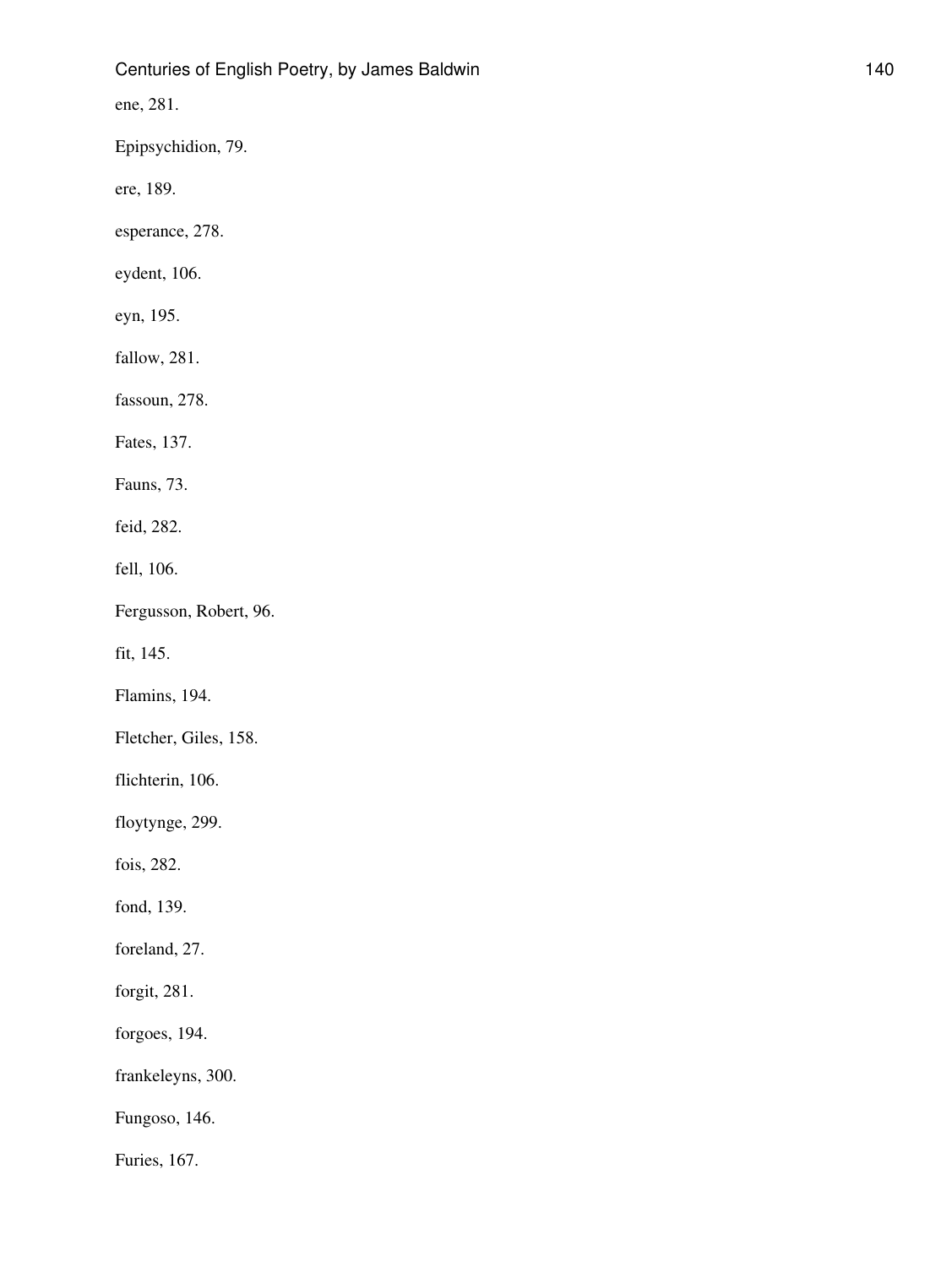ene, 281.

Epipsychidion, 79.

ere, 189.

esperance, 278.

eydent, 106.

eyn, 195.

fallow, 281.

fassoun, 278.

Fates, 137.

Fauns, 73.

feid, 282.

fell, 106.

Fergusson, Robert, 96.

fit, 145.

Flamins, 194.

Fletcher, Giles, 158.

flichterin, 106.

floytynge, 299.

fois, 282.

fond, 139.

foreland, 27.

forgit, 281.

forgoes, 194.

frankeleyns, 300.

Fungoso, 146.

Furies, 167.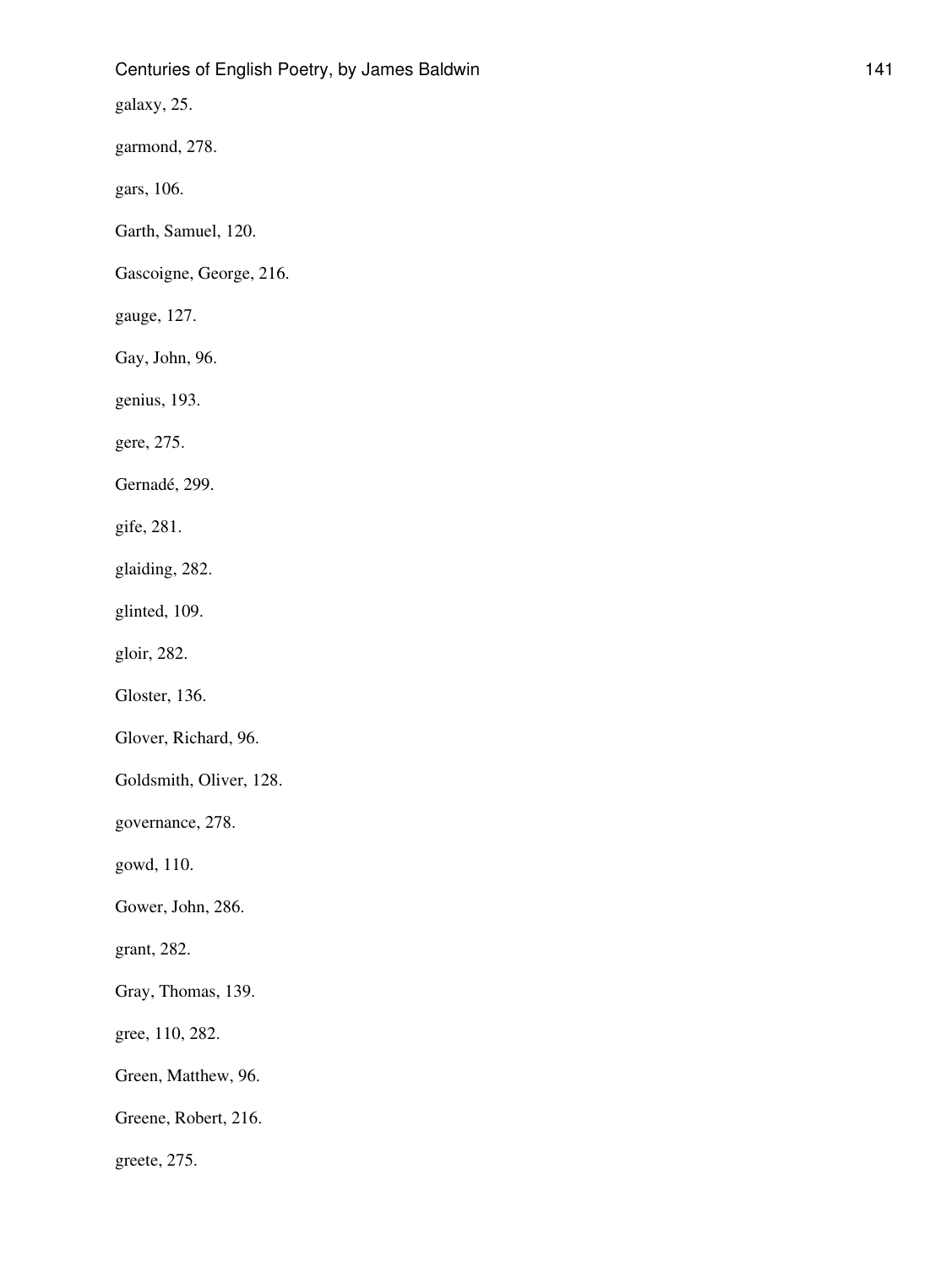galaxy, 25.

garmond, 278.

gars, 106.

Garth, Samuel, 120.

Gascoigne, George, 216.

gauge, 127.

Gay, John, 96.

genius, 193.

gere, 275.

Gernadé, 299.

gife, 281.

glaiding, 282.

glinted, 109.

gloir, 282.

Gloster, 136.

Glover, Richard, 96.

Goldsmith, Oliver, 128.

governance, 278.

gowd, 110.

Gower, John, 286.

grant, 282.

Gray, Thomas, 139.

gree, 110, 282.

Green, Matthew, 96.

Greene, Robert, 216.

greete, 275.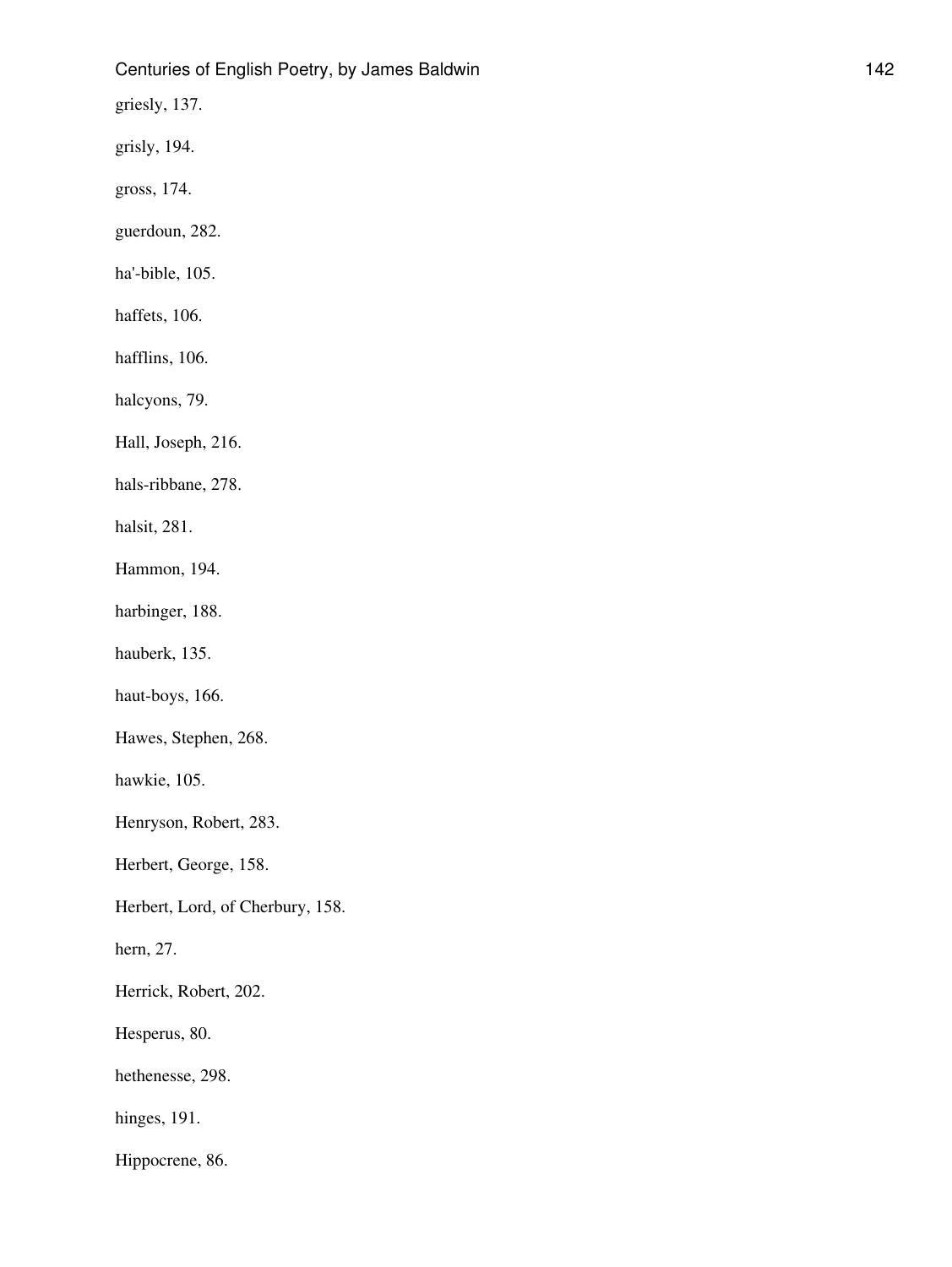griesly, 137.

grisly, 194.

gross, 174.

guerdoun, 282.

ha'-bible, 105.

haffets, 106.

hafflins, 106.

halcyons, 79.

Hall, Joseph, 216.

hals-ribbane, 278.

halsit, 281.

Hammon, 194.

harbinger, 188.

hauberk, 135.

haut-boys, 166.

Hawes, Stephen, 268.

hawkie, 105.

Henryson, Robert, 283.

Herbert, George, 158.

Herbert, Lord, of Cherbury, 158.

hern, 27.

Herrick, Robert, 202.

Hesperus, 80.

hethenesse, 298.

hinges, 191.

Hippocrene, 86.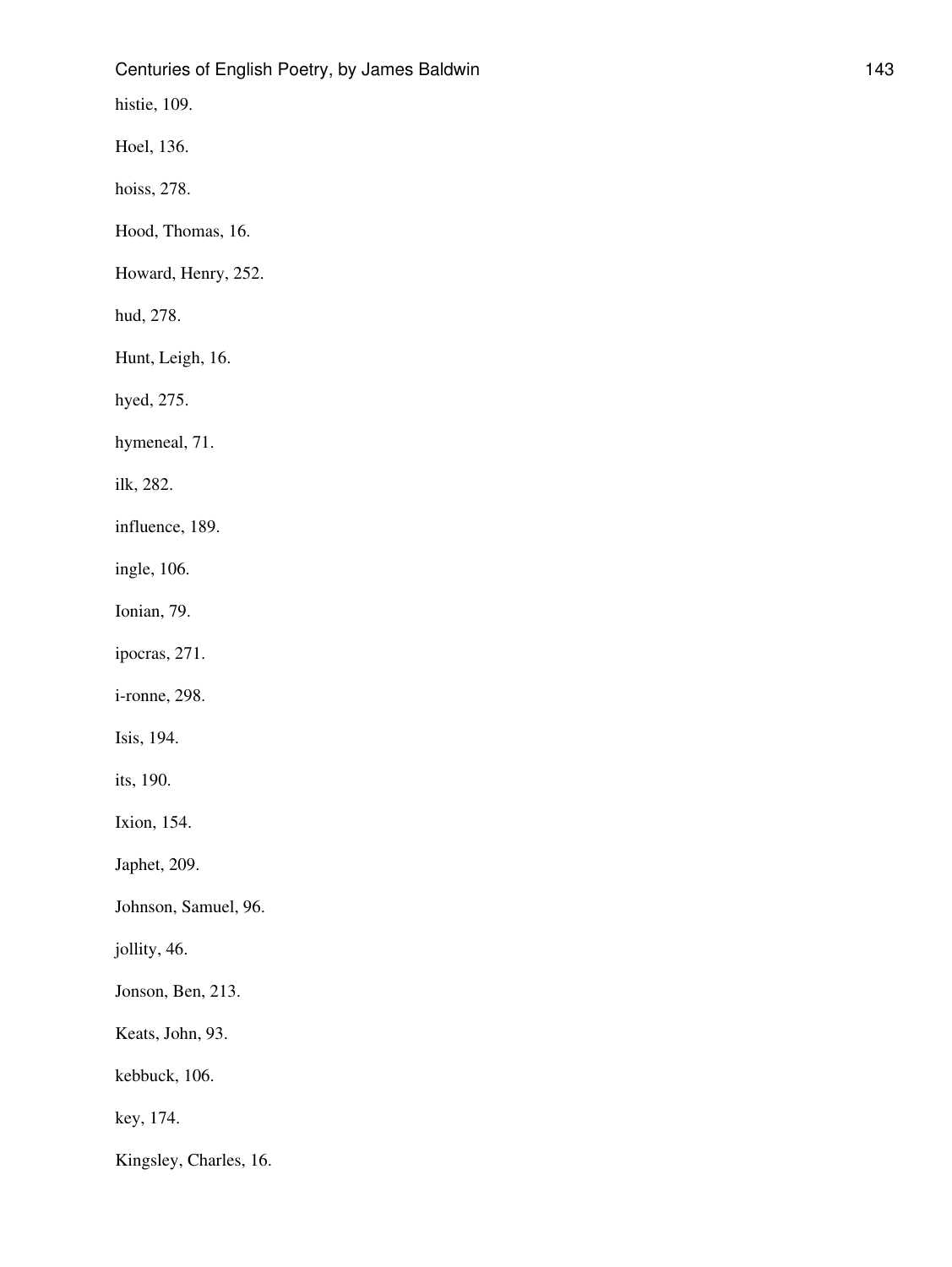histie, 109.

Hoel, 136.

hoiss, 278.

Hood, Thomas, 16.

Howard, Henry, 252.

hud, 278.

Hunt, Leigh, 16.

hyed, 275.

hymeneal, 71.

ilk, 282.

influence, 189.

ingle, 106.

Ionian, 79.

ipocras, 271.

i-ronne, 298.

Isis, 194.

its, 190.

Ixion, 154.

Japhet, 209.

Johnson, Samuel, 96.

jollity, 46.

Jonson, Ben, 213.

Keats, John, 93.

kebbuck, 106.

key, 174.

Kingsley, Charles, 16.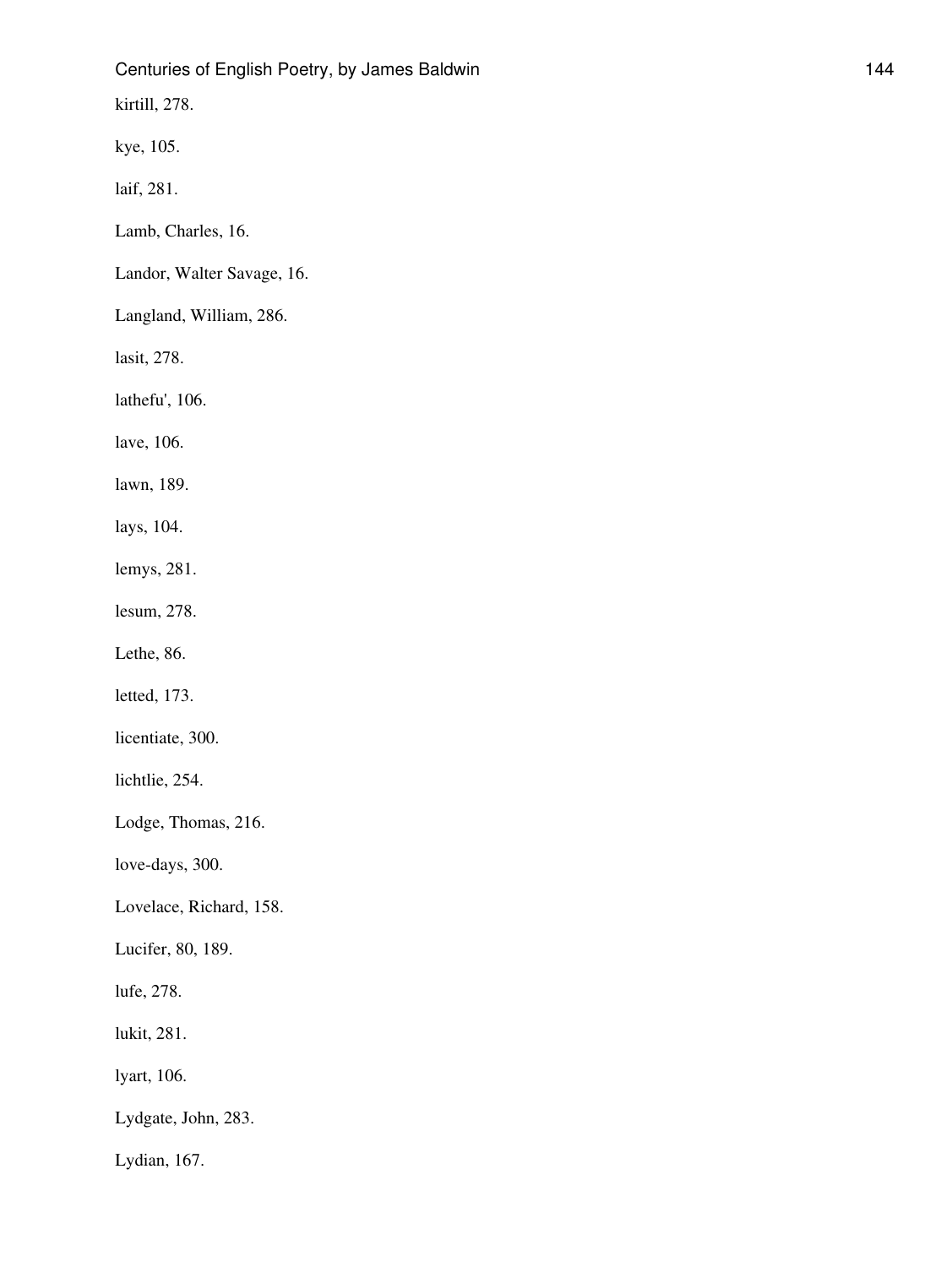kirtill, 278.

kye, 105.

laif, 281.

Lamb, Charles, 16.

Landor, Walter Savage, 16.

Langland, William, 286.

lasit, 278.

lathefu', 106.

lave, 106.

lawn, 189.

lays, 104.

lemys, 281.

lesum, 278.

Lethe, 86.

letted, 173.

licentiate, 300.

lichtlie, 254.

Lodge, Thomas, 216.

love-days, 300.

Lovelace, Richard, 158.

Lucifer, 80, 189.

lufe, 278.

lukit, 281.

lyart, 106.

Lydgate, John, 283.

Lydian, 167.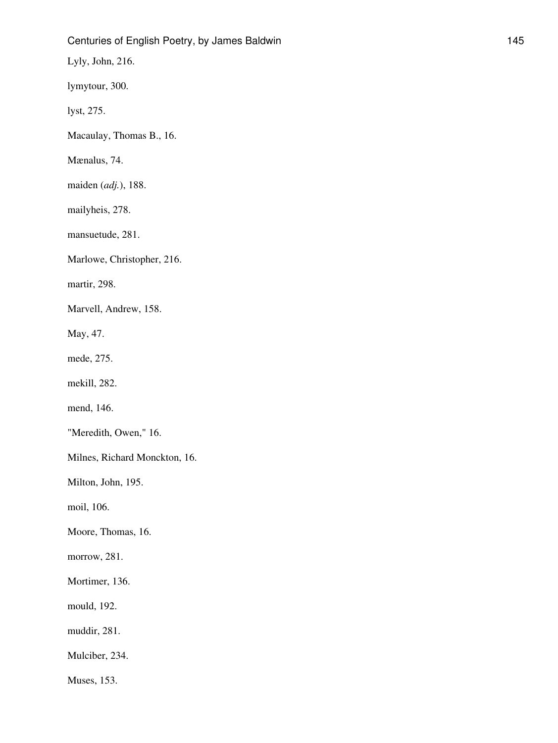Lyly, John, 216.

lymytour, 300.

lyst, 275.

Macaulay, Thomas B., 16.

Mænalus, 74.

maiden (*adj.*), 188.

mailyheis, 278.

mansuetude, 281.

Marlowe, Christopher, 216.

martir, 298.

Marvell, Andrew, 158.

May, 47.

mede, 275.

mekill, 282.

mend, 146.

"Meredith, Owen," 16.

Milnes, Richard Monckton, 16.

Milton, John, 195.

moil, 106.

Moore, Thomas, 16.

morrow, 281.

Mortimer, 136.

mould, 192.

muddir, 281.

Mulciber, 234.

Muses, 153.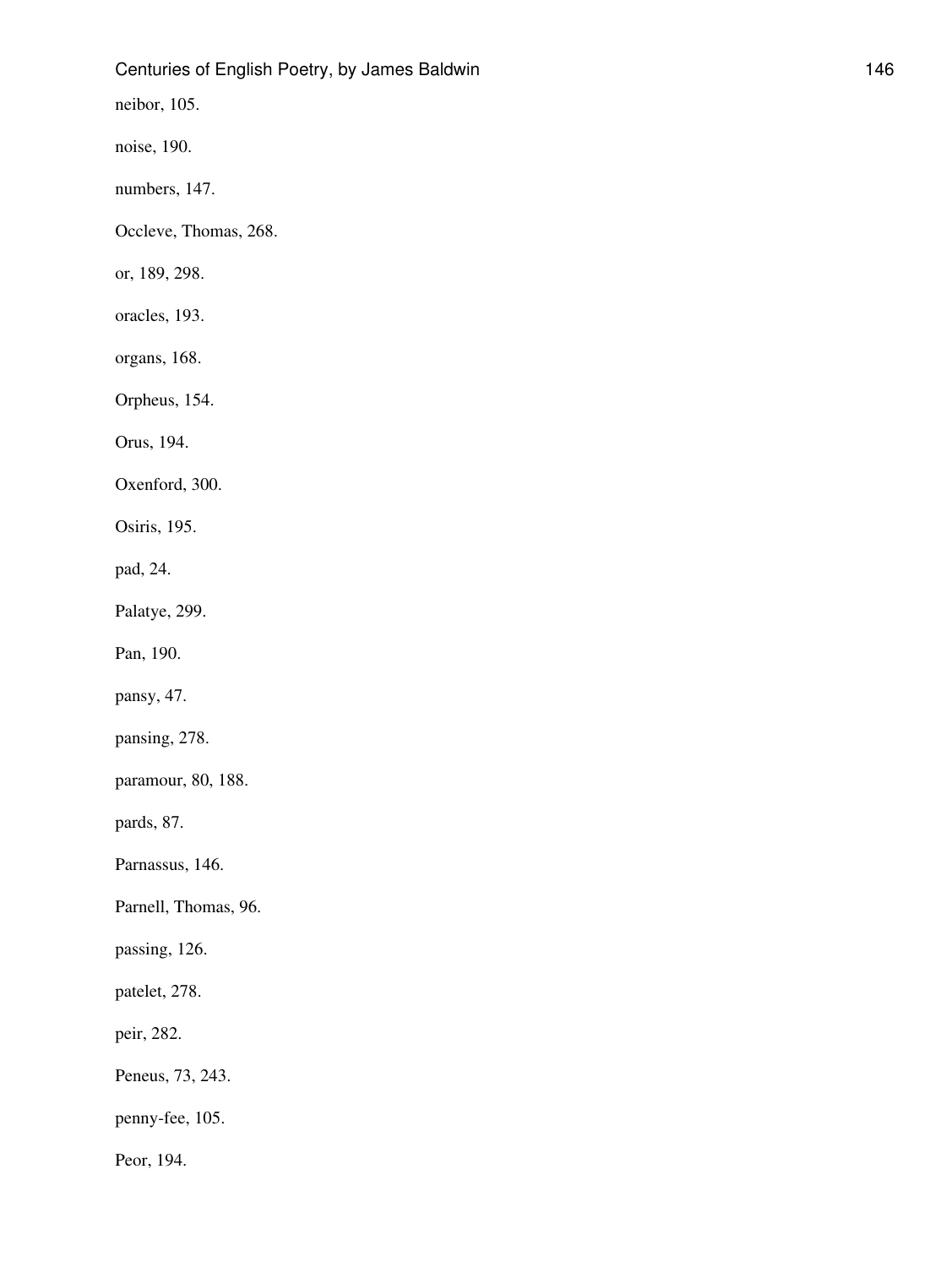neibor, 105.

noise, 190.

numbers, 147.

Occleve, Thomas, 268.

or, 189, 298.

oracles, 193.

organs, 168.

Orpheus, 154.

Orus, 194.

Oxenford, 300.

Osiris, 195.

pad, 24.

Palatye, 299.

Pan, 190.

pansy, 47.

pansing, 278.

paramour, 80, 188.

pards, 87.

Parnassus, 146.

Parnell, Thomas, 96.

passing, 126.

patelet, 278.

peir, 282.

Peneus, 73, 243.

penny-fee, 105.

Peor, 194.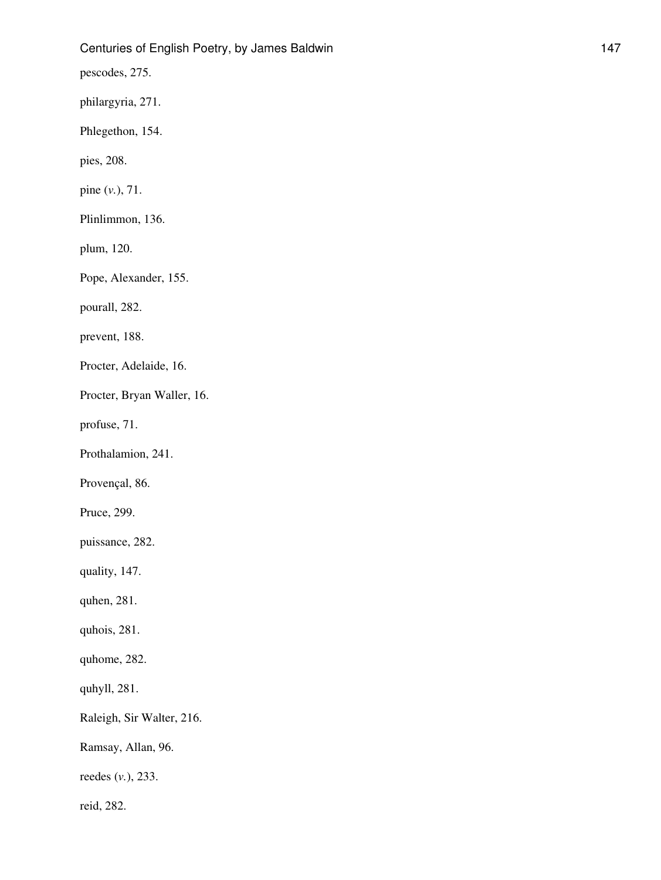pescodes, 275.

philargyria, 271.

Phlegethon, 154.

pies, 208.

pine (*v.*), 71.

Plinlimmon, 136.

plum, 120.

Pope, Alexander, 155.

pourall, 282.

prevent, 188.

Procter, Adelaide, 16.

Procter, Bryan Waller, 16.

profuse, 71.

Prothalamion, 241.

Provençal, 86.

Pruce, 299.

puissance, 282.

quality, 147.

quhen, 281.

quhois, 281.

quhome, 282.

quhyll, 281.

Raleigh, Sir Walter, 216.

Ramsay, Allan, 96.

reedes (*v.*), 233.

reid, 282.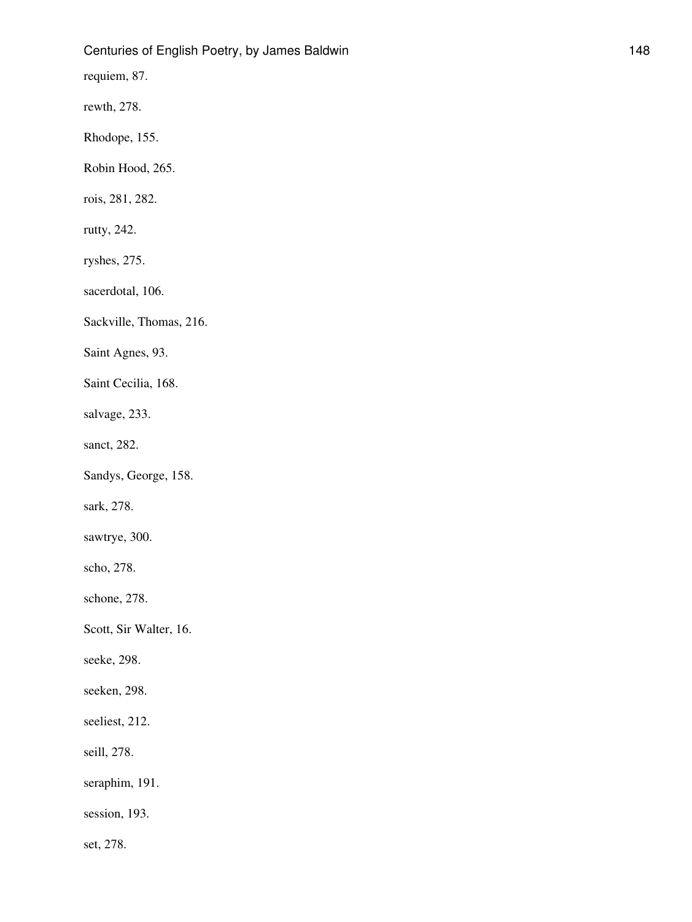requiem, 87.

rewth, 278.

Rhodope, 155.

Robin Hood, 265.

rois, 281, 282.

rutty, 242.

ryshes, 275.

sacerdotal, 106.

Sackville, Thomas, 216.

Saint Agnes, 93.

Saint Cecilia, 168.

salvage, 233.

sanct, 282.

Sandys, George, 158.

sark, 278.

sawtrye, 300.

scho, 278.

schone, 278.

Scott, Sir Walter, 16.

seeke, 298.

seeken, 298.

seeliest, 212.

seill, 278.

seraphim, 191.

session, 193.

set, 278.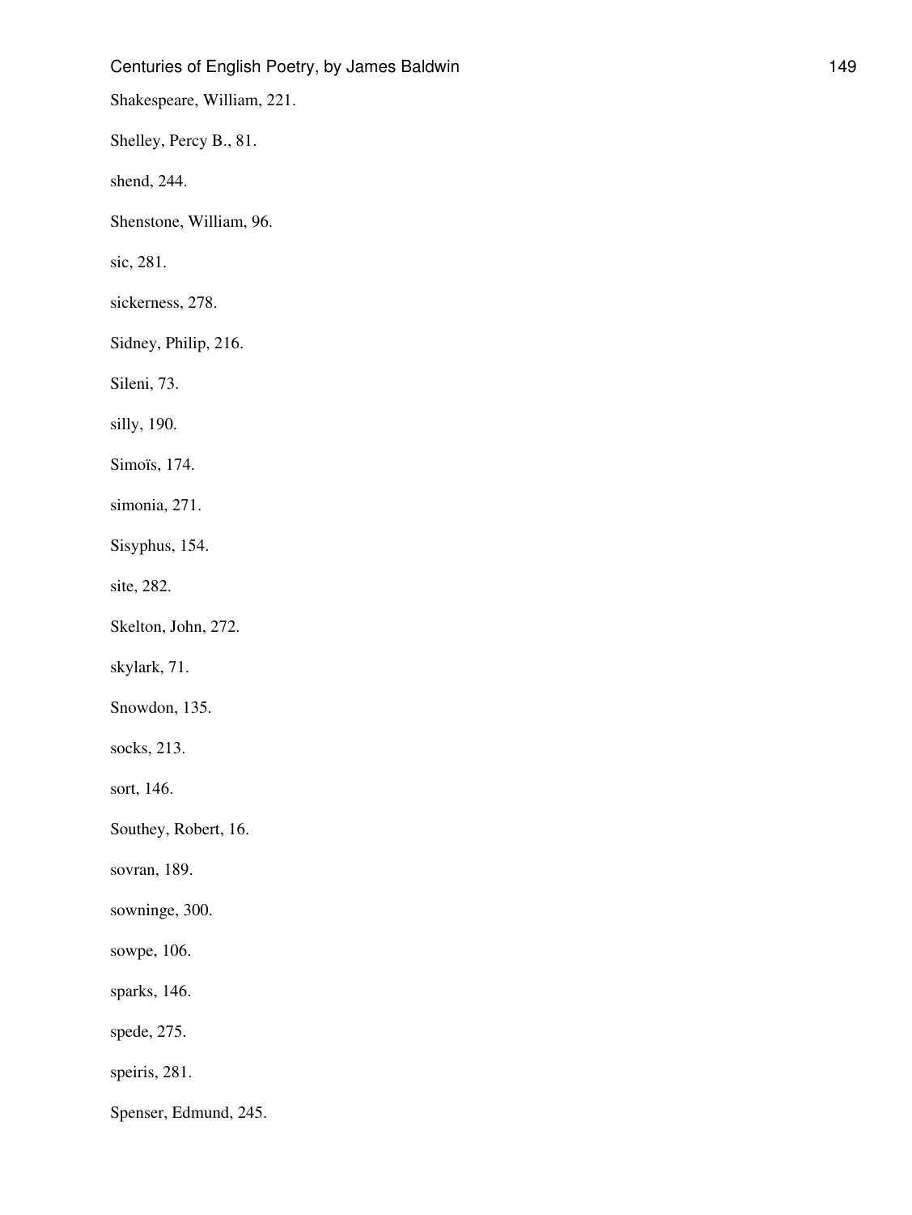Shakespeare, William, 221.

Shelley, Percy B., 81.

shend, 244.

Shenstone, William, 96.

sic, 281.

sickerness, 278.

Sidney, Philip, 216.

Sileni, 73.

silly, 190.

Simoïs, 174.

simonia, 271.

Sisyphus, 154.

site, 282.

Skelton, John, 272.

skylark, 71.

Snowdon, 135.

socks, 213.

sort, 146.

Southey, Robert, 16.

sovran, 189.

sowninge, 300.

sowpe, 106.

sparks, 146.

spede, 275.

speiris, 281.

Spenser, Edmund, 245.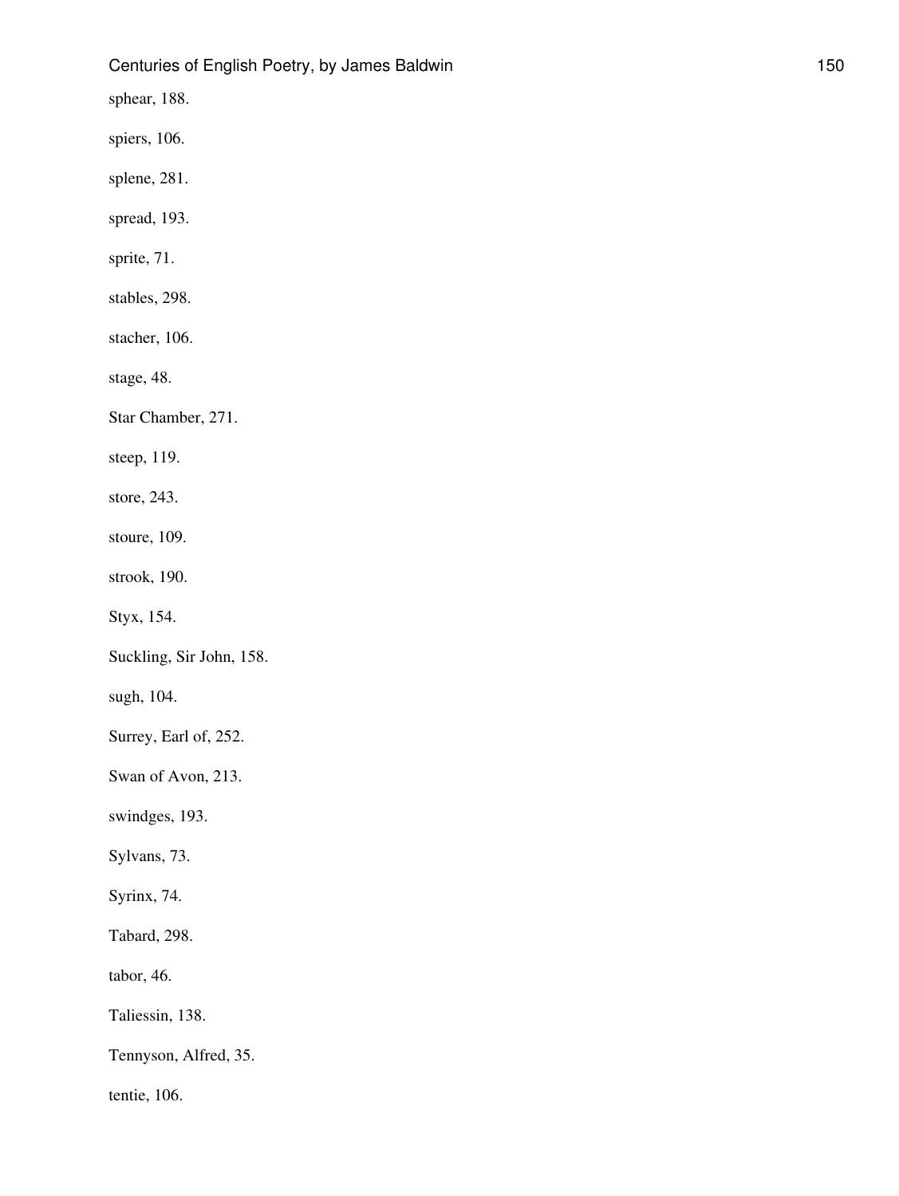sphear, 188.

spiers, 106.

splene, 281.

spread, 193.

sprite, 71.

stables, 298.

stacher, 106.

stage, 48.

Star Chamber, 271.

steep, 119.

store, 243.

stoure, 109.

strook, 190.

Styx, 154.

Suckling, Sir John, 158.

sugh, 104.

Surrey, Earl of, 252.

Swan of Avon, 213.

swindges, 193.

Sylvans, 73.

Syrinx, 74.

Tabard, 298.

tabor, 46.

Taliessin, 138.

Tennyson, Alfred, 35.

tentie, 106.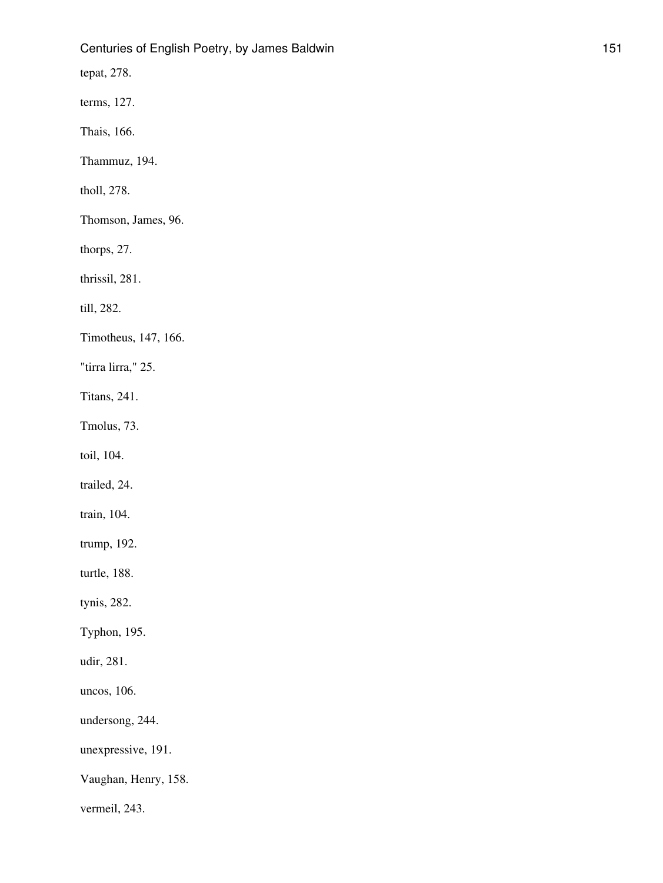tepat, 278.

terms, 127.

Thais, 166.

Thammuz, 194.

tholl, 278.

Thomson, James, 96.

thorps, 27.

thrissil, 281.

till, 282.

Timotheus, 147, 166.

"tirra lirra," 25.

Titans, 241.

Tmolus, 73.

toil, 104.

trailed, 24.

train, 104.

trump, 192.

turtle, 188.

tynis, 282.

Typhon, 195.

udir, 281.

uncos, 106.

undersong, 244.

unexpressive, 191.

Vaughan, Henry, 158.

vermeil, 243.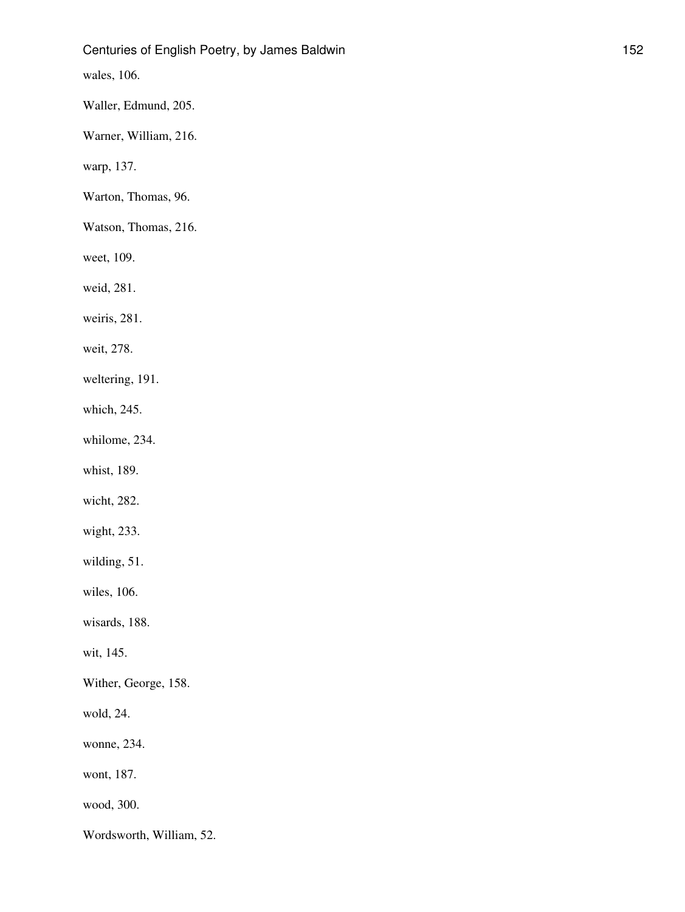wales, 106.

Waller, Edmund, 205.

Warner, William, 216.

warp, 137.

Warton, Thomas, 96.

Watson, Thomas, 216.

weet, 109.

weid, 281.

weiris, 281.

weit, 278.

weltering, 191.

which, 245.

whilome, 234.

whist, 189.

wicht, 282.

wight, 233.

wilding, 51.

wiles, 106.

wisards, 188.

wit, 145.

Wither, George, 158.

wold, 24.

wonne, 234.

wont, 187.

wood, 300.

Wordsworth, William, 52.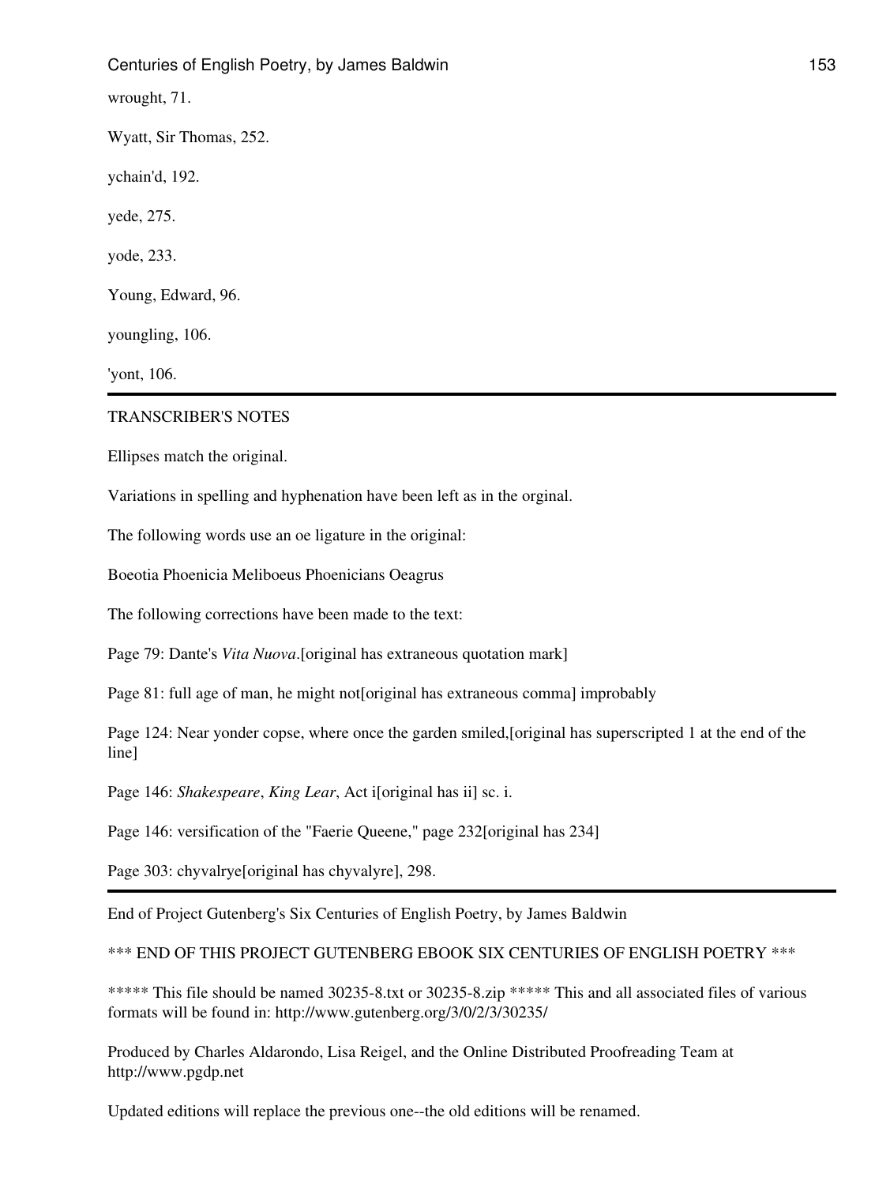wrought, 71.

Wyatt, Sir Thomas, 252.

ychain'd, 192.

yede, 275.

yode, 233.

Young, Edward, 96.

youngling, 106.

'yont, 106.

---

TRANSCRIBER'S NOTES

Ellipses match the original.

Variations in spelling and hyphenation have been left as in the orginal.

The following words use an oe ligature in the original:

Boeotia Phoenicia Meliboeus Phoenicians Oeagrus

The following corrections have been made to the text:

Page 79: Dante's *Vita Nuova*.[original has extraneous quotation mark]

Page 81: full age of man, he might not[original has extraneous comma] improbably

Page 124: Near yonder copse, where once the garden smiled,[original has superscripted 1 at the end of the line]

Page 146: *Shakespeare*, *King Lear*, Act i[original has ii] sc. i.

Page 146: versification of the "Faerie Queene," page 232[original has 234]

Page 303: chyvalrye[original has chyvalyre], 298.

---

End of Project Gutenberg's Six Centuries of English Poetry, by James Baldwin

*** END OF THIS PROJECT GUTENBERG EBOOK SIX CENTURIES OF ENGLISH POETRY ***

***** This file should be named 30235-8.txt or 30235-8.zip ***** This and all associated files of various formats will be found in: http://www.gutenberg.org/3/0/2/3/30235/

Produced by Charles Aldarondo, Lisa Reigel, and the Online Distributed Proofreading Team at http://www.pgdp.net

Updated editions will replace the previous one--the old editions will be renamed.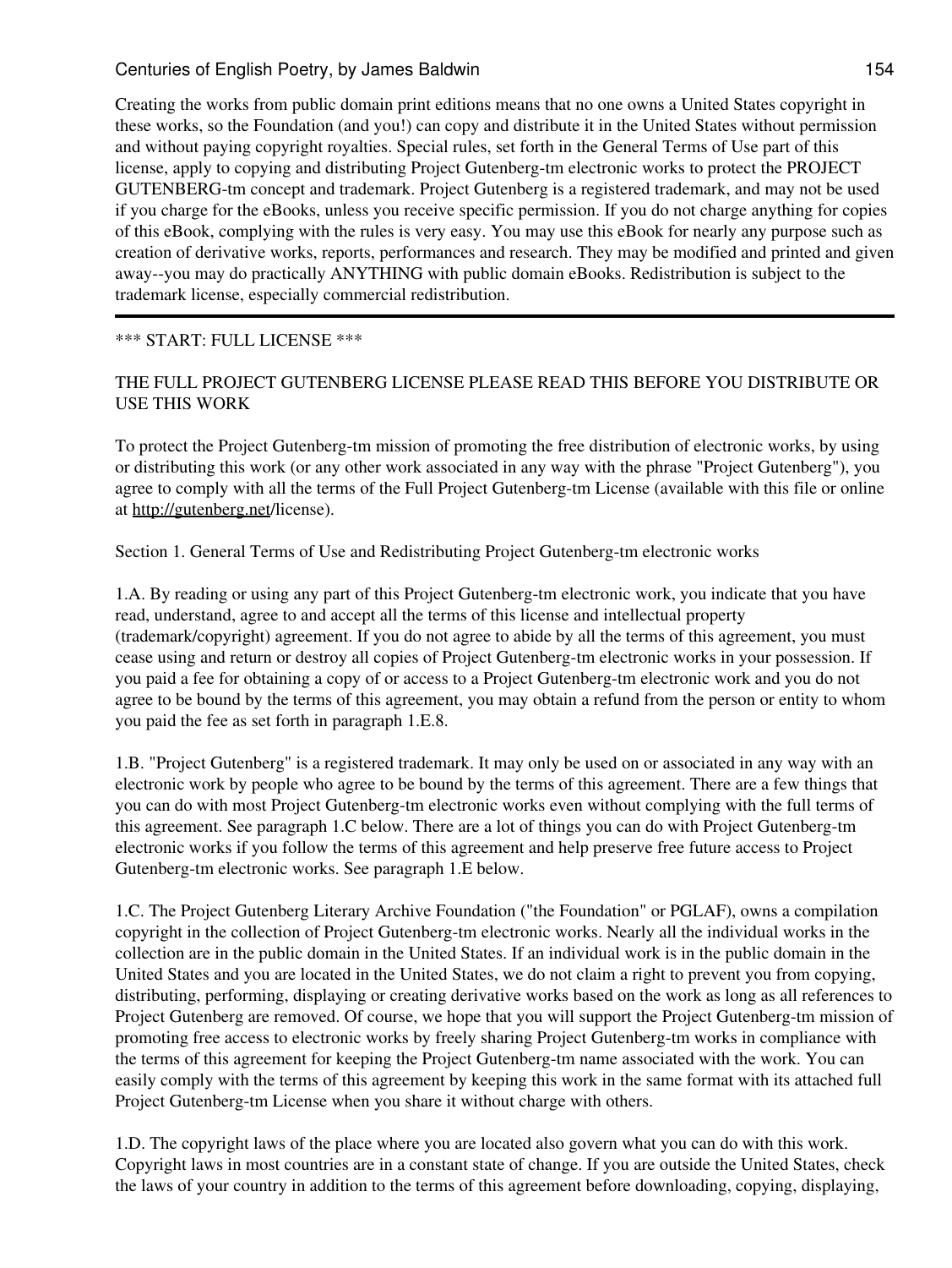Creating the works from public domain print editions means that no one owns a United States copyright in these works, so the Foundation (and you!) can copy and distribute it in the United States without permission and without paying copyright royalties. Special rules, set forth in the General Terms of Use part of this license, apply to copying and distributing Project Gutenberg-tm electronic works to protect the PROJECT GUTENBERG-tm concept and trademark. Project Gutenberg is a registered trademark, and may not be used if you charge for the eBooks, unless you receive specific permission. If you do not charge anything for copies of this eBook, complying with the rules is very easy. You may use this eBook for nearly any purpose such as creation of derivative works, reports, performances and research. They may be modified and printed and given away--you may do practically ANYTHING with public domain eBooks. Redistribution is subject to the trademark license, especially commercial redistribution.

---

*** START: FULL LICENSE ***

THE FULL PROJECT GUTENBERG LICENSE PLEASE READ THIS BEFORE YOU DISTRIBUTE OR USE THIS WORK

To protect the Project Gutenberg-tm mission of promoting the free distribution of electronic works, by using or distributing this work (or any other work associated in any way with the phrase "Project Gutenberg"), you agree to comply with all the terms of the Full Project Gutenberg-tm License (available with this file or online at http://gutenberg.net/license).

Section 1. General Terms of Use and Redistributing Project Gutenberg-tm electronic works

1.A. By reading or using any part of this Project Gutenberg-tm electronic work, you indicate that you have read, understand, agree to and accept all the terms of this license and intellectual property (trademark/copyright) agreement. If you do not agree to abide by all the terms of this agreement, you must cease using and return or destroy all copies of Project Gutenberg-tm electronic works in your possession. If you paid a fee for obtaining a copy of or access to a Project Gutenberg-tm electronic work and you do not agree to be bound by the terms of this agreement, you may obtain a refund from the person or entity to whom you paid the fee as set forth in paragraph 1.E.8.

1.B. "Project Gutenberg" is a registered trademark. It may only be used on or associated in any way with an electronic work by people who agree to be bound by the terms of this agreement. There are a few things that you can do with most Project Gutenberg-tm electronic works even without complying with the full terms of this agreement. See paragraph 1.C below. There are a lot of things you can do with Project Gutenberg-tm electronic works if you follow the terms of this agreement and help preserve free future access to Project Gutenberg-tm electronic works. See paragraph 1.E below.

1.C. The Project Gutenberg Literary Archive Foundation ("the Foundation" or PGLAF), owns a compilation copyright in the collection of Project Gutenberg-tm electronic works. Nearly all the individual works in the collection are in the public domain in the United States. If an individual work is in the public domain in the United States and you are located in the United States, we do not claim a right to prevent you from copying, distributing, performing, displaying or creating derivative works based on the work as long as all references to Project Gutenberg are removed. Of course, we hope that you will support the Project Gutenberg-tm mission of promoting free access to electronic works by freely sharing Project Gutenberg-tm works in compliance with the terms of this agreement for keeping the Project Gutenberg-tm name associated with the work. You can easily comply with the terms of this agreement by keeping this work in the same format with its attached full Project Gutenberg-tm License when you share it without charge with others.

1.D. The copyright laws of the place where you are located also govern what you can do with this work. Copyright laws in most countries are in a constant state of change. If you are outside the United States, check the laws of your country in addition to the terms of this agreement before downloading, copying, displaying,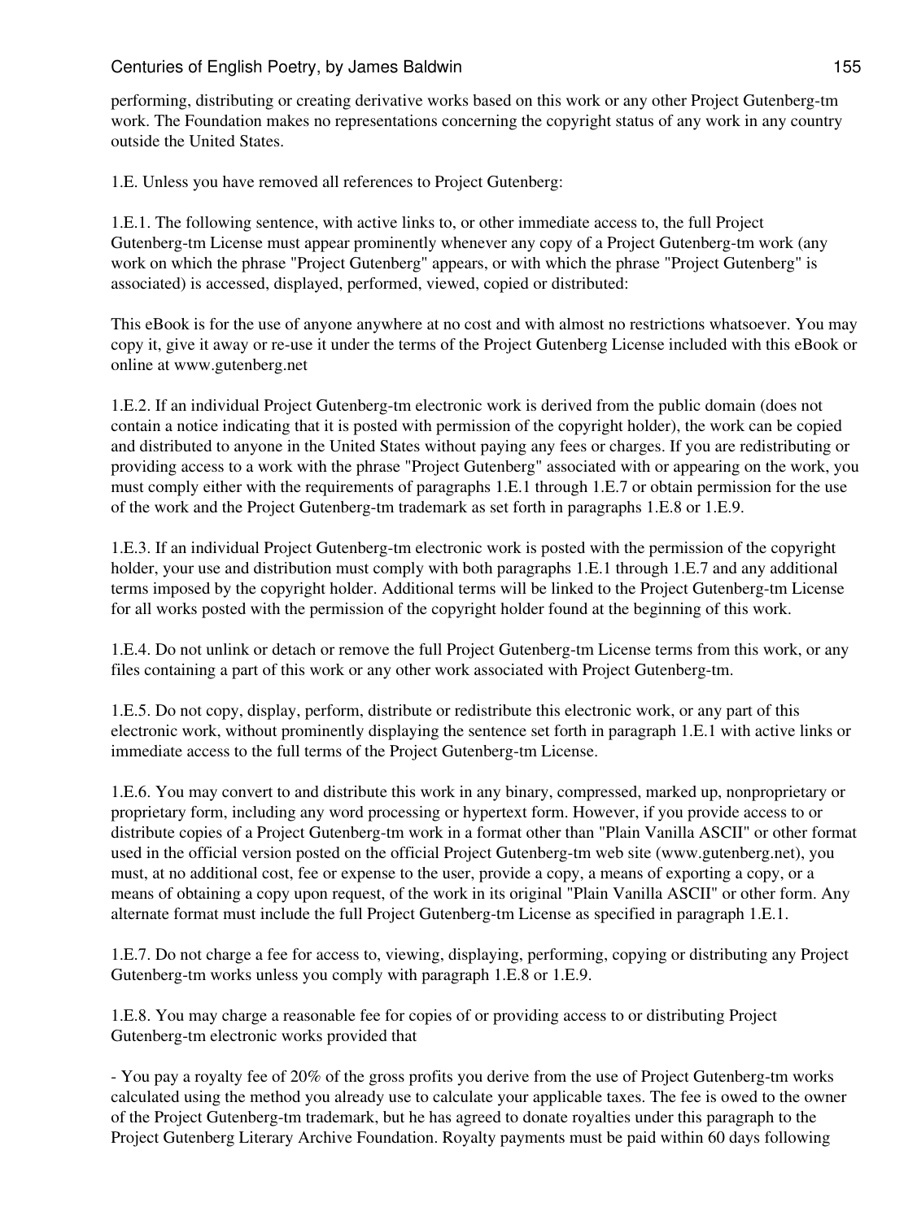performing, distributing or creating derivative works based on this work or any other Project Gutenberg-tm work. The Foundation makes no representations concerning the copyright status of any work in any country outside the United States.

1.E. Unless you have removed all references to Project Gutenberg:

1.E.1. The following sentence, with active links to, or other immediate access to, the full Project Gutenberg-tm License must appear prominently whenever any copy of a Project Gutenberg-tm work (any work on which the phrase "Project Gutenberg" appears, or with which the phrase "Project Gutenberg" is associated) is accessed, displayed, performed, viewed, copied or distributed:

This eBook is for the use of anyone anywhere at no cost and with almost no restrictions whatsoever. You may copy it, give it away or re-use it under the terms of the Project Gutenberg License included with this eBook or online at www.gutenberg.net

1.E.2. If an individual Project Gutenberg-tm electronic work is derived from the public domain (does not contain a notice indicating that it is posted with permission of the copyright holder), the work can be copied and distributed to anyone in the United States without paying any fees or charges. If you are redistributing or providing access to a work with the phrase "Project Gutenberg" associated with or appearing on the work, you must comply either with the requirements of paragraphs 1.E.1 through 1.E.7 or obtain permission for the use of the work and the Project Gutenberg-tm trademark as set forth in paragraphs 1.E.8 or 1.E.9.

1.E.3. If an individual Project Gutenberg-tm electronic work is posted with the permission of the copyright holder, your use and distribution must comply with both paragraphs 1.E.1 through 1.E.7 and any additional terms imposed by the copyright holder. Additional terms will be linked to the Project Gutenberg-tm License for all works posted with the permission of the copyright holder found at the beginning of this work.

1.E.4. Do not unlink or detach or remove the full Project Gutenberg-tm License terms from this work, or any files containing a part of this work or any other work associated with Project Gutenberg-tm.

1.E.5. Do not copy, display, perform, distribute or redistribute this electronic work, or any part of this electronic work, without prominently displaying the sentence set forth in paragraph 1.E.1 with active links or immediate access to the full terms of the Project Gutenberg-tm License.

1.E.6. You may convert to and distribute this work in any binary, compressed, marked up, nonproprietary or proprietary form, including any word processing or hypertext form. However, if you provide access to or distribute copies of a Project Gutenberg-tm work in a format other than "Plain Vanilla ASCII" or other format used in the official version posted on the official Project Gutenberg-tm web site (www.gutenberg.net), you must, at no additional cost, fee or expense to the user, provide a copy, a means of exporting a copy, or a means of obtaining a copy upon request, of the work in its original "Plain Vanilla ASCII" or other form. Any alternate format must include the full Project Gutenberg-tm License as specified in paragraph 1.E.1.

1.E.7. Do not charge a fee for access to, viewing, displaying, performing, copying or distributing any Project Gutenberg-tm works unless you comply with paragraph 1.E.8 or 1.E.9.

1.E.8. You may charge a reasonable fee for copies of or providing access to or distributing Project Gutenberg-tm electronic works provided that

- You pay a royalty fee of 20% of the gross profits you derive from the use of Project Gutenberg-tm works calculated using the method you already use to calculate your applicable taxes. The fee is owed to the owner of the Project Gutenberg-tm trademark, but he has agreed to donate royalties under this paragraph to the Project Gutenberg Literary Archive Foundation. Royalty payments must be paid within 60 days following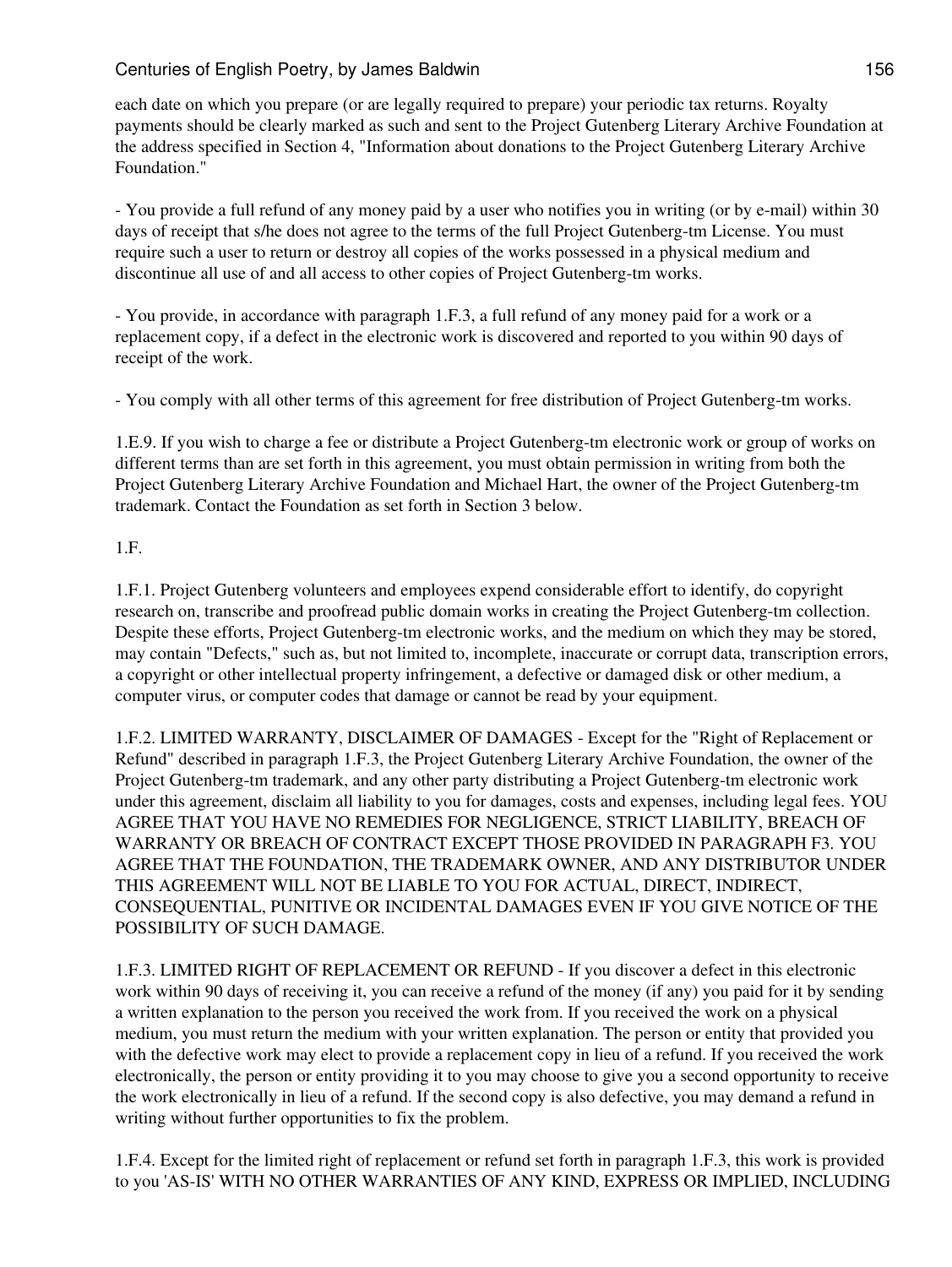each date on which you prepare (or are legally required to prepare) your periodic tax returns. Royalty payments should be clearly marked as such and sent to the Project Gutenberg Literary Archive Foundation at the address specified in Section 4, "Information about donations to the Project Gutenberg Literary Archive Foundation."

- You provide a full refund of any money paid by a user who notifies you in writing (or by e-mail) within 30 days of receipt that s/he does not agree to the terms of the full Project Gutenberg-tm License. You must require such a user to return or destroy all copies of the works possessed in a physical medium and discontinue all use of and all access to other copies of Project Gutenberg-tm works.

- You provide, in accordance with paragraph 1.F.3, a full refund of any money paid for a work or a replacement copy, if a defect in the electronic work is discovered and reported to you within 90 days of receipt of the work.

- You comply with all other terms of this agreement for free distribution of Project Gutenberg-tm works.

1.E.9. If you wish to charge a fee or distribute a Project Gutenberg-tm electronic work or group of works on different terms than are set forth in this agreement, you must obtain permission in writing from both the Project Gutenberg Literary Archive Foundation and Michael Hart, the owner of the Project Gutenberg-tm trademark. Contact the Foundation as set forth in Section 3 below.

1.F.

1.F.1. Project Gutenberg volunteers and employees expend considerable effort to identify, do copyright research on, transcribe and proofread public domain works in creating the Project Gutenberg-tm collection. Despite these efforts, Project Gutenberg-tm electronic works, and the medium on which they may be stored, may contain "Defects," such as, but not limited to, incomplete, inaccurate or corrupt data, transcription errors, a copyright or other intellectual property infringement, a defective or damaged disk or other medium, a computer virus, or computer codes that damage or cannot be read by your equipment.

1.F.2. LIMITED WARRANTY, DISCLAIMER OF DAMAGES - Except for the "Right of Replacement or Refund" described in paragraph 1.F.3, the Project Gutenberg Literary Archive Foundation, the owner of the Project Gutenberg-tm trademark, and any other party distributing a Project Gutenberg-tm electronic work under this agreement, disclaim all liability to you for damages, costs and expenses, including legal fees. YOU AGREE THAT YOU HAVE NO REMEDIES FOR NEGLIGENCE, STRICT LIABILITY, BREACH OF WARRANTY OR BREACH OF CONTRACT EXCEPT THOSE PROVIDED IN PARAGRAPH F3. YOU AGREE THAT THE FOUNDATION, THE TRADEMARK OWNER, AND ANY DISTRIBUTOR UNDER THIS AGREEMENT WILL NOT BE LIABLE TO YOU FOR ACTUAL, DIRECT, INDIRECT, CONSEQUENTIAL, PUNITIVE OR INCIDENTAL DAMAGES EVEN IF YOU GIVE NOTICE OF THE POSSIBILITY OF SUCH DAMAGE.

1.F.3. LIMITED RIGHT OF REPLACEMENT OR REFUND - If you discover a defect in this electronic work within 90 days of receiving it, you can receive a refund of the money (if any) you paid for it by sending a written explanation to the person you received the work from. If you received the work on a physical medium, you must return the medium with your written explanation. The person or entity that provided you with the defective work may elect to provide a replacement copy in lieu of a refund. If you received the work electronically, the person or entity providing it to you may choose to give you a second opportunity to receive the work electronically in lieu of a refund. If the second copy is also defective, you may demand a refund in writing without further opportunities to fix the problem.

1.F.4. Except for the limited right of replacement or refund set forth in paragraph 1.F.3, this work is provided to you 'AS-IS' WITH NO OTHER WARRANTIES OF ANY KIND, EXPRESS OR IMPLIED, INCLUDING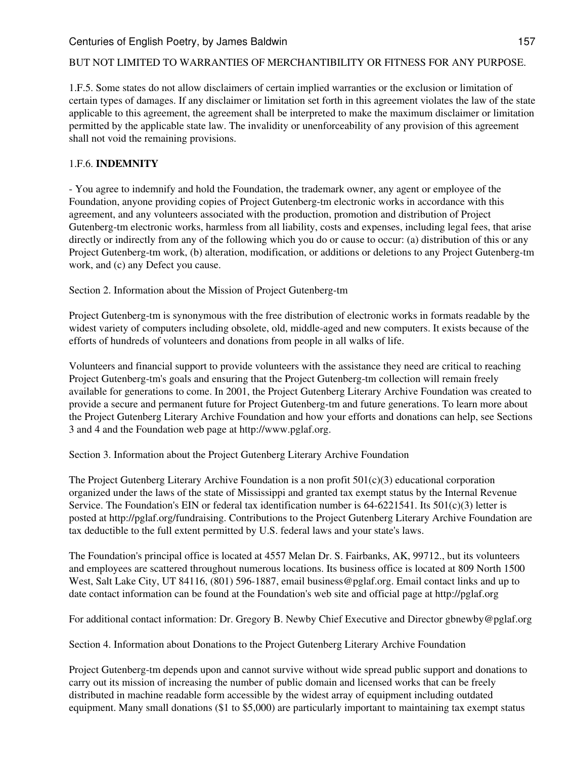BUT NOT LIMITED TO WARRANTIES OF MERCHANTIBILITY OR FITNESS FOR ANY PURPOSE.

1.F.5. Some states do not allow disclaimers of certain implied warranties or the exclusion or limitation of certain types of damages. If any disclaimer or limitation set forth in this agreement violates the law of the state applicable to this agreement, the agreement shall be interpreted to make the maximum disclaimer or limitation permitted by the applicable state law. The invalidity or unenforceability of any provision of this agreement shall not void the remaining provisions.

1.F.6. **INDEMNITY**

- You agree to indemnify and hold the Foundation, the trademark owner, any agent or employee of the Foundation, anyone providing copies of Project Gutenberg-tm electronic works in accordance with this agreement, and any volunteers associated with the production, promotion and distribution of Project Gutenberg-tm electronic works, harmless from all liability, costs and expenses, including legal fees, that arise directly or indirectly from any of the following which you do or cause to occur: (a) distribution of this or any Project Gutenberg-tm work, (b) alteration, modification, or additions or deletions to any Project Gutenberg-tm work, and (c) any Defect you cause.

Section 2. Information about the Mission of Project Gutenberg-tm

Project Gutenberg-tm is synonymous with the free distribution of electronic works in formats readable by the widest variety of computers including obsolete, old, middle-aged and new computers. It exists because of the efforts of hundreds of volunteers and donations from people in all walks of life.

Volunteers and financial support to provide volunteers with the assistance they need are critical to reaching Project Gutenberg-tm's goals and ensuring that the Project Gutenberg-tm collection will remain freely available for generations to come. In 2001, the Project Gutenberg Literary Archive Foundation was created to provide a secure and permanent future for Project Gutenberg-tm and future generations. To learn more about the Project Gutenberg Literary Archive Foundation and how your efforts and donations can help, see Sections 3 and 4 and the Foundation web page at http://www.pglaf.org.

Section 3. Information about the Project Gutenberg Literary Archive Foundation

The Project Gutenberg Literary Archive Foundation is a non profit 501(c)(3) educational corporation organized under the laws of the state of Mississippi and granted tax exempt status by the Internal Revenue Service. The Foundation's EIN or federal tax identification number is 64-6221541. Its 501(c)(3) letter is posted at http://pglaf.org/fundraising. Contributions to the Project Gutenberg Literary Archive Foundation are tax deductible to the full extent permitted by U.S. federal laws and your state's laws.

The Foundation's principal office is located at 4557 Melan Dr. S. Fairbanks, AK, 99712., but its volunteers and employees are scattered throughout numerous locations. Its business office is located at 809 North 1500 West, Salt Lake City, UT 84116, (801) 596-1887, email business@pglaf.org. Email contact links and up to date contact information can be found at the Foundation's web site and official page at http://pglaf.org

For additional contact information: Dr. Gregory B. Newby Chief Executive and Director gbnewby@pglaf.org

Section 4. Information about Donations to the Project Gutenberg Literary Archive Foundation

Project Gutenberg-tm depends upon and cannot survive without wide spread public support and donations to carry out its mission of increasing the number of public domain and licensed works that can be freely distributed in machine readable form accessible by the widest array of equipment including outdated equipment. Many small donations ($1 to $5,000) are particularly important to maintaining tax exempt status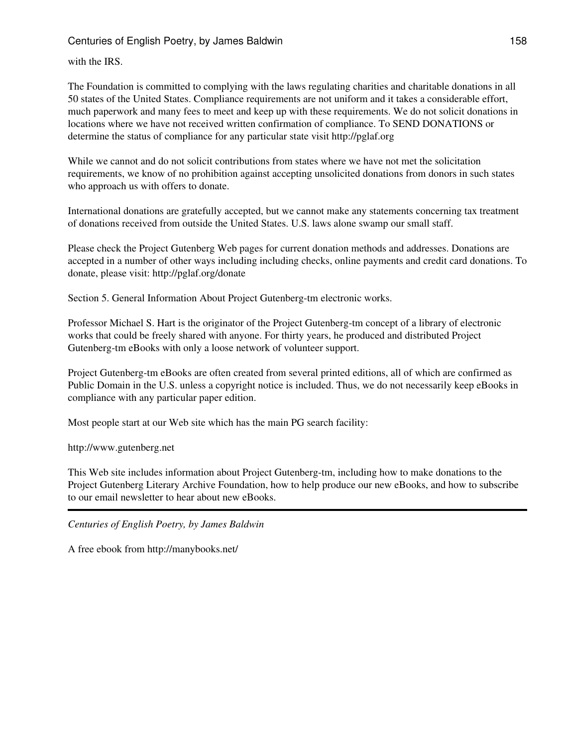with the IRS.

The Foundation is committed to complying with the laws regulating charities and charitable donations in all 50 states of the United States. Compliance requirements are not uniform and it takes a considerable effort, much paperwork and many fees to meet and keep up with these requirements. We do not solicit donations in locations where we have not received written confirmation of compliance. To SEND DONATIONS or determine the status of compliance for any particular state visit http://pglaf.org

While we cannot and do not solicit contributions from states where we have not met the solicitation requirements, we know of no prohibition against accepting unsolicited donations from donors in such states who approach us with offers to donate.

International donations are gratefully accepted, but we cannot make any statements concerning tax treatment of donations received from outside the United States. U.S. laws alone swamp our small staff.

Please check the Project Gutenberg Web pages for current donation methods and addresses. Donations are accepted in a number of other ways including including checks, online payments and credit card donations. To donate, please visit: http://pglaf.org/donate

Section 5. General Information About Project Gutenberg-tm electronic works.

Professor Michael S. Hart is the originator of the Project Gutenberg-tm concept of a library of electronic works that could be freely shared with anyone. For thirty years, he produced and distributed Project Gutenberg-tm eBooks with only a loose network of volunteer support.

Project Gutenberg-tm eBooks are often created from several printed editions, all of which are confirmed as Public Domain in the U.S. unless a copyright notice is included. Thus, we do not necessarily keep eBooks in compliance with any particular paper edition.

Most people start at our Web site which has the main PG search facility:

http://www.gutenberg.net

This Web site includes information about Project Gutenberg-tm, including how to make donations to the Project Gutenberg Literary Archive Foundation, how to help produce our new eBooks, and how to subscribe to our email newsletter to hear about new eBooks.

---

*Centuries of English Poetry, by James Baldwin*

A free ebook from http://manybooks.net/